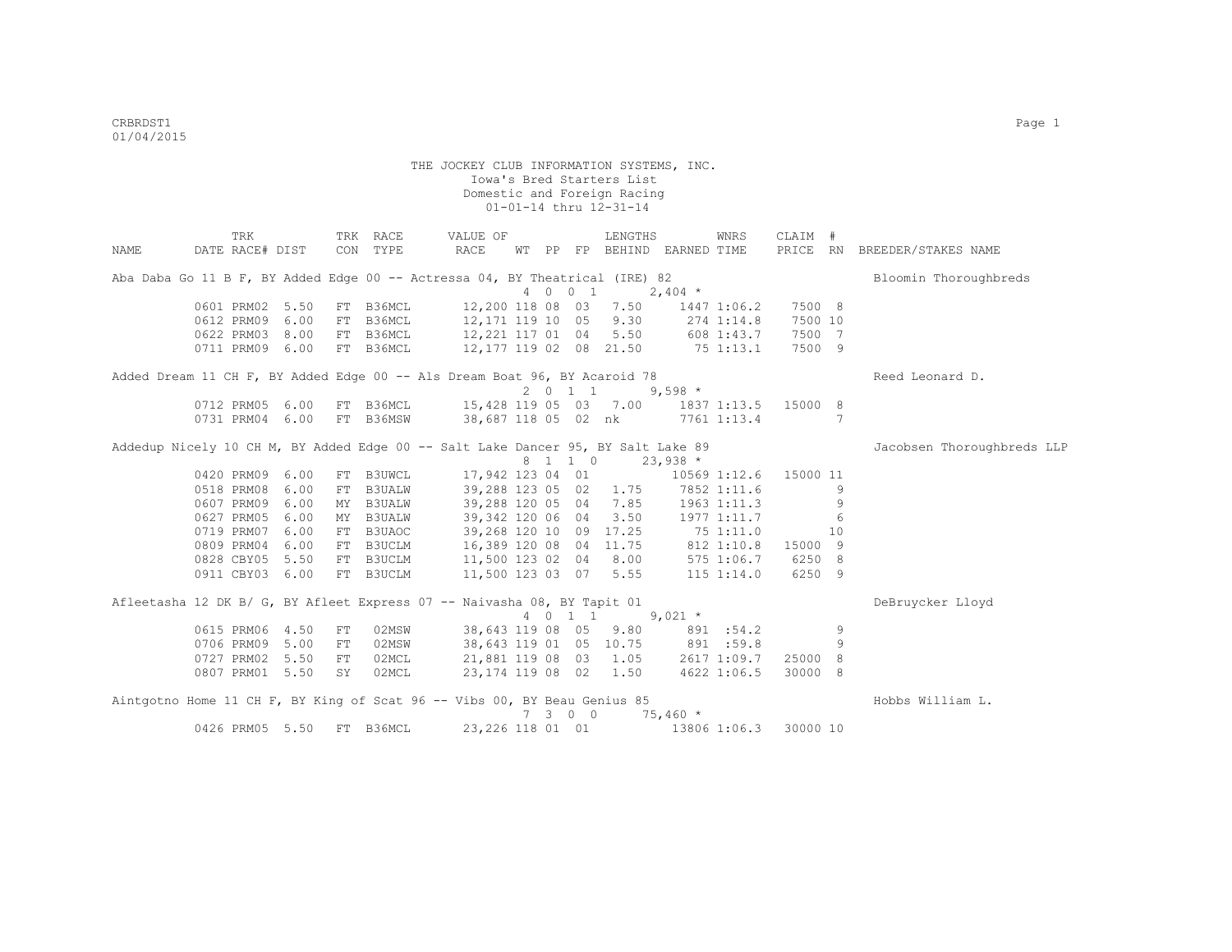CRBRDST1
01/04/2015

THE JOCKEY CLUB INFORMATION SYSTEMS, INC.
Iowa's Bred Starters List
Domestic and Foreign Racing
01-01-14 thru 12-31-14

| NAME | TRK DATE | RACE# | DIST | TRK CON | RACE TYPE | VALUE OF RACE | WT | PP | FP | LENGTHS BEHIND | EARNED | WNRS TIME | CLAIM PRICE | # RN | BREEDER/STAKES NAME |
|---|---|---|---|---|---|---|---|---|---|---|---|---|---|---|---|
| Aba Daba Go 11 B F, BY Added Edge 00 -- Actressa 04, BY Theatrical (IRE) 82 | | | | | | | | | | | | | | | Bloomin Thoroughbreds |
| | | | | | | | 4 | 0 | 0 1 | | 2,404 * | | | | |
| | 0601 | PRM02 | 5.50 | FT | B36MCL | 12,200 | 118 | 08 | 03 | 7.50 | 1447 | 1:06.2 | 7500 | 8 | |
| | 0612 | PRM09 | 6.00 | FT | B36MCL | 12,171 | 119 | 10 | 05 | 9.30 | 274 | 1:14.8 | 7500 | 10 | |
| | 0622 | PRM03 | 8.00 | FT | B36MCL | 12,221 | 117 | 01 | 04 | 5.50 | 608 | 1:43.7 | 7500 | 7 | |
| | 0711 | PRM09 | 6.00 | FT | B36MCL | 12,177 | 119 | 02 | 08 | 21.50 | 75 | 1:13.1 | 7500 | 9 | |
| Added Dream 11 CH F, BY Added Edge 00 -- Als Dream Boat 96, BY Acaroid 78 | | | | | | | | | | | | | | | Reed Leonard D. |
| | | | | | | | 2 | 0 | 1 1 | | 9,598 * | | | | |
| | 0712 | PRM05 | 6.00 | FT | B36MCL | 15,428 | 119 | 05 | 03 | 7.00 | 1837 | 1:13.5 | 15000 | 8 | |
| | 0731 | PRM04 | 6.00 | FT | B36MSW | 38,687 | 118 | 05 | 02 | nk | 7761 | 1:13.4 | | 7 | |
| Addedup Nicely 10 CH M, BY Added Edge 00 -- Salt Lake Dancer 95, BY Salt Lake 89 | | | | | | | | | | | | | | | Jacobsen Thoroughbreds LLP |
| | | | | | | | 8 | 1 | 1 0 | | 23,938 * | | | | |
| | 0420 | PRM09 | 6.00 | FT | B3UWCL | 17,942 | 123 | 04 | 01 | | 10569 | 1:12.6 | 15000 | 11 | |
| | 0518 | PRM08 | 6.00 | FT | B3UALW | 39,288 | 123 | 05 | 02 | 1.75 | 7852 | 1:11.6 | | 9 | |
| | 0607 | PRM09 | 6.00 | MY | B3UALW | 39,288 | 120 | 05 | 04 | 7.85 | 1963 | 1:11.3 | | 9 | |
| | 0627 | PRM05 | 6.00 | MY | B3UALW | 39,342 | 120 | 06 | 04 | 3.50 | 1977 | 1:11.7 | | 6 | |
| | 0719 | PRM07 | 6.00 | FT | B3UAOC | 39,268 | 120 | 10 | 09 | 17.25 | 75 | 1:11.0 | | 10 | |
| | 0809 | PRM04 | 6.00 | FT | B3UCLM | 16,389 | 120 | 08 | 04 | 11.75 | 812 | 1:10.8 | 15000 | 9 | |
| | 0828 | CBY05 | 5.50 | FT | B3UCLM | 11,500 | 123 | 02 | 04 | 8.00 | 575 | 1:06.7 | 6250 | 8 | |
| | 0911 | CBY03 | 6.00 | FT | B3UCLM | 11,500 | 123 | 03 | 07 | 5.55 | 115 | 1:14.0 | 6250 | 9 | |
| Afleetasha 12 DK B/ G, BY Afleet Express 07 -- Naivasha 08, BY Tapit 01 | | | | | | | | | | | | | | | DeBruycker Lloyd |
| | | | | | | | 4 | 0 | 1 1 | | 9,021 * | | | | |
| | 0615 | PRM06 | 4.50 | FT | 02MSW | 38,643 | 119 | 08 | 05 | 9.80 | 891 | :54.2 | | 9 | |
| | 0706 | PRM09 | 5.00 | FT | 02MSW | 38,643 | 119 | 01 | 05 | 10.75 | 891 | :59.8 | | 9 | |
| | 0727 | PRM02 | 5.50 | FT | 02MCL | 21,881 | 119 | 08 | 03 | 1.05 | 2617 | 1:09.7 | 25000 | 8 | |
| | 0807 | PRM01 | 5.50 | SY | 02MCL | 23,174 | 119 | 08 | 02 | 1.50 | 4622 | 1:06.5 | 30000 | 8 | |
| Aintgotno Home 11 CH F, BY King of Scat 96 -- Vibs 00, BY Beau Genius 85 | | | | | | | | | | | | | | | Hobbs William L. |
| | | | | | | | 7 | 3 | 0 0 | | 75,460 * | | | | |
| | 0426 | PRM05 | 5.50 | FT | B36MCL | 23,226 | 118 | 01 | 01 | | 13806 | 1:06.3 | 30000 | 10 | |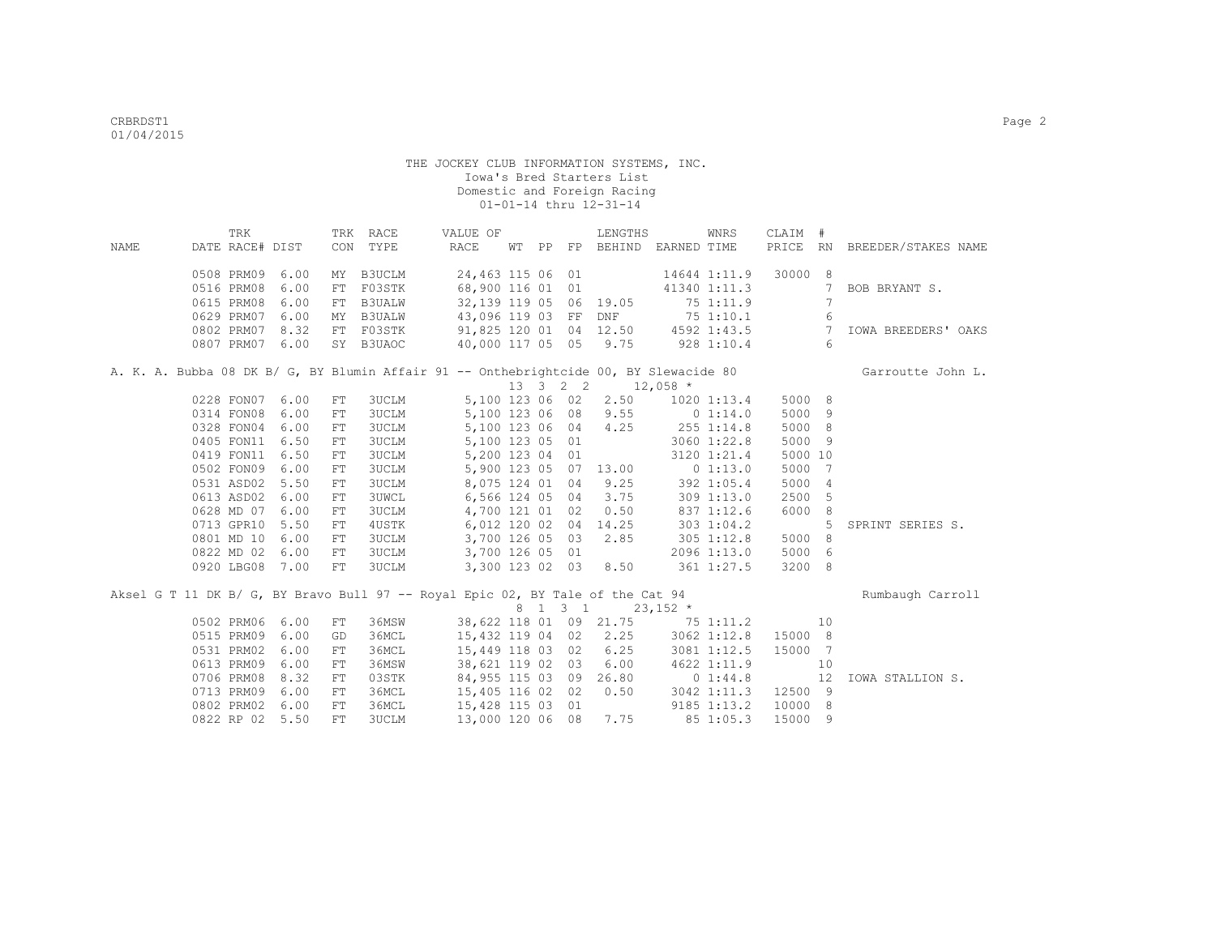# THE JOCKEY CLUB INFORMATION SYSTEMS, INC.

Iowa's Bred Starters List
Domestic and Foreign Racing
01-01-14 thru 12-31-14

| NAME | TRK DATE | RACE# | DIST | TRK CON | RACE TYPE | VALUE OF RACE | WT | PP | FP | LENGTHS BEHIND | EARNED | WNRS TIME | CLAIM PRICE | # RN | BREEDER/STAKES NAME |
|---|---|---|---|---|---|---|---|---|---|---|---|---|---|---|---|
| | 0508 | PRM09 | 6.00 | MY | B3UCLM | 24,463 | 115 | 06 | 01 | | 14644 | 1:11.9 | 30000 | 8 | |
| | 0516 | PRM08 | 6.00 | FT | F03STK | 68,900 | 116 | 01 | 01 | | 41340 | 1:11.3 | | 7 | BOB BRYANT S. |
| | 0615 | PRM08 | 6.00 | FT | B3UALW | 32,139 | 119 | 05 | 06 | 19.05 | 75 | 1:11.9 | | 7 | |
| | 0629 | PRM07 | 6.00 | MY | B3UALW | 43,096 | 119 | 03 | FF | DNF | 75 | 1:10.1 | | 6 | |
| | 0802 | PRM07 | 8.32 | FT | F03STK | 91,825 | 120 | 01 | 04 | 12.50 | 4592 | 1:43.5 | | 7 | IOWA BREEDERS' OAKS |
| | 0807 | PRM07 | 6.00 | SY | B3UAOC | 40,000 | 117 | 05 | 05 | 9.75 | 928 | 1:10.4 | | 6 | |

A. K. A. Bubba 08 DK B/ G, BY Blumin Affair 91 -- Onthebrightcide 00, BY Slewacide 80 — Garroutte John L.
13 3 2 2 — 12,058 *

| TRK DATE | RACE# | DIST | TRK CON | RACE TYPE | VALUE OF RACE | WT | PP | FP | LENGTHS BEHIND | EARNED | WNRS TIME | CLAIM PRICE | # RN | BREEDER/STAKES NAME |
|---|---|---|---|---|---|---|---|---|---|---|---|---|---|---|
| 0228 | FON07 | 6.00 | FT | 3UCLM | 5,100 | 123 | 06 | 02 | 2.50 | 1020 | 1:13.4 | 5000 | 8 | |
| 0314 | FON08 | 6.00 | FT | 3UCLM | 5,100 | 123 | 06 | 08 | 9.55 | 0 | 1:14.0 | 5000 | 9 | |
| 0328 | FON04 | 6.00 | FT | 3UCLM | 5,100 | 123 | 06 | 04 | 4.25 | 255 | 1:14.8 | 5000 | 8 | |
| 0405 | FON11 | 6.50 | FT | 3UCLM | 5,100 | 123 | 05 | 01 | | 3060 | 1:22.8 | 5000 | 9 | |
| 0419 | FON11 | 6.50 | FT | 3UCLM | 5,200 | 123 | 04 | 01 | | 3120 | 1:21.4 | 5000 | 10 | |
| 0502 | FON09 | 6.00 | FT | 3UCLM | 5,900 | 123 | 05 | 07 | 13.00 | 0 | 1:13.0 | 5000 | 7 | |
| 0531 | ASD02 | 5.50 | FT | 3UCLM | 8,075 | 124 | 01 | 04 | 9.25 | 392 | 1:05.4 | 5000 | 4 | |
| 0613 | ASD02 | 6.00 | FT | 3UWCL | 6,566 | 124 | 05 | 04 | 3.75 | 309 | 1:13.0 | 2500 | 5 | |
| 0628 | MD 07 | 6.00 | FT | 3UCLM | 4,700 | 121 | 01 | 02 | 0.50 | 837 | 1:12.6 | 6000 | 8 | |
| 0713 | GPR10 | 5.50 | FT | 4USTK | 6,012 | 120 | 02 | 04 | 14.25 | 303 | 1:04.2 | | 5 | SPRINT SERIES S. |
| 0801 | MD 10 | 6.00 | FT | 3UCLM | 3,700 | 126 | 05 | 03 | 2.85 | 305 | 1:12.8 | 5000 | 8 | |
| 0822 | MD 02 | 6.00 | FT | 3UCLM | 3,700 | 126 | 05 | 01 | | 2096 | 1:13.0 | 5000 | 6 | |
| 0920 | LBG08 | 7.00 | FT | 3UCLM | 3,300 | 123 | 02 | 03 | 8.50 | 361 | 1:27.5 | 3200 | 8 | |

Aksel G T 11 DK B/ G, BY Bravo Bull 97 -- Royal Epic 02, BY Tale of the Cat 94 — Rumbaugh Carroll
8 1 3 1 — 23,152 *

| TRK DATE | RACE# | DIST | TRK CON | RACE TYPE | VALUE OF RACE | WT | PP | FP | LENGTHS BEHIND | EARNED | WNRS TIME | CLAIM PRICE | # RN | BREEDER/STAKES NAME |
|---|---|---|---|---|---|---|---|---|---|---|---|---|---|---|
| 0502 | PRM06 | 6.00 | FT | 36MSW | 38,622 | 118 | 01 | 09 | 21.75 | 75 | 1:11.2 | | 10 | |
| 0515 | PRM09 | 6.00 | GD | 36MCL | 15,432 | 119 | 04 | 02 | 2.25 | 3062 | 1:12.8 | 15000 | 8 | |
| 0531 | PRM02 | 6.00 | FT | 36MCL | 15,449 | 118 | 03 | 02 | 6.25 | 3081 | 1:12.5 | 15000 | 7 | |
| 0613 | PRM09 | 6.00 | FT | 36MSW | 38,621 | 119 | 02 | 03 | 6.00 | 4622 | 1:11.9 | | 10 | |
| 0706 | PRM08 | 8.32 | FT | 03STK | 84,955 | 115 | 03 | 09 | 26.80 | 0 | 1:44.8 | | 12 | IOWA STALLION S. |
| 0713 | PRM09 | 6.00 | FT | 36MCL | 15,405 | 116 | 02 | 02 | 0.50 | 3042 | 1:11.3 | 12500 | 9 | |
| 0802 | PRM02 | 6.00 | FT | 36MCL | 15,428 | 115 | 03 | 01 | | 9185 | 1:13.2 | 10000 | 8 | |
| 0822 | RP 02 | 5.50 | FT | 3UCLM | 13,000 | 120 | 06 | 08 | 7.75 | 85 | 1:05.3 | 15000 | 9 | |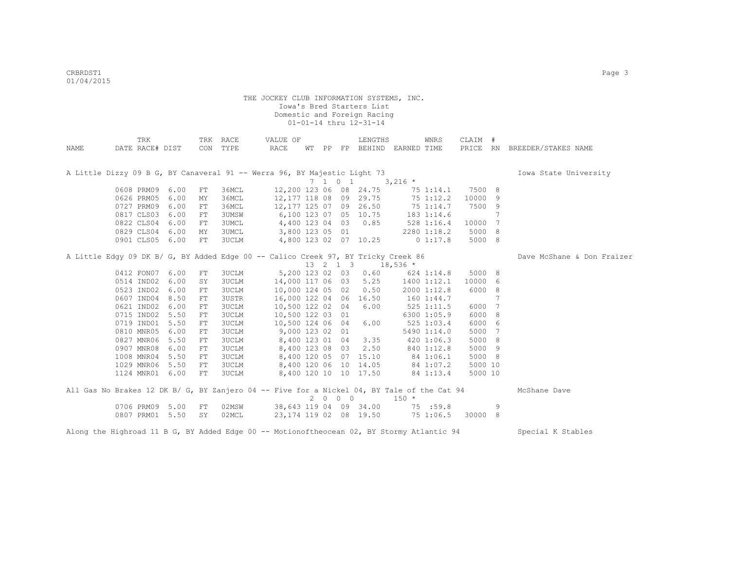THE JOCKEY CLUB INFORMATION SYSTEMS, INC.
Iowa's Bred Starters List
Domestic and Foreign Racing
01-01-14 thru 12-31-14

| NAME | TRK DATE | RACE# | DIST | TRK CON | RACE TYPE | VALUE OF RACE | WT | PP | FP | LENGTHS BEHIND | EARNED | WNRS TIME | CLAIM PRICE | # RN | BREEDER/STAKES NAME |
|---|---|---|---|---|---|---|---|---|---|---|---|---|---|---|---|
| A Little Dizzy 09 B G, BY Canaveral 91 -- Werra 96, BY Majestic Light 73 | | | | | | | 7 | 1 | 0 1 | | 3,216 * | | | | Iowa State University |
| | 0608 | PRM09 | 6.00 | FT | 36MCL | 12,200 | 123 | 06 | 08 | 24.75 | 75 | 1:14.1 | 7500 | 8 | |
| | 0626 | PRM05 | 6.00 | MY | 36MCL | 12,177 | 118 | 08 | 09 | 29.75 | 75 | 1:12.2 | 10000 | 9 | |
| | 0727 | PRM09 | 6.00 | FT | 36MCL | 12,177 | 125 | 07 | 09 | 26.50 | 75 | 1:14.7 | 7500 | 9 | |
| | 0817 | CLS03 | 6.00 | FT | 3UMSW | 6,100 | 123 | 07 | 05 | 10.75 | 183 | 1:14.6 | | 7 | |
| | 0822 | CLS04 | 6.00 | FT | 3UMCL | 4,400 | 123 | 04 | 03 | 0.85 | 528 | 1:16.4 | 10000 | 7 | |
| | 0829 | CLS04 | 6.00 | MY | 3UMCL | 3,800 | 123 | 05 | 01 | | 2280 | 1:18.2 | 5000 | 8 | |
| | 0901 | CLS05 | 6.00 | FT | 3UCLM | 4,800 | 123 | 02 | 07 | 10.25 | 0 | 1:17.8 | 5000 | 8 | |
| A Little Edgy 09 DK B/ G, BY Added Edge 00 -- Calico Creek 97, BY Tricky Creek 86 | | | | | | | 13 | 2 | 1 3 | | 18,536 * | | | | Dave McShane & Don Fraizer |
| | 0412 | FON07 | 6.00 | FT | 3UCLM | 5,200 | 123 | 02 | 03 | 0.60 | 624 | 1:14.8 | 5000 | 8 | |
| | 0514 | IND02 | 6.00 | SY | 3UCLM | 14,000 | 117 | 06 | 03 | 5.25 | 1400 | 1:12.1 | 10000 | 6 | |
| | 0523 | IND02 | 6.00 | FT | 3UCLM | 10,000 | 124 | 05 | 02 | 0.50 | 2000 | 1:12.8 | 6000 | 8 | |
| | 0607 | IND04 | 8.50 | FT | 3USTR | 16,000 | 122 | 04 | 06 | 16.50 | 160 | 1:44.7 | | 7 | |
| | 0621 | IND02 | 6.00 | FT | 3UCLM | 10,500 | 122 | 02 | 04 | 6.00 | 525 | 1:11.5 | 6000 | 7 | |
| | 0715 | IND02 | 5.50 | FT | 3UCLM | 10,500 | 122 | 03 | 01 | | 6300 | 1:05.9 | 6000 | 8 | |
| | 0719 | IND01 | 5.50 | FT | 3UCLM | 10,500 | 124 | 06 | 04 | 6.00 | 525 | 1:03.4 | 6000 | 6 | |
| | 0810 | MNR05 | 6.00 | FT | 3UCLM | 9,000 | 123 | 02 | 01 | | 5490 | 1:14.0 | 5000 | 7 | |
| | 0827 | MNR06 | 5.50 | FT | 3UCLM | 8,400 | 123 | 01 | 04 | 3.35 | 420 | 1:06.3 | 5000 | 8 | |
| | 0907 | MNR08 | 6.00 | FT | 3UCLM | 8,400 | 123 | 08 | 03 | 2.50 | 840 | 1:12.8 | 5000 | 9 | |
| | 1008 | MNR04 | 5.50 | FT | 3UCLM | 8,400 | 120 | 05 | 07 | 15.10 | 84 | 1:06.1 | 5000 | 8 | |
| | 1029 | MNR06 | 5.50 | FT | 3UCLM | 8,400 | 120 | 06 | 10 | 14.05 | 84 | 1:07.2 | 5000 | 10 | |
| | 1124 | MNR01 | 6.00 | FT | 3UCLM | 8,400 | 120 | 10 | 10 | 17.50 | 84 | 1:13.4 | 5000 | 10 | |
| All Gas No Brakes 12 DK B/ G, BY Zanjero 04 -- Five for a Nickel 04, BY Tale of the Cat 94 | | | | | | | 2 | 0 | 0 0 | | 150 * | | | | McShane Dave |
| | 0706 | PRM09 | 5.00 | FT | 02MSW | 38,643 | 119 | 04 | 09 | 34.00 | 75 | :59.8 | | 9 | |
| | 0807 | PRM01 | 5.50 | SY | 02MCL | 23,174 | 119 | 02 | 08 | 19.50 | 75 | 1:06.5 | 30000 | 8 | |
| Along the Highroad 11 B G, BY Added Edge 00 -- Motionoftheocean 02, BY Stormy Atlantic 94 | | | | | | | | | | | | | | | Special K Stables |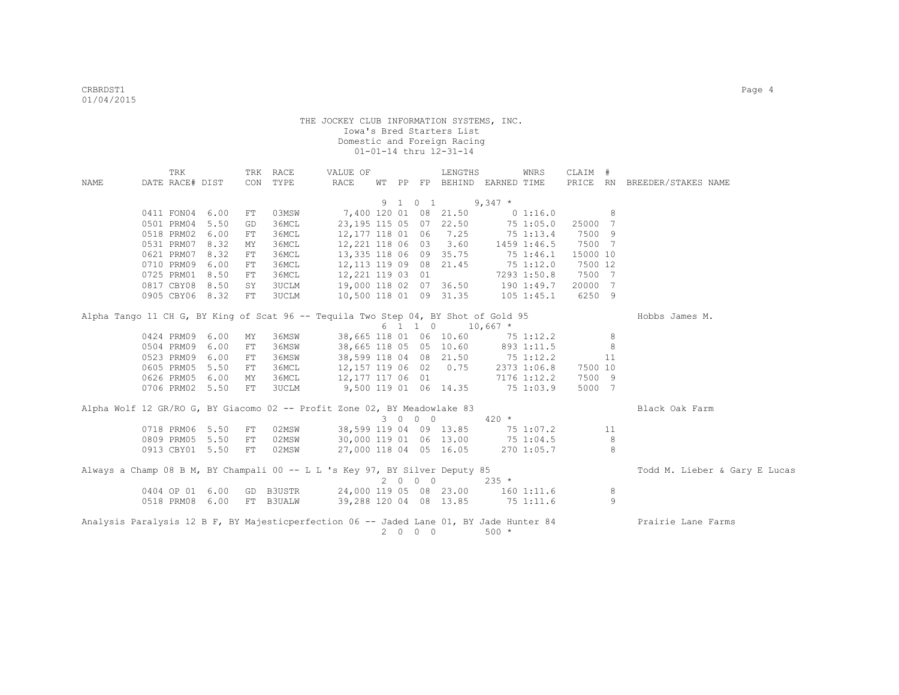CRBRDST1
01/04/2015

THE JOCKEY CLUB INFORMATION SYSTEMS, INC.
Iowa's Bred Starters List
Domestic and Foreign Racing
01-01-14 thru 12-31-14

| NAME | TRK DATE | RACE# | DIST | TRK CON | RACE TYPE | VALUE OF RACE | WT | PP | FP | LENGTHS BEHIND | EARNED | WNRS TIME | CLAIM PRICE | # RN | BREEDER/STAKES NAME |
|---|---|---|---|---|---|---|---|---|---|---|---|---|---|---|---|
| | | | | | | | 9 | 1 0 1 | | | 9,347 * | | | | |
| | 0411 | FON04 | 6.00 | FT | 03MSW | 7,400 | 120 | 01 | 08 | 21.50 | 0 | 1:16.0 | | 8 | |
| | 0501 | PRM04 | 5.50 | GD | 36MCL | 23,195 | 115 | 05 | 07 | 22.50 | 75 | 1:05.0 | 25000 | 7 | |
| | 0518 | PRM02 | 6.00 | FT | 36MCL | 12,177 | 118 | 01 | 06 | 7.25 | 75 | 1:13.4 | 7500 | 9 | |
| | 0531 | PRM07 | 8.32 | MY | 36MCL | 12,221 | 118 | 06 | 03 | 3.60 | 1459 | 1:46.5 | 7500 | 7 | |
| | 0621 | PRM07 | 8.32 | FT | 36MCL | 13,335 | 118 | 06 | 09 | 35.75 | 75 | 1:46.1 | 15000 | 10 | |
| | 0710 | PRM09 | 6.00 | FT | 36MCL | 12,113 | 119 | 09 | 08 | 21.45 | 75 | 1:12.0 | 7500 | 12 | |
| | 0725 | PRM01 | 8.50 | FT | 36MCL | 12,221 | 119 | 03 | 01 | | 7293 | 1:50.8 | 7500 | 7 | |
| | 0817 | CBY08 | 8.50 | SY | 3UCLM | 19,000 | 118 | 02 | 07 | 36.50 | 190 | 1:49.7 | 20000 | 7 | |
| | 0905 | CBY06 | 8.32 | FT | 3UCLM | 10,500 | 118 | 01 | 09 | 31.35 | 105 | 1:45.1 | 6250 | 9 | |
| Alpha Tango 11 CH G, BY King of Scat 96 -- Tequila Two Step 04, BY Shot of Gold 95 | | | | | | | | | | | | | | | Hobbs James M. |
| | | | | | | | 6 | 1 1 0 | | | 10,667 * | | | | |
| | 0424 | PRM09 | 6.00 | MY | 36MSW | 38,665 | 118 | 01 | 06 | 10.60 | 75 | 1:12.2 | | 8 | |
| | 0504 | PRM09 | 6.00 | FT | 36MSW | 38,665 | 118 | 05 | 05 | 10.60 | 893 | 1:11.5 | | 8 | |
| | 0523 | PRM09 | 6.00 | FT | 36MSW | 38,599 | 118 | 04 | 08 | 21.50 | 75 | 1:12.2 | | 11 | |
| | 0605 | PRM05 | 5.50 | FT | 36MCL | 12,157 | 119 | 06 | 02 | 0.75 | 2373 | 1:06.8 | 7500 | 10 | |
| | 0626 | PRM05 | 6.00 | MY | 36MCL | 12,177 | 117 | 06 | 01 | | 7176 | 1:12.2 | 7500 | 9 | |
| | 0706 | PRM02 | 5.50 | FT | 3UCLM | 9,500 | 119 | 01 | 06 | 14.35 | 75 | 1:03.9 | 5000 | 7 | |
| Alpha Wolf 12 GR/RO G, BY Giacomo 02 -- Profit Zone 02, BY Meadowlake 83 | | | | | | | | | | | | | | | Black Oak Farm |
| | | | | | | | 3 | 0 0 0 | | | 420 * | | | | |
| | 0718 | PRM06 | 5.50 | FT | 02MSW | 38,599 | 119 | 04 | 09 | 13.85 | 75 | 1:07.2 | | 11 | |
| | 0809 | PRM05 | 5.50 | FT | 02MSW | 30,000 | 119 | 01 | 06 | 13.00 | 75 | 1:04.5 | | 8 | |
| | 0913 | CBY01 | 5.50 | FT | 02MSW | 27,000 | 118 | 04 | 05 | 16.05 | 270 | 1:05.7 | | 8 | |
| Always a Champ 08 B M, BY Champali 00 -- L L 's Key 97, BY Silver Deputy 85 | | | | | | | | | | | | | | | Todd M. Lieber & Gary E Lucas |
| | | | | | | | 2 | 0 0 0 | | | 235 * | | | | |
| | 0404 | OP 01 | 6.00 | GD | B3USTR | 24,000 | 119 | 05 | 08 | 23.00 | 160 | 1:11.6 | | 8 | |
| | 0518 | PRM08 | 6.00 | FT | B3UALW | 39,288 | 120 | 04 | 08 | 13.85 | 75 | 1:11.6 | | 9 | |
| Analysis Paralysis 12 B F, BY Majesticperfection 06 -- Jaded Lane 01, BY Jade Hunter 84 | | | | | | | | | | | | | | | Prairie Lane Farms |
| | | | | | | | 2 | 0 0 0 | | | 500 * | | | | |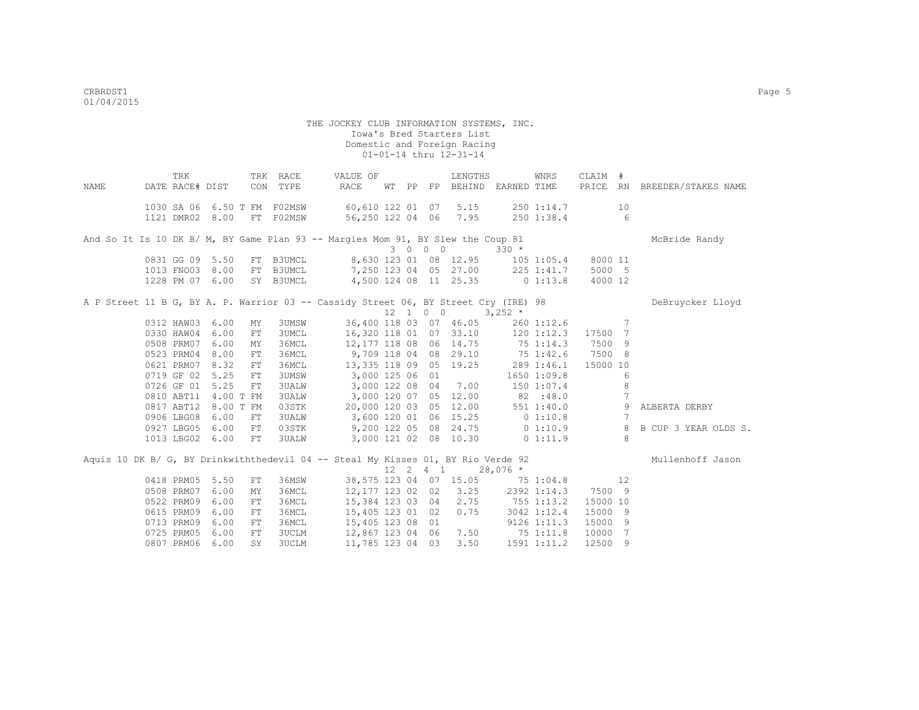THE JOCKEY CLUB INFORMATION SYSTEMS, INC.
Iowa's Bred Starters List
Domestic and Foreign Racing
01-01-14 thru 12-31-14

| NAME | TRK DATE | RACE# | DIST | TRK CON | RACE TYPE | VALUE OF RACE | WT | PP | FP | LENGTHS BEHIND | EARNED | WNRS TIME | CLAIM PRICE | # RN | BREEDER/STAKES NAME |
|---|---|---|---|---|---|---|---|---|---|---|---|---|---|---|---|
| | 1030 | SA 06 | 6.50 T | FM | F02MSW | 60,610 | 122 | 01 | 07 | 5.15 | 250 | 1:14.7 | | 10 | |
| | 1121 | DMR02 | 8.00 | FT | F02MSW | 56,250 | 122 | 04 | 06 | 7.95 | 250 | 1:38.4 | | 6 | |
| And So It Is 10 DK B/ M, BY Game Plan 93 -- Margies Mom 91, BY Slew the Coup 81 | | | | | | | 3 | 0 | 0 0 | | 330 * | | | | McBride Randy |
| | 0831 | GG 09 | 5.50 | FT | B3UMCL | 8,630 | 123 | 01 | 08 | 12.95 | 105 | 1:05.4 | 8000 | 11 | |
| | 1013 | FNO03 | 8.00 | FT | B3UMCL | 7,250 | 123 | 04 | 05 | 27.00 | 225 | 1:41.7 | 5000 | 5 | |
| | 1228 | PM 07 | 6.00 | SY | B3UMCL | 4,500 | 124 | 08 | 11 | 25.35 | 0 | 1:13.8 | 4000 | 12 | |
| A P Street 11 B G, BY A. P. Warrior 03 -- Cassidy Street 06, BY Street Cry (IRE) 98 | | | | | | | 12 | 1 | 0 0 | | 3,252 * | | | | DeBruycker Lloyd |
| | 0312 | HAW03 | 6.00 | MY | 3UMSW | 36,400 | 118 | 03 | 07 | 46.05 | 260 | 1:12.6 | | 7 | |
| | 0330 | HAW04 | 6.00 | FT | 3UMCL | 16,320 | 118 | 01 | 07 | 33.10 | 120 | 1:12.3 | 17500 | 7 | |
| | 0508 | PRM07 | 6.00 | MY | 36MCL | 12,177 | 118 | 08 | 06 | 14.75 | 75 | 1:14.3 | 7500 | 9 | |
| | 0523 | PRM04 | 8.00 | FT | 36MCL | 9,709 | 118 | 04 | 08 | 29.10 | 75 | 1:42.6 | 7500 | 8 | |
| | 0621 | PRM07 | 8.32 | FT | 36MCL | 13,335 | 118 | 09 | 05 | 19.25 | 289 | 1:46.1 | 15000 | 10 | |
| | 0719 | GF 02 | 5.25 | FT | 3UMSW | 3,000 | 125 | 06 | 01 | | 1650 | 1:09.8 | | 6 | |
| | 0726 | GF 01 | 5.25 | FT | 3UALW | 3,000 | 122 | 08 | 04 | 7.00 | 150 | 1:07.4 | | 8 | |
| | 0810 | ABT11 | 4.00 T | FM | 3UALW | 3,000 | 120 | 07 | 05 | 12.00 | 82 | :48.0 | | 7 | |
| | 0817 | ABT12 | 8.00 T | FM | 03STK | 20,000 | 120 | 03 | 05 | 12.00 | 551 | 1:40.0 | | 9 | ALBERTA DERBY |
| | 0906 | LBG08 | 6.00 | FT | 3UALW | 3,600 | 120 | 01 | 06 | 15.25 | 0 | 1:10.8 | | 7 | |
| | 0927 | LBG05 | 6.00 | FT | 03STK | 9,200 | 122 | 05 | 08 | 24.75 | 0 | 1:10.9 | | 8 | B CUP 3 YEAR OLDS S. |
| | 1013 | LBG02 | 6.00 | FT | 3UALW | 3,000 | 121 | 02 | 08 | 10.30 | 0 | 1:11.9 | | 8 | |
| Aquis 10 DK B/ G, BY Drinkwiththedevil 04 -- Steal My Kisses 01, BY Rio Verde 92 | | | | | | | 12 | 2 | 4 1 | | 28,076 * | | | | Mullenhoff Jason |
| | 0418 | PRM05 | 5.50 | FT | 36MSW | 38,575 | 123 | 04 | 07 | 15.05 | 75 | 1:04.8 | | 12 | |
| | 0508 | PRM07 | 6.00 | MY | 36MCL | 12,177 | 123 | 02 | 02 | 3.25 | 2392 | 1:14.3 | 7500 | 9 | |
| | 0522 | PRM09 | 6.00 | FT | 36MCL | 15,384 | 123 | 03 | 04 | 2.75 | 755 | 1:13.2 | 15000 | 10 | |
| | 0615 | PRM09 | 6.00 | FT | 36MCL | 15,405 | 123 | 01 | 02 | 0.75 | 3042 | 1:12.4 | 15000 | 9 | |
| | 0713 | PRM09 | 6.00 | FT | 36MCL | 15,405 | 123 | 08 | 01 | | 9126 | 1:11.3 | 15000 | 9 | |
| | 0725 | PRM05 | 6.00 | FT | 3UCLM | 12,867 | 123 | 04 | 06 | 7.50 | 75 | 1:11.8 | 10000 | 7 | |
| | 0807 | PRM06 | 6.00 | SY | 3UCLM | 11,785 | 123 | 04 | 03 | 3.50 | 1591 | 1:11.2 | 12500 | 9 | |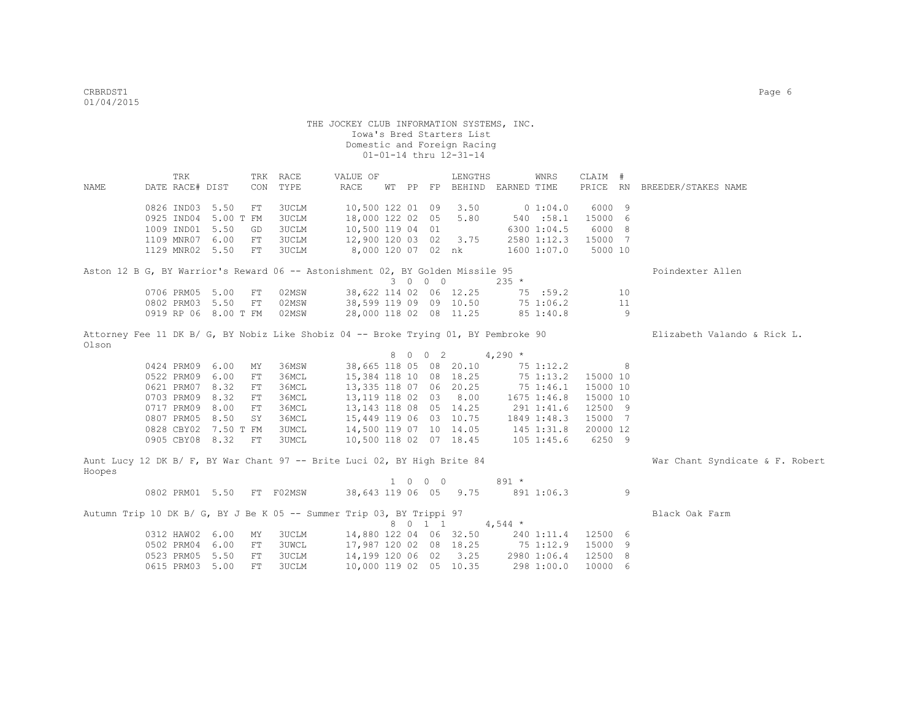THE JOCKEY CLUB INFORMATION SYSTEMS, INC.
Iowa's Bred Starters List
Domestic and Foreign Racing
01-01-14 thru 12-31-14

| NAME | DATE | TRK RACE# | DIST | TRK CON | RACE TYPE | VALUE OF RACE | WT | PP | FP | LENGTHS BEHIND | EARNED | WNRS TIME | CLAIM PRICE | # RN | BREEDER/STAKES NAME |
|---|---|---|---|---|---|---|---|---|---|---|---|---|---|---|---|
| | 0826 | IND03 | 5.50 | FT | 3UCLM | 10,500 | 122 | 01 | 09 | 3.50 | 0 | 1:04.0 | 6000 | 9 | |
| | 0925 | IND04 | 5.00 T | FM | 3UCLM | 18,000 | 122 | 02 | 05 | 5.80 | 540 | :58.1 | 15000 | 6 | |
| | 1009 | IND01 | 5.50 | GD | 3UCLM | 10,500 | 119 | 04 | 01 | | 6300 | 1:04.5 | 6000 | 8 | |
| | 1109 | MNR07 | 6.00 | FT | 3UCLM | 12,900 | 120 | 03 | 02 | 3.75 | 2580 | 1:12.3 | 15000 | 7 | |
| | 1129 | MNR02 | 5.50 | FT | 3UCLM | 8,000 | 120 | 07 | 02 | nk | 1600 | 1:07.0 | 5000 | 10 | |
| Aston 12 B G, BY Warrior's Reward 06 -- Astonishment 02, BY Golden Missile 95 | | | | | | | | | | | | | | | Poindexter Allen |
| | | | | | | | 3 | 0 0 | 0 | | 235 * | | | | |
| | 0706 | PRM05 | 5.00 | FT | 02MSW | 38,622 | 114 | 02 | 06 | 12.25 | 75 | :59.2 | | 10 | |
| | 0802 | PRM03 | 5.50 | FT | 02MSW | 38,599 | 119 | 09 | 09 | 10.50 | 75 | 1:06.2 | | 11 | |
| | 0919 | RP 06 | 8.00 T | FM | 02MSW | 28,000 | 118 | 02 | 08 | 11.25 | 85 | 1:40.8 | | 9 | |
| Attorney Fee 11 DK B/ G, BY Nobiz Like Shobiz 04 -- Broke Trying 01, BY Pembroke 90 | | | | | | | | | | | | | | | Elizabeth Valando & Rick L. Olson |
| | | | | | | | 8 | 0 0 | 2 | | 4,290 * | | | | |
| | 0424 | PRM09 | 6.00 | MY | 36MSW | 38,665 | 118 | 05 | 08 | 20.10 | 75 | 1:12.2 | | 8 | |
| | 0522 | PRM09 | 6.00 | FT | 36MCL | 15,384 | 118 | 10 | 08 | 18.25 | 75 | 1:13.2 | 15000 | 10 | |
| | 0621 | PRM07 | 8.32 | FT | 36MCL | 13,335 | 118 | 07 | 06 | 20.25 | 75 | 1:46.1 | 15000 | 10 | |
| | 0703 | PRM09 | 8.32 | FT | 36MCL | 13,119 | 118 | 02 | 03 | 8.00 | 1675 | 1:46.8 | 15000 | 10 | |
| | 0717 | PRM09 | 8.00 | FT | 36MCL | 13,143 | 118 | 08 | 05 | 14.25 | 291 | 1:41.6 | 12500 | 9 | |
| | 0807 | PRM05 | 8.50 | SY | 36MCL | 15,449 | 119 | 06 | 03 | 10.75 | 1849 | 1:48.3 | 15000 | 7 | |
| | 0828 | CBY02 | 7.50 T | FM | 3UMCL | 14,500 | 119 | 07 | 10 | 14.05 | 145 | 1:31.8 | 20000 | 12 | |
| | 0905 | CBY08 | 8.32 | FT | 3UMCL | 10,500 | 118 | 02 | 07 | 18.45 | 105 | 1:45.6 | 6250 | 9 | |
| Aunt Lucy 12 DK B/ F, BY War Chant 97 -- Brite Luci 02, BY High Brite 84 | | | | | | | | | | | | | | | War Chant Syndicate & F. Robert Hoopes |
| | | | | | | | 1 | 0 0 | 0 | | 891 * | | | | |
| | 0802 | PRM01 | 5.50 | FT | F02MSW | 38,643 | 119 | 06 | 05 | 9.75 | 891 | 1:06.3 | | 9 | |
| Autumn Trip 10 DK B/ G, BY J Be K 05 -- Summer Trip 03, BY Trippi 97 | | | | | | | | | | | | | | | Black Oak Farm |
| | | | | | | | 8 | 0 1 | 1 | | 4,544 * | | | | |
| | 0312 | HAW02 | 6.00 | MY | 3UCLM | 14,880 | 122 | 04 | 06 | 32.50 | 240 | 1:11.4 | 12500 | 6 | |
| | 0502 | PRM04 | 6.00 | FT | 3UWCL | 17,987 | 120 | 02 | 08 | 18.25 | 75 | 1:12.9 | 15000 | 9 | |
| | 0523 | PRM05 | 5.50 | FT | 3UCLM | 14,199 | 120 | 06 | 02 | 3.25 | 2980 | 1:06.4 | 12500 | 8 | |
| | 0615 | PRM03 | 5.00 | FT | 3UCLM | 10,000 | 119 | 02 | 05 | 10.35 | 298 | 1:00.0 | 10000 | 6 | |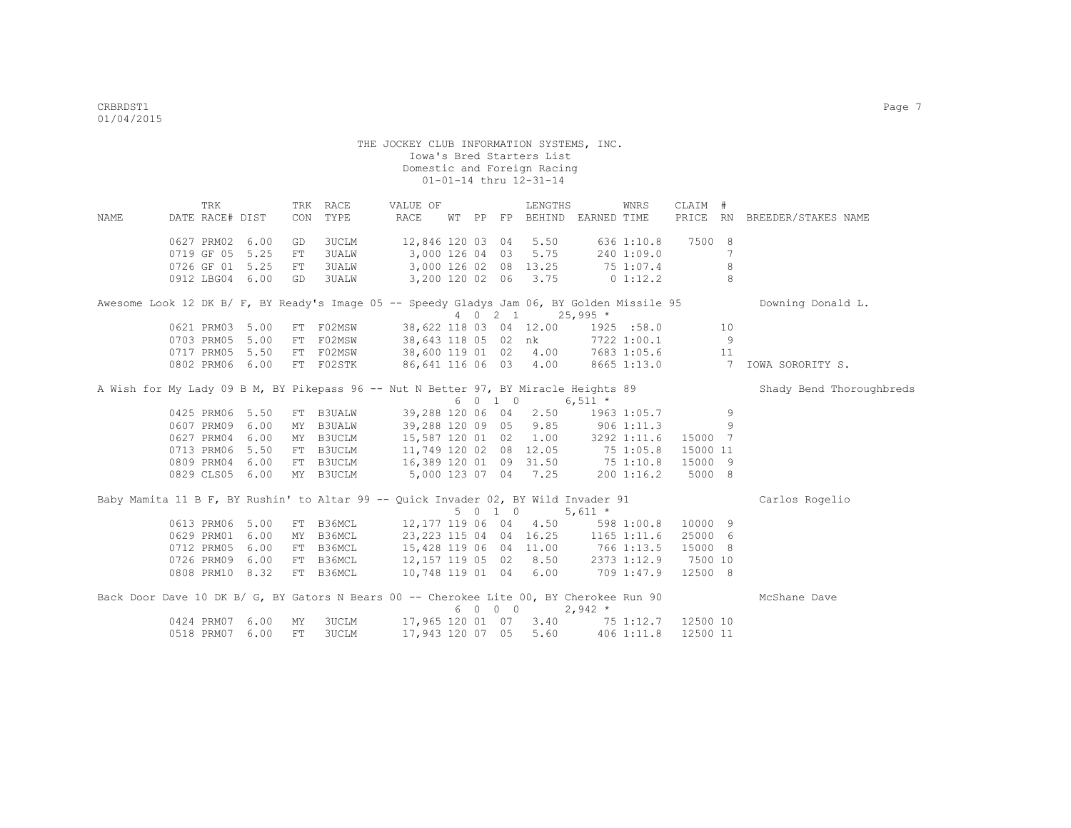THE JOCKEY CLUB INFORMATION SYSTEMS, INC.
Iowa's Bred Starters List
Domestic and Foreign Racing
01-01-14 thru 12-31-14

| NAME | TRK DATE | RACE# | DIST | TRK CON | RACE TYPE | VALUE OF RACE | WT | PP | FP | LENGTHS BEHIND | EARNED | WNRS TIME | CLAIM PRICE | # RN | BREEDER/STAKES NAME |
|---|---|---|---|---|---|---|---|---|---|---|---|---|---|---|---|
| | 0627 | PRM02 | 6.00 | GD | 3UCLM | 12,846 | 120 | 03 | 04 | 5.50 | 636 | 1:10.8 | 7500 | 8 | |
| | 0719 | GF 05 | 5.25 | FT | 3UALW | 3,000 | 126 | 04 | 03 | 5.75 | 240 | 1:09.0 | | 7 | |
| | 0726 | GF 01 | 5.25 | FT | 3UALW | 3,000 | 126 | 02 | 08 | 13.25 | 75 | 1:07.4 | | 8 | |
| | 0912 | LBG04 | 6.00 | GD | 3UALW | 3,200 | 120 | 02 | 06 | 3.75 | 0 | 1:12.2 | | 8 | |
| Awesome Look 12 DK B/ F, BY Ready's Image 05 -- Speedy Gladys Jam 06, BY Golden Missile 95 | | | | | | | 4 | 0 | 2 1 | | 25,995 * | | | | Downing Donald L. |
| | 0621 | PRM03 | 5.00 | FT | F02MSW | 38,622 | 118 | 03 | 04 | 12.00 | 1925 | :58.0 | | 10 | |
| | 0703 | PRM05 | 5.00 | FT | F02MSW | 38,643 | 118 | 05 | 02 | nk | 7722 | 1:00.1 | | 9 | |
| | 0717 | PRM05 | 5.50 | FT | F02MSW | 38,600 | 119 | 01 | 02 | 4.00 | 7683 | 1:05.6 | | 11 | |
| | 0802 | PRM06 | 6.00 | FT | F02STK | 86,641 | 116 | 06 | 03 | 4.00 | 8665 | 1:13.0 | | 7 | IOWA SORORITY S. |
| A Wish for My Lady 09 B M, BY Pikepass 96 -- Nut N Better 97, BY Miracle Heights 89 | | | | | | | 6 | 0 | 1 0 | | 6,511 * | | | | Shady Bend Thoroughbreds |
| | 0425 | PRM06 | 5.50 | FT | B3UALW | 39,288 | 120 | 06 | 04 | 2.50 | 1963 | 1:05.7 | | 9 | |
| | 0607 | PRM09 | 6.00 | MY | B3UALW | 39,288 | 120 | 09 | 05 | 9.85 | 906 | 1:11.3 | | 9 | |
| | 0627 | PRM04 | 6.00 | MY | B3UCLM | 15,587 | 120 | 01 | 02 | 1.00 | 3292 | 1:11.6 | 15000 | 7 | |
| | 0713 | PRM06 | 5.50 | FT | B3UCLM | 11,749 | 120 | 02 | 08 | 12.05 | 75 | 1:05.8 | 15000 | 11 | |
| | 0809 | PRM04 | 6.00 | FT | B3UCLM | 16,389 | 120 | 01 | 09 | 31.50 | 75 | 1:10.8 | 15000 | 9 | |
| | 0829 | CLS05 | 6.00 | MY | B3UCLM | 5,000 | 123 | 07 | 04 | 7.25 | 200 | 1:16.2 | 5000 | 8 | |
| Baby Mamita 11 B F, BY Rushin' to Altar 99 -- Quick Invader 02, BY Wild Invader 91 | | | | | | | 5 | 0 | 1 0 | | 5,611 * | | | | Carlos Rogelio |
| | 0613 | PRM06 | 5.00 | FT | B36MCL | 12,177 | 119 | 06 | 04 | 4.50 | 598 | 1:00.8 | 10000 | 9 | |
| | 0629 | PRM01 | 6.00 | MY | B36MCL | 23,223 | 115 | 04 | 04 | 16.25 | 1165 | 1:11.6 | 25000 | 6 | |
| | 0712 | PRM05 | 6.00 | FT | B36MCL | 15,428 | 119 | 06 | 04 | 11.00 | 766 | 1:13.5 | 15000 | 8 | |
| | 0726 | PRM09 | 6.00 | FT | B36MCL | 12,157 | 119 | 05 | 02 | 8.50 | 2373 | 1:12.9 | 7500 | 10 | |
| | 0808 | PRM10 | 8.32 | FT | B36MCL | 10,748 | 119 | 01 | 04 | 6.00 | 709 | 1:47.9 | 12500 | 8 | |
| Back Door Dave 10 DK B/ G, BY Gators N Bears 00 -- Cherokee Lite 00, BY Cherokee Run 90 | | | | | | | 6 | 0 | 0 0 | | 2,942 * | | | | McShane Dave |
| | 0424 | PRM07 | 6.00 | MY | 3UCLM | 17,965 | 120 | 01 | 07 | 3.40 | 75 | 1:12.7 | 12500 | 10 | |
| | 0518 | PRM07 | 6.00 | FT | 3UCLM | 17,943 | 120 | 07 | 05 | 5.60 | 406 | 1:11.8 | 12500 | 11 | |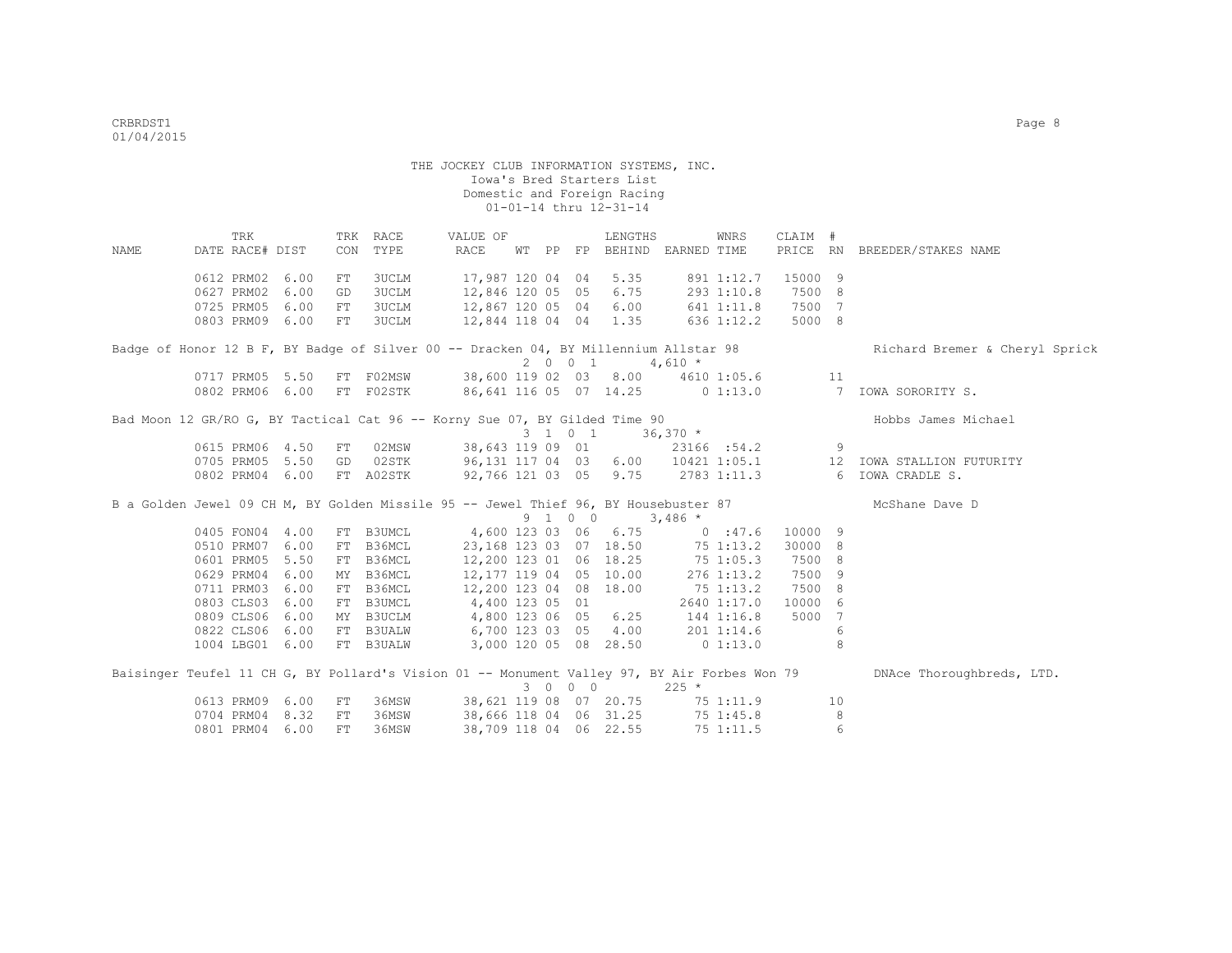THE JOCKEY CLUB INFORMATION SYSTEMS, INC.
Iowa's Bred Starters List
Domestic and Foreign Racing
01-01-14 thru 12-31-14

| NAME | TRK DATE | RACE# | DIST | TRK CON | RACE TYPE | VALUE OF RACE | WT | PP | FP | LENGTHS BEHIND | EARNED | WNRS TIME | CLAIM PRICE | # RN | BREEDER/STAKES NAME |
|---|---|---|---|---|---|---|---|---|---|---|---|---|---|---|---|
| | 0612 | PRM02 | 6.00 | FT | 3UCLM | 17,987 | 120 | 04 | 04 | 5.35 | 891 | 1:12.7 | 15000 | 9 | |
| | 0627 | PRM02 | 6.00 | GD | 3UCLM | 12,846 | 120 | 05 | 05 | 6.75 | 293 | 1:10.8 | 7500 | 8 | |
| | 0725 | PRM05 | 6.00 | FT | 3UCLM | 12,867 | 120 | 05 | 04 | 6.00 | 641 | 1:11.8 | 7500 | 7 | |
| | 0803 | PRM09 | 6.00 | FT | 3UCLM | 12,844 | 118 | 04 | 04 | 1.35 | 636 | 1:12.2 | 5000 | 8 | |
| **Badge of Honor 12 B F, BY Badge of Silver 00 -- Dracken 04, BY Millennium Allstar 98** | | | | | | | 2 0 0 1 | | | | 4,610 * | | | | Richard Bremer & Cheryl Sprick |
| | 0717 | PRM05 | 5.50 | FT | F02MSW | 38,600 | 119 | 02 | 03 | 8.00 | 4610 | 1:05.6 | | 11 | |
| | 0802 | PRM06 | 6.00 | FT | F02STK | 86,641 | 116 | 05 | 07 | 14.25 | 0 | 1:13.0 | | 7 | IOWA SORORITY S. |
| **Bad Moon 12 GR/RO G, BY Tactical Cat 96 -- Korny Sue 07, BY Gilded Time 90** | | | | | | | 3 1 0 1 | | | | 36,370 * | | | | Hobbs James Michael |
| | 0615 | PRM06 | 4.50 | FT | 02MSW | 38,643 | 119 | 09 | 01 | | 23166 | :54.2 | | 9 | |
| | 0705 | PRM05 | 5.50 | GD | 02STK | 96,131 | 117 | 04 | 03 | 6.00 | 10421 | 1:05.1 | | 12 | IOWA STALLION FUTURITY |
| | 0802 | PRM04 | 6.00 | FT | A02STK | 92,766 | 121 | 03 | 05 | 9.75 | 2783 | 1:11.3 | | 6 | IOWA CRADLE S. |
| **B a Golden Jewel 09 CH M, BY Golden Missile 95 -- Jewel Thief 96, BY Housebuster 87** | | | | | | | 9 1 0 0 | | | | 3,486 * | | | | McShane Dave D |
| | 0405 | FON04 | 4.00 | FT | B3UMCL | 4,600 | 123 | 03 | 06 | 6.75 | 0 | :47.6 | 10000 | 9 | |
| | 0510 | PRM07 | 6.00 | FT | B36MCL | 23,168 | 123 | 03 | 07 | 18.50 | 75 | 1:13.2 | 30000 | 8 | |
| | 0601 | PRM05 | 5.50 | FT | B36MCL | 12,200 | 123 | 01 | 06 | 18.25 | 75 | 1:05.3 | 7500 | 8 | |
| | 0629 | PRM04 | 6.00 | MY | B36MCL | 12,177 | 119 | 04 | 05 | 10.00 | 276 | 1:13.2 | 7500 | 9 | |
| | 0711 | PRM03 | 6.00 | FT | B36MCL | 12,200 | 123 | 04 | 08 | 18.00 | 75 | 1:13.2 | 7500 | 8 | |
| | 0803 | CLS03 | 6.00 | FT | B3UMCL | 4,400 | 123 | 05 | 01 | | 2640 | 1:17.0 | 10000 | 6 | |
| | 0809 | CLS06 | 6.00 | MY | B3UCLM | 4,800 | 123 | 06 | 05 | 6.25 | 144 | 1:16.8 | 5000 | 7 | |
| | 0822 | CLS06 | 6.00 | FT | B3UALW | 6,700 | 123 | 03 | 05 | 4.00 | 201 | 1:14.6 | | 6 | |
| | 1004 | LBG01 | 6.00 | FT | B3UALW | 3,000 | 120 | 05 | 08 | 28.50 | 0 | 1:13.0 | | 8 | |
| **Baisinger Teufel 11 CH G, BY Pollard's Vision 01 -- Monument Valley 97, BY Air Forbes Won 79** | | | | | | | 3 0 0 0 | | | | 225 * | | | | DNAce Thoroughbreds, LTD. |
| | 0613 | PRM09 | 6.00 | FT | 36MSW | 38,621 | 119 | 08 | 07 | 20.75 | 75 | 1:11.9 | | 10 | |
| | 0704 | PRM04 | 8.32 | FT | 36MSW | 38,666 | 118 | 04 | 06 | 31.25 | 75 | 1:45.8 | | 8 | |
| | 0801 | PRM04 | 6.00 | FT | 36MSW | 38,709 | 118 | 04 | 06 | 22.55 | 75 | 1:11.5 | | 6 | |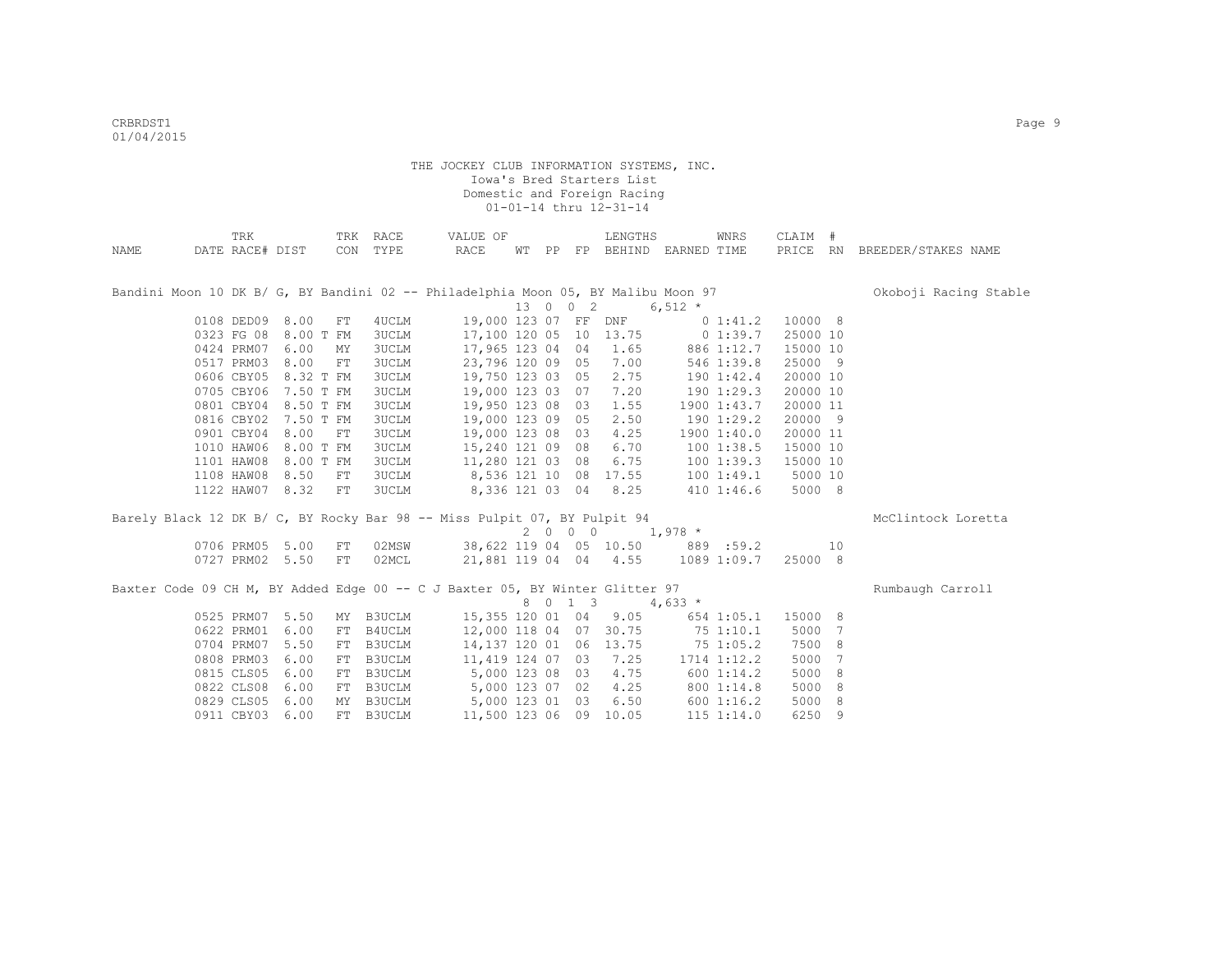THE JOCKEY CLUB INFORMATION SYSTEMS, INC.
Iowa's Bred Starters List
Domestic and Foreign Racing
01-01-14 thru 12-31-14

| NAME | TRK DATE | RACE# | TRK DIST | CON | RACE TYPE | VALUE OF RACE | WT | PP | FP | LENGTHS BEHIND | EARNED | WNRS TIME | CLAIM PRICE | # RN | BREEDER/STAKES NAME |
|---|---|---|---|---|---|---|---|---|---|---|---|---|---|---|---|
| Bandini Moon 10 DK B/ G, BY Bandini 02 -- Philadelphia Moon 05, BY Malibu Moon 97 | | | | | | | | | | | | | | | Okoboji Racing Stable |
| | | | | | | | 13 | 0 0 2 | | | 6,512 * | | | | |
| | 0108 | DED09 | 8.00 | FT | 4UCLM | 19,000 | 123 | 07 | FF | DNF | 0 | 1:41.2 | 10000 | 8 | |
| | 0323 | FG 08 | 8.00 T | FM | 3UCLM | 17,100 | 120 | 05 | 10 | 13.75 | 0 | 1:39.7 | 25000 | 10 | |
| | 0424 | PRM07 | 6.00 | MY | 3UCLM | 17,965 | 123 | 04 | 04 | 1.65 | 886 | 1:12.7 | 15000 | 10 | |
| | 0517 | PRM03 | 8.00 | FT | 3UCLM | 23,796 | 120 | 09 | 05 | 7.00 | 546 | 1:39.8 | 25000 | 9 | |
| | 0606 | CBY05 | 8.32 T | FM | 3UCLM | 19,750 | 123 | 03 | 05 | 2.75 | 190 | 1:42.4 | 20000 | 10 | |
| | 0705 | CBY06 | 7.50 T | FM | 3UCLM | 19,000 | 123 | 03 | 07 | 7.20 | 190 | 1:29.3 | 20000 | 10 | |
| | 0801 | CBY04 | 8.50 T | FM | 3UCLM | 19,950 | 123 | 08 | 03 | 1.55 | 1900 | 1:43.7 | 20000 | 11 | |
| | 0816 | CBY02 | 7.50 T | FM | 3UCLM | 19,000 | 123 | 09 | 05 | 2.50 | 190 | 1:29.2 | 20000 | 9 | |
| | 0901 | CBY04 | 8.00 | FT | 3UCLM | 19,000 | 123 | 08 | 03 | 4.25 | 1900 | 1:40.0 | 20000 | 11 | |
| | 1010 | HAW06 | 8.00 T | FM | 3UCLM | 15,240 | 121 | 09 | 08 | 6.70 | 100 | 1:38.5 | 15000 | 10 | |
| | 1101 | HAW08 | 8.00 T | FM | 3UCLM | 11,280 | 121 | 03 | 08 | 6.75 | 100 | 1:39.3 | 15000 | 10 | |
| | 1108 | HAW08 | 8.50 | FT | 3UCLM | 8,536 | 121 | 10 | 08 | 17.55 | 100 | 1:49.1 | 5000 | 10 | |
| | 1122 | HAW07 | 8.32 | FT | 3UCLM | 8,336 | 121 | 03 | 04 | 8.25 | 410 | 1:46.6 | 5000 | 8 | |
| Barely Black 12 DK B/ C, BY Rocky Bar 98 -- Miss Pulpit 07, BY Pulpit 94 | | | | | | | | | | | | | | | McClintock Loretta |
| | | | | | | | 2 | 0 0 0 | | | 1,978 * | | | | |
| | 0706 | PRM05 | 5.00 | FT | 02MSW | 38,622 | 119 | 04 | 05 | 10.50 | 889 | :59.2 | | 10 | |
| | 0727 | PRM02 | 5.50 | FT | 02MCL | 21,881 | 119 | 04 | 04 | 4.55 | 1089 | 1:09.7 | 25000 | 8 | |
| Baxter Code 09 CH M, BY Added Edge 00 -- C J Baxter 05, BY Winter Glitter 97 | | | | | | | | | | | | | | | Rumbaugh Carroll |
| | | | | | | | 8 | 0 1 3 | | | 4,633 * | | | | |
| | 0525 | PRM07 | 5.50 | MY | B3UCLM | 15,355 | 120 | 01 | 04 | 9.05 | 654 | 1:05.1 | 15000 | 8 | |
| | 0622 | PRM01 | 6.00 | FT | B4UCLM | 12,000 | 118 | 04 | 07 | 30.75 | 75 | 1:10.1 | 5000 | 7 | |
| | 0704 | PRM07 | 5.50 | FT | B3UCLM | 14,137 | 120 | 01 | 06 | 13.75 | 75 | 1:05.2 | 7500 | 8 | |
| | 0808 | PRM03 | 6.00 | FT | B3UCLM | 11,419 | 124 | 07 | 03 | 7.25 | 1714 | 1:12.2 | 5000 | 7 | |
| | 0815 | CLS05 | 6.00 | FT | B3UCLM | 5,000 | 123 | 08 | 03 | 4.75 | 600 | 1:14.2 | 5000 | 8 | |
| | 0822 | CLS08 | 6.00 | FT | B3UCLM | 5,000 | 123 | 07 | 02 | 4.25 | 800 | 1:14.8 | 5000 | 8 | |
| | 0829 | CLS05 | 6.00 | MY | B3UCLM | 5,000 | 123 | 01 | 03 | 6.50 | 600 | 1:16.2 | 5000 | 8 | |
| | 0911 | CBY03 | 6.00 | FT | B3UCLM | 11,500 | 123 | 06 | 09 | 10.05 | 115 | 1:14.0 | 6250 | 9 | |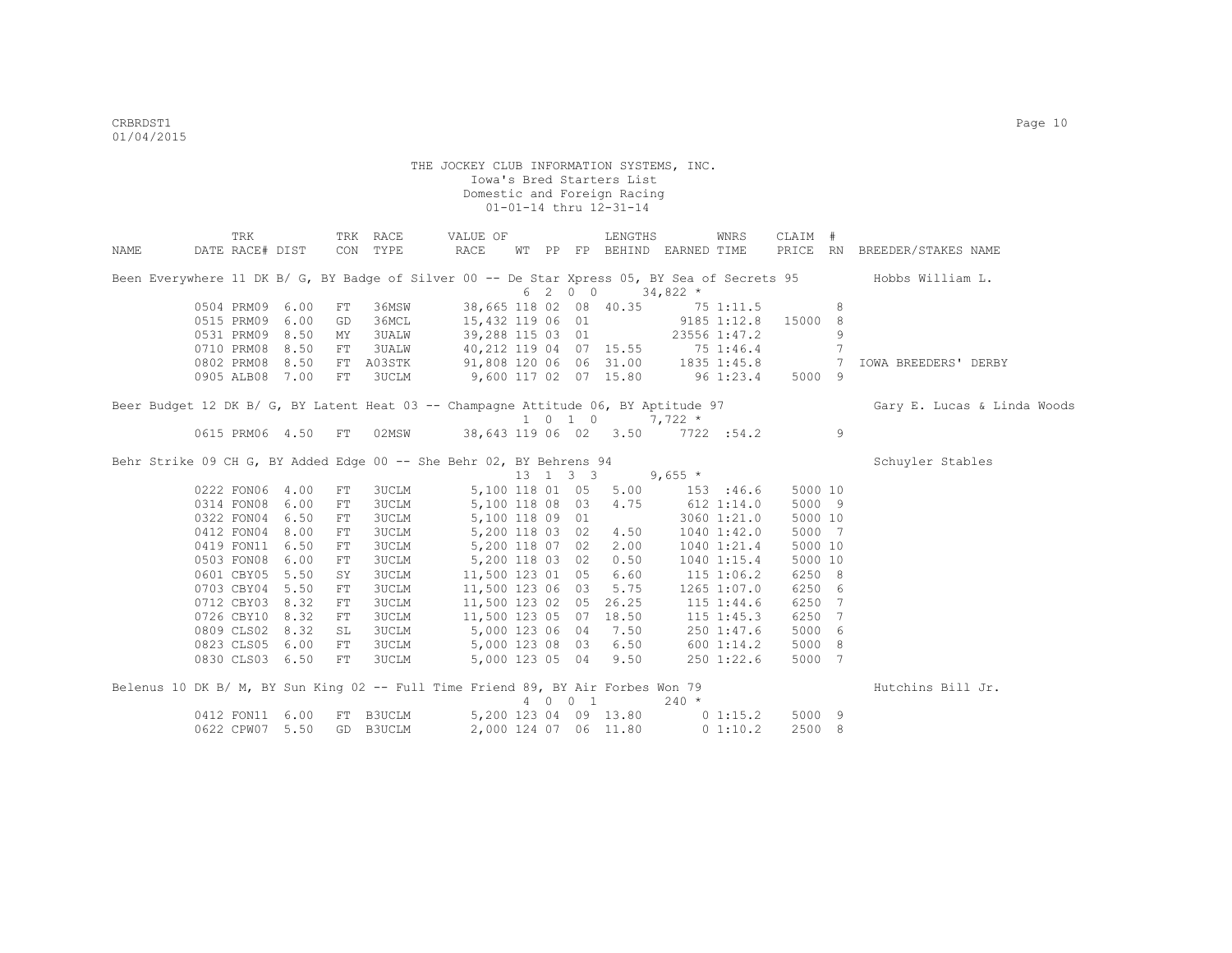THE JOCKEY CLUB INFORMATION SYSTEMS, INC.
Iowa's Bred Starters List
Domestic and Foreign Racing
01-01-14 thru 12-31-14

| NAME | DATE | TRK RACE# | DIST | TRK CON | RACE TYPE | VALUE OF RACE | WT | PP | FP | LENGTHS BEHIND | EARNED | WNRS TIME | CLAIM PRICE | # RN | BREEDER/STAKES NAME |
|---|---|---|---|---|---|---|---|---|---|---|---|---|---|---|---|
| Been Everywhere 11 DK B/ G, BY Badge of Silver 00 -- De Star Xpress 05, BY Sea of Secrets 95 | | | | | | | | | | | | | | | Hobbs William L. |
| | | | | | | | 6 | 2 | 0 0 | | 34,822 * | | | | |
| | 0504 | PRM09 | 6.00 | FT | 36MSW | 38,665 | 118 | 02 | 08 | 40.35 | 75 | 1:11.5 | | 8 | |
| | 0515 | PRM09 | 6.00 | GD | 36MCL | 15,432 | 119 | 06 | 01 | | 9185 | 1:12.8 | 15000 | 8 | |
| | 0531 | PRM09 | 8.50 | MY | 3UALW | 39,288 | 115 | 03 | 01 | | 23556 | 1:47.2 | | 9 | |
| | 0710 | PRM08 | 8.50 | FT | 3UALW | 40,212 | 119 | 04 | 07 | 15.55 | 75 | 1:46.4 | | 7 | |
| | 0802 | PRM08 | 8.50 | FT | A03STK | 91,808 | 120 | 06 | 06 | 31.00 | 1835 | 1:45.8 | | 7 | IOWA BREEDERS' DERBY |
| | 0905 | ALB08 | 7.00 | FT | 3UCLM | 9,600 | 117 | 02 | 07 | 15.80 | 96 | 1:23.4 | 5000 | 9 | |
| Beer Budget 12 DK B/ G, BY Latent Heat 03 -- Champagne Attitude 06, BY Aptitude 97 | | | | | | | | | | | | | | | Gary E. Lucas & Linda Woods |
| | | | | | | | 1 | 0 | 1 0 | | 7,722 * | | | | |
| | 0615 | PRM06 | 4.50 | FT | 02MSW | 38,643 | 119 | 06 | 02 | 3.50 | 7722 | :54.2 | | 9 | |
| Behr Strike 09 CH G, BY Added Edge 00 -- She Behr 02, BY Behrens 94 | | | | | | | | | | | | | | | Schuyler Stables |
| | | | | | | | 13 | 1 | 3 3 | | 9,655 * | | | | |
| | 0222 | FON06 | 4.00 | FT | 3UCLM | 5,100 | 118 | 01 | 05 | 5.00 | 153 | :46.6 | 5000 | 10 | |
| | 0314 | FON08 | 6.00 | FT | 3UCLM | 5,100 | 118 | 08 | 03 | 4.75 | 612 | 1:14.0 | 5000 | 9 | |
| | 0322 | FON04 | 6.50 | FT | 3UCLM | 5,100 | 118 | 09 | 01 | | 3060 | 1:21.0 | 5000 | 10 | |
| | 0412 | FON04 | 8.00 | FT | 3UCLM | 5,200 | 118 | 03 | 02 | 4.50 | 1040 | 1:42.0 | 5000 | 7 | |
| | 0419 | FON11 | 6.50 | FT | 3UCLM | 5,200 | 118 | 07 | 02 | 2.00 | 1040 | 1:21.4 | 5000 | 10 | |
| | 0503 | FON08 | 6.00 | FT | 3UCLM | 5,200 | 118 | 03 | 02 | 0.50 | 1040 | 1:15.4 | 5000 | 10 | |
| | 0601 | CBY05 | 5.50 | SY | 3UCLM | 11,500 | 123 | 01 | 05 | 6.60 | 115 | 1:06.2 | 6250 | 8 | |
| | 0703 | CBY04 | 5.50 | FT | 3UCLM | 11,500 | 123 | 06 | 03 | 5.75 | 1265 | 1:07.0 | 6250 | 6 | |
| | 0712 | CBY03 | 8.32 | FT | 3UCLM | 11,500 | 123 | 02 | 05 | 26.25 | 115 | 1:44.6 | 6250 | 7 | |
| | 0726 | CBY10 | 8.32 | FT | 3UCLM | 11,500 | 123 | 05 | 07 | 18.50 | 115 | 1:45.3 | 6250 | 7 | |
| | 0809 | CLS02 | 8.32 | SL | 3UCLM | 5,000 | 123 | 06 | 04 | 7.50 | 250 | 1:47.6 | 5000 | 6 | |
| | 0823 | CLS05 | 6.00 | FT | 3UCLM | 5,000 | 123 | 08 | 03 | 6.50 | 600 | 1:14.2 | 5000 | 8 | |
| | 0830 | CLS03 | 6.50 | FT | 3UCLM | 5,000 | 123 | 05 | 04 | 9.50 | 250 | 1:22.6 | 5000 | 7 | |
| Belenus 10 DK B/ M, BY Sun King 02 -- Full Time Friend 89, BY Air Forbes Won 79 | | | | | | | | | | | | | | | Hutchins Bill Jr. |
| | | | | | | | 4 | 0 | 0 1 | | 240 * | | | | |
| | 0412 | FON11 | 6.00 | FT | B3UCLM | 5,200 | 123 | 04 | 09 | 13.80 | 0 | 1:15.2 | 5000 | 9 | |
| | 0622 | CPW07 | 5.50 | GD | B3UCLM | 2,000 | 124 | 07 | 06 | 11.80 | 0 | 1:10.2 | 2500 | 8 | |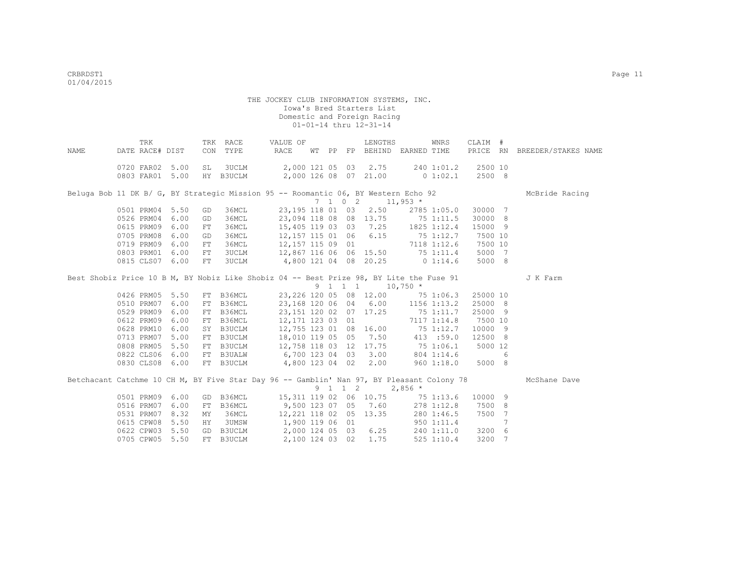THE JOCKEY CLUB INFORMATION SYSTEMS, INC.
Iowa's Bred Starters List
Domestic and Foreign Racing
01-01-14 thru 12-31-14

| NAME | TRK DATE | RACE# | DIST | TRK CON | RACE TYPE | VALUE OF RACE | WT | PP | FP | LENGTHS BEHIND | EARNED | WNRS TIME | CLAIM PRICE | # RN | BREEDER/STAKES NAME |
|---|---|---|---|---|---|---|---|---|---|---|---|---|---|---|---|
| | 0720 | FAR02 | 5.00 | SL | 3UCLM | 2,000 | 121 | 05 | 03 | 2.75 | 240 | 1:01.2 | 2500 | 10 | |
| | 0803 | FAR01 | 5.00 | HY | B3UCLM | 2,000 | 126 | 08 | 07 | 21.00 | 0 | 1:02.1 | 2500 | 8 | |
| Beluga Bob 11 DK B/ G, BY Strategic Mission 95 -- Roomantic 06, BY Western Echo 92 | | | | | | | 7 | 1 | 0 2 | | 11,953 * | | | | McBride Racing |
| | 0501 | PRM04 | 5.50 | GD | 36MCL | 23,195 | 118 | 01 | 03 | 2.50 | 2785 | 1:05.0 | 30000 | 7 | |
| | 0526 | PRM04 | 6.00 | GD | 36MCL | 23,094 | 118 | 08 | 08 | 13.75 | 75 | 1:11.5 | 30000 | 8 | |
| | 0615 | PRM09 | 6.00 | FT | 36MCL | 15,405 | 119 | 03 | 03 | 7.25 | 1825 | 1:12.4 | 15000 | 9 | |
| | 0705 | PRM08 | 6.00 | GD | 36MCL | 12,157 | 115 | 01 | 06 | 6.15 | 75 | 1:12.7 | 7500 | 10 | |
| | 0719 | PRM09 | 6.00 | FT | 36MCL | 12,157 | 115 | 09 | 01 | | 7118 | 1:12.6 | 7500 | 10 | |
| | 0803 | PRM01 | 6.00 | FT | 3UCLM | 12,867 | 116 | 06 | 06 | 15.50 | 75 | 1:11.4 | 5000 | 7 | |
| | 0815 | CLS07 | 6.00 | FT | 3UCLM | 4,800 | 121 | 04 | 08 | 20.25 | 0 | 1:14.6 | 5000 | 8 | |
| Best Shobiz Price 10 B M, BY Nobiz Like Shobiz 04 -- Best Prize 98, BY Lite the Fuse 91 | | | | | | | 9 | 1 | 1 1 | | 10,750 * | | | | J K Farm |
| | 0426 | PRM05 | 5.50 | FT | B36MCL | 23,226 | 120 | 05 | 08 | 12.00 | 75 | 1:06.3 | 25000 | 10 | |
| | 0510 | PRM07 | 6.00 | FT | B36MCL | 23,168 | 120 | 06 | 04 | 6.00 | 1156 | 1:13.2 | 25000 | 8 | |
| | 0529 | PRM09 | 6.00 | FT | B36MCL | 23,151 | 120 | 02 | 07 | 17.25 | 75 | 1:11.7 | 25000 | 9 | |
| | 0612 | PRM09 | 6.00 | FT | B36MCL | 12,171 | 123 | 03 | 01 | | 7117 | 1:14.8 | 7500 | 10 | |
| | 0628 | PRM10 | 6.00 | SY | B3UCLM | 12,755 | 123 | 01 | 08 | 16.00 | 75 | 1:12.7 | 10000 | 9 | |
| | 0713 | PRM07 | 5.00 | FT | B3UCLM | 18,010 | 119 | 05 | 05 | 7.50 | 413 | :59.0 | 12500 | 8 | |
| | 0808 | PRM05 | 5.50 | FT | B3UCLM | 12,758 | 118 | 03 | 12 | 17.75 | 75 | 1:06.1 | 5000 | 12 | |
| | 0822 | CLS06 | 6.00 | FT | B3UALW | 6,700 | 123 | 04 | 03 | 3.00 | 804 | 1:14.6 | | 6 | |
| | 0830 | CLS08 | 6.00 | FT | B3UCLM | 4,800 | 123 | 04 | 02 | 2.00 | 960 | 1:18.0 | 5000 | 8 | |
| Betchacant Catchme 10 CH M, BY Five Star Day 96 -- Gamblin' Nan 97, BY Pleasant Colony 78 | | | | | | | 9 | 1 | 1 2 | | 2,856 * | | | | McShane Dave |
| | 0501 | PRM09 | 6.00 | GD | B36MCL | 15,311 | 119 | 02 | 06 | 10.75 | 75 | 1:13.6 | 10000 | 9 | |
| | 0516 | PRM07 | 6.00 | FT | B36MCL | 9,500 | 123 | 07 | 05 | 7.60 | 278 | 1:12.8 | 7500 | 8 | |
| | 0531 | PRM07 | 8.32 | MY | 36MCL | 12,221 | 118 | 02 | 05 | 13.35 | 280 | 1:46.5 | 7500 | 7 | |
| | 0615 | CPW08 | 5.50 | HY | 3UMSW | 1,900 | 119 | 06 | 01 | | 950 | 1:11.4 | | 7 | |
| | 0622 | CPW03 | 5.50 | GD | B3UCLM | 2,000 | 124 | 05 | 03 | 6.25 | 240 | 1:11.0 | 3200 | 6 | |
| | 0705 | CPW05 | 5.50 | FT | B3UCLM | 2,100 | 124 | 03 | 02 | 1.75 | 525 | 1:10.4 | 3200 | 7 | |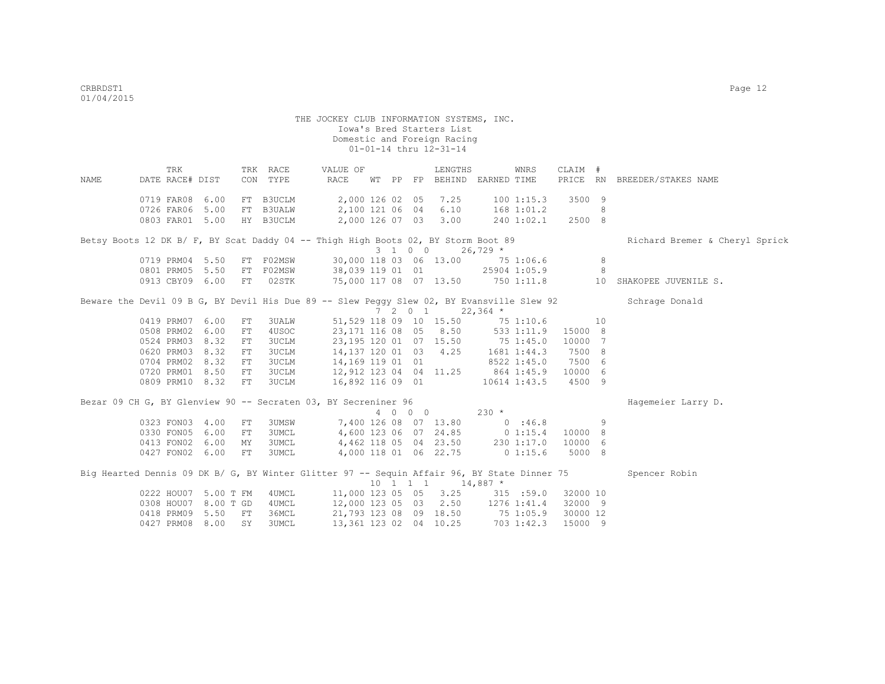THE JOCKEY CLUB INFORMATION SYSTEMS, INC.
Iowa's Bred Starters List
Domestic and Foreign Racing
01-01-14 thru 12-31-14

| NAME | TRK DATE | RACE# | DIST | TRK CON | RACE TYPE | VALUE OF RACE | WT | PP | FP | LENGTHS BEHIND | EARNED | WNRS TIME | CLAIM PRICE | # RN | BREEDER/STAKES NAME |
|---|---|---|---|---|---|---|---|---|---|---|---|---|---|---|---|
| | 0719 | FAR08 | 6.00 | FT | B3UCLM | 2,000 | 126 | 02 | 05 | 7.25 | 100 | 1:15.3 | 3500 | 9 | |
| | 0726 | FAR06 | 5.00 | FT | B3UALW | 2,100 | 121 | 06 | 04 | 6.10 | 168 | 1:01.2 | | 8 | |
| | 0803 | FAR01 | 5.00 | HY | B3UCLM | 2,000 | 126 | 07 | 03 | 3.00 | 240 | 1:02.1 | 2500 | 8 | |
| Betsy Boots 12 DK B/ F, BY Scat Daddy 04 -- Thigh High Boots 02, BY Storm Boot 89 | | | | | | | 3 | 1 | 0 0 | | 26,729 * | | | | Richard Bremer & Cheryl Sprick |
| | 0719 | PRM04 | 5.50 | FT | F02MSW | 30,000 | 118 | 03 | 06 | 13.00 | 75 | 1:06.6 | | 8 | |
| | 0801 | PRM05 | 5.50 | FT | F02MSW | 38,039 | 119 | 01 | 01 | | 25904 | 1:05.9 | | 8 | |
| | 0913 | CBY09 | 6.00 | FT | 02STK | 75,000 | 117 | 08 | 07 | 13.50 | 750 | 1:11.8 | | 10 | SHAKOPEE JUVENILE S. |
| Beware the Devil 09 B G, BY Devil His Due 89 -- Slew Peggy Slew 02, BY Evansville Slew 92 | | | | | | | 7 | 2 | 0 1 | | 22,364 * | | | | Schrage Donald |
| | 0419 | PRM07 | 6.00 | FT | 3UALW | 51,529 | 118 | 09 | 10 | 15.50 | 75 | 1:10.6 | | 10 | |
| | 0508 | PRM02 | 6.00 | FT | 4USOC | 23,171 | 116 | 08 | 05 | 8.50 | 533 | 1:11.9 | 15000 | 8 | |
| | 0524 | PRM03 | 8.32 | FT | 3UCLM | 23,195 | 120 | 01 | 07 | 15.50 | 75 | 1:45.0 | 10000 | 7 | |
| | 0620 | PRM03 | 8.32 | FT | 3UCLM | 14,137 | 120 | 01 | 03 | 4.25 | 1681 | 1:44.3 | 7500 | 8 | |
| | 0704 | PRM02 | 8.32 | FT | 3UCLM | 14,169 | 119 | 01 | 01 | | 8522 | 1:45.0 | 7500 | 6 | |
| | 0720 | PRM01 | 8.50 | FT | 3UCLM | 12,912 | 123 | 04 | 04 | 11.25 | 864 | 1:45.9 | 10000 | 6 | |
| | 0809 | PRM10 | 8.32 | FT | 3UCLM | 16,892 | 116 | 09 | 01 | | 10614 | 1:43.5 | 4500 | 9 | |
| Bezar 09 CH G, BY Glenview 90 -- Secraten 03, BY Secreniner 96 | | | | | | | 4 | 0 | 0 0 | | 230 * | | | | Hagemeier Larry D. |
| | 0323 | FON03 | 4.00 | FT | 3UMSW | 7,400 | 126 | 08 | 07 | 13.80 | 0 | :46.8 | | 9 | |
| | 0330 | FON05 | 6.00 | FT | 3UMCL | 4,600 | 123 | 06 | 07 | 24.85 | 0 | 1:15.4 | 10000 | 8 | |
| | 0413 | FON02 | 6.00 | MY | 3UMCL | 4,462 | 118 | 05 | 04 | 23.50 | 230 | 1:17.0 | 10000 | 6 | |
| | 0427 | FON02 | 6.00 | FT | 3UMCL | 4,000 | 118 | 01 | 06 | 22.75 | 0 | 1:15.6 | 5000 | 8 | |
| Big Hearted Dennis 09 DK B/ G, BY Winter Glitter 97 -- Sequin Affair 96, BY State Dinner 75 | | | | | | | 10 | 1 | 1 1 | | 14,887 * | | | | Spencer Robin |
| | 0222 | HOU07 | 5.00 T | FM | 4UMCL | 11,000 | 123 | 05 | 05 | 3.25 | 315 | :59.0 | 32000 | 10 | |
| | 0308 | HOU07 | 8.00 T | GD | 4UMCL | 12,000 | 123 | 05 | 03 | 2.50 | 1276 | 1:41.4 | 32000 | 9 | |
| | 0418 | PRM09 | 5.50 | FT | 36MCL | 21,793 | 123 | 08 | 09 | 18.50 | 75 | 1:05.9 | 30000 | 12 | |
| | 0427 | PRM08 | 8.00 | SY | 3UMCL | 13,361 | 123 | 02 | 04 | 10.25 | 703 | 1:42.3 | 15000 | 9 | |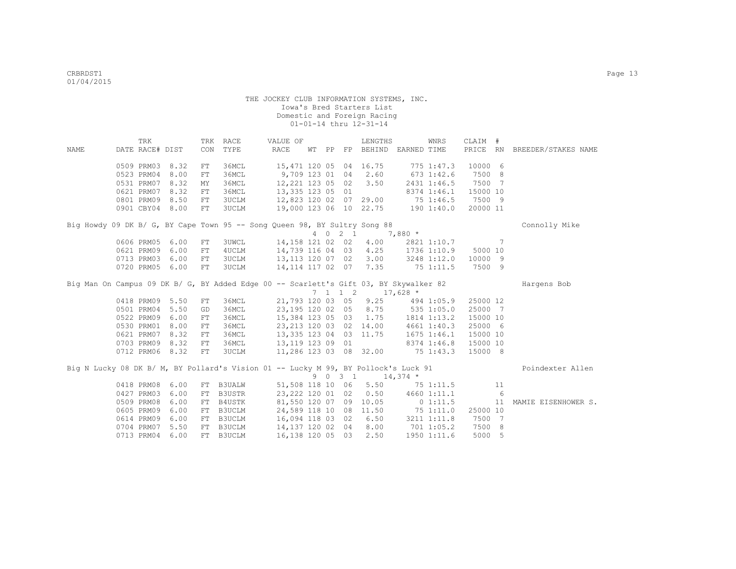THE JOCKEY CLUB INFORMATION SYSTEMS, INC.
Iowa's Bred Starters List
Domestic and Foreign Racing
01-01-14 thru 12-31-14

| NAME | TRK DATE | RACE# | DIST | TRK CON | RACE TYPE | VALUE OF RACE | WT | PP | FP | LENGTHS BEHIND | EARNED | WNRS TIME | CLAIM PRICE | # RN | BREEDER/STAKES NAME |
|---|---|---|---|---|---|---|---|---|---|---|---|---|---|---|---|
| | 0509 | PRM03 | 8.32 | FT | 36MCL | 15,471 | 120 | 05 | 04 | 16.75 | 775 | 1:47.3 | 10000 | 6 | |
| | 0523 | PRM04 | 8.00 | FT | 36MCL | 9,709 | 123 | 01 | 04 | 2.60 | 673 | 1:42.6 | 7500 | 8 | |
| | 0531 | PRM07 | 8.32 | MY | 36MCL | 12,221 | 123 | 05 | 02 | 3.50 | 2431 | 1:46.5 | 7500 | 7 | |
| | 0621 | PRM07 | 8.32 | FT | 36MCL | 13,335 | 123 | 05 | 01 | | 8374 | 1:46.1 | 15000 | 10 | |
| | 0801 | PRM09 | 8.50 | FT | 3UCLM | 12,823 | 120 | 02 | 07 | 29.00 | 75 | 1:46.5 | 7500 | 9 | |
| | 0901 | CBY04 | 8.00 | FT | 3UCLM | 19,000 | 123 | 06 | 10 | 22.75 | 190 | 1:40.0 | 20000 | 11 | |
| Big Howdy 09 DK B/ G, BY Cape Town 95 -- Song Queen 98, BY Sultry Song 88 | | | | | | | 4 | 0 2 1 | | | 7,880 * | | | | Connolly Mike |
| | 0606 | PRM05 | 6.00 | FT | 3UWCL | 14,158 | 121 | 02 | 02 | 4.00 | 2821 | 1:10.7 | | 7 | |
| | 0621 | PRM09 | 6.00 | FT | 4UCLM | 14,739 | 116 | 04 | 03 | 4.25 | 1736 | 1:10.9 | 5000 | 10 | |
| | 0713 | PRM03 | 6.00 | FT | 3UCLM | 13,113 | 120 | 07 | 02 | 3.00 | 3248 | 1:12.0 | 10000 | 9 | |
| | 0720 | PRM05 | 6.00 | FT | 3UCLM | 14,114 | 117 | 02 | 07 | 7.35 | 75 | 1:11.5 | 7500 | 9 | |
| Big Man On Campus 09 DK B/ G, BY Added Edge 00 -- Scarlett's Gift 03, BY Skywalker 82 | | | | | | | 7 | 1 1 2 | | | 17,628 * | | | | Hargens Bob |
| | 0418 | PRM09 | 5.50 | FT | 36MCL | 21,793 | 120 | 03 | 05 | 9.25 | 494 | 1:05.9 | 25000 | 12 | |
| | 0501 | PRM04 | 5.50 | GD | 36MCL | 23,195 | 120 | 02 | 05 | 8.75 | 535 | 1:05.0 | 25000 | 7 | |
| | 0522 | PRM09 | 6.00 | FT | 36MCL | 15,384 | 123 | 05 | 03 | 1.75 | 1814 | 1:13.2 | 15000 | 10 | |
| | 0530 | PRM01 | 8.00 | FT | 36MCL | 23,213 | 120 | 03 | 02 | 14.00 | 4661 | 1:40.3 | 25000 | 6 | |
| | 0621 | PRM07 | 8.32 | FT | 36MCL | 13,335 | 123 | 04 | 03 | 11.75 | 1675 | 1:46.1 | 15000 | 10 | |
| | 0703 | PRM09 | 8.32 | FT | 36MCL | 13,119 | 123 | 09 | 01 | | 8374 | 1:46.8 | 15000 | 10 | |
| | 0712 | PRM06 | 8.32 | FT | 3UCLM | 11,286 | 123 | 03 | 08 | 32.00 | 75 | 1:43.3 | 15000 | 8 | |
| Big N Lucky 08 DK B/ M, BY Pollard's Vision 01 -- Lucky M 99, BY Pollock's Luck 91 | | | | | | | 9 | 0 3 1 | | | 14,374 * | | | | Poindexter Allen |
| | 0418 | PRM08 | 6.00 | FT | B3UALW | 51,508 | 118 | 10 | 06 | 5.50 | 75 | 1:11.5 | | 11 | |
| | 0427 | PRM03 | 6.00 | FT | B3USTR | 23,222 | 120 | 01 | 02 | 0.50 | 4660 | 1:11.1 | | 6 | |
| | 0509 | PRM08 | 6.00 | FT | B4USTK | 81,550 | 120 | 07 | 09 | 10.05 | 0 | 1:11.5 | | 11 | MAMIE EISENHOWER S. |
| | 0605 | PRM09 | 6.00 | FT | B3UCLM | 24,589 | 118 | 10 | 08 | 11.50 | 75 | 1:11.0 | 25000 | 10 | |
| | 0614 | PRM09 | 6.00 | FT | B3UCLM | 16,094 | 118 | 03 | 02 | 6.50 | 3211 | 1:11.8 | 7500 | 7 | |
| | 0704 | PRM07 | 5.50 | FT | B3UCLM | 14,137 | 120 | 02 | 04 | 8.00 | 701 | 1:05.2 | 7500 | 8 | |
| | 0713 | PRM04 | 6.00 | FT | B3UCLM | 16,138 | 120 | 05 | 03 | 2.50 | 1950 | 1:11.6 | 5000 | 5 | |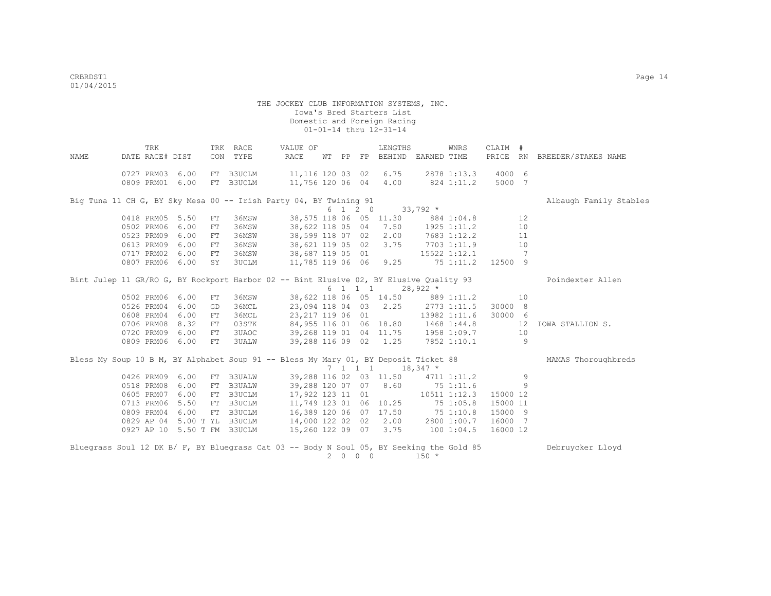THE JOCKEY CLUB INFORMATION SYSTEMS, INC.
Iowa's Bred Starters List
Domestic and Foreign Racing
01-01-14 thru 12-31-14

| NAME | TRK DATE | RACE# | DIST | TRK CON | RACE TYPE | VALUE OF RACE | WT | PP | FP | LENGTHS BEHIND | EARNED | WNRS TIME | CLAIM PRICE | # RN | BREEDER/STAKES NAME |
|---|---|---|---|---|---|---|---|---|---|---|---|---|---|---|---|
| | 0727 | PRM03 | 6.00 | FT | B3UCLM | 11,116 | 120 | 03 | 02 | 6.75 | 2878 | 1:13.3 | 4000 | 6 | |
| | 0809 | PRM01 | 6.00 | FT | B3UCLM | 11,756 | 120 | 06 | 04 | 4.00 | 824 | 1:11.2 | 5000 | 7 | |
| Big Tuna 11 CH G, BY Sky Mesa 00 -- Irish Party 04, BY Twining 91 | | | | | | | | | | | | | | | Albaugh Family Stables |
| | | | | | | | 6 | 1 | 2 0 | | 33,792 * | | | | |
| | 0418 | PRM05 | 5.50 | FT | 36MSW | 38,575 | 118 | 06 | 05 | 11.30 | 884 | 1:04.8 | | 12 | |
| | 0502 | PRM06 | 6.00 | FT | 36MSW | 38,622 | 118 | 05 | 04 | 7.50 | 1925 | 1:11.2 | | 10 | |
| | 0523 | PRM09 | 6.00 | FT | 36MSW | 38,599 | 118 | 07 | 02 | 2.00 | 7683 | 1:12.2 | | 11 | |
| | 0613 | PRM09 | 6.00 | FT | 36MSW | 38,621 | 119 | 05 | 02 | 3.75 | 7703 | 1:11.9 | | 10 | |
| | 0717 | PRM02 | 6.00 | FT | 36MSW | 38,687 | 119 | 05 | 01 | | 15522 | 1:12.1 | | 7 | |
| | 0807 | PRM06 | 6.00 | SY | 3UCLM | 11,785 | 119 | 06 | 06 | 9.25 | 75 | 1:11.2 | 12500 | 9 | |
| Bint Julep 11 GR/RO G, BY Rockport Harbor 02 -- Bint Elusive 02, BY Elusive Quality 93 | | | | | | | | | | | | | | | Poindexter Allen |
| | | | | | | | 6 | 1 | 1 1 | | 28,922 * | | | | |
| | 0502 | PRM06 | 6.00 | FT | 36MSW | 38,622 | 118 | 06 | 05 | 14.50 | 889 | 1:11.2 | | 10 | |
| | 0526 | PRM04 | 6.00 | GD | 36MCL | 23,094 | 118 | 04 | 03 | 2.25 | 2773 | 1:11.5 | 30000 | 8 | |
| | 0608 | PRM04 | 6.00 | FT | 36MCL | 23,217 | 119 | 06 | 01 | | 13982 | 1:11.6 | 30000 | 6 | |
| | 0706 | PRM08 | 8.32 | FT | 03STK | 84,955 | 116 | 01 | 06 | 18.80 | 1468 | 1:44.8 | | 12 | IOWA STALLION S. |
| | 0720 | PRM09 | 6.00 | FT | 3UAOC | 39,268 | 119 | 01 | 04 | 11.75 | 1958 | 1:09.7 | | 10 | |
| | 0809 | PRM06 | 6.00 | FT | 3UALW | 39,288 | 116 | 09 | 02 | 1.25 | 7852 | 1:10.1 | | 9 | |
| Bless My Soup 10 B M, BY Alphabet Soup 91 -- Bless My Mary 01, BY Deposit Ticket 88 | | | | | | | | | | | | | | | MAMAS Thoroughbreds |
| | | | | | | | 7 | 1 | 1 1 | | 18,347 * | | | | |
| | 0426 | PRM09 | 6.00 | FT | B3UALW | 39,288 | 116 | 02 | 03 | 11.50 | 4711 | 1:11.2 | | 9 | |
| | 0518 | PRM08 | 6.00 | FT | B3UALW | 39,288 | 120 | 07 | 07 | 8.60 | 75 | 1:11.6 | | 9 | |
| | 0605 | PRM07 | 6.00 | FT | B3UCLM | 17,922 | 123 | 11 | 01 | | 10511 | 1:12.3 | 15000 | 12 | |
| | 0713 | PRM06 | 5.50 | FT | B3UCLM | 11,749 | 123 | 01 | 06 | 10.25 | 75 | 1:05.8 | 15000 | 11 | |
| | 0809 | PRM04 | 6.00 | FT | B3UCLM | 16,389 | 120 | 06 | 07 | 17.50 | 75 | 1:10.8 | 15000 | 9 | |
| | 0829 | AP 04 | 5.00 T | YL | B3UCLM | 14,000 | 122 | 02 | 02 | 2.00 | 2800 | 1:00.7 | 16000 | 7 | |
| | 0927 | AP 10 | 5.50 T | FM | B3UCLM | 15,260 | 122 | 09 | 07 | 3.75 | 100 | 1:04.5 | 16000 | 12 | |
| Bluegrass Soul 12 DK B/ F, BY Bluegrass Cat 03 -- Body N Soul 05, BY Seeking the Gold 85 | | | | | | | | | | | | | | | Debruycker Lloyd |
| | | | | | | | 2 | 0 | 0 0 | | 150 * | | | | |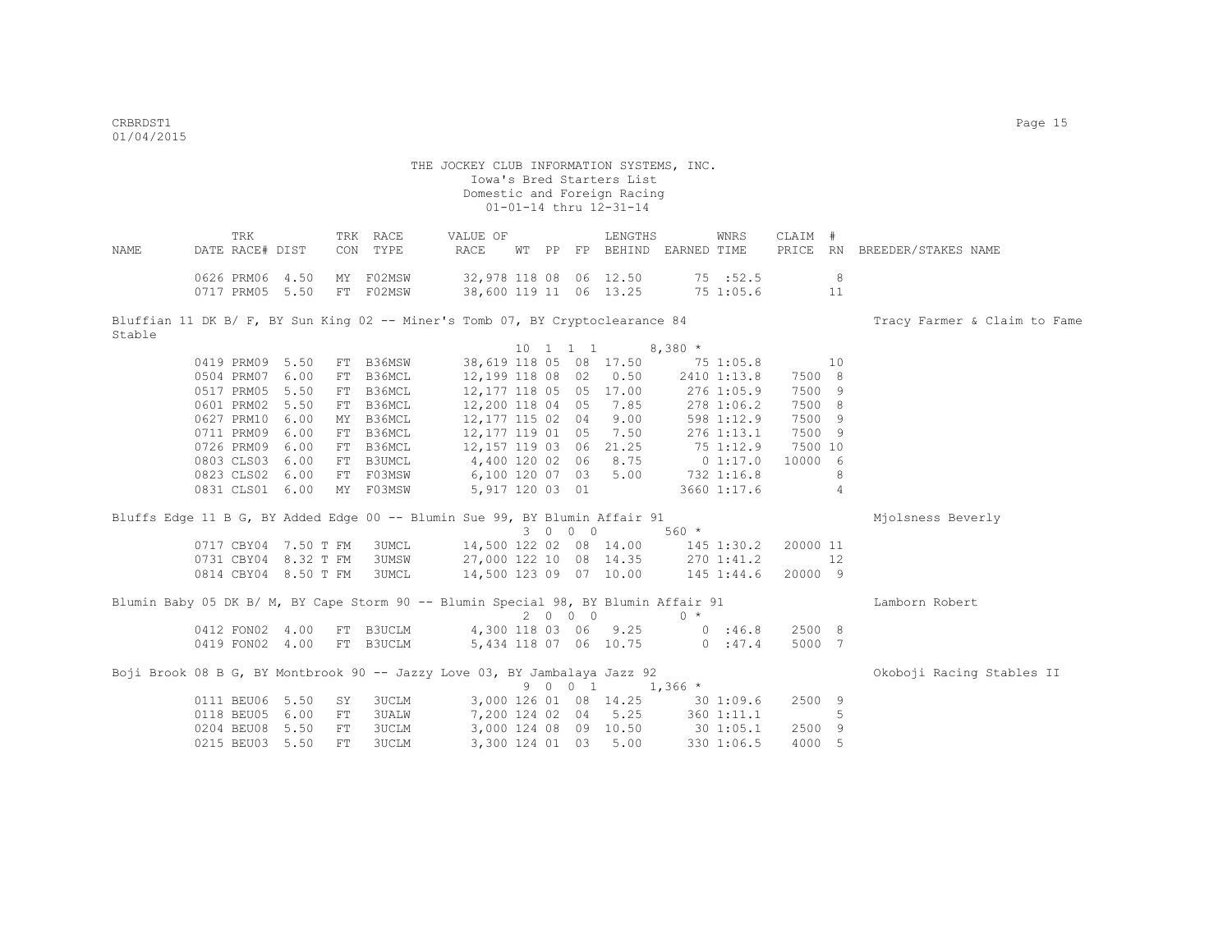THE JOCKEY CLUB INFORMATION SYSTEMS, INC.
Iowa's Bred Starters List
Domestic and Foreign Racing
01-01-14 thru 12-31-14

| NAME | DATE | TRK RACE# | DIST | TRK CON | RACE TYPE | VALUE OF RACE | WT | PP | FP | LENGTHS BEHIND | EARNED | WNRS TIME | CLAIM PRICE | # RN | BREEDER/STAKES NAME |
|---|---|---|---|---|---|---|---|---|---|---|---|---|---|---|---|
| | 0626 | PRM06 | 4.50 | MY | F02MSW | 32,978 | 118 | 08 | 06 | 12.50 | 75 | :52.5 | | 8 | |
| | 0717 | PRM05 | 5.50 | FT | F02MSW | 38,600 | 119 | 11 | 06 | 13.25 | 75 | 1:05.6 | | 11 | |
| Bluffian 11 DK B/ F, BY Sun King 02 -- Miner's Tomb 07, BY Cryptoclearance 84 | | | | | | | | | | | | | | | Tracy Farmer & Claim to Fame Stable |
| | | | | | | 10 1 1 1 | | | | | 8,380 * | | | | |
| | 0419 | PRM09 | 5.50 | FT | B36MSW | 38,619 | 118 | 05 | 08 | 17.50 | 75 | 1:05.8 | | 10 | |
| | 0504 | PRM07 | 6.00 | FT | B36MCL | 12,199 | 118 | 08 | 02 | 0.50 | 2410 | 1:13.8 | 7500 | 8 | |
| | 0517 | PRM05 | 5.50 | FT | B36MCL | 12,177 | 118 | 05 | 05 | 17.00 | 276 | 1:05.9 | 7500 | 9 | |
| | 0601 | PRM02 | 5.50 | FT | B36MCL | 12,200 | 118 | 04 | 05 | 7.85 | 278 | 1:06.2 | 7500 | 8 | |
| | 0627 | PRM10 | 6.00 | MY | B36MCL | 12,177 | 115 | 02 | 04 | 9.00 | 598 | 1:12.9 | 7500 | 9 | |
| | 0711 | PRM09 | 6.00 | FT | B36MCL | 12,177 | 119 | 01 | 05 | 7.50 | 276 | 1:13.1 | 7500 | 9 | |
| | 0726 | PRM09 | 6.00 | FT | B36MCL | 12,157 | 119 | 03 | 06 | 21.25 | 75 | 1:12.9 | 7500 | 10 | |
| | 0803 | CLS03 | 6.00 | FT | B3UMCL | 4,400 | 120 | 02 | 06 | 8.75 | 0 | 1:17.0 | 10000 | 6 | |
| | 0823 | CLS02 | 6.00 | FT | F03MSW | 6,100 | 120 | 07 | 03 | 5.00 | 732 | 1:16.8 | | 8 | |
| | 0831 | CLS01 | 6.00 | MY | F03MSW | 5,917 | 120 | 03 | 01 | | 3660 | 1:17.6 | | 4 | |
| Bluffs Edge 11 B G, BY Added Edge 00 -- Blumin Sue 99, BY Blumin Affair 91 | | | | | | | | | | | | | | | Mjolsness Beverly |
| | | | | | | 3 0 0 0 | | | | | 560 * | | | | |
| | 0717 | CBY04 | 7.50 T | FM | 3UMCL | 14,500 | 122 | 02 | 08 | 14.00 | 145 | 1:30.2 | 20000 | 11 | |
| | 0731 | CBY04 | 8.32 T | FM | 3UMSW | 27,000 | 122 | 10 | 08 | 14.35 | 270 | 1:41.2 | | 12 | |
| | 0814 | CBY04 | 8.50 T | FM | 3UMCL | 14,500 | 123 | 09 | 07 | 10.00 | 145 | 1:44.6 | 20000 | 9 | |
| Blumin Baby 05 DK B/ M, BY Cape Storm 90 -- Blumin Special 98, BY Blumin Affair 91 | | | | | | | | | | | | | | | Lamborn Robert |
| | | | | | | 2 0 0 0 | | | | | 0 * | | | | |
| | 0412 | FON02 | 4.00 | FT | B3UCLM | 4,300 | 118 | 03 | 06 | 9.25 | 0 | :46.8 | 2500 | 8 | |
| | 0419 | FON02 | 4.00 | FT | B3UCLM | 5,434 | 118 | 07 | 06 | 10.75 | 0 | :47.4 | 5000 | 7 | |
| Boji Brook 08 B G, BY Montbrook 90 -- Jazzy Love 03, BY Jambalaya Jazz 92 | | | | | | | | | | | | | | | Okoboji Racing Stables II |
| | | | | | | 9 0 0 1 | | | | | 1,366 * | | | | |
| | 0111 | BEU06 | 5.50 | SY | 3UCLM | 3,000 | 126 | 01 | 08 | 14.25 | 30 | 1:09.6 | 2500 | 9 | |
| | 0118 | BEU05 | 6.00 | FT | 3UALW | 7,200 | 124 | 02 | 04 | 5.25 | 360 | 1:11.1 | | 5 | |
| | 0204 | BEU08 | 5.50 | FT | 3UCLM | 3,000 | 124 | 08 | 09 | 10.50 | 30 | 1:05.1 | 2500 | 9 | |
| | 0215 | BEU03 | 5.50 | FT | 3UCLM | 3,300 | 124 | 01 | 03 | 5.00 | 330 | 1:06.5 | 4000 | 5 | |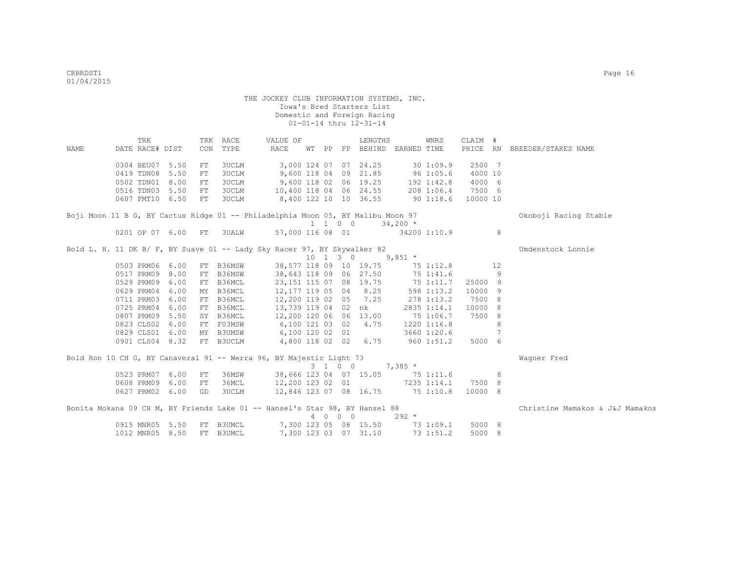THE JOCKEY CLUB INFORMATION SYSTEMS, INC.
Iowa's Bred Starters List
Domestic and Foreign Racing
01-01-14 thru 12-31-14

| NAME | TRK DATE | RACE# | DIST | TRK CON | RACE TYPE | VALUE OF RACE | WT | PP | FP | LENGTHS BEHIND | EARNED | WNRS TIME | CLAIM PRICE | # RN | BREEDER/STAKES NAME |
|---|---|---|---|---|---|---|---|---|---|---|---|---|---|---|---|
| | 0304 | BEU07 | 5.50 | FT | 3UCLM | 3,000 | 124 | 07 | 07 | 24.25 | 30 | 1:09.9 | 2500 | 7 | |
| | 0419 | TDN08 | 5.50 | FT | 3UCLM | 9,600 | 118 | 04 | 09 | 21.85 | 96 | 1:05.6 | 4000 | 10 | |
| | 0502 | TDN01 | 8.00 | FT | 3UCLM | 9,600 | 118 | 02 | 06 | 19.25 | 192 | 1:42.8 | 4000 | 6 | |
| | 0516 | TDN03 | 5.50 | FT | 3UCLM | 10,400 | 118 | 04 | 06 | 24.55 | 208 | 1:06.4 | 7500 | 6 | |
| | 0607 | FMT10 | 6.50 | FT | 3UCLM | 8,400 | 122 | 10 | 10 | 36.55 | 90 | 1:18.6 | 10000 | 10 | |
| Boji Moon 11 B G, BY Cactus Ridge 01 -- Philadelphia Moon 05, BY Malibu Moon 97 | | | | | | | | | | | | | | | Okoboji Racing Stable |
| | | | | | | 1 1 0 0 | | | | | 34,200 * | | | | |
| | 0201 | OP 07 | 6.00 | FT | 3UALW | 57,000 | 116 | 08 | 01 | | 34200 | 1:10.9 | | 8 | |
| Bold L. H. 11 DK B/ F, BY Suave 01 -- Lady Sky Racer 97, BY Skywalker 82 | | | | | | | | | | | | | | | Umdenstock Lonnie |
| | | | | | | 10 1 3 0 | | | | | 9,851 * | | | | |
| | 0503 | PRM06 | 6.00 | FT | B36MSW | 38,577 | 118 | 09 | 10 | 19.75 | 75 | 1:12.8 | | 12 | |
| | 0517 | PRM09 | 8.00 | FT | B36MSW | 38,643 | 118 | 09 | 06 | 27.50 | 75 | 1:41.6 | | 9 | |
| | 0529 | PRM09 | 6.00 | FT | B36MCL | 23,151 | 115 | 07 | 08 | 19.75 | 75 | 1:11.7 | 25000 | 9 | |
| | 0629 | PRM04 | 6.00 | MY | B36MCL | 12,177 | 119 | 05 | 04 | 8.25 | 598 | 1:13.2 | 10000 | 9 | |
| | 0711 | PRM03 | 6.00 | FT | B36MCL | 12,200 | 119 | 02 | 05 | 7.25 | 278 | 1:13.2 | 7500 | 8 | |
| | 0725 | PRM04 | 6.00 | FT | B36MCL | 13,739 | 119 | 04 | 02 | nk | 2835 | 1:14.1 | 10000 | 8 | |
| | 0807 | PRM09 | 5.50 | SY | B36MCL | 12,200 | 120 | 06 | 06 | 13.00 | 75 | 1:06.7 | 7500 | 8 | |
| | 0823 | CLS02 | 6.00 | FT | F03MSW | 6,100 | 121 | 03 | 02 | 4.75 | 1220 | 1:16.8 | | 8 | |
| | 0829 | CLS01 | 6.00 | MY | B3UMSW | 6,100 | 120 | 02 | 01 | | 3660 | 1:20.6 | | 7 | |
| | 0901 | CLS04 | 8.32 | FT | B3UCLM | 4,800 | 118 | 02 | 02 | 6.75 | 960 | 1:51.2 | 5000 | 6 | |
| Bold Ron 10 CH G, BY Canaveral 91 -- Werra 96, BY Majestic Light 73 | | | | | | | | | | | | | | | Wagner Fred |
| | | | | | | 3 1 0 0 | | | | | 7,385 * | | | | |
| | 0523 | PRM07 | 6.00 | FT | 36MSW | 38,666 | 123 | 04 | 07 | 15.05 | 75 | 1:11.6 | | 8 | |
| | 0608 | PRM09 | 6.00 | FT | 36MCL | 12,200 | 123 | 02 | 01 | | 7235 | 1:14.1 | 7500 | 8 | |
| | 0627 | PRM02 | 6.00 | GD | 3UCLM | 12,846 | 123 | 07 | 08 | 16.75 | 75 | 1:10.8 | 10000 | 8 | |
| Bonita Mokana 09 CH M, BY Friends Lake 01 -- Hansel's Star 98, BY Hansel 88 | | | | | | | | | | | | | | | Christine Mamakos & J&J Mamakos |
| | | | | | | 4 0 0 0 | | | | | 292 * | | | | |
| | 0915 | MNR05 | 5.50 | FT | B3UMCL | 7,300 | 123 | 05 | 08 | 15.50 | 73 | 1:09.1 | 5000 | 8 | |
| | 1012 | MNR05 | 8.50 | FT | B3UMCL | 7,300 | 123 | 03 | 07 | 31.10 | 73 | 1:51.2 | 5000 | 8 | |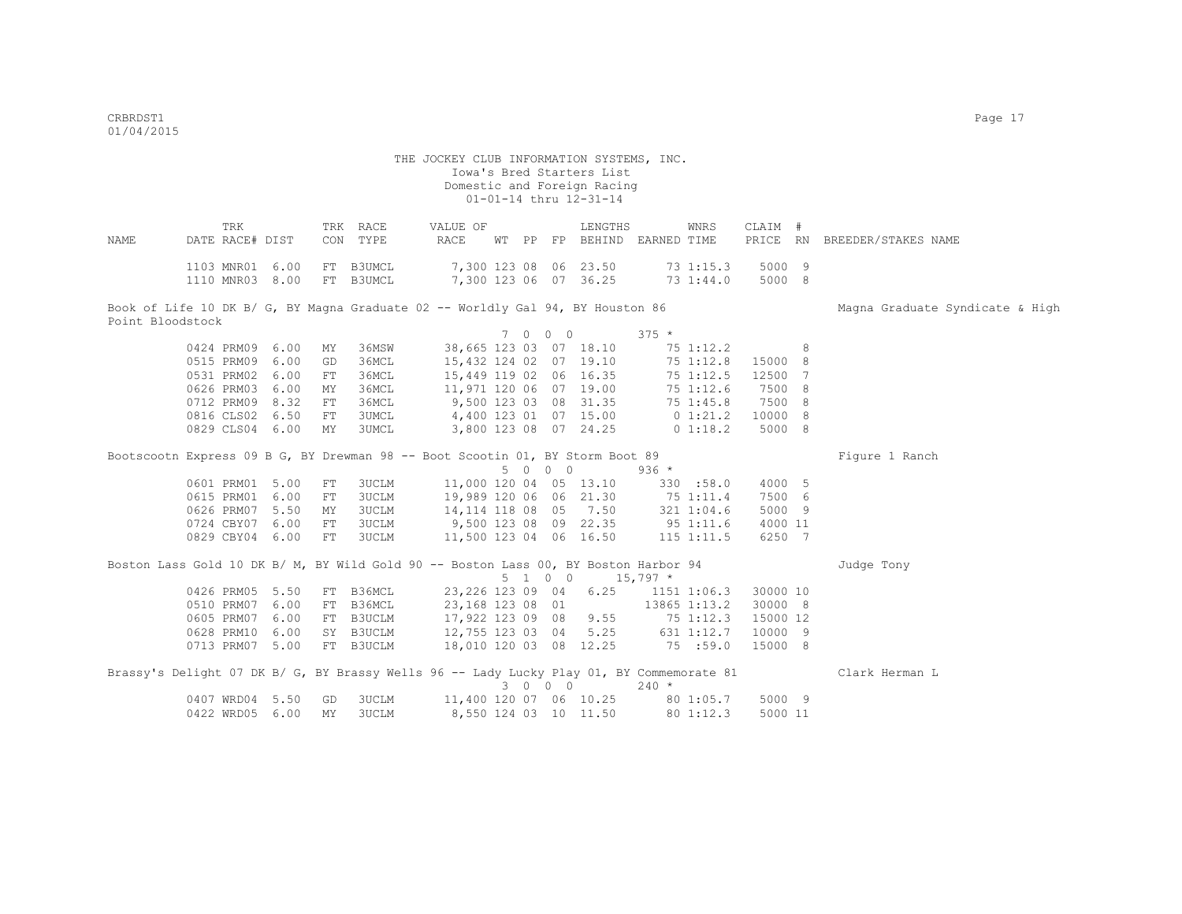THE JOCKEY CLUB INFORMATION SYSTEMS, INC.
Iowa's Bred Starters List
Domestic and Foreign Racing
01-01-14 thru 12-31-14

| NAME | TRK DATE | RACE# | DIST | TRK CON | RACE TYPE | VALUE OF RACE | WT | PP | FP | LENGTHS BEHIND | EARNED | WNRS TIME | CLAIM PRICE | # RN | BREEDER/STAKES NAME |
|---|---|---|---|---|---|---|---|---|---|---|---|---|---|---|---|
| | 1103 | MNR01 | 6.00 | FT | B3UMCL | 7,300 | 123 | 08 | 06 | 23.50 | 73 | 1:15.3 | 5000 | 9 | |
| | 1110 | MNR03 | 8.00 | FT | B3UMCL | 7,300 | 123 | 06 | 07 | 36.25 | 73 | 1:44.0 | 5000 | 8 | |
| Book of Life 10 DK B/ G, BY Magna Graduate 02 -- Worldly Gal 94, BY Houston 86 | | | | | | | | | | | | | | | Magna Graduate Syndicate & High Point Bloodstock |
| | | | | | | | 7 | 0 0 0 | | | 375 * | | | | |
| | 0424 | PRM09 | 6.00 | MY | 36MSW | 38,665 | 123 | 03 | 07 | 18.10 | 75 | 1:12.2 | | 8 | |
| | 0515 | PRM09 | 6.00 | GD | 36MCL | 15,432 | 124 | 02 | 07 | 19.10 | 75 | 1:12.8 | 15000 | 8 | |
| | 0531 | PRM02 | 6.00 | FT | 36MCL | 15,449 | 119 | 02 | 06 | 16.35 | 75 | 1:12.5 | 12500 | 7 | |
| | 0626 | PRM03 | 6.00 | MY | 36MCL | 11,971 | 120 | 06 | 07 | 19.00 | 75 | 1:12.6 | 7500 | 8 | |
| | 0712 | PRM09 | 8.32 | FT | 36MCL | 9,500 | 123 | 03 | 08 | 31.35 | 75 | 1:45.8 | 7500 | 8 | |
| | 0816 | CLS02 | 6.50 | FT | 3UMCL | 4,400 | 123 | 01 | 07 | 15.00 | 0 | 1:21.2 | 10000 | 8 | |
| | 0829 | CLS04 | 6.00 | MY | 3UMCL | 3,800 | 123 | 08 | 07 | 24.25 | 0 | 1:18.2 | 5000 | 8 | |
| Bootscootn Express 09 B G, BY Drewman 98 -- Boot Scootin 01, BY Storm Boot 89 | | | | | | | | | | | | | | | Figure 1 Ranch |
| | | | | | | | 5 | 0 0 0 | | | 936 * | | | | |
| | 0601 | PRM01 | 5.00 | FT | 3UCLM | 11,000 | 120 | 04 | 05 | 13.10 | 330 | :58.0 | 4000 | 5 | |
| | 0615 | PRM01 | 6.00 | FT | 3UCLM | 19,989 | 120 | 06 | 06 | 21.30 | 75 | 1:11.4 | 7500 | 6 | |
| | 0626 | PRM07 | 5.50 | MY | 3UCLM | 14,114 | 118 | 08 | 05 | 7.50 | 321 | 1:04.6 | 5000 | 9 | |
| | 0724 | CBY07 | 6.00 | FT | 3UCLM | 9,500 | 123 | 08 | 09 | 22.35 | 95 | 1:11.6 | 4000 | 11 | |
| | 0829 | CBY04 | 6.00 | FT | 3UCLM | 11,500 | 123 | 04 | 06 | 16.50 | 115 | 1:11.5 | 6250 | 7 | |
| Boston Lass Gold 10 DK B/ M, BY Wild Gold 90 -- Boston Lass 00, BY Boston Harbor 94 | | | | | | | | | | | | | | | Judge Tony |
| | | | | | | | 5 | 1 0 0 | | | 15,797 * | | | | |
| | 0426 | PRM05 | 5.50 | FT | B36MCL | 23,226 | 123 | 09 | 04 | 6.25 | 1151 | 1:06.3 | 30000 | 10 | |
| | 0510 | PRM07 | 6.00 | FT | B36MCL | 23,168 | 123 | 08 | 01 | | 13865 | 1:13.2 | 30000 | 8 | |
| | 0605 | PRM07 | 6.00 | FT | B3UCLM | 17,922 | 123 | 09 | 08 | 9.55 | 75 | 1:12.3 | 15000 | 12 | |
| | 0628 | PRM10 | 6.00 | SY | B3UCLM | 12,755 | 123 | 03 | 04 | 5.25 | 631 | 1:12.7 | 10000 | 9 | |
| | 0713 | PRM07 | 5.00 | FT | B3UCLM | 18,010 | 120 | 03 | 08 | 12.25 | 75 | :59.0 | 15000 | 8 | |
| Brassy's Delight 07 DK B/ G, BY Brassy Wells 96 -- Lady Lucky Play 01, BY Commemorate 81 | | | | | | | | | | | | | | | Clark Herman L |
| | | | | | | | 3 | 0 0 0 | | | 240 * | | | | |
| | 0407 | WRD04 | 5.50 | GD | 3UCLM | 11,400 | 120 | 07 | 06 | 10.25 | 80 | 1:05.7 | 5000 | 9 | |
| | 0422 | WRD05 | 6.00 | MY | 3UCLM | 8,550 | 124 | 03 | 10 | 11.50 | 80 | 1:12.3 | 5000 | 11 | |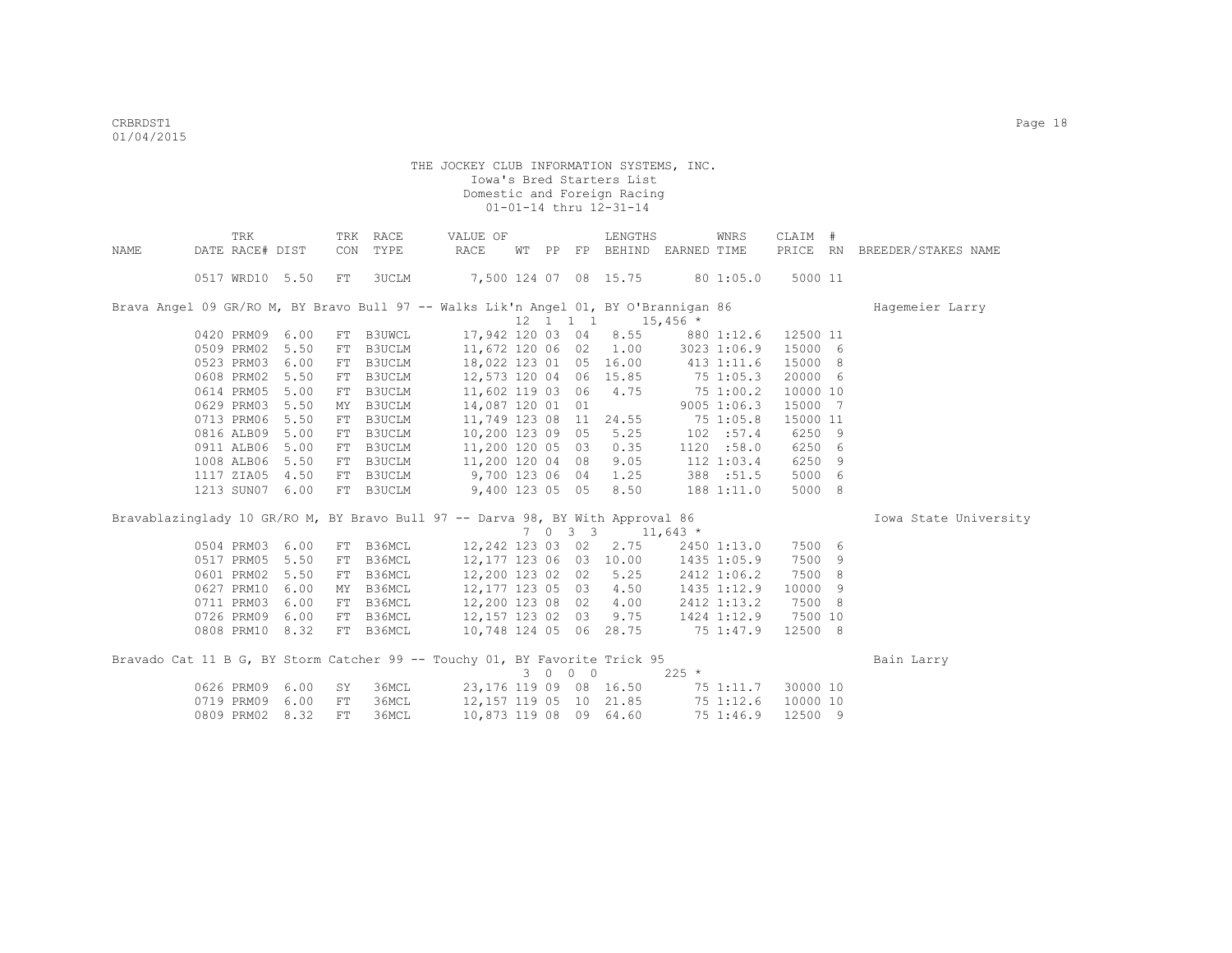THE JOCKEY CLUB INFORMATION SYSTEMS, INC.
Iowa's Bred Starters List
Domestic and Foreign Racing
01-01-14 thru 12-31-14

| NAME | TRK DATE | RACE# | DIST | TRK CON | RACE TYPE | VALUE OF RACE | WT | PP | FP | LENGTHS BEHIND | EARNED | WNRS TIME | CLAIM PRICE | # RN | BREEDER/STAKES NAME |
|---|---|---|---|---|---|---|---|---|---|---|---|---|---|---|---|
| | 0517 | WRD10 | 5.50 | FT | 3UCLM | 7,500 | 124 | 07 | 08 | 15.75 | 80 | 1:05.0 | 5000 | 11 | |
| Brava Angel 09 GR/RO M, BY Bravo Bull 97 -- Walks Lik'n Angel 01, BY O'Brannigan 86 | | | | | | | 12 | 1 1 | 1 | | 15,456 * | | | | Hagemeier Larry |
| | 0420 | PRM09 | 6.00 | FT | B3UWCL | 17,942 | 120 | 03 | 04 | 8.55 | 880 | 1:12.6 | 12500 | 11 | |
| | 0509 | PRM02 | 5.50 | FT | B3UCLM | 11,672 | 120 | 06 | 02 | 1.00 | 3023 | 1:06.9 | 15000 | 6 | |
| | 0523 | PRM03 | 6.00 | FT | B3UCLM | 18,022 | 123 | 01 | 05 | 16.00 | 413 | 1:11.6 | 15000 | 8 | |
| | 0608 | PRM02 | 5.50 | FT | B3UCLM | 12,573 | 120 | 04 | 06 | 15.85 | 75 | 1:05.3 | 20000 | 6 | |
| | 0614 | PRM05 | 5.00 | FT | B3UCLM | 11,602 | 119 | 03 | 06 | 4.75 | 75 | 1:00.2 | 10000 | 10 | |
| | 0629 | PRM03 | 5.50 | MY | B3UCLM | 14,087 | 120 | 01 | 01 | | 9005 | 1:06.3 | 15000 | 7 | |
| | 0713 | PRM06 | 5.50 | FT | B3UCLM | 11,749 | 123 | 08 | 11 | 24.55 | 75 | 1:05.8 | 15000 | 11 | |
| | 0816 | ALB09 | 5.00 | FT | B3UCLM | 10,200 | 123 | 09 | 05 | 5.25 | 102 | :57.4 | 6250 | 9 | |
| | 0911 | ALB06 | 5.00 | FT | B3UCLM | 11,200 | 120 | 05 | 03 | 0.35 | 1120 | :58.0 | 6250 | 6 | |
| | 1008 | ALB06 | 5.50 | FT | B3UCLM | 11,200 | 120 | 04 | 08 | 9.05 | 112 | 1:03.4 | 6250 | 9 | |
| | 1117 | ZIA05 | 4.50 | FT | B3UCLM | 9,700 | 123 | 06 | 04 | 1.25 | 388 | :51.5 | 5000 | 6 | |
| | 1213 | SUN07 | 6.00 | FT | B3UCLM | 9,400 | 123 | 05 | 05 | 8.50 | 188 | 1:11.0 | 5000 | 8 | |
| Bravablazinglady 10 GR/RO M, BY Bravo Bull 97 -- Darva 98, BY With Approval 86 | | | | | | | 7 | 0 3 | 3 | | 11,643 * | | | | Iowa State University |
| | 0504 | PRM03 | 6.00 | FT | B36MCL | 12,242 | 123 | 03 | 02 | 2.75 | 2450 | 1:13.0 | 7500 | 6 | |
| | 0517 | PRM05 | 5.50 | FT | B36MCL | 12,177 | 123 | 06 | 03 | 10.00 | 1435 | 1:05.9 | 7500 | 9 | |
| | 0601 | PRM02 | 5.50 | FT | B36MCL | 12,200 | 123 | 02 | 02 | 5.25 | 2412 | 1:06.2 | 7500 | 8 | |
| | 0627 | PRM10 | 6.00 | MY | B36MCL | 12,177 | 123 | 05 | 03 | 4.50 | 1435 | 1:12.9 | 10000 | 9 | |
| | 0711 | PRM03 | 6.00 | FT | B36MCL | 12,200 | 123 | 08 | 02 | 4.00 | 2412 | 1:13.2 | 7500 | 8 | |
| | 0726 | PRM09 | 6.00 | FT | B36MCL | 12,157 | 123 | 02 | 03 | 9.75 | 1424 | 1:12.9 | 7500 | 10 | |
| | 0808 | PRM10 | 8.32 | FT | B36MCL | 10,748 | 124 | 05 | 06 | 28.75 | 75 | 1:47.9 | 12500 | 8 | |
| Bravado Cat 11 B G, BY Storm Catcher 99 -- Touchy 01, BY Favorite Trick 95 | | | | | | | 3 | 0 0 | 0 | | 225 * | | | | Bain Larry |
| | 0626 | PRM09 | 6.00 | SY | 36MCL | 23,176 | 119 | 09 | 08 | 16.50 | 75 | 1:11.7 | 30000 | 10 | |
| | 0719 | PRM09 | 6.00 | FT | 36MCL | 12,157 | 119 | 05 | 10 | 21.85 | 75 | 1:12.6 | 10000 | 10 | |
| | 0809 | PRM02 | 8.32 | FT | 36MCL | 10,873 | 119 | 08 | 09 | 64.60 | 75 | 1:46.9 | 12500 | 9 | |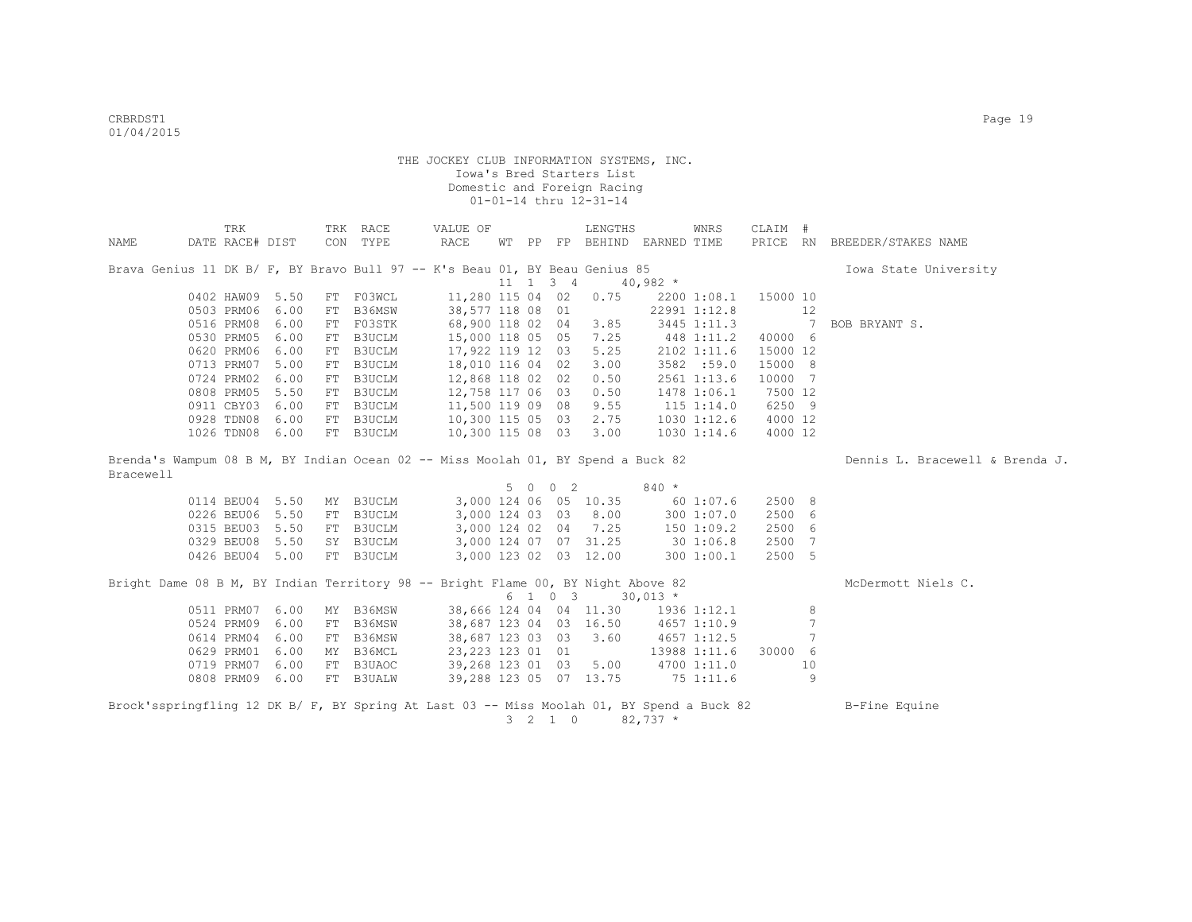THE JOCKEY CLUB INFORMATION SYSTEMS, INC.
Iowa's Bred Starters List
Domestic and Foreign Racing
01-01-14 thru 12-31-14

| NAME | TRK DATE | RACE# | DIST | TRK CON | RACE TYPE | VALUE OF RACE | WT | PP | FP | LENGTHS BEHIND | EARNED | WNRS TIME | CLAIM PRICE | # RN | BREEDER/STAKES NAME |
|---|---|---|---|---|---|---|---|---|---|---|---|---|---|---|---|
| Brava Genius 11 DK B/ F, BY Bravo Bull 97 -- K's Beau 01, BY Beau Genius 85 | | | | | | | | | | | | | | | Iowa State University |
| | | | | | | | 11 | 1 3 | 4 | | 40,982 * | | | | |
| | 0402 | HAW09 | 5.50 | FT | F03WCL | 11,280 | 115 | 04 | 02 | 0.75 | 2200 | 1:08.1 | 15000 | 10 | |
| | 0503 | PRM06 | 6.00 | FT | B36MSW | 38,577 | 118 | 08 | 01 | | 22991 | 1:12.8 | | 12 | |
| | 0516 | PRM08 | 6.00 | FT | F03STK | 68,900 | 118 | 02 | 04 | 3.85 | 3445 | 1:11.3 | | 7 | BOB BRYANT S. |
| | 0530 | PRM05 | 6.00 | FT | B3UCLM | 15,000 | 118 | 05 | 05 | 7.25 | 448 | 1:11.2 | 40000 | 6 | |
| | 0620 | PRM06 | 6.00 | FT | B3UCLM | 17,922 | 119 | 12 | 03 | 5.25 | 2102 | 1:11.6 | 15000 | 12 | |
| | 0713 | PRM07 | 5.00 | FT | B3UCLM | 18,010 | 116 | 04 | 02 | 3.00 | 3582 | :59.0 | 15000 | 8 | |
| | 0724 | PRM02 | 6.00 | FT | B3UCLM | 12,868 | 118 | 02 | 02 | 0.50 | 2561 | 1:13.6 | 10000 | 7 | |
| | 0808 | PRM05 | 5.50 | FT | B3UCLM | 12,758 | 117 | 06 | 03 | 0.50 | 1478 | 1:06.1 | 7500 | 12 | |
| | 0911 | CBY03 | 6.00 | FT | B3UCLM | 11,500 | 119 | 09 | 08 | 9.55 | 115 | 1:14.0 | 6250 | 9 | |
| | 0928 | TDN08 | 6.00 | FT | B3UCLM | 10,300 | 115 | 05 | 03 | 2.75 | 1030 | 1:12.6 | 4000 | 12 | |
| | 1026 | TDN08 | 6.00 | FT | B3UCLM | 10,300 | 115 | 08 | 03 | 3.00 | 1030 | 1:14.6 | 4000 | 12 | |
| Brenda's Wampum 08 B M, BY Indian Ocean 02 -- Miss Moolah 01, BY Spend a Buck 82 | | | | | | | | | | | | | | | Dennis L. Bracewell & Brenda J. Bracewell |
| | | | | | | | 5 | 0 0 | 2 | | 840 * | | | | |
| | 0114 | BEU04 | 5.50 | MY | B3UCLM | 3,000 | 124 | 06 | 05 | 10.35 | 60 | 1:07.6 | 2500 | 8 | |
| | 0226 | BEU06 | 5.50 | FT | B3UCLM | 3,000 | 124 | 03 | 03 | 8.00 | 300 | 1:07.0 | 2500 | 6 | |
| | 0315 | BEU03 | 5.50 | FT | B3UCLM | 3,000 | 124 | 02 | 04 | 7.25 | 150 | 1:09.2 | 2500 | 6 | |
| | 0329 | BEU08 | 5.50 | SY | B3UCLM | 3,000 | 124 | 07 | 07 | 31.25 | 30 | 1:06.8 | 2500 | 7 | |
| | 0426 | BEU04 | 5.00 | FT | B3UCLM | 3,000 | 123 | 02 | 03 | 12.00 | 300 | 1:00.1 | 2500 | 5 | |
| Bright Dame 08 B M, BY Indian Territory 98 -- Bright Flame 00, BY Night Above 82 | | | | | | | | | | | | | | | McDermott Niels C. |
| | | | | | | | 6 | 1 0 | 3 | | 30,013 * | | | | |
| | 0511 | PRM07 | 6.00 | MY | B36MSW | 38,666 | 124 | 04 | 04 | 11.30 | 1936 | 1:12.1 | | 8 | |
| | 0524 | PRM09 | 6.00 | FT | B36MSW | 38,687 | 123 | 04 | 03 | 16.50 | 4657 | 1:10.9 | | 7 | |
| | 0614 | PRM04 | 6.00 | FT | B36MSW | 38,687 | 123 | 03 | 03 | 3.60 | 4657 | 1:12.5 | | 7 | |
| | 0629 | PRM01 | 6.00 | MY | B36MCL | 23,223 | 123 | 01 | 01 | | 13988 | 1:11.6 | 30000 | 6 | |
| | 0719 | PRM07 | 6.00 | FT | B3UAOC | 39,268 | 123 | 01 | 03 | 5.00 | 4700 | 1:11.0 | | 10 | |
| | 0808 | PRM09 | 6.00 | FT | B3UALW | 39,288 | 123 | 05 | 07 | 13.75 | 75 | 1:11.6 | | 9 | |
| Brock'sspringfling 12 DK B/ F, BY Spring At Last 03 -- Miss Moolah 01, BY Spend a Buck 82 | | | | | | | | | | | | | | | B-Fine Equine |
| | | | | | | | 3 | 2 1 | 0 | | 82,737 * | | | | |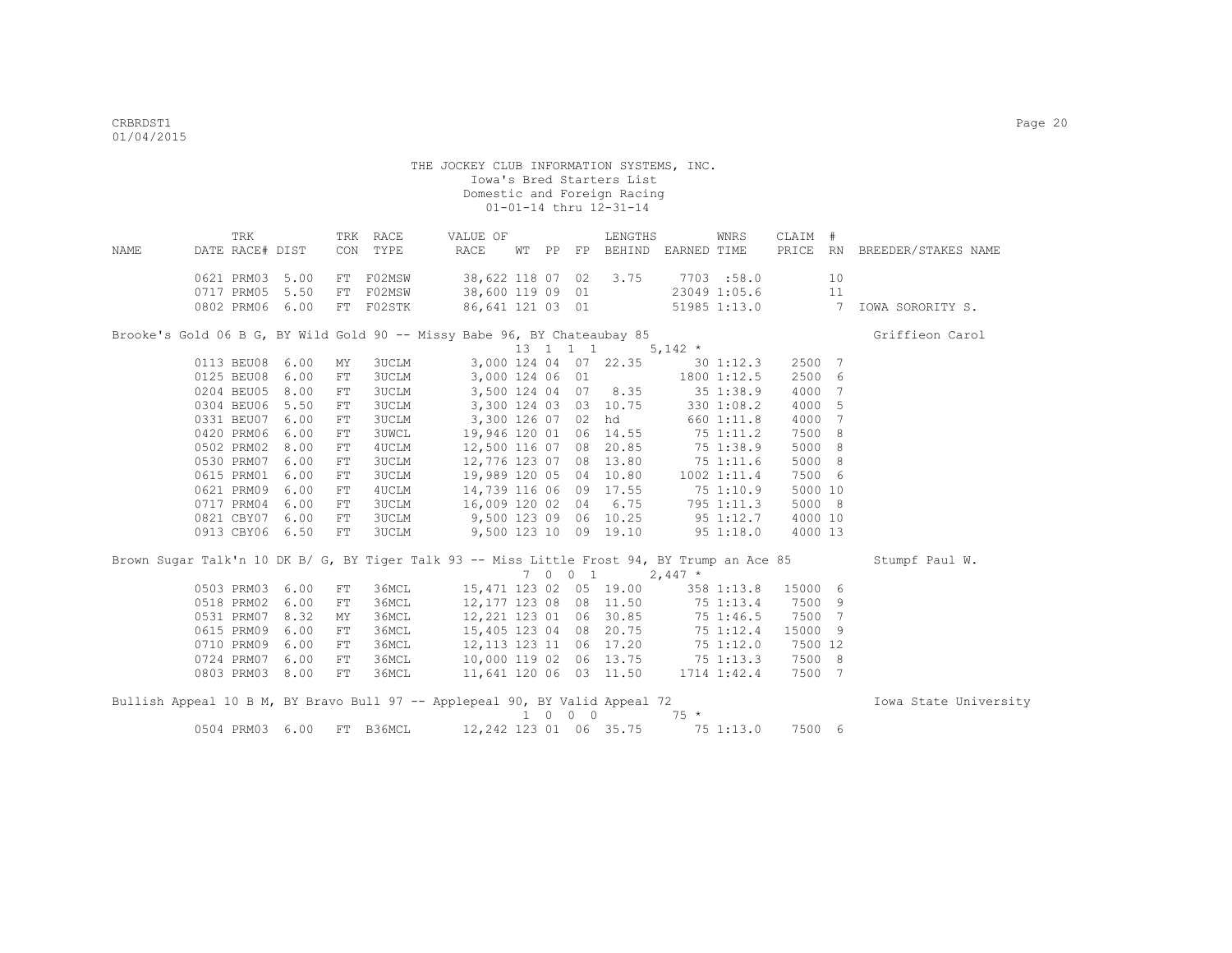THE JOCKEY CLUB INFORMATION SYSTEMS, INC.
Iowa's Bred Starters List
Domestic and Foreign Racing
01-01-14 thru 12-31-14

| NAME | TRK DATE | RACE# | DIST | TRK CON | RACE TYPE | VALUE OF RACE | WT | PP | FP | LENGTHS BEHIND | EARNED | WNRS TIME | CLAIM PRICE | # RN | BREEDER/STAKES NAME |
|---|---|---|---|---|---|---|---|---|---|---|---|---|---|---|---|
| | 0621 | PRM03 | 5.00 | FT | F02MSW | 38,622 | 118 | 07 | 02 | 3.75 | 7703 | :58.0 | | 10 | |
| | 0717 | PRM05 | 5.50 | FT | F02MSW | 38,600 | 119 | 09 | 01 | | 23049 | 1:05.6 | | 11 | |
| | 0802 | PRM06 | 6.00 | FT | F02STK | 86,641 | 121 | 03 | 01 | | 51985 | 1:13.0 | | 7 | IOWA SORORITY S. |
| Brooke's Gold 06 B G, BY Wild Gold 90 -- Missy Babe 96, BY Chateaubay 85 | | | | | | | 13 | 1 | 1 1 | | 5,142 * | | | | Griffieon Carol |
| | 0113 | BEU08 | 6.00 | MY | 3UCLM | 3,000 | 124 | 04 | 07 | 22.35 | 30 | 1:12.3 | 2500 | 7 | |
| | 0125 | BEU08 | 6.00 | FT | 3UCLM | 3,000 | 124 | 06 | 01 | | 1800 | 1:12.5 | 2500 | 6 | |
| | 0204 | BEU05 | 8.00 | FT | 3UCLM | 3,500 | 124 | 04 | 07 | 8.35 | 35 | 1:38.9 | 4000 | 7 | |
| | 0304 | BEU06 | 5.50 | FT | 3UCLM | 3,300 | 124 | 03 | 03 | 10.75 | 330 | 1:08.2 | 4000 | 5 | |
| | 0331 | BEU07 | 6.00 | FT | 3UCLM | 3,300 | 126 | 07 | 02 | hd | 660 | 1:11.8 | 4000 | 7 | |
| | 0420 | PRM06 | 6.00 | FT | 3UWCL | 19,946 | 120 | 01 | 06 | 14.55 | 75 | 1:11.2 | 7500 | 8 | |
| | 0502 | PRM02 | 8.00 | FT | 4UCLM | 12,500 | 116 | 07 | 08 | 20.85 | 75 | 1:38.9 | 5000 | 8 | |
| | 0530 | PRM07 | 6.00 | FT | 3UCLM | 12,776 | 123 | 07 | 08 | 13.80 | 75 | 1:11.6 | 5000 | 8 | |
| | 0615 | PRM01 | 6.00 | FT | 3UCLM | 19,989 | 120 | 05 | 04 | 10.80 | 1002 | 1:11.4 | 7500 | 6 | |
| | 0621 | PRM09 | 6.00 | FT | 4UCLM | 14,739 | 116 | 06 | 09 | 17.55 | 75 | 1:10.9 | 5000 | 10 | |
| | 0717 | PRM04 | 6.00 | FT | 3UCLM | 16,009 | 120 | 02 | 04 | 6.75 | 795 | 1:11.3 | 5000 | 8 | |
| | 0821 | CBY07 | 6.00 | FT | 3UCLM | 9,500 | 123 | 09 | 06 | 10.25 | 95 | 1:12.7 | 4000 | 10 | |
| | 0913 | CBY06 | 6.50 | FT | 3UCLM | 9,500 | 123 | 10 | 09 | 19.10 | 95 | 1:18.0 | 4000 | 13 | |
| Brown Sugar Talk'n 10 DK B/ G, BY Tiger Talk 93 -- Miss Little Frost 94, BY Trump an Ace 85 | | | | | | | 7 | 0 | 0 1 | | 2,447 * | | | | Stumpf Paul W. |
| | 0503 | PRM03 | 6.00 | FT | 36MCL | 15,471 | 123 | 02 | 05 | 19.00 | 358 | 1:13.8 | 15000 | 6 | |
| | 0518 | PRM02 | 6.00 | FT | 36MCL | 12,177 | 123 | 08 | 08 | 11.50 | 75 | 1:13.4 | 7500 | 9 | |
| | 0531 | PRM07 | 8.32 | MY | 36MCL | 12,221 | 123 | 01 | 06 | 30.85 | 75 | 1:46.5 | 7500 | 7 | |
| | 0615 | PRM09 | 6.00 | FT | 36MCL | 15,405 | 123 | 04 | 08 | 20.75 | 75 | 1:12.4 | 15000 | 9 | |
| | 0710 | PRM09 | 6.00 | FT | 36MCL | 12,113 | 123 | 11 | 06 | 17.20 | 75 | 1:12.0 | 7500 | 12 | |
| | 0724 | PRM07 | 6.00 | FT | 36MCL | 10,000 | 119 | 02 | 06 | 13.75 | 75 | 1:13.3 | 7500 | 8 | |
| | 0803 | PRM03 | 8.00 | FT | 36MCL | 11,641 | 120 | 06 | 03 | 11.50 | 1714 | 1:42.4 | 7500 | 7 | |
| Bullish Appeal 10 B M, BY Bravo Bull 97 -- Applepeal 90, BY Valid Appeal 72 | | | | | | | 1 | 0 | 0 0 | | 75 * | | | | Iowa State University |
| | 0504 | PRM03 | 6.00 | FT | B36MCL | 12,242 | 123 | 01 | 06 | 35.75 | 75 | 1:13.0 | 7500 | 6 | |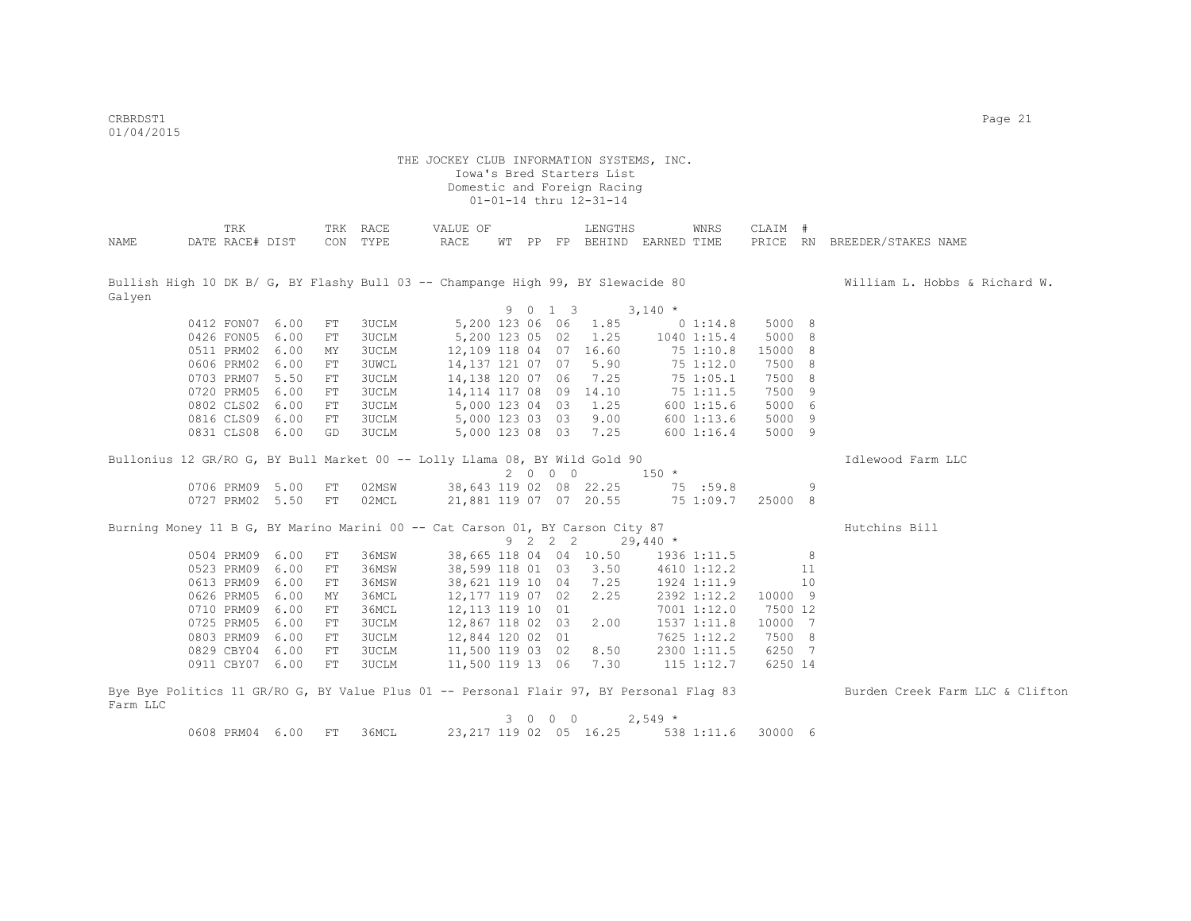THE JOCKEY CLUB INFORMATION SYSTEMS, INC.
Iowa's Bred Starters List
Domestic and Foreign Racing
01-01-14 thru 12-31-14

| NAME | TRK DATE | RACE# | DIST | TRK CON | RACE TYPE | VALUE OF RACE | WT | PP | FP | LENGTHS BEHIND | EARNED | WNRS TIME | CLAIM PRICE | # RN | BREEDER/STAKES NAME |
|---|---|---|---|---|---|---|---|---|---|---|---|---|---|---|---|
| Bullish High 10 DK B/ G, BY Flashy Bull 03 -- Champange High 99, BY Slewacide 80 | | | | | | | | | | | | | | | William L. Hobbs & Richard W. Galyen |
| | | | | | | | 9 | 0 1 | 3 | | 3,140 * | | | | |
| | 0412 | FON07 | 6.00 | FT | 3UCLM | 5,200 | 123 | 06 | 06 | 1.85 | 0 | 1:14.8 | 5000 | 8 | |
| | 0426 | FON05 | 6.00 | FT | 3UCLM | 5,200 | 123 | 05 | 02 | 1.25 | 1040 | 1:15.4 | 5000 | 8 | |
| | 0511 | PRM02 | 6.00 | MY | 3UCLM | 12,109 | 118 | 04 | 07 | 16.60 | 75 | 1:10.8 | 15000 | 8 | |
| | 0606 | PRM02 | 6.00 | FT | 3UWCL | 14,137 | 121 | 07 | 07 | 5.90 | 75 | 1:12.0 | 7500 | 8 | |
| | 0703 | PRM07 | 5.50 | FT | 3UCLM | 14,138 | 120 | 07 | 06 | 7.25 | 75 | 1:05.1 | 7500 | 8 | |
| | 0720 | PRM05 | 6.00 | FT | 3UCLM | 14,114 | 117 | 08 | 09 | 14.10 | 75 | 1:11.5 | 7500 | 9 | |
| | 0802 | CLS02 | 6.00 | FT | 3UCLM | 5,000 | 123 | 04 | 03 | 1.25 | 600 | 1:15.6 | 5000 | 6 | |
| | 0816 | CLS09 | 6.00 | FT | 3UCLM | 5,000 | 123 | 03 | 03 | 9.00 | 600 | 1:13.6 | 5000 | 9 | |
| | 0831 | CLS08 | 6.00 | GD | 3UCLM | 5,000 | 123 | 08 | 03 | 7.25 | 600 | 1:16.4 | 5000 | 9 | |
| Bullonius 12 GR/RO G, BY Bull Market 00 -- Lolly Llama 08, BY Wild Gold 90 | | | | | | | | | | | | | | | Idlewood Farm LLC |
| | | | | | | | 2 | 0 0 | 0 | | 150 * | | | | |
| | 0706 | PRM09 | 5.00 | FT | 02MSW | 38,643 | 119 | 02 | 08 | 22.25 | 75 | :59.8 | | 9 | |
| | 0727 | PRM02 | 5.50 | FT | 02MCL | 21,881 | 119 | 07 | 07 | 20.55 | 75 | 1:09.7 | 25000 | 8 | |
| Burning Money 11 B G, BY Marino Marini 00 -- Cat Carson 01, BY Carson City 87 | | | | | | | | | | | | | | | Hutchins Bill |
| | | | | | | | 9 | 2 2 | 2 | | 29,440 * | | | | |
| | 0504 | PRM09 | 6.00 | FT | 36MSW | 38,665 | 118 | 04 | 04 | 10.50 | 1936 | 1:11.5 | | 8 | |
| | 0523 | PRM09 | 6.00 | FT | 36MSW | 38,599 | 118 | 01 | 03 | 3.50 | 4610 | 1:12.2 | | 11 | |
| | 0613 | PRM09 | 6.00 | FT | 36MSW | 38,621 | 119 | 10 | 04 | 7.25 | 1924 | 1:11.9 | | 10 | |
| | 0626 | PRM05 | 6.00 | MY | 36MCL | 12,177 | 119 | 07 | 02 | 2.25 | 2392 | 1:12.2 | 10000 | 9 | |
| | 0710 | PRM09 | 6.00 | FT | 36MCL | 12,113 | 119 | 10 | 01 | | 7001 | 1:12.0 | 7500 | 12 | |
| | 0725 | PRM05 | 6.00 | FT | 3UCLM | 12,867 | 118 | 02 | 03 | 2.00 | 1537 | 1:11.8 | 10000 | 7 | |
| | 0803 | PRM09 | 6.00 | FT | 3UCLM | 12,844 | 120 | 02 | 01 | | 7625 | 1:12.2 | 7500 | 8 | |
| | 0829 | CBY04 | 6.00 | FT | 3UCLM | 11,500 | 119 | 03 | 02 | 8.50 | 2300 | 1:11.5 | 6250 | 7 | |
| | 0911 | CBY07 | 6.00 | FT | 3UCLM | 11,500 | 119 | 13 | 06 | 7.30 | 115 | 1:12.7 | 6250 | 14 | |
| Bye Bye Politics 11 GR/RO G, BY Value Plus 01 -- Personal Flair 97, BY Personal Flag 83 | | | | | | | | | | | | | | | Burden Creek Farm LLC & Clifton Farm LLC |
| | | | | | | | 3 | 0 0 | 0 | | 2,549 * | | | | |
| | 0608 | PRM04 | 6.00 | FT | 36MCL | 23,217 | 119 | 02 | 05 | 16.25 | 538 | 1:11.6 | 30000 | 6 | |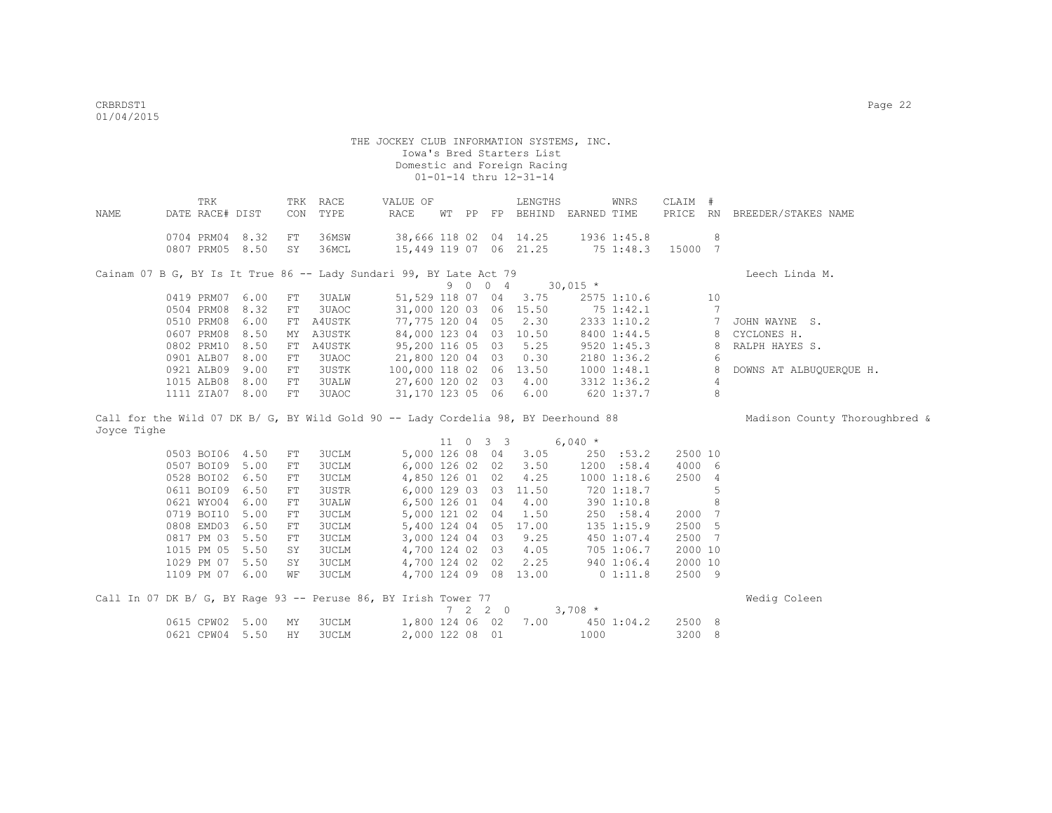THE JOCKEY CLUB INFORMATION SYSTEMS, INC.
Iowa's Bred Starters List
Domestic and Foreign Racing
01-01-14 thru 12-31-14

| NAME | TRK DATE | RACE# | DIST | TRK CON | RACE TYPE | VALUE OF RACE | WT | PP | FP | LENGTHS BEHIND | EARNED | WNRS TIME | CLAIM PRICE | # RN | BREEDER/STAKES NAME |
|---|---|---|---|---|---|---|---|---|---|---|---|---|---|---|---|
| | 0704 | PRM04 | 8.32 | FT | 36MSW | 38,666 | 118 | 02 | 04 | 14.25 | 1936 | 1:45.8 | | 8 | |
| | 0807 | PRM05 | 8.50 | SY | 36MCL | 15,449 | 119 | 07 | 06 | 21.25 | 75 | 1:48.3 | 15000 | 7 | |
| Cainam 07 B G, BY Is It True 86 -- Lady Sundari 99, BY Late Act 79 | | | | | | | | | | | | | | | Leech Linda M. |
| | | | | | | | 9 | 0 | 0 4 | | 30,015 * | | | | |
| | 0419 | PRM07 | 6.00 | FT | 3UALW | 51,529 | 118 | 07 | 04 | 3.75 | 2575 | 1:10.6 | | 10 | |
| | 0504 | PRM08 | 8.32 | FT | 3UAOC | 31,000 | 120 | 03 | 06 | 15.50 | 75 | 1:42.1 | | 7 | |
| | 0510 | PRM08 | 6.00 | FT | A4USTK | 77,775 | 120 | 04 | 05 | 2.30 | 2333 | 1:10.2 | | 7 | JOHN WAYNE S. |
| | 0607 | PRM08 | 8.50 | MY | A3USTK | 84,000 | 123 | 04 | 03 | 10.50 | 8400 | 1:44.5 | | 8 | CYCLONES H. |
| | 0802 | PRM10 | 8.50 | FT | A4USTK | 95,200 | 116 | 05 | 03 | 5.25 | 9520 | 1:45.3 | | 8 | RALPH HAYES S. |
| | 0901 | ALB07 | 8.00 | FT | 3UAOC | 21,800 | 120 | 04 | 03 | 0.30 | 2180 | 1:36.2 | | 6 | |
| | 0921 | ALB09 | 9.00 | FT | 3USTK | 100,000 | 118 | 02 | 06 | 13.50 | 1000 | 1:48.1 | | 8 | DOWNS AT ALBUQUERQUE H. |
| | 1015 | ALB08 | 8.00 | FT | 3UALW | 27,600 | 120 | 02 | 03 | 4.00 | 3312 | 1:36.2 | | 4 | |
| | 1111 | ZIA07 | 8.00 | FT | 3UAOC | 31,170 | 123 | 05 | 06 | 6.00 | 620 | 1:37.7 | | 8 | |
| Call for the Wild 07 DK B/ G, BY Wild Gold 90 -- Lady Cordelia 98, BY Deerhound 88 | | | | | | | | | | | | | | | Madison County Thoroughbred & Joyce Tighe |
| | | | | | | | 11 | 0 | 3 3 | | 6,040 * | | | | |
| | 0503 | BOI06 | 4.50 | FT | 3UCLM | 5,000 | 126 | 08 | 04 | 3.05 | 250 | :53.2 | 2500 | 10 | |
| | 0507 | BOI09 | 5.00 | FT | 3UCLM | 6,000 | 126 | 02 | 02 | 3.50 | 1200 | :58.4 | 4000 | 6 | |
| | 0528 | BOI02 | 6.50 | FT | 3UCLM | 4,850 | 126 | 01 | 02 | 4.25 | 1000 | 1:18.6 | 2500 | 4 | |
| | 0611 | BOI09 | 6.50 | FT | 3USTR | 6,000 | 129 | 03 | 03 | 11.50 | 720 | 1:18.7 | | 5 | |
| | 0621 | WYO04 | 6.00 | FT | 3UALW | 6,500 | 126 | 01 | 04 | 4.00 | 390 | 1:10.8 | | 8 | |
| | 0719 | BOI10 | 5.00 | FT | 3UCLM | 5,000 | 121 | 02 | 04 | 1.50 | 250 | :58.4 | 2000 | 7 | |
| | 0808 | EMD03 | 6.50 | FT | 3UCLM | 5,400 | 124 | 04 | 05 | 17.00 | 135 | 1:15.9 | 2500 | 5 | |
| | 0817 | PM 03 | 5.50 | FT | 3UCLM | 3,000 | 124 | 04 | 03 | 9.25 | 450 | 1:07.4 | 2500 | 7 | |
| | 1015 | PM 05 | 5.50 | SY | 3UCLM | 4,700 | 124 | 02 | 03 | 4.05 | 705 | 1:06.7 | 2000 | 10 | |
| | 1029 | PM 07 | 5.50 | SY | 3UCLM | 4,700 | 124 | 02 | 02 | 2.25 | 940 | 1:06.4 | 2000 | 10 | |
| | 1109 | PM 07 | 6.00 | WF | 3UCLM | 4,700 | 124 | 09 | 08 | 13.00 | 0 | 1:11.8 | 2500 | 9 | |
| Call In 07 DK B/ G, BY Rage 93 -- Peruse 86, BY Irish Tower 77 | | | | | | | | | | | | | | | Wedig Coleen |
| | | | | | | | 7 | 2 | 2 0 | | 3,708 * | | | | |
| | 0615 | CPW02 | 5.00 | MY | 3UCLM | 1,800 | 124 | 06 | 02 | 7.00 | 450 | 1:04.2 | 2500 | 8 | |
| | 0621 | CPW04 | 5.50 | HY | 3UCLM | 2,000 | 122 | 08 | 01 | | 1000 | | 3200 | 8 | |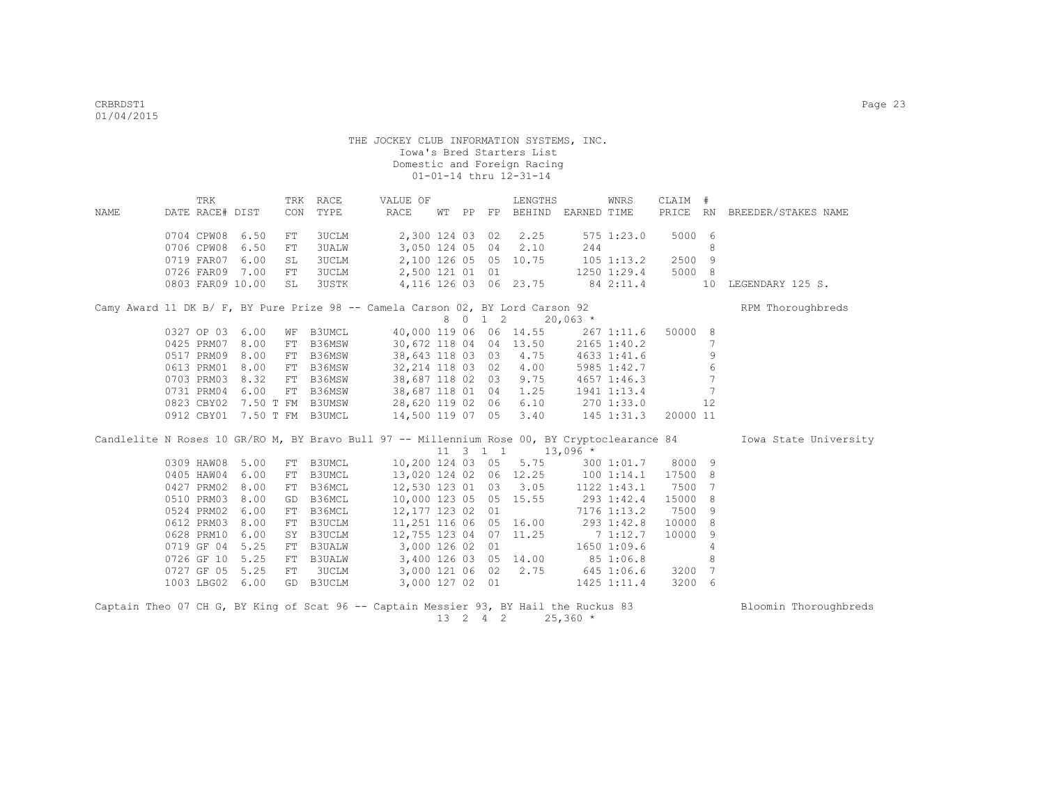THE JOCKEY CLUB INFORMATION SYSTEMS, INC.
Iowa's Bred Starters List
Domestic and Foreign Racing
01-01-14 thru 12-31-14

| NAME | TRK DATE | RACE# | DIST | TRK CON | RACE TYPE | VALUE OF RACE | WT | PP | FP | LENGTHS BEHIND | EARNED | WNRS TIME | CLAIM PRICE | # RN | BREEDER/STAKES NAME |
|---|---|---|---|---|---|---|---|---|---|---|---|---|---|---|---|
| | 0704 | CPW08 | 6.50 | FT | 3UCLM | 2,300 | 124 | 03 | 02 | 2.25 | 575 | 1:23.0 | 5000 | 6 | |
| | 0706 | CPW08 | 6.50 | FT | 3UALW | 3,050 | 124 | 05 | 04 | 2.10 | 244 | | | 8 | |
| | 0719 | FAR07 | 6.00 | SL | 3UCLM | 2,100 | 126 | 05 | 05 | 10.75 | 105 | 1:13.2 | 2500 | 9 | |
| | 0726 | FAR09 | 7.00 | FT | 3UCLM | 2,500 | 121 | 01 | 01 | | 1250 | 1:29.4 | 5000 | 8 | |
| | 0803 | FAR09 | 10.00 | SL | 3USTK | 4,116 | 126 | 03 | 06 | 23.75 | 84 | 2:11.4 | | 10 | LEGENDARY 125 S. |
| Camy Award 11 DK B/ F, BY Pure Prize 98 -- Camela Carson 02, BY Lord Carson 92 | | | | | | 8 0 1 2 | | | | | 20,063 * | | | | RPM Thoroughbreds |
| | 0327 | OP 03 | 6.00 | WF | B3UMCL | 40,000 | 119 | 06 | 06 | 14.55 | 267 | 1:11.6 | 50000 | 8 | |
| | 0425 | PRM07 | 8.00 | FT | B36MSW | 30,672 | 118 | 04 | 04 | 13.50 | 2165 | 1:40.2 | | 7 | |
| | 0517 | PRM09 | 8.00 | FT | B36MSW | 38,643 | 118 | 03 | 03 | 4.75 | 4633 | 1:41.6 | | 9 | |
| | 0613 | PRM01 | 8.00 | FT | B36MSW | 32,214 | 118 | 03 | 02 | 4.00 | 5985 | 1:42.7 | | 6 | |
| | 0703 | PRM03 | 8.32 | FT | B36MSW | 38,687 | 118 | 02 | 03 | 9.75 | 4657 | 1:46.3 | | 7 | |
| | 0731 | PRM04 | 6.00 | FT | B36MSW | 38,687 | 118 | 01 | 04 | 1.25 | 1941 | 1:13.4 | | 7 | |
| | 0823 | CBY02 | 7.50 T | FM | B3UMSW | 28,620 | 119 | 02 | 06 | 6.10 | 270 | 1:33.0 | | 12 | |
| | 0912 | CBY01 | 7.50 T | FM | B3UMCL | 14,500 | 119 | 07 | 05 | 3.40 | 145 | 1:31.3 | 20000 | 11 | |
| Candlelite N Roses 10 GR/RO M, BY Bravo Bull 97 -- Millennium Rose 00, BY Cryptoclearance 84 | | | | | | 11 3 1 1 | | | | | 13,096 * | | | | Iowa State University |
| | 0309 | HAW08 | 5.00 | FT | B3UMCL | 10,200 | 124 | 03 | 05 | 5.75 | 300 | 1:01.7 | 8000 | 9 | |
| | 0405 | HAW04 | 6.00 | FT | B3UMCL | 13,020 | 124 | 02 | 06 | 12.25 | 100 | 1:14.1 | 17500 | 8 | |
| | 0427 | PRM02 | 8.00 | FT | B36MCL | 12,530 | 123 | 01 | 03 | 3.05 | 1122 | 1:43.1 | 7500 | 7 | |
| | 0510 | PRM03 | 8.00 | GD | B36MCL | 10,000 | 123 | 05 | 05 | 15.55 | 293 | 1:42.4 | 15000 | 8 | |
| | 0524 | PRM02 | 6.00 | FT | B36MCL | 12,177 | 123 | 02 | 01 | | 7176 | 1:13.2 | 7500 | 9 | |
| | 0612 | PRM03 | 8.00 | FT | B3UCLM | 11,251 | 116 | 06 | 05 | 16.00 | 293 | 1:42.8 | 10000 | 8 | |
| | 0628 | PRM10 | 6.00 | SY | B3UCLM | 12,755 | 123 | 04 | 07 | 11.25 | 7 | 1:12.7 | 10000 | 9 | |
| | 0719 | GF 04 | 5.25 | FT | B3UALW | 3,000 | 126 | 02 | 01 | | 1650 | 1:09.6 | | 4 | |
| | 0726 | GF 10 | 5.25 | FT | B3UALW | 3,400 | 126 | 03 | 05 | 14.00 | 85 | 1:06.8 | | 8 | |
| | 0727 | GF 05 | 5.25 | FT | 3UCLM | 3,000 | 121 | 06 | 02 | 2.75 | 645 | 1:06.6 | 3200 | 7 | |
| | 1003 | LBG02 | 6.00 | GD | B3UCLM | 3,000 | 127 | 02 | 01 | | 1425 | 1:11.4 | 3200 | 6 | |
| Captain Theo 07 CH G, BY King of Scat 96 -- Captain Messier 93, BY Hail the Ruckus 83 | | | | | | 13 2 4 2 | | | | | 25,360 * | | | | Bloomin Thoroughbreds |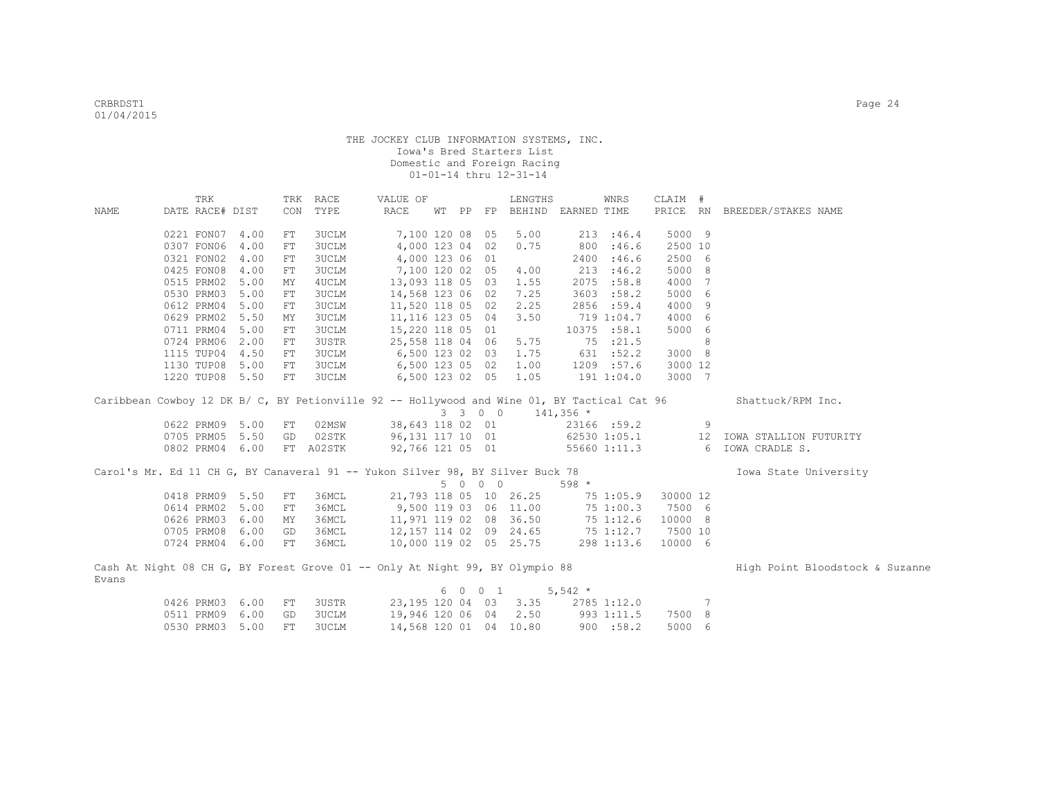THE JOCKEY CLUB INFORMATION SYSTEMS, INC.
Iowa's Bred Starters List
Domestic and Foreign Racing
01-01-14 thru 12-31-14

| NAME | TRK DATE | RACE# | DIST | TRK CON | RACE TYPE | VALUE OF RACE | WT | PP | FP | LENGTHS BEHIND | EARNED | WNRS TIME | CLAIM PRICE | # RN | BREEDER/STAKES NAME |
|---|---|---|---|---|---|---|---|---|---|---|---|---|---|---|---|
| | 0221 | FON07 | 4.00 | FT | 3UCLM | 7,100 | 120 | 08 | 05 | 5.00 | 213 | :46.4 | 5000 | 9 | |
| | 0307 | FON06 | 4.00 | FT | 3UCLM | 4,000 | 123 | 04 | 02 | 0.75 | 800 | :46.6 | 2500 | 10 | |
| | 0321 | FON02 | 4.00 | FT | 3UCLM | 4,000 | 123 | 06 | 01 | | 2400 | :46.6 | 2500 | 6 | |
| | 0425 | FON08 | 4.00 | FT | 3UCLM | 7,100 | 120 | 02 | 05 | 4.00 | 213 | :46.2 | 5000 | 8 | |
| | 0515 | PRM02 | 5.00 | MY | 4UCLM | 13,093 | 118 | 05 | 03 | 1.55 | 2075 | :58.8 | 4000 | 7 | |
| | 0530 | PRM03 | 5.00 | FT | 3UCLM | 14,568 | 123 | 06 | 02 | 7.25 | 3603 | :58.2 | 5000 | 6 | |
| | 0612 | PRM04 | 5.00 | FT | 3UCLM | 11,520 | 118 | 05 | 02 | 2.25 | 2856 | :59.4 | 4000 | 9 | |
| | 0629 | PRM02 | 5.50 | MY | 3UCLM | 11,116 | 123 | 05 | 04 | 3.50 | 719 | 1:04.7 | 4000 | 6 | |
| | 0711 | PRM04 | 5.00 | FT | 3UCLM | 15,220 | 118 | 05 | 01 | | 10375 | :58.1 | 5000 | 6 | |
| | 0724 | PRM06 | 2.00 | FT | 3USTR | 25,558 | 118 | 04 | 06 | 5.75 | 75 | :21.5 | | 8 | |
| | 1115 | TUP04 | 4.50 | FT | 3UCLM | 6,500 | 123 | 02 | 03 | 1.75 | 631 | :52.2 | 3000 | 8 | |
| | 1130 | TUP08 | 5.00 | FT | 3UCLM | 6,500 | 123 | 05 | 02 | 1.00 | 1209 | :57.6 | 3000 | 12 | |
| | 1220 | TUP08 | 5.50 | FT | 3UCLM | 6,500 | 123 | 02 | 05 | 1.05 | 191 | 1:04.0 | 3000 | 7 | |

Caribbean Cowboy 12 DK B/ C, BY Petionville 92 -- Hollywood and Wine 01, BY Tactical Cat 96 — Shattuck/RPM Inc.
3 3 0 0 141,356 *

| TRK DATE | RACE# | DIST | TRK CON | RACE TYPE | VALUE OF RACE | WT | PP | FP | LENGTHS BEHIND | EARNED | WNRS TIME | CLAIM PRICE | # RN | BREEDER/STAKES NAME |
|---|---|---|---|---|---|---|---|---|---|---|---|---|---|---|
| 0622 | PRM09 | 5.00 | FT | 02MSW | 38,643 | 118 | 02 | 01 | | 23166 | :59.2 | | 9 | |
| 0705 | PRM05 | 5.50 | GD | 02STK | 96,131 | 117 | 10 | 01 | | 62530 | 1:05.1 | | 12 | IOWA STALLION FUTURITY |
| 0802 | PRM04 | 6.00 | FT | A02STK | 92,766 | 121 | 05 | 01 | | 55660 | 1:11.3 | | 6 | IOWA CRADLE S. |

Carol's Mr. Ed 11 CH G, BY Canaveral 91 -- Yukon Silver 98, BY Silver Buck 78 — Iowa State University
5 0 0 0 598 *

| TRK DATE | RACE# | DIST | TRK CON | RACE TYPE | VALUE OF RACE | WT | PP | FP | LENGTHS BEHIND | EARNED | WNRS TIME | CLAIM PRICE | # RN |
|---|---|---|---|---|---|---|---|---|---|---|---|---|---|
| 0418 | PRM09 | 5.50 | FT | 36MCL | 21,793 | 118 | 05 | 10 | 26.25 | 75 | 1:05.9 | 30000 | 12 |
| 0614 | PRM02 | 5.00 | FT | 36MCL | 9,500 | 119 | 03 | 06 | 11.00 | 75 | 1:00.3 | 7500 | 6 |
| 0626 | PRM03 | 6.00 | MY | 36MCL | 11,971 | 119 | 02 | 08 | 36.50 | 75 | 1:12.6 | 10000 | 8 |
| 0705 | PRM08 | 6.00 | GD | 36MCL | 12,157 | 114 | 02 | 09 | 24.65 | 75 | 1:12.7 | 7500 | 10 |
| 0724 | PRM04 | 6.00 | FT | 36MCL | 10,000 | 119 | 02 | 05 | 25.75 | 298 | 1:13.6 | 10000 | 6 |

Cash At Night 08 CH G, BY Forest Grove 01 -- Only At Night 99, BY Olympio 88 — High Point Bloodstock & Suzanne Evans
6 0 0 1 5,542 *

| TRK DATE | RACE# | DIST | TRK CON | RACE TYPE | VALUE OF RACE | WT | PP | FP | LENGTHS BEHIND | EARNED | WNRS TIME | CLAIM PRICE | # RN |
|---|---|---|---|---|---|---|---|---|---|---|---|---|---|
| 0426 | PRM03 | 6.00 | FT | 3USTR | 23,195 | 120 | 04 | 03 | 3.35 | 2785 | 1:12.0 | | 7 |
| 0511 | PRM09 | 6.00 | GD | 3UCLM | 19,946 | 120 | 06 | 04 | 2.50 | 993 | 1:11.5 | 7500 | 8 |
| 0530 | PRM03 | 5.00 | FT | 3UCLM | 14,568 | 120 | 01 | 04 | 10.80 | 900 | :58.2 | 5000 | 6 |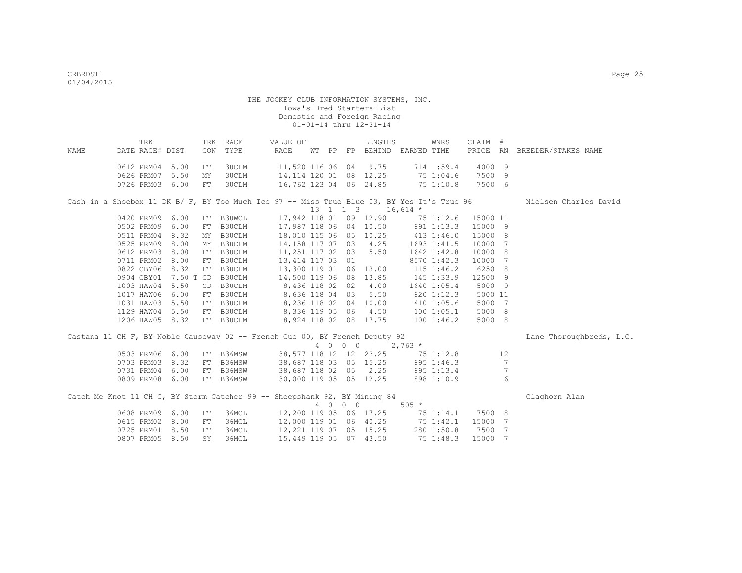THE JOCKEY CLUB INFORMATION SYSTEMS, INC.
Iowa's Bred Starters List
Domestic and Foreign Racing
01-01-14 thru 12-31-14

| NAME | TRK DATE | RACE# | DIST | TRK CON | RACE TYPE | VALUE OF RACE | WT | PP | FP | LENGTHS BEHIND | EARNED | WNRS TIME | CLAIM PRICE | # RN | BREEDER/STAKES NAME |
|---|---|---|---|---|---|---|---|---|---|---|---|---|---|---|---|
| | 0612 | PRM04 | 5.00 | FT | 3UCLM | 11,520 | 116 | 06 | 04 | 9.75 | 714 | :59.4 | 4000 | 9 | |
| | 0626 | PRM07 | 5.50 | MY | 3UCLM | 14,114 | 120 | 01 | 08 | 12.25 | 75 | 1:04.6 | 7500 | 9 | |
| | 0726 | PRM03 | 6.00 | FT | 3UCLM | 16,762 | 123 | 04 | 06 | 24.85 | 75 | 1:10.8 | 7500 | 6 | |
| Cash in a Shoebox 11 DK B/ F, BY Too Much Ice 97 -- Miss True Blue 03, BY Yes It's True 96 | | | | | | | 13 | 1 | 1 3 | | 16,614 * | | | | Nielsen Charles David |
| | 0420 | PRM09 | 6.00 | FT | B3UWCL | 17,942 | 118 | 01 | 09 | 12.90 | 75 | 1:12.6 | 15000 | 11 | |
| | 0502 | PRM09 | 6.00 | FT | B3UCLM | 17,987 | 118 | 06 | 04 | 10.50 | 891 | 1:13.3 | 15000 | 9 | |
| | 0511 | PRM04 | 8.32 | MY | B3UCLM | 18,010 | 115 | 06 | 05 | 10.25 | 413 | 1:46.0 | 15000 | 8 | |
| | 0525 | PRM09 | 8.00 | MY | B3UCLM | 14,158 | 117 | 07 | 03 | 4.25 | 1693 | 1:41.5 | 10000 | 7 | |
| | 0612 | PRM03 | 8.00 | FT | B3UCLM | 11,251 | 117 | 02 | 03 | 5.50 | 1642 | 1:42.8 | 10000 | 8 | |
| | 0711 | PRM02 | 8.00 | FT | B3UCLM | 13,414 | 117 | 03 | 01 | | 8570 | 1:42.3 | 10000 | 7 | |
| | 0822 | CBY06 | 8.32 | FT | B3UCLM | 13,300 | 119 | 01 | 06 | 13.00 | 115 | 1:46.2 | 6250 | 8 | |
| | 0904 | CBY01 | 7.50 T | GD | B3UCLM | 14,500 | 119 | 06 | 08 | 13.85 | 145 | 1:33.9 | 12500 | 9 | |
| | 1003 | HAW04 | 5.50 | GD | B3UCLM | 8,436 | 118 | 02 | 02 | 4.00 | 1640 | 1:05.4 | 5000 | 9 | |
| | 1017 | HAW06 | 6.00 | FT | B3UCLM | 8,636 | 118 | 04 | 03 | 5.50 | 820 | 1:12.3 | 5000 | 11 | |
| | 1031 | HAW03 | 5.50 | FT | B3UCLM | 8,236 | 118 | 02 | 04 | 10.00 | 410 | 1:05.6 | 5000 | 7 | |
| | 1129 | HAW04 | 5.50 | FT | B3UCLM | 8,336 | 119 | 05 | 06 | 4.50 | 100 | 1:05.1 | 5000 | 8 | |
| | 1206 | HAW05 | 8.32 | FT | B3UCLM | 8,924 | 118 | 02 | 08 | 17.75 | 100 | 1:46.2 | 5000 | 8 | |
| Castana 11 CH F, BY Noble Causeway 02 -- French Cue 00, BY French Deputy 92 | | | | | | | 4 | 0 | 0 0 | | 2,763 * | | | | Lane Thoroughbreds, L.C. |
| | 0503 | PRM06 | 6.00 | FT | B36MSW | 38,577 | 118 | 12 | 12 | 23.25 | 75 | 1:12.8 | | 12 | |
| | 0703 | PRM03 | 8.32 | FT | B36MSW | 38,687 | 118 | 03 | 05 | 15.25 | 895 | 1:46.3 | | 7 | |
| | 0731 | PRM04 | 6.00 | FT | B36MSW | 38,687 | 118 | 02 | 05 | 2.25 | 895 | 1:13.4 | | 7 | |
| | 0809 | PRM08 | 6.00 | FT | B36MSW | 30,000 | 119 | 05 | 05 | 12.25 | 898 | 1:10.9 | | 6 | |
| Catch Me Knot 11 CH G, BY Storm Catcher 99 -- Sheepshank 92, BY Mining 84 | | | | | | | 4 | 0 | 0 0 | | 505 * | | | | Claghorn Alan |
| | 0608 | PRM09 | 6.00 | FT | 36MCL | 12,200 | 119 | 05 | 06 | 17.25 | 75 | 1:14.1 | 7500 | 8 | |
| | 0615 | PRM02 | 8.00 | FT | 36MCL | 12,000 | 119 | 01 | 06 | 40.25 | 75 | 1:42.1 | 15000 | 7 | |
| | 0725 | PRM01 | 8.50 | FT | 36MCL | 12,221 | 119 | 07 | 05 | 15.25 | 280 | 1:50.8 | 7500 | 7 | |
| | 0807 | PRM05 | 8.50 | SY | 36MCL | 15,449 | 119 | 05 | 07 | 43.50 | 75 | 1:48.3 | 15000 | 7 | |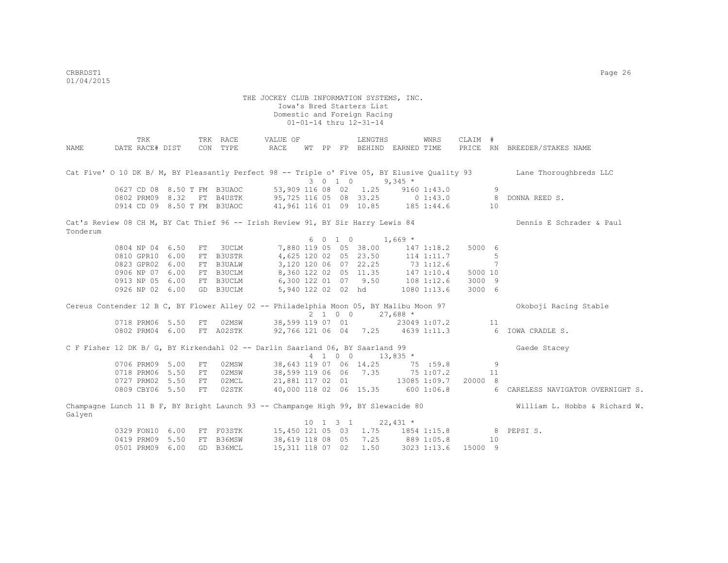THE JOCKEY CLUB INFORMATION SYSTEMS, INC.
Iowa's Bred Starters List
Domestic and Foreign Racing
01-01-14 thru 12-31-14

| NAME | TRK DATE | RACE# | DIST | TRK CON | RACE TYPE | VALUE OF RACE | WT | PP | FP | LENGTHS BEHIND | EARNED | WNRS TIME | CLAIM PRICE | # RN | BREEDER/STAKES NAME |
|---|---|---|---|---|---|---|---|---|---|---|---|---|---|---|---|
| Cat Five' O 10 DK B/ M, BY Pleasantly Perfect 98 -- Triple o' Five 05, BY Elusive Quality 93 | | | | | | | | | | | | | | | Lane Thoroughbreds LLC |
| | | | | | | | 3 | 0 | 1 0 | | 9,345 * | | | | |
| | 0627 | CD 08 | 8.50 T | FM | B3UAOC | 53,909 | 116 | 08 | 02 | 1.25 | 9160 | 1:43.0 | | 9 | |
| | 0802 | PRM09 | 8.32 | FT | B4USTK | 95,725 | 116 | 05 | 08 | 33.25 | 0 | 1:43.0 | | 8 | DONNA REED S. |
| | 0914 | CD 09 | 8.50 T | FM | B3UAOC | 41,961 | 116 | 01 | 09 | 10.85 | 185 | 1:44.6 | | 10 | |
| Cat's Review 08 CH M, BY Cat Thief 96 -- Irish Review 91, BY Sir Harry Lewis 84 | | | | | | | | | | | | | | | Dennis E Schrader & Paul Tonderum |
| | | | | | | | 6 | 0 | 1 0 | | 1,669 * | | | | |
| | 0804 | NP 04 | 6.50 | FT | 3UCLM | 7,880 | 119 | 05 | 05 | 38.00 | 147 | 1:18.2 | 5000 | 6 | |
| | 0810 | GPR10 | 6.00 | FT | B3USTR | 4,625 | 120 | 02 | 05 | 23.50 | 114 | 1:11.7 | | 5 | |
| | 0823 | GPR02 | 6.00 | FT | B3UALW | 3,120 | 120 | 06 | 07 | 22.25 | 73 | 1:12.6 | | 7 | |
| | 0906 | NP 07 | 6.00 | FT | B3UCLM | 8,360 | 122 | 02 | 05 | 11.35 | 147 | 1:10.4 | 5000 | 10 | |
| | 0913 | NP 05 | 6.00 | FT | B3UCLM | 6,300 | 122 | 01 | 07 | 9.50 | 108 | 1:12.6 | 3000 | 9 | |
| | 0926 | NP 02 | 6.00 | GD | B3UCLM | 5,940 | 122 | 02 | 02 | hd | 1080 | 1:13.6 | 3000 | 6 | |
| Cereus Contender 12 B C, BY Flower Alley 02 -- Philadelphia Moon 05, BY Malibu Moon 97 | | | | | | | | | | | | | | | Okoboji Racing Stable |
| | | | | | | | 2 | 1 | 0 0 | | 27,688 * | | | | |
| | 0718 | PRM06 | 5.50 | FT | 02MSW | 38,599 | 119 | 07 | 01 | | 23049 | 1:07.2 | | 11 | |
| | 0802 | PRM04 | 6.00 | FT | A02STK | 92,766 | 121 | 06 | 04 | 7.25 | 4639 | 1:11.3 | | 6 | IOWA CRADLE S. |
| C F Fisher 12 DK B/ G, BY Kirkendahl 02 -- Darlin Saarland 06, BY Saarland 99 | | | | | | | | | | | | | | | Gaede Stacey |
| | | | | | | | 4 | 1 | 0 0 | | 13,835 * | | | | |
| | 0706 | PRM09 | 5.00 | FT | 02MSW | 38,643 | 119 | 07 | 06 | 14.25 | 75 | :59.8 | | 9 | |
| | 0718 | PRM06 | 5.50 | FT | 02MSW | 38,599 | 119 | 06 | 06 | 7.35 | 75 | 1:07.2 | | 11 | |
| | 0727 | PRM02 | 5.50 | FT | 02MCL | 21,881 | 117 | 02 | 01 | | 13085 | 1:09.7 | 20000 | 8 | |
| | 0809 | CBY06 | 5.50 | FT | 02STK | 40,000 | 118 | 02 | 06 | 15.35 | 600 | 1:06.8 | | 6 | CARELESS NAVIGATOR OVERNIGHT S. |
| Champagne Lunch 11 B F, BY Bright Launch 93 -- Champange High 99, BY Slewacide 80 | | | | | | | | | | | | | | | William L. Hobbs & Richard W. Galyen |
| | | | | | | | 10 | 1 | 3 1 | | 22,431 * | | | | |
| | 0329 | FON10 | 6.00 | FT | F03STK | 15,450 | 121 | 05 | 03 | 1.75 | 1854 | 1:15.8 | | 8 | PEPSI S. |
| | 0419 | PRM09 | 5.50 | FT | B36MSW | 38,619 | 118 | 08 | 05 | 7.25 | 889 | 1:05.8 | | 10 | |
| | 0501 | PRM09 | 6.00 | GD | B36MCL | 15,311 | 118 | 07 | 02 | 1.50 | 3023 | 1:13.6 | 15000 | 9 | |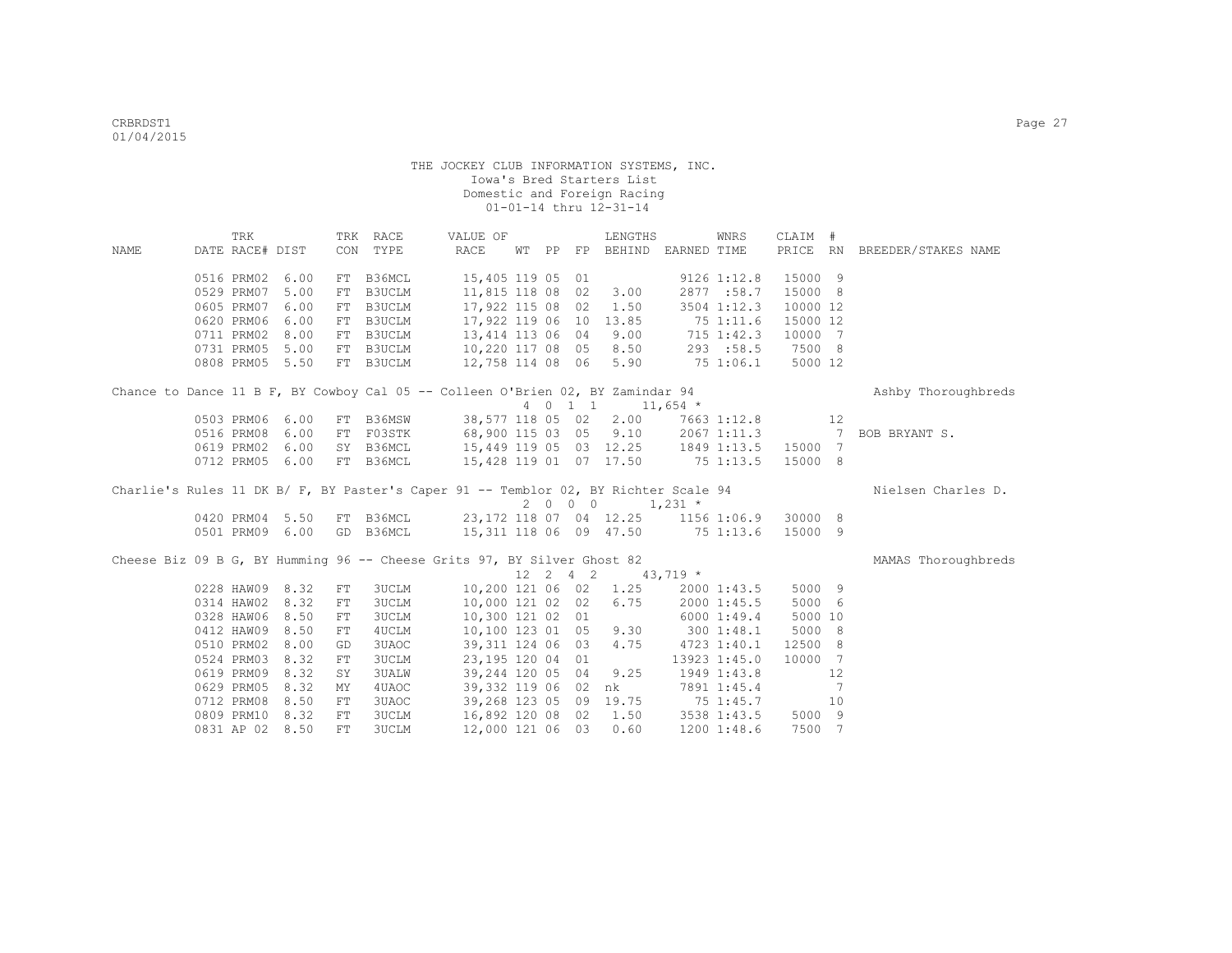THE JOCKEY CLUB INFORMATION SYSTEMS, INC.
Iowa's Bred Starters List
Domestic and Foreign Racing
01-01-14 thru 12-31-14

| NAME | TRK DATE | RACE# | DIST | TRK CON | RACE TYPE | VALUE OF RACE | WT | PP | FP | LENGTHS BEHIND | EARNED | WNRS TIME | CLAIM PRICE | # RN | BREEDER/STAKES NAME |
|---|---|---|---|---|---|---|---|---|---|---|---|---|---|---|---|
| | 0516 | PRM02 | 6.00 | FT | B36MCL | 15,405 | 119 | 05 | 01 | | 9126 | 1:12.8 | 15000 | 9 | |
| | 0529 | PRM07 | 5.00 | FT | B3UCLM | 11,815 | 118 | 08 | 02 | 3.00 | 2877 | :58.7 | 15000 | 8 | |
| | 0605 | PRM07 | 6.00 | FT | B3UCLM | 17,922 | 115 | 08 | 02 | 1.50 | 3504 | 1:12.3 | 10000 | 12 | |
| | 0620 | PRM06 | 6.00 | FT | B3UCLM | 17,922 | 119 | 06 | 10 | 13.85 | 75 | 1:11.6 | 15000 | 12 | |
| | 0711 | PRM02 | 8.00 | FT | B3UCLM | 13,414 | 113 | 06 | 04 | 9.00 | 715 | 1:42.3 | 10000 | 7 | |
| | 0731 | PRM05 | 5.00 | FT | B3UCLM | 10,220 | 117 | 08 | 05 | 8.50 | 293 | :58.5 | 7500 | 8 | |
| | 0808 | PRM05 | 5.50 | FT | B3UCLM | 12,758 | 114 | 08 | 06 | 5.90 | 75 | 1:06.1 | 5000 | 12 | |
| Chance to Dance 11 B F, BY Cowboy Cal 05 -- Colleen O'Brien 02, BY Zamindar 94 | | | | | | | 4 | 0 1 | 1 | | 11,654 * | | | | Ashby Thoroughbreds |
| | 0503 | PRM06 | 6.00 | FT | B36MSW | 38,577 | 118 | 05 | 02 | 2.00 | 7663 | 1:12.8 | | 12 | |
| | 0516 | PRM08 | 6.00 | FT | F03STK | 68,900 | 115 | 03 | 05 | 9.10 | 2067 | 1:11.3 | | 7 | BOB BRYANT S. |
| | 0619 | PRM02 | 6.00 | SY | B36MCL | 15,449 | 119 | 05 | 03 | 12.25 | 1849 | 1:13.5 | 15000 | 7 | |
| | 0712 | PRM05 | 6.00 | FT | B36MCL | 15,428 | 119 | 01 | 07 | 17.50 | 75 | 1:13.5 | 15000 | 8 | |
| Charlie's Rules 11 DK B/ F, BY Paster's Caper 91 -- Temblor 02, BY Richter Scale 94 | | | | | | | 2 | 0 0 | 0 | | 1,231 * | | | | Nielsen Charles D. |
| | 0420 | PRM04 | 5.50 | FT | B36MCL | 23,172 | 118 | 07 | 04 | 12.25 | 1156 | 1:06.9 | 30000 | 8 | |
| | 0501 | PRM09 | 6.00 | GD | B36MCL | 15,311 | 118 | 06 | 09 | 47.50 | 75 | 1:13.6 | 15000 | 9 | |
| Cheese Biz 09 B G, BY Humming 96 -- Cheese Grits 97, BY Silver Ghost 82 | | | | | | | 12 | 2 4 | 2 | | 43,719 * | | | | MAMAS Thoroughbreds |
| | 0228 | HAW09 | 8.32 | FT | 3UCLM | 10,200 | 121 | 06 | 02 | 1.25 | 2000 | 1:43.5 | 5000 | 9 | |
| | 0314 | HAW02 | 8.32 | FT | 3UCLM | 10,000 | 121 | 02 | 02 | 6.75 | 2000 | 1:45.5 | 5000 | 6 | |
| | 0328 | HAW06 | 8.50 | FT | 3UCLM | 10,300 | 121 | 02 | 01 | | 6000 | 1:49.4 | 5000 | 10 | |
| | 0412 | HAW09 | 8.50 | FT | 4UCLM | 10,100 | 123 | 01 | 05 | 9.30 | 300 | 1:48.1 | 5000 | 8 | |
| | 0510 | PRM02 | 8.00 | GD | 3UAOC | 39,311 | 124 | 06 | 03 | 4.75 | 4723 | 1:40.1 | 12500 | 8 | |
| | 0524 | PRM03 | 8.32 | FT | 3UCLM | 23,195 | 120 | 04 | 01 | | 13923 | 1:45.0 | 10000 | 7 | |
| | 0619 | PRM09 | 8.32 | SY | 3UALW | 39,244 | 120 | 05 | 04 | 9.25 | 1949 | 1:43.8 | | 12 | |
| | 0629 | PRM05 | 8.32 | MY | 4UAOC | 39,332 | 119 | 06 | 02 | nk | 7891 | 1:45.4 | | 7 | |
| | 0712 | PRM08 | 8.50 | FT | 3UAOC | 39,268 | 123 | 05 | 09 | 19.75 | 75 | 1:45.7 | | 10 | |
| | 0809 | PRM10 | 8.32 | FT | 3UCLM | 16,892 | 120 | 08 | 02 | 1.50 | 3538 | 1:43.5 | 5000 | 9 | |
| | 0831 | AP 02 | 8.50 | FT | 3UCLM | 12,000 | 121 | 06 | 03 | 0.60 | 1200 | 1:48.6 | 7500 | 7 | |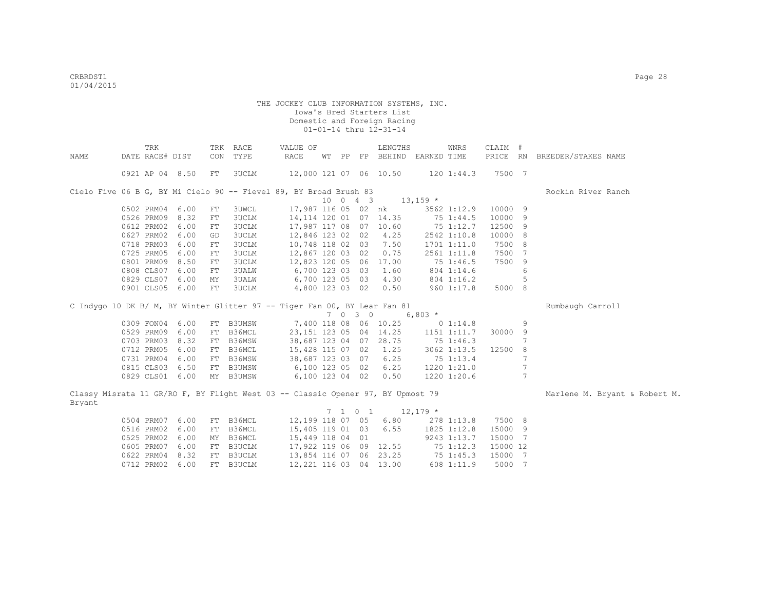THE JOCKEY CLUB INFORMATION SYSTEMS, INC.
Iowa's Bred Starters List
Domestic and Foreign Racing
01-01-14 thru 12-31-14

| NAME | TRK DATE | RACE# | DIST | TRK CON | RACE TYPE | VALUE OF RACE | WT | PP | FP | LENGTHS BEHIND | EARNED | WNRS TIME | CLAIM PRICE | # RN | BREEDER/STAKES NAME |
|---|---|---|---|---|---|---|---|---|---|---|---|---|---|---|---|
| | 0921 | AP 04 | 8.50 | FT | 3UCLM | 12,000 | 121 | 07 | 06 | 10.50 | 120 | 1:44.3 | 7500 | 7 | |
| Cielo Five 06 B G, BY Mi Cielo 90 -- Fievel 89, BY Broad Brush 83 | | | | | | | 10 | 0 4 3 | | | 13,159 * | | | | Rockin River Ranch |
| | 0502 | PRM04 | 6.00 | FT | 3UWCL | 17,987 | 116 | 05 | 02 | nk | 3562 | 1:12.9 | 10000 | 9 | |
| | 0526 | PRM09 | 8.32 | FT | 3UCLM | 14,114 | 120 | 01 | 07 | 14.35 | 75 | 1:44.5 | 10000 | 9 | |
| | 0612 | PRM02 | 6.00 | FT | 3UCLM | 17,987 | 117 | 08 | 07 | 10.60 | 75 | 1:12.7 | 12500 | 9 | |
| | 0627 | PRM02 | 6.00 | GD | 3UCLM | 12,846 | 123 | 02 | 02 | 4.25 | 2542 | 1:10.8 | 10000 | 8 | |
| | 0718 | PRM03 | 6.00 | FT | 3UCLM | 10,748 | 118 | 02 | 03 | 7.50 | 1701 | 1:11.0 | 7500 | 8 | |
| | 0725 | PRM05 | 6.00 | FT | 3UCLM | 12,867 | 120 | 03 | 02 | 0.75 | 2561 | 1:11.8 | 7500 | 7 | |
| | 0801 | PRM09 | 8.50 | FT | 3UCLM | 12,823 | 120 | 05 | 06 | 17.00 | 75 | 1:46.5 | 7500 | 9 | |
| | 0808 | CLS07 | 6.00 | FT | 3UALW | 6,700 | 123 | 03 | 03 | 1.60 | 804 | 1:14.6 | | 6 | |
| | 0829 | CLS07 | 6.00 | MY | 3UALW | 6,700 | 123 | 05 | 03 | 4.30 | 804 | 1:16.2 | | 5 | |
| | 0901 | CLS05 | 6.00 | FT | 3UCLM | 4,800 | 123 | 03 | 02 | 0.50 | 960 | 1:17.8 | 5000 | 8 | |
| C Indygo 10 DK B/ M, BY Winter Glitter 97 -- Tiger Fan 00, BY Lear Fan 81 | | | | | | | 7 | 0 3 0 | | | 6,803 * | | | | Rumbaugh Carroll |
| | 0309 | FON04 | 6.00 | FT | B3UMSW | 7,400 | 118 | 08 | 06 | 10.25 | 0 | 1:14.8 | | 9 | |
| | 0529 | PRM09 | 6.00 | FT | B36MCL | 23,151 | 123 | 05 | 04 | 14.25 | 1151 | 1:11.7 | 30000 | 9 | |
| | 0703 | PRM03 | 8.32 | FT | B36MSW | 38,687 | 123 | 04 | 07 | 28.75 | 75 | 1:46.3 | | 7 | |
| | 0712 | PRM05 | 6.00 | FT | B36MCL | 15,428 | 115 | 07 | 02 | 1.25 | 3062 | 1:13.5 | 12500 | 8 | |
| | 0731 | PRM04 | 6.00 | FT | B36MSW | 38,687 | 123 | 03 | 07 | 6.25 | 75 | 1:13.4 | | 7 | |
| | 0815 | CLS03 | 6.50 | FT | B3UMSW | 6,100 | 123 | 05 | 02 | 6.25 | 1220 | 1:21.0 | | 7 | |
| | 0829 | CLS01 | 6.00 | MY | B3UMSW | 6,100 | 123 | 04 | 02 | 0.50 | 1220 | 1:20.6 | | 7 | |
| Classy Misrata 11 GR/RO F, BY Flight West 03 -- Classic Opener 97, BY Upmost 79 | | | | | | | 7 | 1 0 1 | | | 12,179 * | | | | Marlene M. Bryant & Robert M. Bryant |
| | 0504 | PRM07 | 6.00 | FT | B36MCL | 12,199 | 118 | 07 | 05 | 6.80 | 278 | 1:13.8 | 7500 | 8 | |
| | 0516 | PRM02 | 6.00 | FT | B36MCL | 15,405 | 119 | 01 | 03 | 6.55 | 1825 | 1:12.8 | 15000 | 9 | |
| | 0525 | PRM02 | 6.00 | MY | B36MCL | 15,449 | 118 | 04 | 01 | | 9243 | 1:13.7 | 15000 | 7 | |
| | 0605 | PRM07 | 6.00 | FT | B3UCLM | 17,922 | 119 | 06 | 09 | 12.55 | 75 | 1:12.3 | 15000 | 12 | |
| | 0622 | PRM04 | 8.32 | FT | B3UCLM | 13,854 | 116 | 07 | 06 | 23.25 | 75 | 1:45.3 | 15000 | 7 | |
| | 0712 | PRM02 | 6.00 | FT | B3UCLM | 12,221 | 116 | 03 | 04 | 13.00 | 608 | 1:11.9 | 5000 | 7 | |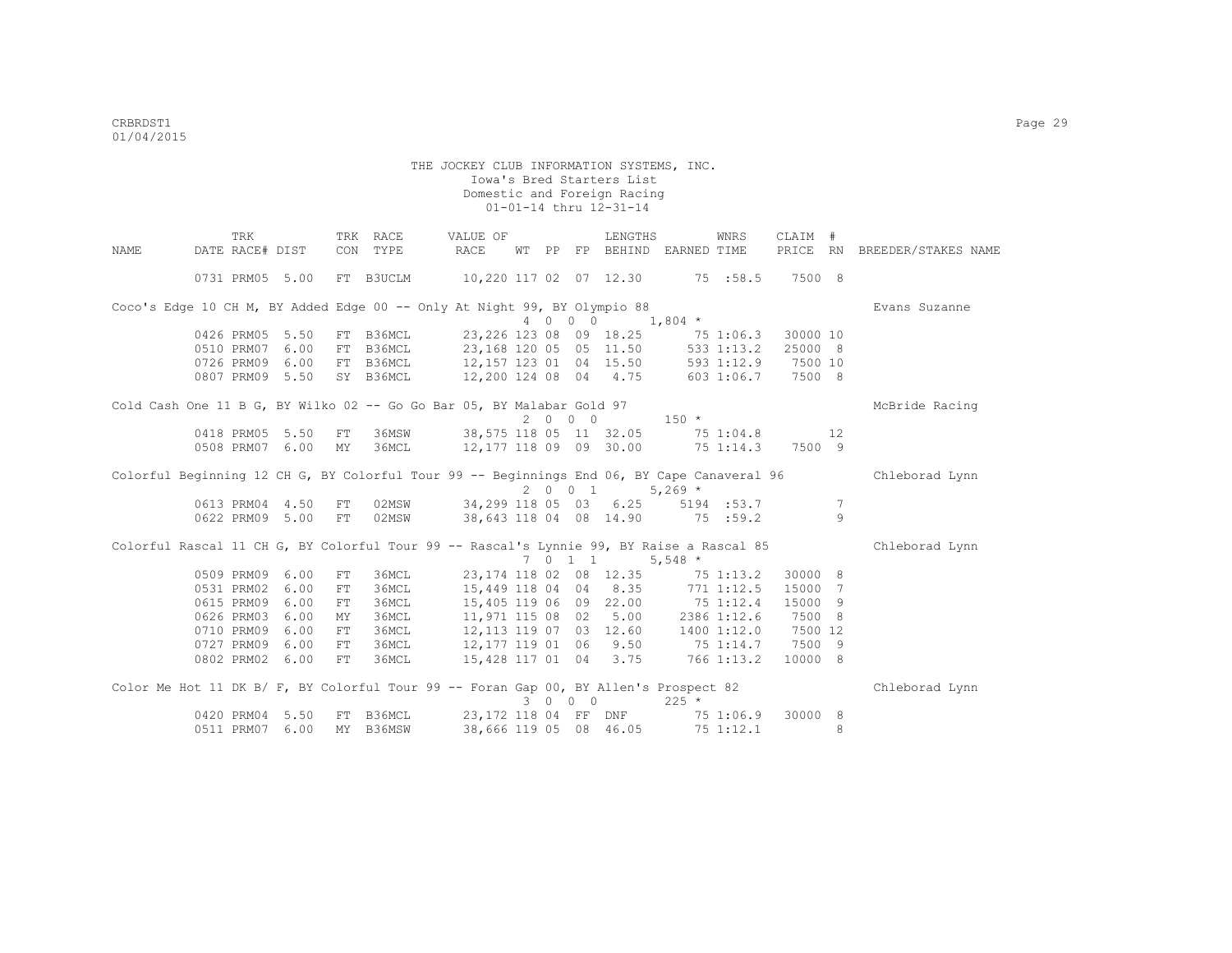THE JOCKEY CLUB INFORMATION SYSTEMS, INC.
Iowa's Bred Starters List
Domestic and Foreign Racing
01-01-14 thru 12-31-14

| NAME | TRK DATE | RACE# | DIST | TRK CON | RACE TYPE | VALUE OF RACE | WT | PP | FP | LENGTHS BEHIND | EARNED | WNRS TIME | CLAIM PRICE | # RN | BREEDER/STAKES NAME |
|---|---|---|---|---|---|---|---|---|---|---|---|---|---|---|---|
| | 0731 | PRM05 | 5.00 | FT | B3UCLM | 10,220 | 117 | 02 | 07 | 12.30 | 75 | :58.5 | 7500 | 8 | |
| Coco's Edge 10 CH M, BY Added Edge 00 -- Only At Night 99, BY Olympio 88 | | | | | | | | | | | | | | | Evans Suzanne |
| | | | | | | 4 0 0 0 | | | | | 1,804 * | | | | |
| | 0426 | PRM05 | 5.50 | FT | B36MCL | 23,226 | 123 | 08 | 09 | 18.25 | 75 | 1:06.3 | 30000 | 10 | |
| | 0510 | PRM07 | 6.00 | FT | B36MCL | 23,168 | 120 | 05 | 05 | 11.50 | 533 | 1:13.2 | 25000 | 8 | |
| | 0726 | PRM09 | 6.00 | FT | B36MCL | 12,157 | 123 | 01 | 04 | 15.50 | 593 | 1:12.9 | 7500 | 10 | |
| | 0807 | PRM09 | 5.50 | SY | B36MCL | 12,200 | 124 | 08 | 04 | 4.75 | 603 | 1:06.7 | 7500 | 8 | |
| Cold Cash One 11 B G, BY Wilko 02 -- Go Go Bar 05, BY Malabar Gold 97 | | | | | | | | | | | | | | | McBride Racing |
| | | | | | | 2 0 0 0 | | | | | 150 * | | | | |
| | 0418 | PRM05 | 5.50 | FT | 36MSW | 38,575 | 118 | 05 | 11 | 32.05 | 75 | 1:04.8 | | 12 | |
| | 0508 | PRM07 | 6.00 | MY | 36MCL | 12,177 | 118 | 09 | 09 | 30.00 | 75 | 1:14.3 | 7500 | 9 | |
| Colorful Beginning 12 CH G, BY Colorful Tour 99 -- Beginnings End 06, BY Cape Canaveral 96 | | | | | | | | | | | | | | | Chleborad Lynn |
| | | | | | | 2 0 0 1 | | | | | 5,269 * | | | | |
| | 0613 | PRM04 | 4.50 | FT | 02MSW | 34,299 | 118 | 05 | 03 | 6.25 | 5194 | :53.7 | | 7 | |
| | 0622 | PRM09 | 5.00 | FT | 02MSW | 38,643 | 118 | 04 | 08 | 14.90 | 75 | :59.2 | | 9 | |
| Colorful Rascal 11 CH G, BY Colorful Tour 99 -- Rascal's Lynnie 99, BY Raise a Rascal 85 | | | | | | | | | | | | | | | Chleborad Lynn |
| | | | | | | 7 0 1 1 | | | | | 5,548 * | | | | |
| | 0509 | PRM09 | 6.00 | FT | 36MCL | 23,174 | 118 | 02 | 08 | 12.35 | 75 | 1:13.2 | 30000 | 8 | |
| | 0531 | PRM02 | 6.00 | FT | 36MCL | 15,449 | 118 | 04 | 04 | 8.35 | 771 | 1:12.5 | 15000 | 7 | |
| | 0615 | PRM09 | 6.00 | FT | 36MCL | 15,405 | 119 | 06 | 09 | 22.00 | 75 | 1:12.4 | 15000 | 9 | |
| | 0626 | PRM03 | 6.00 | MY | 36MCL | 11,971 | 115 | 08 | 02 | 5.00 | 2386 | 1:12.6 | 7500 | 8 | |
| | 0710 | PRM09 | 6.00 | FT | 36MCL | 12,113 | 119 | 07 | 03 | 12.60 | 1400 | 1:12.0 | 7500 | 12 | |
| | 0727 | PRM09 | 6.00 | FT | 36MCL | 12,177 | 119 | 01 | 06 | 9.50 | 75 | 1:14.7 | 7500 | 9 | |
| | 0802 | PRM02 | 6.00 | FT | 36MCL | 15,428 | 117 | 01 | 04 | 3.75 | 766 | 1:13.2 | 10000 | 8 | |
| Color Me Hot 11 DK B/ F, BY Colorful Tour 99 -- Foran Gap 00, BY Allen's Prospect 82 | | | | | | | | | | | | | | | Chleborad Lynn |
| | | | | | | 3 0 0 0 | | | | | 225 * | | | | |
| | 0420 | PRM04 | 5.50 | FT | B36MCL | 23,172 | 118 | 04 | FF | DNF | 75 | 1:06.9 | 30000 | 8 | |
| | 0511 | PRM07 | 6.00 | MY | B36MSW | 38,666 | 119 | 05 | 08 | 46.05 | 75 | 1:12.1 | | 8 | |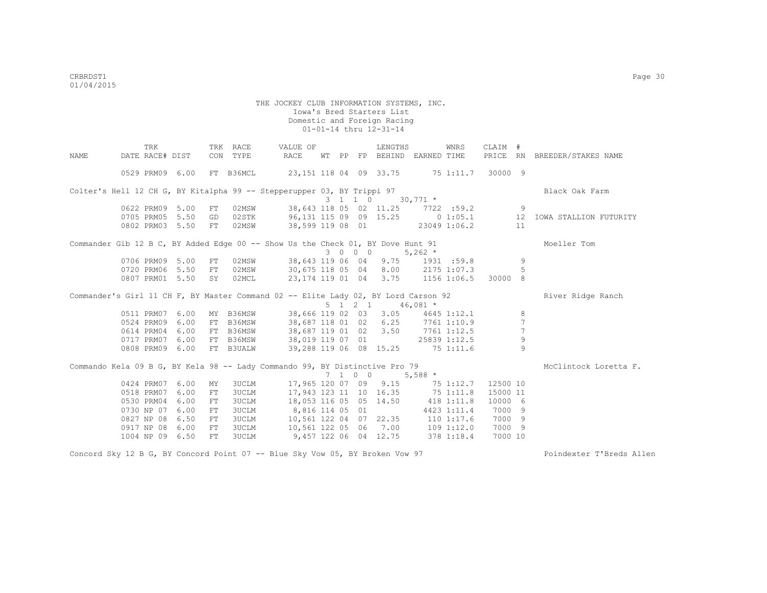THE JOCKEY CLUB INFORMATION SYSTEMS, INC.
Iowa's Bred Starters List
Domestic and Foreign Racing
01-01-14 thru 12-31-14

| NAME | TRK DATE | RACE# | DIST | TRK CON | RACE TYPE | VALUE OF RACE | WT | PP | FP | LENGTHS BEHIND | EARNED | WNRS TIME | CLAIM PRICE | # RN | BREEDER/STAKES NAME |
|---|---|---|---|---|---|---|---|---|---|---|---|---|---|---|---|
| | 0529 | PRM09 | 6.00 | FT | B36MCL | 23,151 | 118 | 04 | 09 | 33.75 | 75 | 1:11.7 | 30000 | 9 | |
| Colter's Hell 12 CH G, BY Kitalpha 99 -- Stepperupper 03, BY Trippi 97 | | | | | | | 3 | 1 | 1 0 | | 30,771 * | | | | Black Oak Farm |
| | 0622 | PRM09 | 5.00 | FT | 02MSW | 38,643 | 118 | 05 | 02 | 11.25 | 7722 | :59.2 | | 9 | |
| | 0705 | PRM05 | 5.50 | GD | 02STK | 96,131 | 115 | 09 | 09 | 15.25 | 0 | 1:05.1 | | 12 | IOWA STALLION FUTURITY |
| | 0802 | PRM03 | 5.50 | FT | 02MSW | 38,599 | 119 | 08 | 01 | | 23049 | 1:06.2 | | 11 | |
| Commander Gib 12 B C, BY Added Edge 00 -- Show Us the Check 01, BY Dove Hunt 91 | | | | | | | 3 | 0 | 0 0 | | 5,262 * | | | | Moeller Tom |
| | 0706 | PRM09 | 5.00 | FT | 02MSW | 38,643 | 119 | 06 | 04 | 9.75 | 1931 | :59.8 | | 9 | |
| | 0720 | PRM06 | 5.50 | FT | 02MSW | 30,675 | 118 | 05 | 04 | 8.00 | 2175 | 1:07.3 | | 5 | |
| | 0807 | PRM01 | 5.50 | SY | 02MCL | 23,174 | 119 | 01 | 04 | 3.75 | 1156 | 1:06.5 | 30000 | 8 | |
| Commander's Girl 11 CH F, BY Master Command 02 -- Elite Lady 02, BY Lord Carson 92 | | | | | | | 5 | 1 | 2 1 | | 46,081 * | | | | River Ridge Ranch |
| | 0511 | PRM07 | 6.00 | MY | B36MSW | 38,666 | 119 | 02 | 03 | 3.05 | 4645 | 1:12.1 | | 8 | |
| | 0524 | PRM09 | 6.00 | FT | B36MSW | 38,687 | 118 | 01 | 02 | 6.25 | 7761 | 1:10.9 | | 7 | |
| | 0614 | PRM04 | 6.00 | FT | B36MSW | 38,687 | 119 | 01 | 02 | 3.50 | 7761 | 1:12.5 | | 7 | |
| | 0717 | PRM07 | 6.00 | FT | B36MSW | 38,019 | 119 | 07 | 01 | | 25839 | 1:12.5 | | 9 | |
| | 0808 | PRM09 | 6.00 | FT | B3UALW | 39,288 | 119 | 06 | 08 | 15.25 | 75 | 1:11.6 | | 9 | |
| Commando Kela 09 B G, BY Kela 98 -- Lady Commando 99, BY Distinctive Pro 79 | | | | | | | 7 | 1 | 0 0 | | 5,588 * | | | | McClintock Loretta F. |
| | 0424 | PRM07 | 6.00 | MY | 3UCLM | 17,965 | 120 | 07 | 09 | 9.15 | 75 | 1:12.7 | 12500 | 10 | |
| | 0518 | PRM07 | 6.00 | FT | 3UCLM | 17,943 | 123 | 11 | 10 | 16.35 | 75 | 1:11.8 | 15000 | 11 | |
| | 0530 | PRM04 | 6.00 | FT | 3UCLM | 18,053 | 116 | 05 | 05 | 14.50 | 418 | 1:11.8 | 10000 | 6 | |
| | 0730 | NP 07 | 6.00 | FT | 3UCLM | 8,816 | 114 | 05 | 01 | | 4423 | 1:11.4 | 7000 | 9 | |
| | 0827 | NP 08 | 6.50 | FT | 3UCLM | 10,561 | 122 | 04 | 07 | 22.35 | 110 | 1:17.6 | 7000 | 9 | |
| | 0917 | NP 08 | 6.00 | FT | 3UCLM | 10,561 | 122 | 05 | 06 | 7.00 | 109 | 1:12.0 | 7000 | 9 | |
| | 1004 | NP 09 | 6.50 | FT | 3UCLM | 9,457 | 122 | 06 | 04 | 12.75 | 378 | 1:18.4 | 7000 | 10 | |
| Concord Sky 12 B G, BY Concord Point 07 -- Blue Sky Vow 05, BY Broken Vow 97 | | | | | | | | | | | | | | | Poindexter T'Breds Allen |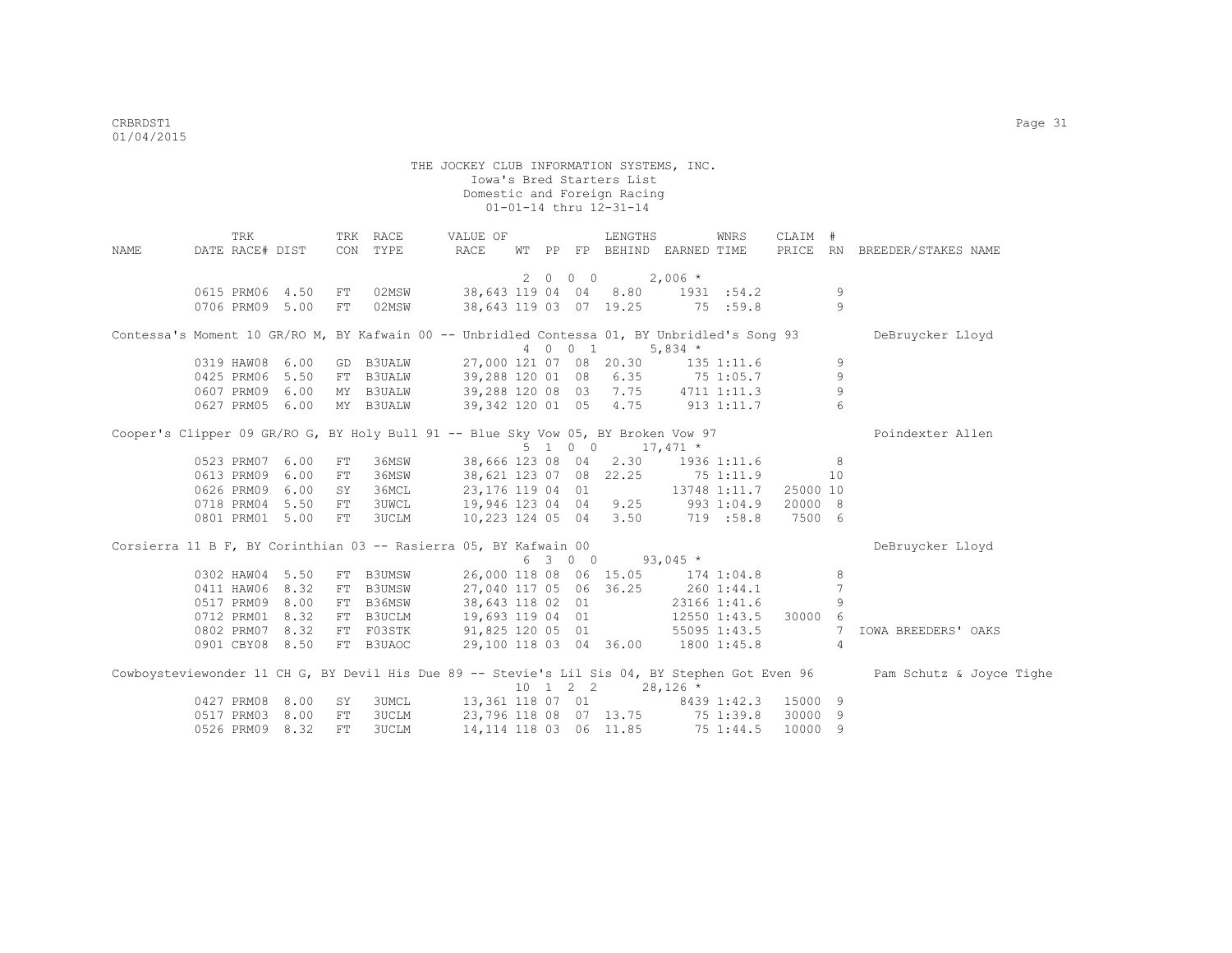THE JOCKEY CLUB INFORMATION SYSTEMS, INC.
Iowa's Bred Starters List
Domestic and Foreign Racing
01-01-14 thru 12-31-14

| NAME | TRK DATE | RACE# | DIST | TRK CON | RACE TYPE | VALUE OF RACE | WT | PP | FP | LENGTHS BEHIND | EARNED | WNRS TIME | CLAIM PRICE | # RN | BREEDER/STAKES NAME |
|---|---|---|---|---|---|---|---|---|---|---|---|---|---|---|---|
| | | | | | | | 2 | 0 0 | 0 | | 2,006 * | | | | |
| | 0615 | PRM06 | 4.50 | FT | 02MSW | 38,643 | 119 | 04 | 04 | 8.80 | 1931 | :54.2 | | 9 | |
| | 0706 | PRM09 | 5.00 | FT | 02MSW | 38,643 | 119 | 03 | 07 | 19.25 | 75 | :59.8 | | 9 | |
| Contessa's Moment 10 GR/RO M, BY Kafwain 00 -- Unbridled Contessa 01, BY Unbridled's Song 93 | | | | | | | | | | | | | | | DeBruycker Lloyd |
| | | | | | | | 4 | 0 0 | 1 | | 5,834 * | | | | |
| | 0319 | HAW08 | 6.00 | GD | B3UALW | 27,000 | 121 | 07 | 08 | 20.30 | 135 | 1:11.6 | | 9 | |
| | 0425 | PRM06 | 5.50 | FT | B3UALW | 39,288 | 120 | 01 | 08 | 6.35 | 75 | 1:05.7 | | 9 | |
| | 0607 | PRM09 | 6.00 | MY | B3UALW | 39,288 | 120 | 08 | 03 | 7.75 | 4711 | 1:11.3 | | 9 | |
| | 0627 | PRM05 | 6.00 | MY | B3UALW | 39,342 | 120 | 01 | 05 | 4.75 | 913 | 1:11.7 | | 6 | |
| Cooper's Clipper 09 GR/RO G, BY Holy Bull 91 -- Blue Sky Vow 05, BY Broken Vow 97 | | | | | | | | | | | | | | | Poindexter Allen |
| | | | | | | | 5 | 1 0 | 0 | | 17,471 * | | | | |
| | 0523 | PRM07 | 6.00 | FT | 36MSW | 38,666 | 123 | 08 | 04 | 2.30 | 1936 | 1:11.6 | | 8 | |
| | 0613 | PRM09 | 6.00 | FT | 36MSW | 38,621 | 123 | 07 | 08 | 22.25 | 75 | 1:11.9 | | 10 | |
| | 0626 | PRM09 | 6.00 | SY | 36MCL | 23,176 | 119 | 04 | 01 | | 13748 | 1:11.7 | 25000 | 10 | |
| | 0718 | PRM04 | 5.50 | FT | 3UWCL | 19,946 | 123 | 04 | 04 | 9.25 | 993 | 1:04.9 | 20000 | 8 | |
| | 0801 | PRM01 | 5.00 | FT | 3UCLM | 10,223 | 124 | 05 | 04 | 3.50 | 719 | :58.8 | 7500 | 6 | |
| Corsierra 11 B F, BY Corinthian 03 -- Rasierra 05, BY Kafwain 00 | | | | | | | | | | | | | | | DeBruycker Lloyd |
| | | | | | | | 6 | 3 0 | 0 | | 93,045 * | | | | |
| | 0302 | HAW04 | 5.50 | FT | B3UMSW | 26,000 | 118 | 08 | 06 | 15.05 | 174 | 1:04.8 | | 8 | |
| | 0411 | HAW06 | 8.32 | FT | B3UMSW | 27,040 | 117 | 05 | 06 | 36.25 | 260 | 1:44.1 | | 7 | |
| | 0517 | PRM09 | 8.00 | FT | B36MSW | 38,643 | 118 | 02 | 01 | | 23166 | 1:41.6 | | 9 | |
| | 0712 | PRM01 | 8.32 | FT | B3UCLM | 19,693 | 119 | 04 | 01 | | 12550 | 1:43.5 | 30000 | 6 | |
| | 0802 | PRM07 | 8.32 | FT | F03STK | 91,825 | 120 | 05 | 01 | | 55095 | 1:43.5 | | 7 | IOWA BREEDERS' OAKS |
| | 0901 | CBY08 | 8.50 | FT | B3UAOC | 29,100 | 118 | 03 | 04 | 36.00 | 1800 | 1:45.8 | | 4 | |
| Cowboysteviewonder 11 CH G, BY Devil His Due 89 -- Stevie's Lil Sis 04, BY Stephen Got Even 96 | | | | | | | | | | | | | | | Pam Schutz & Joyce Tighe |
| | | | | | | | 10 | 1 2 | 2 | | 28,126 * | | | | |
| | 0427 | PRM08 | 8.00 | SY | 3UMCL | 13,361 | 118 | 07 | 01 | | 8439 | 1:42.3 | 15000 | 9 | |
| | 0517 | PRM03 | 8.00 | FT | 3UCLM | 23,796 | 118 | 08 | 07 | 13.75 | 75 | 1:39.8 | 30000 | 9 | |
| | 0526 | PRM09 | 8.32 | FT | 3UCLM | 14,114 | 118 | 03 | 06 | 11.85 | 75 | 1:44.5 | 10000 | 9 | |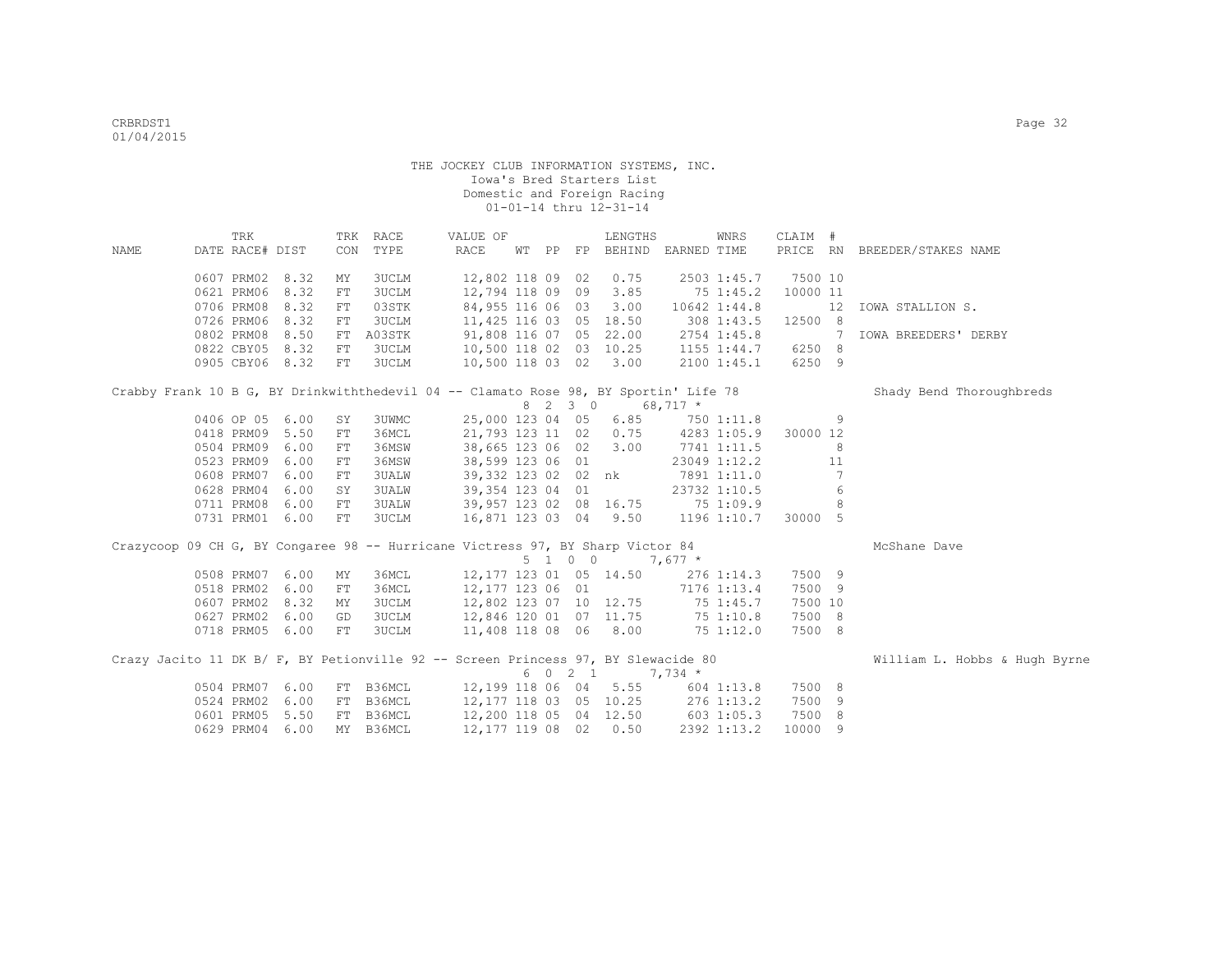THE JOCKEY CLUB INFORMATION SYSTEMS, INC.
Iowa's Bred Starters List
Domestic and Foreign Racing
01-01-14 thru 12-31-14

| NAME | TRK DATE | RACE# | DIST | TRK CON | RACE TYPE | VALUE OF RACE | WT | PP | FP | LENGTHS BEHIND | EARNED | WNRS TIME | CLAIM PRICE | # RN | BREEDER/STAKES NAME |
|---|---|---|---|---|---|---|---|---|---|---|---|---|---|---|---|
| | 0607 | PRM02 | 8.32 | MY | 3UCLM | 12,802 | 118 | 09 | 02 | 0.75 | 2503 | 1:45.7 | 7500 | 10 | |
| | 0621 | PRM06 | 8.32 | FT | 3UCLM | 12,794 | 118 | 09 | 09 | 3.85 | 75 | 1:45.2 | 10000 | 11 | |
| | 0706 | PRM08 | 8.32 | FT | 03STK | 84,955 | 116 | 06 | 03 | 3.00 | 10642 | 1:44.8 | | 12 | IOWA STALLION S. |
| | 0726 | PRM06 | 8.32 | FT | 3UCLM | 11,425 | 116 | 03 | 05 | 18.50 | 308 | 1:43.5 | 12500 | 8 | |
| | 0802 | PRM08 | 8.50 | FT | A03STK | 91,808 | 116 | 07 | 05 | 22.00 | 2754 | 1:45.8 | | 7 | IOWA BREEDERS' DERBY |
| | 0822 | CBY05 | 8.32 | FT | 3UCLM | 10,500 | 118 | 02 | 03 | 10.25 | 1155 | 1:44.7 | 6250 | 8 | |
| | 0905 | CBY06 | 8.32 | FT | 3UCLM | 10,500 | 118 | 03 | 02 | 3.00 | 2100 | 1:45.1 | 6250 | 9 | |
| Crabby Frank 10 B G, BY Drinkwiththedevil 04 -- Clamato Rose 98, BY Sportin' Life 78 | | | | | | | | | | | | | | | Shady Bend Thoroughbreds |
| | | | | | | | 8 | 2 | 3 0 | | 68,717 * | | | | |
| | 0406 | OP 05 | 6.00 | SY | 3UWMC | 25,000 | 123 | 04 | 05 | 6.85 | 750 | 1:11.8 | | 9 | |
| | 0418 | PRM09 | 5.50 | FT | 36MCL | 21,793 | 123 | 11 | 02 | 0.75 | 4283 | 1:05.9 | 30000 | 12 | |
| | 0504 | PRM09 | 6.00 | FT | 36MSW | 38,665 | 123 | 06 | 02 | 3.00 | 7741 | 1:11.5 | | 8 | |
| | 0523 | PRM09 | 6.00 | FT | 36MSW | 38,599 | 123 | 06 | 01 | | 23049 | 1:12.2 | | 11 | |
| | 0608 | PRM07 | 6.00 | FT | 3UALW | 39,332 | 123 | 02 | 02 | nk | 7891 | 1:11.0 | | 7 | |
| | 0628 | PRM04 | 6.00 | SY | 3UALW | 39,354 | 123 | 04 | 01 | | 23732 | 1:10.5 | | 6 | |
| | 0711 | PRM08 | 6.00 | FT | 3UALW | 39,957 | 123 | 02 | 08 | 16.75 | 75 | 1:09.9 | | 8 | |
| | 0731 | PRM01 | 6.00 | FT | 3UCLM | 16,871 | 123 | 03 | 04 | 9.50 | 1196 | 1:10.7 | 30000 | 5 | |
| Crazycoop 09 CH G, BY Congaree 98 -- Hurricane Victress 97, BY Sharp Victor 84 | | | | | | | | | | | | | | | McShane Dave |
| | | | | | | | 5 | 1 | 0 0 | | 7,677 * | | | | |
| | 0508 | PRM07 | 6.00 | MY | 36MCL | 12,177 | 123 | 01 | 05 | 14.50 | 276 | 1:14.3 | 7500 | 9 | |
| | 0518 | PRM02 | 6.00 | FT | 36MCL | 12,177 | 123 | 06 | 01 | | 7176 | 1:13.4 | 7500 | 9 | |
| | 0607 | PRM02 | 8.32 | MY | 3UCLM | 12,802 | 123 | 07 | 10 | 12.75 | 75 | 1:45.7 | 7500 | 10 | |
| | 0627 | PRM02 | 6.00 | GD | 3UCLM | 12,846 | 120 | 01 | 07 | 11.75 | 75 | 1:10.8 | 7500 | 8 | |
| | 0718 | PRM05 | 6.00 | FT | 3UCLM | 11,408 | 118 | 08 | 06 | 8.00 | 75 | 1:12.0 | 7500 | 8 | |
| Crazy Jacito 11 DK B/ F, BY Petionville 92 -- Screen Princess 97, BY Slewacide 80 | | | | | | | | | | | | | | | William L. Hobbs & Hugh Byrne |
| | | | | | | | 6 | 0 | 2 1 | | 7,734 * | | | | |
| | 0504 | PRM07 | 6.00 | FT | B36MCL | 12,199 | 118 | 06 | 04 | 5.55 | 604 | 1:13.8 | 7500 | 8 | |
| | 0524 | PRM02 | 6.00 | FT | B36MCL | 12,177 | 118 | 03 | 05 | 10.25 | 276 | 1:13.2 | 7500 | 9 | |
| | 0601 | PRM05 | 5.50 | FT | B36MCL | 12,200 | 118 | 05 | 04 | 12.50 | 603 | 1:05.3 | 7500 | 8 | |
| | 0629 | PRM04 | 6.00 | MY | B36MCL | 12,177 | 119 | 08 | 02 | 0.50 | 2392 | 1:13.2 | 10000 | 9 | |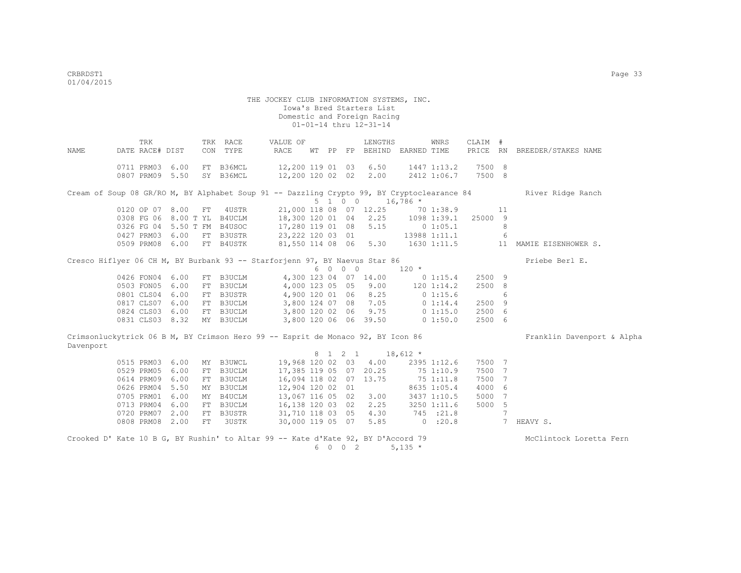THE JOCKEY CLUB INFORMATION SYSTEMS, INC.
Iowa's Bred Starters List
Domestic and Foreign Racing
01-01-14 thru 12-31-14

| NAME | TRK DATE | RACE# | DIST | TRK CON | RACE TYPE | VALUE OF RACE | WT | PP | FP | LENGTHS BEHIND | EARNED | WNRS TIME | CLAIM PRICE | # RN | BREEDER/STAKES NAME |
|---|---|---|---|---|---|---|---|---|---|---|---|---|---|---|---|
| | 0711 | PRM03 | 6.00 | FT | B36MCL | 12,200 | 119 | 01 | 03 | 6.50 | 1447 | 1:13.2 | 7500 | 8 | |
| | 0807 | PRM09 | 5.50 | SY | B36MCL | 12,200 | 120 | 02 | 02 | 2.00 | 2412 | 1:06.7 | 7500 | 8 | |

Cream of Soup 08 GR/RO M, BY Alphabet Soup 91 -- Dazzling Crypto 99, BY Cryptoclearance 84 — River Ridge Ranch
5 1 0 0 16,786 *

| TRK DATE | RACE# | DIST | TRK CON | RACE TYPE | VALUE OF RACE | WT | PP | FP | LENGTHS BEHIND | EARNED | WNRS TIME | CLAIM PRICE | # RN | BREEDER/STAKES NAME |
|---|---|---|---|---|---|---|---|---|---|---|---|---|---|---|
| 0120 | OP 07 | 8.00 | FT | 4USTR | 21,000 | 118 | 08 | 07 | 12.25 | 70 | 1:38.9 | | 11 | |
| 0308 | FG 06 | 8.00 T | YL | B4UCLM | 18,300 | 120 | 01 | 04 | 2.25 | 1098 | 1:39.1 | 25000 | 9 | |
| 0326 | FG 04 | 5.50 T | FM | B4USOC | 17,280 | 119 | 01 | 08 | 5.15 | 0 | 1:05.1 | | 8 | |
| 0427 | PRM03 | 6.00 | FT | B3USTR | 23,222 | 120 | 03 | 01 | | 13988 | 1:11.1 | | 6 | |
| 0509 | PRM08 | 6.00 | FT | B4USTK | 81,550 | 114 | 08 | 06 | 5.30 | 1630 | 1:11.5 | | 11 | MAMIE EISENHOWER S. |

Cresco Hiflyer 06 CH M, BY Burbank 93 -- Starforjenn 97, BY Naevus Star 86 — Priebe Berl E.
6 0 0 0 120 *

| TRK DATE | RACE# | DIST | TRK CON | RACE TYPE | VALUE OF RACE | WT | PP | FP | LENGTHS BEHIND | EARNED | WNRS TIME | CLAIM PRICE | # RN |
|---|---|---|---|---|---|---|---|---|---|---|---|---|---|
| 0426 | FON04 | 6.00 | FT | B3UCLM | 4,300 | 123 | 04 | 07 | 14.00 | 0 | 1:15.4 | 2500 | 9 |
| 0503 | FON05 | 6.00 | FT | B3UCLM | 4,000 | 123 | 05 | 05 | 9.00 | 120 | 1:14.2 | 2500 | 8 |
| 0801 | CLS04 | 6.00 | FT | B3USTR | 4,900 | 120 | 01 | 06 | 8.25 | 0 | 1:15.6 | | 6 |
| 0817 | CLS07 | 6.00 | FT | B3UCLM | 3,800 | 124 | 07 | 08 | 7.05 | 0 | 1:14.4 | 2500 | 9 |
| 0824 | CLS03 | 6.00 | FT | B3UCLM | 3,800 | 120 | 02 | 06 | 9.75 | 0 | 1:15.0 | 2500 | 6 |
| 0831 | CLS03 | 8.32 | MY | B3UCLM | 3,800 | 120 | 06 | 06 | 39.50 | 0 | 1:50.0 | 2500 | 6 |

Crimsonluckytrick 06 B M, BY Crimson Hero 99 -- Esprit de Monaco 92, BY Icon 86 — Franklin Davenport & Alpha Davenport
8 1 2 1 18,612 *

| TRK DATE | RACE# | DIST | TRK CON | RACE TYPE | VALUE OF RACE | WT | PP | FP | LENGTHS BEHIND | EARNED | WNRS TIME | CLAIM PRICE | # RN | BREEDER/STAKES NAME |
|---|---|---|---|---|---|---|---|---|---|---|---|---|---|---|
| 0515 | PRM03 | 6.00 | MY | B3UWCL | 19,968 | 120 | 02 | 03 | 4.00 | 2395 | 1:12.6 | 7500 | 7 | |
| 0529 | PRM05 | 6.00 | FT | B3UCLM | 17,385 | 119 | 05 | 07 | 20.25 | 75 | 1:10.9 | 7500 | 7 | |
| 0614 | PRM09 | 6.00 | FT | B3UCLM | 16,094 | 118 | 02 | 07 | 13.75 | 75 | 1:11.8 | 7500 | 7 | |
| 0626 | PRM04 | 5.50 | MY | B3UCLM | 12,904 | 120 | 02 | 01 | | 8635 | 1:05.4 | 4000 | 6 | |
| 0705 | PRM01 | 6.00 | MY | B4UCLM | 13,067 | 116 | 05 | 02 | 3.00 | 3437 | 1:10.5 | 5000 | 7 | |
| 0713 | PRM04 | 6.00 | FT | B3UCLM | 16,138 | 120 | 03 | 02 | 2.25 | 3250 | 1:11.6 | 5000 | 5 | |
| 0720 | PRM07 | 2.00 | FT | B3USTR | 31,710 | 118 | 03 | 05 | 4.30 | 745 | :21.8 | | 7 | |
| 0808 | PRM08 | 2.00 | FT | 3USTK | 30,000 | 119 | 05 | 07 | 5.85 | 0 | :20.8 | | 7 | HEAVY S. |

Crooked D' Kate 10 B G, BY Rushin' to Altar 99 -- Kate d'Kate 92, BY D'Accord 79 — McClintock Loretta Fern
6 0 0 2 5,135 *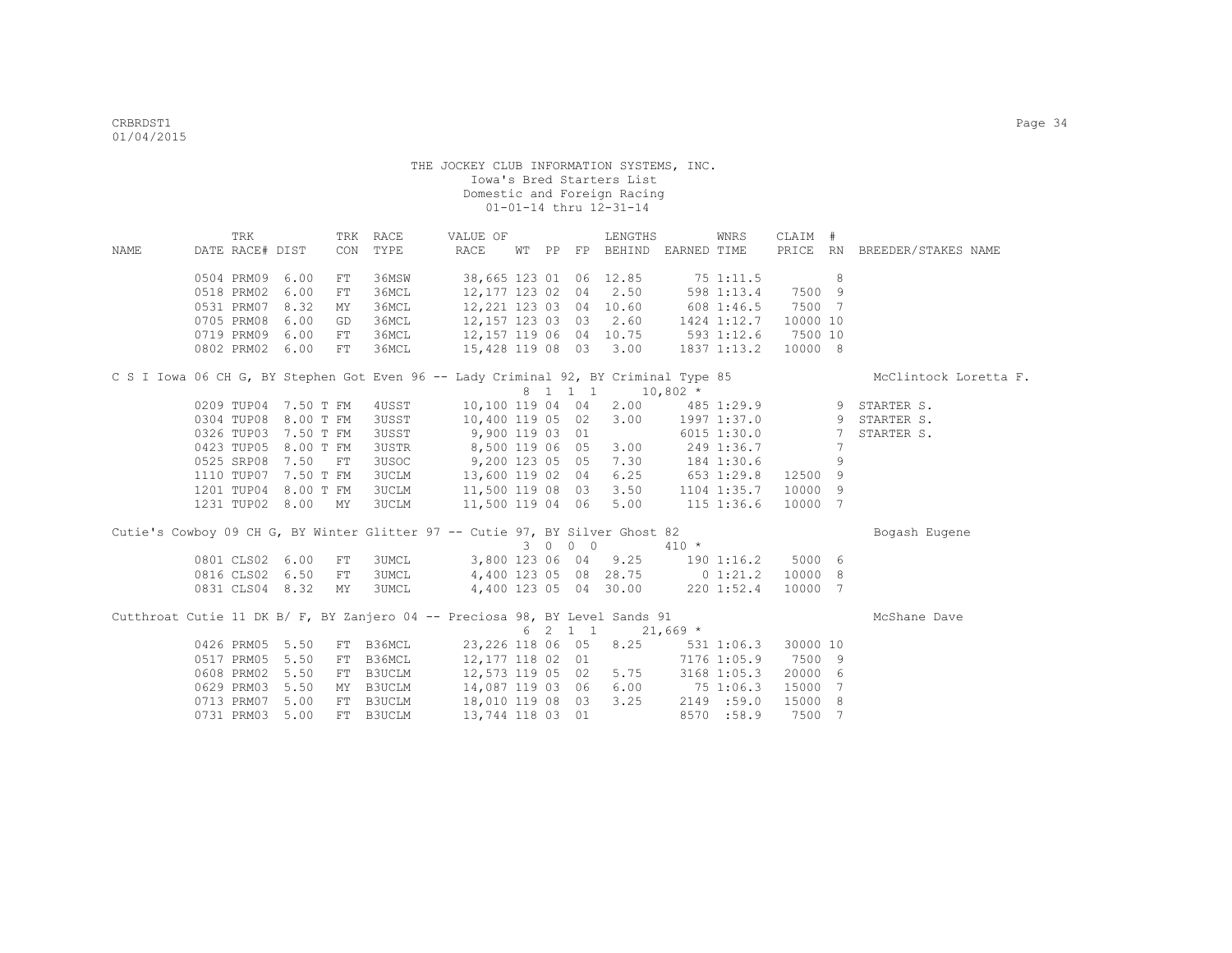THE JOCKEY CLUB INFORMATION SYSTEMS, INC.
Iowa's Bred Starters List
Domestic and Foreign Racing
01-01-14 thru 12-31-14

| NAME | TRK DATE | RACE# | DIST | TRK CON | RACE TYPE | VALUE OF RACE | WT | PP | FP | LENGTHS BEHIND | EARNED | WNRS TIME | CLAIM PRICE | # RN | BREEDER/STAKES NAME |
|---|---|---|---|---|---|---|---|---|---|---|---|---|---|---|---|
| | 0504 | PRM09 | 6.00 | FT | 36MSW | 38,665 | 123 | 01 | 06 | 12.85 | 75 | 1:11.5 | | 8 | |
| | 0518 | PRM02 | 6.00 | FT | 36MCL | 12,177 | 123 | 02 | 04 | 2.50 | 598 | 1:13.4 | 7500 | 9 | |
| | 0531 | PRM07 | 8.32 | MY | 36MCL | 12,221 | 123 | 03 | 04 | 10.60 | 608 | 1:46.5 | 7500 | 7 | |
| | 0705 | PRM08 | 6.00 | GD | 36MCL | 12,157 | 123 | 03 | 03 | 2.60 | 1424 | 1:12.7 | 10000 | 10 | |
| | 0719 | PRM09 | 6.00 | FT | 36MCL | 12,157 | 119 | 06 | 04 | 10.75 | 593 | 1:12.6 | 7500 | 10 | |
| | 0802 | PRM02 | 6.00 | FT | 36MCL | 15,428 | 119 | 08 | 03 | 3.00 | 1837 | 1:13.2 | 10000 | 8 | |
| C S I Iowa 06 CH G, BY Stephen Got Even 96 -- Lady Criminal 92, BY Criminal Type 85 | | | | | | | | | | | | | | | McClintock Loretta F. |
| | | | | | | | 8 | 1 | 1 1 | | 10,802 * | | | | |
| | 0209 | TUP04 | 7.50 T | FM | 4USST | 10,100 | 119 | 04 | 04 | 2.00 | 485 | 1:29.9 | | 9 | STARTER S. |
| | 0304 | TUP08 | 8.00 T | FM | 3USST | 10,400 | 119 | 05 | 02 | 3.00 | 1997 | 1:37.0 | | 9 | STARTER S. |
| | 0326 | TUP03 | 7.50 T | FM | 3USST | 9,900 | 119 | 03 | 01 | | 6015 | 1:30.0 | | 7 | STARTER S. |
| | 0423 | TUP05 | 8.00 T | FM | 3USTR | 8,500 | 119 | 06 | 05 | 3.00 | 249 | 1:36.7 | | 7 | |
| | 0525 | SRP08 | 7.50 | FT | 3USOC | 9,200 | 123 | 05 | 05 | 7.30 | 184 | 1:30.6 | | 9 | |
| | 1110 | TUP07 | 7.50 T | FM | 3UCLM | 13,600 | 119 | 02 | 04 | 6.25 | 653 | 1:29.8 | 12500 | 9 | |
| | 1201 | TUP04 | 8.00 T | FM | 3UCLM | 11,500 | 119 | 08 | 03 | 3.50 | 1104 | 1:35.7 | 10000 | 9 | |
| | 1231 | TUP02 | 8.00 | MY | 3UCLM | 11,500 | 119 | 04 | 06 | 5.00 | 115 | 1:36.6 | 10000 | 7 | |
| Cutie's Cowboy 09 CH G, BY Winter Glitter 97 -- Cutie 97, BY Silver Ghost 82 | | | | | | | | | | | | | | | Bogash Eugene |
| | | | | | | | 3 | 0 | 0 0 | | 410 * | | | | |
| | 0801 | CLS02 | 6.00 | FT | 3UMCL | 3,800 | 123 | 06 | 04 | 9.25 | 190 | 1:16.2 | 5000 | 6 | |
| | 0816 | CLS02 | 6.50 | FT | 3UMCL | 4,400 | 123 | 05 | 08 | 28.75 | 0 | 1:21.2 | 10000 | 8 | |
| | 0831 | CLS04 | 8.32 | MY | 3UMCL | 4,400 | 123 | 05 | 04 | 30.00 | 220 | 1:52.4 | 10000 | 7 | |
| Cutthroat Cutie 11 DK B/ F, BY Zanjero 04 -- Preciosa 98, BY Level Sands 91 | | | | | | | | | | | | | | | McShane Dave |
| | | | | | | | 6 | 2 | 1 1 | | 21,669 * | | | | |
| | 0426 | PRM05 | 5.50 | FT | B36MCL | 23,226 | 118 | 06 | 05 | 8.25 | 531 | 1:06.3 | 30000 | 10 | |
| | 0517 | PRM05 | 5.50 | FT | B36MCL | 12,177 | 118 | 02 | 01 | | 7176 | 1:05.9 | 7500 | 9 | |
| | 0608 | PRM02 | 5.50 | FT | B3UCLM | 12,573 | 119 | 05 | 02 | 5.75 | 3168 | 1:05.3 | 20000 | 6 | |
| | 0629 | PRM03 | 5.50 | MY | B3UCLM | 14,087 | 119 | 03 | 06 | 6.00 | 75 | 1:06.3 | 15000 | 7 | |
| | 0713 | PRM07 | 5.00 | FT | B3UCLM | 18,010 | 119 | 08 | 03 | 3.25 | 2149 | :59.0 | 15000 | 8 | |
| | 0731 | PRM03 | 5.00 | FT | B3UCLM | 13,744 | 118 | 03 | 01 | | 8570 | :58.9 | 7500 | 7 | |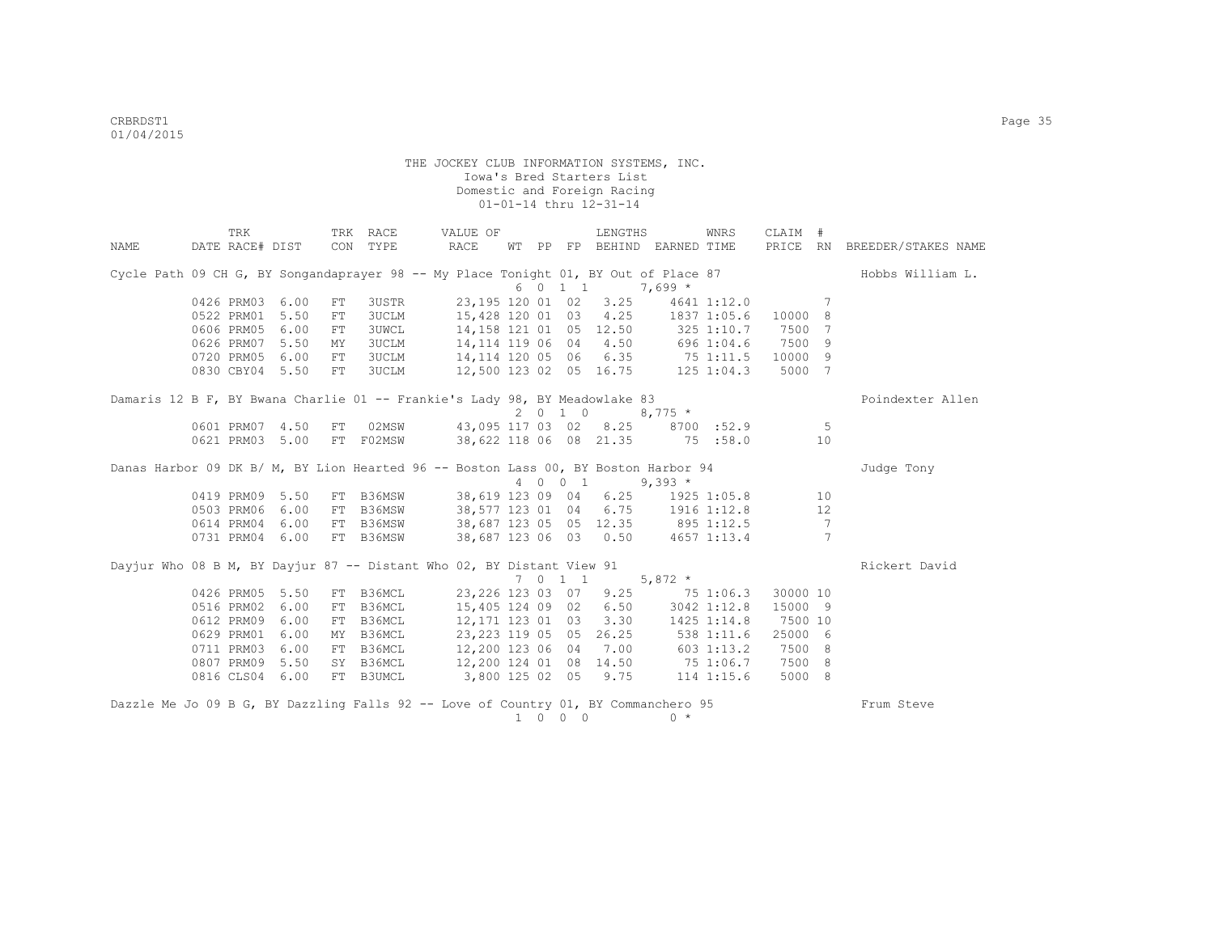CRBRDST1
01/04/2015

THE JOCKEY CLUB INFORMATION SYSTEMS, INC.
Iowa's Bred Starters List
Domestic and Foreign Racing
01-01-14 thru 12-31-14

| NAME | TRK DATE | RACE# | DIST | TRK CON | RACE TYPE | VALUE OF RACE | WT | PP | FP | LENGTHS BEHIND | EARNED | WNRS TIME | CLAIM PRICE | # RN | BREEDER/STAKES NAME |
|---|---|---|---|---|---|---|---|---|---|---|---|---|---|---|---|
| Cycle Path 09 CH G, BY Songandaprayer 98 -- My Place Tonight 01, BY Out of Place 87 | | | | | | | 6 | 0 1 | 1 | | 7,699 * | | | | Hobbs William L. |
| | 0426 | PRM03 | 6.00 | FT | 3USTR | 23,195 | 120 | 01 | 02 | 3.25 | 4641 | 1:12.0 | | 7 | |
| | 0522 | PRM01 | 5.50 | FT | 3UCLM | 15,428 | 120 | 01 | 03 | 4.25 | 1837 | 1:05.6 | 10000 | 8 | |
| | 0606 | PRM05 | 6.00 | FT | 3UWCL | 14,158 | 121 | 01 | 05 | 12.50 | 325 | 1:10.7 | 7500 | 7 | |
| | 0626 | PRM07 | 5.50 | MY | 3UCLM | 14,114 | 119 | 06 | 04 | 4.50 | 696 | 1:04.6 | 7500 | 9 | |
| | 0720 | PRM05 | 6.00 | FT | 3UCLM | 14,114 | 120 | 05 | 06 | 6.35 | 75 | 1:11.5 | 10000 | 9 | |
| | 0830 | CBY04 | 5.50 | FT | 3UCLM | 12,500 | 123 | 02 | 05 | 16.75 | 125 | 1:04.3 | 5000 | 7 | |
| Damaris 12 B F, BY Bwana Charlie 01 -- Frankie's Lady 98, BY Meadowlake 83 | | | | | | | 2 | 0 1 | 0 | | 8,775 * | | | | Poindexter Allen |
| | 0601 | PRM07 | 4.50 | FT | 02MSW | 43,095 | 117 | 03 | 02 | 8.25 | 8700 | :52.9 | | 5 | |
| | 0621 | PRM03 | 5.00 | FT | F02MSW | 38,622 | 118 | 06 | 08 | 21.35 | 75 | :58.0 | | 10 | |
| Danas Harbor 09 DK B/ M, BY Lion Hearted 96 -- Boston Lass 00, BY Boston Harbor 94 | | | | | | | 4 | 0 0 | 1 | | 9,393 * | | | | Judge Tony |
| | 0419 | PRM09 | 5.50 | FT | B36MSW | 38,619 | 123 | 09 | 04 | 6.25 | 1925 | 1:05.8 | | 10 | |
| | 0503 | PRM06 | 6.00 | FT | B36MSW | 38,577 | 123 | 01 | 04 | 6.75 | 1916 | 1:12.8 | | 12 | |
| | 0614 | PRM04 | 6.00 | FT | B36MSW | 38,687 | 123 | 05 | 05 | 12.35 | 895 | 1:12.5 | | 7 | |
| | 0731 | PRM04 | 6.00 | FT | B36MSW | 38,687 | 123 | 06 | 03 | 0.50 | 4657 | 1:13.4 | | 7 | |
| Dayjur Who 08 B M, BY Dayjur 87 -- Distant Who 02, BY Distant View 91 | | | | | | | 7 | 0 1 | 1 | | 5,872 * | | | | Rickert David |
| | 0426 | PRM05 | 5.50 | FT | B36MCL | 23,226 | 123 | 03 | 07 | 9.25 | 75 | 1:06.3 | 30000 | 10 | |
| | 0516 | PRM02 | 6.00 | FT | B36MCL | 15,405 | 124 | 09 | 02 | 6.50 | 3042 | 1:12.8 | 15000 | 9 | |
| | 0612 | PRM09 | 6.00 | FT | B36MCL | 12,171 | 123 | 01 | 03 | 3.30 | 1425 | 1:14.8 | 7500 | 10 | |
| | 0629 | PRM01 | 6.00 | MY | B36MCL | 23,223 | 119 | 05 | 05 | 26.25 | 538 | 1:11.6 | 25000 | 6 | |
| | 0711 | PRM03 | 6.00 | FT | B36MCL | 12,200 | 123 | 06 | 04 | 7.00 | 603 | 1:13.2 | 7500 | 8 | |
| | 0807 | PRM09 | 5.50 | SY | B36MCL | 12,200 | 124 | 01 | 08 | 14.50 | 75 | 1:06.7 | 7500 | 8 | |
| | 0816 | CLS04 | 6.00 | FT | B3UMCL | 3,800 | 125 | 02 | 05 | 9.75 | 114 | 1:15.6 | 5000 | 8 | |
| Dazzle Me Jo 09 B G, BY Dazzling Falls 92 -- Love of Country 01, BY Commanchero 95 | | | | | | | 1 | 0 0 | 0 | | 0 * | | | | Frum Steve |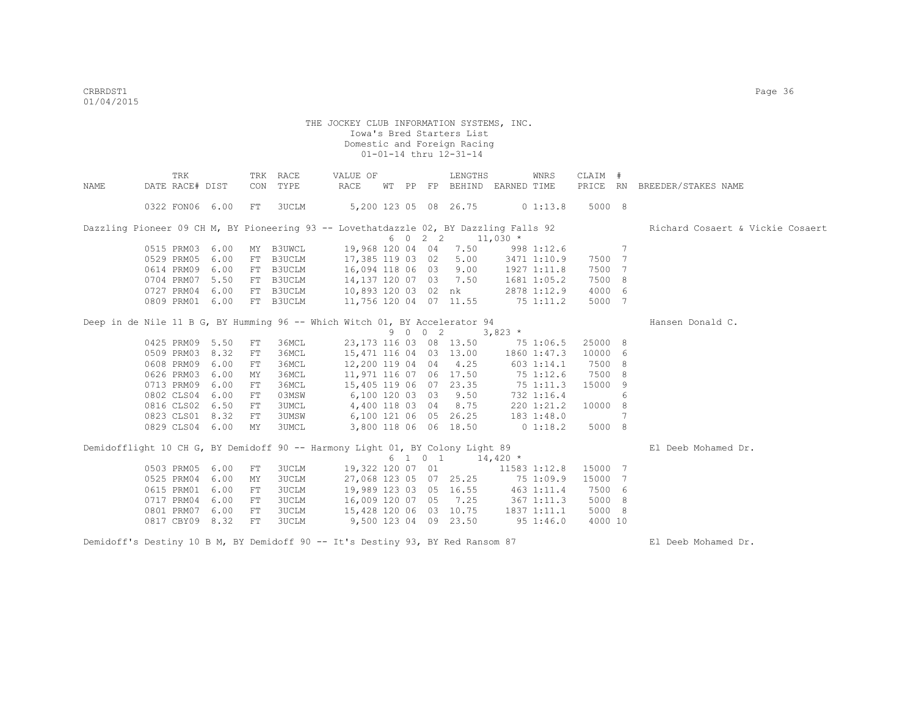THE JOCKEY CLUB INFORMATION SYSTEMS, INC.
Iowa's Bred Starters List
Domestic and Foreign Racing
01-01-14 thru 12-31-14

| NAME | TRK DATE | RACE# | DIST | TRK CON | RACE TYPE | VALUE OF RACE | WT | PP | FP | LENGTHS BEHIND | EARNED | WNRS TIME | CLAIM PRICE | # RN | BREEDER/STAKES NAME |
|---|---|---|---|---|---|---|---|---|---|---|---|---|---|---|---|
| | 0322 | FON06 | 6.00 | FT | 3UCLM | 5,200 | 123 | 05 | 08 | 26.75 | 0 | 1:13.8 | 5000 | 8 | |
| Dazzling Pioneer 09 CH M, BY Pioneering 93 -- Lovethatdazzle 02, BY Dazzling Falls 92 | | | | | | 6 0 2 2 | | | | | 11,030 * | | | | Richard Cosaert & Vickie Cosaert |
| | 0515 | PRM03 | 6.00 | MY | B3UWCL | 19,968 | 120 | 04 | 04 | 7.50 | 998 | 1:12.6 | | 7 | |
| | 0529 | PRM05 | 6.00 | FT | B3UCLM | 17,385 | 119 | 03 | 02 | 5.00 | 3471 | 1:10.9 | 7500 | 7 | |
| | 0614 | PRM09 | 6.00 | FT | B3UCLM | 16,094 | 118 | 06 | 03 | 9.00 | 1927 | 1:11.8 | 7500 | 7 | |
| | 0704 | PRM07 | 5.50 | FT | B3UCLM | 14,137 | 120 | 07 | 03 | 7.50 | 1681 | 1:05.2 | 7500 | 8 | |
| | 0727 | PRM04 | 6.00 | FT | B3UCLM | 10,893 | 120 | 03 | 02 | nk | 2878 | 1:12.9 | 4000 | 6 | |
| | 0809 | PRM01 | 6.00 | FT | B3UCLM | 11,756 | 120 | 04 | 07 | 11.55 | 75 | 1:11.2 | 5000 | 7 | |
| Deep in de Nile 11 B G, BY Humming 96 -- Which Witch 01, BY Accelerator 94 | | | | | | 9 0 0 2 | | | | | 3,823 * | | | | Hansen Donald C. |
| | 0425 | PRM09 | 5.50 | FT | 36MCL | 23,173 | 116 | 03 | 08 | 13.50 | 75 | 1:06.5 | 25000 | 8 | |
| | 0509 | PRM03 | 8.32 | FT | 36MCL | 15,471 | 116 | 04 | 03 | 13.00 | 1860 | 1:47.3 | 10000 | 6 | |
| | 0608 | PRM09 | 6.00 | FT | 36MCL | 12,200 | 119 | 04 | 04 | 4.25 | 603 | 1:14.1 | 7500 | 8 | |
| | 0626 | PRM03 | 6.00 | MY | 36MCL | 11,971 | 116 | 07 | 06 | 17.50 | 75 | 1:12.6 | 7500 | 8 | |
| | 0713 | PRM09 | 6.00 | FT | 36MCL | 15,405 | 119 | 06 | 07 | 23.35 | 75 | 1:11.3 | 15000 | 9 | |
| | 0802 | CLS04 | 6.00 | FT | 03MSW | 6,100 | 120 | 03 | 03 | 9.50 | 732 | 1:16.4 | | 6 | |
| | 0816 | CLS02 | 6.50 | FT | 3UMCL | 4,400 | 118 | 03 | 04 | 8.75 | 220 | 1:21.2 | 10000 | 8 | |
| | 0823 | CLS01 | 8.32 | FT | 3UMSW | 6,100 | 121 | 06 | 05 | 26.25 | 183 | 1:48.0 | | 7 | |
| | 0829 | CLS04 | 6.00 | MY | 3UMCL | 3,800 | 118 | 06 | 06 | 18.50 | 0 | 1:18.2 | 5000 | 8 | |
| Demidofflight 10 CH G, BY Demidoff 90 -- Harmony Light 01, BY Colony Light 89 | | | | | | 6 1 0 1 | | | | | 14,420 * | | | | El Deeb Mohamed Dr. |
| | 0503 | PRM05 | 6.00 | FT | 3UCLM | 19,322 | 120 | 07 | 01 | | 11583 | 1:12.8 | 15000 | 7 | |
| | 0525 | PRM04 | 6.00 | MY | 3UCLM | 27,068 | 123 | 05 | 07 | 25.25 | 75 | 1:09.9 | 15000 | 7 | |
| | 0615 | PRM01 | 6.00 | FT | 3UCLM | 19,989 | 123 | 03 | 05 | 16.55 | 463 | 1:11.4 | 7500 | 6 | |
| | 0717 | PRM04 | 6.00 | FT | 3UCLM | 16,009 | 120 | 07 | 05 | 7.25 | 367 | 1:11.3 | 5000 | 8 | |
| | 0801 | PRM07 | 6.00 | FT | 3UCLM | 15,428 | 120 | 06 | 03 | 10.75 | 1837 | 1:11.1 | 5000 | 8 | |
| | 0817 | CBY09 | 8.32 | FT | 3UCLM | 9,500 | 123 | 04 | 09 | 23.50 | 95 | 1:46.0 | 4000 | 10 | |
| Demidoff's Destiny 10 B M, BY Demidoff 90 -- It's Destiny 93, BY Red Ransom 87 | | | | | | | | | | | | | | | El Deeb Mohamed Dr. |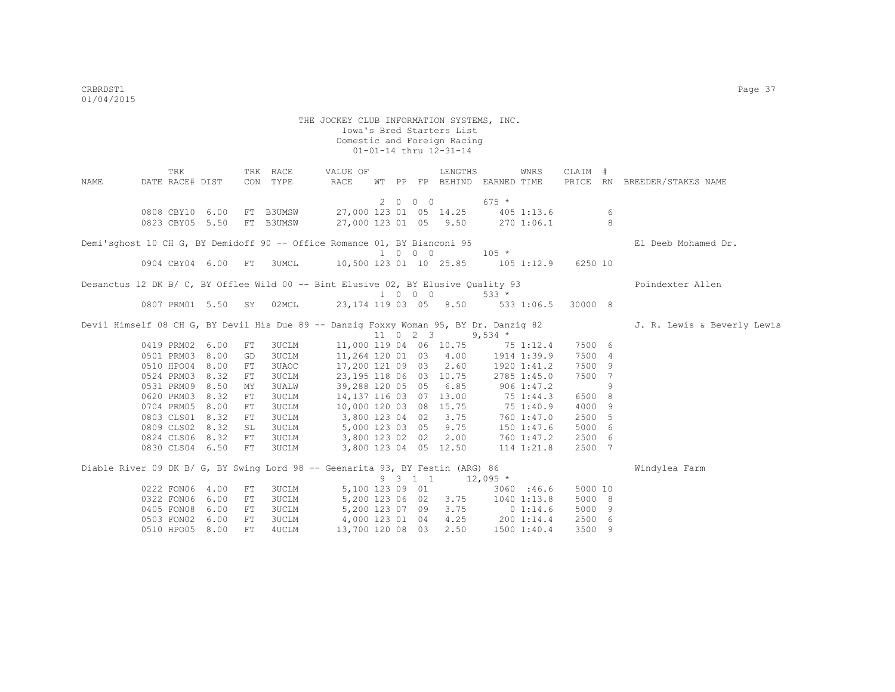THE JOCKEY CLUB INFORMATION SYSTEMS, INC.
Iowa's Bred Starters List
Domestic and Foreign Racing
01-01-14 thru 12-31-14

| NAME | TRK DATE | RACE# | DIST | TRK CON | RACE TYPE | VALUE OF RACE | WT | PP | FP | LENGTHS BEHIND | EARNED | WNRS TIME | CLAIM PRICE | # RN | BREEDER/STAKES NAME |
|---|---|---|---|---|---|---|---|---|---|---|---|---|---|---|---|
| | | | | | | | 2 | 0 0 | 0 | | 675 * | | | | |
| | 0808 | CBY10 | 6.00 | FT | B3UMSW | 27,000 | 123 | 01 | 05 | 14.25 | 405 | 1:13.6 | | 6 | |
| | 0823 | CBY05 | 5.50 | FT | B3UMSW | 27,000 | 123 | 01 | 05 | 9.50 | 270 | 1:06.1 | | 8 | |
| Demi'sghost 10 CH G, BY Demidoff 90 -- Office Romance 01, BY Bianconi 95 | | | | | | | | | | | | | | | El Deeb Mohamed Dr. |
| | | | | | | | 1 | 0 0 | 0 | | 105 * | | | | |
| | 0904 | CBY04 | 6.00 | FT | 3UMCL | 10,500 | 123 | 01 | 10 | 25.85 | 105 | 1:12.9 | 6250 | 10 | |
| Desanctus 12 DK B/ C, BY Offlee Wild 00 -- Bint Elusive 02, BY Elusive Quality 93 | | | | | | | | | | | | | | | Poindexter Allen |
| | | | | | | | 1 | 0 0 | 0 | | 533 * | | | | |
| | 0807 | PRM01 | 5.50 | SY | 02MCL | 23,174 | 119 | 03 | 05 | 8.50 | 533 | 1:06.5 | 30000 | 8 | |
| Devil Himself 08 CH G, BY Devil His Due 89 -- Danzig Foxxy Woman 95, BY Dr. Danzig 82 | | | | | | | | | | | | | | | J. R. Lewis & Beverly Lewis |
| | | | | | | | 11 | 0 2 | 3 | | 9,534 * | | | | |
| | 0419 | PRM02 | 6.00 | FT | 3UCLM | 11,000 | 119 | 04 | 06 | 10.75 | 75 | 1:12.4 | 7500 | 6 | |
| | 0501 | PRM03 | 8.00 | GD | 3UCLM | 11,264 | 120 | 01 | 03 | 4.00 | 1914 | 1:39.9 | 7500 | 4 | |
| | 0510 | HPO04 | 8.00 | FT | 3UAOC | 17,200 | 121 | 09 | 03 | 2.60 | 1920 | 1:41.2 | 7500 | 9 | |
| | 0524 | PRM03 | 8.32 | FT | 3UCLM | 23,195 | 118 | 06 | 03 | 10.75 | 2785 | 1:45.0 | 7500 | 7 | |
| | 0531 | PRM09 | 8.50 | MY | 3UALW | 39,288 | 120 | 05 | 05 | 6.85 | 906 | 1:47.2 | | 9 | |
| | 0620 | PRM03 | 8.32 | FT | 3UCLM | 14,137 | 116 | 03 | 07 | 13.00 | 75 | 1:44.3 | 6500 | 8 | |
| | 0704 | PRM05 | 8.00 | FT | 3UCLM | 10,000 | 120 | 03 | 08 | 15.75 | 75 | 1:40.9 | 4000 | 9 | |
| | 0803 | CLS01 | 8.32 | FT | 3UCLM | 3,800 | 123 | 04 | 02 | 3.75 | 760 | 1:47.0 | 2500 | 5 | |
| | 0809 | CLS02 | 8.32 | SL | 3UCLM | 5,000 | 123 | 03 | 05 | 9.75 | 150 | 1:47.6 | 5000 | 6 | |
| | 0824 | CLS06 | 8.32 | FT | 3UCLM | 3,800 | 123 | 02 | 02 | 2.00 | 760 | 1:47.2 | 2500 | 6 | |
| | 0830 | CLS04 | 6.50 | FT | 3UCLM | 3,800 | 123 | 04 | 05 | 12.50 | 114 | 1:21.8 | 2500 | 7 | |
| Diable River 09 DK B/ G, BY Swing Lord 98 -- Geenarita 93, BY Festin (ARG) 86 | | | | | | | | | | | | | | | Windylea Farm |
| | | | | | | | 9 | 3 1 | 1 | | 12,095 * | | | | |
| | 0222 | FON06 | 4.00 | FT | 3UCLM | 5,100 | 123 | 09 | 01 | | 3060 | :46.6 | 5000 | 10 | |
| | 0322 | FON06 | 6.00 | FT | 3UCLM | 5,200 | 123 | 06 | 02 | 3.75 | 1040 | 1:13.8 | 5000 | 8 | |
| | 0405 | FON08 | 6.00 | FT | 3UCLM | 5,200 | 123 | 07 | 09 | 3.75 | 0 | 1:14.6 | 5000 | 9 | |
| | 0503 | FON02 | 6.00 | FT | 3UCLM | 4,000 | 123 | 01 | 04 | 4.25 | 200 | 1:14.4 | 2500 | 6 | |
| | 0510 | HPO05 | 8.00 | FT | 4UCLM | 13,700 | 120 | 08 | 03 | 2.50 | 1500 | 1:40.4 | 3500 | 9 | |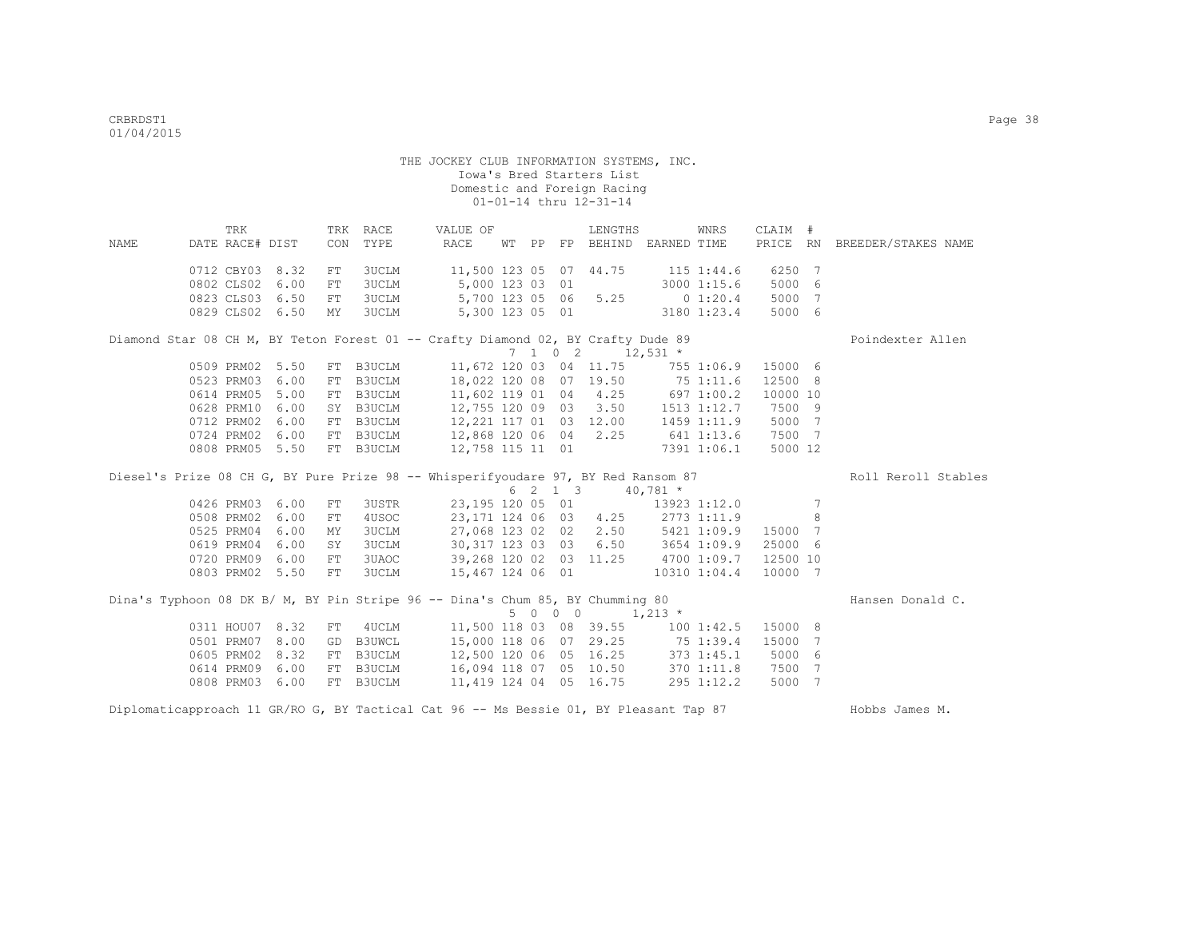THE JOCKEY CLUB INFORMATION SYSTEMS, INC.
Iowa's Bred Starters List
Domestic and Foreign Racing
01-01-14 thru 12-31-14

| NAME | TRK DATE | RACE# | DIST | TRK CON | RACE TYPE | VALUE OF RACE | WT | PP | FP | LENGTHS BEHIND | EARNED | WNRS TIME | CLAIM PRICE | # RN | BREEDER/STAKES NAME |
|---|---|---|---|---|---|---|---|---|---|---|---|---|---|---|---|
| | 0712 | CBY03 | 8.32 | FT | 3UCLM | 11,500 | 123 | 05 | 07 | 44.75 | 115 | 1:44.6 | 6250 | 7 | |
| | 0802 | CLS02 | 6.00 | FT | 3UCLM | 5,000 | 123 | 03 | 01 | | 3000 | 1:15.6 | 5000 | 6 | |
| | 0823 | CLS03 | 6.50 | FT | 3UCLM | 5,700 | 123 | 05 | 06 | 5.25 | 0 | 1:20.4 | 5000 | 7 | |
| | 0829 | CLS02 | 6.50 | MY | 3UCLM | 5,300 | 123 | 05 | 01 | | 3180 | 1:23.4 | 5000 | 6 | |
| Diamond Star 08 CH M, BY Teton Forest 01 -- Crafty Diamond 02, BY Crafty Dude 89 | | | | | | | 7 | 1 | 0 2 | | 12,531 * | | | | Poindexter Allen |
| | 0509 | PRM02 | 5.50 | FT | B3UCLM | 11,672 | 120 | 03 | 04 | 11.75 | 755 | 1:06.9 | 15000 | 6 | |
| | 0523 | PRM03 | 6.00 | FT | B3UCLM | 18,022 | 120 | 08 | 07 | 19.50 | 75 | 1:11.6 | 12500 | 8 | |
| | 0614 | PRM05 | 5.00 | FT | B3UCLM | 11,602 | 119 | 01 | 04 | 4.25 | 697 | 1:00.2 | 10000 | 10 | |
| | 0628 | PRM10 | 6.00 | SY | B3UCLM | 12,755 | 120 | 09 | 03 | 3.50 | 1513 | 1:12.7 | 7500 | 9 | |
| | 0712 | PRM02 | 6.00 | FT | B3UCLM | 12,221 | 117 | 01 | 03 | 12.00 | 1459 | 1:11.9 | 5000 | 7 | |
| | 0724 | PRM02 | 6.00 | FT | B3UCLM | 12,868 | 120 | 06 | 04 | 2.25 | 641 | 1:13.6 | 7500 | 7 | |
| | 0808 | PRM05 | 5.50 | FT | B3UCLM | 12,758 | 115 | 11 | 01 | | 7391 | 1:06.1 | 5000 | 12 | |
| Diesel's Prize 08 CH G, BY Pure Prize 98 -- Whisperifyoudare 97, BY Red Ransom 87 | | | | | | | 6 | 2 | 1 3 | | 40,781 * | | | | Roll Reroll Stables |
| | 0426 | PRM03 | 6.00 | FT | 3USTR | 23,195 | 120 | 05 | 01 | | 13923 | 1:12.0 | | 7 | |
| | 0508 | PRM02 | 6.00 | FT | 4USOC | 23,171 | 124 | 06 | 03 | 4.25 | 2773 | 1:11.9 | | 8 | |
| | 0525 | PRM04 | 6.00 | MY | 3UCLM | 27,068 | 123 | 02 | 02 | 2.50 | 5421 | 1:09.9 | 15000 | 7 | |
| | 0619 | PRM04 | 6.00 | SY | 3UCLM | 30,317 | 123 | 03 | 03 | 6.50 | 3654 | 1:09.9 | 25000 | 6 | |
| | 0720 | PRM09 | 6.00 | FT | 3UAOC | 39,268 | 120 | 02 | 03 | 11.25 | 4700 | 1:09.7 | 12500 | 10 | |
| | 0803 | PRM02 | 5.50 | FT | 3UCLM | 15,467 | 124 | 06 | 01 | | 10310 | 1:04.4 | 10000 | 7 | |
| Dina's Typhoon 08 DK B/ M, BY Pin Stripe 96 -- Dina's Chum 85, BY Chumming 80 | | | | | | | 5 | 0 | 0 0 | | 1,213 * | | | | Hansen Donald C. |
| | 0311 | HOU07 | 8.32 | FT | 4UCLM | 11,500 | 118 | 03 | 08 | 39.55 | 100 | 1:42.5 | 15000 | 8 | |
| | 0501 | PRM07 | 8.00 | GD | B3UWCL | 15,000 | 118 | 06 | 07 | 29.25 | 75 | 1:39.4 | 15000 | 7 | |
| | 0605 | PRM02 | 8.32 | FT | B3UCLM | 12,500 | 120 | 06 | 05 | 16.25 | 373 | 1:45.1 | 5000 | 6 | |
| | 0614 | PRM09 | 6.00 | FT | B3UCLM | 16,094 | 118 | 07 | 05 | 10.50 | 370 | 1:11.8 | 7500 | 7 | |
| | 0808 | PRM03 | 6.00 | FT | B3UCLM | 11,419 | 124 | 04 | 05 | 16.75 | 295 | 1:12.2 | 5000 | 7 | |
| Diplomaticapproach 11 GR/RO G, BY Tactical Cat 96 -- Ms Bessie 01, BY Pleasant Tap 87 | | | | | | | | | | | | | | | Hobbs James M. |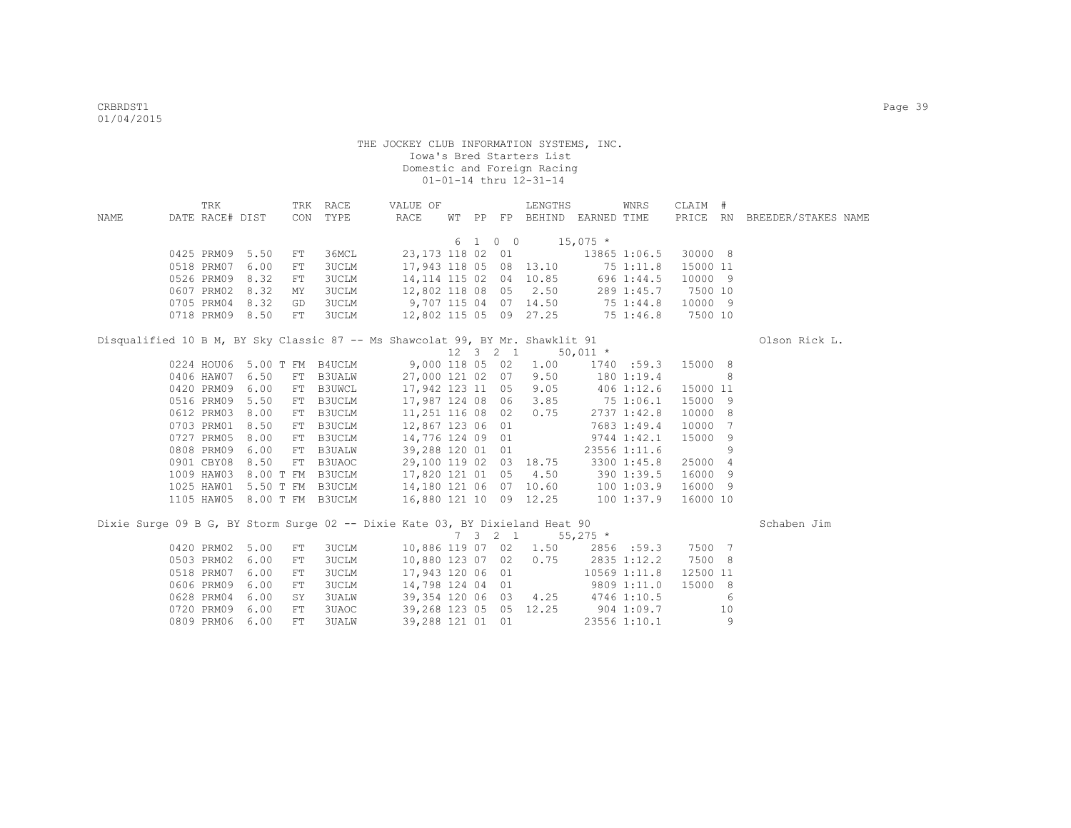THE JOCKEY CLUB INFORMATION SYSTEMS, INC.
Iowa's Bred Starters List
Domestic and Foreign Racing
01-01-14 thru 12-31-14

| NAME | TRK DATE | RACE# | DIST | TRK CON | RACE TYPE | VALUE OF RACE | WT | PP | FP | LENGTHS BEHIND | EARNED | WNRS TIME | CLAIM PRICE | # RN | BREEDER/STAKES NAME |
|---|---|---|---|---|---|---|---|---|---|---|---|---|---|---|---|
| | | | | | | | 6 | 1 | 0 0 | | 15,075 * | | | | |
| | 0425 | PRM09 | 5.50 | FT | 36MCL | 23,173 | 118 | 02 | 01 | | 13865 | 1:06.5 | 30000 | 8 | |
| | 0518 | PRM07 | 6.00 | FT | 3UCLM | 17,943 | 118 | 05 | 08 | 13.10 | 75 | 1:11.8 | 15000 | 11 | |
| | 0526 | PRM09 | 8.32 | FT | 3UCLM | 14,114 | 115 | 02 | 04 | 10.85 | 696 | 1:44.5 | 10000 | 9 | |
| | 0607 | PRM02 | 8.32 | MY | 3UCLM | 12,802 | 118 | 08 | 05 | 2.50 | 289 | 1:45.7 | 7500 | 10 | |
| | 0705 | PRM04 | 8.32 | GD | 3UCLM | 9,707 | 115 | 04 | 07 | 14.50 | 75 | 1:44.8 | 10000 | 9 | |
| | 0718 | PRM09 | 8.50 | FT | 3UCLM | 12,802 | 115 | 05 | 09 | 27.25 | 75 | 1:46.8 | 7500 | 10 | |
| Disqualified 10 B M, BY Sky Classic 87 -- Ms Shawcolat 99, BY Mr. Shawklit 91 | | | | | | | | | | | | | | | Olson Rick L. |
| | | | | | | | 12 | 3 | 2 1 | | 50,011 * | | | | |
| | 0224 | HOU06 | 5.00 T | FM | B4UCLM | 9,000 | 118 | 05 | 02 | 1.00 | 1740 | :59.3 | 15000 | 8 | |
| | 0406 | HAW07 | 6.50 | FT | B3UALW | 27,000 | 121 | 02 | 07 | 9.50 | 180 | 1:19.4 | | 8 | |
| | 0420 | PRM09 | 6.00 | FT | B3UWCL | 17,942 | 123 | 11 | 05 | 9.05 | 406 | 1:12.6 | 15000 | 11 | |
| | 0516 | PRM09 | 5.50 | FT | B3UCLM | 17,987 | 124 | 08 | 06 | 3.85 | 75 | 1:06.1 | 15000 | 9 | |
| | 0612 | PRM03 | 8.00 | FT | B3UCLM | 11,251 | 116 | 08 | 02 | 0.75 | 2737 | 1:42.8 | 10000 | 8 | |
| | 0703 | PRM01 | 8.50 | FT | B3UCLM | 12,867 | 123 | 06 | 01 | | 7683 | 1:49.4 | 10000 | 7 | |
| | 0727 | PRM05 | 8.00 | FT | B3UCLM | 14,776 | 124 | 09 | 01 | | 9744 | 1:42.1 | 15000 | 9 | |
| | 0808 | PRM09 | 6.00 | FT | B3UALW | 39,288 | 120 | 01 | 01 | | 23556 | 1:11.6 | | 9 | |
| | 0901 | CBY08 | 8.50 | FT | B3UAOC | 29,100 | 119 | 02 | 03 | 18.75 | 3300 | 1:45.8 | 25000 | 4 | |
| | 1009 | HAW03 | 8.00 T | FM | B3UCLM | 17,820 | 121 | 01 | 05 | 4.50 | 390 | 1:39.5 | 16000 | 9 | |
| | 1025 | HAW01 | 5.50 T | FM | B3UCLM | 14,180 | 121 | 06 | 07 | 10.60 | 100 | 1:03.9 | 16000 | 9 | |
| | 1105 | HAW05 | 8.00 T | FM | B3UCLM | 16,880 | 121 | 10 | 09 | 12.25 | 100 | 1:37.9 | 16000 | 10 | |
| Dixie Surge 09 B G, BY Storm Surge 02 -- Dixie Kate 03, BY Dixieland Heat 90 | | | | | | | | | | | | | | | Schaben Jim |
| | | | | | | | 7 | 3 | 2 1 | | 55,275 * | | | | |
| | 0420 | PRM02 | 5.00 | FT | 3UCLM | 10,886 | 119 | 07 | 02 | 1.50 | 2856 | :59.3 | 7500 | 7 | |
| | 0503 | PRM02 | 6.00 | FT | 3UCLM | 10,880 | 123 | 07 | 02 | 0.75 | 2835 | 1:12.2 | 7500 | 8 | |
| | 0518 | PRM07 | 6.00 | FT | 3UCLM | 17,943 | 120 | 06 | 01 | | 10569 | 1:11.8 | 12500 | 11 | |
| | 0606 | PRM09 | 6.00 | FT | 3UCLM | 14,798 | 124 | 04 | 01 | | 9809 | 1:11.0 | 15000 | 8 | |
| | 0628 | PRM04 | 6.00 | SY | 3UALW | 39,354 | 120 | 06 | 03 | 4.25 | 4746 | 1:10.5 | | 6 | |
| | 0720 | PRM09 | 6.00 | FT | 3UAOC | 39,268 | 123 | 05 | 05 | 12.25 | 904 | 1:09.7 | | 10 | |
| | 0809 | PRM06 | 6.00 | FT | 3UALW | 39,288 | 121 | 01 | 01 | | 23556 | 1:10.1 | | 9 | |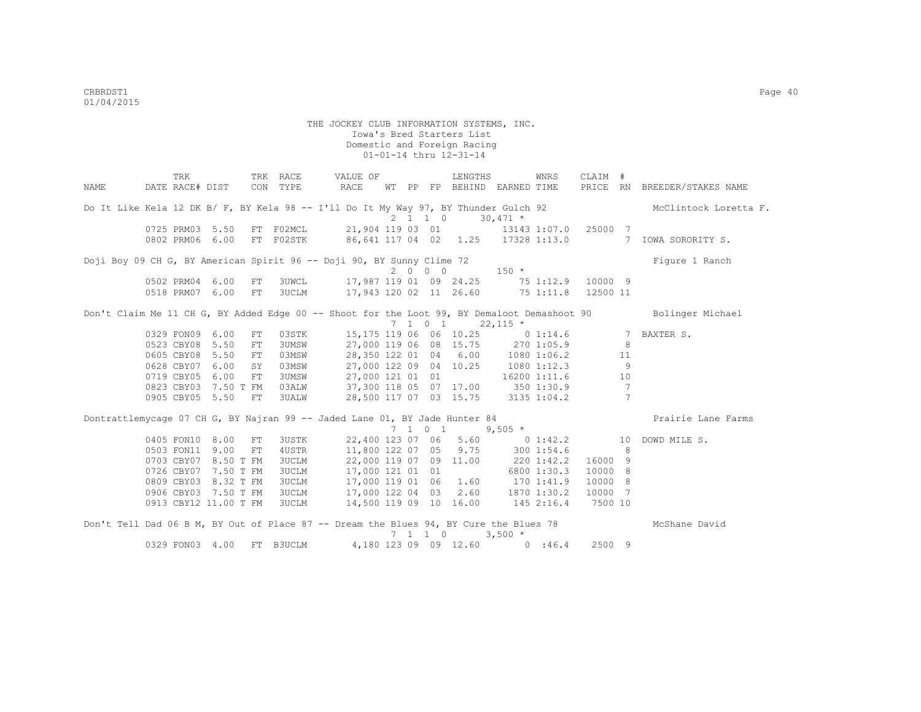THE JOCKEY CLUB INFORMATION SYSTEMS, INC.
Iowa's Bred Starters List
Domestic and Foreign Racing
01-01-14 thru 12-31-14

```
             TRK            TRK  RACE       VALUE OF               LENGTHS         WNRS      CLAIM  #
NAME       DATE RACE# DIST    CON  TYPE       RACE     WT  PP  FP  BEHIND  EARNED TIME      PRICE  RN  BREEDER/STAKES NAME

Do It Like Kela 12 DK B/ F, BY Kela 98 -- I'll Do It My Way 97, BY Thunder Gulch 92                      McClintock Loretta F.
                                                          2  1  1  0       30,471 *
          0725 PRM03  5.50   FT  F02MCL      21,904 119 03  01            13143 1:07.0   25000  7
          0802 PRM06  6.00   FT  F02STK      86,641 117 04  02   1.25     17328 1:13.0           7  IOWA SORORITY S.

Doji Boy 09 CH G, BY American Spirit 96 -- Doji 90, BY Sunny Clime 72                                     Figure 1 Ranch
                                                          2  0  0  0          150 *
          0502 PRM04  6.00   FT   3UWCL      17,987 119 01  09  24.25        75 1:12.9   10000  9
          0518 PRM07  6.00   FT   3UCLM      17,943 120 02  11  26.60        75 1:11.8   12500 11

Don't Claim Me 11 CH G, BY Added Edge 00 -- Shoot for the Loot 99, BY Demaloot Demashoot 90              Bolinger Michael
                                                          7  1  0  1       22,115 *
          0329 FON09  6.00   FT   03STK      15,175 119 06  06  10.25         0 1:14.6           7  BAXTER S.
          0523 CBY08  5.50   FT   3UMSW      27,000 119 06  08  15.75       270 1:05.9           8
          0605 CBY08  5.50   FT   03MSW      28,350 122 01  04   6.00      1080 1:06.2          11
          0628 CBY07  6.00   SY   03MSW      27,000 122 09  04  10.25      1080 1:12.3           9
          0719 CBY05  6.00   FT   3UMSW      27,000 121 01  01            16200 1:11.6          10
          0823 CBY03  7.50 T FM   03ALW      37,300 118 05  07  17.00       350 1:30.9           7
          0905 CBY05  5.50   FT   3UALW      28,500 117 07  03  15.75      3135 1:04.2           7

Dontrattlemycage 07 CH G, BY Najran 99 -- Jaded Lane 01, BY Jade Hunter 84                                Prairie Lane Farms
                                                          7  1  0  1        9,505 *
          0405 FON10  8.00   FT   3USTK      22,400 123 07  06   5.60         0 1:42.2          10  DOWD MILE S.
          0503 FON11  9.00   FT   4USTR      11,800 122 07  05   9.75       300 1:54.6           8
          0703 CBY07  8.50 T FM   3UCLM      22,000 119 07  09  11.00       220 1:42.2   16000  9
          0726 CBY07  7.50 T FM   3UCLM      17,000 121 01  01             6800 1:30.3   10000  8
          0809 CBY03  8.32 T FM   3UCLM      17,000 119 01  06   1.60       170 1:41.9   10000  8
          0906 CBY03  7.50 T FM   3UCLM      17,000 122 04  03   2.60      1870 1:30.2   10000  7
          0913 CBY12 11.00 T FM   3UCLM      14,500 119 09  10  16.00       145 2:16.4    7500 10

Don't Tell Dad 06 B M, BY Out of Place 87 -- Dream the Blues 94, BY Cure the Blues 78                     McShane David
                                                          7  1  1  0        3,500 *
          0329 FON03  4.00   FT  B3UCLM       4,180 123 09  09  12.60         0  :46.4    2500  9
```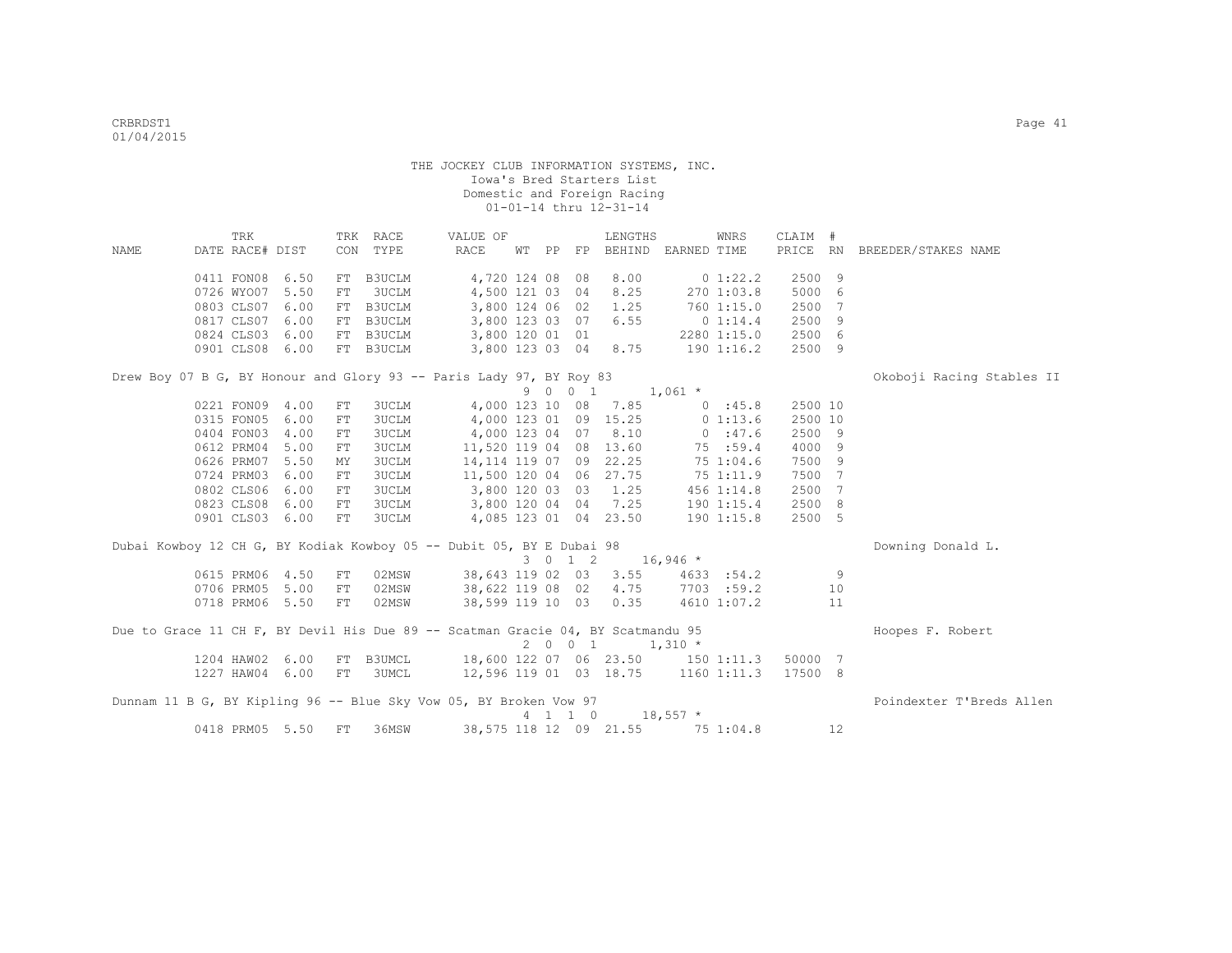THE JOCKEY CLUB INFORMATION SYSTEMS, INC.
Iowa's Bred Starters List
Domestic and Foreign Racing
01-01-14 thru 12-31-14

| NAME | DATE | TRK RACE# | DIST | TRK CON | RACE TYPE | VALUE OF RACE | WT | PP | FP | LENGTHS BEHIND | EARNED | WNRS TIME | CLAIM PRICE | # RN | BREEDER/STAKES NAME |
|---|---|---|---|---|---|---|---|---|---|---|---|---|---|---|---|
| | 0411 | FON08 | 6.50 | FT | B3UCLM | 4,720 | 124 | 08 | 08 | 8.00 | 0 | 1:22.2 | 2500 | 9 | |
| | 0726 | WYO07 | 5.50 | FT | 3UCLM | 4,500 | 121 | 03 | 04 | 8.25 | 270 | 1:03.8 | 5000 | 6 | |
| | 0803 | CLS07 | 6.00 | FT | B3UCLM | 3,800 | 124 | 06 | 02 | 1.25 | 760 | 1:15.0 | 2500 | 7 | |
| | 0817 | CLS07 | 6.00 | FT | B3UCLM | 3,800 | 123 | 03 | 07 | 6.55 | 0 | 1:14.4 | 2500 | 9 | |
| | 0824 | CLS03 | 6.00 | FT | B3UCLM | 3,800 | 120 | 01 | 01 | | 2280 | 1:15.0 | 2500 | 6 | |
| | 0901 | CLS08 | 6.00 | FT | B3UCLM | 3,800 | 123 | 03 | 04 | 8.75 | 190 | 1:16.2 | 2500 | 9 | |
| Drew Boy 07 B G, BY Honour and Glory 93 -- Paris Lady 97, BY Roy 83 | | | | | | | 9 | 0 0 1 | | | 1,061 * | | | | Okoboji Racing Stables II |
| | 0221 | FON09 | 4.00 | FT | 3UCLM | 4,000 | 123 | 10 | 08 | 7.85 | 0 | :45.8 | 2500 | 10 | |
| | 0315 | FON05 | 6.00 | FT | 3UCLM | 4,000 | 123 | 01 | 09 | 15.25 | 0 | 1:13.6 | 2500 | 10 | |
| | 0404 | FON03 | 4.00 | FT | 3UCLM | 4,000 | 123 | 04 | 07 | 8.10 | 0 | :47.6 | 2500 | 9 | |
| | 0612 | PRM04 | 5.00 | FT | 3UCLM | 11,520 | 119 | 04 | 08 | 13.60 | 75 | :59.4 | 4000 | 9 | |
| | 0626 | PRM07 | 5.50 | MY | 3UCLM | 14,114 | 119 | 07 | 09 | 22.25 | 75 | 1:04.6 | 7500 | 9 | |
| | 0724 | PRM03 | 6.00 | FT | 3UCLM | 11,500 | 120 | 04 | 06 | 27.75 | 75 | 1:11.9 | 7500 | 7 | |
| | 0802 | CLS06 | 6.00 | FT | 3UCLM | 3,800 | 120 | 03 | 03 | 1.25 | 456 | 1:14.8 | 2500 | 7 | |
| | 0823 | CLS08 | 6.00 | FT | 3UCLM | 3,800 | 120 | 04 | 04 | 7.25 | 190 | 1:15.4 | 2500 | 8 | |
| | 0901 | CLS03 | 6.00 | FT | 3UCLM | 4,085 | 123 | 01 | 04 | 23.50 | 190 | 1:15.8 | 2500 | 5 | |
| Dubai Kowboy 12 CH G, BY Kodiak Kowboy 05 -- Dubit 05, BY E Dubai 98 | | | | | | | 3 | 0 1 2 | | | 16,946 * | | | | Downing Donald L. |
| | 0615 | PRM06 | 4.50 | FT | 02MSW | 38,643 | 119 | 02 | 03 | 3.55 | 4633 | :54.2 | | 9 | |
| | 0706 | PRM05 | 5.00 | FT | 02MSW | 38,622 | 119 | 08 | 02 | 4.75 | 7703 | :59.2 | | 10 | |
| | 0718 | PRM06 | 5.50 | FT | 02MSW | 38,599 | 119 | 10 | 03 | 0.35 | 4610 | 1:07.2 | | 11 | |
| Due to Grace 11 CH F, BY Devil His Due 89 -- Scatman Gracie 04, BY Scatmandu 95 | | | | | | | 2 | 0 0 1 | | | 1,310 * | | | | Hoopes F. Robert |
| | 1204 | HAW02 | 6.00 | FT | B3UMCL | 18,600 | 122 | 07 | 06 | 23.50 | 150 | 1:11.3 | 50000 | 7 | |
| | 1227 | HAW04 | 6.00 | FT | 3UMCL | 12,596 | 119 | 01 | 03 | 18.75 | 1160 | 1:11.3 | 17500 | 8 | |
| Dunnam 11 B G, BY Kipling 96 -- Blue Sky Vow 05, BY Broken Vow 97 | | | | | | | 4 | 1 1 0 | | | 18,557 * | | | | Poindexter T'Breds Allen |
| | 0418 | PRM05 | 5.50 | FT | 36MSW | 38,575 | 118 | 12 | 09 | 21.55 | 75 | 1:04.8 | | 12 | |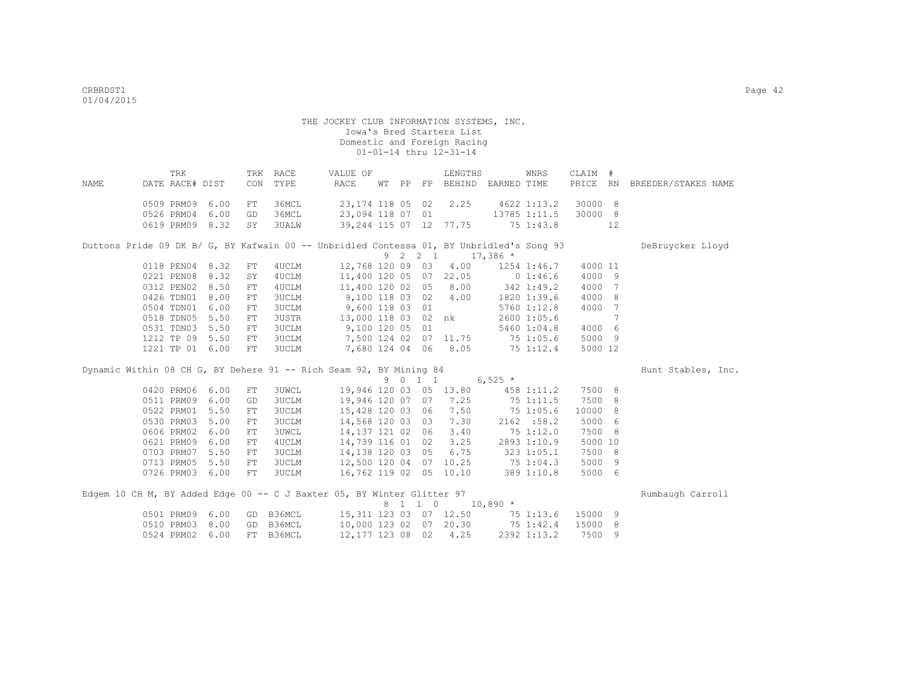THE JOCKEY CLUB INFORMATION SYSTEMS, INC.
Iowa's Bred Starters List
Domestic and Foreign Racing
01-01-14 thru 12-31-14

| NAME | TRK DATE | RACE# | DIST | TRK CON | RACE TYPE | VALUE OF RACE | WT | PP | FP | LENGTHS BEHIND | EARNED | WNRS TIME | CLAIM PRICE | # RN | BREEDER/STAKES NAME |
|---|---|---|---|---|---|---|---|---|---|---|---|---|---|---|---|
| | 0509 | PRM09 | 6.00 | FT | 36MCL | 23,174 | 118 | 05 | 02 | 2.25 | 4622 | 1:13.2 | 30000 | 8 | |
| | 0526 | PRM04 | 6.00 | GD | 36MCL | 23,094 | 118 | 07 | 01 | | 13785 | 1:11.5 | 30000 | 8 | |
| | 0619 | PRM09 | 8.32 | SY | 3UALW | 39,244 | 115 | 07 | 12 | 77.75 | 75 | 1:43.8 | | 12 | |
| Duttons Pride 09 DK B/ G, BY Kafwain 00 -- Unbridled Contessa 01, BY Unbridled's Song 93 | | | | | | | | | | | | | | | DeBruycker Lloyd |
| | | | | | | | 9 | 2 2 1 | | | 17,386 * | | | | |
| | 0118 | PEN04 | 8.32 | FT | 4UCLM | 12,768 | 120 | 09 | 03 | 4.00 | 1254 | 1:46.7 | 4000 | 11 | |
| | 0221 | PEN08 | 8.32 | SY | 4UCLM | 11,400 | 120 | 05 | 07 | 22.05 | 0 | 1:46.6 | 4000 | 9 | |
| | 0312 | PEN02 | 8.50 | FT | 4UCLM | 11,400 | 120 | 02 | 05 | 8.00 | 342 | 1:49.2 | 4000 | 7 | |
| | 0426 | TDN01 | 8.00 | FT | 3UCLM | 9,100 | 118 | 03 | 02 | 4.00 | 1820 | 1:39.6 | 4000 | 8 | |
| | 0504 | TDN01 | 6.00 | FT | 3UCLM | 9,600 | 118 | 03 | 01 | | 5760 | 1:12.8 | 4000 | 7 | |
| | 0518 | TDN05 | 5.50 | FT | 3USTR | 13,000 | 118 | 03 | 02 | nk | 2600 | 1:05.6 | | 7 | |
| | 0531 | TDN03 | 5.50 | FT | 3UCLM | 9,100 | 120 | 05 | 01 | | 5460 | 1:04.8 | 4000 | 6 | |
| | 1212 | TP 09 | 5.50 | FT | 3UCLM | 7,500 | 124 | 02 | 07 | 11.75 | 75 | 1:05.6 | 5000 | 9 | |
| | 1221 | TP 01 | 6.00 | FT | 3UCLM | 7,680 | 124 | 04 | 06 | 8.05 | 75 | 1:12.4 | 5000 | 12 | |
| Dynamic Within 08 CH G, BY Dehere 91 -- Rich Seam 92, BY Mining 84 | | | | | | | | | | | | | | | Hunt Stables, Inc. |
| | | | | | | | 9 | 0 1 1 | | | 6,525 * | | | | |
| | 0420 | PRM06 | 6.00 | FT | 3UWCL | 19,946 | 120 | 03 | 05 | 13.80 | 458 | 1:11.2 | 7500 | 8 | |
| | 0511 | PRM09 | 6.00 | GD | 3UCLM | 19,946 | 120 | 07 | 07 | 7.25 | 75 | 1:11.5 | 7500 | 8 | |
| | 0522 | PRM01 | 5.50 | FT | 3UCLM | 15,428 | 120 | 03 | 06 | 7.50 | 75 | 1:05.6 | 10000 | 8 | |
| | 0530 | PRM03 | 5.00 | FT | 3UCLM | 14,568 | 120 | 03 | 03 | 7.30 | 2162 | :58.2 | 5000 | 6 | |
| | 0606 | PRM02 | 6.00 | FT | 3UWCL | 14,137 | 121 | 02 | 06 | 3.40 | 75 | 1:12.0 | 7500 | 8 | |
| | 0621 | PRM09 | 6.00 | FT | 4UCLM | 14,739 | 116 | 01 | 02 | 3.25 | 2893 | 1:10.9 | 5000 | 10 | |
| | 0703 | PRM07 | 5.50 | FT | 3UCLM | 14,138 | 120 | 03 | 05 | 6.75 | 323 | 1:05.1 | 7500 | 8 | |
| | 0713 | PRM05 | 5.50 | FT | 3UCLM | 12,500 | 120 | 04 | 07 | 10.25 | 75 | 1:04.3 | 5000 | 9 | |
| | 0726 | PRM03 | 6.00 | FT | 3UCLM | 16,762 | 119 | 02 | 05 | 10.10 | 389 | 1:10.8 | 5000 | 6 | |
| Edgem 10 CH M, BY Added Edge 00 -- C J Baxter 05, BY Winter Glitter 97 | | | | | | | | | | | | | | | Rumbaugh Carroll |
| | | | | | | | 8 | 1 1 0 | | | 10,890 * | | | | |
| | 0501 | PRM09 | 6.00 | GD | B36MCL | 15,311 | 123 | 03 | 07 | 12.50 | 75 | 1:13.6 | 15000 | 9 | |
| | 0510 | PRM03 | 8.00 | GD | B36MCL | 10,000 | 123 | 02 | 07 | 20.30 | 75 | 1:42.4 | 15000 | 8 | |
| | 0524 | PRM02 | 6.00 | FT | B36MCL | 12,177 | 123 | 08 | 02 | 4.25 | 2392 | 1:13.2 | 7500 | 9 | |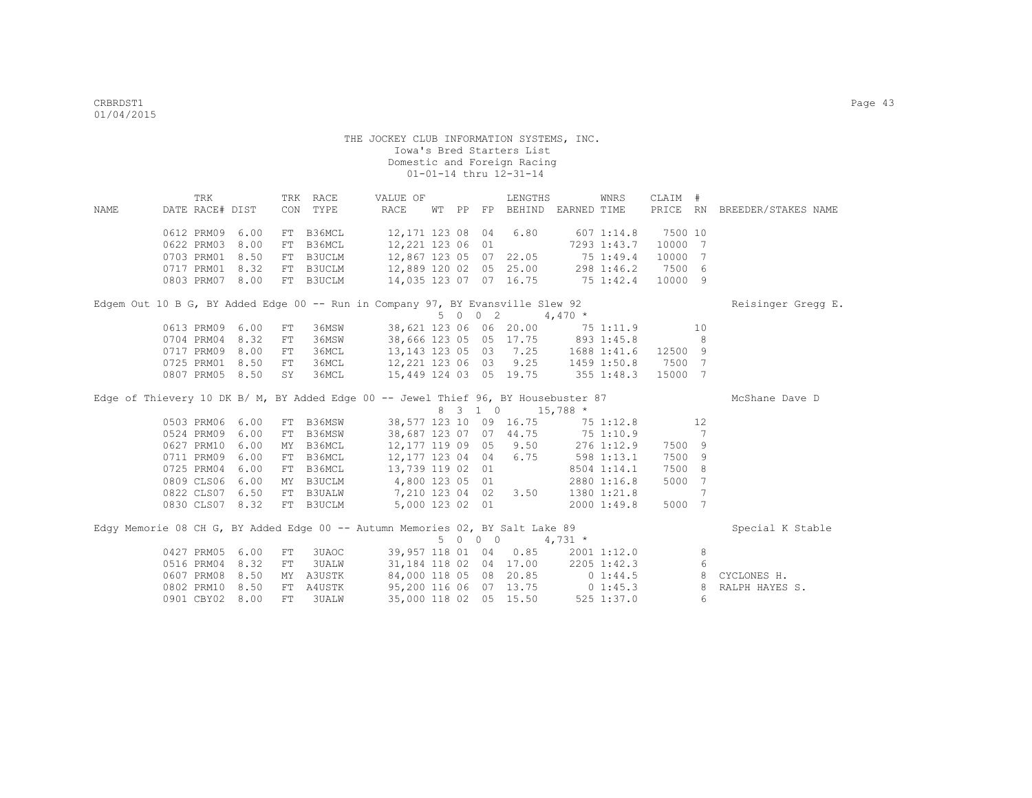THE JOCKEY CLUB INFORMATION SYSTEMS, INC.
Iowa's Bred Starters List
Domestic and Foreign Racing
01-01-14 thru 12-31-14

| NAME | TRK DATE | RACE# | DIST | TRK CON | RACE TYPE | VALUE OF RACE | WT | PP | FP | LENGTHS BEHIND | EARNED | WNRS TIME | CLAIM PRICE | # RN | BREEDER/STAKES NAME |
|---|---|---|---|---|---|---|---|---|---|---|---|---|---|---|---|
| | 0612 | PRM09 | 6.00 | FT | B36MCL | 12,171 | 123 | 08 | 04 | 6.80 | 607 | 1:14.8 | 7500 | 10 | |
| | 0622 | PRM03 | 8.00 | FT | B36MCL | 12,221 | 123 | 06 | 01 | | 7293 | 1:43.7 | 10000 | 7 | |
| | 0703 | PRM01 | 8.50 | FT | B3UCLM | 12,867 | 123 | 05 | 07 | 22.05 | 75 | 1:49.4 | 10000 | 7 | |
| | 0717 | PRM01 | 8.32 | FT | B3UCLM | 12,889 | 120 | 02 | 05 | 25.00 | 298 | 1:46.2 | 7500 | 6 | |
| | 0803 | PRM07 | 8.00 | FT | B3UCLM | 14,035 | 123 | 07 | 07 | 16.75 | 75 | 1:42.4 | 10000 | 9 | |
| Edgem Out 10 B G, BY Added Edge 00 -- Run in Company 97, BY Evansville Slew 92 | | | | | | | 5 | 0 | 0 2 | | 4,470 * | | | | Reisinger Gregg E. |
| | 0613 | PRM09 | 6.00 | FT | 36MSW | 38,621 | 123 | 06 | 06 | 20.00 | 75 | 1:11.9 | | 10 | |
| | 0704 | PRM04 | 8.32 | FT | 36MSW | 38,666 | 123 | 05 | 05 | 17.75 | 893 | 1:45.8 | | 8 | |
| | 0717 | PRM09 | 8.00 | FT | 36MCL | 13,143 | 123 | 05 | 03 | 7.25 | 1688 | 1:41.6 | 12500 | 9 | |
| | 0725 | PRM01 | 8.50 | FT | 36MCL | 12,221 | 123 | 06 | 03 | 9.25 | 1459 | 1:50.8 | 7500 | 7 | |
| | 0807 | PRM05 | 8.50 | SY | 36MCL | 15,449 | 124 | 03 | 05 | 19.75 | 355 | 1:48.3 | 15000 | 7 | |
| Edge of Thievery 10 DK B/ M, BY Added Edge 00 -- Jewel Thief 96, BY Housebuster 87 | | | | | | | 8 | 3 | 1 0 | | 15,788 * | | | | McShane Dave D |
| | 0503 | PRM06 | 6.00 | FT | B36MSW | 38,577 | 123 | 10 | 09 | 16.75 | 75 | 1:12.8 | | 12 | |
| | 0524 | PRM09 | 6.00 | FT | B36MSW | 38,687 | 123 | 07 | 07 | 44.75 | 75 | 1:10.9 | | 7 | |
| | 0627 | PRM10 | 6.00 | MY | B36MCL | 12,177 | 119 | 09 | 05 | 9.50 | 276 | 1:12.9 | 7500 | 9 | |
| | 0711 | PRM09 | 6.00 | FT | B36MCL | 12,177 | 123 | 04 | 04 | 6.75 | 598 | 1:13.1 | 7500 | 9 | |
| | 0725 | PRM04 | 6.00 | FT | B36MCL | 13,739 | 119 | 02 | 01 | | 8504 | 1:14.1 | 7500 | 8 | |
| | 0809 | CLS06 | 6.00 | MY | B3UCLM | 4,800 | 123 | 05 | 01 | | 2880 | 1:16.8 | 5000 | 7 | |
| | 0822 | CLS07 | 6.50 | FT | B3UALW | 7,210 | 123 | 04 | 02 | 3.50 | 1380 | 1:21.8 | | 7 | |
| | 0830 | CLS07 | 8.32 | FT | B3UCLM | 5,000 | 123 | 02 | 01 | | 2000 | 1:49.8 | 5000 | 7 | |
| Edgy Memorie 08 CH G, BY Added Edge 00 -- Autumn Memories 02, BY Salt Lake 89 | | | | | | | 5 | 0 | 0 0 | | 4,731 * | | | | Special K Stable |
| | 0427 | PRM05 | 6.00 | FT | 3UAOC | 39,957 | 118 | 01 | 04 | 0.85 | 2001 | 1:12.0 | | 8 | |
| | 0516 | PRM04 | 8.32 | FT | 3UALW | 31,184 | 118 | 02 | 04 | 17.00 | 2205 | 1:42.3 | | 6 | |
| | 0607 | PRM08 | 8.50 | MY | A3USTK | 84,000 | 118 | 05 | 08 | 20.85 | 0 | 1:44.5 | | 8 | CYCLONES H. |
| | 0802 | PRM10 | 8.50 | FT | A4USTK | 95,200 | 116 | 06 | 07 | 13.75 | 0 | 1:45.3 | | 8 | RALPH HAYES S. |
| | 0901 | CBY02 | 8.00 | FT | 3UALW | 35,000 | 118 | 02 | 05 | 15.50 | 525 | 1:37.0 | | 6 | |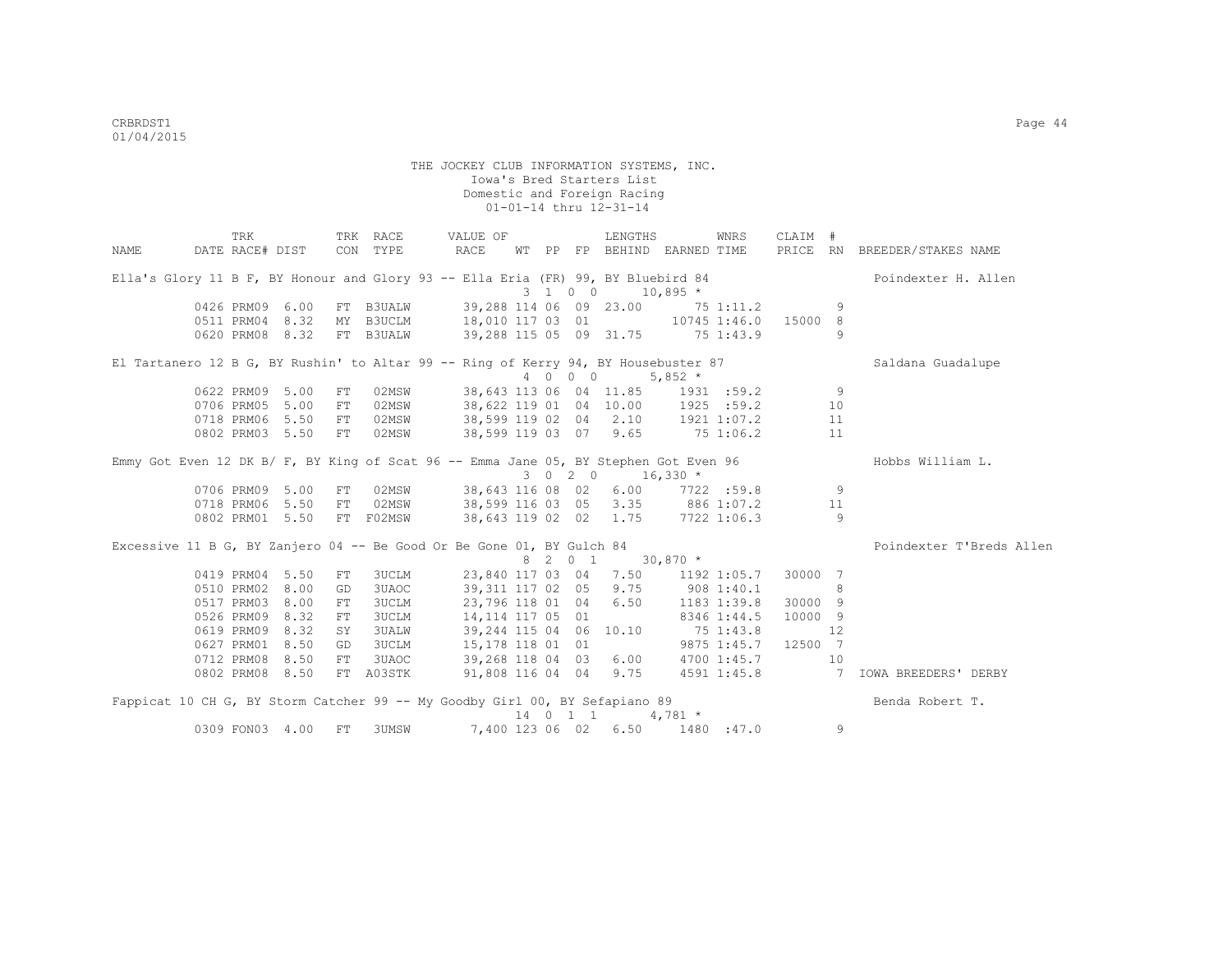THE JOCKEY CLUB INFORMATION SYSTEMS, INC.
Iowa's Bred Starters List
Domestic and Foreign Racing
01-01-14 thru 12-31-14

| NAME | DATE | TRK RACE# | DIST | TRK CON | RACE TYPE | VALUE OF RACE | WT | PP | FP | LENGTHS BEHIND | EARNED | WNRS TIME | CLAIM PRICE | # RN | BREEDER/STAKES NAME |
|---|---|---|---|---|---|---|---|---|---|---|---|---|---|---|---|
| Ella's Glory 11 B F, BY Honour and Glory 93 -- Ella Eria (FR) 99, BY Bluebird 84 | | | | | | 3 1 0 0 | | | | | 10,895 * | | | | Poindexter H. Allen |
| | 0426 | PRM09 | 6.00 | FT | B3UALW | 39,288 | 114 | 06 | 09 | 23.00 | 75 | 1:11.2 | | 9 | |
| | 0511 | PRM04 | 8.32 | MY | B3UCLM | 18,010 | 117 | 03 | 01 | | 10745 | 1:46.0 | 15000 | 8 | |
| | 0620 | PRM08 | 8.32 | FT | B3UALW | 39,288 | 115 | 05 | 09 | 31.75 | 75 | 1:43.9 | | 9 | |
| El Tartanero 12 B G, BY Rushin' to Altar 99 -- Ring of Kerry 94, BY Housebuster 87 | | | | | | 4 0 0 0 | | | | | 5,852 * | | | | Saldana Guadalupe |
| | 0622 | PRM09 | 5.00 | FT | 02MSW | 38,643 | 113 | 06 | 04 | 11.85 | 1931 | :59.2 | | 9 | |
| | 0706 | PRM05 | 5.00 | FT | 02MSW | 38,622 | 119 | 01 | 04 | 10.00 | 1925 | :59.2 | | 10 | |
| | 0718 | PRM06 | 5.50 | FT | 02MSW | 38,599 | 119 | 02 | 04 | 2.10 | 1921 | 1:07.2 | | 11 | |
| | 0802 | PRM03 | 5.50 | FT | 02MSW | 38,599 | 119 | 03 | 07 | 9.65 | 75 | 1:06.2 | | 11 | |
| Emmy Got Even 12 DK B/ F, BY King of Scat 96 -- Emma Jane 05, BY Stephen Got Even 96 | | | | | | 3 0 2 0 | | | | | 16,330 * | | | | Hobbs William L. |
| | 0706 | PRM09 | 5.00 | FT | 02MSW | 38,643 | 116 | 08 | 02 | 6.00 | 7722 | :59.8 | | 9 | |
| | 0718 | PRM06 | 5.50 | FT | 02MSW | 38,599 | 116 | 03 | 05 | 3.35 | 886 | 1:07.2 | | 11 | |
| | 0802 | PRM01 | 5.50 | FT | F02MSW | 38,643 | 119 | 02 | 02 | 1.75 | 7722 | 1:06.3 | | 9 | |
| Excessive 11 B G, BY Zanjero 04 -- Be Good Or Be Gone 01, BY Gulch 84 | | | | | | 8 2 0 1 | | | | | 30,870 * | | | | Poindexter T'Breds Allen |
| | 0419 | PRM04 | 5.50 | FT | 3UCLM | 23,840 | 117 | 03 | 04 | 7.50 | 1192 | 1:05.7 | 30000 | 7 | |
| | 0510 | PRM02 | 8.00 | GD | 3UAOC | 39,311 | 117 | 02 | 05 | 9.75 | 908 | 1:40.1 | | 8 | |
| | 0517 | PRM03 | 8.00 | FT | 3UCLM | 23,796 | 118 | 01 | 04 | 6.50 | 1183 | 1:39.8 | 30000 | 9 | |
| | 0526 | PRM09 | 8.32 | FT | 3UCLM | 14,114 | 117 | 05 | 01 | | 8346 | 1:44.5 | 10000 | 9 | |
| | 0619 | PRM09 | 8.32 | SY | 3UALW | 39,244 | 115 | 04 | 06 | 10.10 | 75 | 1:43.8 | | 12 | |
| | 0627 | PRM01 | 8.50 | GD | 3UCLM | 15,178 | 118 | 01 | 01 | | 9875 | 1:45.7 | 12500 | 7 | |
| | 0712 | PRM08 | 8.50 | FT | 3UAOC | 39,268 | 118 | 04 | 03 | 6.00 | 4700 | 1:45.7 | | 10 | |
| | 0802 | PRM08 | 8.50 | FT | A03STK | 91,808 | 116 | 04 | 04 | 9.75 | 4591 | 1:45.8 | | 7 | IOWA BREEDERS' DERBY |
| Fappicat 10 CH G, BY Storm Catcher 99 -- My Goodby Girl 00, BY Sefapiano 89 | | | | | | 14 0 1 1 | | | | | 4,781 * | | | | Benda Robert T. |
| | 0309 | FON03 | 4.00 | FT | 3UMSW | 7,400 | 123 | 06 | 02 | 6.50 | 1480 | :47.0 | | 9 | |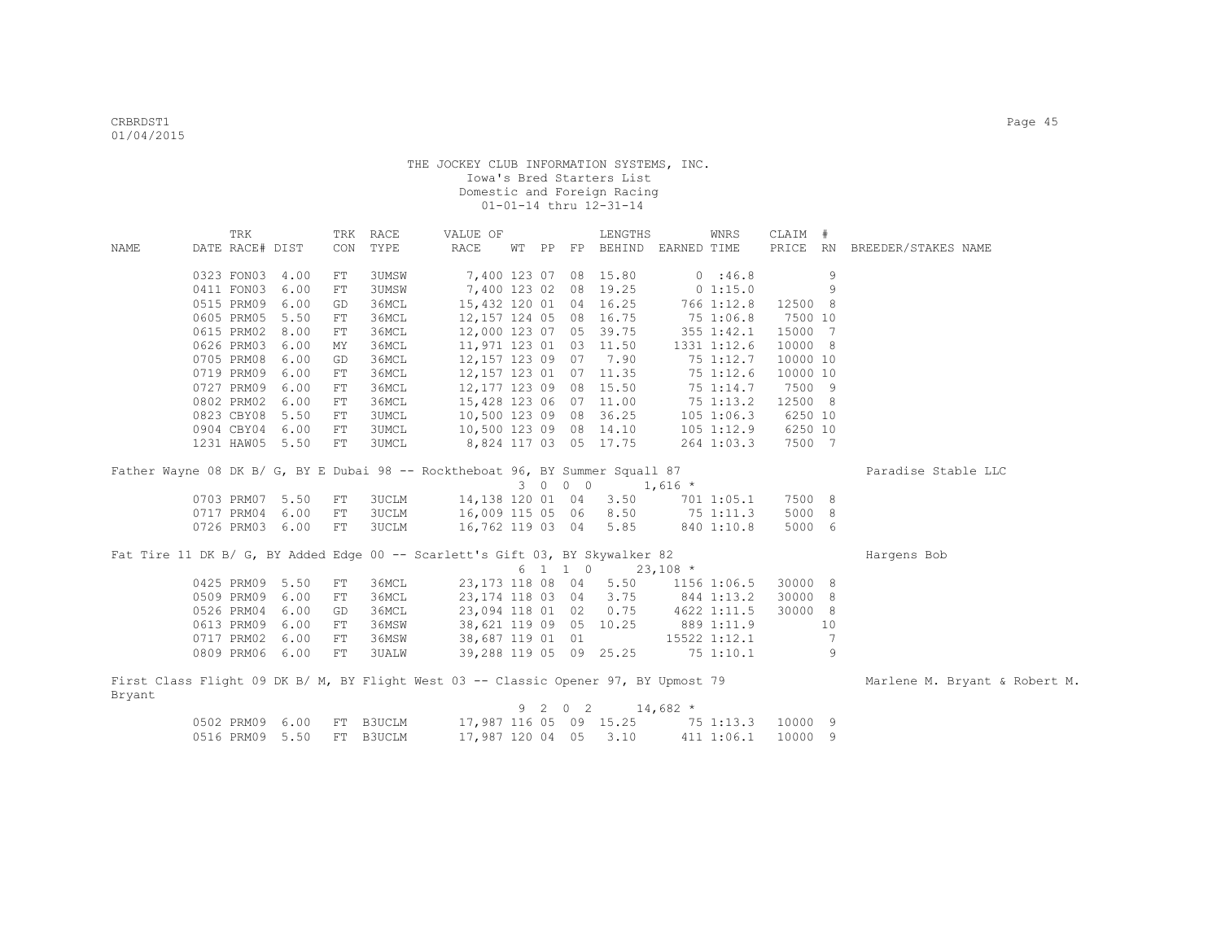THE JOCKEY CLUB INFORMATION SYSTEMS, INC.
Iowa's Bred Starters List
Domestic and Foreign Racing
01-01-14 thru 12-31-14

| NAME | TRK DATE | RACE# | DIST | TRK CON | RACE TYPE | VALUE OF RACE | WT | PP | FP | LENGTHS BEHIND | EARNED | WNRS TIME | CLAIM PRICE | # RN | BREEDER/STAKES NAME |
|---|---|---|---|---|---|---|---|---|---|---|---|---|---|---|---|
| | 0323 | FON03 | 4.00 | FT | 3UMSW | 7,400 | 123 | 07 | 08 | 15.80 | 0 | :46.8 | | 9 | |
| | 0411 | FON03 | 6.00 | FT | 3UMSW | 7,400 | 123 | 02 | 08 | 19.25 | 0 | 1:15.0 | | 9 | |
| | 0515 | PRM09 | 6.00 | GD | 36MCL | 15,432 | 120 | 01 | 04 | 16.25 | 766 | 1:12.8 | 12500 | 8 | |
| | 0605 | PRM05 | 5.50 | FT | 36MCL | 12,157 | 124 | 05 | 08 | 16.75 | 75 | 1:06.8 | 7500 | 10 | |
| | 0615 | PRM02 | 8.00 | FT | 36MCL | 12,000 | 123 | 07 | 05 | 39.75 | 355 | 1:42.1 | 15000 | 7 | |
| | 0626 | PRM03 | 6.00 | MY | 36MCL | 11,971 | 123 | 01 | 03 | 11.50 | 1331 | 1:12.6 | 10000 | 8 | |
| | 0705 | PRM08 | 6.00 | GD | 36MCL | 12,157 | 123 | 09 | 07 | 7.90 | 75 | 1:12.7 | 10000 | 10 | |
| | 0719 | PRM09 | 6.00 | FT | 36MCL | 12,157 | 123 | 01 | 07 | 11.35 | 75 | 1:12.6 | 10000 | 10 | |
| | 0727 | PRM09 | 6.00 | FT | 36MCL | 12,177 | 123 | 09 | 08 | 15.50 | 75 | 1:14.7 | 7500 | 9 | |
| | 0802 | PRM02 | 6.00 | FT | 36MCL | 15,428 | 123 | 06 | 07 | 11.00 | 75 | 1:13.2 | 12500 | 8 | |
| | 0823 | CBY08 | 5.50 | FT | 3UMCL | 10,500 | 123 | 09 | 08 | 36.25 | 105 | 1:06.3 | 6250 | 10 | |
| | 0904 | CBY04 | 6.00 | FT | 3UMCL | 10,500 | 123 | 09 | 08 | 14.10 | 105 | 1:12.9 | 6250 | 10 | |
| | 1231 | HAW05 | 5.50 | FT | 3UMCL | 8,824 | 117 | 03 | 05 | 17.75 | 264 | 1:03.3 | 7500 | 7 | |

Father Wayne 08 DK B/ G, BY E Dubai 98 -- Rocktheboat 96, BY Summer Squall 87 — Paradise Stable LLC
3 0 0 0 1,616 *

| TRK DATE | RACE# | DIST | TRK CON | RACE TYPE | VALUE OF RACE | WT | PP | FP | LENGTHS BEHIND | EARNED | WNRS TIME | CLAIM PRICE | # RN |
|---|---|---|---|---|---|---|---|---|---|---|---|---|---|
| 0703 | PRM07 | 5.50 | FT | 3UCLM | 14,138 | 120 | 01 | 04 | 3.50 | 701 | 1:05.1 | 7500 | 8 |
| 0717 | PRM04 | 6.00 | FT | 3UCLM | 16,009 | 115 | 05 | 06 | 8.50 | 75 | 1:11.3 | 5000 | 8 |
| 0726 | PRM03 | 6.00 | FT | 3UCLM | 16,762 | 119 | 03 | 04 | 5.85 | 840 | 1:10.8 | 5000 | 6 |

Fat Tire 11 DK B/ G, BY Added Edge 00 -- Scarlett's Gift 03, BY Skywalker 82 — Hargens Bob
6 1 1 0 23,108 *

| TRK DATE | RACE# | DIST | TRK CON | RACE TYPE | VALUE OF RACE | WT | PP | FP | LENGTHS BEHIND | EARNED | WNRS TIME | CLAIM PRICE | # RN |
|---|---|---|---|---|---|---|---|---|---|---|---|---|---|
| 0425 | PRM09 | 5.50 | FT | 36MCL | 23,173 | 118 | 08 | 04 | 5.50 | 1156 | 1:06.5 | 30000 | 8 |
| 0509 | PRM09 | 6.00 | FT | 36MCL | 23,174 | 118 | 03 | 04 | 3.75 | 844 | 1:13.2 | 30000 | 8 |
| 0526 | PRM04 | 6.00 | GD | 36MCL | 23,094 | 118 | 01 | 02 | 0.75 | 4622 | 1:11.5 | 30000 | 8 |
| 0613 | PRM09 | 6.00 | FT | 36MSW | 38,621 | 119 | 09 | 05 | 10.25 | 889 | 1:11.9 | | 10 |
| 0717 | PRM02 | 6.00 | FT | 36MSW | 38,687 | 119 | 01 | 01 | | 15522 | 1:12.1 | | 7 |
| 0809 | PRM06 | 6.00 | FT | 3UALW | 39,288 | 119 | 05 | 09 | 25.25 | 75 | 1:10.1 | | 9 |

First Class Flight 09 DK B/ M, BY Flight West 03 -- Classic Opener 97, BY Upmost 79 — Marlene M. Bryant & Robert M. Bryant
9 2 0 2 14,682 *

| TRK DATE | RACE# | DIST | TRK CON | RACE TYPE | VALUE OF RACE | WT | PP | FP | LENGTHS BEHIND | EARNED | WNRS TIME | CLAIM PRICE | # RN |
|---|---|---|---|---|---|---|---|---|---|---|---|---|---|
| 0502 | PRM09 | 6.00 | FT | B3UCLM | 17,987 | 116 | 05 | 09 | 15.25 | 75 | 1:13.3 | 10000 | 9 |
| 0516 | PRM09 | 5.50 | FT | B3UCLM | 17,987 | 120 | 04 | 05 | 3.10 | 411 | 1:06.1 | 10000 | 9 |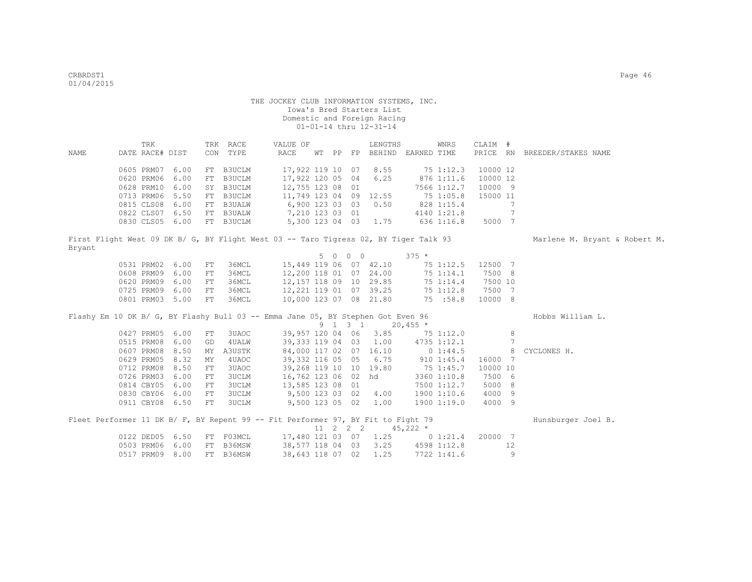THE JOCKEY CLUB INFORMATION SYSTEMS, INC.
Iowa's Bred Starters List
Domestic and Foreign Racing
01-01-14 thru 12-31-14

| NAME | TRK DATE | RACE# | DIST | TRK CON | RACE TYPE | VALUE OF RACE | WT | PP | FP | LENGTHS BEHIND | EARNED | WNRS TIME | CLAIM PRICE | # RN | BREEDER/STAKES NAME |
|---|---|---|---|---|---|---|---|---|---|---|---|---|---|---|---|
| | 0605 | PRM07 | 6.00 | FT | B3UCLM | 17,922 | 119 | 10 | 07 | 8.55 | 75 | 1:12.3 | 10000 | 12 | |
| | 0620 | PRM06 | 6.00 | FT | B3UCLM | 17,922 | 120 | 05 | 04 | 6.25 | 876 | 1:11.6 | 10000 | 12 | |
| | 0628 | PRM10 | 6.00 | SY | B3UCLM | 12,755 | 123 | 08 | 01 | | 7566 | 1:12.7 | 10000 | 9 | |
| | 0713 | PRM06 | 5.50 | FT | B3UCLM | 11,749 | 123 | 04 | 09 | 12.55 | 75 | 1:05.8 | 15000 | 11 | |
| | 0815 | CLS08 | 6.00 | FT | B3UALW | 6,900 | 123 | 03 | 03 | 0.50 | 828 | 1:15.4 | | 7 | |
| | 0822 | CLS07 | 6.50 | FT | B3UALW | 7,210 | 123 | 03 | 01 | | 4140 | 1:21.8 | | 7 | |
| | 0830 | CLS05 | 6.00 | FT | B3UCLM | 5,300 | 123 | 04 | 03 | 1.75 | 636 | 1:16.8 | 5000 | 7 | |

First Flight West 09 DK B/ G, BY Flight West 03 -- Taro Tigress 02, BY Tiger Talk 93 — Marlene M. Bryant & Robert M. Bryant

5 0 0 0 375 *

| NAME | TRK DATE | RACE# | DIST | TRK CON | RACE TYPE | VALUE OF RACE | WT | PP | FP | LENGTHS BEHIND | EARNED | WNRS TIME | CLAIM PRICE | # RN | BREEDER/STAKES NAME |
|---|---|---|---|---|---|---|---|---|---|---|---|---|---|---|---|
| | 0531 | PRM02 | 6.00 | FT | 36MCL | 15,449 | 119 | 06 | 07 | 42.10 | 75 | 1:12.5 | 12500 | 7 | |
| | 0608 | PRM09 | 6.00 | FT | 36MCL | 12,200 | 118 | 01 | 07 | 24.00 | 75 | 1:14.1 | 7500 | 8 | |
| | 0620 | PRM09 | 6.00 | FT | 36MCL | 12,157 | 118 | 09 | 10 | 29.85 | 75 | 1:14.4 | 7500 | 10 | |
| | 0725 | PRM09 | 6.00 | FT | 36MCL | 12,221 | 119 | 01 | 07 | 39.25 | 75 | 1:12.8 | 7500 | 7 | |
| | 0801 | PRM03 | 5.00 | FT | 36MCL | 10,000 | 123 | 07 | 08 | 21.80 | 75 | :58.8 | 10000 | 8 | |

Flashy Em 10 DK B/ G, BY Flashy Bull 03 -- Emma Jane 05, BY Stephen Got Even 96 — Hobbs William L.

9 1 3 1 20,455 *

| NAME | TRK DATE | RACE# | DIST | TRK CON | RACE TYPE | VALUE OF RACE | WT | PP | FP | LENGTHS BEHIND | EARNED | WNRS TIME | CLAIM PRICE | # RN | BREEDER/STAKES NAME |
|---|---|---|---|---|---|---|---|---|---|---|---|---|---|---|---|
| | 0427 | PRM05 | 6.00 | FT | 3UAOC | 39,957 | 120 | 04 | 06 | 3.85 | 75 | 1:12.0 | | 8 | |
| | 0515 | PRM08 | 6.00 | GD | 4UALW | 39,333 | 119 | 04 | 03 | 1.00 | 4735 | 1:12.1 | | 7 | |
| | 0607 | PRM08 | 8.50 | MY | A3USTK | 84,000 | 117 | 02 | 07 | 16.10 | 0 | 1:44.5 | | 8 | CYCLONES H. |
| | 0629 | PRM05 | 8.32 | MY | 4UAOC | 39,332 | 116 | 05 | 05 | 6.75 | 910 | 1:45.4 | 16000 | 7 | |
| | 0712 | PRM08 | 8.50 | FT | 3UAOC | 39,268 | 119 | 10 | 10 | 19.80 | 75 | 1:45.7 | 10000 | 10 | |
| | 0726 | PRM03 | 6.00 | FT | 3UCLM | 16,762 | 123 | 06 | 02 | hd | 3360 | 1:10.8 | 7500 | 6 | |
| | 0814 | CBY05 | 6.00 | FT | 3UCLM | 13,585 | 123 | 08 | 01 | | 7500 | 1:12.7 | 5000 | 8 | |
| | 0830 | CBY06 | 6.00 | FT | 3UCLM | 9,500 | 123 | 03 | 02 | 4.00 | 1900 | 1:10.6 | 4000 | 9 | |
| | 0911 | CBY08 | 6.50 | FT | 3UCLM | 9,500 | 123 | 05 | 02 | 1.00 | 1900 | 1:19.0 | 4000 | 9 | |

Fleet Performer 11 DK B/ F, BY Repent 99 -- Fit Performer 97, BY Fit to Fight 79 — Hunsburger Joel B.

11 2 2 2 45,222 *

| NAME | TRK DATE | RACE# | DIST | TRK CON | RACE TYPE | VALUE OF RACE | WT | PP | FP | LENGTHS BEHIND | EARNED | WNRS TIME | CLAIM PRICE | # RN | BREEDER/STAKES NAME |
|---|---|---|---|---|---|---|---|---|---|---|---|---|---|---|---|
| | 0122 | DED05 | 6.50 | FT | F03MCL | 17,480 | 121 | 03 | 07 | 1.25 | 0 | 1:21.4 | 20000 | 7 | |
| | 0503 | PRM06 | 6.00 | FT | B36MSW | 38,577 | 118 | 04 | 03 | 3.25 | 4598 | 1:12.8 | | 12 | |
| | 0517 | PRM09 | 8.00 | FT | B36MSW | 38,643 | 118 | 07 | 02 | 1.25 | 7722 | 1:41.6 | | 9 | |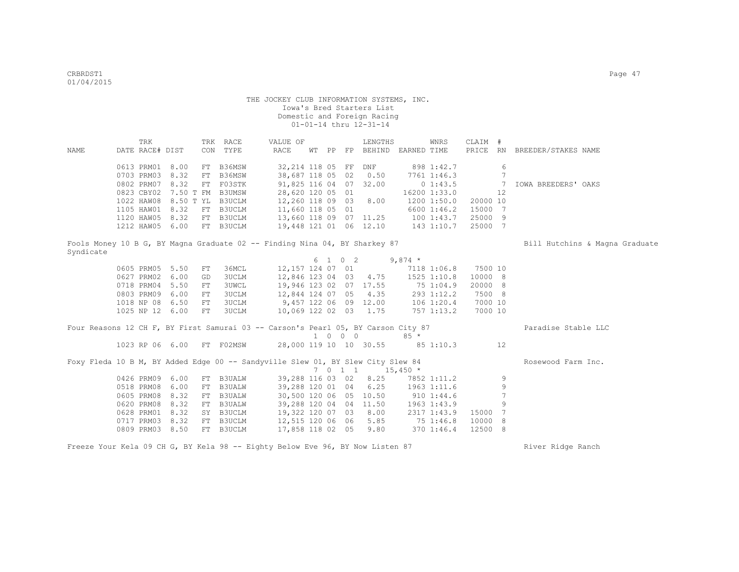THE JOCKEY CLUB INFORMATION SYSTEMS, INC.
Iowa's Bred Starters List
Domestic and Foreign Racing
01-01-14 thru 12-31-14

| NAME | DATE | TRK RACE# | DIST | TRK CON | RACE TYPE | VALUE OF RACE | WT | PP | FP | LENGTHS BEHIND | EARNED | WNRS TIME | CLAIM PRICE | # RN | BREEDER/STAKES NAME |
|---|---|---|---|---|---|---|---|---|---|---|---|---|---|---|---|
| | 0613 | PRM01 | 8.00 | FT | B36MSW | 32,214 | 118 | 05 | FF | DNF | 898 | 1:42.7 | | 6 | |
| | 0703 | PRM03 | 8.32 | FT | B36MSW | 38,687 | 118 | 05 | 02 | 0.50 | 7761 | 1:46.3 | | 7 | |
| | 0802 | PRM07 | 8.32 | FT | F03STK | 91,825 | 116 | 04 | 07 | 32.00 | 0 | 1:43.5 | | 7 | IOWA BREEDERS' OAKS |
| | 0823 | CBY02 | 7.50 T | FM | B3UMSW | 28,620 | 120 | 05 | 01 | | 16200 | 1:33.0 | | 12 | |
| | 1022 | HAW08 | 8.50 T | YL | B3UCLM | 12,260 | 118 | 09 | 03 | 8.00 | 1200 | 1:50.0 | 20000 | 10 | |
| | 1105 | HAW01 | 8.32 | FT | B3UCLM | 11,660 | 118 | 05 | 01 | | 6600 | 1:46.2 | 15000 | 7 | |
| | 1120 | HAW05 | 8.32 | FT | B3UCLM | 13,660 | 118 | 09 | 07 | 11.25 | 100 | 1:43.7 | 25000 | 9 | |
| | 1212 | HAW05 | 6.00 | FT | B3UCLM | 19,448 | 121 | 01 | 06 | 12.10 | 143 | 1:10.7 | 25000 | 7 | |

Fools Money 10 B G, BY Magna Graduate 02 -- Finding Nina 04, BY Sharkey 87 — Bill Hutchins & Magna Graduate Syndicate

6 1 0 2 9,874 *

| DATE | TRK RACE# | DIST | TRK CON | RACE TYPE | VALUE OF RACE | WT | PP | FP | LENGTHS BEHIND | EARNED | WNRS TIME | CLAIM PRICE | # RN |
|---|---|---|---|---|---|---|---|---|---|---|---|---|---|
| 0605 | PRM05 | 5.50 | FT | 36MCL | 12,157 | 124 | 07 | 01 | | 7118 | 1:06.8 | 7500 | 10 |
| 0627 | PRM02 | 6.00 | GD | 3UCLM | 12,846 | 123 | 04 | 03 | 4.75 | 1525 | 1:10.8 | 10000 | 8 |
| 0718 | PRM04 | 5.50 | FT | 3UWCL | 19,946 | 123 | 02 | 07 | 17.55 | 75 | 1:04.9 | 20000 | 8 |
| 0803 | PRM09 | 6.00 | FT | 3UCLM | 12,844 | 124 | 07 | 05 | 4.35 | 293 | 1:12.2 | 7500 | 8 |
| 1018 | NP 08 | 6.50 | FT | 3UCLM | 9,457 | 122 | 06 | 09 | 12.00 | 106 | 1:20.4 | 7000 | 10 |
| 1025 | NP 12 | 6.00 | FT | 3UCLM | 10,069 | 122 | 02 | 03 | 1.75 | 757 | 1:13.2 | 7000 | 10 |

Four Reasons 12 CH F, BY First Samurai 03 -- Carson's Pearl 05, BY Carson City 87 — Paradise Stable LLC

1 0 0 0 85 *

| DATE | TRK RACE# | DIST | TRK CON | RACE TYPE | VALUE OF RACE | WT | PP | FP | LENGTHS BEHIND | EARNED | WNRS TIME | CLAIM PRICE | # RN |
|---|---|---|---|---|---|---|---|---|---|---|---|---|---|
| 1023 | RP 06 | 6.00 | FT | F02MSW | 28,000 | 119 | 10 | 10 | 30.55 | 85 | 1:10.3 | | 12 |

Foxy Fleda 10 B M, BY Added Edge 00 -- Sandyville Slew 01, BY Slew City Slew 84 — Rosewood Farm Inc.

7 0 1 1 15,450 *

| DATE | TRK RACE# | DIST | TRK CON | RACE TYPE | VALUE OF RACE | WT | PP | FP | LENGTHS BEHIND | EARNED | WNRS TIME | CLAIM PRICE | # RN |
|---|---|---|---|---|---|---|---|---|---|---|---|---|---|
| 0426 | PRM09 | 6.00 | FT | B3UALW | 39,288 | 116 | 03 | 02 | 8.25 | 7852 | 1:11.2 | | 9 |
| 0518 | PRM08 | 6.00 | FT | B3UALW | 39,288 | 120 | 01 | 04 | 6.25 | 1963 | 1:11.6 | | 9 |
| 0605 | PRM08 | 8.32 | FT | B3UALW | 30,500 | 120 | 06 | 05 | 10.50 | 910 | 1:44.6 | | 7 |
| 0620 | PRM08 | 8.32 | FT | B3UALW | 39,288 | 120 | 04 | 04 | 11.50 | 1963 | 1:43.9 | | 9 |
| 0628 | PRM01 | 8.32 | SY | B3UCLM | 19,322 | 120 | 07 | 03 | 8.00 | 2317 | 1:43.9 | 15000 | 7 |
| 0717 | PRM03 | 8.32 | FT | B3UCLM | 12,515 | 120 | 06 | 06 | 5.85 | 75 | 1:46.8 | 10000 | 8 |
| 0809 | PRM03 | 8.50 | FT | B3UCLM | 17,858 | 118 | 02 | 05 | 9.80 | 370 | 1:46.4 | 12500 | 8 |

Freeze Your Kela 09 CH G, BY Kela 98 -- Eighty Below Eve 96, BY Now Listen 87 — River Ridge Ranch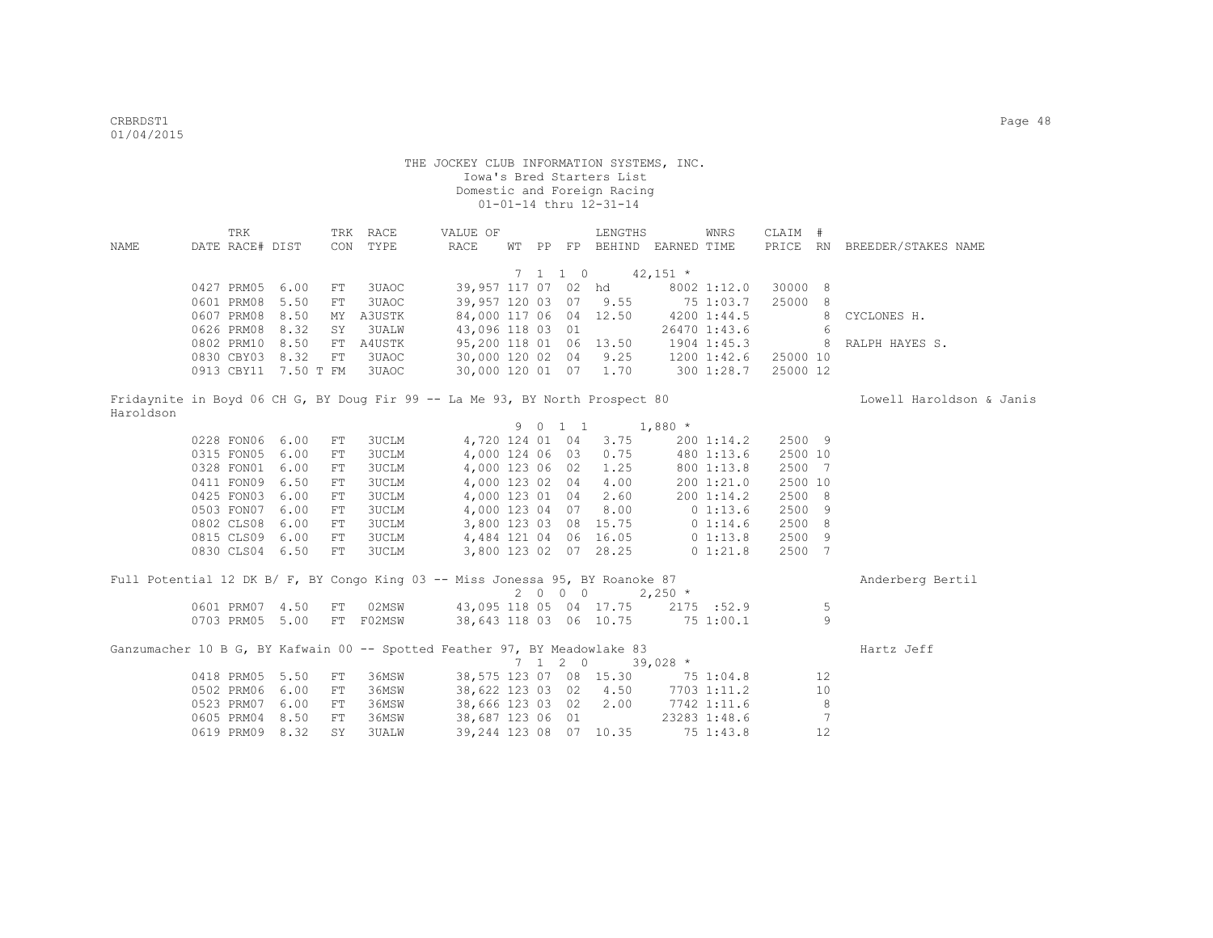THE JOCKEY CLUB INFORMATION SYSTEMS, INC.
Iowa's Bred Starters List
Domestic and Foreign Racing
01-01-14 thru 12-31-14

| NAME | TRK DATE | RACE# | DIST | TRK CON | RACE TYPE | VALUE OF RACE | WT | PP | FP | LENGTHS BEHIND | EARNED | WNRS TIME | CLAIM PRICE | # RN | BREEDER/STAKES NAME |
|---|---|---|---|---|---|---|---|---|---|---|---|---|---|---|---|
| | | | | | | | 7 | 1 | 1 0 | | 42,151 * | | | | |
| | 0427 | PRM05 | 6.00 | FT | 3UAOC | 39,957 | 117 | 07 | 02 | hd | 8002 | 1:12.0 | 30000 | 8 | |
| | 0601 | PRM08 | 5.50 | FT | 3UAOC | 39,957 | 120 | 03 | 07 | 9.55 | 75 | 1:03.7 | 25000 | 8 | |
| | 0607 | PRM08 | 8.50 | MY | A3USTK | 84,000 | 117 | 06 | 04 | 12.50 | 4200 | 1:44.5 | | 8 | CYCLONES H. |
| | 0626 | PRM08 | 8.32 | SY | 3UALW | 43,096 | 118 | 03 | 01 | | 26470 | 1:43.6 | | 6 | |
| | 0802 | PRM10 | 8.50 | FT | A4USTK | 95,200 | 118 | 01 | 06 | 13.50 | 1904 | 1:45.3 | | 8 | RALPH HAYES S. |
| | 0830 | CBY03 | 8.32 | FT | 3UAOC | 30,000 | 120 | 02 | 04 | 9.25 | 1200 | 1:42.6 | 25000 | 10 | |
| | 0913 | CBY11 | 7.50 T | FM | 3UAOC | 30,000 | 120 | 01 | 07 | 1.70 | 300 | 1:28.7 | 25000 | 12 | |

Fridaynite in Boyd 06 CH G, BY Doug Fir 99 -- La Me 93, BY North Prospect 80 — Lowell Haroldson & Janis Haroldson

| NAME | TRK DATE | RACE# | DIST | TRK CON | RACE TYPE | VALUE OF RACE | WT | PP | FP | LENGTHS BEHIND | EARNED | WNRS TIME | CLAIM PRICE | # RN | BREEDER/STAKES NAME |
|---|---|---|---|---|---|---|---|---|---|---|---|---|---|---|---|
| | | | | | | | 9 | 0 | 1 1 | | 1,880 * | | | | |
| | 0228 | FON06 | 6.00 | FT | 3UCLM | 4,720 | 124 | 01 | 04 | 3.75 | 200 | 1:14.2 | 2500 | 9 | |
| | 0315 | FON05 | 6.00 | FT | 3UCLM | 4,000 | 124 | 06 | 03 | 0.75 | 480 | 1:13.6 | 2500 | 10 | |
| | 0328 | FON01 | 6.00 | FT | 3UCLM | 4,000 | 123 | 06 | 02 | 1.25 | 800 | 1:13.8 | 2500 | 7 | |
| | 0411 | FON09 | 6.50 | FT | 3UCLM | 4,000 | 123 | 02 | 04 | 4.00 | 200 | 1:21.0 | 2500 | 10 | |
| | 0425 | FON03 | 6.00 | FT | 3UCLM | 4,000 | 123 | 01 | 04 | 2.60 | 200 | 1:14.2 | 2500 | 8 | |
| | 0503 | FON07 | 6.00 | FT | 3UCLM | 4,000 | 123 | 04 | 07 | 8.00 | 0 | 1:13.6 | 2500 | 9 | |
| | 0802 | CLS08 | 6.00 | FT | 3UCLM | 3,800 | 123 | 03 | 08 | 15.75 | 0 | 1:14.6 | 2500 | 8 | |
| | 0815 | CLS09 | 6.00 | FT | 3UCLM | 4,484 | 121 | 04 | 06 | 16.05 | 0 | 1:13.8 | 2500 | 9 | |
| | 0830 | CLS04 | 6.50 | FT | 3UCLM | 3,800 | 123 | 02 | 07 | 28.25 | 0 | 1:21.8 | 2500 | 7 | |

Full Potential 12 DK B/ F, BY Congo King 03 -- Miss Jonessa 95, BY Roanoke 87 — Anderberg Bertil

| NAME | TRK DATE | RACE# | DIST | TRK CON | RACE TYPE | VALUE OF RACE | WT | PP | FP | LENGTHS BEHIND | EARNED | WNRS TIME | CLAIM PRICE | # RN | BREEDER/STAKES NAME |
|---|---|---|---|---|---|---|---|---|---|---|---|---|---|---|---|
| | | | | | | | 2 | 0 | 0 0 | | 2,250 * | | | | |
| | 0601 | PRM07 | 4.50 | FT | 02MSW | 43,095 | 118 | 05 | 04 | 17.75 | 2175 | :52.9 | | 5 | |
| | 0703 | PRM05 | 5.00 | FT | F02MSW | 38,643 | 118 | 03 | 06 | 10.75 | 75 | 1:00.1 | | 9 | |

Ganzumacher 10 B G, BY Kafwain 00 -- Spotted Feather 97, BY Meadowlake 83 — Hartz Jeff

| NAME | TRK DATE | RACE# | DIST | TRK CON | RACE TYPE | VALUE OF RACE | WT | PP | FP | LENGTHS BEHIND | EARNED | WNRS TIME | CLAIM PRICE | # RN | BREEDER/STAKES NAME |
|---|---|---|---|---|---|---|---|---|---|---|---|---|---|---|---|
| | | | | | | | 7 | 1 | 2 0 | | 39,028 * | | | | |
| | 0418 | PRM05 | 5.50 | FT | 36MSW | 38,575 | 123 | 07 | 08 | 15.30 | 75 | 1:04.8 | | 12 | |
| | 0502 | PRM06 | 6.00 | FT | 36MSW | 38,622 | 123 | 03 | 02 | 4.50 | 7703 | 1:11.2 | | 10 | |
| | 0523 | PRM07 | 6.00 | FT | 36MSW | 38,666 | 123 | 03 | 02 | 2.00 | 7742 | 1:11.6 | | 8 | |
| | 0605 | PRM04 | 8.50 | FT | 36MSW | 38,687 | 123 | 06 | 01 | | 23283 | 1:48.6 | | 7 | |
| | 0619 | PRM09 | 8.32 | SY | 3UALW | 39,244 | 123 | 08 | 07 | 10.35 | 75 | 1:43.8 | | 12 | |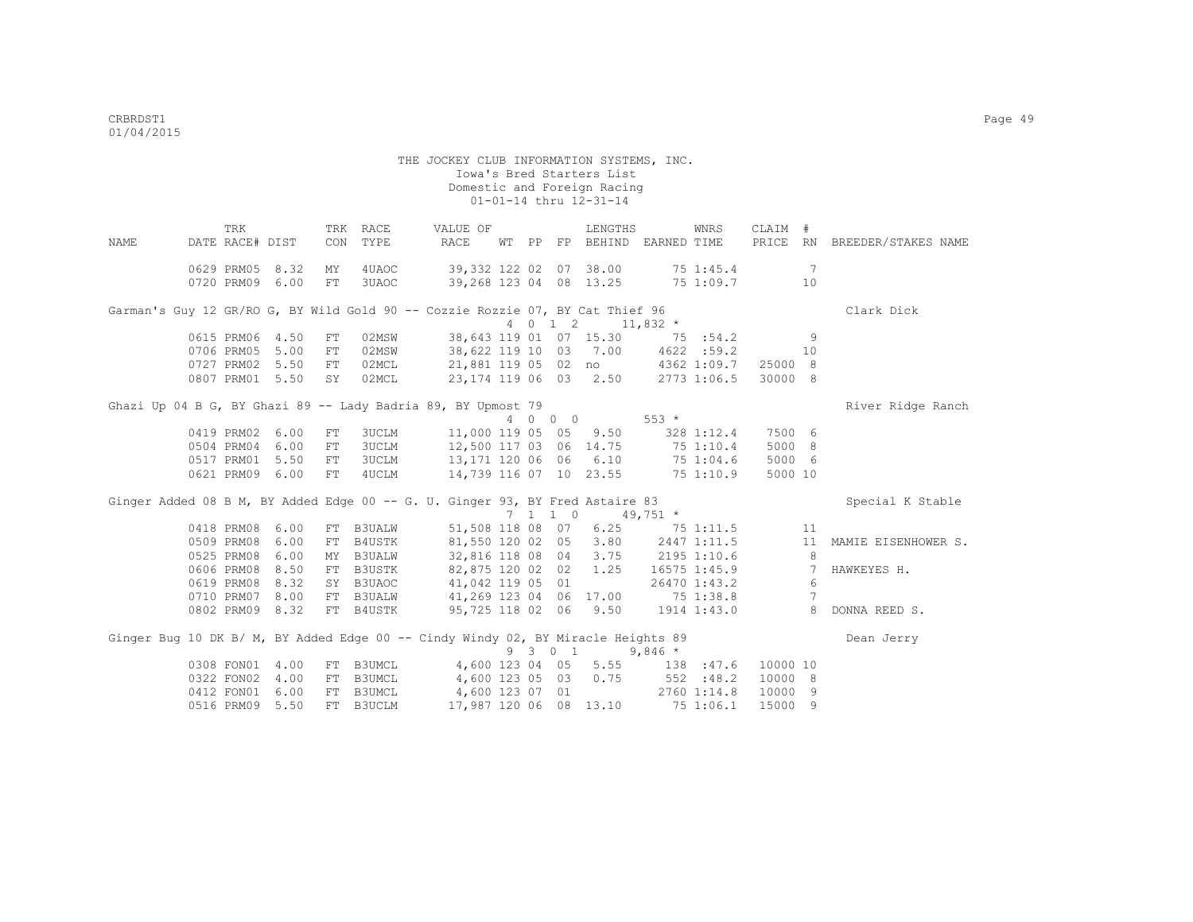THE JOCKEY CLUB INFORMATION SYSTEMS, INC.
Iowa's Bred Starters List
Domestic and Foreign Racing
01-01-14 thru 12-31-14

| NAME | TRK DATE | RACE# | TRK DIST | CON | RACE TYPE | VALUE OF RACE | WT | PP | FP | LENGTHS BEHIND | EARNED | WNRS TIME | CLAIM PRICE | # RN | BREEDER/STAKES NAME |
|---|---|---|---|---|---|---|---|---|---|---|---|---|---|---|---|
| | 0629 | PRM05 | 8.32 | MY | 4UAOC | 39,332 | 122 | 02 | 07 | 38.00 | 75 | 1:45.4 | | 7 | |
| | 0720 | PRM09 | 6.00 | FT | 3UAOC | 39,268 | 123 | 04 | 08 | 13.25 | 75 | 1:09.7 | | 10 | |
| Garman's Guy 12 GR/RO G, BY Wild Gold 90 -- Cozzie Rozzie 07, BY Cat Thief 96 | | | | | | | 4 | 0 1 2 | | | 11,832 * | | | | Clark Dick |
| | 0615 | PRM06 | 4.50 | FT | 02MSW | 38,643 | 119 | 01 | 07 | 15.30 | 75 | :54.2 | | 9 | |
| | 0706 | PRM05 | 5.00 | FT | 02MSW | 38,622 | 119 | 10 | 03 | 7.00 | 4622 | :59.2 | | 10 | |
| | 0727 | PRM02 | 5.50 | FT | 02MCL | 21,881 | 119 | 05 | 02 | no | 4362 | 1:09.7 | 25000 | 8 | |
| | 0807 | PRM01 | 5.50 | SY | 02MCL | 23,174 | 119 | 06 | 03 | 2.50 | 2773 | 1:06.5 | 30000 | 8 | |
| Ghazi Up 04 B G, BY Ghazi 89 -- Lady Badria 89, BY Upmost 79 | | | | | | | 4 | 0 0 0 | | | 553 * | | | | River Ridge Ranch |
| | 0419 | PRM02 | 6.00 | FT | 3UCLM | 11,000 | 119 | 05 | 05 | 9.50 | 328 | 1:12.4 | 7500 | 6 | |
| | 0504 | PRM04 | 6.00 | FT | 3UCLM | 12,500 | 117 | 03 | 06 | 14.75 | 75 | 1:10.4 | 5000 | 8 | |
| | 0517 | PRM01 | 5.50 | FT | 3UCLM | 13,171 | 120 | 06 | 06 | 6.10 | 75 | 1:04.6 | 5000 | 6 | |
| | 0621 | PRM09 | 6.00 | FT | 4UCLM | 14,739 | 116 | 07 | 10 | 23.55 | 75 | 1:10.9 | 5000 | 10 | |
| Ginger Added 08 B M, BY Added Edge 00 -- G. U. Ginger 93, BY Fred Astaire 83 | | | | | | | 7 | 1 1 0 | | | 49,751 * | | | | Special K Stable |
| | 0418 | PRM08 | 6.00 | FT | B3UALW | 51,508 | 118 | 08 | 07 | 6.25 | 75 | 1:11.5 | | 11 | |
| | 0509 | PRM08 | 6.00 | FT | B4USTK | 81,550 | 120 | 02 | 05 | 3.80 | 2447 | 1:11.5 | | 11 | MAMIE EISENHOWER S. |
| | 0525 | PRM08 | 6.00 | MY | B3UALW | 32,816 | 118 | 08 | 04 | 3.75 | 2195 | 1:10.6 | | 8 | |
| | 0606 | PRM08 | 8.50 | FT | B3USTK | 82,875 | 120 | 02 | 02 | 1.25 | 16575 | 1:45.9 | | 7 | HAWKEYES H. |
| | 0619 | PRM08 | 8.32 | SY | B3UAOC | 41,042 | 119 | 05 | 01 | | 26470 | 1:43.2 | | 6 | |
| | 0710 | PRM07 | 8.00 | FT | B3UALW | 41,269 | 123 | 04 | 06 | 17.00 | 75 | 1:38.8 | | 7 | |
| | 0802 | PRM09 | 8.32 | FT | B4USTK | 95,725 | 118 | 02 | 06 | 9.50 | 1914 | 1:43.0 | | 8 | DONNA REED S. |
| Ginger Bug 10 DK B/ M, BY Added Edge 00 -- Cindy Windy 02, BY Miracle Heights 89 | | | | | | | 9 | 3 0 1 | | | 9,846 * | | | | Dean Jerry |
| | 0308 | FON01 | 4.00 | FT | B3UMCL | 4,600 | 123 | 04 | 05 | 5.55 | 138 | :47.6 | 10000 | 10 | |
| | 0322 | FON02 | 4.00 | FT | B3UMCL | 4,600 | 123 | 05 | 03 | 0.75 | 552 | :48.2 | 10000 | 8 | |
| | 0412 | FON01 | 6.00 | FT | B3UMCL | 4,600 | 123 | 07 | 01 | | 2760 | 1:14.8 | 10000 | 9 | |
| | 0516 | PRM09 | 5.50 | FT | B3UCLM | 17,987 | 120 | 06 | 08 | 13.10 | 75 | 1:06.1 | 15000 | 9 | |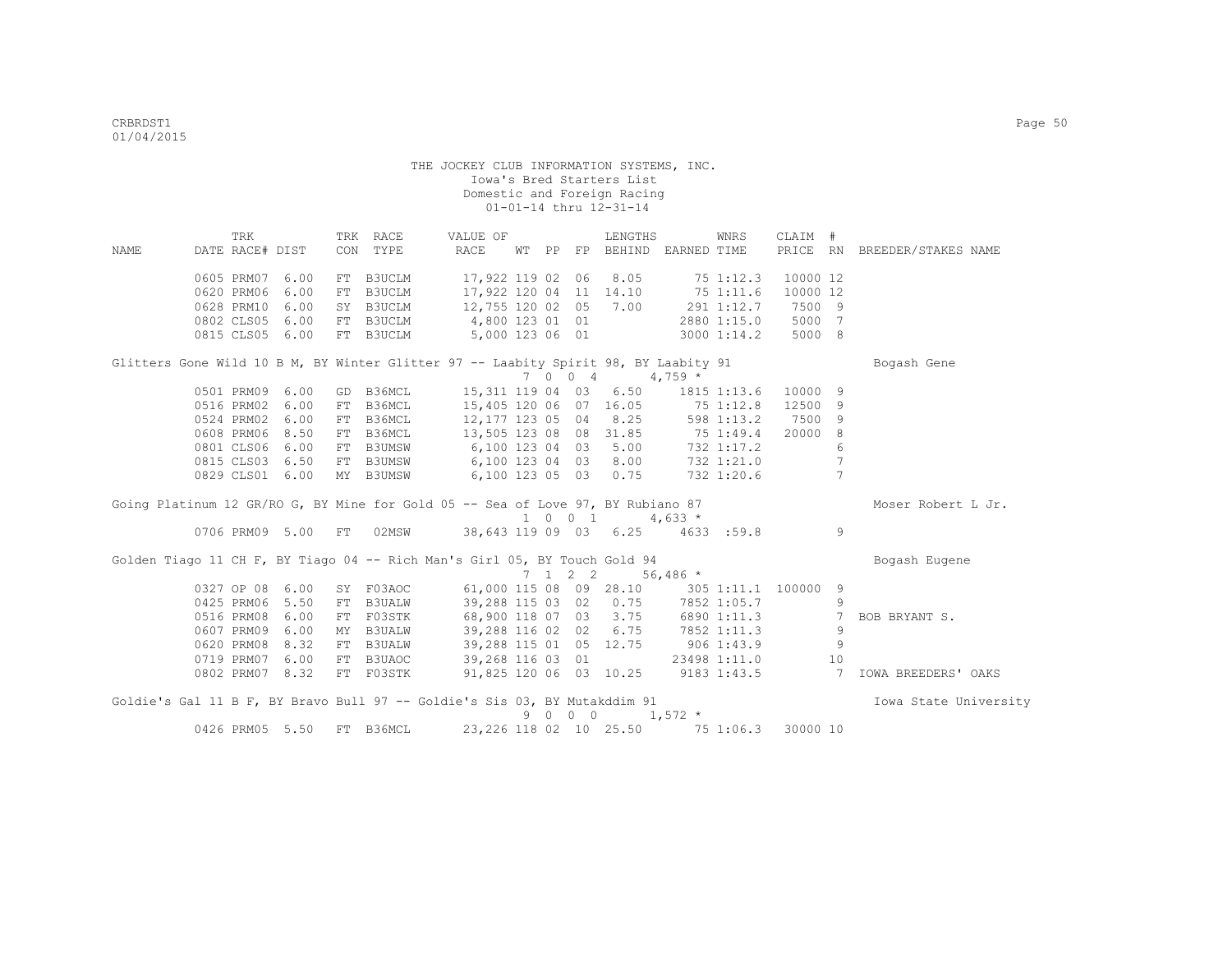THE JOCKEY CLUB INFORMATION SYSTEMS, INC.
Iowa's Bred Starters List
Domestic and Foreign Racing
01-01-14 thru 12-31-14

| NAME | TRK DATE | RACE# | DIST | TRK CON | RACE TYPE | VALUE OF RACE | WT | PP | FP | LENGTHS BEHIND | EARNED | WNRS TIME | CLAIM PRICE | # RN | BREEDER/STAKES NAME |
|---|---|---|---|---|---|---|---|---|---|---|---|---|---|---|---|
| | 0605 | PRM07 | 6.00 | FT | B3UCLM | 17,922 | 119 | 02 | 06 | 8.05 | 75 | 1:12.3 | 10000 | 12 | |
| | 0620 | PRM06 | 6.00 | FT | B3UCLM | 17,922 | 120 | 04 | 11 | 14.10 | 75 | 1:11.6 | 10000 | 12 | |
| | 0628 | PRM10 | 6.00 | SY | B3UCLM | 12,755 | 120 | 02 | 05 | 7.00 | 291 | 1:12.7 | 7500 | 9 | |
| | 0802 | CLS05 | 6.00 | FT | B3UCLM | 4,800 | 123 | 01 | 01 | | 2880 | 1:15.0 | 5000 | 7 | |
| | 0815 | CLS05 | 6.00 | FT | B3UCLM | 5,000 | 123 | 06 | 01 | | 3000 | 1:14.2 | 5000 | 8 | |
| Glitters Gone Wild 10 B M, BY Winter Glitter 97 -- Laabity Spirit 98, BY Laabity 91 | | | | | | | 7 | 0 0 | 4 | | 4,759 * | | | | Bogash Gene |
| | 0501 | PRM09 | 6.00 | GD | B36MCL | 15,311 | 119 | 04 | 03 | 6.50 | 1815 | 1:13.6 | 10000 | 9 | |
| | 0516 | PRM02 | 6.00 | FT | B36MCL | 15,405 | 120 | 06 | 07 | 16.05 | 75 | 1:12.8 | 12500 | 9 | |
| | 0524 | PRM02 | 6.00 | FT | B36MCL | 12,177 | 123 | 05 | 04 | 8.25 | 598 | 1:13.2 | 7500 | 9 | |
| | 0608 | PRM06 | 8.50 | FT | B36MCL | 13,505 | 123 | 08 | 08 | 31.85 | 75 | 1:49.4 | 20000 | 8 | |
| | 0801 | CLS06 | 6.00 | FT | B3UMSW | 6,100 | 123 | 04 | 03 | 5.00 | 732 | 1:17.2 | | 6 | |
| | 0815 | CLS03 | 6.50 | FT | B3UMSW | 6,100 | 123 | 04 | 03 | 8.00 | 732 | 1:21.0 | | 7 | |
| | 0829 | CLS01 | 6.00 | MY | B3UMSW | 6,100 | 123 | 05 | 03 | 0.75 | 732 | 1:20.6 | | 7 | |
| Going Platinum 12 GR/RO G, BY Mine for Gold 05 -- Sea of Love 97, BY Rubiano 87 | | | | | | | 1 | 0 0 | 1 | | 4,633 * | | | | Moser Robert L Jr. |
| | 0706 | PRM09 | 5.00 | FT | 02MSW | 38,643 | 119 | 09 | 03 | 6.25 | 4633 | :59.8 | | 9 | |
| Golden Tiago 11 CH F, BY Tiago 04 -- Rich Man's Girl 05, BY Touch Gold 94 | | | | | | | 7 | 1 2 | 2 | | 56,486 * | | | | Bogash Eugene |
| | 0327 | OP 08 | 6.00 | SY | F03AOC | 61,000 | 115 | 08 | 09 | 28.10 | 305 | 1:11.1 | 100000 | 9 | |
| | 0425 | PRM06 | 5.50 | FT | B3UALW | 39,288 | 115 | 03 | 02 | 0.75 | 7852 | 1:05.7 | | 9 | |
| | 0516 | PRM08 | 6.00 | FT | F03STK | 68,900 | 118 | 07 | 03 | 3.75 | 6890 | 1:11.3 | | 7 | BOB BRYANT S. |
| | 0607 | PRM09 | 6.00 | MY | B3UALW | 39,288 | 116 | 02 | 02 | 6.75 | 7852 | 1:11.3 | | 9 | |
| | 0620 | PRM08 | 8.32 | FT | B3UALW | 39,288 | 115 | 01 | 05 | 12.75 | 906 | 1:43.9 | | 9 | |
| | 0719 | PRM07 | 6.00 | FT | B3UAOC | 39,268 | 116 | 03 | 01 | | 23498 | 1:11.0 | | 10 | |
| | 0802 | PRM07 | 8.32 | FT | F03STK | 91,825 | 120 | 06 | 03 | 10.25 | 9183 | 1:43.5 | | 7 | IOWA BREEDERS' OAKS |
| Goldie's Gal 11 B F, BY Bravo Bull 97 -- Goldie's Sis 03, BY Mutakddim 91 | | | | | | | 9 | 0 0 | 0 | | 1,572 * | | | | Iowa State University |
| | 0426 | PRM05 | 5.50 | FT | B36MCL | 23,226 | 118 | 02 | 10 | 25.50 | 75 | 1:06.3 | 30000 | 10 | |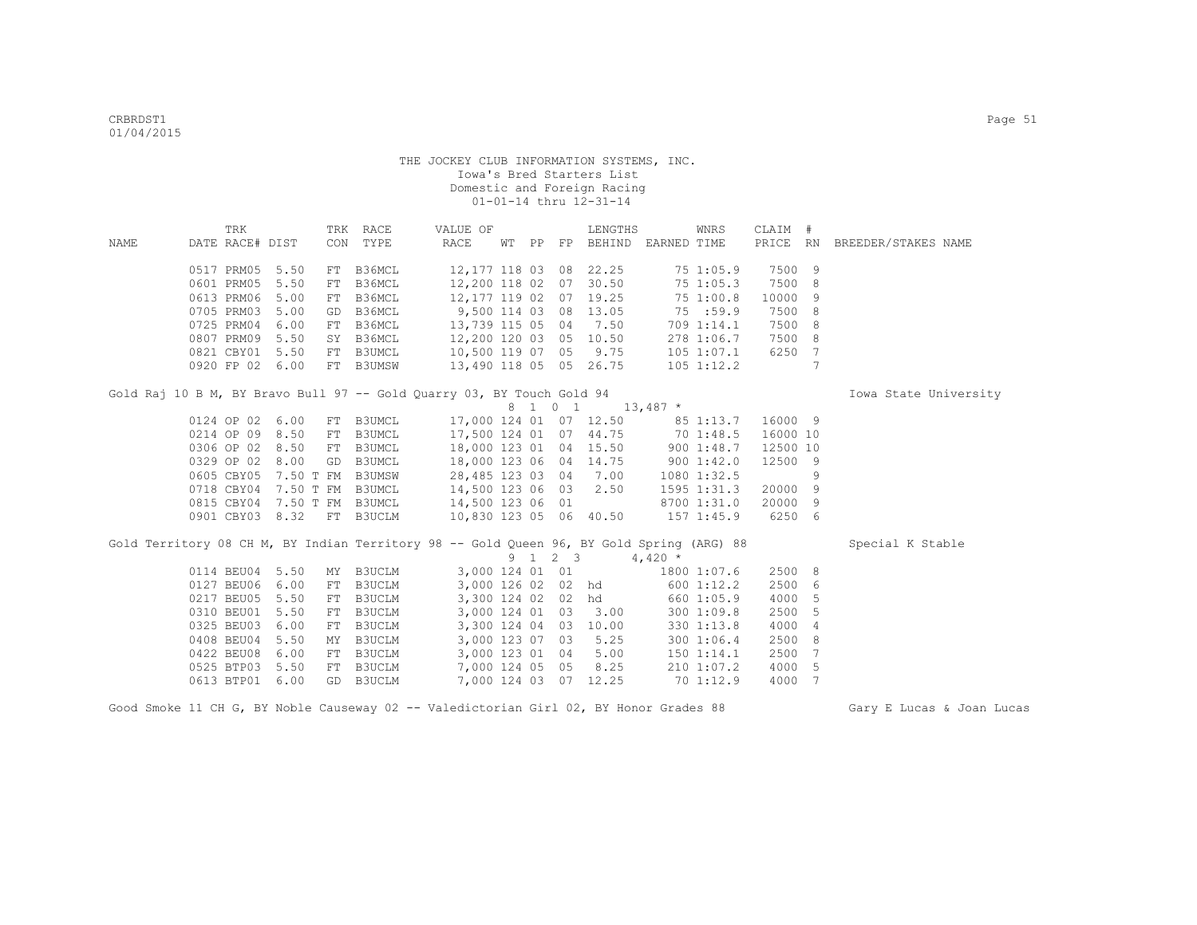THE JOCKEY CLUB INFORMATION SYSTEMS, INC.
Iowa's Bred Starters List
Domestic and Foreign Racing
01-01-14 thru 12-31-14

| NAME | TRK DATE | RACE# | DIST | TRK CON | RACE TYPE | VALUE OF RACE | WT | PP | FP | LENGTHS BEHIND | EARNED | WNRS TIME | CLAIM PRICE | # RN | BREEDER/STAKES NAME |
|---|---|---|---|---|---|---|---|---|---|---|---|---|---|---|---|
| | 0517 | PRM05 | 5.50 | FT | B36MCL | 12,177 | 118 | 03 | 08 | 22.25 | 75 | 1:05.9 | 7500 | 9 | |
| | 0601 | PRM05 | 5.50 | FT | B36MCL | 12,200 | 118 | 02 | 07 | 30.50 | 75 | 1:05.3 | 7500 | 8 | |
| | 0613 | PRM06 | 5.00 | FT | B36MCL | 12,177 | 119 | 02 | 07 | 19.25 | 75 | 1:00.8 | 10000 | 9 | |
| | 0705 | PRM03 | 5.00 | GD | B36MCL | 9,500 | 114 | 03 | 08 | 13.05 | 75 | :59.9 | 7500 | 8 | |
| | 0725 | PRM04 | 6.00 | FT | B36MCL | 13,739 | 115 | 05 | 04 | 7.50 | 709 | 1:14.1 | 7500 | 8 | |
| | 0807 | PRM09 | 5.50 | SY | B36MCL | 12,200 | 120 | 03 | 05 | 10.50 | 278 | 1:06.7 | 7500 | 8 | |
| | 0821 | CBY01 | 5.50 | FT | B3UMCL | 10,500 | 119 | 07 | 05 | 9.75 | 105 | 1:07.1 | 6250 | 7 | |
| | 0920 | FP 02 | 6.00 | FT | B3UMSW | 13,490 | 118 | 05 | 05 | 26.75 | 105 | 1:12.2 | | 7 | |
| Gold Raj 10 B M, BY Bravo Bull 97 -- Gold Quarry 03, BY Touch Gold 94 | | | | | | | 8 | 1 0 1 | | | 13,487 * | | | | Iowa State University |
| | 0124 | OP 02 | 6.00 | FT | B3UMCL | 17,000 | 124 | 01 | 07 | 12.50 | 85 | 1:13.7 | 16000 | 9 | |
| | 0214 | OP 09 | 8.50 | FT | B3UMCL | 17,500 | 124 | 01 | 07 | 44.75 | 70 | 1:48.5 | 16000 | 10 | |
| | 0306 | OP 02 | 8.50 | FT | B3UMCL | 18,000 | 123 | 01 | 04 | 15.50 | 900 | 1:48.7 | 12500 | 10 | |
| | 0329 | OP 02 | 8.00 | GD | B3UMCL | 18,000 | 123 | 06 | 04 | 14.75 | 900 | 1:42.0 | 12500 | 9 | |
| | 0605 | CBY05 | 7.50 T | FM | B3UMSW | 28,485 | 123 | 03 | 04 | 7.00 | 1080 | 1:32.5 | | 9 | |
| | 0718 | CBY04 | 7.50 T | FM | B3UMCL | 14,500 | 123 | 06 | 03 | 2.50 | 1595 | 1:31.3 | 20000 | 9 | |
| | 0815 | CBY04 | 7.50 T | FM | B3UMCL | 14,500 | 123 | 06 | 01 | | 8700 | 1:31.0 | 20000 | 9 | |
| | 0901 | CBY03 | 8.32 | FT | B3UCLM | 10,830 | 123 | 05 | 06 | 40.50 | 157 | 1:45.9 | 6250 | 6 | |
| Gold Territory 08 CH M, BY Indian Territory 98 -- Gold Queen 96, BY Gold Spring (ARG) 88 | | | | | | | 9 | 1 2 3 | | | 4,420 * | | | | Special K Stable |
| | 0114 | BEU04 | 5.50 | MY | B3UCLM | 3,000 | 124 | 01 | 01 | | 1800 | 1:07.6 | 2500 | 8 | |
| | 0127 | BEU06 | 6.00 | FT | B3UCLM | 3,000 | 126 | 02 | 02 | hd | 600 | 1:12.2 | 2500 | 6 | |
| | 0217 | BEU05 | 5.50 | FT | B3UCLM | 3,300 | 124 | 02 | 02 | hd | 660 | 1:05.9 | 4000 | 5 | |
| | 0310 | BEU01 | 5.50 | FT | B3UCLM | 3,000 | 124 | 01 | 03 | 3.00 | 300 | 1:09.8 | 2500 | 5 | |
| | 0325 | BEU03 | 6.00 | FT | B3UCLM | 3,300 | 124 | 04 | 03 | 10.00 | 330 | 1:13.8 | 4000 | 4 | |
| | 0408 | BEU04 | 5.50 | MY | B3UCLM | 3,000 | 123 | 07 | 03 | 5.25 | 300 | 1:06.4 | 2500 | 8 | |
| | 0422 | BEU08 | 6.00 | FT | B3UCLM | 3,000 | 123 | 01 | 04 | 5.00 | 150 | 1:14.1 | 2500 | 7 | |
| | 0525 | BTP03 | 5.50 | FT | B3UCLM | 7,000 | 124 | 05 | 05 | 8.25 | 210 | 1:07.2 | 4000 | 5 | |
| | 0613 | BTP01 | 6.00 | GD | B3UCLM | 7,000 | 124 | 03 | 07 | 12.25 | 70 | 1:12.9 | 4000 | 7 | |
| Good Smoke 11 CH G, BY Noble Causeway 02 -- Valedictorian Girl 02, BY Honor Grades 88 | | | | | | | | | | | | | | | Gary E Lucas & Joan Lucas |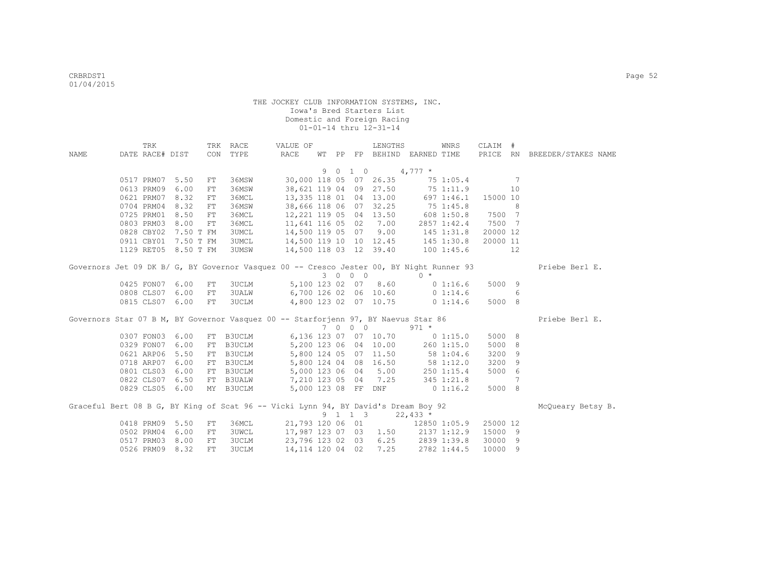THE JOCKEY CLUB INFORMATION SYSTEMS, INC.
Iowa's Bred Starters List
Domestic and Foreign Racing
01-01-14 thru 12-31-14

| NAME | TRK DATE | RACE# | DIST | TRK CON | RACE TYPE | VALUE OF RACE | WT | PP | FP | LENGTHS BEHIND | EARNED | WNRS TIME | CLAIM PRICE | # RN | BREEDER/STAKES NAME |
|---|---|---|---|---|---|---|---|---|---|---|---|---|---|---|---|
| | | | | | | | 9 | 0 1 | 0 | | 4,777 * | | | | |
| | 0517 | PRM07 | 5.50 | FT | 36MSW | 30,000 | 118 | 05 | 07 | 26.35 | 75 | 1:05.4 | | 7 | |
| | 0613 | PRM09 | 6.00 | FT | 36MSW | 38,621 | 119 | 04 | 09 | 27.50 | 75 | 1:11.9 | | 10 | |
| | 0621 | PRM07 | 8.32 | FT | 36MCL | 13,335 | 118 | 01 | 04 | 13.00 | 697 | 1:46.1 | 15000 | 10 | |
| | 0704 | PRM04 | 8.32 | FT | 36MSW | 38,666 | 118 | 06 | 07 | 32.25 | 75 | 1:45.8 | | 8 | |
| | 0725 | PRM01 | 8.50 | FT | 36MCL | 12,221 | 119 | 05 | 04 | 13.50 | 608 | 1:50.8 | 7500 | 7 | |
| | 0803 | PRM03 | 8.00 | FT | 36MCL | 11,641 | 116 | 05 | 02 | 7.00 | 2857 | 1:42.4 | 7500 | 7 | |
| | 0828 | CBY02 | 7.50 T | FM | 3UMCL | 14,500 | 119 | 05 | 07 | 9.00 | 145 | 1:31.8 | 20000 | 12 | |
| | 0911 | CBY01 | 7.50 T | FM | 3UMCL | 14,500 | 119 | 10 | 10 | 12.45 | 145 | 1:30.8 | 20000 | 11 | |
| | 1129 | RET05 | 8.50 T | FM | 3UMSW | 14,500 | 118 | 03 | 12 | 39.40 | 100 | 1:45.6 | | 12 | |
| Governors Jet 09 DK B/ G, BY Governor Vasquez 00 -- Cresco Jester 00, BY Night Runner 93 | | | | | | | | | | | | | | | Priebe Berl E. |
| | | | | | | | 3 | 0 0 | 0 | | 0 * | | | | |
| | 0425 | FON07 | 6.00 | FT | 3UCLM | 5,100 | 123 | 02 | 07 | 8.60 | 0 | 1:16.6 | 5000 | 9 | |
| | 0808 | CLS07 | 6.00 | FT | 3UALW | 6,700 | 126 | 02 | 06 | 10.60 | 0 | 1:14.6 | | 6 | |
| | 0815 | CLS07 | 6.00 | FT | 3UCLM | 4,800 | 123 | 02 | 07 | 10.75 | 0 | 1:14.6 | 5000 | 8 | |
| Governors Star 07 B M, BY Governor Vasquez 00 -- Starforjenn 97, BY Naevus Star 86 | | | | | | | | | | | | | | | Priebe Berl E. |
| | | | | | | | 7 | 0 0 | 0 | | 971 * | | | | |
| | 0307 | FON03 | 6.00 | FT | B3UCLM | 6,136 | 123 | 07 | 07 | 10.70 | 0 | 1:15.0 | 5000 | 8 | |
| | 0329 | FON07 | 6.00 | FT | B3UCLM | 5,200 | 123 | 06 | 04 | 10.00 | 260 | 1:15.0 | 5000 | 8 | |
| | 0621 | ARP06 | 5.50 | FT | B3UCLM | 5,800 | 124 | 05 | 07 | 11.50 | 58 | 1:04.6 | 3200 | 9 | |
| | 0718 | ARP07 | 6.00 | FT | B3UCLM | 5,800 | 124 | 04 | 08 | 16.50 | 58 | 1:12.0 | 3200 | 9 | |
| | 0801 | CLS03 | 6.00 | FT | B3UCLM | 5,000 | 123 | 06 | 04 | 5.00 | 250 | 1:15.4 | 5000 | 6 | |
| | 0822 | CLS07 | 6.50 | FT | B3UALW | 7,210 | 123 | 05 | 04 | 7.25 | 345 | 1:21.8 | | 7 | |
| | 0829 | CLS05 | 6.00 | MY | B3UCLM | 5,000 | 123 | 08 | FF | DNF | 0 | 1:16.2 | 5000 | 8 | |
| Graceful Bert 08 B G, BY King of Scat 96 -- Vicki Lynn 94, BY David's Dream Boy 92 | | | | | | | | | | | | | | | McQueary Betsy B. |
| | | | | | | | 9 | 1 1 | 3 | | 22,433 * | | | | |
| | 0418 | PRM09 | 5.50 | FT | 36MCL | 21,793 | 120 | 06 | 01 | | 12850 | 1:05.9 | 25000 | 12 | |
| | 0502 | PRM04 | 6.00 | FT | 3UWCL | 17,987 | 123 | 07 | 03 | 1.50 | 2137 | 1:12.9 | 15000 | 9 | |
| | 0517 | PRM03 | 8.00 | FT | 3UCLM | 23,796 | 123 | 02 | 03 | 6.25 | 2839 | 1:39.8 | 30000 | 9 | |
| | 0526 | PRM09 | 8.32 | FT | 3UCLM | 14,114 | 120 | 04 | 02 | 7.25 | 2782 | 1:44.5 | 10000 | 9 | |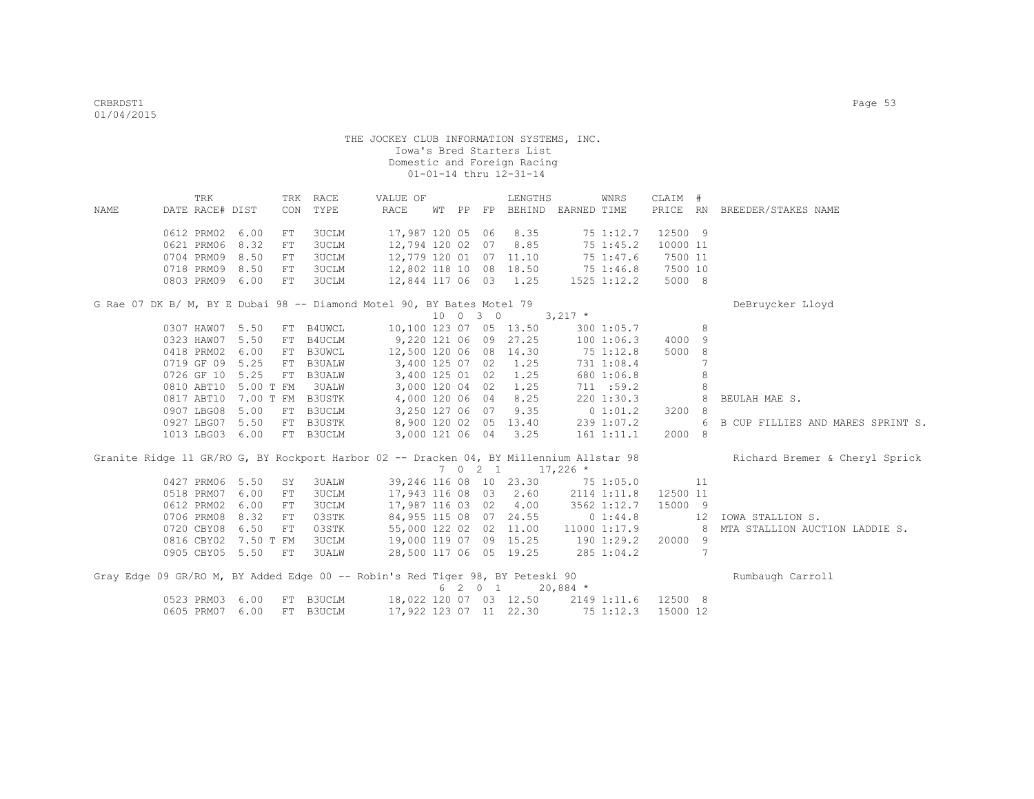THE JOCKEY CLUB INFORMATION SYSTEMS, INC.
Iowa's Bred Starters List
Domestic and Foreign Racing
01-01-14 thru 12-31-14

| NAME | TRK DATE | RACE# | DIST | TRK CON | RACE TYPE | VALUE OF RACE | WT | PP | FP | LENGTHS BEHIND | EARNED | WNRS TIME | CLAIM PRICE | # RN | BREEDER/STAKES NAME |
|---|---|---|---|---|---|---|---|---|---|---|---|---|---|---|---|
| | 0612 | PRM02 | 6.00 | FT | 3UCLM | 17,987 | 120 | 05 | 06 | 8.35 | 75 | 1:12.7 | 12500 | 9 | |
| | 0621 | PRM06 | 8.32 | FT | 3UCLM | 12,794 | 120 | 02 | 07 | 8.85 | 75 | 1:45.2 | 10000 | 11 | |
| | 0704 | PRM09 | 8.50 | FT | 3UCLM | 12,779 | 120 | 01 | 07 | 11.10 | 75 | 1:47.6 | 7500 | 11 | |
| | 0718 | PRM09 | 8.50 | FT | 3UCLM | 12,802 | 118 | 10 | 08 | 18.50 | 75 | 1:46.8 | 7500 | 10 | |
| | 0803 | PRM09 | 6.00 | FT | 3UCLM | 12,844 | 117 | 06 | 03 | 1.25 | 1525 | 1:12.2 | 5000 | 8 | |
| G Rae 07 DK B/ M, BY E Dubai 98 -- Diamond Motel 90, BY Bates Motel 79 | | | | | | | 10 | 0 | 3 0 | | 3,217 * | | | | DeBruycker Lloyd |
| | 0307 | HAW07 | 5.50 | FT | B4UWCL | 10,100 | 123 | 07 | 05 | 13.50 | 300 | 1:05.7 | | 8 | |
| | 0323 | HAW07 | 5.50 | FT | B4UCLM | 9,220 | 121 | 06 | 09 | 27.25 | 100 | 1:06.3 | 4000 | 9 | |
| | 0418 | PRM02 | 6.00 | FT | B3UWCL | 12,500 | 120 | 06 | 08 | 14.30 | 75 | 1:12.8 | 5000 | 8 | |
| | 0719 | GF 09 | 5.25 | FT | B3UALW | 3,400 | 125 | 07 | 02 | 1.25 | 731 | 1:08.4 | | 7 | |
| | 0726 | GF 10 | 5.25 | FT | B3UALW | 3,400 | 125 | 01 | 02 | 1.25 | 680 | 1:06.8 | | 8 | |
| | 0810 | ABT10 | 5.00 T | FM | 3UALW | 3,000 | 120 | 04 | 02 | 1.25 | 711 | :59.2 | | 8 | |
| | 0817 | ABT10 | 7.00 T | FM | B3USTK | 4,000 | 120 | 06 | 04 | 8.25 | 220 | 1:30.3 | | 8 | BEULAH MAE S. |
| | 0907 | LBG08 | 5.00 | FT | B3UCLM | 3,250 | 127 | 06 | 07 | 9.35 | 0 | 1:01.2 | 3200 | 8 | |
| | 0927 | LBG07 | 5.50 | FT | B3USTK | 8,900 | 120 | 02 | 05 | 13.40 | 239 | 1:07.2 | | 6 | B CUP FILLIES AND MARES SPRINT S. |
| | 1013 | LBG03 | 6.00 | FT | B3UCLM | 3,000 | 121 | 06 | 04 | 3.25 | 161 | 1:11.1 | 2000 | 8 | |
| Granite Ridge 11 GR/RO G, BY Rockport Harbor 02 -- Dracken 04, BY Millennium Allstar 98 | | | | | | | 7 | 0 | 2 1 | | 17,226 * | | | | Richard Bremer & Cheryl Sprick |
| | 0427 | PRM06 | 5.50 | SY | 3UALW | 39,246 | 116 | 08 | 10 | 23.30 | 75 | 1:05.0 | | 11 | |
| | 0518 | PRM07 | 6.00 | FT | 3UCLM | 17,943 | 116 | 08 | 03 | 2.60 | 2114 | 1:11.8 | 12500 | 11 | |
| | 0612 | PRM02 | 6.00 | FT | 3UCLM | 17,987 | 116 | 03 | 02 | 4.00 | 3562 | 1:12.7 | 15000 | 9 | |
| | 0706 | PRM08 | 8.32 | FT | 03STK | 84,955 | 115 | 08 | 07 | 24.55 | 0 | 1:44.8 | | 12 | IOWA STALLION S. |
| | 0720 | CBY08 | 6.50 | FT | 03STK | 55,000 | 122 | 02 | 02 | 11.00 | 11000 | 1:17.9 | | 8 | MTA STALLION AUCTION LADDIE S. |
| | 0816 | CBY02 | 7.50 T | FM | 3UCLM | 19,000 | 119 | 07 | 09 | 15.25 | 190 | 1:29.2 | 20000 | 9 | |
| | 0905 | CBY05 | 5.50 | FT | 3UALW | 28,500 | 117 | 06 | 05 | 19.25 | 285 | 1:04.2 | | 7 | |
| Gray Edge 09 GR/RO M, BY Added Edge 00 -- Robin's Red Tiger 98, BY Peteski 90 | | | | | | | 6 | 2 | 0 1 | | 20,884 * | | | | Rumbaugh Carroll |
| | 0523 | PRM03 | 6.00 | FT | B3UCLM | 18,022 | 120 | 07 | 03 | 12.50 | 2149 | 1:11.6 | 12500 | 8 | |
| | 0605 | PRM07 | 6.00 | FT | B3UCLM | 17,922 | 123 | 07 | 11 | 22.30 | 75 | 1:12.3 | 15000 | 12 | |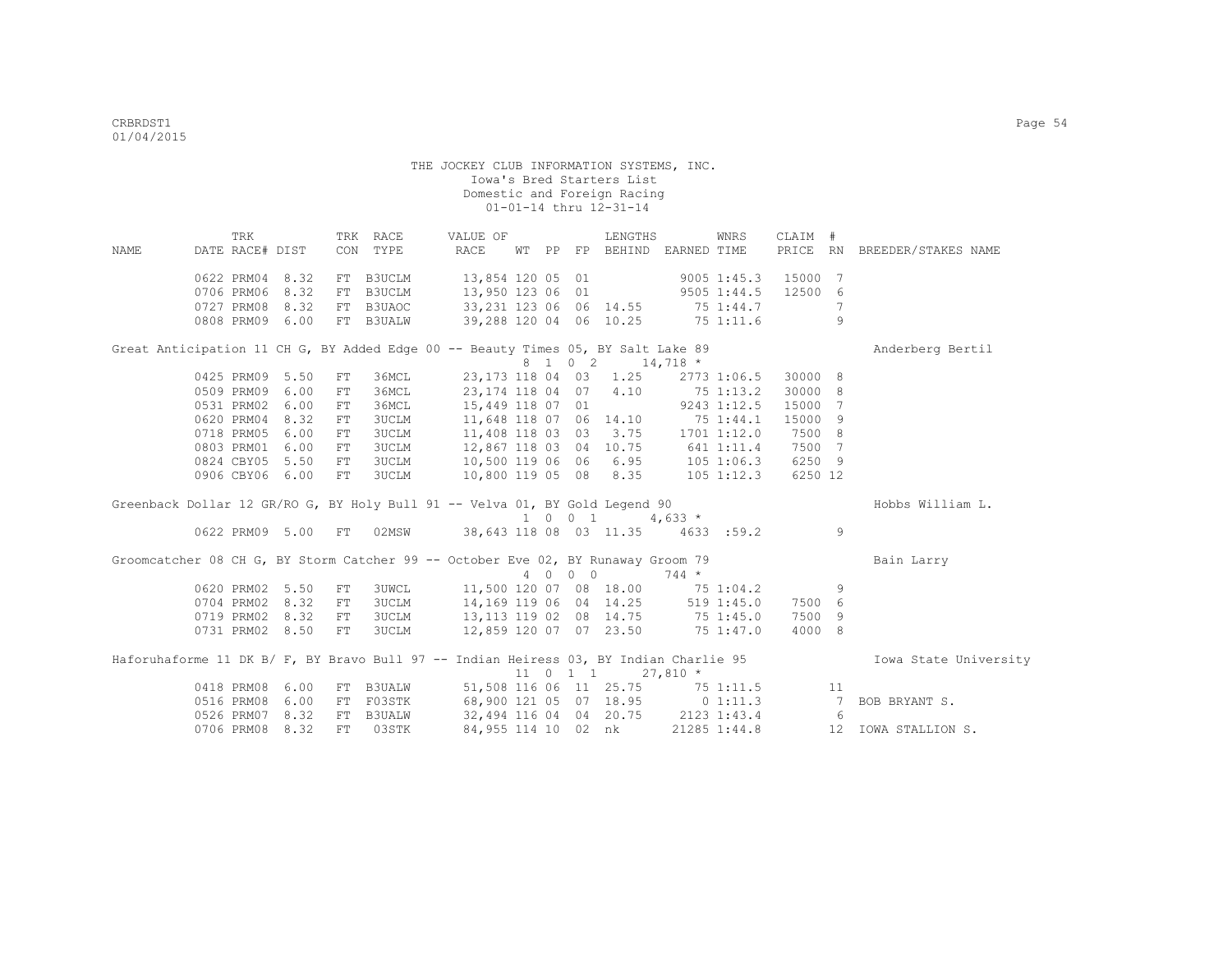THE JOCKEY CLUB INFORMATION SYSTEMS, INC.
Iowa's Bred Starters List
Domestic and Foreign Racing
01-01-14 thru 12-31-14

| NAME | TRK DATE | RACE# | DIST | TRK CON | RACE TYPE | VALUE OF RACE | WT | PP | FP | LENGTHS BEHIND | EARNED | WNRS TIME | CLAIM PRICE | # RN | BREEDER/STAKES NAME |
|---|---|---|---|---|---|---|---|---|---|---|---|---|---|---|---|
| | 0622 | PRM04 | 8.32 | FT | B3UCLM | 13,854 | 120 | 05 | 01 | | 9005 | 1:45.3 | 15000 | 7 | |
| | 0706 | PRM06 | 8.32 | FT | B3UCLM | 13,950 | 123 | 06 | 01 | | 9505 | 1:44.5 | 12500 | 6 | |
| | 0727 | PRM08 | 8.32 | FT | B3UAOC | 33,231 | 123 | 06 | 06 | 14.55 | 75 | 1:44.7 | | 7 | |
| | 0808 | PRM09 | 6.00 | FT | B3UALW | 39,288 | 120 | 04 | 06 | 10.25 | 75 | 1:11.6 | | 9 | |
| Great Anticipation 11 CH G, BY Added Edge 00 -- Beauty Times 05, BY Salt Lake 89 | | | | | | | 8 | 1 0 | 2 | | 14,718 * | | | | Anderberg Bertil |
| | 0425 | PRM09 | 5.50 | FT | 36MCL | 23,173 | 118 | 04 | 03 | 1.25 | 2773 | 1:06.5 | 30000 | 8 | |
| | 0509 | PRM09 | 6.00 | FT | 36MCL | 23,174 | 118 | 04 | 07 | 4.10 | 75 | 1:13.2 | 30000 | 8 | |
| | 0531 | PRM02 | 6.00 | FT | 36MCL | 15,449 | 118 | 07 | 01 | | 9243 | 1:12.5 | 15000 | 7 | |
| | 0620 | PRM04 | 8.32 | FT | 3UCLM | 11,648 | 118 | 07 | 06 | 14.10 | 75 | 1:44.1 | 15000 | 9 | |
| | 0718 | PRM05 | 6.00 | FT | 3UCLM | 11,408 | 118 | 03 | 03 | 3.75 | 1701 | 1:12.0 | 7500 | 8 | |
| | 0803 | PRM01 | 6.00 | FT | 3UCLM | 12,867 | 118 | 03 | 04 | 10.75 | 641 | 1:11.4 | 7500 | 7 | |
| | 0824 | CBY05 | 5.50 | FT | 3UCLM | 10,500 | 119 | 06 | 06 | 6.95 | 105 | 1:06.3 | 6250 | 9 | |
| | 0906 | CBY06 | 6.00 | FT | 3UCLM | 10,800 | 119 | 05 | 08 | 8.35 | 105 | 1:12.3 | 6250 | 12 | |
| Greenback Dollar 12 GR/RO G, BY Holy Bull 91 -- Velva 01, BY Gold Legend 90 | | | | | | | 1 | 0 0 | 1 | | 4,633 * | | | | Hobbs William L. |
| | 0622 | PRM09 | 5.00 | FT | 02MSW | 38,643 | 118 | 08 | 03 | 11.35 | 4633 | :59.2 | | 9 | |
| Groomcatcher 08 CH G, BY Storm Catcher 99 -- October Eve 02, BY Runaway Groom 79 | | | | | | | 4 | 0 0 | 0 | | 744 * | | | | Bain Larry |
| | 0620 | PRM02 | 5.50 | FT | 3UWCL | 11,500 | 120 | 07 | 08 | 18.00 | 75 | 1:04.2 | | 9 | |
| | 0704 | PRM02 | 8.32 | FT | 3UCLM | 14,169 | 119 | 06 | 04 | 14.25 | 519 | 1:45.0 | 7500 | 6 | |
| | 0719 | PRM02 | 8.32 | FT | 3UCLM | 13,113 | 119 | 02 | 08 | 14.75 | 75 | 1:45.0 | 7500 | 9 | |
| | 0731 | PRM02 | 8.50 | FT | 3UCLM | 12,859 | 120 | 07 | 07 | 23.50 | 75 | 1:47.0 | 4000 | 8 | |
| Haforuhaforme 11 DK B/ F, BY Bravo Bull 97 -- Indian Heiress 03, BY Indian Charlie 95 | | | | | | | 11 | 0 1 | 1 | | 27,810 * | | | | Iowa State University |
| | 0418 | PRM08 | 6.00 | FT | B3UALW | 51,508 | 116 | 06 | 11 | 25.75 | 75 | 1:11.5 | | 11 | |
| | 0516 | PRM08 | 6.00 | FT | F03STK | 68,900 | 121 | 05 | 07 | 18.95 | 0 | 1:11.3 | | 7 | BOB BRYANT S. |
| | 0526 | PRM07 | 8.32 | FT | B3UALW | 32,494 | 116 | 04 | 04 | 20.75 | 2123 | 1:43.4 | | 6 | |
| | 0706 | PRM08 | 8.32 | FT | 03STK | 84,955 | 114 | 10 | 02 | nk | 21285 | 1:44.8 | | 12 | IOWA STALLION S. |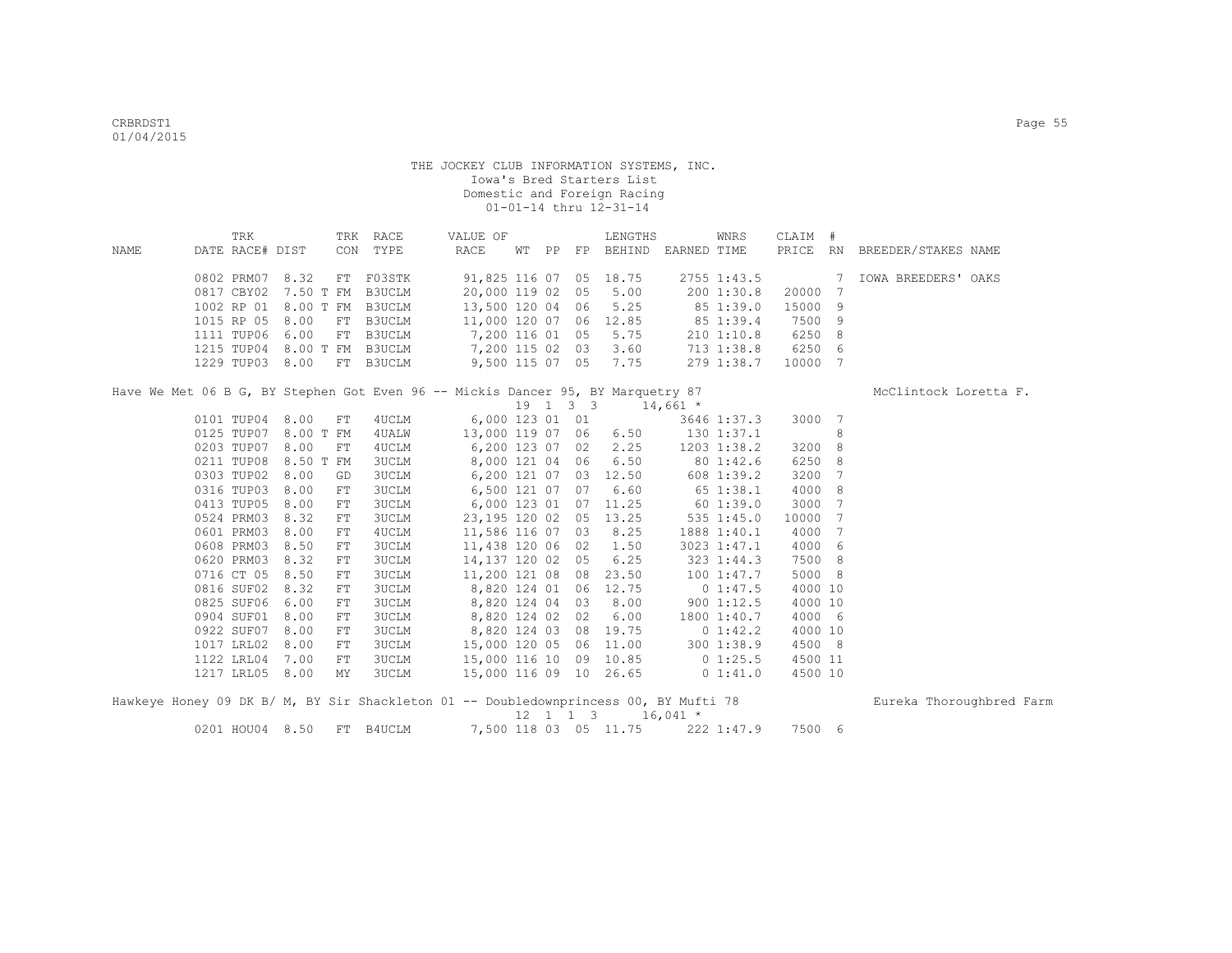THE JOCKEY CLUB INFORMATION SYSTEMS, INC.
Iowa's Bred Starters List
Domestic and Foreign Racing
01-01-14 thru 12-31-14

| NAME | TRK DATE | RACE# | DIST | TRK CON | RACE TYPE | VALUE OF RACE | WT | PP | FP | LENGTHS BEHIND | EARNED | WNRS TIME | CLAIM PRICE | # RN | BREEDER/STAKES NAME |
|---|---|---|---|---|---|---|---|---|---|---|---|---|---|---|---|
| | 0802 | PRM07 | 8.32 | FT | F03STK | 91,825 | 116 | 07 | 05 | 18.75 | 2755 | 1:43.5 | | 7 | IOWA BREEDERS' OAKS |
| | 0817 | CBY02 | 7.50 T | FM | B3UCLM | 20,000 | 119 | 02 | 05 | 5.00 | 200 | 1:30.8 | 20000 | 7 | |
| | 1002 | RP 01 | 8.00 T | FM | B3UCLM | 13,500 | 120 | 04 | 06 | 5.25 | 85 | 1:39.0 | 15000 | 9 | |
| | 1015 | RP 05 | 8.00 | FT | B3UCLM | 11,000 | 120 | 07 | 06 | 12.85 | 85 | 1:39.4 | 7500 | 9 | |
| | 1111 | TUP06 | 6.00 | FT | B3UCLM | 7,200 | 116 | 01 | 05 | 5.75 | 210 | 1:10.8 | 6250 | 8 | |
| | 1215 | TUP04 | 8.00 T | FM | B3UCLM | 7,200 | 115 | 02 | 03 | 3.60 | 713 | 1:38.8 | 6250 | 6 | |
| | 1229 | TUP03 | 8.00 | FT | B3UCLM | 9,500 | 115 | 07 | 05 | 7.75 | 279 | 1:38.7 | 10000 | 7 | |
| Have We Met 06 B G, BY Stephen Got Even 96 -- Mickis Dancer 95, BY Marquetry 87 | | | | | | | 19 | 1 | 3 3 | | 14,661 * | | | | McClintock Loretta F. |
| | 0101 | TUP04 | 8.00 | FT | 4UCLM | 6,000 | 123 | 01 | 01 | | 3646 | 1:37.3 | 3000 | 7 | |
| | 0125 | TUP07 | 8.00 T | FM | 4UALW | 13,000 | 119 | 07 | 06 | 6.50 | 130 | 1:37.1 | | 8 | |
| | 0203 | TUP07 | 8.00 | FT | 4UCLM | 6,200 | 123 | 07 | 02 | 2.25 | 1203 | 1:38.2 | 3200 | 8 | |
| | 0211 | TUP08 | 8.50 T | FM | 3UCLM | 8,000 | 121 | 04 | 06 | 6.50 | 80 | 1:42.6 | 6250 | 8 | |
| | 0303 | TUP02 | 8.00 | GD | 3UCLM | 6,200 | 121 | 07 | 03 | 12.50 | 608 | 1:39.2 | 3200 | 7 | |
| | 0316 | TUP03 | 8.00 | FT | 3UCLM | 6,500 | 121 | 07 | 07 | 6.60 | 65 | 1:38.1 | 4000 | 8 | |
| | 0413 | TUP05 | 8.00 | FT | 3UCLM | 6,000 | 123 | 01 | 07 | 11.25 | 60 | 1:39.0 | 3000 | 7 | |
| | 0524 | PRM03 | 8.32 | FT | 3UCLM | 23,195 | 120 | 02 | 05 | 13.25 | 535 | 1:45.0 | 10000 | 7 | |
| | 0601 | PRM03 | 8.00 | FT | 4UCLM | 11,586 | 116 | 07 | 03 | 8.25 | 1888 | 1:40.1 | 4000 | 7 | |
| | 0608 | PRM03 | 8.50 | FT | 3UCLM | 11,438 | 120 | 06 | 02 | 1.50 | 3023 | 1:47.1 | 4000 | 6 | |
| | 0620 | PRM03 | 8.32 | FT | 3UCLM | 14,137 | 120 | 02 | 05 | 6.25 | 323 | 1:44.3 | 7500 | 8 | |
| | 0716 | CT 05 | 8.50 | FT | 3UCLM | 11,200 | 121 | 08 | 08 | 23.50 | 100 | 1:47.7 | 5000 | 8 | |
| | 0816 | SUF02 | 8.32 | FT | 3UCLM | 8,820 | 124 | 01 | 06 | 12.75 | 0 | 1:47.5 | 4000 | 10 | |
| | 0825 | SUF06 | 6.00 | FT | 3UCLM | 8,820 | 124 | 04 | 03 | 8.00 | 900 | 1:12.5 | 4000 | 10 | |
| | 0904 | SUF01 | 8.00 | FT | 3UCLM | 8,820 | 124 | 02 | 02 | 6.00 | 1800 | 1:40.7 | 4000 | 6 | |
| | 0922 | SUF07 | 8.00 | FT | 3UCLM | 8,820 | 124 | 03 | 08 | 19.75 | 0 | 1:42.2 | 4000 | 10 | |
| | 1017 | LRL02 | 8.00 | FT | 3UCLM | 15,000 | 120 | 05 | 06 | 11.00 | 300 | 1:38.9 | 4500 | 8 | |
| | 1122 | LRL04 | 7.00 | FT | 3UCLM | 15,000 | 116 | 10 | 09 | 10.85 | 0 | 1:25.5 | 4500 | 11 | |
| | 1217 | LRL05 | 8.00 | MY | 3UCLM | 15,000 | 116 | 09 | 10 | 26.65 | 0 | 1:41.0 | 4500 | 10 | |
| Hawkeye Honey 09 DK B/ M, BY Sir Shackleton 01 -- Doubledownprincess 00, BY Mufti 78 | | | | | | | 12 | 1 | 1 3 | | 16,041 * | | | | Eureka Thoroughbred Farm |
| | 0201 | HOU04 | 8.50 | FT | B4UCLM | 7,500 | 118 | 03 | 05 | 11.75 | 222 | 1:47.9 | 7500 | 6 | |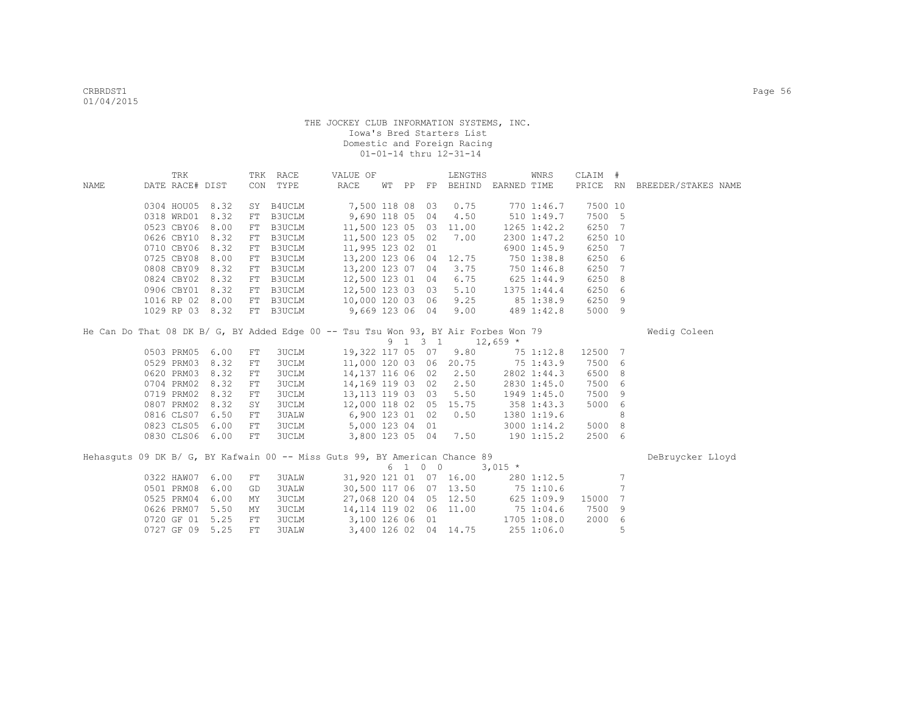THE JOCKEY CLUB INFORMATION SYSTEMS, INC.
Iowa's Bred Starters List
Domestic and Foreign Racing
01-01-14 thru 12-31-14

| NAME | TRK DATE | RACE# | DIST | TRK CON | RACE TYPE | VALUE OF RACE | WT | PP | FP | LENGTHS BEHIND | EARNED | WNRS TIME | CLAIM PRICE | # RN | BREEDER/STAKES NAME |
|---|---|---|---|---|---|---|---|---|---|---|---|---|---|---|---|
| | 0304 | HOU05 | 8.32 | SY | B4UCLM | 7,500 | 118 | 08 | 03 | 0.75 | 770 | 1:46.7 | 7500 | 10 | |
| | 0318 | WRD01 | 8.32 | FT | B3UCLM | 9,690 | 118 | 05 | 04 | 4.50 | 510 | 1:49.7 | 7500 | 5 | |
| | 0523 | CBY06 | 8.00 | FT | B3UCLM | 11,500 | 123 | 05 | 03 | 11.00 | 1265 | 1:42.2 | 6250 | 7 | |
| | 0626 | CBY10 | 8.32 | FT | B3UCLM | 11,500 | 123 | 05 | 02 | 7.00 | 2300 | 1:47.2 | 6250 | 10 | |
| | 0710 | CBY06 | 8.32 | FT | B3UCLM | 11,995 | 123 | 02 | 01 | | 6900 | 1:45.9 | 6250 | 7 | |
| | 0725 | CBY08 | 8.00 | FT | B3UCLM | 13,200 | 123 | 06 | 04 | 12.75 | 750 | 1:38.8 | 6250 | 6 | |
| | 0808 | CBY09 | 8.32 | FT | B3UCLM | 13,200 | 123 | 07 | 04 | 3.75 | 750 | 1:46.8 | 6250 | 7 | |
| | 0824 | CBY02 | 8.32 | FT | B3UCLM | 12,500 | 123 | 01 | 04 | 6.75 | 625 | 1:44.9 | 6250 | 8 | |
| | 0906 | CBY01 | 8.32 | FT | B3UCLM | 12,500 | 123 | 03 | 03 | 5.10 | 1375 | 1:44.4 | 6250 | 6 | |
| | 1016 | RP 02 | 8.00 | FT | B3UCLM | 10,000 | 120 | 03 | 06 | 9.25 | 85 | 1:38.9 | 6250 | 9 | |
| | 1029 | RP 03 | 8.32 | FT | B3UCLM | 9,669 | 123 | 06 | 04 | 9.00 | 489 | 1:42.8 | 5000 | 9 | |
| He Can Do That 08 DK B/ G, BY Added Edge 00 -- Tsu Tsu Won 93, BY Air Forbes Won 79 | | | | | | | | | | | | | | | Wedig Coleen |
| | | | | | | | 9 | 1 3 | 1 | | 12,659 * | | | | |
| | 0503 | PRM05 | 6.00 | FT | 3UCLM | 19,322 | 117 | 05 | 07 | 9.80 | 75 | 1:12.8 | 12500 | 7 | |
| | 0529 | PRM03 | 8.32 | FT | 3UCLM | 11,000 | 120 | 03 | 06 | 20.75 | 75 | 1:43.9 | 7500 | 6 | |
| | 0620 | PRM03 | 8.32 | FT | 3UCLM | 14,137 | 116 | 06 | 02 | 2.50 | 2802 | 1:44.3 | 6500 | 8 | |
| | 0704 | PRM02 | 8.32 | FT | 3UCLM | 14,169 | 119 | 03 | 02 | 2.50 | 2830 | 1:45.0 | 7500 | 6 | |
| | 0719 | PRM02 | 8.32 | FT | 3UCLM | 13,113 | 119 | 03 | 03 | 5.50 | 1949 | 1:45.0 | 7500 | 9 | |
| | 0807 | PRM02 | 8.32 | SY | 3UCLM | 12,000 | 118 | 02 | 05 | 15.75 | 358 | 1:43.3 | 5000 | 6 | |
| | 0816 | CLS07 | 6.50 | FT | 3UALW | 6,900 | 123 | 01 | 02 | 0.50 | 1380 | 1:19.6 | | 8 | |
| | 0823 | CLS05 | 6.00 | FT | 3UCLM | 5,000 | 123 | 04 | 01 | | 3000 | 1:14.2 | 5000 | 8 | |
| | 0830 | CLS06 | 6.00 | FT | 3UCLM | 3,800 | 123 | 05 | 04 | 7.50 | 190 | 1:15.2 | 2500 | 6 | |
| Hehasguts 09 DK B/ G, BY Kafwain 00 -- Miss Guts 99, BY American Chance 89 | | | | | | | | | | | | | | | DeBruycker Lloyd |
| | | | | | | | 6 | 1 0 | 0 | | 3,015 * | | | | |
| | 0322 | HAW07 | 6.00 | FT | 3UALW | 31,920 | 121 | 01 | 07 | 16.00 | 280 | 1:12.5 | | 7 | |
| | 0501 | PRM08 | 6.00 | GD | 3UALW | 30,500 | 117 | 06 | 07 | 13.50 | 75 | 1:10.6 | | 7 | |
| | 0525 | PRM04 | 6.00 | MY | 3UCLM | 27,068 | 120 | 04 | 05 | 12.50 | 625 | 1:09.9 | 15000 | 7 | |
| | 0626 | PRM07 | 5.50 | MY | 3UCLM | 14,114 | 119 | 02 | 06 | 11.00 | 75 | 1:04.6 | 7500 | 9 | |
| | 0720 | GF 01 | 5.25 | FT | 3UCLM | 3,100 | 126 | 06 | 01 | | 1705 | 1:08.0 | 2000 | 6 | |
| | 0727 | GF 09 | 5.25 | FT | 3UALW | 3,400 | 126 | 02 | 04 | 14.75 | 255 | 1:06.0 | | 5 | |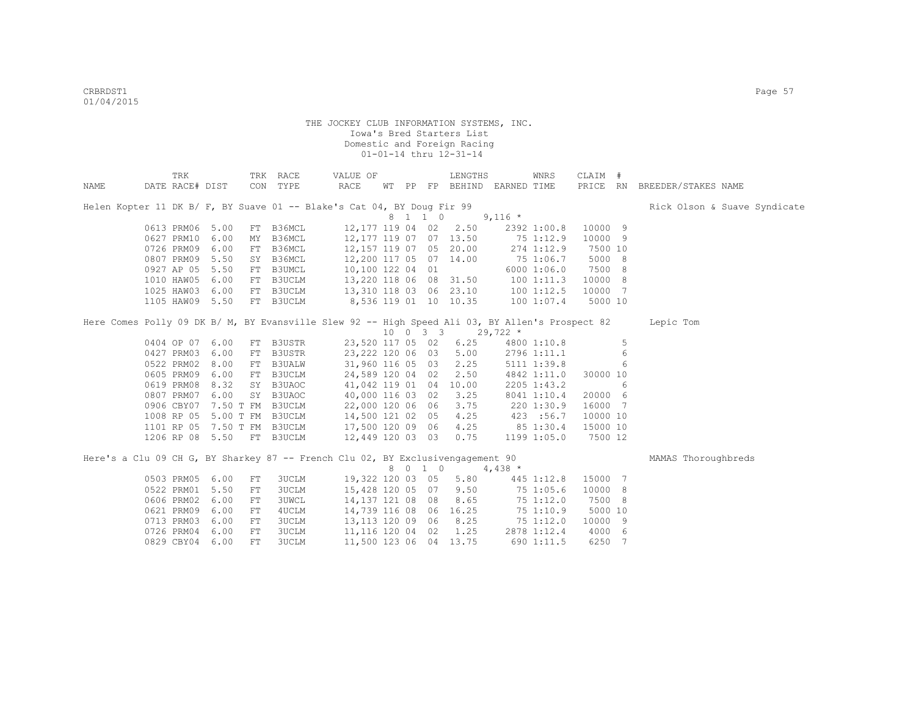THE JOCKEY CLUB INFORMATION SYSTEMS, INC.
Iowa's Bred Starters List
Domestic and Foreign Racing
01-01-14 thru 12-31-14

| NAME | TRK DATE | RACE# | DIST | TRK CON | RACE TYPE | VALUE OF RACE | WT | PP | FP | LENGTHS BEHIND | EARNED | WNRS TIME | CLAIM PRICE | # RN | BREEDER/STAKES NAME |
|---|---|---|---|---|---|---|---|---|---|---|---|---|---|---|---|
| Helen Kopter 11 DK B/ F, BY Suave 01 -- Blake's Cat 04, BY Doug Fir 99 | | | | | | | 8 | 1 | 1 0 | | 9,116 * | | | | Rick Olson & Suave Syndicate |
| | 0613 | PRM06 | 5.00 | FT | B36MCL | 12,177 | 119 | 04 | 02 | 2.50 | 2392 | 1:00.8 | 10000 | 9 | |
| | 0627 | PRM10 | 6.00 | MY | B36MCL | 12,177 | 119 | 07 | 07 | 13.50 | 75 | 1:12.9 | 10000 | 9 | |
| | 0726 | PRM09 | 6.00 | FT | B36MCL | 12,157 | 119 | 07 | 05 | 20.00 | 274 | 1:12.9 | 7500 | 10 | |
| | 0807 | PRM09 | 5.50 | SY | B36MCL | 12,200 | 117 | 05 | 07 | 14.00 | 75 | 1:06.7 | 5000 | 8 | |
| | 0927 | AP 05 | 5.50 | FT | B3UMCL | 10,100 | 122 | 04 | 01 | | 6000 | 1:06.0 | 7500 | 8 | |
| | 1010 | HAW05 | 6.00 | FT | B3UCLM | 13,220 | 118 | 06 | 08 | 31.50 | 100 | 1:11.3 | 10000 | 8 | |
| | 1025 | HAW03 | 6.00 | FT | B3UCLM | 13,310 | 118 | 03 | 06 | 23.10 | 100 | 1:12.5 | 10000 | 7 | |
| | 1105 | HAW09 | 5.50 | FT | B3UCLM | 8,536 | 119 | 01 | 10 | 10.35 | 100 | 1:07.4 | 5000 | 10 | |
| Here Comes Polly 09 DK B/ M, BY Evansville Slew 92 -- High Speed Ali 03, BY Allen's Prospect 82 | | | | | | | 10 | 0 | 3 3 | | 29,722 * | | | | Lepic Tom |
| | 0404 | OP 07 | 6.00 | FT | B3USTR | 23,520 | 117 | 05 | 02 | 6.25 | 4800 | 1:10.8 | | 5 | |
| | 0427 | PRM03 | 6.00 | FT | B3USTR | 23,222 | 120 | 06 | 03 | 5.00 | 2796 | 1:11.1 | | 6 | |
| | 0522 | PRM02 | 8.00 | FT | B3UALW | 31,960 | 116 | 05 | 03 | 2.25 | 5111 | 1:39.8 | | 6 | |
| | 0605 | PRM09 | 6.00 | FT | B3UCLM | 24,589 | 120 | 04 | 02 | 2.50 | 4842 | 1:11.0 | 30000 | 10 | |
| | 0619 | PRM08 | 8.32 | SY | B3UAOC | 41,042 | 119 | 01 | 04 | 10.00 | 2205 | 1:43.2 | | 6 | |
| | 0807 | PRM07 | 6.00 | SY | B3UAOC | 40,000 | 116 | 03 | 02 | 3.25 | 8041 | 1:10.4 | 20000 | 6 | |
| | 0906 | CBY07 | 7.50 T | FM | B3UCLM | 22,000 | 120 | 06 | 06 | 3.75 | 220 | 1:30.9 | 16000 | 7 | |
| | 1008 | RP 05 | 5.00 T | FM | B3UCLM | 14,500 | 121 | 02 | 05 | 4.25 | 423 | :56.7 | 10000 | 10 | |
| | 1101 | RP 05 | 7.50 T | FM | B3UCLM | 17,500 | 120 | 09 | 06 | 4.25 | 85 | 1:30.4 | 15000 | 10 | |
| | 1206 | RP 08 | 5.50 | FT | B3UCLM | 12,449 | 120 | 03 | 03 | 0.75 | 1199 | 1:05.0 | 7500 | 12 | |
| Here's a Clu 09 CH G, BY Sharkey 87 -- French Clu 02, BY Exclusivengagement 90 | | | | | | | 8 | 0 | 1 0 | | 4,438 * | | | | MAMAS Thoroughbreds |
| | 0503 | PRM05 | 6.00 | FT | 3UCLM | 19,322 | 120 | 03 | 05 | 5.80 | 445 | 1:12.8 | 15000 | 7 | |
| | 0522 | PRM01 | 5.50 | FT | 3UCLM | 15,428 | 120 | 05 | 07 | 9.50 | 75 | 1:05.6 | 10000 | 8 | |
| | 0606 | PRM02 | 6.00 | FT | 3UWCL | 14,137 | 121 | 08 | 08 | 8.65 | 75 | 1:12.0 | 7500 | 8 | |
| | 0621 | PRM09 | 6.00 | FT | 4UCLM | 14,739 | 116 | 08 | 06 | 16.25 | 75 | 1:10.9 | 5000 | 10 | |
| | 0713 | PRM03 | 6.00 | FT | 3UCLM | 13,113 | 120 | 09 | 06 | 8.25 | 75 | 1:12.0 | 10000 | 9 | |
| | 0726 | PRM04 | 6.00 | FT | 3UCLM | 11,116 | 120 | 04 | 02 | 1.25 | 2878 | 1:12.4 | 4000 | 6 | |
| | 0829 | CBY04 | 6.00 | FT | 3UCLM | 11,500 | 123 | 06 | 04 | 13.75 | 690 | 1:11.5 | 6250 | 7 | |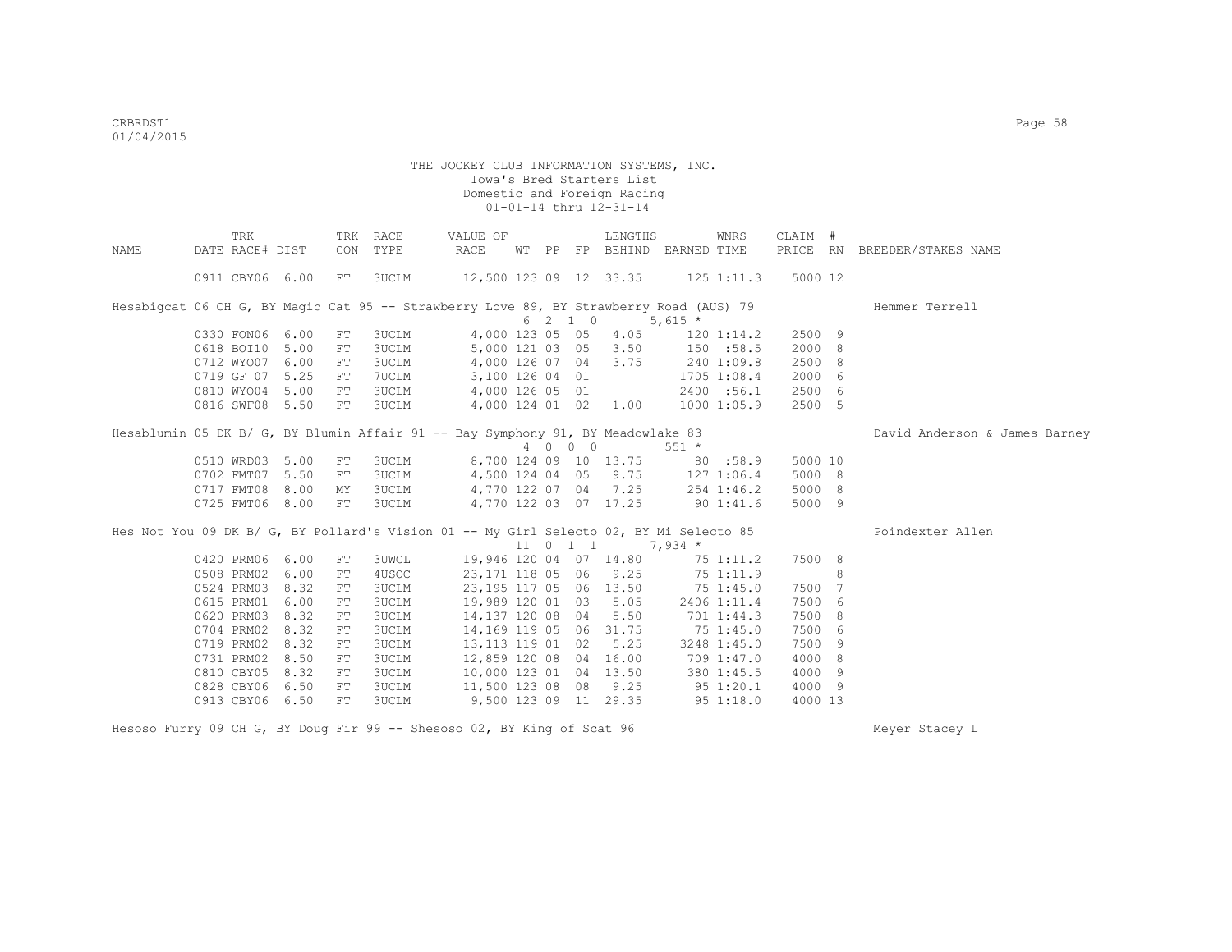THE JOCKEY CLUB INFORMATION SYSTEMS, INC.
Iowa's Bred Starters List
Domestic and Foreign Racing
01-01-14 thru 12-31-14

| NAME | TRK DATE | RACE# | DIST | TRK CON | RACE TYPE | VALUE OF RACE | WT | PP | FP | LENGTHS BEHIND | EARNED | WNRS TIME | CLAIM PRICE | # RN | BREEDER/STAKES NAME |
|---|---|---|---|---|---|---|---|---|---|---|---|---|---|---|---|
| | 0911 | CBY06 | 6.00 | FT | 3UCLM | 12,500 | 123 | 09 | 12 | 33.35 | 125 | 1:11.3 | 5000 | 12 | |
| Hesabigcat 06 CH G, BY Magic Cat 95 -- Strawberry Love 89, BY Strawberry Road (AUS) 79 | | | | | | | 6 2 1 0 | | | | 5,615 * | | | | Hemmer Terrell |
| | 0330 | FON06 | 6.00 | FT | 3UCLM | 4,000 | 123 | 05 | 05 | 4.05 | 120 | 1:14.2 | 2500 | 9 | |
| | 0618 | BOI10 | 5.00 | FT | 3UCLM | 5,000 | 121 | 03 | 05 | 3.50 | 150 | :58.5 | 2000 | 8 | |
| | 0712 | WYO07 | 6.00 | FT | 3UCLM | 4,000 | 126 | 07 | 04 | 3.75 | 240 | 1:09.8 | 2500 | 8 | |
| | 0719 | GF 07 | 5.25 | FT | 7UCLM | 3,100 | 126 | 04 | 01 | | 1705 | 1:08.4 | 2000 | 6 | |
| | 0810 | WYO04 | 5.00 | FT | 3UCLM | 4,000 | 126 | 05 | 01 | | 2400 | :56.1 | 2500 | 6 | |
| | 0816 | SWF08 | 5.50 | FT | 3UCLM | 4,000 | 124 | 01 | 02 | 1.00 | 1000 | 1:05.9 | 2500 | 5 | |
| Hesablumin 05 DK B/ G, BY Blumin Affair 91 -- Bay Symphony 91, BY Meadowlake 83 | | | | | | | 4 0 0 0 | | | | 551 * | | | | David Anderson & James Barney |
| | 0510 | WRD03 | 5.00 | FT | 3UCLM | 8,700 | 124 | 09 | 10 | 13.75 | 80 | :58.9 | 5000 | 10 | |
| | 0702 | FMT07 | 5.50 | FT | 3UCLM | 4,500 | 124 | 04 | 05 | 9.75 | 127 | 1:06.4 | 5000 | 8 | |
| | 0717 | FMT08 | 8.00 | MY | 3UCLM | 4,770 | 122 | 07 | 04 | 7.25 | 254 | 1:46.2 | 5000 | 8 | |
| | 0725 | FMT06 | 8.00 | FT | 3UCLM | 4,770 | 122 | 03 | 07 | 17.25 | 90 | 1:41.6 | 5000 | 9 | |
| Hes Not You 09 DK B/ G, BY Pollard's Vision 01 -- My Girl Selecto 02, BY Mi Selecto 85 | | | | | | | 11 0 1 1 | | | | 7,934 * | | | | Poindexter Allen |
| | 0420 | PRM06 | 6.00 | FT | 3UWCL | 19,946 | 120 | 04 | 07 | 14.80 | 75 | 1:11.2 | 7500 | 8 | |
| | 0508 | PRM02 | 6.00 | FT | 4USOC | 23,171 | 118 | 05 | 06 | 9.25 | 75 | 1:11.9 | | 8 | |
| | 0524 | PRM03 | 8.32 | FT | 3UCLM | 23,195 | 117 | 05 | 06 | 13.50 | 75 | 1:45.0 | 7500 | 7 | |
| | 0615 | PRM01 | 6.00 | FT | 3UCLM | 19,989 | 120 | 01 | 03 | 5.05 | 2406 | 1:11.4 | 7500 | 6 | |
| | 0620 | PRM03 | 8.32 | FT | 3UCLM | 14,137 | 120 | 08 | 04 | 5.50 | 701 | 1:44.3 | 7500 | 8 | |
| | 0704 | PRM02 | 8.32 | FT | 3UCLM | 14,169 | 119 | 05 | 06 | 31.75 | 75 | 1:45.0 | 7500 | 6 | |
| | 0719 | PRM02 | 8.32 | FT | 3UCLM | 13,113 | 119 | 01 | 02 | 5.25 | 3248 | 1:45.0 | 7500 | 9 | |
| | 0731 | PRM02 | 8.50 | FT | 3UCLM | 12,859 | 120 | 08 | 04 | 16.00 | 709 | 1:47.0 | 4000 | 8 | |
| | 0810 | CBY05 | 8.32 | FT | 3UCLM | 10,000 | 123 | 01 | 04 | 13.50 | 380 | 1:45.5 | 4000 | 9 | |
| | 0828 | CBY06 | 6.50 | FT | 3UCLM | 11,500 | 123 | 08 | 08 | 9.25 | 95 | 1:20.1 | 4000 | 9 | |
| | 0913 | CBY06 | 6.50 | FT | 3UCLM | 9,500 | 123 | 09 | 11 | 29.35 | 95 | 1:18.0 | 4000 | 13 | |
| Hesoso Furry 09 CH G, BY Doug Fir 99 -- Shesoso 02, BY King of Scat 96 | | | | | | | | | | | | | | | Meyer Stacey L |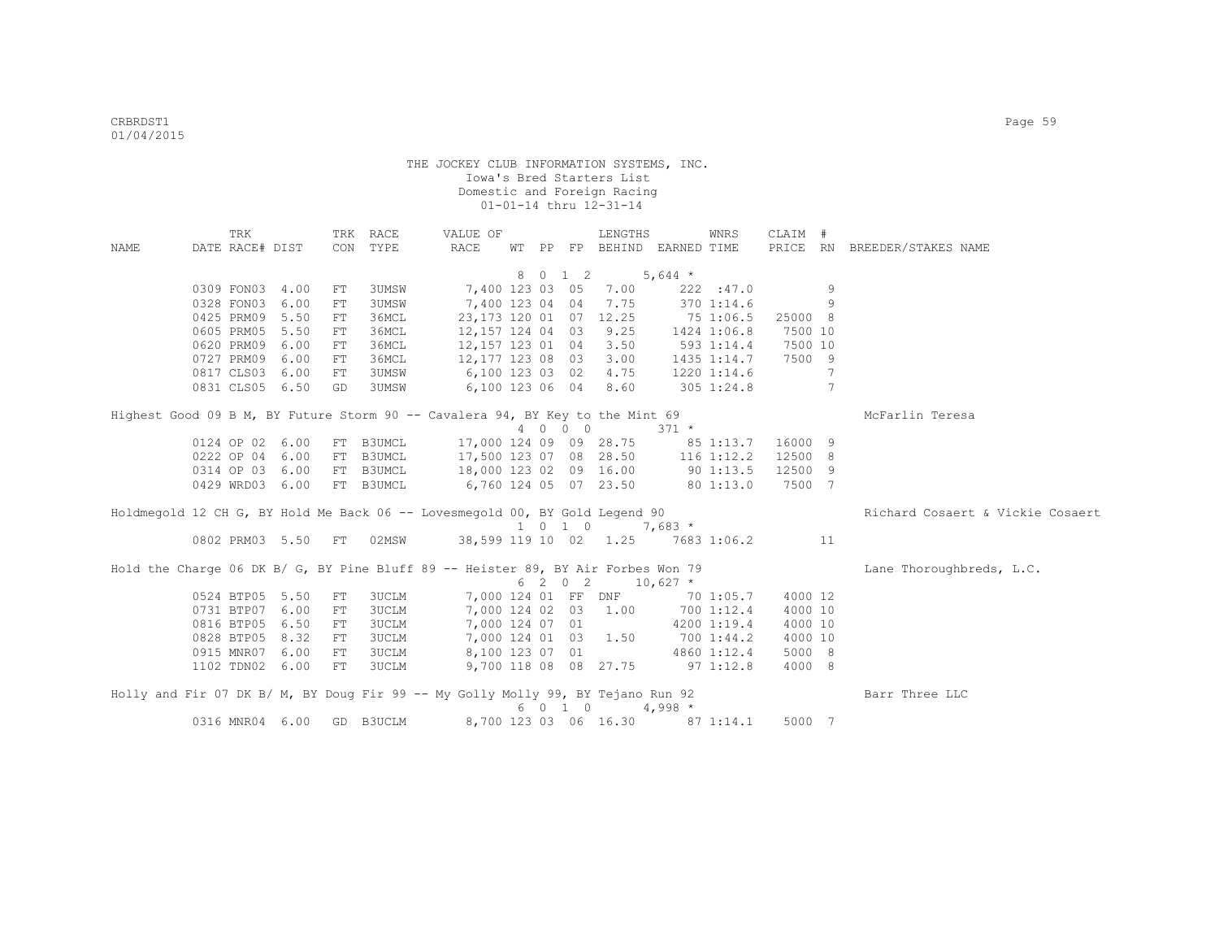THE JOCKEY CLUB INFORMATION SYSTEMS, INC.
Iowa's Bred Starters List
Domestic and Foreign Racing
01-01-14 thru 12-31-14

| NAME | TRK DATE | RACE# | DIST | TRK CON | RACE TYPE | VALUE OF RACE | WT | PP | FP | LENGTHS BEHIND | EARNED | WNRS TIME | CLAIM PRICE | # RN | BREEDER/STAKES NAME |
|---|---|---|---|---|---|---|---|---|---|---|---|---|---|---|---|
| | | | | | | | 8 | 0 | 1 2 | | 5,644 * | | | | |
| | 0309 | FON03 | 4.00 | FT | 3UMSW | 7,400 | 123 | 03 | 05 | 7.00 | 222 | :47.0 | | 9 | |
| | 0328 | FON03 | 6.00 | FT | 3UMSW | 7,400 | 123 | 04 | 04 | 7.75 | 370 | 1:14.6 | | 9 | |
| | 0425 | PRM09 | 5.50 | FT | 36MCL | 23,173 | 120 | 01 | 07 | 12.25 | 75 | 1:06.5 | 25000 | 8 | |
| | 0605 | PRM05 | 5.50 | FT | 36MCL | 12,157 | 124 | 04 | 03 | 9.25 | 1424 | 1:06.8 | 7500 | 10 | |
| | 0620 | PRM09 | 6.00 | FT | 36MCL | 12,157 | 123 | 01 | 04 | 3.50 | 593 | 1:14.4 | 7500 | 10 | |
| | 0727 | PRM09 | 6.00 | FT | 36MCL | 12,177 | 123 | 08 | 03 | 3.00 | 1435 | 1:14.7 | 7500 | 9 | |
| | 0817 | CLS03 | 6.00 | FT | 3UMSW | 6,100 | 123 | 03 | 02 | 4.75 | 1220 | 1:14.6 | | 7 | |
| | 0831 | CLS05 | 6.50 | GD | 3UMSW | 6,100 | 123 | 06 | 04 | 8.60 | 305 | 1:24.8 | | 7 | |
| Highest Good 09 B M, BY Future Storm 90 -- Cavalera 94, BY Key to the Mint 69 | | | | | | | | | | | | | | | McFarlin Teresa |
| | | | | | | | 4 | 0 | 0 0 | | 371 * | | | | |
| | 0124 | OP 02 | 6.00 | FT | B3UMCL | 17,000 | 124 | 09 | 09 | 28.75 | 85 | 1:13.7 | 16000 | 9 | |
| | 0222 | OP 04 | 6.00 | FT | B3UMCL | 17,500 | 123 | 07 | 08 | 28.50 | 116 | 1:12.2 | 12500 | 8 | |
| | 0314 | OP 03 | 6.00 | FT | B3UMCL | 18,000 | 123 | 02 | 09 | 16.00 | 90 | 1:13.5 | 12500 | 9 | |
| | 0429 | WRD03 | 6.00 | FT | B3UMCL | 6,760 | 124 | 05 | 07 | 23.50 | 80 | 1:13.0 | 7500 | 7 | |
| Holdmegold 12 CH G, BY Hold Me Back 06 -- Lovesmegold 00, BY Gold Legend 90 | | | | | | | | | | | | | | | Richard Cosaert & Vickie Cosaert |
| | | | | | | | 1 | 0 | 1 0 | | 7,683 * | | | | |
| | 0802 | PRM03 | 5.50 | FT | 02MSW | 38,599 | 119 | 10 | 02 | 1.25 | 7683 | 1:06.2 | | 11 | |
| Hold the Charge 06 DK B/ G, BY Pine Bluff 89 -- Heister 89, BY Air Forbes Won 79 | | | | | | | | | | | | | | | Lane Thoroughbreds, L.C. |
| | | | | | | | 6 | 2 | 0 2 | | 10,627 * | | | | |
| | 0524 | BTP05 | 5.50 | FT | 3UCLM | 7,000 | 124 | 01 | FF | DNF | 70 | 1:05.7 | 4000 | 12 | |
| | 0731 | BTP07 | 6.00 | FT | 3UCLM | 7,000 | 124 | 02 | 03 | 1.00 | 700 | 1:12.4 | 4000 | 10 | |
| | 0816 | BTP05 | 6.50 | FT | 3UCLM | 7,000 | 124 | 07 | 01 | | 4200 | 1:19.4 | 4000 | 10 | |
| | 0828 | BTP05 | 8.32 | FT | 3UCLM | 7,000 | 124 | 01 | 03 | 1.50 | 700 | 1:44.2 | 4000 | 10 | |
| | 0915 | MNR07 | 6.00 | FT | 3UCLM | 8,100 | 123 | 07 | 01 | | 4860 | 1:12.4 | 5000 | 8 | |
| | 1102 | TDN02 | 6.00 | FT | 3UCLM | 9,700 | 118 | 08 | 08 | 27.75 | 97 | 1:12.8 | 4000 | 8 | |
| Holly and Fir 07 DK B/ M, BY Doug Fir 99 -- My Golly Molly 99, BY Tejano Run 92 | | | | | | | | | | | | | | | Barr Three LLC |
| | | | | | | | 6 | 0 | 1 0 | | 4,998 * | | | | |
| | 0316 | MNR04 | 6.00 | GD | B3UCLM | 8,700 | 123 | 03 | 06 | 16.30 | 87 | 1:14.1 | 5000 | 7 | |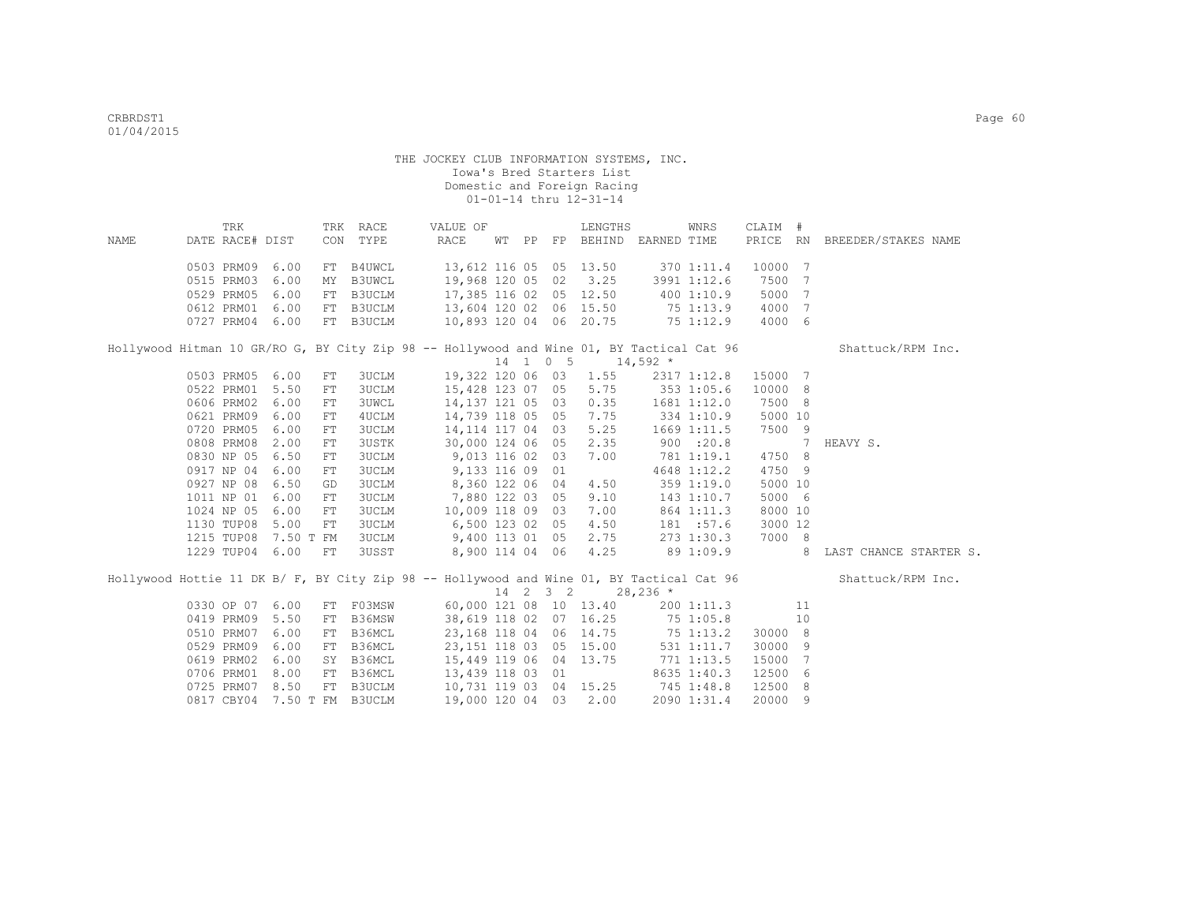THE JOCKEY CLUB INFORMATION SYSTEMS, INC.
Iowa's Bred Starters List
Domestic and Foreign Racing
01-01-14 thru 12-31-14

| NAME | TRK DATE | RACE# | DIST | TRK CON | RACE TYPE | VALUE OF RACE | WT | PP | FP | LENGTHS BEHIND | EARNED | WNRS TIME | CLAIM PRICE | # RN | BREEDER/STAKES NAME |
|---|---|---|---|---|---|---|---|---|---|---|---|---|---|---|---|
| | 0503 | PRM09 | 6.00 | FT | B4UWCL | 13,612 | 116 | 05 | 05 | 13.50 | 370 | 1:11.4 | 10000 | 7 | |
| | 0515 | PRM03 | 6.00 | MY | B3UWCL | 19,968 | 120 | 05 | 02 | 3.25 | 3991 | 1:12.6 | 7500 | 7 | |
| | 0529 | PRM05 | 6.00 | FT | B3UCLM | 17,385 | 116 | 02 | 05 | 12.50 | 400 | 1:10.9 | 5000 | 7 | |
| | 0612 | PRM01 | 6.00 | FT | B3UCLM | 13,604 | 120 | 02 | 06 | 15.50 | 75 | 1:13.9 | 4000 | 7 | |
| | 0727 | PRM04 | 6.00 | FT | B3UCLM | 10,893 | 120 | 04 | 06 | 20.75 | 75 | 1:12.9 | 4000 | 6 | |
| Hollywood Hitman 10 GR/RO G, BY City Zip 98 -- Hollywood and Wine 01, BY Tactical Cat 96 | | | | | | | 14 | 1 0 5 | | | 14,592 * | | | | Shattuck/RPM Inc. |
| | 0503 | PRM05 | 6.00 | FT | 3UCLM | 19,322 | 120 | 06 | 03 | 1.55 | 2317 | 1:12.8 | 15000 | 7 | |
| | 0522 | PRM01 | 5.50 | FT | 3UCLM | 15,428 | 123 | 07 | 05 | 5.75 | 353 | 1:05.6 | 10000 | 8 | |
| | 0606 | PRM02 | 6.00 | FT | 3UWCL | 14,137 | 121 | 05 | 03 | 0.35 | 1681 | 1:12.0 | 7500 | 8 | |
| | 0621 | PRM09 | 6.00 | FT | 4UCLM | 14,739 | 118 | 05 | 05 | 7.75 | 334 | 1:10.9 | 5000 | 10 | |
| | 0720 | PRM05 | 6.00 | FT | 3UCLM | 14,114 | 117 | 04 | 03 | 5.25 | 1669 | 1:11.5 | 7500 | 9 | |
| | 0808 | PRM08 | 2.00 | FT | 3USTK | 30,000 | 124 | 06 | 05 | 2.35 | 900 | :20.8 | | 7 | HEAVY S. |
| | 0830 | NP 05 | 6.50 | FT | 3UCLM | 9,013 | 116 | 02 | 03 | 7.00 | 781 | 1:19.1 | 4750 | 8 | |
| | 0917 | NP 04 | 6.00 | FT | 3UCLM | 9,133 | 116 | 09 | 01 | | 4648 | 1:12.2 | 4750 | 9 | |
| | 0927 | NP 08 | 6.50 | GD | 3UCLM | 8,360 | 122 | 06 | 04 | 4.50 | 359 | 1:19.0 | 5000 | 10 | |
| | 1011 | NP 01 | 6.00 | FT | 3UCLM | 7,880 | 122 | 03 | 05 | 9.10 | 143 | 1:10.7 | 5000 | 6 | |
| | 1024 | NP 05 | 6.00 | FT | 3UCLM | 10,009 | 118 | 09 | 03 | 7.00 | 864 | 1:11.3 | 8000 | 10 | |
| | 1130 | TUP08 | 5.00 | FT | 3UCLM | 6,500 | 123 | 02 | 05 | 4.50 | 181 | :57.6 | 3000 | 12 | |
| | 1215 | TUP08 | 7.50 T | FM | 3UCLM | 9,400 | 113 | 01 | 05 | 2.75 | 273 | 1:30.3 | 7000 | 8 | |
| | 1229 | TUP04 | 6.00 | FT | 3USST | 8,900 | 114 | 04 | 06 | 4.25 | 89 | 1:09.9 | | 8 | LAST CHANCE STARTER S. |
| Hollywood Hottie 11 DK B/ F, BY City Zip 98 -- Hollywood and Wine 01, BY Tactical Cat 96 | | | | | | | 14 | 2 3 2 | | | 28,236 * | | | | Shattuck/RPM Inc. |
| | 0330 | OP 07 | 6.00 | FT | F03MSW | 60,000 | 121 | 08 | 10 | 13.40 | 200 | 1:11.3 | | 11 | |
| | 0419 | PRM09 | 5.50 | FT | B36MSW | 38,619 | 118 | 02 | 07 | 16.25 | 75 | 1:05.8 | | 10 | |
| | 0510 | PRM07 | 6.00 | FT | B36MCL | 23,168 | 118 | 04 | 06 | 14.75 | 75 | 1:13.2 | 30000 | 8 | |
| | 0529 | PRM09 | 6.00 | FT | B36MCL | 23,151 | 118 | 03 | 05 | 15.00 | 531 | 1:11.7 | 30000 | 9 | |
| | 0619 | PRM02 | 6.00 | SY | B36MCL | 15,449 | 119 | 06 | 04 | 13.75 | 771 | 1:13.5 | 15000 | 7 | |
| | 0706 | PRM01 | 8.00 | FT | B36MCL | 13,439 | 118 | 03 | 01 | | 8635 | 1:40.3 | 12500 | 6 | |
| | 0725 | PRM07 | 8.50 | FT | B3UCLM | 10,731 | 119 | 03 | 04 | 15.25 | 745 | 1:48.8 | 12500 | 8 | |
| | 0817 | CBY04 | 7.50 T | FM | B3UCLM | 19,000 | 120 | 04 | 03 | 2.00 | 2090 | 1:31.4 | 20000 | 9 | |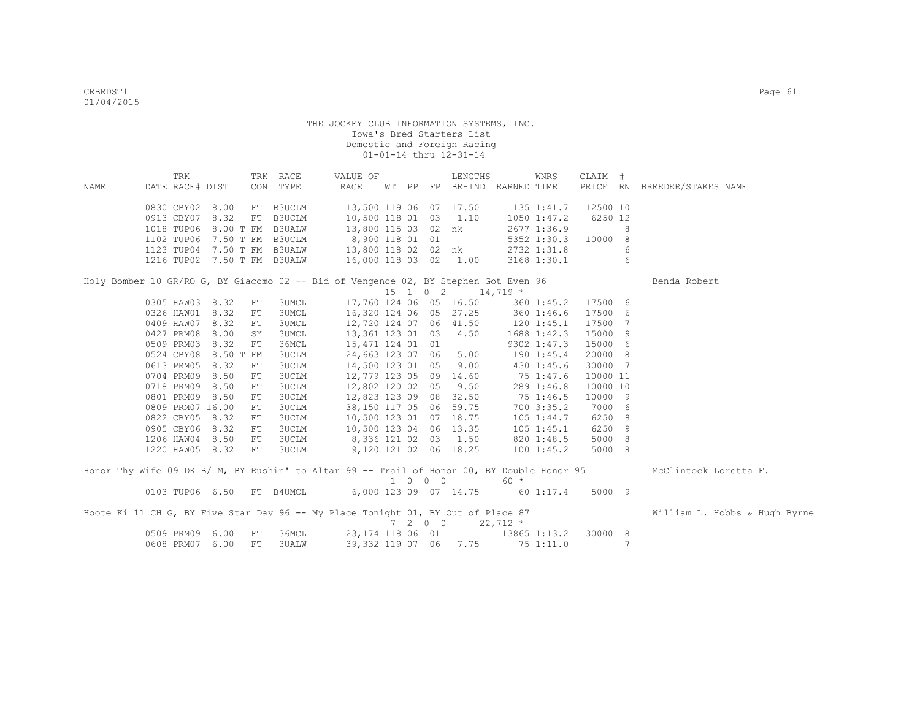THE JOCKEY CLUB INFORMATION SYSTEMS, INC.
Iowa's Bred Starters List
Domestic and Foreign Racing
01-01-14 thru 12-31-14

| NAME | TRK DATE | RACE# | DIST | TRK CON | RACE TYPE | VALUE OF RACE | WT | PP | FP | LENGTHS BEHIND | EARNED | WNRS TIME | CLAIM PRICE | # RN | BREEDER/STAKES NAME |
|---|---|---|---|---|---|---|---|---|---|---|---|---|---|---|---|
| | 0830 | CBY02 | 8.00 | FT | B3UCLM | 13,500 | 119 | 06 | 07 | 17.50 | 135 | 1:41.7 | 12500 | 10 | |
| | 0913 | CBY07 | 8.32 | FT | B3UCLM | 10,500 | 118 | 01 | 03 | 1.10 | 1050 | 1:47.2 | 6250 | 12 | |
| | 1018 | TUP06 | 8.00 T | FM | B3UALW | 13,800 | 115 | 03 | 02 | nk | 2677 | 1:36.9 | | 8 | |
| | 1102 | TUP06 | 7.50 T | FM | B3UCLM | 8,900 | 118 | 01 | 01 | | 5352 | 1:30.3 | 10000 | 8 | |
| | 1123 | TUP04 | 7.50 T | FM | B3UALW | 13,800 | 118 | 02 | 02 | nk | 2732 | 1:31.8 | | 6 | |
| | 1216 | TUP02 | 7.50 T | FM | B3UALW | 16,000 | 118 | 03 | 02 | 1.00 | 3168 | 1:30.1 | | 6 | |
| Holy Bomber 10 GR/RO G, BY Giacomo 02 -- Bid of Vengence 02, BY Stephen Got Even 96 | | | | | | | 15 | 1 | 0 | 2 | 14,719 * | | | | Benda Robert |
| | 0305 | HAW03 | 8.32 | FT | 3UMCL | 17,760 | 124 | 06 | 05 | 16.50 | 360 | 1:45.2 | 17500 | 6 | |
| | 0326 | HAW01 | 8.32 | FT | 3UMCL | 16,320 | 124 | 06 | 05 | 27.25 | 360 | 1:46.6 | 17500 | 6 | |
| | 0409 | HAW07 | 8.32 | FT | 3UMCL | 12,720 | 124 | 07 | 06 | 41.50 | 120 | 1:45.1 | 17500 | 7 | |
| | 0427 | PRM08 | 8.00 | SY | 3UMCL | 13,361 | 123 | 01 | 03 | 4.50 | 1688 | 1:42.3 | 15000 | 9 | |
| | 0509 | PRM03 | 8.32 | FT | 36MCL | 15,471 | 124 | 01 | 01 | | 9302 | 1:47.3 | 15000 | 6 | |
| | 0524 | CBY08 | 8.50 T | FM | 3UCLM | 24,663 | 123 | 07 | 06 | 5.00 | 190 | 1:45.4 | 20000 | 8 | |
| | 0613 | PRM05 | 8.32 | FT | 3UCLM | 14,500 | 123 | 01 | 05 | 9.00 | 430 | 1:45.6 | 30000 | 7 | |
| | 0704 | PRM09 | 8.50 | FT | 3UCLM | 12,779 | 123 | 05 | 09 | 14.60 | 75 | 1:47.6 | 10000 | 11 | |
| | 0718 | PRM09 | 8.50 | FT | 3UCLM | 12,802 | 120 | 02 | 05 | 9.50 | 289 | 1:46.8 | 10000 | 10 | |
| | 0801 | PRM09 | 8.50 | FT | 3UCLM | 12,823 | 123 | 09 | 08 | 32.50 | 75 | 1:46.5 | 10000 | 9 | |
| | 0809 | PRM07 | 16.00 | FT | 3UCLM | 38,150 | 117 | 05 | 06 | 59.75 | 700 | 3:35.2 | 7000 | 6 | |
| | 0822 | CBY05 | 8.32 | FT | 3UCLM | 10,500 | 123 | 01 | 07 | 18.75 | 105 | 1:44.7 | 6250 | 8 | |
| | 0905 | CBY06 | 8.32 | FT | 3UCLM | 10,500 | 123 | 04 | 06 | 13.35 | 105 | 1:45.1 | 6250 | 9 | |
| | 1206 | HAW04 | 8.50 | FT | 3UCLM | 8,336 | 121 | 02 | 03 | 1.50 | 820 | 1:48.5 | 5000 | 8 | |
| | 1220 | HAW05 | 8.32 | FT | 3UCLM | 9,120 | 121 | 02 | 06 | 18.25 | 100 | 1:45.2 | 5000 | 8 | |
| Honor Thy Wife 09 DK B/ M, BY Rushin' to Altar 99 -- Trail of Honor 00, BY Double Honor 95 | | | | | | | 1 | 0 | 0 | 0 | 60 * | | | | McClintock Loretta F. |
| | 0103 | TUP06 | 6.50 | FT | B4UMCL | 6,000 | 123 | 09 | 07 | 14.75 | 60 | 1:17.4 | 5000 | 9 | |
| Hoote Ki 11 CH G, BY Five Star Day 96 -- My Place Tonight 01, BY Out of Place 87 | | | | | | | 7 | 2 | 0 | 0 | 22,712 * | | | | William L. Hobbs & Hugh Byrne |
| | 0509 | PRM09 | 6.00 | FT | 36MCL | 23,174 | 118 | 06 | 01 | | 13865 | 1:13.2 | 30000 | 8 | |
| | 0608 | PRM07 | 6.00 | FT | 3UALW | 39,332 | 119 | 07 | 06 | 7.75 | 75 | 1:11.0 | | 7 | |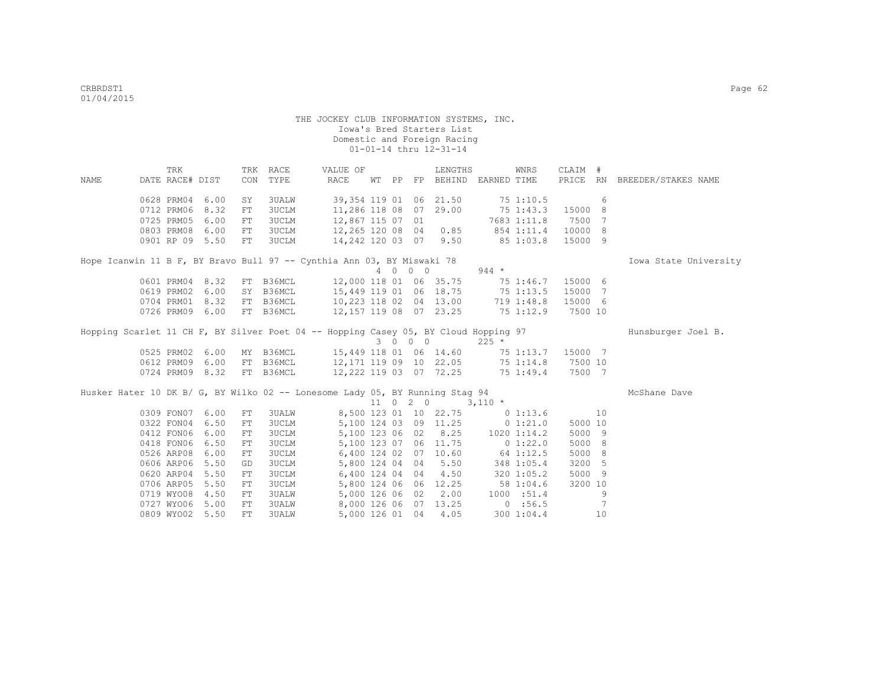THE JOCKEY CLUB INFORMATION SYSTEMS, INC.
Iowa's Bred Starters List
Domestic and Foreign Racing
01-01-14 thru 12-31-14

| NAME | TRK DATE | RACE# | DIST | TRK CON | RACE TYPE | VALUE OF RACE | WT | PP | FP | LENGTHS BEHIND | EARNED | WNRS TIME | CLAIM PRICE | # RN | BREEDER/STAKES NAME |
|---|---|---|---|---|---|---|---|---|---|---|---|---|---|---|---|
| | 0628 | PRM04 | 6.00 | SY | 3UALW | 39,354 | 119 | 01 | 06 | 21.50 | 75 | 1:10.5 | | 6 | |
| | 0712 | PRM06 | 8.32 | FT | 3UCLM | 11,286 | 118 | 08 | 07 | 29.00 | 75 | 1:43.3 | 15000 | 8 | |
| | 0725 | PRM05 | 6.00 | FT | 3UCLM | 12,867 | 115 | 07 | 01 | | 7683 | 1:11.8 | 7500 | 7 | |
| | 0803 | PRM08 | 6.00 | FT | 3UCLM | 12,265 | 120 | 08 | 04 | 0.85 | 854 | 1:11.4 | 10000 | 8 | |
| | 0901 | RP 09 | 5.50 | FT | 3UCLM | 14,242 | 120 | 03 | 07 | 9.50 | 85 | 1:03.8 | 15000 | 9 | |
| Hope Icanwin 11 B F, BY Bravo Bull 97 -- Cynthia Ann 03, BY Miswaki 78 | | | | | | | 4 | 0 0 0 | | | 944 * | | | | Iowa State University |
| | 0601 | PRM04 | 8.32 | FT | B36MCL | 12,000 | 118 | 01 | 06 | 35.75 | 75 | 1:46.7 | 15000 | 6 | |
| | 0619 | PRM02 | 6.00 | SY | B36MCL | 15,449 | 119 | 01 | 06 | 18.75 | 75 | 1:13.5 | 15000 | 7 | |
| | 0704 | PRM01 | 8.32 | FT | B36MCL | 10,223 | 118 | 02 | 04 | 13.00 | 719 | 1:48.8 | 15000 | 6 | |
| | 0726 | PRM09 | 6.00 | FT | B36MCL | 12,157 | 119 | 08 | 07 | 23.25 | 75 | 1:12.9 | 7500 | 10 | |
| Hopping Scarlet 11 CH F, BY Silver Poet 04 -- Hopping Casey 05, BY Cloud Hopping 97 | | | | | | | 3 | 0 0 0 | | | 225 * | | | | Hunsburger Joel B. |
| | 0525 | PRM02 | 6.00 | MY | B36MCL | 15,449 | 118 | 01 | 06 | 14.60 | 75 | 1:13.7 | 15000 | 7 | |
| | 0612 | PRM09 | 6.00 | FT | B36MCL | 12,171 | 119 | 09 | 10 | 22.05 | 75 | 1:14.8 | 7500 | 10 | |
| | 0724 | PRM09 | 8.32 | FT | B36MCL | 12,222 | 119 | 03 | 07 | 72.25 | 75 | 1:49.4 | 7500 | 7 | |
| Husker Hater 10 DK B/ G, BY Wilko 02 -- Lonesome Lady 05, BY Running Stag 94 | | | | | | | 11 | 0 2 0 | | | 3,110 * | | | | McShane Dave |
| | 0309 | FON07 | 6.00 | FT | 3UALW | 8,500 | 123 | 01 | 10 | 22.75 | 0 | 1:13.6 | | 10 | |
| | 0322 | FON04 | 6.50 | FT | 3UCLM | 5,100 | 124 | 03 | 09 | 11.25 | 0 | 1:21.0 | 5000 | 10 | |
| | 0412 | FON06 | 6.00 | FT | 3UCLM | 5,100 | 123 | 06 | 02 | 8.25 | 1020 | 1:14.2 | 5000 | 9 | |
| | 0418 | FON06 | 6.50 | FT | 3UCLM | 5,100 | 123 | 07 | 06 | 11.75 | 0 | 1:22.0 | 5000 | 8 | |
| | 0526 | ARP08 | 6.00 | FT | 3UCLM | 6,400 | 124 | 02 | 07 | 10.60 | 64 | 1:12.5 | 5000 | 8 | |
| | 0606 | ARP06 | 5.50 | GD | 3UCLM | 5,800 | 124 | 04 | 04 | 5.50 | 348 | 1:05.4 | 3200 | 5 | |
| | 0620 | ARP04 | 5.50 | FT | 3UCLM | 6,400 | 124 | 04 | 04 | 4.50 | 320 | 1:05.2 | 5000 | 9 | |
| | 0706 | ARP05 | 5.50 | FT | 3UCLM | 5,800 | 124 | 06 | 06 | 12.25 | 58 | 1:04.6 | 3200 | 10 | |
| | 0719 | WYO08 | 4.50 | FT | 3UALW | 5,000 | 126 | 06 | 02 | 2.00 | 1000 | :51.4 | | 9 | |
| | 0727 | WYO06 | 5.00 | FT | 3UALW | 8,000 | 126 | 06 | 07 | 13.25 | 0 | :56.5 | | 7 | |
| | 0809 | WYO02 | 5.50 | FT | 3UALW | 5,000 | 126 | 01 | 04 | 4.05 | 300 | 1:04.4 | | 10 | |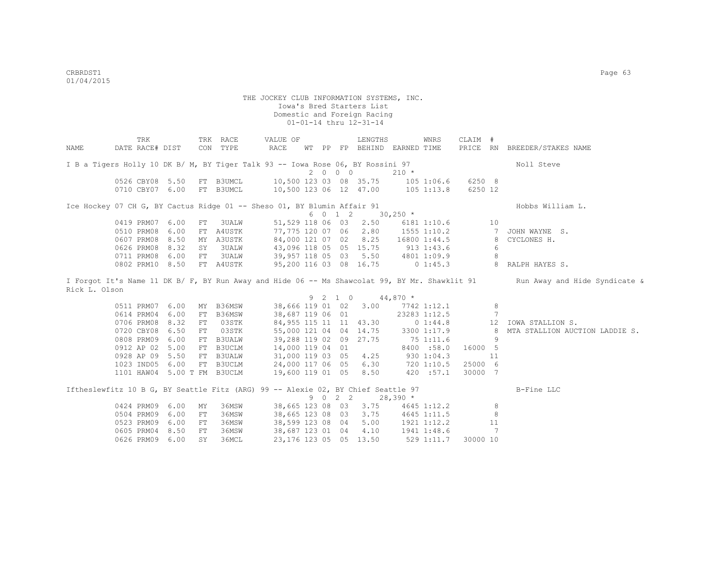THE JOCKEY CLUB INFORMATION SYSTEMS, INC.
Iowa's Bred Starters List
Domestic and Foreign Racing
01-01-14 thru 12-31-14

| NAME | TRK DATE RACE# | DIST | TRK CON | RACE TYPE | VALUE OF RACE | WT | PP | FP | LENGTHS BEHIND | EARNED | WNRS TIME | CLAIM PRICE | # RN | BREEDER/STAKES NAME |
|---|---|---|---|---|---|---|---|---|---|---|---|---|---|---|
| I B a Tigers Holly 10 DK B/ M, BY Tiger Talk 93 -- Iowa Rose 06, BY Rossini 97 | | | | | | 2 | 0 0 0 | | | 210 * | | | | Noll Steve |
| | 0526 CBY08 | 5.50 | FT | B3UMCL | 10,500 | 123 | 03 | 08 | 35.75 | 105 | 1:06.6 | 6250 | 8 | |
| | 0710 CBY07 | 6.00 | FT | B3UMCL | 10,500 | 123 | 06 | 12 | 47.00 | 105 | 1:13.8 | 6250 | 12 | |
| Ice Hockey 07 CH G, BY Cactus Ridge 01 -- Sheso 01, BY Blumin Affair 91 | | | | | | 6 | 0 1 2 | | | 30,250 * | | | | Hobbs William L. |
| | 0419 PRM07 | 6.00 | FT | 3UALW | 51,529 | 118 | 06 | 03 | 2.50 | 6181 | 1:10.6 | | 10 | |
| | 0510 PRM08 | 6.00 | FT | A4USTK | 77,775 | 120 | 07 | 06 | 2.80 | 1555 | 1:10.2 | | 7 | JOHN WAYNE S. |
| | 0607 PRM08 | 8.50 | MY | A3USTK | 84,000 | 121 | 07 | 02 | 8.25 | 16800 | 1:44.5 | | 8 | CYCLONES H. |
| | 0626 PRM08 | 8.32 | SY | 3UALW | 43,096 | 118 | 05 | 05 | 15.75 | 913 | 1:43.6 | | 6 | |
| | 0711 PRM08 | 6.00 | FT | 3UALW | 39,957 | 118 | 05 | 03 | 5.50 | 4801 | 1:09.9 | | 8 | |
| | 0802 PRM10 | 8.50 | FT | A4USTK | 95,200 | 116 | 03 | 08 | 16.75 | 0 | 1:45.3 | | 8 | RALPH HAYES S. |
| I Forgot It's Name 11 DK B/ F, BY Run Away and Hide 06 -- Ms Shawcolat 99, BY Mr. Shawklit 91 | | | | | | 9 | 2 1 0 | | | 44,870 * | | | | Run Away and Hide Syndicate & Rick L. Olson |
| | 0511 PRM07 | 6.00 | MY | B36MSW | 38,666 | 119 | 01 | 02 | 3.00 | 7742 | 1:12.1 | | 8 | |
| | 0614 PRM04 | 6.00 | FT | B36MSW | 38,687 | 119 | 06 | 01 | | 23283 | 1:12.5 | | 7 | |
| | 0706 PRM08 | 8.32 | FT | 03STK | 84,955 | 115 | 11 | 11 | 43.30 | 0 | 1:44.8 | | 12 | IOWA STALLION S. |
| | 0720 CBY08 | 6.50 | FT | 03STK | 55,000 | 121 | 04 | 04 | 14.75 | 3300 | 1:17.9 | | 8 | MTA STALLION AUCTION LADDIE S. |
| | 0808 PRM09 | 6.00 | FT | B3UALW | 39,288 | 119 | 02 | 09 | 27.75 | 75 | 1:11.6 | | 9 | |
| | 0912 AP 02 | 5.00 | FT | B3UCLM | 14,000 | 119 | 04 | 01 | | 8400 | :58.0 | 16000 | 5 | |
| | 0928 AP 09 | 5.50 | FT | B3UALW | 31,000 | 119 | 03 | 05 | 4.25 | 930 | 1:04.3 | | 11 | |
| | 1023 IND05 | 6.00 | FT | B3UCLM | 24,000 | 117 | 06 | 05 | 6.30 | 720 | 1:10.5 | 25000 | 6 | |
| | 1101 HAW04 | 5.00 T | FM | B3UCLM | 19,600 | 119 | 01 | 05 | 8.50 | 420 | :57.1 | 30000 | 7 | |
| Iftheslewfitz 10 B G, BY Seattle Fitz (ARG) 99 -- Alexie 02, BY Chief Seattle 97 | | | | | | 9 | 0 2 2 | | | 28,390 * | | | | B-Fine LLC |
| | 0424 PRM09 | 6.00 | MY | 36MSW | 38,665 | 123 | 08 | 03 | 3.75 | 4645 | 1:12.2 | | 8 | |
| | 0504 PRM09 | 6.00 | FT | 36MSW | 38,665 | 123 | 08 | 03 | 3.75 | 4645 | 1:11.5 | | 8 | |
| | 0523 PRM09 | 6.00 | FT | 36MSW | 38,599 | 123 | 08 | 04 | 5.00 | 1921 | 1:12.2 | | 11 | |
| | 0605 PRM04 | 8.50 | FT | 36MSW | 38,687 | 123 | 01 | 04 | 4.10 | 1941 | 1:48.6 | | 7 | |
| | 0626 PRM09 | 6.00 | SY | 36MCL | 23,176 | 123 | 05 | 05 | 13.50 | 529 | 1:11.7 | 30000 | 10 | |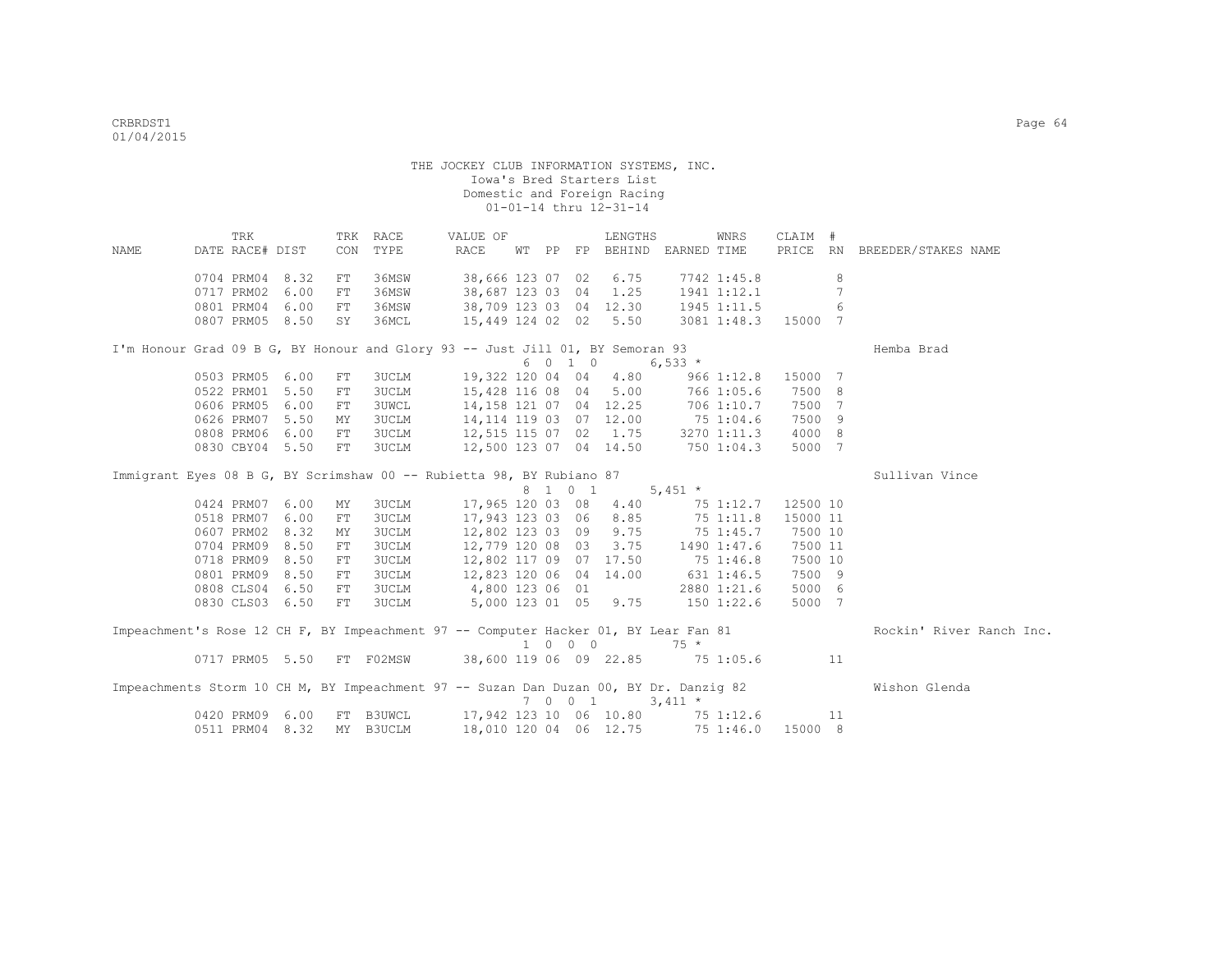THE JOCKEY CLUB INFORMATION SYSTEMS, INC.
Iowa's Bred Starters List
Domestic and Foreign Racing
01-01-14 thru 12-31-14

| NAME | TRK DATE | RACE# | TRK DIST | CON | RACE TYPE | VALUE OF RACE | WT | PP | FP | LENGTHS BEHIND | EARNED | WNRS TIME | CLAIM PRICE | # RN | BREEDER/STAKES NAME |
|---|---|---|---|---|---|---|---|---|---|---|---|---|---|---|---|
| | 0704 | PRM04 | 8.32 | FT | 36MSW | 38,666 | 123 | 07 | 02 | 6.75 | 7742 | 1:45.8 | | 8 | |
| | 0717 | PRM02 | 6.00 | FT | 36MSW | 38,687 | 123 | 03 | 04 | 1.25 | 1941 | 1:12.1 | | 7 | |
| | 0801 | PRM04 | 6.00 | FT | 36MSW | 38,709 | 123 | 03 | 04 | 12.30 | 1945 | 1:11.5 | | 6 | |
| | 0807 | PRM05 | 8.50 | SY | 36MCL | 15,449 | 124 | 02 | 02 | 5.50 | 3081 | 1:48.3 | 15000 | 7 | |
| I'm Honour Grad 09 B G, BY Honour and Glory 93 -- Just Jill 01, BY Semoran 93 | | | | | | | 6 | 0 1 0 | | | 6,533 * | | | | Hemba Brad |
| | 0503 | PRM05 | 6.00 | FT | 3UCLM | 19,322 | 120 | 04 | 04 | 4.80 | 966 | 1:12.8 | 15000 | 7 | |
| | 0522 | PRM01 | 5.50 | FT | 3UCLM | 15,428 | 116 | 08 | 04 | 5.00 | 766 | 1:05.6 | 7500 | 8 | |
| | 0606 | PRM05 | 6.00 | FT | 3UWCL | 14,158 | 121 | 07 | 04 | 12.25 | 706 | 1:10.7 | 7500 | 7 | |
| | 0626 | PRM07 | 5.50 | MY | 3UCLM | 14,114 | 119 | 03 | 07 | 12.00 | 75 | 1:04.6 | 7500 | 9 | |
| | 0808 | PRM06 | 6.00 | FT | 3UCLM | 12,515 | 115 | 07 | 02 | 1.75 | 3270 | 1:11.3 | 4000 | 8 | |
| | 0830 | CBY04 | 5.50 | FT | 3UCLM | 12,500 | 123 | 07 | 04 | 14.50 | 750 | 1:04.3 | 5000 | 7 | |
| Immigrant Eyes 08 B G, BY Scrimshaw 00 -- Rubietta 98, BY Rubiano 87 | | | | | | | 8 | 1 0 1 | | | 5,451 * | | | | Sullivan Vince |
| | 0424 | PRM07 | 6.00 | MY | 3UCLM | 17,965 | 120 | 03 | 08 | 4.40 | 75 | 1:12.7 | 12500 | 10 | |
| | 0518 | PRM07 | 6.00 | FT | 3UCLM | 17,943 | 123 | 03 | 06 | 8.85 | 75 | 1:11.8 | 15000 | 11 | |
| | 0607 | PRM02 | 8.32 | MY | 3UCLM | 12,802 | 123 | 03 | 09 | 9.75 | 75 | 1:45.7 | 7500 | 10 | |
| | 0704 | PRM09 | 8.50 | FT | 3UCLM | 12,779 | 120 | 08 | 03 | 3.75 | 1490 | 1:47.6 | 7500 | 11 | |
| | 0718 | PRM09 | 8.50 | FT | 3UCLM | 12,802 | 117 | 09 | 07 | 17.50 | 75 | 1:46.8 | 7500 | 10 | |
| | 0801 | PRM09 | 8.50 | FT | 3UCLM | 12,823 | 120 | 06 | 04 | 14.00 | 631 | 1:46.5 | 7500 | 9 | |
| | 0808 | CLS04 | 6.50 | FT | 3UCLM | 4,800 | 123 | 06 | 01 | | 2880 | 1:21.6 | 5000 | 6 | |
| | 0830 | CLS03 | 6.50 | FT | 3UCLM | 5,000 | 123 | 01 | 05 | 9.75 | 150 | 1:22.6 | 5000 | 7 | |
| Impeachment's Rose 12 CH F, BY Impeachment 97 -- Computer Hacker 01, BY Lear Fan 81 | | | | | | | 1 | 0 0 0 | | | 75 * | | | | Rockin' River Ranch Inc. |
| | 0717 | PRM05 | 5.50 | FT | F02MSW | 38,600 | 119 | 06 | 09 | 22.85 | 75 | 1:05.6 | | 11 | |
| Impeachments Storm 10 CH M, BY Impeachment 97 -- Suzan Dan Duzan 00, BY Dr. Danzig 82 | | | | | | | 7 | 0 0 1 | | | 3,411 * | | | | Wishon Glenda |
| | 0420 | PRM09 | 6.00 | FT | B3UWCL | 17,942 | 123 | 10 | 06 | 10.80 | 75 | 1:12.6 | | 11 | |
| | 0511 | PRM04 | 8.32 | MY | B3UCLM | 18,010 | 120 | 04 | 06 | 12.75 | 75 | 1:46.0 | 15000 | 8 | |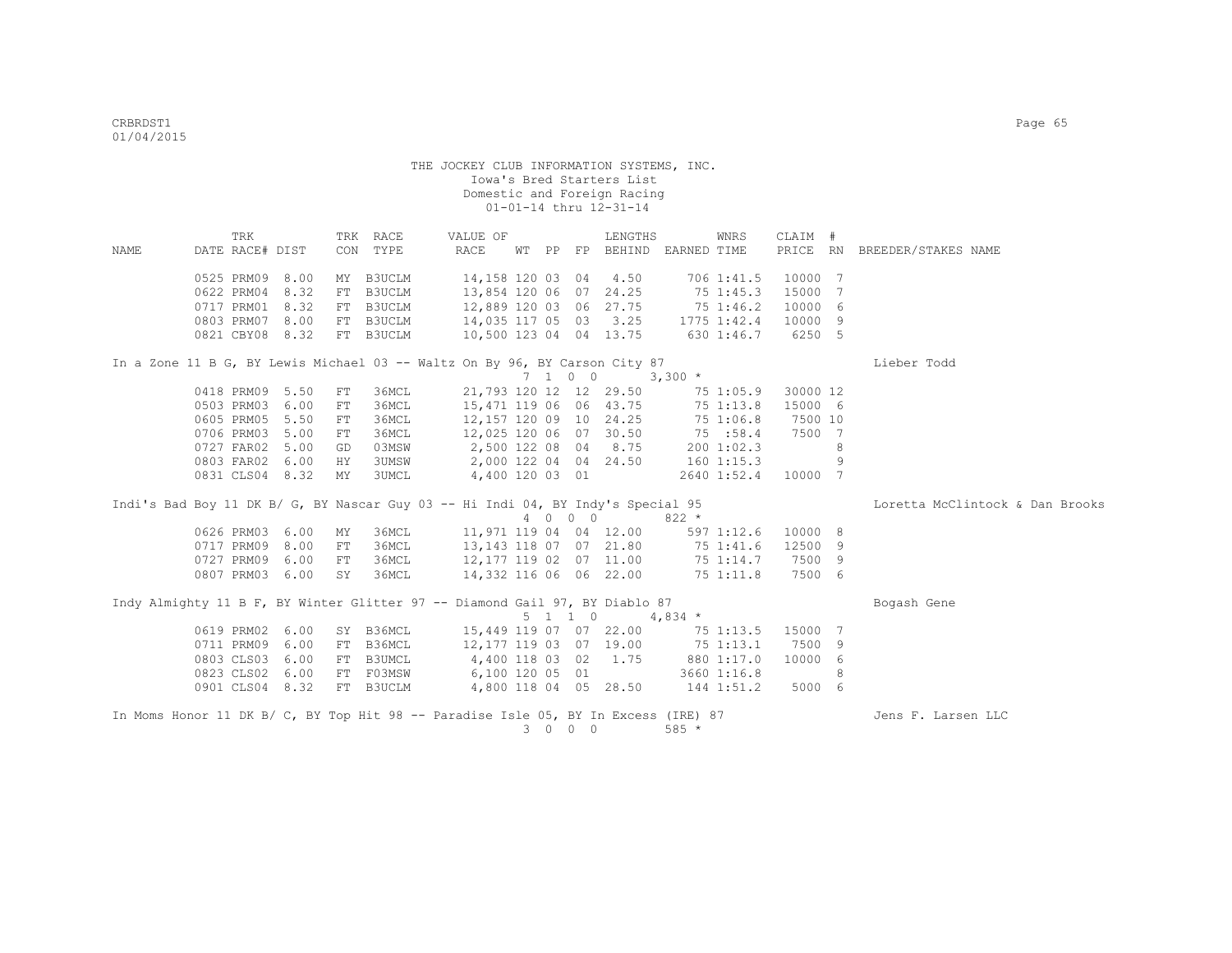THE JOCKEY CLUB INFORMATION SYSTEMS, INC.
Iowa's Bred Starters List
Domestic and Foreign Racing
01-01-14 thru 12-31-14

| NAME | TRK DATE | RACE# | DIST | TRK CON | RACE TYPE | VALUE OF RACE | WT | PP | FP | LENGTHS BEHIND | EARNED | WNRS TIME | CLAIM PRICE | # RN | BREEDER/STAKES NAME |
|---|---|---|---|---|---|---|---|---|---|---|---|---|---|---|---|
| | 0525 | PRM09 | 8.00 | MY | B3UCLM | 14,158 | 120 | 03 | 04 | 4.50 | 706 | 1:41.5 | 10000 | 7 | |
| | 0622 | PRM04 | 8.32 | FT | B3UCLM | 13,854 | 120 | 06 | 07 | 24.25 | 75 | 1:45.3 | 15000 | 7 | |
| | 0717 | PRM01 | 8.32 | FT | B3UCLM | 12,889 | 120 | 03 | 06 | 27.75 | 75 | 1:46.2 | 10000 | 6 | |
| | 0803 | PRM07 | 8.00 | FT | B3UCLM | 14,035 | 117 | 05 | 03 | 3.25 | 1775 | 1:42.4 | 10000 | 9 | |
| | 0821 | CBY08 | 8.32 | FT | B3UCLM | 10,500 | 123 | 04 | 04 | 13.75 | 630 | 1:46.7 | 6250 | 5 | |
| In a Zone 11 B G, BY Lewis Michael 03 -- Waltz On By 96, BY Carson City 87 | | | | | | 7 1 0 0 | | | | | 3,300 * | | | | Lieber Todd |
| | 0418 | PRM09 | 5.50 | FT | 36MCL | 21,793 | 120 | 12 | 12 | 29.50 | 75 | 1:05.9 | 30000 | 12 | |
| | 0503 | PRM03 | 6.00 | FT | 36MCL | 15,471 | 119 | 06 | 06 | 43.75 | 75 | 1:13.8 | 15000 | 6 | |
| | 0605 | PRM05 | 5.50 | FT | 36MCL | 12,157 | 120 | 09 | 10 | 24.25 | 75 | 1:06.8 | 7500 | 10 | |
| | 0706 | PRM03 | 5.00 | FT | 36MCL | 12,025 | 120 | 06 | 07 | 30.50 | 75 | :58.4 | 7500 | 7 | |
| | 0727 | FAR02 | 5.00 | GD | 03MSW | 2,500 | 122 | 08 | 04 | 8.75 | 200 | 1:02.3 | | 8 | |
| | 0803 | FAR02 | 6.00 | HY | 3UMSW | 2,000 | 122 | 04 | 04 | 24.50 | 160 | 1:15.3 | | 9 | |
| | 0831 | CLS04 | 8.32 | MY | 3UMCL | 4,400 | 120 | 03 | 01 | | 2640 | 1:52.4 | 10000 | 7 | |
| Indi's Bad Boy 11 DK B/ G, BY Nascar Guy 03 -- Hi Indi 04, BY Indy's Special 95 | | | | | | 4 0 0 0 | | | | | 822 * | | | | Loretta McClintock & Dan Brooks |
| | 0626 | PRM03 | 6.00 | MY | 36MCL | 11,971 | 119 | 04 | 04 | 12.00 | 597 | 1:12.6 | 10000 | 8 | |
| | 0717 | PRM09 | 8.00 | FT | 36MCL | 13,143 | 118 | 07 | 07 | 21.80 | 75 | 1:41.6 | 12500 | 9 | |
| | 0727 | PRM09 | 6.00 | FT | 36MCL | 12,177 | 119 | 02 | 07 | 11.00 | 75 | 1:14.7 | 7500 | 9 | |
| | 0807 | PRM03 | 6.00 | SY | 36MCL | 14,332 | 116 | 06 | 06 | 22.00 | 75 | 1:11.8 | 7500 | 6 | |
| Indy Almighty 11 B F, BY Winter Glitter 97 -- Diamond Gail 97, BY Diablo 87 | | | | | | 5 1 1 0 | | | | | 4,834 * | | | | Bogash Gene |
| | 0619 | PRM02 | 6.00 | SY | B36MCL | 15,449 | 119 | 07 | 07 | 22.00 | 75 | 1:13.5 | 15000 | 7 | |
| | 0711 | PRM09 | 6.00 | FT | B36MCL | 12,177 | 119 | 03 | 07 | 19.00 | 75 | 1:13.1 | 7500 | 9 | |
| | 0803 | CLS03 | 6.00 | FT | B3UMCL | 4,400 | 118 | 03 | 02 | 1.75 | 880 | 1:17.0 | 10000 | 6 | |
| | 0823 | CLS02 | 6.00 | FT | F03MSW | 6,100 | 120 | 05 | 01 | | 3660 | 1:16.8 | | 8 | |
| | 0901 | CLS04 | 8.32 | FT | B3UCLM | 4,800 | 118 | 04 | 05 | 28.50 | 144 | 1:51.2 | 5000 | 6 | |
| In Moms Honor 11 DK B/ C, BY Top Hit 98 -- Paradise Isle 05, BY In Excess (IRE) 87 | | | | | | 3 0 0 0 | | | | | 585 * | | | | Jens F. Larsen LLC |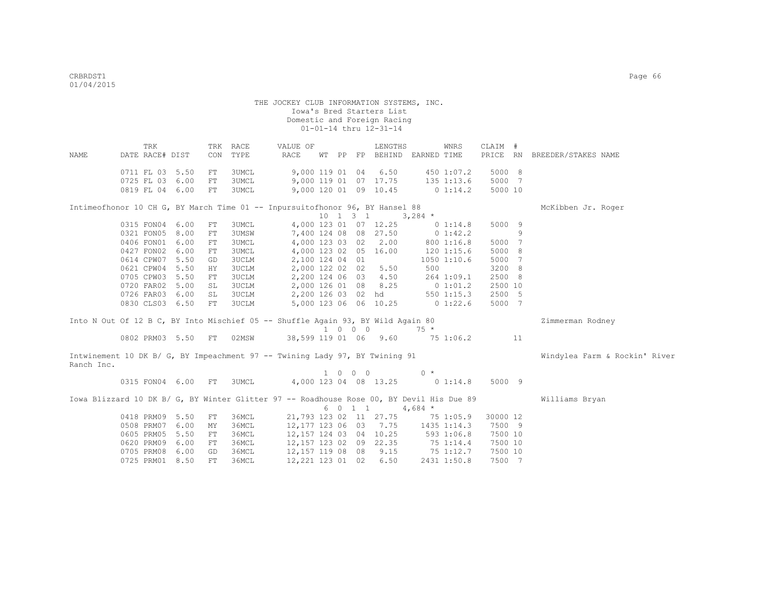THE JOCKEY CLUB INFORMATION SYSTEMS, INC.
Iowa's Bred Starters List
Domestic and Foreign Racing
01-01-14 thru 12-31-14

| NAME | TRK DATE | RACE# | DIST | TRK CON | RACE TYPE | VALUE OF RACE | WT | PP | FP | LENGTHS BEHIND | EARNED | WNRS TIME | CLAIM PRICE | # RN | BREEDER/STAKES NAME |
|---|---|---|---|---|---|---|---|---|---|---|---|---|---|---|---|
| | 0711 | FL 03 | 5.50 | FT | 3UMCL | 9,000 | 119 | 01 | 04 | 6.50 | 450 | 1:07.2 | 5000 | 8 | |
| | 0725 | FL 03 | 6.00 | FT | 3UMCL | 9,000 | 119 | 01 | 07 | 17.75 | 135 | 1:13.6 | 5000 | 7 | |
| | 0819 | FL 04 | 6.00 | FT | 3UMCL | 9,000 | 120 | 01 | 09 | 10.45 | 0 | 1:14.2 | 5000 | 10 | |
| Intimeofhonor 10 CH G, BY March Time 01 -- Inpursuitofhonor 96, BY Hansel 88 | | | | | | | 10 | 1 3 1 | | | 3,284 * | | | | McKibben Jr. Roger |
| | 0315 | FON04 | 6.00 | FT | 3UMCL | 4,000 | 123 | 01 | 07 | 12.25 | 0 | 1:14.8 | 5000 | 9 | |
| | 0321 | FON05 | 8.00 | FT | 3UMSW | 7,400 | 124 | 08 | 08 | 27.50 | 0 | 1:42.2 | | 9 | |
| | 0406 | FON01 | 6.00 | FT | 3UMCL | 4,000 | 123 | 03 | 02 | 2.00 | 800 | 1:16.8 | 5000 | 7 | |
| | 0427 | FON02 | 6.00 | FT | 3UMCL | 4,000 | 123 | 02 | 05 | 16.00 | 120 | 1:15.6 | 5000 | 8 | |
| | 0614 | CPW07 | 5.50 | GD | 3UCLM | 2,100 | 124 | 04 | 01 | | 1050 | 1:10.6 | 5000 | 7 | |
| | 0621 | CPW04 | 5.50 | HY | 3UCLM | 2,000 | 122 | 02 | 02 | 5.50 | 500 | | 3200 | 8 | |
| | 0705 | CPW03 | 5.50 | FT | 3UCLM | 2,200 | 124 | 06 | 03 | 4.50 | 264 | 1:09.1 | 2500 | 8 | |
| | 0720 | FAR02 | 5.00 | SL | 3UCLM | 2,000 | 126 | 01 | 08 | 8.25 | 0 | 1:01.2 | 2500 | 10 | |
| | 0726 | FAR03 | 6.00 | SL | 3UCLM | 2,200 | 126 | 03 | 02 | hd | 550 | 1:15.3 | 2500 | 5 | |
| | 0830 | CLS03 | 6.50 | FT | 3UCLM | 5,000 | 123 | 06 | 06 | 10.25 | 0 | 1:22.6 | 5000 | 7 | |
| Into N Out Of 12 B C, BY Into Mischief 05 -- Shuffle Again 93, BY Wild Again 80 | | | | | | | 1 | 0 0 0 | | | 75 * | | | | Zimmerman Rodney |
| | 0802 | PRM03 | 5.50 | FT | 02MSW | 38,599 | 119 | 01 | 06 | 9.60 | 75 | 1:06.2 | | 11 | |
| Intwinement 10 DK B/ G, BY Impeachment 97 -- Twining Lady 97, BY Twining 91 | | | | | | | 1 | 0 0 0 | | | 0 * | | | | Windylea Farm & Rockin' River Ranch Inc. |
| | 0315 | FON04 | 6.00 | FT | 3UMCL | 4,000 | 123 | 04 | 08 | 13.25 | 0 | 1:14.8 | 5000 | 9 | |
| Iowa Blizzard 10 DK B/ G, BY Winter Glitter 97 -- Roadhouse Rose 00, BY Devil His Due 89 | | | | | | | 6 | 0 1 1 | | | 4,684 * | | | | Williams Bryan |
| | 0418 | PRM09 | 5.50 | FT | 36MCL | 21,793 | 123 | 02 | 11 | 27.75 | 75 | 1:05.9 | 30000 | 12 | |
| | 0508 | PRM07 | 6.00 | MY | 36MCL | 12,177 | 123 | 06 | 03 | 7.75 | 1435 | 1:14.3 | 7500 | 9 | |
| | 0605 | PRM05 | 5.50 | FT | 36MCL | 12,157 | 124 | 03 | 04 | 10.25 | 593 | 1:06.8 | 7500 | 10 | |
| | 0620 | PRM09 | 6.00 | FT | 36MCL | 12,157 | 123 | 02 | 09 | 22.35 | 75 | 1:14.4 | 7500 | 10 | |
| | 0705 | PRM08 | 6.00 | GD | 36MCL | 12,157 | 119 | 08 | 08 | 9.15 | 75 | 1:12.7 | 7500 | 10 | |
| | 0725 | PRM01 | 8.50 | FT | 36MCL | 12,221 | 123 | 01 | 02 | 6.50 | 2431 | 1:50.8 | 7500 | 7 | |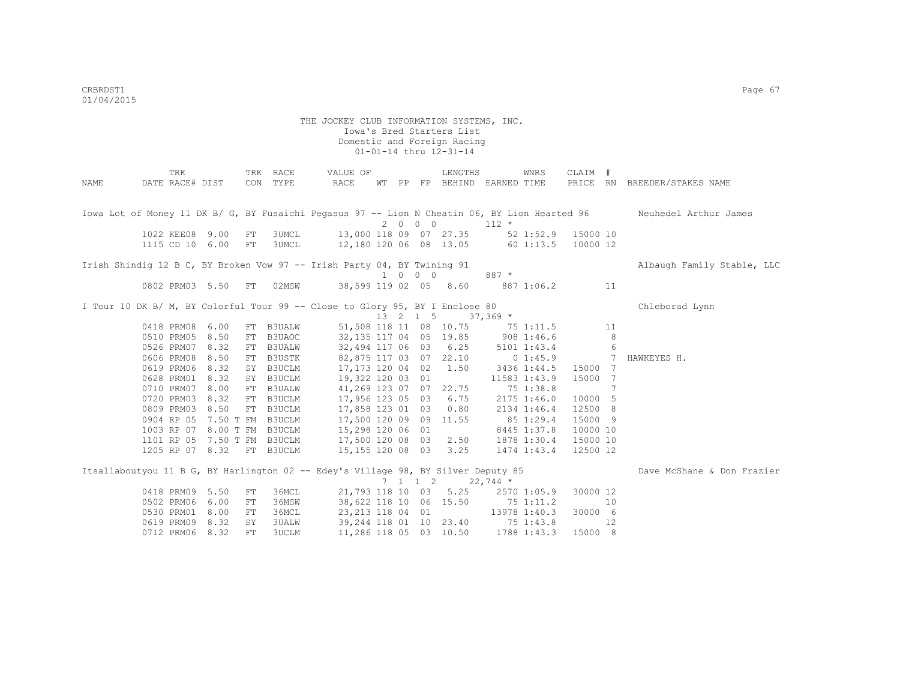THE JOCKEY CLUB INFORMATION SYSTEMS, INC.
Iowa's Bred Starters List
Domestic and Foreign Racing
01-01-14 thru 12-31-14

| NAME | TRK DATE | RACE# | DIST | TRK CON | RACE TYPE | VALUE OF RACE | WT | PP | FP | LENGTHS BEHIND | EARNED | WNRS TIME | CLAIM PRICE | # RN | BREEDER/STAKES NAME |
|---|---|---|---|---|---|---|---|---|---|---|---|---|---|---|---|
| Iowa Lot of Money 11 DK B/ G, BY Fusaichi Pegasus 97 -- Lion N Cheatin 06, BY Lion Hearted 96 | | | | | | | 2 | 0 | 0 0 | | 112 * | | | | Neuhedel Arthur James |
| | 1022 | KEE08 | 9.00 | FT | 3UMCL | 13,000 | 118 | 09 | 07 | 27.35 | 52 | 1:52.9 | 15000 | 10 | |
| | 1115 | CD 10 | 6.00 | FT | 3UMCL | 12,180 | 120 | 06 | 08 | 13.05 | 60 | 1:13.5 | 10000 | 12 | |
| Irish Shindig 12 B C, BY Broken Vow 97 -- Irish Party 04, BY Twining 91 | | | | | | | 1 | 0 | 0 0 | | 887 * | | | | Albaugh Family Stable, LLC |
| | 0802 | PRM03 | 5.50 | FT | 02MSW | 38,599 | 119 | 02 | 05 | 8.60 | 887 | 1:06.2 | | 11 | |
| I Tour 10 DK B/ M, BY Colorful Tour 99 -- Close to Glory 95, BY I Enclose 80 | | | | | | | 13 | 2 | 1 5 | | 37,369 * | | | | Chleborad Lynn |
| | 0418 | PRM08 | 6.00 | FT | B3UALW | 51,508 | 118 | 11 | 08 | 10.75 | 75 | 1:11.5 | | 11 | |
| | 0510 | PRM05 | 8.50 | FT | B3UAOC | 32,135 | 117 | 04 | 05 | 19.85 | 908 | 1:46.6 | | 8 | |
| | 0526 | PRM07 | 8.32 | FT | B3UALW | 32,494 | 117 | 06 | 03 | 6.25 | 5101 | 1:43.4 | | 6 | |
| | 0606 | PRM08 | 8.50 | FT | B3USTK | 82,875 | 117 | 03 | 07 | 22.10 | 0 | 1:45.9 | | 7 | HAWKEYES H. |
| | 0619 | PRM06 | 8.32 | SY | B3UCLM | 17,173 | 120 | 04 | 02 | 1.50 | 3436 | 1:44.5 | 15000 | 7 | |
| | 0628 | PRM01 | 8.32 | SY | B3UCLM | 19,322 | 120 | 03 | 01 | | 11583 | 1:43.9 | 15000 | 7 | |
| | 0710 | PRM07 | 8.00 | FT | B3UALW | 41,269 | 123 | 07 | 07 | 22.75 | 75 | 1:38.8 | | 7 | |
| | 0720 | PRM03 | 8.32 | FT | B3UCLM | 17,956 | 123 | 05 | 03 | 6.75 | 2175 | 1:46.0 | 10000 | 5 | |
| | 0809 | PRM03 | 8.50 | FT | B3UCLM | 17,858 | 123 | 01 | 03 | 0.80 | 2134 | 1:46.4 | 12500 | 8 | |
| | 0904 | RP 05 | 7.50 T | FM | B3UCLM | 17,500 | 120 | 09 | 09 | 11.55 | 85 | 1:29.4 | 15000 | 9 | |
| | 1003 | RP 07 | 8.00 T | FM | B3UCLM | 15,298 | 120 | 06 | 01 | | 8445 | 1:37.8 | 10000 | 10 | |
| | 1101 | RP 05 | 7.50 T | FM | B3UCLM | 17,500 | 120 | 08 | 03 | 2.50 | 1878 | 1:30.4 | 15000 | 10 | |
| | 1205 | RP 07 | 8.32 | FT | B3UCLM | 15,155 | 120 | 08 | 03 | 3.25 | 1474 | 1:43.4 | 12500 | 12 | |
| Itsallaboutyou 11 B G, BY Harlington 02 -- Edey's Village 98, BY Silver Deputy 85 | | | | | | | 7 | 1 | 1 2 | | 22,744 * | | | | Dave McShane & Don Frazier |
| | 0418 | PRM09 | 5.50 | FT | 36MCL | 21,793 | 118 | 10 | 03 | 5.25 | 2570 | 1:05.9 | 30000 | 12 | |
| | 0502 | PRM06 | 6.00 | FT | 36MSW | 38,622 | 118 | 10 | 06 | 15.50 | 75 | 1:11.2 | | 10 | |
| | 0530 | PRM01 | 8.00 | FT | 36MCL | 23,213 | 118 | 04 | 01 | | 13978 | 1:40.3 | 30000 | 6 | |
| | 0619 | PRM09 | 8.32 | SY | 3UALW | 39,244 | 118 | 01 | 10 | 23.40 | 75 | 1:43.8 | | 12 | |
| | 0712 | PRM06 | 8.32 | FT | 3UCLM | 11,286 | 118 | 05 | 03 | 10.50 | 1788 | 1:43.3 | 15000 | 8 | |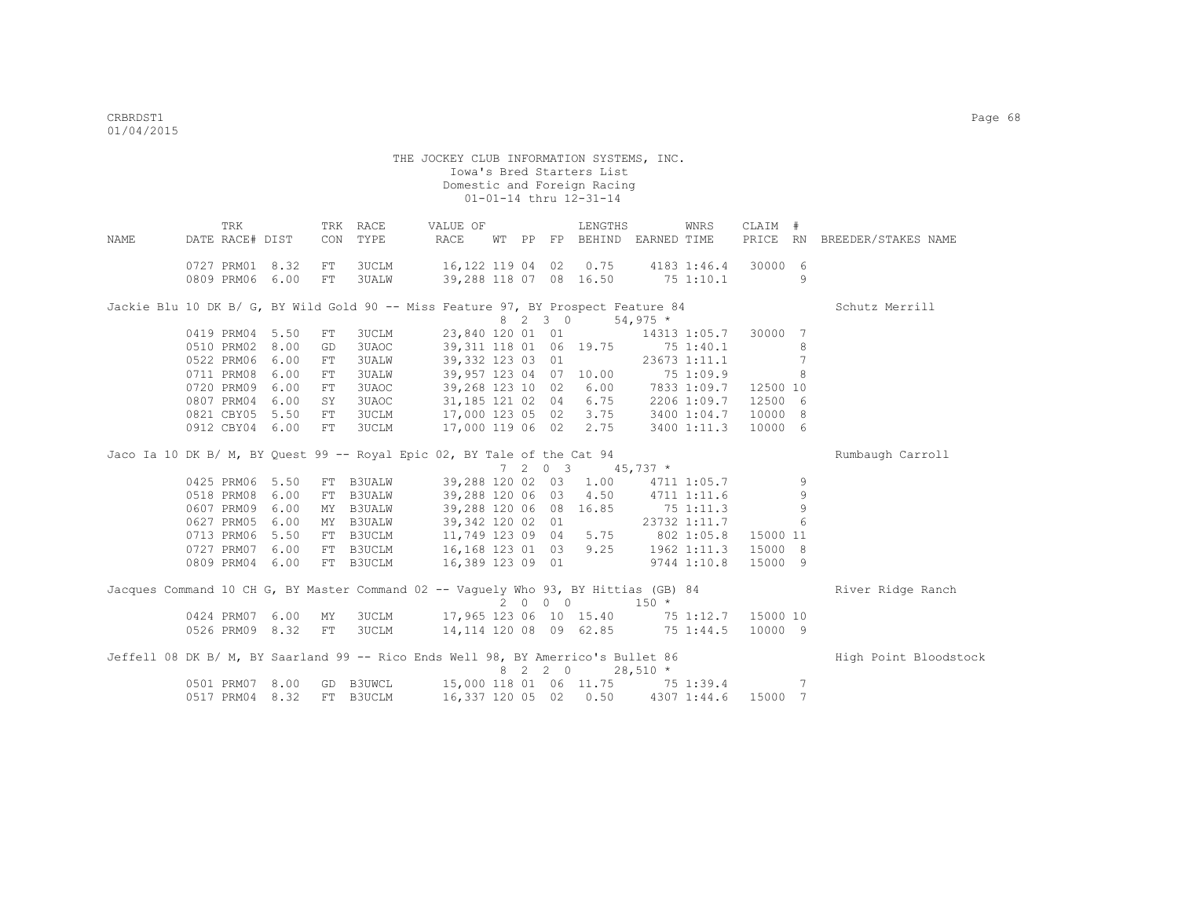THE JOCKEY CLUB INFORMATION SYSTEMS, INC.
Iowa's Bred Starters List
Domestic and Foreign Racing
01-01-14 thru 12-31-14

| NAME | TRK DATE | RACE# | DIST | TRK CON | RACE TYPE | VALUE OF RACE | WT | PP | FP | LENGTHS BEHIND | EARNED | WNRS TIME | CLAIM PRICE | # RN | BREEDER/STAKES NAME |
|---|---|---|---|---|---|---|---|---|---|---|---|---|---|---|---|
| | 0727 | PRM01 | 8.32 | FT | 3UCLM | 16,122 | 119 | 04 | 02 | 0.75 | 4183 | 1:46.4 | 30000 | 6 | |
| | 0809 | PRM06 | 6.00 | FT | 3UALW | 39,288 | 118 | 07 | 08 | 16.50 | 75 | 1:10.1 | | 9 | |
| Jackie Blu 10 DK B/ G, BY Wild Gold 90 -- Miss Feature 97, BY Prospect Feature 84 | | | | | | | 8 | 2 3 0 | | | 54,975 * | | | | Schutz Merrill |
| | 0419 | PRM04 | 5.50 | FT | 3UCLM | 23,840 | 120 | 01 | 01 | | 14313 | 1:05.7 | 30000 | 7 | |
| | 0510 | PRM02 | 8.00 | GD | 3UAOC | 39,311 | 118 | 01 | 06 | 19.75 | 75 | 1:40.1 | | 8 | |
| | 0522 | PRM06 | 6.00 | FT | 3UALW | 39,332 | 123 | 03 | 01 | | 23673 | 1:11.1 | | 7 | |
| | 0711 | PRM08 | 6.00 | FT | 3UALW | 39,957 | 123 | 04 | 07 | 10.00 | 75 | 1:09.9 | | 8 | |
| | 0720 | PRM09 | 6.00 | FT | 3UAOC | 39,268 | 123 | 10 | 02 | 6.00 | 7833 | 1:09.7 | 12500 | 10 | |
| | 0807 | PRM04 | 6.00 | SY | 3UAOC | 31,185 | 121 | 02 | 04 | 6.75 | 2206 | 1:09.7 | 12500 | 6 | |
| | 0821 | CBY05 | 5.50 | FT | 3UCLM | 17,000 | 123 | 05 | 02 | 3.75 | 3400 | 1:04.7 | 10000 | 8 | |
| | 0912 | CBY04 | 6.00 | FT | 3UCLM | 17,000 | 119 | 06 | 02 | 2.75 | 3400 | 1:11.3 | 10000 | 6 | |
| Jaco Ia 10 DK B/ M, BY Quest 99 -- Royal Epic 02, BY Tale of the Cat 94 | | | | | | | 7 | 2 0 3 | | | 45,737 * | | | | Rumbaugh Carroll |
| | 0425 | PRM06 | 5.50 | FT | B3UALW | 39,288 | 120 | 02 | 03 | 1.00 | 4711 | 1:05.7 | | 9 | |
| | 0518 | PRM08 | 6.00 | FT | B3UALW | 39,288 | 120 | 06 | 03 | 4.50 | 4711 | 1:11.6 | | 9 | |
| | 0607 | PRM09 | 6.00 | MY | B3UALW | 39,288 | 120 | 06 | 08 | 16.85 | 75 | 1:11.3 | | 9 | |
| | 0627 | PRM05 | 6.00 | MY | B3UALW | 39,342 | 120 | 02 | 01 | | 23732 | 1:11.7 | | 6 | |
| | 0713 | PRM06 | 5.50 | FT | B3UCLM | 11,749 | 123 | 09 | 04 | 5.75 | 802 | 1:05.8 | 15000 | 11 | |
| | 0727 | PRM07 | 6.00 | FT | B3UCLM | 16,168 | 123 | 01 | 03 | 9.25 | 1962 | 1:11.3 | 15000 | 8 | |
| | 0809 | PRM04 | 6.00 | FT | B3UCLM | 16,389 | 123 | 09 | 01 | | 9744 | 1:10.8 | 15000 | 9 | |
| Jacques Command 10 CH G, BY Master Command 02 -- Vaguely Who 93, BY Hittias (GB) 84 | | | | | | | 2 | 0 0 0 | | | 150 * | | | | River Ridge Ranch |
| | 0424 | PRM07 | 6.00 | MY | 3UCLM | 17,965 | 123 | 06 | 10 | 15.40 | 75 | 1:12.7 | 15000 | 10 | |
| | 0526 | PRM09 | 8.32 | FT | 3UCLM | 14,114 | 120 | 08 | 09 | 62.85 | 75 | 1:44.5 | 10000 | 9 | |
| Jeffell 08 DK B/ M, BY Saarland 99 -- Rico Ends Well 98, BY Amerrico's Bullet 86 | | | | | | | 8 | 2 2 0 | | | 28,510 * | | | | High Point Bloodstock |
| | 0501 | PRM07 | 8.00 | GD | B3UWCL | 15,000 | 118 | 01 | 06 | 11.75 | 75 | 1:39.4 | | 7 | |
| | 0517 | PRM04 | 8.32 | FT | B3UCLM | 16,337 | 120 | 05 | 02 | 0.50 | 4307 | 1:44.6 | 15000 | 7 | |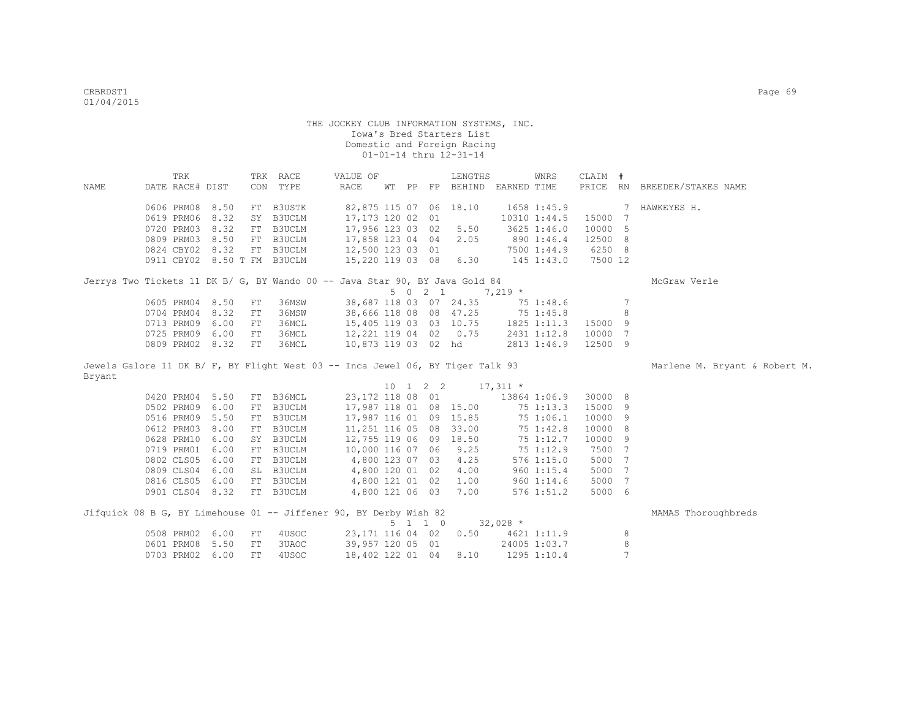THE JOCKEY CLUB INFORMATION SYSTEMS, INC.
Iowa's Bred Starters List
Domestic and Foreign Racing
01-01-14 thru 12-31-14

| NAME | DATE | TRK RACE# | DIST | TRK CON | RACE TYPE | VALUE OF RACE | WT | PP | FP | LENGTHS BEHIND | EARNED | WNRS TIME | CLAIM PRICE | # RN | BREEDER/STAKES NAME |
|---|---|---|---|---|---|---|---|---|---|---|---|---|---|---|---|
| | 0606 | PRM08 | 8.50 | FT | B3USTK | 82,875 | 115 | 07 | 06 | 18.10 | 1658 | 1:45.9 | | 7 | HAWKEYES H. |
| | 0619 | PRM06 | 8.32 | SY | B3UCLM | 17,173 | 120 | 02 | 01 | | 10310 | 1:44.5 | 15000 | 7 | |
| | 0720 | PRM03 | 8.32 | FT | B3UCLM | 17,956 | 123 | 03 | 02 | 5.50 | 3625 | 1:46.0 | 10000 | 5 | |
| | 0809 | PRM03 | 8.50 | FT | B3UCLM | 17,858 | 123 | 04 | 04 | 2.05 | 890 | 1:46.4 | 12500 | 8 | |
| | 0824 | CBY02 | 8.32 | FT | B3UCLM | 12,500 | 123 | 03 | 01 | | 7500 | 1:44.9 | 6250 | 8 | |
| | 0911 | CBY02 | 8.50 T | FM | B3UCLM | 15,220 | 119 | 03 | 08 | 6.30 | 145 | 1:43.0 | 7500 | 12 | |

Jerrys Two Tickets 11 DK B/ G, BY Wando 00 -- Java Star 90, BY Java Gold 84 — McGraw Verle
5 0 2 1 7,219 *

| DATE | TRK RACE# | DIST | TRK CON | RACE TYPE | VALUE OF RACE | WT | PP | FP | LENGTHS BEHIND | EARNED | WNRS TIME | CLAIM PRICE | # RN |
|---|---|---|---|---|---|---|---|---|---|---|---|---|---|
| 0605 | PRM04 | 8.50 | FT | 36MSW | 38,687 | 118 | 03 | 07 | 24.35 | 75 | 1:48.6 | | 7 |
| 0704 | PRM04 | 8.32 | FT | 36MSW | 38,666 | 118 | 08 | 08 | 47.25 | 75 | 1:45.8 | | 8 |
| 0713 | PRM09 | 6.00 | FT | 36MCL | 15,405 | 119 | 03 | 03 | 10.75 | 1825 | 1:11.3 | 15000 | 9 |
| 0725 | PRM09 | 6.00 | FT | 36MCL | 12,221 | 119 | 04 | 02 | 0.75 | 2431 | 1:12.8 | 10000 | 7 |
| 0809 | PRM02 | 8.32 | FT | 36MCL | 10,873 | 119 | 03 | 02 | hd | 2813 | 1:46.9 | 12500 | 9 |

Jewels Galore 11 DK B/ F, BY Flight West 03 -- Inca Jewel 06, BY Tiger Talk 93 — Marlene M. Bryant & Robert M. Bryant
10 1 2 2 17,311 *

| DATE | TRK RACE# | DIST | TRK CON | RACE TYPE | VALUE OF RACE | WT | PP | FP | LENGTHS BEHIND | EARNED | WNRS TIME | CLAIM PRICE | # RN |
|---|---|---|---|---|---|---|---|---|---|---|---|---|---|
| 0420 | PRM04 | 5.50 | FT | B36MCL | 23,172 | 118 | 08 | 01 | | 13864 | 1:06.9 | 30000 | 8 |
| 0502 | PRM09 | 6.00 | FT | B3UCLM | 17,987 | 118 | 01 | 08 | 15.00 | 75 | 1:13.3 | 15000 | 9 |
| 0516 | PRM09 | 5.50 | FT | B3UCLM | 17,987 | 116 | 01 | 09 | 15.85 | 75 | 1:06.1 | 10000 | 9 |
| 0612 | PRM03 | 8.00 | FT | B3UCLM | 11,251 | 116 | 05 | 08 | 33.00 | 75 | 1:42.8 | 10000 | 8 |
| 0628 | PRM10 | 6.00 | SY | B3UCLM | 12,755 | 119 | 06 | 09 | 18.50 | 75 | 1:12.7 | 10000 | 9 |
| 0719 | PRM01 | 6.00 | FT | B3UCLM | 10,000 | 116 | 07 | 06 | 9.25 | 75 | 1:12.9 | 7500 | 7 |
| 0802 | CLS05 | 6.00 | FT | B3UCLM | 4,800 | 123 | 07 | 03 | 4.25 | 576 | 1:15.0 | 5000 | 7 |
| 0809 | CLS04 | 6.00 | SL | B3UCLM | 4,800 | 120 | 01 | 02 | 4.00 | 960 | 1:15.4 | 5000 | 7 |
| 0816 | CLS05 | 6.00 | FT | B3UCLM | 4,800 | 121 | 01 | 02 | 1.00 | 960 | 1:14.6 | 5000 | 7 |
| 0901 | CLS04 | 8.32 | FT | B3UCLM | 4,800 | 121 | 06 | 03 | 7.00 | 576 | 1:51.2 | 5000 | 6 |

Jifquick 08 B G, BY Limehouse 01 -- Jiffener 90, BY Derby Wish 82 — MAMAS Thoroughbreds
5 1 1 0 32,028 *

| DATE | TRK RACE# | DIST | TRK CON | RACE TYPE | VALUE OF RACE | WT | PP | FP | LENGTHS BEHIND | EARNED | WNRS TIME | CLAIM PRICE | # RN |
|---|---|---|---|---|---|---|---|---|---|---|---|---|---|
| 0508 | PRM02 | 6.00 | FT | 4USOC | 23,171 | 116 | 04 | 02 | 0.50 | 4621 | 1:11.9 | | 8 |
| 0601 | PRM08 | 5.50 | FT | 3UAOC | 39,957 | 120 | 05 | 01 | | 24005 | 1:03.7 | | 8 |
| 0703 | PRM02 | 6.00 | FT | 4USOC | 18,402 | 122 | 01 | 04 | 8.10 | 1295 | 1:10.4 | | 7 |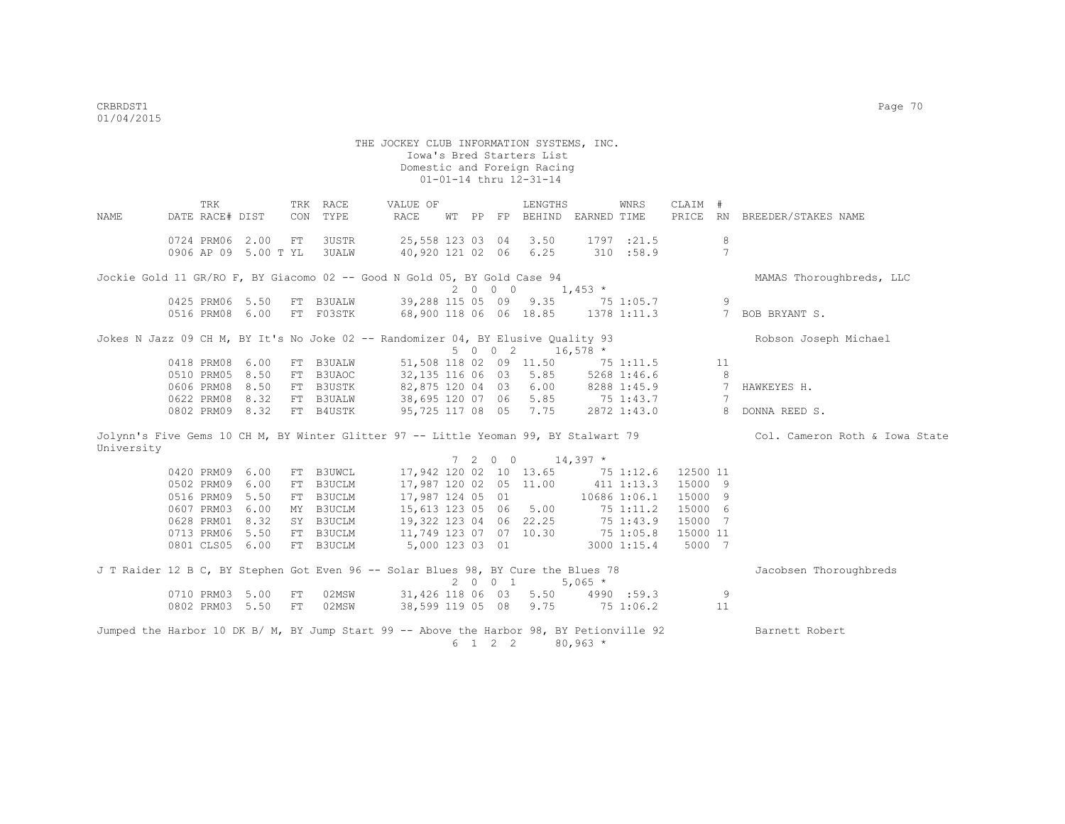THE JOCKEY CLUB INFORMATION SYSTEMS, INC.
Iowa's Bred Starters List
Domestic and Foreign Racing
01-01-14 thru 12-31-14

| NAME | TRK DATE | RACE# | DIST | TRK CON | RACE TYPE | VALUE OF RACE | WT | PP | FP | LENGTHS BEHIND | EARNED | WNRS TIME | CLAIM PRICE | # RN | BREEDER/STAKES NAME |
|---|---|---|---|---|---|---|---|---|---|---|---|---|---|---|---|
| | 0724 | PRM06 | 2.00 | FT | 3USTR | 25,558 | 123 | 03 | 04 | 3.50 | 1797 | :21.5 | | 8 | |
| | 0906 | AP 09 | 5.00 T | YL | 3UALW | 40,920 | 121 | 02 | 06 | 6.25 | 310 | :58.9 | | 7 | |
| Jockie Gold 11 GR/RO F, BY Giacomo 02 -- Good N Gold 05, BY Gold Case 94 | | | | | | | 2 | 0 | 0 | 0 | 1,453 * | | | | MAMAS Thoroughbreds, LLC |
| | 0425 | PRM06 | 5.50 | FT | B3UALW | 39,288 | 115 | 05 | 09 | 9.35 | 75 | 1:05.7 | | 9 | |
| | 0516 | PRM08 | 6.00 | FT | F03STK | 68,900 | 118 | 06 | 06 | 18.85 | 1378 | 1:11.3 | | 7 | BOB BRYANT S. |
| Jokes N Jazz 09 CH M, BY It's No Joke 02 -- Randomizer 04, BY Elusive Quality 93 | | | | | | | 5 | 0 | 0 | 2 | 16,578 * | | | | Robson Joseph Michael |
| | 0418 | PRM08 | 6.00 | FT | B3UALW | 51,508 | 118 | 02 | 09 | 11.50 | 75 | 1:11.5 | | 11 | |
| | 0510 | PRM05 | 8.50 | FT | B3UAOC | 32,135 | 116 | 06 | 03 | 5.85 | 5268 | 1:46.6 | | 8 | |
| | 0606 | PRM08 | 8.50 | FT | B3USTK | 82,875 | 120 | 04 | 03 | 6.00 | 8288 | 1:45.9 | | 7 | HAWKEYES H. |
| | 0622 | PRM08 | 8.32 | FT | B3UALW | 38,695 | 120 | 07 | 06 | 5.85 | 75 | 1:43.7 | | 7 | |
| | 0802 | PRM09 | 8.32 | FT | B4USTK | 95,725 | 117 | 08 | 05 | 7.75 | 2872 | 1:43.0 | | 8 | DONNA REED S. |
| Jolynn's Five Gems 10 CH M, BY Winter Glitter 97 -- Little Yeoman 99, BY Stalwart 79 | | | | | | | 7 | 2 | 0 | 0 | 14,397 * | | | | Col. Cameron Roth & Iowa State University |
| | 0420 | PRM09 | 6.00 | FT | B3UWCL | 17,942 | 120 | 02 | 10 | 13.65 | 75 | 1:12.6 | 12500 | 11 | |
| | 0502 | PRM09 | 6.00 | FT | B3UCLM | 17,987 | 120 | 02 | 05 | 11.00 | 411 | 1:13.3 | 15000 | 9 | |
| | 0516 | PRM09 | 5.50 | FT | B3UCLM | 17,987 | 124 | 05 | 01 | | 10686 | 1:06.1 | 15000 | 9 | |
| | 0607 | PRM03 | 6.00 | MY | B3UCLM | 15,613 | 123 | 05 | 06 | 5.00 | 75 | 1:11.2 | 15000 | 6 | |
| | 0628 | PRM01 | 8.32 | SY | B3UCLM | 19,322 | 123 | 04 | 06 | 22.25 | 75 | 1:43.9 | 15000 | 7 | |
| | 0713 | PRM06 | 5.50 | FT | B3UCLM | 11,749 | 123 | 07 | 07 | 10.30 | 75 | 1:05.8 | 15000 | 11 | |
| | 0801 | CLS05 | 6.00 | FT | B3UCLM | 5,000 | 123 | 03 | 01 | | 3000 | 1:15.4 | 5000 | 7 | |
| J T Raider 12 B C, BY Stephen Got Even 96 -- Solar Blues 98, BY Cure the Blues 78 | | | | | | | 2 | 0 | 0 | 1 | 5,065 * | | | | Jacobsen Thoroughbreds |
| | 0710 | PRM03 | 5.00 | FT | 02MSW | 31,426 | 118 | 06 | 03 | 5.50 | 4990 | :59.3 | | 9 | |
| | 0802 | PRM03 | 5.50 | FT | 02MSW | 38,599 | 119 | 05 | 08 | 9.75 | 75 | 1:06.2 | | 11 | |
| Jumped the Harbor 10 DK B/ M, BY Jump Start 99 -- Above the Harbor 98, BY Petionville 92 | | | | | | | 6 | 1 | 2 | 2 | 80,963 * | | | | Barnett Robert |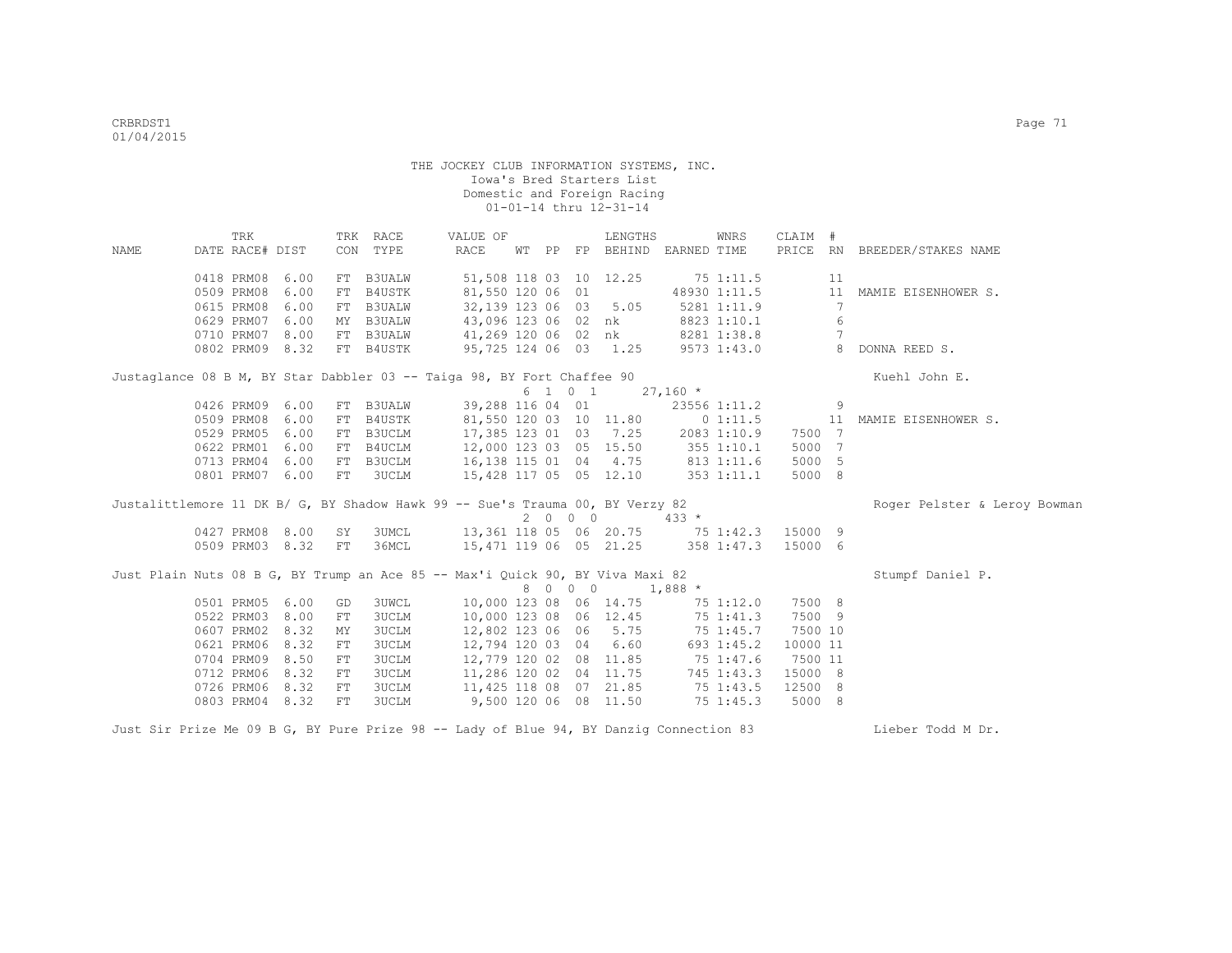THE JOCKEY CLUB INFORMATION SYSTEMS, INC.
Iowa's Bred Starters List
Domestic and Foreign Racing
01-01-14 thru 12-31-14

| NAME | TRK DATE | RACE# | DIST | TRK CON | RACE TYPE | VALUE OF RACE | WT | PP | FP | LENGTHS BEHIND | EARNED | WNRS TIME | CLAIM PRICE | # RN | BREEDER/STAKES NAME |
|---|---|---|---|---|---|---|---|---|---|---|---|---|---|---|---|
| | 0418 | PRM08 | 6.00 | FT | B3UALW | 51,508 | 118 | 03 | 10 | 12.25 | 75 | 1:11.5 | | 11 | |
| | 0509 | PRM08 | 6.00 | FT | B4USTK | 81,550 | 120 | 06 | 01 | | 48930 | 1:11.5 | | 11 | MAMIE EISENHOWER S. |
| | 0615 | PRM08 | 6.00 | FT | B3UALW | 32,139 | 123 | 06 | 03 | 5.05 | 5281 | 1:11.9 | | 7 | |
| | 0629 | PRM07 | 6.00 | MY | B3UALW | 43,096 | 123 | 06 | 02 | nk | 8823 | 1:10.1 | | 6 | |
| | 0710 | PRM07 | 8.00 | FT | B3UALW | 41,269 | 120 | 06 | 02 | nk | 8281 | 1:38.8 | | 7 | |
| | 0802 | PRM09 | 8.32 | FT | B4USTK | 95,725 | 124 | 06 | 03 | 1.25 | 9573 | 1:43.0 | | 8 | DONNA REED S. |
| Justaglance 08 B M, BY Star Dabbler 03 -- Taiga 98, BY Fort Chaffee 90 | | | | | | | 6 | 1 0 | 1 | | 27,160 * | | | | Kuehl John E. |
| | 0426 | PRM09 | 6.00 | FT | B3UALW | 39,288 | 116 | 04 | 01 | | 23556 | 1:11.2 | | 9 | |
| | 0509 | PRM08 | 6.00 | FT | B4USTK | 81,550 | 120 | 03 | 10 | 11.80 | 0 | 1:11.5 | | 11 | MAMIE EISENHOWER S. |
| | 0529 | PRM05 | 6.00 | FT | B3UCLM | 17,385 | 123 | 01 | 03 | 7.25 | 2083 | 1:10.9 | 7500 | 7 | |
| | 0622 | PRM01 | 6.00 | FT | B4UCLM | 12,000 | 123 | 03 | 05 | 15.50 | 355 | 1:10.1 | 5000 | 7 | |
| | 0713 | PRM04 | 6.00 | FT | B3UCLM | 16,138 | 115 | 01 | 04 | 4.75 | 813 | 1:11.6 | 5000 | 5 | |
| | 0801 | PRM07 | 6.00 | FT | 3UCLM | 15,428 | 117 | 05 | 05 | 12.10 | 353 | 1:11.1 | 5000 | 8 | |
| Justalittlemore 11 DK B/ G, BY Shadow Hawk 99 -- Sue's Trauma 00, BY Verzy 82 | | | | | | | 2 | 0 0 | 0 | | 433 * | | | | Roger Pelster & Leroy Bowman |
| | 0427 | PRM08 | 8.00 | SY | 3UMCL | 13,361 | 118 | 05 | 06 | 20.75 | 75 | 1:42.3 | 15000 | 9 | |
| | 0509 | PRM03 | 8.32 | FT | 36MCL | 15,471 | 119 | 06 | 05 | 21.25 | 358 | 1:47.3 | 15000 | 6 | |
| Just Plain Nuts 08 B G, BY Trump an Ace 85 -- Max'i Quick 90, BY Viva Maxi 82 | | | | | | | 8 | 0 0 | 0 | | 1,888 * | | | | Stumpf Daniel P. |
| | 0501 | PRM05 | 6.00 | GD | 3UWCL | 10,000 | 123 | 08 | 06 | 14.75 | 75 | 1:12.0 | 7500 | 8 | |
| | 0522 | PRM03 | 8.00 | FT | 3UCLM | 10,000 | 123 | 08 | 06 | 12.45 | 75 | 1:41.3 | 7500 | 9 | |
| | 0607 | PRM02 | 8.32 | MY | 3UCLM | 12,802 | 123 | 06 | 06 | 5.75 | 75 | 1:45.7 | 7500 | 10 | |
| | 0621 | PRM06 | 8.32 | FT | 3UCLM | 12,794 | 120 | 03 | 04 | 6.60 | 693 | 1:45.2 | 10000 | 11 | |
| | 0704 | PRM09 | 8.50 | FT | 3UCLM | 12,779 | 120 | 02 | 08 | 11.85 | 75 | 1:47.6 | 7500 | 11 | |
| | 0712 | PRM06 | 8.32 | FT | 3UCLM | 11,286 | 120 | 02 | 04 | 11.75 | 745 | 1:43.3 | 15000 | 8 | |
| | 0726 | PRM06 | 8.32 | FT | 3UCLM | 11,425 | 118 | 08 | 07 | 21.85 | 75 | 1:43.5 | 12500 | 8 | |
| | 0803 | PRM04 | 8.32 | FT | 3UCLM | 9,500 | 120 | 06 | 08 | 11.50 | 75 | 1:45.3 | 5000 | 8 | |
| Just Sir Prize Me 09 B G, BY Pure Prize 98 -- Lady of Blue 94, BY Danzig Connection 83 | | | | | | | | | | | | | | | Lieber Todd M Dr. |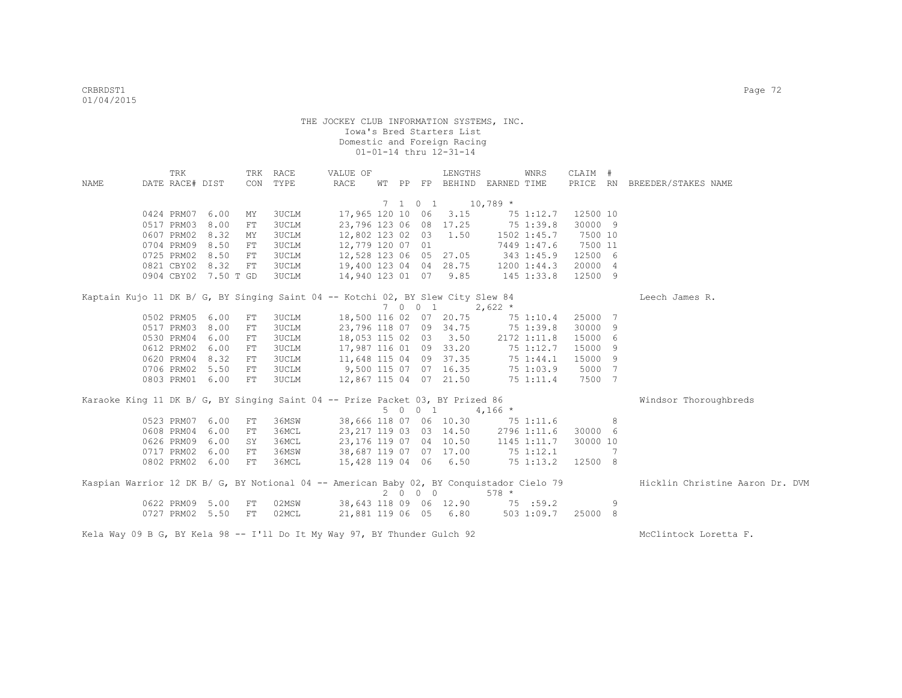THE JOCKEY CLUB INFORMATION SYSTEMS, INC.
Iowa's Bred Starters List
Domestic and Foreign Racing
01-01-14 thru 12-31-14

| NAME | TRK DATE | RACE# | DIST | TRK CON | RACE TYPE | VALUE OF RACE | WT | PP | FP | LENGTHS BEHIND | EARNED | WNRS TIME | CLAIM PRICE | # RN | BREEDER/STAKES NAME |
|---|---|---|---|---|---|---|---|---|---|---|---|---|---|---|---|
| | | | | | | | 7 | 1 0 1 | | | 10,789 * | | | | |
| | 0424 | PRM07 | 6.00 | MY | 3UCLM | 17,965 | 120 | 10 | 06 | 3.15 | 75 | 1:12.7 | 12500 | 10 | |
| | 0517 | PRM03 | 8.00 | FT | 3UCLM | 23,796 | 123 | 06 | 08 | 17.25 | 75 | 1:39.8 | 30000 | 9 | |
| | 0607 | PRM02 | 8.32 | MY | 3UCLM | 12,802 | 123 | 02 | 03 | 1.50 | 1502 | 1:45.7 | 7500 | 10 | |
| | 0704 | PRM09 | 8.50 | FT | 3UCLM | 12,779 | 120 | 07 | 01 | | 7449 | 1:47.6 | 7500 | 11 | |
| | 0725 | PRM02 | 8.50 | FT | 3UCLM | 12,528 | 123 | 06 | 05 | 27.05 | 343 | 1:45.9 | 12500 | 6 | |
| | 0821 | CBY02 | 8.32 | FT | 3UCLM | 19,400 | 123 | 04 | 04 | 28.75 | 1200 | 1:44.3 | 20000 | 4 | |
| | 0904 | CBY02 | 7.50 T | GD | 3UCLM | 14,940 | 123 | 01 | 07 | 9.85 | 145 | 1:33.8 | 12500 | 9 | |
| Kaptain Kujo 11 DK B/ G, BY Singing Saint 04 -- Kotchi 02, BY Slew City Slew 84 | | | | | | | | | | | | | | | Leech James R. |
| | | | | | | | 7 | 0 0 1 | | | 2,622 * | | | | |
| | 0502 | PRM05 | 6.00 | FT | 3UCLM | 18,500 | 116 | 02 | 07 | 20.75 | 75 | 1:10.4 | 25000 | 7 | |
| | 0517 | PRM03 | 8.00 | FT | 3UCLM | 23,796 | 118 | 07 | 09 | 34.75 | 75 | 1:39.8 | 30000 | 9 | |
| | 0530 | PRM04 | 6.00 | FT | 3UCLM | 18,053 | 115 | 02 | 03 | 3.50 | 2172 | 1:11.8 | 15000 | 6 | |
| | 0612 | PRM02 | 6.00 | FT | 3UCLM | 17,987 | 116 | 01 | 09 | 33.20 | 75 | 1:12.7 | 15000 | 9 | |
| | 0620 | PRM04 | 8.32 | FT | 3UCLM | 11,648 | 115 | 04 | 09 | 37.35 | 75 | 1:44.1 | 15000 | 9 | |
| | 0706 | PRM02 | 5.50 | FT | 3UCLM | 9,500 | 115 | 07 | 07 | 16.35 | 75 | 1:03.9 | 5000 | 7 | |
| | 0803 | PRM01 | 6.00 | FT | 3UCLM | 12,867 | 115 | 04 | 07 | 21.50 | 75 | 1:11.4 | 7500 | 7 | |
| Karaoke King 11 DK B/ G, BY Singing Saint 04 -- Prize Packet 03, BY Prized 86 | | | | | | | | | | | | | | | Windsor Thoroughbreds |
| | | | | | | | 5 | 0 0 1 | | | 4,166 * | | | | |
| | 0523 | PRM07 | 6.00 | FT | 36MSW | 38,666 | 118 | 07 | 06 | 10.30 | 75 | 1:11.6 | | 8 | |
| | 0608 | PRM04 | 6.00 | FT | 36MCL | 23,217 | 119 | 03 | 03 | 14.50 | 2796 | 1:11.6 | 30000 | 6 | |
| | 0626 | PRM09 | 6.00 | SY | 36MCL | 23,176 | 119 | 07 | 04 | 10.50 | 1145 | 1:11.7 | 30000 | 10 | |
| | 0717 | PRM02 | 6.00 | FT | 36MSW | 38,687 | 119 | 07 | 07 | 17.00 | 75 | 1:12.1 | | 7 | |
| | 0802 | PRM02 | 6.00 | FT | 36MCL | 15,428 | 119 | 04 | 06 | 6.50 | 75 | 1:13.2 | 12500 | 8 | |
| Kaspian Warrior 12 DK B/ G, BY Notional 04 -- American Baby 02, BY Conquistador Cielo 79 | | | | | | | | | | | | | | | Hicklin Christine Aaron Dr. DVM |
| | | | | | | | 2 | 0 0 0 | | | 578 * | | | | |
| | 0622 | PRM09 | 5.00 | FT | 02MSW | 38,643 | 118 | 09 | 06 | 12.90 | 75 | :59.2 | | 9 | |
| | 0727 | PRM02 | 5.50 | FT | 02MCL | 21,881 | 119 | 06 | 05 | 6.80 | 503 | 1:09.7 | 25000 | 8 | |
| Kela Way 09 B G, BY Kela 98 -- I'll Do It My Way 97, BY Thunder Gulch 92 | | | | | | | | | | | | | | | McClintock Loretta F. |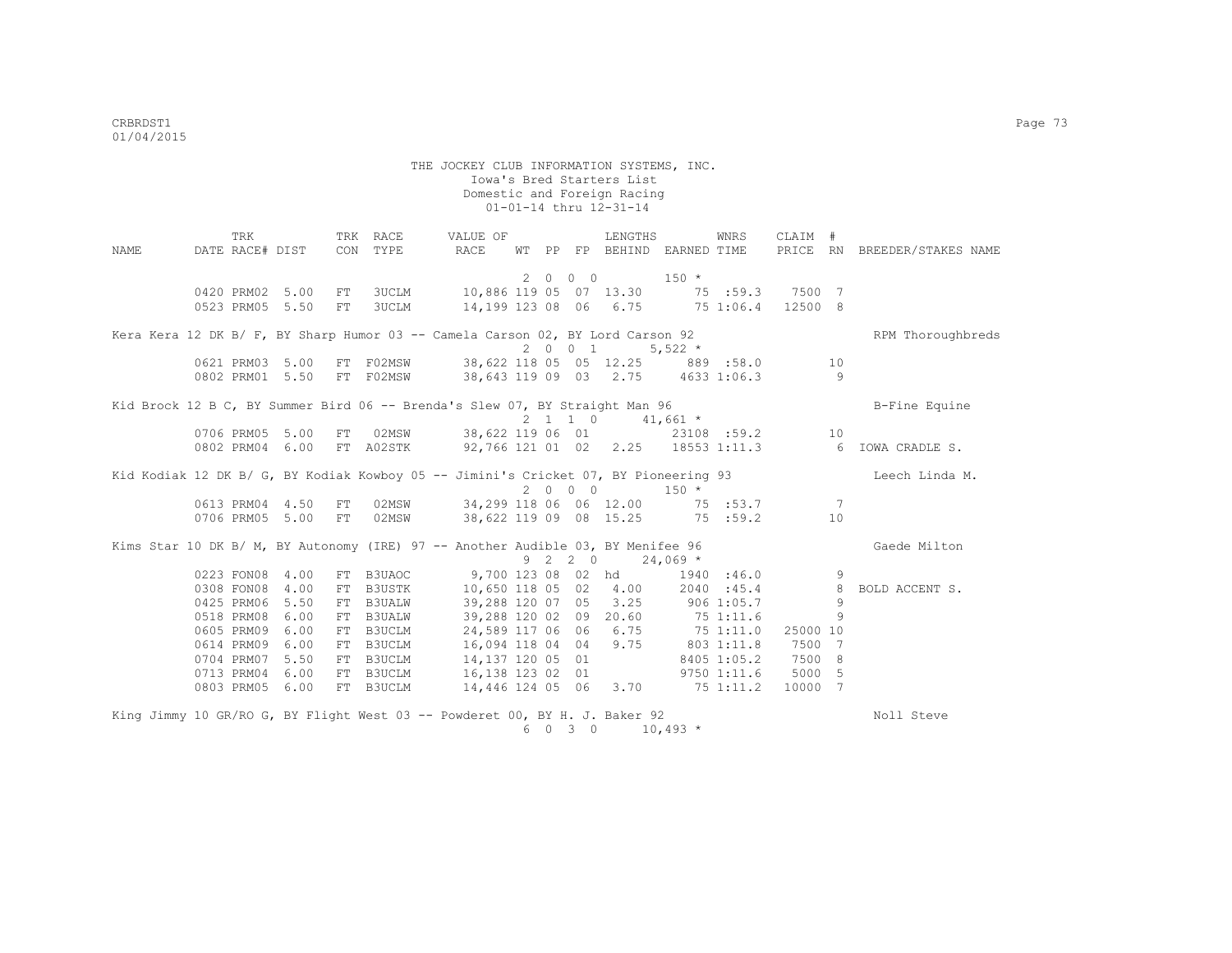THE JOCKEY CLUB INFORMATION SYSTEMS, INC.
Iowa's Bred Starters List
Domestic and Foreign Racing
01-01-14 thru 12-31-14

| NAME | TRK DATE RACE# | DIST | TRK CON | RACE TYPE | VALUE OF RACE | WT | PP | FP | LENGTHS BEHIND | EARNED | WNRS TIME | CLAIM PRICE | # RN | BREEDER/STAKES NAME |
|---|---|---|---|---|---|---|---|---|---|---|---|---|---|---|
| | | | | | | 2 | 0 0 | 0 | | 150 * | | | | |
| | 0420 PRM02 | 5.00 | FT | 3UCLM | 10,886 | 119 | 05 | 07 | 13.30 | 75 | :59.3 | 7500 | 7 | |
| | 0523 PRM05 | 5.50 | FT | 3UCLM | 14,199 | 123 | 08 | 06 | 6.75 | 75 | 1:06.4 | 12500 | 8 | |
| Kera Kera 12 DK B/ F, BY Sharp Humor 03 -- Camela Carson 02, BY Lord Carson 92 | | | | | | | | | | | | | | RPM Thoroughbreds |
| | | | | | | 2 | 0 0 | 1 | | 5,522 * | | | | |
| | 0621 PRM03 | 5.00 | FT | F02MSW | 38,622 | 118 | 05 | 05 | 12.25 | 889 | :58.0 | | 10 | |
| | 0802 PRM01 | 5.50 | FT | F02MSW | 38,643 | 119 | 09 | 03 | 2.75 | 4633 | 1:06.3 | | 9 | |
| Kid Brock 12 B C, BY Summer Bird 06 -- Brenda's Slew 07, BY Straight Man 96 | | | | | | | | | | | | | | B-Fine Equine |
| | | | | | | 2 | 1 1 | 0 | | 41,661 * | | | | |
| | 0706 PRM05 | 5.00 | FT | 02MSW | 38,622 | 119 | 06 | 01 | | 23108 | :59.2 | | 10 | |
| | 0802 PRM04 | 6.00 | FT | A02STK | 92,766 | 121 | 01 | 02 | 2.25 | 18553 | 1:11.3 | | 6 | IOWA CRADLE S. |
| Kid Kodiak 12 DK B/ G, BY Kodiak Kowboy 05 -- Jimini's Cricket 07, BY Pioneering 93 | | | | | | | | | | | | | | Leech Linda M. |
| | | | | | | 2 | 0 0 | 0 | | 150 * | | | | |
| | 0613 PRM04 | 4.50 | FT | 02MSW | 34,299 | 118 | 06 | 06 | 12.00 | 75 | :53.7 | | 7 | |
| | 0706 PRM05 | 5.00 | FT | 02MSW | 38,622 | 119 | 09 | 08 | 15.25 | 75 | :59.2 | | 10 | |
| Kims Star 10 DK B/ M, BY Autonomy (IRE) 97 -- Another Audible 03, BY Menifee 96 | | | | | | | | | | | | | | Gaede Milton |
| | | | | | | 9 | 2 2 | 0 | | 24,069 * | | | | |
| | 0223 FON08 | 4.00 | FT | B3UAOC | 9,700 | 123 | 08 | 02 | hd | 1940 | :46.0 | | 9 | |
| | 0308 FON08 | 4.00 | FT | B3USTK | 10,650 | 118 | 05 | 02 | 4.00 | 2040 | :45.4 | | 8 | BOLD ACCENT S. |
| | 0425 PRM06 | 5.50 | FT | B3UALW | 39,288 | 120 | 07 | 05 | 3.25 | 906 | 1:05.7 | | 9 | |
| | 0518 PRM08 | 6.00 | FT | B3UALW | 39,288 | 120 | 02 | 09 | 20.60 | 75 | 1:11.6 | | 9 | |
| | 0605 PRM09 | 6.00 | FT | B3UCLM | 24,589 | 117 | 06 | 06 | 6.75 | 75 | 1:11.0 | 25000 | 10 | |
| | 0614 PRM09 | 6.00 | FT | B3UCLM | 16,094 | 118 | 04 | 04 | 9.75 | 803 | 1:11.8 | 7500 | 7 | |
| | 0704 PRM07 | 5.50 | FT | B3UCLM | 14,137 | 120 | 05 | 01 | | 8405 | 1:05.2 | 7500 | 8 | |
| | 0713 PRM04 | 6.00 | FT | B3UCLM | 16,138 | 123 | 02 | 01 | | 9750 | 1:11.6 | 5000 | 5 | |
| | 0803 PRM05 | 6.00 | FT | B3UCLM | 14,446 | 124 | 05 | 06 | 3.70 | 75 | 1:11.2 | 10000 | 7 | |
| King Jimmy 10 GR/RO G, BY Flight West 03 -- Powderet 00, BY H. J. Baker 92 | | | | | | | | | | | | | | Noll Steve |
| | | | | | | 6 | 0 3 | 0 | | 10,493 * | | | | |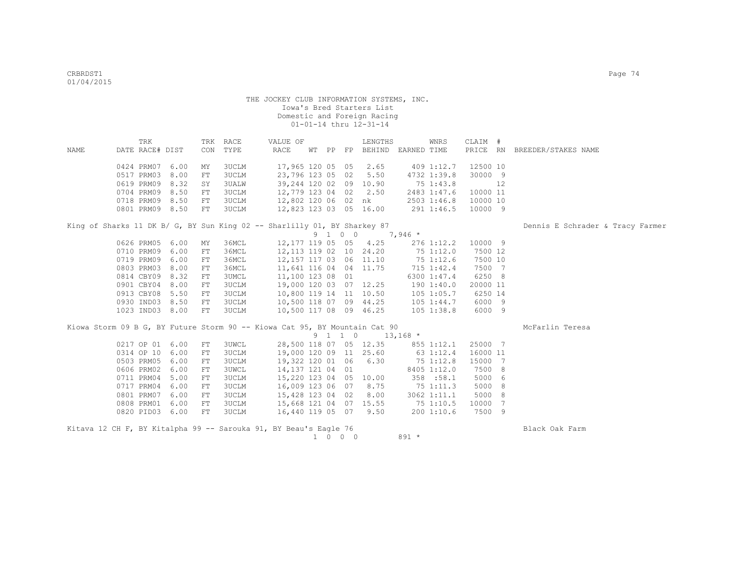THE JOCKEY CLUB INFORMATION SYSTEMS, INC.
Iowa's Bred Starters List
Domestic and Foreign Racing
01-01-14 thru 12-31-14

| NAME | TRK DATE | RACE# | TRK DIST | CON | RACE TYPE | VALUE OF RACE | WT | PP | FP | LENGTHS BEHIND | EARNED | WNRS TIME | CLAIM PRICE | # RN | BREEDER/STAKES NAME |
|---|---|---|---|---|---|---|---|---|---|---|---|---|---|---|---|
| | 0424 | PRM07 | 6.00 | MY | 3UCLM | 17,965 | 120 | 05 | 05 | 2.65 | 409 | 1:12.7 | 12500 | 10 | |
| | 0517 | PRM03 | 8.00 | FT | 3UCLM | 23,796 | 123 | 05 | 02 | 5.50 | 4732 | 1:39.8 | 30000 | 9 | |
| | 0619 | PRM09 | 8.32 | SY | 3UALW | 39,244 | 120 | 02 | 09 | 10.90 | 75 | 1:43.8 | | 12 | |
| | 0704 | PRM09 | 8.50 | FT | 3UCLM | 12,779 | 123 | 04 | 02 | 2.50 | 2483 | 1:47.6 | 10000 | 11 | |
| | 0718 | PRM09 | 8.50 | FT | 3UCLM | 12,802 | 120 | 06 | 02 | nk | 2503 | 1:46.8 | 10000 | 10 | |
| | 0801 | PRM09 | 8.50 | FT | 3UCLM | 12,823 | 123 | 03 | 05 | 16.00 | 291 | 1:46.5 | 10000 | 9 | |

King of Sharks 11 DK B/ G, BY Sun King 02 -- Sharlilly 01, BY Sharkey 87 — Dennis E Schrader & Tracy Farmer
9 1 0 0 7,946 *

| NAME | TRK DATE | RACE# | TRK DIST | CON | RACE TYPE | VALUE OF RACE | WT | PP | FP | LENGTHS BEHIND | EARNED | WNRS TIME | CLAIM PRICE | # RN | BREEDER/STAKES NAME |
|---|---|---|---|---|---|---|---|---|---|---|---|---|---|---|---|
| | 0626 | PRM05 | 6.00 | MY | 36MCL | 12,177 | 119 | 05 | 05 | 4.25 | 276 | 1:12.2 | 10000 | 9 | |
| | 0710 | PRM09 | 6.00 | FT | 36MCL | 12,113 | 119 | 02 | 10 | 24.20 | 75 | 1:12.0 | 7500 | 12 | |
| | 0719 | PRM09 | 6.00 | FT | 36MCL | 12,157 | 117 | 03 | 06 | 11.10 | 75 | 1:12.6 | 7500 | 10 | |
| | 0803 | PRM03 | 8.00 | FT | 36MCL | 11,641 | 116 | 04 | 04 | 11.75 | 715 | 1:42.4 | 7500 | 7 | |
| | 0814 | CBY09 | 8.32 | FT | 3UMCL | 11,100 | 123 | 08 | 01 | | 6300 | 1:47.4 | 6250 | 8 | |
| | 0901 | CBY04 | 8.00 | FT | 3UCLM | 19,000 | 120 | 03 | 07 | 12.25 | 190 | 1:40.0 | 20000 | 11 | |
| | 0913 | CBY08 | 5.50 | FT | 3UCLM | 10,800 | 119 | 14 | 11 | 10.50 | 105 | 1:05.7 | 6250 | 14 | |
| | 0930 | IND03 | 8.50 | FT | 3UCLM | 10,500 | 118 | 07 | 09 | 44.25 | 105 | 1:44.7 | 6000 | 9 | |
| | 1023 | IND03 | 8.00 | FT | 3UCLM | 10,500 | 117 | 08 | 09 | 46.25 | 105 | 1:38.8 | 6000 | 9 | |

Kiowa Storm 09 B G, BY Future Storm 90 -- Kiowa Cat 95, BY Mountain Cat 90 — McFarlin Teresa
9 1 1 0 13,168 *

| NAME | TRK DATE | RACE# | TRK DIST | CON | RACE TYPE | VALUE OF RACE | WT | PP | FP | LENGTHS BEHIND | EARNED | WNRS TIME | CLAIM PRICE | # RN | BREEDER/STAKES NAME |
|---|---|---|---|---|---|---|---|---|---|---|---|---|---|---|---|
| | 0217 | OP 01 | 6.00 | FT | 3UWCL | 28,500 | 118 | 07 | 05 | 12.35 | 855 | 1:12.1 | 25000 | 7 | |
| | 0314 | OP 10 | 6.00 | FT | 3UCLM | 19,000 | 120 | 09 | 11 | 25.60 | 63 | 1:12.4 | 16000 | 11 | |
| | 0503 | PRM05 | 6.00 | FT | 3UCLM | 19,322 | 120 | 01 | 06 | 6.30 | 75 | 1:12.8 | 15000 | 7 | |
| | 0606 | PRM02 | 6.00 | FT | 3UWCL | 14,137 | 121 | 04 | 01 | | 8405 | 1:12.0 | 7500 | 8 | |
| | 0711 | PRM04 | 5.00 | FT | 3UCLM | 15,220 | 123 | 04 | 05 | 10.00 | 358 | :58.1 | 5000 | 6 | |
| | 0717 | PRM04 | 6.00 | FT | 3UCLM | 16,009 | 123 | 06 | 07 | 8.75 | 75 | 1:11.3 | 5000 | 8 | |
| | 0801 | PRM07 | 6.00 | FT | 3UCLM | 15,428 | 123 | 04 | 02 | 8.00 | 3062 | 1:11.1 | 5000 | 8 | |
| | 0808 | PRM01 | 6.00 | FT | 3UCLM | 15,668 | 121 | 04 | 07 | 15.55 | 75 | 1:10.5 | 10000 | 7 | |
| | 0820 | PID03 | 6.00 | FT | 3UCLM | 16,440 | 119 | 05 | 07 | 9.50 | 200 | 1:10.6 | 7500 | 9 | |

Kitava 12 CH F, BY Kitalpha 99 -- Sarouka 91, BY Beau's Eagle 76 — Black Oak Farm
1 0 0 0 891 *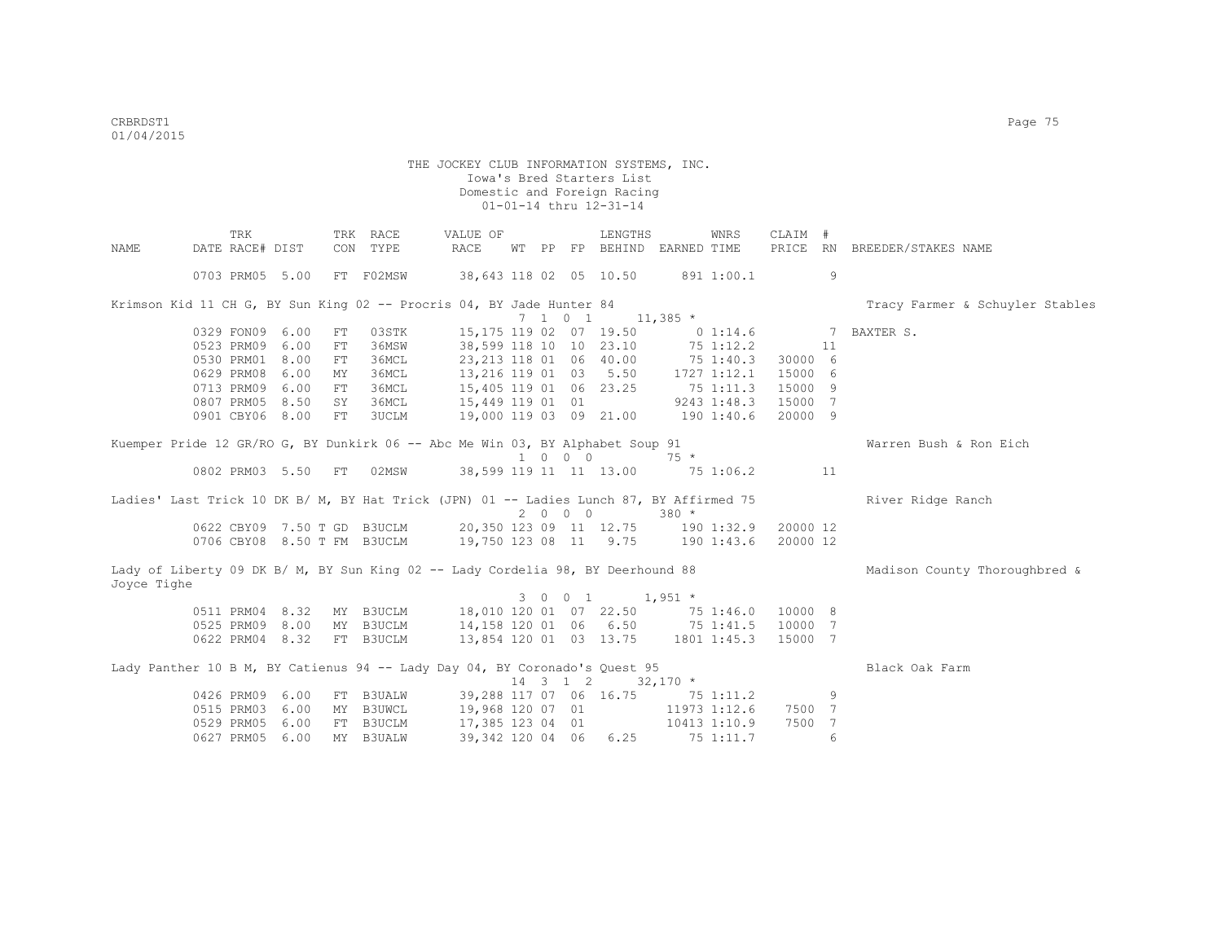THE JOCKEY CLUB INFORMATION SYSTEMS, INC.
Iowa's Bred Starters List
Domestic and Foreign Racing
01-01-14 thru 12-31-14

| NAME | TRK DATE | RACE# | DIST | TRK CON | RACE TYPE | VALUE OF RACE | WT | PP | FP | LENGTHS BEHIND | EARNED | WNRS TIME | CLAIM PRICE | # RN | BREEDER/STAKES NAME |
|---|---|---|---|---|---|---|---|---|---|---|---|---|---|---|---|
| | 0703 | PRM05 | 5.00 | FT | F02MSW | 38,643 | 118 | 02 | 05 | 10.50 | 891 | 1:00.1 | | 9 | |
| Krimson Kid 11 CH G, BY Sun King 02 -- Procris 04, BY Jade Hunter 84 | | | | | | | | | | | | | | | Tracy Farmer & Schuyler Stables |
| 7 1 0 1 11,385 * | | | | | | | | | | | | | | | |
| | 0329 | FON09 | 6.00 | FT | 03STK | 15,175 | 119 | 02 | 07 | 19.50 | 0 | 1:14.6 | | 7 | BAXTER S. |
| | 0523 | PRM09 | 6.00 | FT | 36MSW | 38,599 | 118 | 10 | 10 | 23.10 | 75 | 1:12.2 | | 11 | |
| | 0530 | PRM01 | 8.00 | FT | 36MCL | 23,213 | 118 | 01 | 06 | 40.00 | 75 | 1:40.3 | 30000 | 6 | |
| | 0629 | PRM08 | 6.00 | MY | 36MCL | 13,216 | 119 | 01 | 03 | 5.50 | 1727 | 1:12.1 | 15000 | 6 | |
| | 0713 | PRM09 | 6.00 | FT | 36MCL | 15,405 | 119 | 01 | 06 | 23.25 | 75 | 1:11.3 | 15000 | 9 | |
| | 0807 | PRM05 | 8.50 | SY | 36MCL | 15,449 | 119 | 01 | 01 | | 9243 | 1:48.3 | 15000 | 7 | |
| | 0901 | CBY06 | 8.00 | FT | 3UCLM | 19,000 | 119 | 03 | 09 | 21.00 | 190 | 1:40.6 | 20000 | 9 | |
| Kuemper Pride 12 GR/RO G, BY Dunkirk 06 -- Abc Me Win 03, BY Alphabet Soup 91 | | | | | | | | | | | | | | | Warren Bush & Ron Eich |
| 1 0 0 0 75 * | | | | | | | | | | | | | | | |
| | 0802 | PRM03 | 5.50 | FT | 02MSW | 38,599 | 119 | 11 | 11 | 13.00 | 75 | 1:06.2 | | 11 | |
| Ladies' Last Trick 10 DK B/ M, BY Hat Trick (JPN) 01 -- Ladies Lunch 87, BY Affirmed 75 | | | | | | | | | | | | | | | River Ridge Ranch |
| 2 0 0 0 380 * | | | | | | | | | | | | | | | |
| | 0622 | CBY09 | 7.50 T | GD | B3UCLM | 20,350 | 123 | 09 | 11 | 12.75 | 190 | 1:32.9 | 20000 | 12 | |
| | 0706 | CBY08 | 8.50 T | FM | B3UCLM | 19,750 | 123 | 08 | 11 | 9.75 | 190 | 1:43.6 | 20000 | 12 | |
| Lady of Liberty 09 DK B/ M, BY Sun King 02 -- Lady Cordelia 98, BY Deerhound 88 | | | | | | | | | | | | | | | Madison County Thoroughbred & Joyce Tighe |
| 3 0 0 1 1,951 * | | | | | | | | | | | | | | | |
| | 0511 | PRM04 | 8.32 | MY | B3UCLM | 18,010 | 120 | 01 | 07 | 22.50 | 75 | 1:46.0 | 10000 | 8 | |
| | 0525 | PRM09 | 8.00 | MY | B3UCLM | 14,158 | 120 | 01 | 06 | 6.50 | 75 | 1:41.5 | 10000 | 7 | |
| | 0622 | PRM04 | 8.32 | FT | B3UCLM | 13,854 | 120 | 01 | 03 | 13.75 | 1801 | 1:45.3 | 15000 | 7 | |
| Lady Panther 10 B M, BY Catienus 94 -- Lady Day 04, BY Coronado's Quest 95 | | | | | | | | | | | | | | | Black Oak Farm |
| 14 3 1 2 32,170 * | | | | | | | | | | | | | | | |
| | 0426 | PRM09 | 6.00 | FT | B3UALW | 39,288 | 117 | 07 | 06 | 16.75 | 75 | 1:11.2 | | 9 | |
| | 0515 | PRM03 | 6.00 | MY | B3UWCL | 19,968 | 120 | 07 | 01 | | 11973 | 1:12.6 | 7500 | 7 | |
| | 0529 | PRM05 | 6.00 | FT | B3UCLM | 17,385 | 123 | 04 | 01 | | 10413 | 1:10.9 | 7500 | 7 | |
| | 0627 | PRM05 | 6.00 | MY | B3UALW | 39,342 | 120 | 04 | 06 | 6.25 | 75 | 1:11.7 | | 6 | |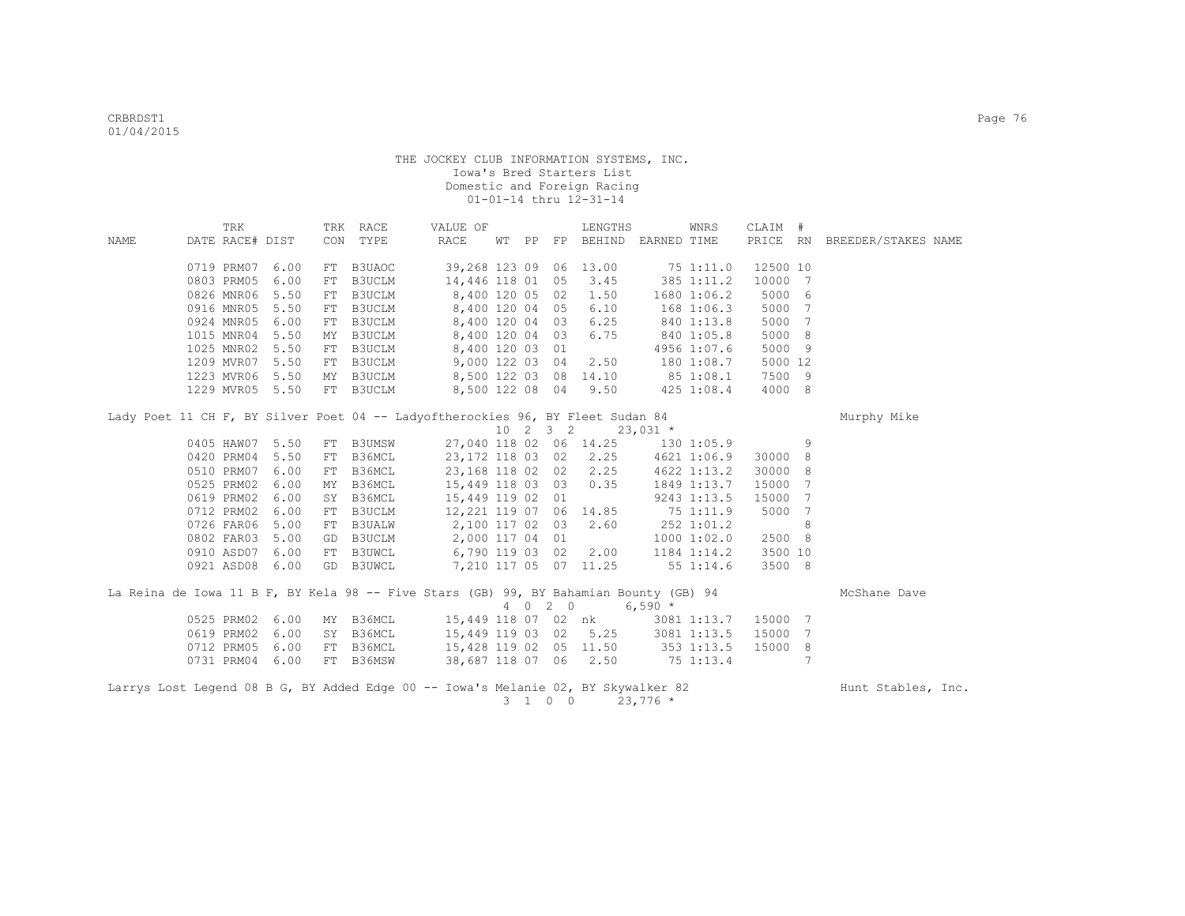THE JOCKEY CLUB INFORMATION SYSTEMS, INC.
Iowa's Bred Starters List
Domestic and Foreign Racing
01-01-14 thru 12-31-14

| NAME | TRK DATE | RACE# | DIST | TRK CON | RACE TYPE | VALUE OF RACE | WT | PP | FP | LENGTHS BEHIND | EARNED | WNRS TIME | CLAIM PRICE | # RN | BREEDER/STAKES NAME |
|---|---|---|---|---|---|---|---|---|---|---|---|---|---|---|---|
| | 0719 | PRM07 | 6.00 | FT | B3UAOC | 39,268 | 123 | 09 | 06 | 13.00 | 75 | 1:11.0 | 12500 | 10 | |
| | 0803 | PRM05 | 6.00 | FT | B3UCLM | 14,446 | 118 | 01 | 05 | 3.45 | 385 | 1:11.2 | 10000 | 7 | |
| | 0826 | MNR06 | 5.50 | FT | B3UCLM | 8,400 | 120 | 05 | 02 | 1.50 | 1680 | 1:06.2 | 5000 | 6 | |
| | 0916 | MNR05 | 5.50 | FT | B3UCLM | 8,400 | 120 | 04 | 05 | 6.10 | 168 | 1:06.3 | 5000 | 7 | |
| | 0924 | MNR05 | 6.00 | FT | B3UCLM | 8,400 | 120 | 04 | 03 | 6.25 | 840 | 1:13.8 | 5000 | 7 | |
| | 1015 | MNR04 | 5.50 | MY | B3UCLM | 8,400 | 120 | 04 | 03 | 6.75 | 840 | 1:05.8 | 5000 | 8 | |
| | 1025 | MNR02 | 5.50 | FT | B3UCLM | 8,400 | 120 | 03 | 01 | | 4956 | 1:07.6 | 5000 | 9 | |
| | 1209 | MVR07 | 5.50 | FT | B3UCLM | 9,000 | 122 | 03 | 04 | 2.50 | 180 | 1:08.7 | 5000 | 12 | |
| | 1223 | MVR06 | 5.50 | MY | B3UCLM | 8,500 | 122 | 03 | 08 | 14.10 | 85 | 1:08.1 | 7500 | 9 | |
| | 1229 | MVR05 | 5.50 | FT | B3UCLM | 8,500 | 122 | 08 | 04 | 9.50 | 425 | 1:08.4 | 4000 | 8 | |

Lady Poet 11 CH F, BY Silver Poet 04 -- Ladyoftherockies 96, BY Fleet Sudan 84 — Murphy Mike
10 2 3 2 — 23,031 *

| TRK DATE | RACE# | DIST | TRK CON | RACE TYPE | VALUE OF RACE | WT | PP | FP | LENGTHS BEHIND | EARNED | WNRS TIME | CLAIM PRICE | # RN |
|---|---|---|---|---|---|---|---|---|---|---|---|---|---|
| 0405 | HAW07 | 5.50 | FT | B3UMSW | 27,040 | 118 | 02 | 06 | 14.25 | 130 | 1:05.9 | | 9 |
| 0420 | PRM04 | 5.50 | FT | B36MCL | 23,172 | 118 | 03 | 02 | 2.25 | 4621 | 1:06.9 | 30000 | 8 |
| 0510 | PRM07 | 6.00 | FT | B36MCL | 23,168 | 118 | 02 | 02 | 2.25 | 4622 | 1:13.2 | 30000 | 8 |
| 0525 | PRM02 | 6.00 | MY | B36MCL | 15,449 | 118 | 03 | 03 | 0.35 | 1849 | 1:13.7 | 15000 | 7 |
| 0619 | PRM02 | 6.00 | SY | B36MCL | 15,449 | 119 | 02 | 01 | | 9243 | 1:13.5 | 15000 | 7 |
| 0712 | PRM02 | 6.00 | FT | B3UCLM | 12,221 | 119 | 07 | 06 | 14.85 | 75 | 1:11.9 | 5000 | 7 |
| 0726 | FAR06 | 5.00 | FT | B3UALW | 2,100 | 117 | 02 | 03 | 2.60 | 252 | 1:01.2 | | 8 |
| 0802 | FAR03 | 5.00 | GD | B3UCLM | 2,000 | 117 | 04 | 01 | | 1000 | 1:02.0 | 2500 | 8 |
| 0910 | ASD07 | 6.00 | FT | B3UWCL | 6,790 | 119 | 03 | 02 | 2.00 | 1184 | 1:14.2 | 3500 | 10 |
| 0921 | ASD08 | 6.00 | GD | B3UWCL | 7,210 | 117 | 05 | 07 | 11.25 | 55 | 1:14.6 | 3500 | 8 |

La Reina de Iowa 11 B F, BY Kela 98 -- Five Stars (GB) 99, BY Bahamian Bounty (GB) 94 — McShane Dave
4 0 2 0 — 6,590 *

| TRK DATE | RACE# | DIST | TRK CON | RACE TYPE | VALUE OF RACE | WT | PP | FP | LENGTHS BEHIND | EARNED | WNRS TIME | CLAIM PRICE | # RN |
|---|---|---|---|---|---|---|---|---|---|---|---|---|---|
| 0525 | PRM02 | 6.00 | MY | B36MCL | 15,449 | 118 | 07 | 02 | nk | 3081 | 1:13.7 | 15000 | 7 |
| 0619 | PRM02 | 6.00 | SY | B36MCL | 15,449 | 119 | 03 | 02 | 5.25 | 3081 | 1:13.5 | 15000 | 7 |
| 0712 | PRM05 | 6.00 | FT | B36MCL | 15,428 | 119 | 02 | 05 | 11.50 | 353 | 1:13.5 | 15000 | 8 |
| 0731 | PRM04 | 6.00 | FT | B36MSW | 38,687 | 118 | 07 | 06 | 2.50 | 75 | 1:13.4 | | 7 |

Larrys Lost Legend 08 B G, BY Added Edge 00 -- Iowa's Melanie 02, BY Skywalker 82 — Hunt Stables, Inc.
3 1 0 0 — 23,776 *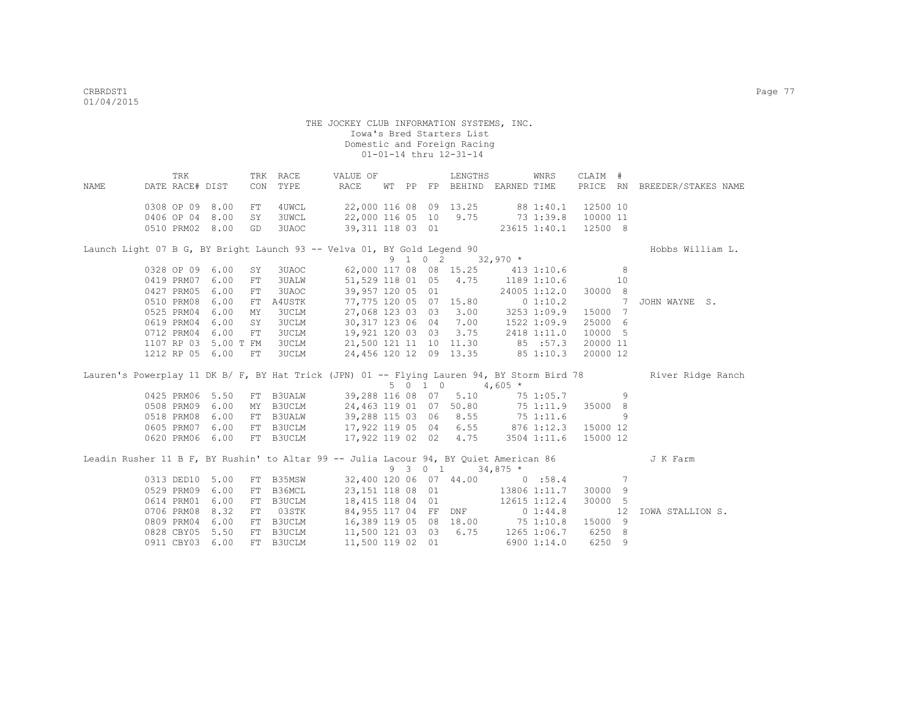THE JOCKEY CLUB INFORMATION SYSTEMS, INC.
Iowa's Bred Starters List
Domestic and Foreign Racing
01-01-14 thru 12-31-14

| NAME | TRK DATE | RACE# | DIST | TRK CON | RACE TYPE | VALUE OF RACE | WT | PP | FP | LENGTHS BEHIND | EARNED | WNRS TIME | CLAIM PRICE | # RN | BREEDER/STAKES NAME |
|---|---|---|---|---|---|---|---|---|---|---|---|---|---|---|---|
| | 0308 | OP 09 | 8.00 | FT | 4UWCL | 22,000 | 116 | 08 | 09 | 13.25 | 88 | 1:40.1 | 12500 | 10 | |
| | 0406 | OP 04 | 8.00 | SY | 3UWCL | 22,000 | 116 | 05 | 10 | 9.75 | 73 | 1:39.8 | 10000 | 11 | |
| | 0510 | PRM02 | 8.00 | GD | 3UAOC | 39,311 | 118 | 03 | 01 | | 23615 | 1:40.1 | 12500 | 8 | |
| Launch Light 07 B G, BY Bright Launch 93 -- Velva 01, BY Gold Legend 90 | | | | | | 9 1 0 2 | | | | | 32,970 * | | | | Hobbs William L. |
| | 0328 | OP 09 | 6.00 | SY | 3UAOC | 62,000 | 117 | 08 | 08 | 15.25 | 413 | 1:10.6 | | 8 | |
| | 0419 | PRM07 | 6.00 | FT | 3UALW | 51,529 | 118 | 01 | 05 | 4.75 | 1189 | 1:10.6 | | 10 | |
| | 0427 | PRM05 | 6.00 | FT | 3UAOC | 39,957 | 120 | 05 | 01 | | 24005 | 1:12.0 | 30000 | 8 | |
| | 0510 | PRM08 | 6.00 | FT | A4USTK | 77,775 | 120 | 05 | 07 | 15.80 | 0 | 1:10.2 | | 7 | JOHN WAYNE S. |
| | 0525 | PRM04 | 6.00 | MY | 3UCLM | 27,068 | 123 | 03 | 03 | 3.00 | 3253 | 1:09.9 | 15000 | 7 | |
| | 0619 | PRM04 | 6.00 | SY | 3UCLM | 30,317 | 123 | 06 | 04 | 7.00 | 1522 | 1:09.9 | 25000 | 6 | |
| | 0712 | PRM04 | 6.00 | FT | 3UCLM | 19,921 | 120 | 03 | 03 | 3.75 | 2418 | 1:11.0 | 10000 | 5 | |
| | 1107 | RP 03 | 5.00 T | FM | 3UCLM | 21,500 | 121 | 11 | 10 | 11.30 | 85 | :57.3 | 20000 | 11 | |
| | 1212 | RP 05 | 6.00 | FT | 3UCLM | 24,456 | 120 | 12 | 09 | 13.35 | 85 | 1:10.3 | 20000 | 12 | |
| Lauren's Powerplay 11 DK B/ F, BY Hat Trick (JPN) 01 -- Flying Lauren 94, BY Storm Bird 78 | | | | | | 5 0 1 0 | | | | | 4,605 * | | | | River Ridge Ranch |
| | 0425 | PRM06 | 5.50 | FT | B3UALW | 39,288 | 116 | 08 | 07 | 5.10 | 75 | 1:05.7 | | 9 | |
| | 0508 | PRM09 | 6.00 | MY | B3UCLM | 24,463 | 119 | 01 | 07 | 50.80 | 75 | 1:11.9 | 35000 | 8 | |
| | 0518 | PRM08 | 6.00 | FT | B3UALW | 39,288 | 115 | 03 | 06 | 8.55 | 75 | 1:11.6 | | 9 | |
| | 0605 | PRM07 | 6.00 | FT | B3UCLM | 17,922 | 119 | 05 | 04 | 6.55 | 876 | 1:12.3 | 15000 | 12 | |
| | 0620 | PRM06 | 6.00 | FT | B3UCLM | 17,922 | 119 | 02 | 02 | 4.75 | 3504 | 1:11.6 | 15000 | 12 | |
| Leadin Rusher 11 B F, BY Rushin' to Altar 99 -- Julia Lacour 94, BY Quiet American 86 | | | | | | 9 3 0 1 | | | | | 34,875 * | | | | J K Farm |
| | 0313 | DED10 | 5.00 | FT | B35MSW | 32,400 | 120 | 06 | 07 | 44.00 | 0 | :58.4 | | 7 | |
| | 0529 | PRM09 | 6.00 | FT | B36MCL | 23,151 | 118 | 08 | 01 | | 13806 | 1:11.7 | 30000 | 9 | |
| | 0614 | PRM01 | 6.00 | FT | B3UCLM | 18,415 | 118 | 04 | 01 | | 12615 | 1:12.4 | 30000 | 5 | |
| | 0706 | PRM08 | 8.32 | FT | 03STK | 84,955 | 117 | 04 | FF | DNF | 0 | 1:44.8 | | 12 | IOWA STALLION S. |
| | 0809 | PRM04 | 6.00 | FT | B3UCLM | 16,389 | 119 | 05 | 08 | 18.00 | 75 | 1:10.8 | 15000 | 9 | |
| | 0828 | CBY05 | 5.50 | FT | B3UCLM | 11,500 | 121 | 03 | 03 | 6.75 | 1265 | 1:06.7 | 6250 | 8 | |
| | 0911 | CBY03 | 6.00 | FT | B3UCLM | 11,500 | 119 | 02 | 01 | | 6900 | 1:14.0 | 6250 | 9 | |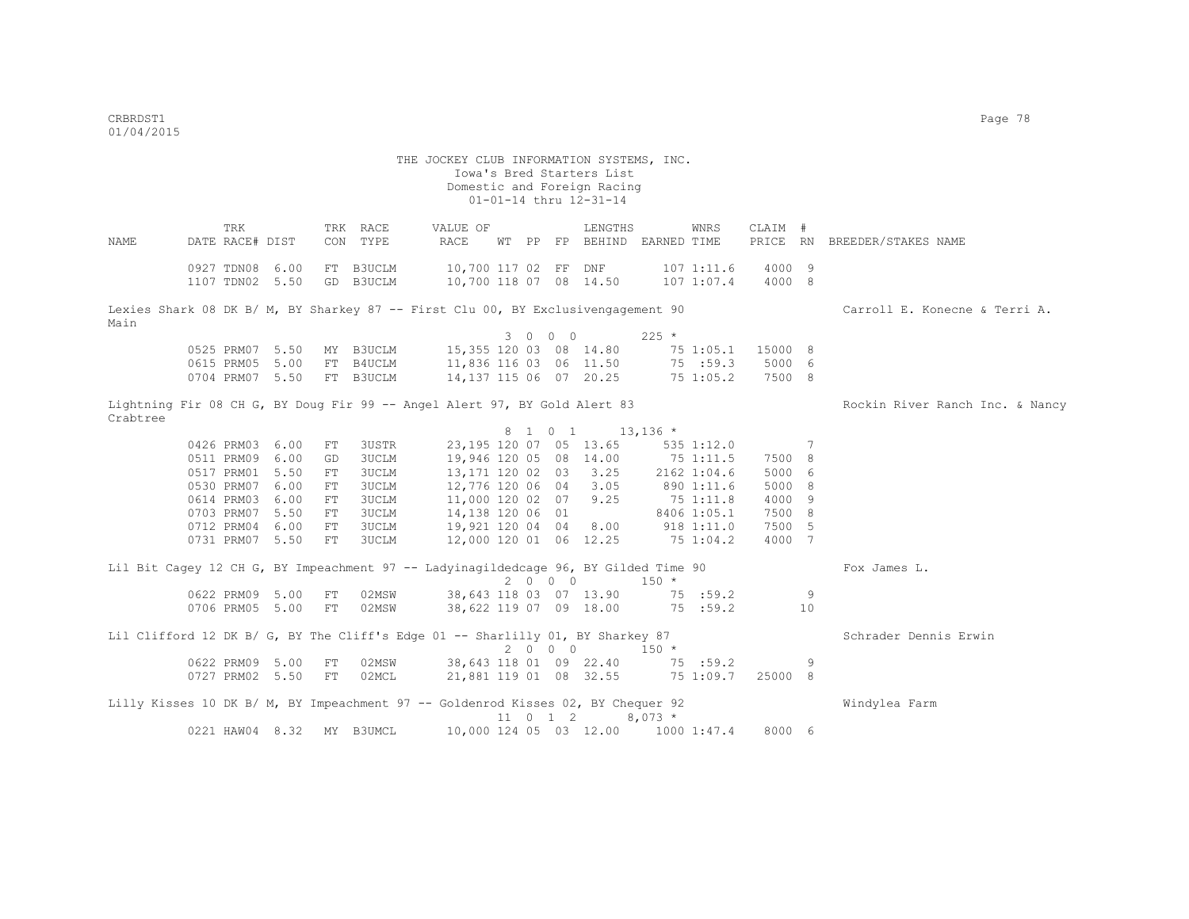THE JOCKEY CLUB INFORMATION SYSTEMS, INC.
Iowa's Bred Starters List
Domestic and Foreign Racing
01-01-14 thru 12-31-14

| NAME | TRK DATE | RACE# | DIST | TRK CON | RACE TYPE | VALUE OF RACE | WT | PP | FP | LENGTHS BEHIND | EARNED | WNRS TIME | CLAIM PRICE | # RN | BREEDER/STAKES NAME |
|---|---|---|---|---|---|---|---|---|---|---|---|---|---|---|---|
| | 0927 | TDN08 | 6.00 | FT | B3UCLM | 10,700 | 117 | 02 | FF | DNF | 107 | 1:11.6 | 4000 | 9 | |
| | 1107 | TDN02 | 5.50 | GD | B3UCLM | 10,700 | 118 | 07 | 08 | 14.50 | 107 | 1:07.4 | 4000 | 8 | |
| Lexies Shark 08 DK B/ M, BY Sharkey 87 -- First Clu 00, BY Exclusivengagement 90 | | | | | | | 3 0 0 0 | | | | 225 * | | | | Carroll E. Konecne & Terri A. Main |
| | 0525 | PRM07 | 5.50 | MY | B3UCLM | 15,355 | 120 | 03 | 08 | 14.80 | 75 | 1:05.1 | 15000 | 8 | |
| | 0615 | PRM05 | 5.00 | FT | B4UCLM | 11,836 | 116 | 03 | 06 | 11.50 | 75 | :59.3 | 5000 | 6 | |
| | 0704 | PRM07 | 5.50 | FT | B3UCLM | 14,137 | 115 | 06 | 07 | 20.25 | 75 | 1:05.2 | 7500 | 8 | |
| Lightning Fir 08 CH G, BY Doug Fir 99 -- Angel Alert 97, BY Gold Alert 83 | | | | | | | 8 1 0 1 | | | | 13,136 * | | | | Rockin River Ranch Inc. & Nancy Crabtree |
| | 0426 | PRM03 | 6.00 | FT | 3USTR | 23,195 | 120 | 07 | 05 | 13.65 | 535 | 1:12.0 | | 7 | |
| | 0511 | PRM09 | 6.00 | GD | 3UCLM | 19,946 | 120 | 05 | 08 | 14.00 | 75 | 1:11.5 | 7500 | 8 | |
| | 0517 | PRM01 | 5.50 | FT | 3UCLM | 13,171 | 120 | 02 | 03 | 3.25 | 2162 | 1:04.6 | 5000 | 6 | |
| | 0530 | PRM07 | 6.00 | FT | 3UCLM | 12,776 | 120 | 06 | 04 | 3.05 | 890 | 1:11.6 | 5000 | 8 | |
| | 0614 | PRM03 | 6.00 | FT | 3UCLM | 11,000 | 120 | 02 | 07 | 9.25 | 75 | 1:11.8 | 4000 | 9 | |
| | 0703 | PRM07 | 5.50 | FT | 3UCLM | 14,138 | 120 | 06 | 01 | | 8406 | 1:05.1 | 7500 | 8 | |
| | 0712 | PRM04 | 6.00 | FT | 3UCLM | 19,921 | 120 | 04 | 04 | 8.00 | 918 | 1:11.0 | 7500 | 5 | |
| | 0731 | PRM07 | 5.50 | FT | 3UCLM | 12,000 | 120 | 01 | 06 | 12.25 | 75 | 1:04.2 | 4000 | 7 | |
| Lil Bit Cagey 12 CH G, BY Impeachment 97 -- Ladyinagildedcage 96, BY Gilded Time 90 | | | | | | | 2 0 0 0 | | | | 150 * | | | | Fox James L. |
| | 0622 | PRM09 | 5.00 | FT | 02MSW | 38,643 | 118 | 03 | 07 | 13.90 | 75 | :59.2 | | 9 | |
| | 0706 | PRM05 | 5.00 | FT | 02MSW | 38,622 | 119 | 07 | 09 | 18.00 | 75 | :59.2 | | 10 | |
| Lil Clifford 12 DK B/ G, BY The Cliff's Edge 01 -- Sharlilly 01, BY Sharkey 87 | | | | | | | 2 0 0 0 | | | | 150 * | | | | Schrader Dennis Erwin |
| | 0622 | PRM09 | 5.00 | FT | 02MSW | 38,643 | 118 | 01 | 09 | 22.40 | 75 | :59.2 | | 9 | |
| | 0727 | PRM02 | 5.50 | FT | 02MCL | 21,881 | 119 | 01 | 08 | 32.55 | 75 | 1:09.7 | 25000 | 8 | |
| Lilly Kisses 10 DK B/ M, BY Impeachment 97 -- Goldenrod Kisses 02, BY Chequer 92 | | | | | | | 11 0 1 2 | | | | 8,073 * | | | | Windylea Farm |
| | 0221 | HAW04 | 8.32 | MY | B3UMCL | 10,000 | 124 | 05 | 03 | 12.00 | 1000 | 1:47.4 | 8000 | 6 | |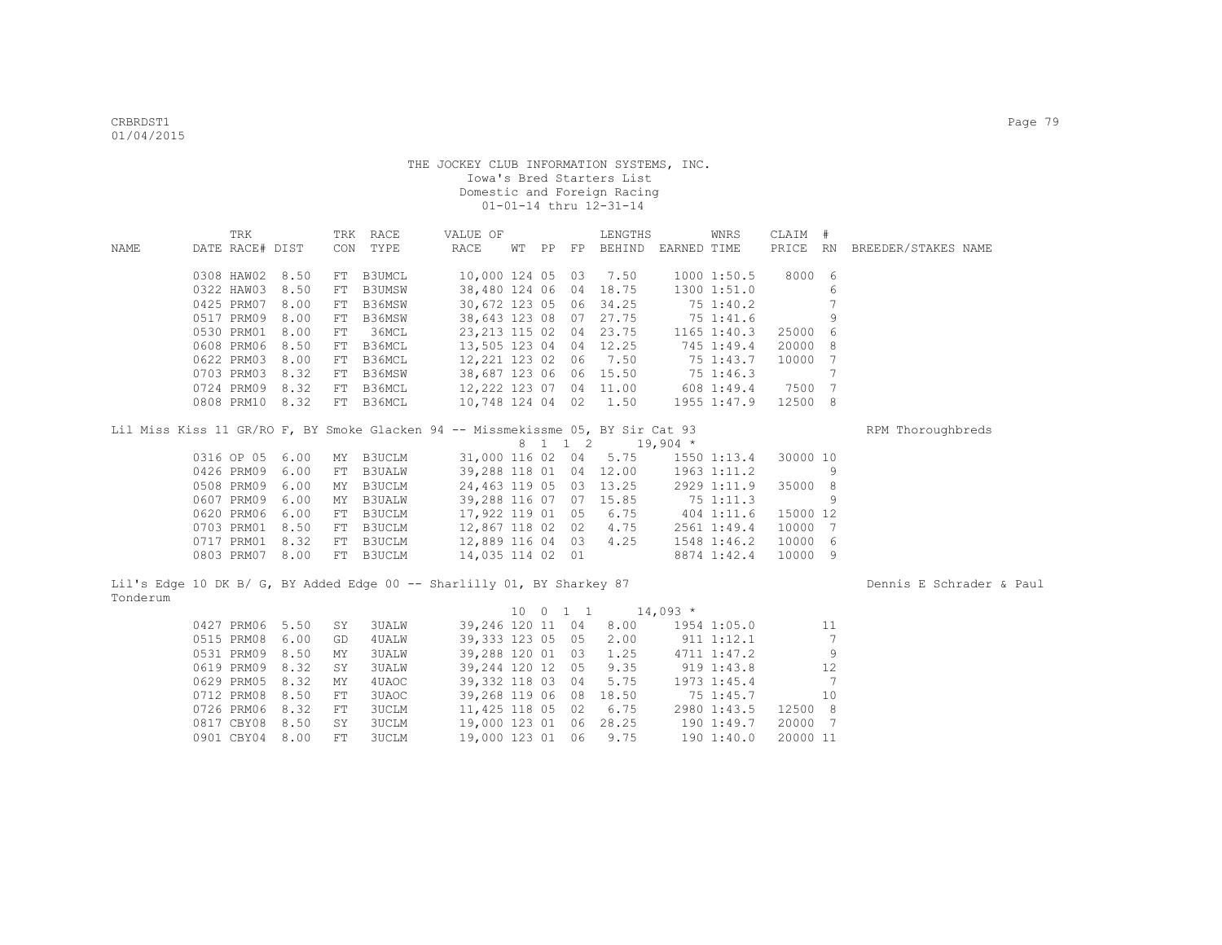THE JOCKEY CLUB INFORMATION SYSTEMS, INC.
Iowa's Bred Starters List
Domestic and Foreign Racing
01-01-14 thru 12-31-14

| NAME | TRK DATE | RACE# | TRK DIST | CON | RACE TYPE | VALUE OF RACE | WT | PP | FP | LENGTHS BEHIND | EARNED | WNRS TIME | CLAIM PRICE | # RN | BREEDER/STAKES NAME |
|---|---|---|---|---|---|---|---|---|---|---|---|---|---|---|---|
| | 0308 | HAW02 | 8.50 | FT | B3UMCL | 10,000 | 124 | 05 | 03 | 7.50 | 1000 | 1:50.5 | 8000 | 6 | |
| | 0322 | HAW03 | 8.50 | FT | B3UMSW | 38,480 | 124 | 06 | 04 | 18.75 | 1300 | 1:51.0 | | 6 | |
| | 0425 | PRM07 | 8.00 | FT | B36MSW | 30,672 | 123 | 05 | 06 | 34.25 | 75 | 1:40.2 | | 7 | |
| | 0517 | PRM09 | 8.00 | FT | B36MSW | 38,643 | 123 | 08 | 07 | 27.75 | 75 | 1:41.6 | | 9 | |
| | 0530 | PRM01 | 8.00 | FT | 36MCL | 23,213 | 115 | 02 | 04 | 23.75 | 1165 | 1:40.3 | 25000 | 6 | |
| | 0608 | PRM06 | 8.50 | FT | B36MCL | 13,505 | 123 | 04 | 04 | 12.25 | 745 | 1:49.4 | 20000 | 8 | |
| | 0622 | PRM03 | 8.00 | FT | B36MCL | 12,221 | 123 | 02 | 06 | 7.50 | 75 | 1:43.7 | 10000 | 7 | |
| | 0703 | PRM03 | 8.32 | FT | B36MSW | 38,687 | 123 | 06 | 06 | 15.50 | 75 | 1:46.3 | | 7 | |
| | 0724 | PRM09 | 8.32 | FT | B36MCL | 12,222 | 123 | 07 | 04 | 11.00 | 608 | 1:49.4 | 7500 | 7 | |
| | 0808 | PRM10 | 8.32 | FT | B36MCL | 10,748 | 124 | 04 | 02 | 1.50 | 1955 | 1:47.9 | 12500 | 8 | |

Lil Miss Kiss 11 GR/RO F, BY Smoke Glacken 94 -- Missmekissme 05, BY Sir Cat 93 — RPM Thoroughbreds

8 1 1 2 19,904 *

| NAME | TRK DATE | RACE# | TRK DIST | CON | RACE TYPE | VALUE OF RACE | WT | PP | FP | LENGTHS BEHIND | EARNED | WNRS TIME | CLAIM PRICE | # RN | BREEDER/STAKES NAME |
|---|---|---|---|---|---|---|---|---|---|---|---|---|---|---|---|
| | 0316 | OP 05 | 6.00 | MY | B3UCLM | 31,000 | 116 | 02 | 04 | 5.75 | 1550 | 1:13.4 | 30000 | 10 | |
| | 0426 | PRM09 | 6.00 | FT | B3UALW | 39,288 | 118 | 01 | 04 | 12.00 | 1963 | 1:11.2 | | 9 | |
| | 0508 | PRM09 | 6.00 | MY | B3UCLM | 24,463 | 119 | 05 | 03 | 13.25 | 2929 | 1:11.9 | 35000 | 8 | |
| | 0607 | PRM09 | 6.00 | MY | B3UALW | 39,288 | 116 | 07 | 07 | 15.85 | 75 | 1:11.3 | | 9 | |
| | 0620 | PRM06 | 6.00 | FT | B3UCLM | 17,922 | 119 | 01 | 05 | 6.75 | 404 | 1:11.6 | 15000 | 12 | |
| | 0703 | PRM01 | 8.50 | FT | B3UCLM | 12,867 | 118 | 02 | 02 | 4.75 | 2561 | 1:49.4 | 10000 | 7 | |
| | 0717 | PRM01 | 8.32 | FT | B3UCLM | 12,889 | 116 | 04 | 03 | 4.25 | 1548 | 1:46.2 | 10000 | 6 | |
| | 0803 | PRM07 | 8.00 | FT | B3UCLM | 14,035 | 114 | 02 | 01 | | 8874 | 1:42.4 | 10000 | 9 | |

Lil's Edge 10 DK B/ G, BY Added Edge 00 -- Sharlilly 01, BY Sharkey 87 — Dennis E Schrader & Paul Tonderum

10 0 1 1 14,093 *

| NAME | TRK DATE | RACE# | TRK DIST | CON | RACE TYPE | VALUE OF RACE | WT | PP | FP | LENGTHS BEHIND | EARNED | WNRS TIME | CLAIM PRICE | # RN | BREEDER/STAKES NAME |
|---|---|---|---|---|---|---|---|---|---|---|---|---|---|---|---|
| | 0427 | PRM06 | 5.50 | SY | 3UALW | 39,246 | 120 | 11 | 04 | 8.00 | 1954 | 1:05.0 | | 11 | |
| | 0515 | PRM08 | 6.00 | GD | 4UALW | 39,333 | 123 | 05 | 05 | 2.00 | 911 | 1:12.1 | | 7 | |
| | 0531 | PRM09 | 8.50 | MY | 3UALW | 39,288 | 120 | 01 | 03 | 1.25 | 4711 | 1:47.2 | | 9 | |
| | 0619 | PRM09 | 8.32 | SY | 3UALW | 39,244 | 120 | 12 | 05 | 9.35 | 919 | 1:43.8 | | 12 | |
| | 0629 | PRM05 | 8.32 | MY | 4UAOC | 39,332 | 118 | 03 | 04 | 5.75 | 1973 | 1:45.4 | | 7 | |
| | 0712 | PRM08 | 8.50 | FT | 3UAOC | 39,268 | 119 | 06 | 08 | 18.50 | 75 | 1:45.7 | | 10 | |
| | 0726 | PRM06 | 8.32 | FT | 3UCLM | 11,425 | 118 | 05 | 02 | 6.75 | 2980 | 1:43.5 | 12500 | 8 | |
| | 0817 | CBY08 | 8.50 | SY | 3UCLM | 19,000 | 123 | 01 | 06 | 28.25 | 190 | 1:49.7 | 20000 | 7 | |
| | 0901 | CBY04 | 8.00 | FT | 3UCLM | 19,000 | 123 | 01 | 06 | 9.75 | 190 | 1:40.0 | 20000 | 11 | |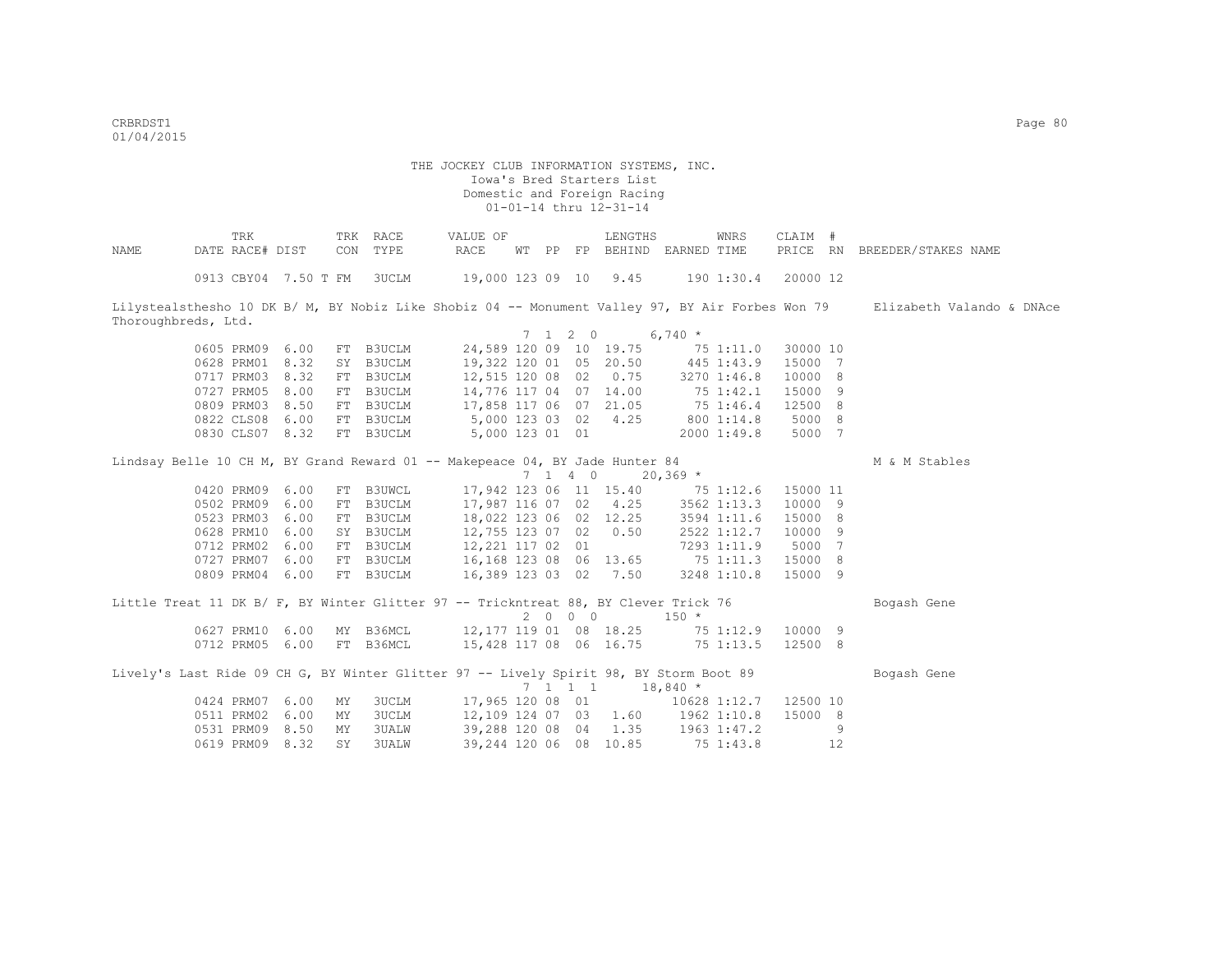THE JOCKEY CLUB INFORMATION SYSTEMS, INC.
Iowa's Bred Starters List
Domestic and Foreign Racing
01-01-14 thru 12-31-14

| NAME | DATE | TRK RACE# | DIST | TRK CON | RACE TYPE | VALUE OF RACE | WT | PP | FP | LENGTHS BEHIND | EARNED | WNRS TIME | CLAIM PRICE | # RN | BREEDER/STAKES NAME |
|---|---|---|---|---|---|---|---|---|---|---|---|---|---|---|---|
| | 0913 | CBY04 | 7.50 T | FM | 3UCLM | 19,000 | 123 | 09 | 10 | 9.45 | 190 | 1:30.4 | 20000 | 12 | |

Lilystealsthesho 10 DK B/ M, BY Nobiz Like Shobiz 04 -- Monument Valley 97, BY Air Forbes Won 79 — Elizabeth Valando & DNAce Thoroughbreds, Ltd.
7 1 2 0 6,740 *

| DATE | TRK RACE# | DIST | TRK CON | RACE TYPE | VALUE OF RACE | WT | PP | FP | LENGTHS BEHIND | EARNED | WNRS TIME | CLAIM PRICE | # RN |
|---|---|---|---|---|---|---|---|---|---|---|---|---|---|
| 0605 | PRM09 | 6.00 | FT | B3UCLM | 24,589 | 120 | 09 | 10 | 19.75 | 75 | 1:11.0 | 30000 | 10 |
| 0628 | PRM01 | 8.32 | SY | B3UCLM | 19,322 | 120 | 01 | 05 | 20.50 | 445 | 1:43.9 | 15000 | 7 |
| 0717 | PRM03 | 8.32 | FT | B3UCLM | 12,515 | 120 | 08 | 02 | 0.75 | 3270 | 1:46.8 | 10000 | 8 |
| 0727 | PRM05 | 8.00 | FT | B3UCLM | 14,776 | 117 | 04 | 07 | 14.00 | 75 | 1:42.1 | 15000 | 9 |
| 0809 | PRM03 | 8.50 | FT | B3UCLM | 17,858 | 117 | 06 | 07 | 21.05 | 75 | 1:46.4 | 12500 | 8 |
| 0822 | CLS08 | 6.00 | FT | B3UCLM | 5,000 | 123 | 03 | 02 | 4.25 | 800 | 1:14.8 | 5000 | 8 |
| 0830 | CLS07 | 8.32 | FT | B3UCLM | 5,000 | 123 | 01 | 01 | | 2000 | 1:49.8 | 5000 | 7 |

Lindsay Belle 10 CH M, BY Grand Reward 01 -- Makepeace 04, BY Jade Hunter 84 — M & M Stables
7 1 4 0 20,369 *

| DATE | TRK RACE# | DIST | TRK CON | RACE TYPE | VALUE OF RACE | WT | PP | FP | LENGTHS BEHIND | EARNED | WNRS TIME | CLAIM PRICE | # RN |
|---|---|---|---|---|---|---|---|---|---|---|---|---|---|
| 0420 | PRM09 | 6.00 | FT | B3UWCL | 17,942 | 123 | 06 | 11 | 15.40 | 75 | 1:12.6 | 15000 | 11 |
| 0502 | PRM09 | 6.00 | FT | B3UCLM | 17,987 | 116 | 07 | 02 | 4.25 | 3562 | 1:13.3 | 10000 | 9 |
| 0523 | PRM03 | 6.00 | FT | B3UCLM | 18,022 | 123 | 06 | 02 | 12.25 | 3594 | 1:11.6 | 15000 | 8 |
| 0628 | PRM10 | 6.00 | SY | B3UCLM | 12,755 | 123 | 07 | 02 | 0.50 | 2522 | 1:12.7 | 10000 | 9 |
| 0712 | PRM02 | 6.00 | FT | B3UCLM | 12,221 | 117 | 02 | 01 | | 7293 | 1:11.9 | 5000 | 7 |
| 0727 | PRM07 | 6.00 | FT | B3UCLM | 16,168 | 123 | 08 | 06 | 13.65 | 75 | 1:11.3 | 15000 | 8 |
| 0809 | PRM04 | 6.00 | FT | B3UCLM | 16,389 | 123 | 03 | 02 | 7.50 | 3248 | 1:10.8 | 15000 | 9 |

Little Treat 11 DK B/ F, BY Winter Glitter 97 -- Tricknttreat 88, BY Clever Trick 76 — Bogash Gene
2 0 0 0 150 *

| DATE | TRK RACE# | DIST | TRK CON | RACE TYPE | VALUE OF RACE | WT | PP | FP | LENGTHS BEHIND | EARNED | WNRS TIME | CLAIM PRICE | # RN |
|---|---|---|---|---|---|---|---|---|---|---|---|---|---|
| 0627 | PRM10 | 6.00 | MY | B36MCL | 12,177 | 119 | 01 | 08 | 18.25 | 75 | 1:12.9 | 10000 | 9 |
| 0712 | PRM05 | 6.00 | FT | B36MCL | 15,428 | 117 | 08 | 06 | 16.75 | 75 | 1:13.5 | 12500 | 8 |

Lively's Last Ride 09 CH G, BY Winter Glitter 97 -- Lively Spirit 98, BY Storm Boot 89 — Bogash Gene
7 1 1 1 18,840 *

| DATE | TRK RACE# | DIST | TRK CON | RACE TYPE | VALUE OF RACE | WT | PP | FP | LENGTHS BEHIND | EARNED | WNRS TIME | CLAIM PRICE | # RN |
|---|---|---|---|---|---|---|---|---|---|---|---|---|---|
| 0424 | PRM07 | 6.00 | MY | 3UCLM | 17,965 | 120 | 08 | 01 | | 10628 | 1:12.7 | 12500 | 10 |
| 0511 | PRM02 | 6.00 | MY | 3UCLM | 12,109 | 124 | 07 | 03 | 1.60 | 1962 | 1:10.8 | 15000 | 8 |
| 0531 | PRM09 | 8.50 | MY | 3UALW | 39,288 | 120 | 08 | 04 | 1.35 | 1963 | 1:47.2 | | 9 |
| 0619 | PRM09 | 8.32 | SY | 3UALW | 39,244 | 120 | 06 | 08 | 10.85 | 75 | 1:43.8 | | 12 |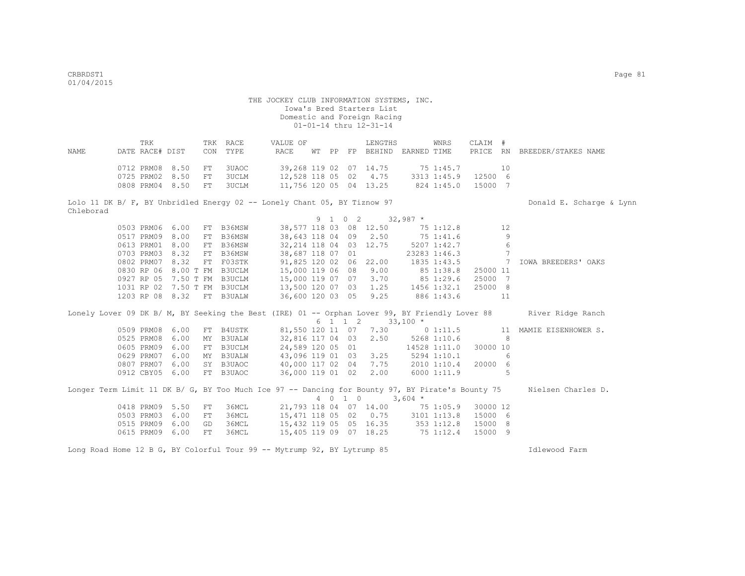THE JOCKEY CLUB INFORMATION SYSTEMS, INC.
Iowa's Bred Starters List
Domestic and Foreign Racing
01-01-14 thru 12-31-14

| NAME | TRK DATE | RACE# | DIST | TRK CON | RACE TYPE | VALUE OF RACE | WT | PP | FP | LENGTHS BEHIND | EARNED | WNRS TIME | CLAIM PRICE | # RN | BREEDER/STAKES NAME |
|---|---|---|---|---|---|---|---|---|---|---|---|---|---|---|---|
| | 0712 | PRM08 | 8.50 | FT | 3UAOC | 39,268 | 119 | 02 | 07 | 14.75 | 75 | 1:45.7 | | 10 | |
| | 0725 | PRM02 | 8.50 | FT | 3UCLM | 12,528 | 118 | 05 | 02 | 4.75 | 3313 | 1:45.9 | 12500 | 6 | |
| | 0808 | PRM04 | 8.50 | FT | 3UCLM | 11,756 | 120 | 05 | 04 | 13.25 | 824 | 1:45.0 | 15000 | 7 | |

Lolo 11 DK B/ F, BY Unbridled Energy 02 -- Lonely Chant 05, BY Tiznow 97 — Donald E. Scharge & Lynn Chleborad

9 1 0 2 32,987 *

| NAME | TRK DATE | RACE# | DIST | TRK CON | RACE TYPE | VALUE OF RACE | WT | PP | FP | LENGTHS BEHIND | EARNED | WNRS TIME | CLAIM PRICE | # RN | BREEDER/STAKES NAME |
|---|---|---|---|---|---|---|---|---|---|---|---|---|---|---|---|
| | 0503 | PRM06 | 6.00 | FT | B36MSW | 38,577 | 118 | 03 | 08 | 12.50 | 75 | 1:12.8 | | 12 | |
| | 0517 | PRM09 | 8.00 | FT | B36MSW | 38,643 | 118 | 04 | 09 | 2.50 | 75 | 1:41.6 | | 9 | |
| | 0613 | PRM01 | 8.00 | FT | B36MSW | 32,214 | 118 | 04 | 03 | 12.75 | 5207 | 1:42.7 | | 6 | |
| | 0703 | PRM03 | 8.32 | FT | B36MSW | 38,687 | 118 | 07 | 01 | | 23283 | 1:46.3 | | 7 | |
| | 0802 | PRM07 | 8.32 | FT | F03STK | 91,825 | 120 | 02 | 06 | 22.00 | 1835 | 1:43.5 | | 7 | IOWA BREEDERS' OAKS |
| | 0830 | RP 06 | 8.00 T | FM | B3UCLM | 15,000 | 119 | 06 | 08 | 9.00 | 85 | 1:38.8 | 25000 | 11 | |
| | 0927 | RP 05 | 7.50 T | FM | B3UCLM | 15,000 | 119 | 07 | 07 | 3.70 | 85 | 1:29.6 | 25000 | 7 | |
| | 1031 | RP 02 | 7.50 T | FM | B3UCLM | 13,500 | 120 | 07 | 03 | 1.25 | 1456 | 1:32.1 | 25000 | 8 | |
| | 1203 | RP 08 | 8.32 | FT | B3UALW | 36,600 | 120 | 03 | 05 | 9.25 | 886 | 1:43.6 | | 11 | |

Lonely Lover 09 DK B/ M, BY Seeking the Best (IRE) 01 -- Orphan Lover 99, BY Friendly Lover 88 — River Ridge Ranch

6 1 1 2 33,100 *

| NAME | TRK DATE | RACE# | DIST | TRK CON | RACE TYPE | VALUE OF RACE | WT | PP | FP | LENGTHS BEHIND | EARNED | WNRS TIME | CLAIM PRICE | # RN | BREEDER/STAKES NAME |
|---|---|---|---|---|---|---|---|---|---|---|---|---|---|---|---|
| | 0509 | PRM08 | 6.00 | FT | B4USTK | 81,550 | 120 | 11 | 07 | 7.30 | 0 | 1:11.5 | | 11 | MAMIE EISENHOWER S. |
| | 0525 | PRM08 | 6.00 | MY | B3UALW | 32,816 | 117 | 04 | 03 | 2.50 | 5268 | 1:10.6 | | 8 | |
| | 0605 | PRM09 | 6.00 | FT | B3UCLM | 24,589 | 120 | 05 | 01 | | 14528 | 1:11.0 | 30000 | 10 | |
| | 0629 | PRM07 | 6.00 | MY | B3UALW | 43,096 | 119 | 01 | 03 | 3.25 | 5294 | 1:10.1 | | 6 | |
| | 0807 | PRM07 | 6.00 | SY | B3UAOC | 40,000 | 117 | 02 | 04 | 7.75 | 2010 | 1:10.4 | 20000 | 6 | |
| | 0912 | CBY05 | 6.00 | FT | B3UAOC | 36,000 | 119 | 01 | 02 | 2.00 | 6000 | 1:11.9 | | 5 | |

Longer Term Limit 11 DK B/ G, BY Too Much Ice 97 -- Dancing for Bounty 97, BY Pirate's Bounty 75 — Nielsen Charles D.

4 0 1 0 3,604 *

| NAME | TRK DATE | RACE# | DIST | TRK CON | RACE TYPE | VALUE OF RACE | WT | PP | FP | LENGTHS BEHIND | EARNED | WNRS TIME | CLAIM PRICE | # RN | BREEDER/STAKES NAME |
|---|---|---|---|---|---|---|---|---|---|---|---|---|---|---|---|
| | 0418 | PRM09 | 5.50 | FT | 36MCL | 21,793 | 118 | 04 | 07 | 14.00 | 75 | 1:05.9 | 30000 | 12 | |
| | 0503 | PRM03 | 6.00 | FT | 36MCL | 15,471 | 118 | 05 | 02 | 0.75 | 3101 | 1:13.8 | 15000 | 6 | |
| | 0515 | PRM09 | 6.00 | GD | 36MCL | 15,432 | 119 | 05 | 05 | 16.35 | 353 | 1:12.8 | 15000 | 8 | |
| | 0615 | PRM09 | 6.00 | FT | 36MCL | 15,405 | 119 | 09 | 07 | 18.25 | 75 | 1:12.4 | 15000 | 9 | |

Long Road Home 12 B G, BY Colorful Tour 99 -- Mytrump 92, BY Lytrump 85 — Idlewood Farm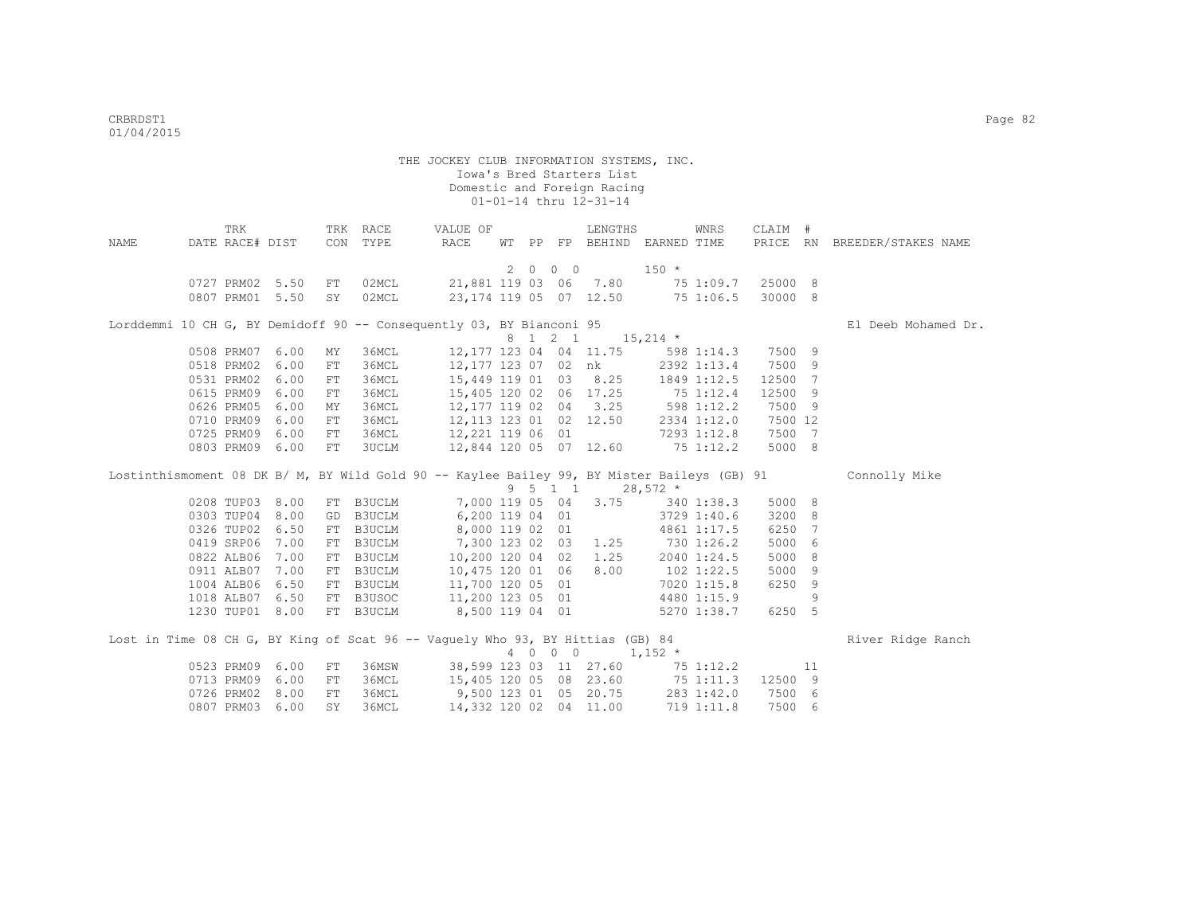THE JOCKEY CLUB INFORMATION SYSTEMS, INC.
Iowa's Bred Starters List
Domestic and Foreign Racing
01-01-14 thru 12-31-14

| NAME | TRK DATE RACE# | DIST | TRK CON | RACE TYPE | VALUE OF RACE | WT | PP | FP | LENGTHS BEHIND | EARNED | WNRS TIME | CLAIM PRICE | # RN | BREEDER/STAKES NAME |
|---|---|---|---|---|---|---|---|---|---|---|---|---|---|---|
| | | | | | | 2 | 0 | 0 0 | | 150 * | | | | |
| | 0727 PRM02 | 5.50 | FT | 02MCL | 21,881 | 119 | 03 | 06 | 7.80 | 75 | 1:09.7 | 25000 | 8 | |
| | 0807 PRM01 | 5.50 | SY | 02MCL | 23,174 | 119 | 05 | 07 | 12.50 | 75 | 1:06.5 | 30000 | 8 | |
| Lorddemmi 10 CH G, BY Demidoff 90 -- Consequently 03, BY Bianconi 95 | | | | | | | | | | | | | | El Deeb Mohamed Dr. |
| | | | | | | 8 | 1 | 2 1 | | 15,214 * | | | | |
| | 0508 PRM07 | 6.00 | MY | 36MCL | 12,177 | 123 | 04 | 04 | 11.75 | 598 | 1:14.3 | 7500 | 9 | |
| | 0518 PRM02 | 6.00 | FT | 36MCL | 12,177 | 123 | 07 | 02 | nk | 2392 | 1:13.4 | 7500 | 9 | |
| | 0531 PRM02 | 6.00 | FT | 36MCL | 15,449 | 119 | 01 | 03 | 8.25 | 1849 | 1:12.5 | 12500 | 7 | |
| | 0615 PRM09 | 6.00 | FT | 36MCL | 15,405 | 120 | 02 | 06 | 17.25 | 75 | 1:12.4 | 12500 | 9 | |
| | 0626 PRM05 | 6.00 | MY | 36MCL | 12,177 | 119 | 02 | 04 | 3.25 | 598 | 1:12.2 | 7500 | 9 | |
| | 0710 PRM09 | 6.00 | FT | 36MCL | 12,113 | 123 | 01 | 02 | 12.50 | 2334 | 1:12.0 | 7500 | 12 | |
| | 0725 PRM09 | 6.00 | FT | 36MCL | 12,221 | 119 | 06 | 01 | | 7293 | 1:12.8 | 7500 | 7 | |
| | 0803 PRM09 | 6.00 | FT | 3UCLM | 12,844 | 120 | 05 | 07 | 12.60 | 75 | 1:12.2 | 5000 | 8 | |
| Lostinthismoment 08 DK B/ M, BY Wild Gold 90 -- Kaylee Bailey 99, BY Mister Baileys (GB) 91 | | | | | | | | | | | | | | Connolly Mike |
| | | | | | | 9 | 5 | 1 1 | | 28,572 * | | | | |
| | 0208 TUP03 | 8.00 | FT | B3UCLM | 7,000 | 119 | 05 | 04 | 3.75 | 340 | 1:38.3 | 5000 | 8 | |
| | 0303 TUP04 | 8.00 | GD | B3UCLM | 6,200 | 119 | 04 | 01 | | 3729 | 1:40.6 | 3200 | 8 | |
| | 0326 TUP02 | 6.50 | FT | B3UCLM | 8,000 | 119 | 02 | 01 | | 4861 | 1:17.5 | 6250 | 7 | |
| | 0419 SRP06 | 7.00 | FT | B3UCLM | 7,300 | 123 | 02 | 03 | 1.25 | 730 | 1:26.2 | 5000 | 6 | |
| | 0822 ALB06 | 7.00 | FT | B3UCLM | 10,200 | 120 | 04 | 02 | 1.25 | 2040 | 1:24.5 | 5000 | 8 | |
| | 0911 ALB07 | 7.00 | FT | B3UCLM | 10,475 | 120 | 01 | 06 | 8.00 | 102 | 1:22.5 | 5000 | 9 | |
| | 1004 ALB06 | 6.50 | FT | B3UCLM | 11,700 | 120 | 05 | 01 | | 7020 | 1:15.8 | 6250 | 9 | |
| | 1018 ALB07 | 6.50 | FT | B3USOC | 11,200 | 123 | 05 | 01 | | 4480 | 1:15.9 | | 9 | |
| | 1230 TUP01 | 8.00 | FT | B3UCLM | 8,500 | 119 | 04 | 01 | | 5270 | 1:38.7 | 6250 | 5 | |
| Lost in Time 08 CH G, BY King of Scat 96 -- Vaguely Who 93, BY Hittias (GB) 84 | | | | | | | | | | | | | | River Ridge Ranch |
| | | | | | | 4 | 0 | 0 0 | | 1,152 * | | | | |
| | 0523 PRM09 | 6.00 | FT | 36MSW | 38,599 | 123 | 03 | 11 | 27.60 | 75 | 1:12.2 | | 11 | |
| | 0713 PRM09 | 6.00 | FT | 36MCL | 15,405 | 120 | 05 | 08 | 23.60 | 75 | 1:11.3 | 12500 | 9 | |
| | 0726 PRM02 | 8.00 | FT | 36MCL | 9,500 | 123 | 01 | 05 | 20.75 | 283 | 1:42.0 | 7500 | 6 | |
| | 0807 PRM03 | 6.00 | SY | 36MCL | 14,332 | 120 | 02 | 04 | 11.00 | 719 | 1:11.8 | 7500 | 6 | |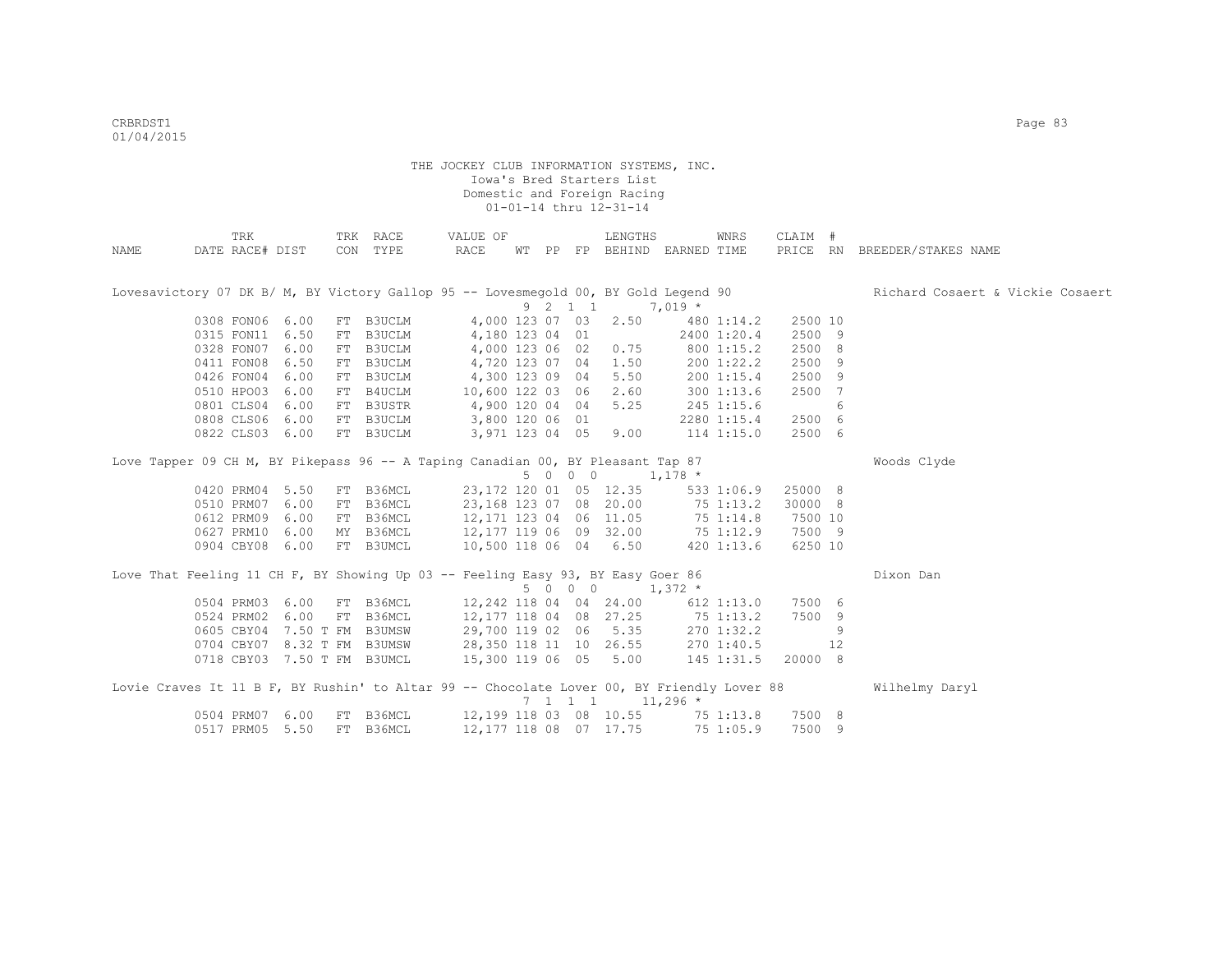THE JOCKEY CLUB INFORMATION SYSTEMS, INC.
Iowa's Bred Starters List
Domestic and Foreign Racing
01-01-14 thru 12-31-14

| NAME | TRK DATE RACE# | DIST | TRK CON | RACE TYPE | VALUE OF RACE | WT | PP | FP | LENGTHS BEHIND | EARNED | WNRS TIME | CLAIM PRICE | # RN | BREEDER/STAKES NAME |
|---|---|---|---|---|---|---|---|---|---|---|---|---|---|---|
| Lovesavictory 07 DK B/ M, BY Victory Gallop 95 -- Lovesmegold 00, BY Gold Legend 90 | | | | | 9 2 1 1 | | | | | 7,019 * | | | | Richard Cosaert & Vickie Cosaert |
| | 0308 FON06 | 6.00 | FT | B3UCLM | 4,000 | 123 | 07 | 03 | 2.50 | 480 | 1:14.2 | 2500 | 10 | |
| | 0315 FON11 | 6.50 | FT | B3UCLM | 4,180 | 123 | 04 | 01 | | 2400 | 1:20.4 | 2500 | 9 | |
| | 0328 FON07 | 6.00 | FT | B3UCLM | 4,000 | 123 | 06 | 02 | 0.75 | 800 | 1:15.2 | 2500 | 8 | |
| | 0411 FON08 | 6.50 | FT | B3UCLM | 4,720 | 123 | 07 | 04 | 1.50 | 200 | 1:22.2 | 2500 | 9 | |
| | 0426 FON04 | 6.00 | FT | B3UCLM | 4,300 | 123 | 09 | 04 | 5.50 | 200 | 1:15.4 | 2500 | 9 | |
| | 0510 HPO03 | 6.00 | FT | B4UCLM | 10,600 | 122 | 03 | 06 | 2.60 | 300 | 1:13.6 | 2500 | 7 | |
| | 0801 CLS04 | 6.00 | FT | B3USTR | 4,900 | 120 | 04 | 04 | 5.25 | 245 | 1:15.6 | | 6 | |
| | 0808 CLS06 | 6.00 | FT | B3UCLM | 3,800 | 120 | 06 | 01 | | 2280 | 1:15.4 | 2500 | 6 | |
| | 0822 CLS03 | 6.00 | FT | B3UCLM | 3,971 | 123 | 04 | 05 | 9.00 | 114 | 1:15.0 | 2500 | 6 | |
| Love Tapper 09 CH M, BY Pikepass 96 -- A Taping Canadian 00, BY Pleasant Tap 87 | | | | | 5 0 0 0 | | | | | 1,178 * | | | | Woods Clyde |
| | 0420 PRM04 | 5.50 | FT | B36MCL | 23,172 | 120 | 01 | 05 | 12.35 | 533 | 1:06.9 | 25000 | 8 | |
| | 0510 PRM07 | 6.00 | FT | B36MCL | 23,168 | 123 | 07 | 08 | 20.00 | 75 | 1:13.2 | 30000 | 8 | |
| | 0612 PRM09 | 6.00 | FT | B36MCL | 12,171 | 123 | 04 | 06 | 11.05 | 75 | 1:14.8 | 7500 | 10 | |
| | 0627 PRM10 | 6.00 | MY | B36MCL | 12,177 | 119 | 06 | 09 | 32.00 | 75 | 1:12.9 | 7500 | 9 | |
| | 0904 CBY08 | 6.00 | FT | B3UMCL | 10,500 | 118 | 06 | 04 | 6.50 | 420 | 1:13.6 | 6250 | 10 | |
| Love That Feeling 11 CH F, BY Showing Up 03 -- Feeling Easy 93, BY Easy Goer 86 | | | | | 5 0 0 0 | | | | | 1,372 * | | | | Dixon Dan |
| | 0504 PRM03 | 6.00 | FT | B36MCL | 12,242 | 118 | 04 | 04 | 24.00 | 612 | 1:13.0 | 7500 | 6 | |
| | 0524 PRM02 | 6.00 | FT | B36MCL | 12,177 | 118 | 04 | 08 | 27.25 | 75 | 1:13.2 | 7500 | 9 | |
| | 0605 CBY04 | 7.50 T | FM | B3UMSW | 29,700 | 119 | 02 | 06 | 5.35 | 270 | 1:32.2 | | 9 | |
| | 0704 CBY07 | 8.32 T | FM | B3UMSW | 28,350 | 118 | 11 | 10 | 26.55 | 270 | 1:40.5 | | 12 | |
| | 0718 CBY03 | 7.50 T | FM | B3UMCL | 15,300 | 119 | 06 | 05 | 5.00 | 145 | 1:31.5 | 20000 | 8 | |
| Lovie Craves It 11 B F, BY Rushin' to Altar 99 -- Chocolate Lover 00, BY Friendly Lover 88 | | | | | 7 1 1 1 | | | | | 11,296 * | | | | Wilhelmy Daryl |
| | 0504 PRM07 | 6.00 | FT | B36MCL | 12,199 | 118 | 03 | 08 | 10.55 | 75 | 1:13.8 | 7500 | 8 | |
| | 0517 PRM05 | 5.50 | FT | B36MCL | 12,177 | 118 | 08 | 07 | 17.75 | 75 | 1:05.9 | 7500 | 9 | |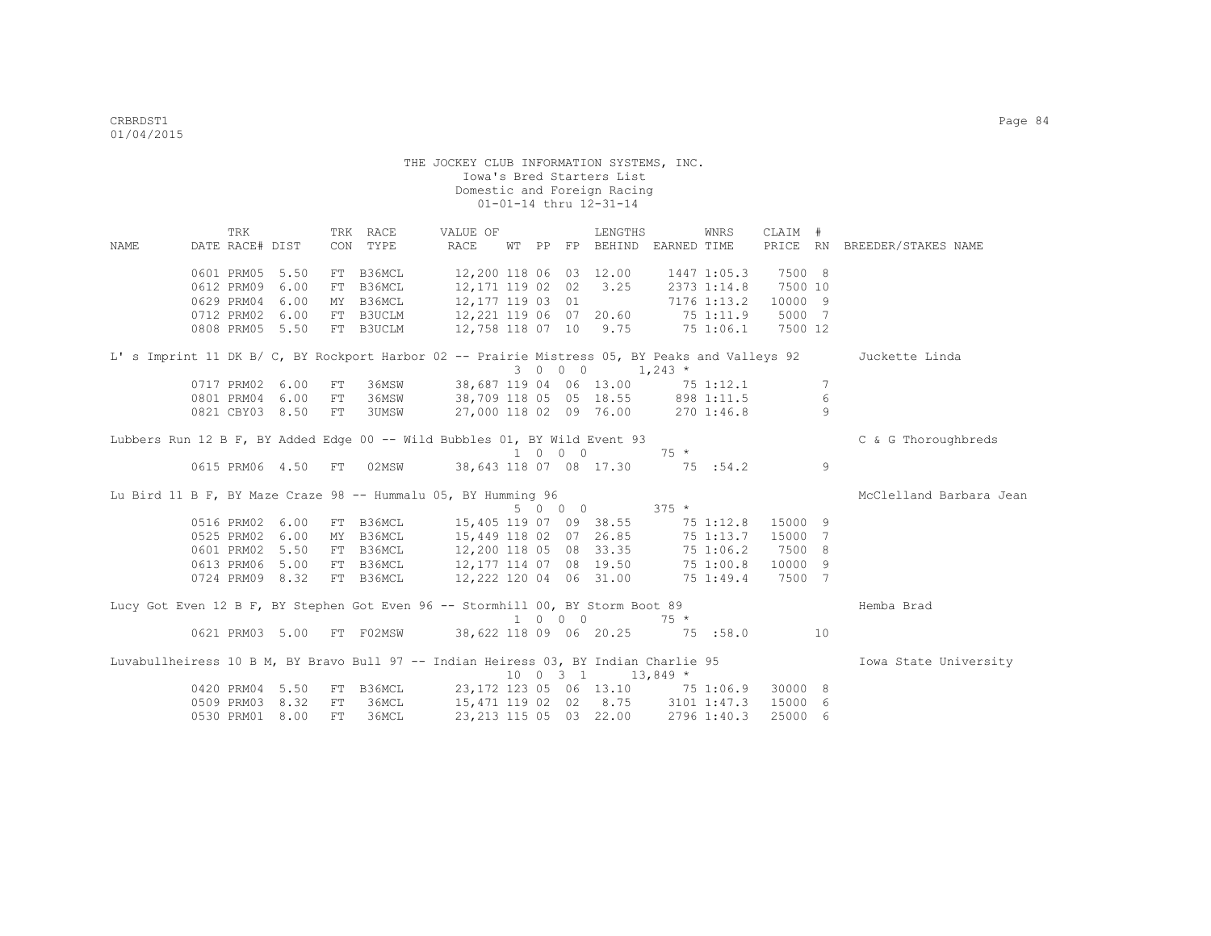THE JOCKEY CLUB INFORMATION SYSTEMS, INC.
Iowa's Bred Starters List
Domestic and Foreign Racing
01-01-14 thru 12-31-14

| NAME | TRK DATE | RACE# | DIST | TRK CON | RACE TYPE | VALUE OF RACE | WT | PP | FP | LENGTHS BEHIND | EARNED | WNRS TIME | CLAIM PRICE | # RN | BREEDER/STAKES NAME |
|---|---|---|---|---|---|---|---|---|---|---|---|---|---|---|---|
| | 0601 | PRM05 | 5.50 | FT | B36MCL | 12,200 | 118 | 06 | 03 | 12.00 | 1447 | 1:05.3 | 7500 | 8 | |
| | 0612 | PRM09 | 6.00 | FT | B36MCL | 12,171 | 119 | 02 | 02 | 3.25 | 2373 | 1:14.8 | 7500 | 10 | |
| | 0629 | PRM04 | 6.00 | MY | B36MCL | 12,177 | 119 | 03 | 01 | | 7176 | 1:13.2 | 10000 | 9 | |
| | 0712 | PRM02 | 6.00 | FT | B3UCLM | 12,221 | 119 | 06 | 07 | 20.60 | 75 | 1:11.9 | 5000 | 7 | |
| | 0808 | PRM05 | 5.50 | FT | B3UCLM | 12,758 | 118 | 07 | 10 | 9.75 | 75 | 1:06.1 | 7500 | 12 | |
| L' s Imprint 11 DK B/ C, BY Rockport Harbor 02 -- Prairie Mistress 05, BY Peaks and Valleys 92 | | | | | | | 3 0 0 0 | | | | 1,243 * | | | | Juckette Linda |
| | 0717 | PRM02 | 6.00 | FT | 36MSW | 38,687 | 119 | 04 | 06 | 13.00 | 75 | 1:12.1 | | 7 | |
| | 0801 | PRM04 | 6.00 | FT | 36MSW | 38,709 | 118 | 05 | 05 | 18.55 | 898 | 1:11.5 | | 6 | |
| | 0821 | CBY03 | 8.50 | FT | 3UMSW | 27,000 | 118 | 02 | 09 | 76.00 | 270 | 1:46.8 | | 9 | |
| Lubbers Run 12 B F, BY Added Edge 00 -- Wild Bubbles 01, BY Wild Event 93 | | | | | | | 1 0 0 0 | | | | 75 * | | | | C & G Thoroughbreds |
| | 0615 | PRM06 | 4.50 | FT | 02MSW | 38,643 | 118 | 07 | 08 | 17.30 | 75 | :54.2 | | 9 | |
| Lu Bird 11 B F, BY Maze Craze 98 -- Hummalu 05, BY Humming 96 | | | | | | | 5 0 0 0 | | | | 375 * | | | | McClelland Barbara Jean |
| | 0516 | PRM02 | 6.00 | FT | B36MCL | 15,405 | 119 | 07 | 09 | 38.55 | 75 | 1:12.8 | 15000 | 9 | |
| | 0525 | PRM02 | 6.00 | MY | B36MCL | 15,449 | 118 | 02 | 07 | 26.85 | 75 | 1:13.7 | 15000 | 7 | |
| | 0601 | PRM02 | 5.50 | FT | B36MCL | 12,200 | 118 | 05 | 08 | 33.35 | 75 | 1:06.2 | 7500 | 8 | |
| | 0613 | PRM06 | 5.00 | FT | B36MCL | 12,177 | 114 | 07 | 08 | 19.50 | 75 | 1:00.8 | 10000 | 9 | |
| | 0724 | PRM09 | 8.32 | FT | B36MCL | 12,222 | 120 | 04 | 06 | 31.00 | 75 | 1:49.4 | 7500 | 7 | |
| Lucy Got Even 12 B F, BY Stephen Got Even 96 -- Stormhill 00, BY Storm Boot 89 | | | | | | | 1 0 0 0 | | | | 75 * | | | | Hemba Brad |
| | 0621 | PRM03 | 5.00 | FT | F02MSW | 38,622 | 118 | 09 | 06 | 20.25 | 75 | :58.0 | | 10 | |
| Luvabullheiress 10 B M, BY Bravo Bull 97 -- Indian Heiress 03, BY Indian Charlie 95 | | | | | | | 10 0 3 1 | | | | 13,849 * | | | | Iowa State University |
| | 0420 | PRM04 | 5.50 | FT | B36MCL | 23,172 | 123 | 05 | 06 | 13.10 | 75 | 1:06.9 | 30000 | 8 | |
| | 0509 | PRM03 | 8.32 | FT | 36MCL | 15,471 | 119 | 02 | 02 | 8.75 | 3101 | 1:47.3 | 15000 | 6 | |
| | 0530 | PRM01 | 8.00 | FT | 36MCL | 23,213 | 115 | 05 | 03 | 22.00 | 2796 | 1:40.3 | 25000 | 6 | |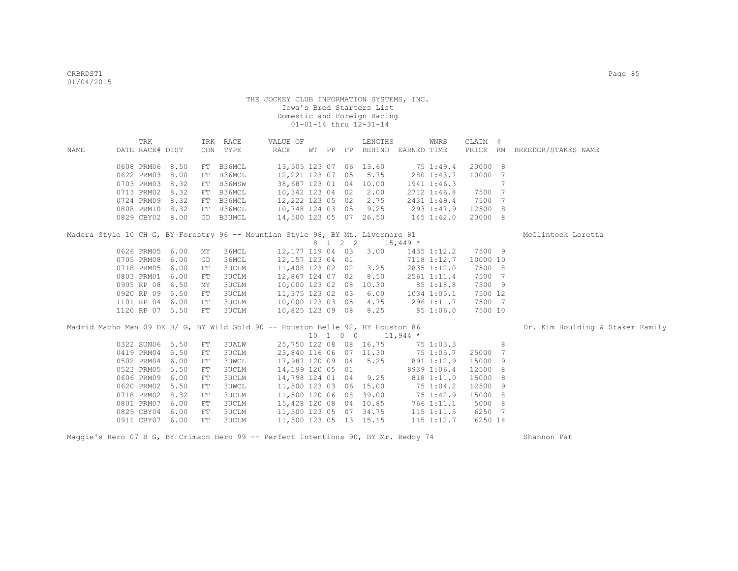THE JOCKEY CLUB INFORMATION SYSTEMS, INC.
Iowa's Bred Starters List
Domestic and Foreign Racing
01-01-14 thru 12-31-14

| NAME | TRK DATE | RACE# | DIST | TRK CON | RACE TYPE | VALUE OF RACE | WT | PP | FP | LENGTHS BEHIND | EARNED | WNRS TIME | CLAIM PRICE | # RN | BREEDER/STAKES NAME |
|---|---|---|---|---|---|---|---|---|---|---|---|---|---|---|---|
| | 0608 | PRM06 | 8.50 | FT | B36MCL | 13,505 | 123 | 07 | 06 | 13.60 | 75 | 1:49.4 | 20000 | 8 | |
| | 0622 | PRM03 | 8.00 | FT | B36MCL | 12,221 | 123 | 07 | 05 | 5.75 | 280 | 1:43.7 | 10000 | 7 | |
| | 0703 | PRM03 | 8.32 | FT | B36MSW | 38,687 | 123 | 01 | 04 | 10.00 | 1941 | 1:46.3 | | 7 | |
| | 0713 | PRM02 | 8.32 | FT | B36MCL | 10,342 | 123 | 04 | 02 | 2.00 | 2712 | 1:46.8 | 7500 | 7 | |
| | 0724 | PRM09 | 8.32 | FT | B36MCL | 12,222 | 123 | 05 | 02 | 2.75 | 2431 | 1:49.4 | 7500 | 7 | |
| | 0808 | PRM10 | 8.32 | FT | B36MCL | 10,748 | 124 | 03 | 05 | 9.25 | 293 | 1:47.9 | 12500 | 8 | |
| | 0829 | CBY02 | 8.00 | GD | B3UMCL | 14,500 | 123 | 05 | 07 | 26.50 | 145 | 1:42.0 | 20000 | 8 | |
| Madera Style 10 CH G, BY Forestry 96 -- Mountian Style 98, BY Mt. Livermore 81 | | | | | | | 8 | 1 | 2 2 | | 15,449 * | | | | McClintock Loretta |
| | 0626 | PRM05 | 6.00 | MY | 36MCL | 12,177 | 119 | 04 | 03 | 3.00 | 1435 | 1:12.2 | 7500 | 9 | |
| | 0705 | PRM08 | 6.00 | GD | 36MCL | 12,157 | 123 | 04 | 01 | | 7118 | 1:12.7 | 10000 | 10 | |
| | 0718 | PRM05 | 6.00 | FT | 3UCLM | 11,408 | 123 | 02 | 02 | 3.25 | 2835 | 1:12.0 | 7500 | 8 | |
| | 0803 | PRM01 | 6.00 | FT | 3UCLM | 12,867 | 124 | 07 | 02 | 8.50 | 2561 | 1:11.4 | 7500 | 7 | |
| | 0905 | RP 08 | 6.50 | MY | 3UCLM | 10,000 | 123 | 02 | 08 | 10.30 | 85 | 1:18.8 | 7500 | 9 | |
| | 0920 | RP 09 | 5.50 | FT | 3UCLM | 11,375 | 123 | 02 | 03 | 6.00 | 1034 | 1:05.1 | 7500 | 12 | |
| | 1101 | RP 04 | 6.00 | FT | 3UCLM | 10,000 | 123 | 03 | 05 | 4.75 | 296 | 1:11.7 | 7500 | 7 | |
| | 1120 | RP 07 | 5.50 | FT | 3UCLM | 10,825 | 123 | 09 | 08 | 8.25 | 85 | 1:06.0 | 7500 | 10 | |
| Madrid Macho Man 09 DK B/ G, BY Wild Gold 90 -- Houston Belle 92, BY Houston 86 | | | | | | | 10 | 1 | 0 0 | | 11,944 * | | | | Dr. Kim Houlding & Staker Family |
| | 0322 | SUN06 | 5.50 | FT | 3UALW | 25,750 | 122 | 08 | 08 | 16.75 | 75 | 1:03.3 | | 8 | |
| | 0419 | PRM04 | 5.50 | FT | 3UCLM | 23,840 | 116 | 06 | 07 | 11.30 | 75 | 1:05.7 | 25000 | 7 | |
| | 0502 | PRM04 | 6.00 | FT | 3UWCL | 17,987 | 120 | 09 | 04 | 5.25 | 891 | 1:12.9 | 15000 | 9 | |
| | 0523 | PRM05 | 5.50 | FT | 3UCLM | 14,199 | 120 | 05 | 01 | | 8939 | 1:06.4 | 12500 | 8 | |
| | 0606 | PRM09 | 6.00 | FT | 3UCLM | 14,798 | 124 | 01 | 04 | 9.25 | 818 | 1:11.0 | 15000 | 8 | |
| | 0620 | PRM02 | 5.50 | FT | 3UWCL | 11,500 | 123 | 03 | 06 | 15.00 | 75 | 1:04.2 | 12500 | 9 | |
| | 0718 | PRM02 | 8.32 | FT | 3UCLM | 11,500 | 120 | 06 | 08 | 39.00 | 75 | 1:42.9 | 15000 | 8 | |
| | 0801 | PRM07 | 6.00 | FT | 3UCLM | 15,428 | 120 | 08 | 04 | 10.85 | 766 | 1:11.1 | 5000 | 8 | |
| | 0829 | CBY04 | 6.00 | FT | 3UCLM | 11,500 | 123 | 05 | 07 | 34.75 | 115 | 1:11.5 | 6250 | 7 | |
| | 0911 | CBY07 | 6.00 | FT | 3UCLM | 11,500 | 123 | 05 | 13 | 15.15 | 115 | 1:12.7 | 6250 | 14 | |
| Maggie's Hero 07 B G, BY Crimson Hero 99 -- Perfect Intentions 90, BY Mr. Redoy 74 | | | | | | | | | | | | | | | Shannon Pat |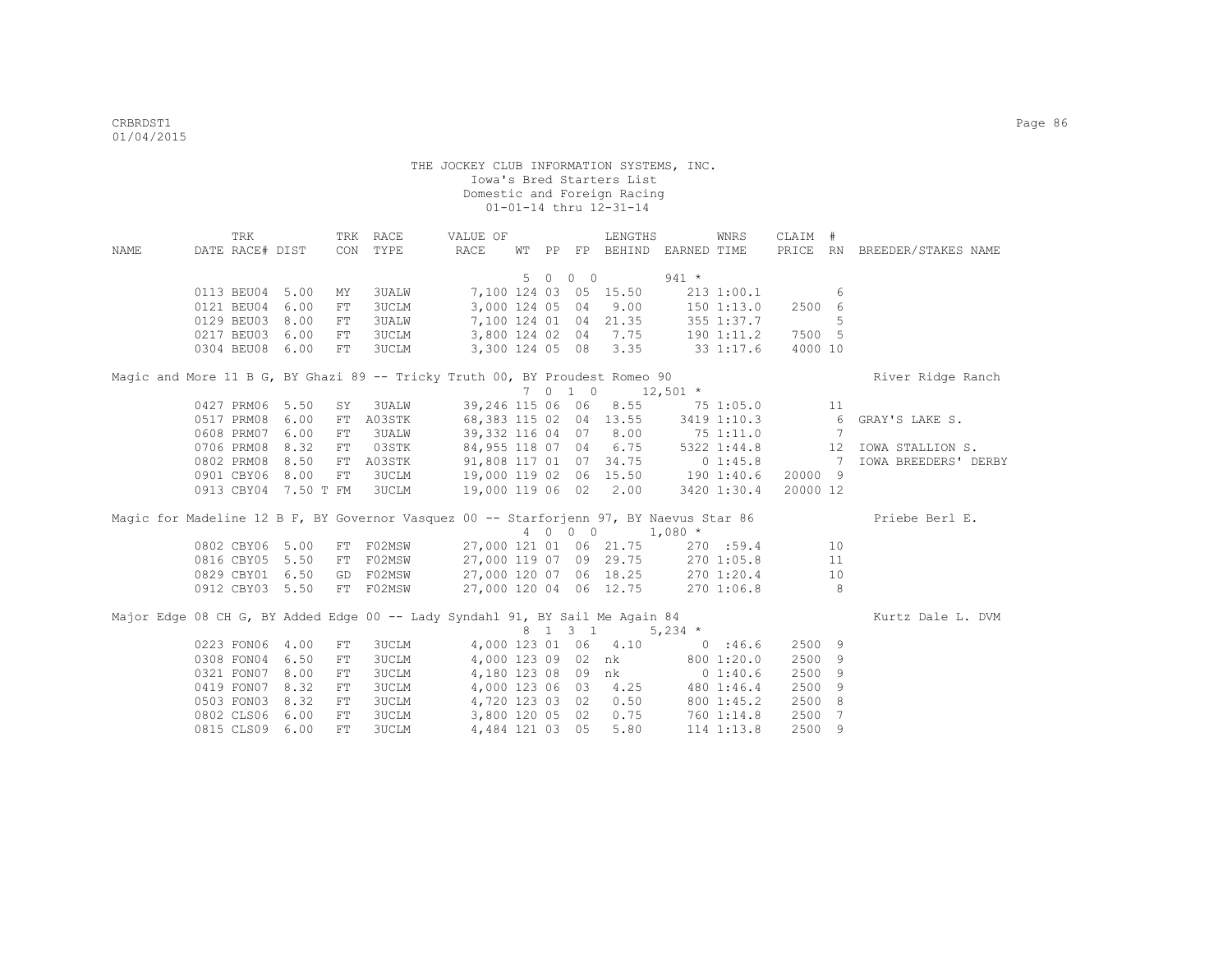THE JOCKEY CLUB INFORMATION SYSTEMS, INC.
Iowa's Bred Starters List
Domestic and Foreign Racing
01-01-14 thru 12-31-14

| NAME | TRK DATE RACE# DIST | | TRK CON | RACE TYPE | VALUE OF RACE | WT | PP | FP | LENGTHS BEHIND | EARNED | WNRS TIME | CLAIM PRICE | # RN | BREEDER/STAKES NAME |
|---|---|---|---|---|---|---|---|---|---|---|---|---|---|---|
| | | | | | 5 0 0 0 | | | | | 941 * | | | | |
| | 0113 BEU04 | 5.00 | MY | 3UALW | 7,100 | 124 | 03 | 05 | 15.50 | 213 | 1:00.1 | | 6 | |
| | 0121 BEU04 | 6.00 | FT | 3UCLM | 3,000 | 124 | 05 | 04 | 9.00 | 150 | 1:13.0 | 2500 | 6 | |
| | 0129 BEU03 | 8.00 | FT | 3UALW | 7,100 | 124 | 01 | 04 | 21.35 | 355 | 1:37.7 | | 5 | |
| | 0217 BEU03 | 6.00 | FT | 3UCLM | 3,800 | 124 | 02 | 04 | 7.75 | 190 | 1:11.2 | 7500 | 5 | |
| | 0304 BEU08 | 6.00 | FT | 3UCLM | 3,300 | 124 | 05 | 08 | 3.35 | 33 | 1:17.6 | 4000 | 10 | |
| Magic and More 11 B G, BY Ghazi 89 -- Tricky Truth 00, BY Proudest Romeo 90 | | | | | | | | | | | | | | River Ridge Ranch |
| | | | | | 7 0 1 0 | | | | | 12,501 * | | | | |
| | 0427 PRM06 | 5.50 | SY | 3UALW | 39,246 | 115 | 06 | 06 | 8.55 | 75 | 1:05.0 | | 11 | |
| | 0517 PRM08 | 6.00 | FT | A03STK | 68,383 | 115 | 02 | 04 | 13.55 | 3419 | 1:10.3 | | 6 | GRAY'S LAKE S. |
| | 0608 PRM07 | 6.00 | FT | 3UALW | 39,332 | 116 | 04 | 07 | 8.00 | 75 | 1:11.0 | | 7 | |
| | 0706 PRM08 | 8.32 | FT | 03STK | 84,955 | 118 | 07 | 04 | 6.75 | 5322 | 1:44.8 | | 12 | IOWA STALLION S. |
| | 0802 PRM08 | 8.50 | FT | A03STK | 91,808 | 117 | 01 | 07 | 34.75 | 0 | 1:45.8 | | 7 | IOWA BREEDERS' DERBY |
| | 0901 CBY06 | 8.00 | FT | 3UCLM | 19,000 | 119 | 02 | 06 | 15.50 | 190 | 1:40.6 | 20000 | 9 | |
| | 0913 CBY04 | 7.50 T | FM | 3UCLM | 19,000 | 119 | 06 | 02 | 2.00 | 3420 | 1:30.4 | 20000 | 12 | |
| Magic for Madeline 12 B F, BY Governor Vasquez 00 -- Starforjenn 97, BY Naevus Star 86 | | | | | | | | | | | | | | Priebe Berl E. |
| | | | | | 4 0 0 0 | | | | | 1,080 * | | | | |
| | 0802 CBY06 | 5.00 | FT | F02MSW | 27,000 | 121 | 01 | 06 | 21.75 | 270 | :59.4 | | 10 | |
| | 0816 CBY05 | 5.50 | FT | F02MSW | 27,000 | 119 | 07 | 09 | 29.75 | 270 | 1:05.8 | | 11 | |
| | 0829 CBY01 | 6.50 | GD | F02MSW | 27,000 | 120 | 07 | 06 | 18.25 | 270 | 1:20.4 | | 10 | |
| | 0912 CBY03 | 5.50 | FT | F02MSW | 27,000 | 120 | 04 | 06 | 12.75 | 270 | 1:06.8 | | 8 | |
| Major Edge 08 CH G, BY Added Edge 00 -- Lady Syndahl 91, BY Sail Me Again 84 | | | | | | | | | | | | | | Kurtz Dale L. DVM |
| | | | | | 8 1 3 1 | | | | | 5,234 * | | | | |
| | 0223 FON06 | 4.00 | FT | 3UCLM | 4,000 | 123 | 01 | 06 | 4.10 | 0 | :46.6 | 2500 | 9 | |
| | 0308 FON04 | 6.50 | FT | 3UCLM | 4,000 | 123 | 09 | 02 | nk | 800 | 1:20.0 | 2500 | 9 | |
| | 0321 FON07 | 8.00 | FT | 3UCLM | 4,180 | 123 | 08 | 09 | nk | 0 | 1:40.6 | 2500 | 9 | |
| | 0419 FON07 | 8.32 | FT | 3UCLM | 4,000 | 123 | 06 | 03 | 4.25 | 480 | 1:46.4 | 2500 | 9 | |
| | 0503 FON03 | 8.32 | FT | 3UCLM | 4,720 | 123 | 03 | 02 | 0.50 | 800 | 1:45.2 | 2500 | 8 | |
| | 0802 CLS06 | 6.00 | FT | 3UCLM | 3,800 | 120 | 05 | 02 | 0.75 | 760 | 1:14.8 | 2500 | 7 | |
| | 0815 CLS09 | 6.00 | FT | 3UCLM | 4,484 | 121 | 03 | 05 | 5.80 | 114 | 1:13.8 | 2500 | 9 | |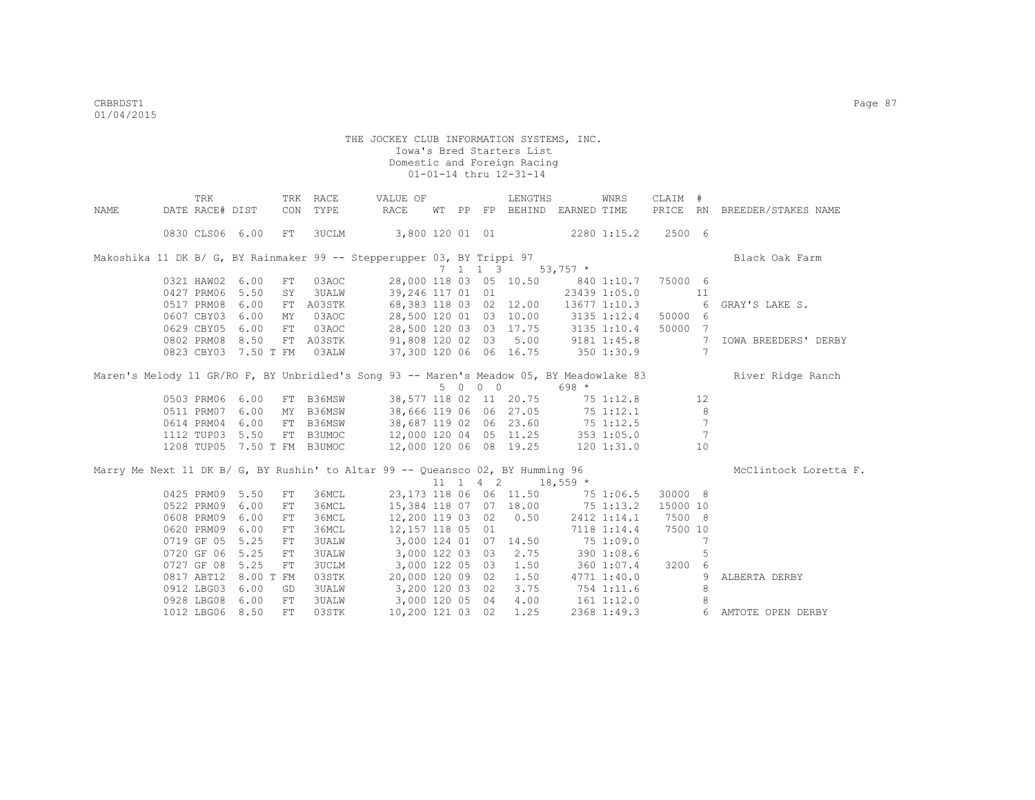THE JOCKEY CLUB INFORMATION SYSTEMS, INC.
Iowa's Bred Starters List
Domestic and Foreign Racing
01-01-14 thru 12-31-14

| NAME | TRK DATE | RACE# | DIST | TRK CON | RACE TYPE | VALUE OF RACE | WT | PP | FP | LENGTHS BEHIND | EARNED | WNRS TIME | CLAIM PRICE | # RN | BREEDER/STAKES NAME |
|---|---|---|---|---|---|---|---|---|---|---|---|---|---|---|---|
| | 0830 | CLS06 | 6.00 | FT | 3UCLM | 3,800 | 120 | 01 | 01 | | 2280 | 1:15.2 | 2500 | 6 | |
| Makoshika 11 DK B/ G, BY Rainmaker 99 -- Stepperupper 03, BY Trippi 97 | | | | | | | 7 | 1 | 1 3 | | 53,757 * | | | | Black Oak Farm |
| | 0321 | HAW02 | 6.00 | FT | 03AOC | 28,000 | 118 | 03 | 05 | 10.50 | 840 | 1:10.7 | 75000 | 6 | |
| | 0427 | PRM06 | 5.50 | SY | 3UALW | 39,246 | 117 | 01 | 01 | | 23439 | 1:05.0 | | 11 | |
| | 0517 | PRM08 | 6.00 | FT | A03STK | 68,383 | 118 | 03 | 02 | 12.00 | 13677 | 1:10.3 | | 6 | GRAY'S LAKE S. |
| | 0607 | CBY03 | 6.00 | MY | 03AOC | 28,500 | 120 | 01 | 03 | 10.00 | 3135 | 1:12.4 | 50000 | 6 | |
| | 0629 | CBY05 | 6.00 | FT | 03AOC | 28,500 | 120 | 03 | 03 | 17.75 | 3135 | 1:10.4 | 50000 | 7 | |
| | 0802 | PRM08 | 8.50 | FT | A03STK | 91,808 | 120 | 02 | 03 | 5.00 | 9181 | 1:45.8 | | 7 | IOWA BREEDERS' DERBY |
| | 0823 | CBY03 | 7.50 T | FM | 03ALW | 37,300 | 120 | 06 | 06 | 16.75 | 350 | 1:30.9 | | 7 | |
| Maren's Melody 11 GR/RO F, BY Unbridled's Song 93 -- Maren's Meadow 05, BY Meadowlake 83 | | | | | | | 5 | 0 | 0 0 | | 698 * | | | | River Ridge Ranch |
| | 0503 | PRM06 | 6.00 | FT | B36MSW | 38,577 | 118 | 02 | 11 | 20.75 | 75 | 1:12.8 | | 12 | |
| | 0511 | PRM07 | 6.00 | MY | B36MSW | 38,666 | 119 | 06 | 06 | 27.05 | 75 | 1:12.1 | | 8 | |
| | 0614 | PRM04 | 6.00 | FT | B36MSW | 38,687 | 119 | 02 | 06 | 23.60 | 75 | 1:12.5 | | 7 | |
| | 1112 | TUP03 | 5.50 | FT | B3UMOC | 12,000 | 120 | 04 | 05 | 11.25 | 353 | 1:05.0 | | 7 | |
| | 1208 | TUP05 | 7.50 T | FM | B3UMOC | 12,000 | 120 | 06 | 08 | 19.25 | 120 | 1:31.0 | | 10 | |
| Marry Me Next 11 DK B/ G, BY Rushin' to Altar 99 -- Queansco 02, BY Humming 96 | | | | | | | 11 | 1 | 4 2 | | 18,559 * | | | | McClintock Loretta F. |
| | 0425 | PRM09 | 5.50 | FT | 36MCL | 23,173 | 118 | 06 | 06 | 11.50 | 75 | 1:06.5 | 30000 | 8 | |
| | 0522 | PRM09 | 6.00 | FT | 36MCL | 15,384 | 118 | 07 | 07 | 18.00 | 75 | 1:13.2 | 15000 | 10 | |
| | 0608 | PRM09 | 6.00 | FT | 36MCL | 12,200 | 119 | 03 | 02 | 0.50 | 2412 | 1:14.1 | 7500 | 8 | |
| | 0620 | PRM09 | 6.00 | FT | 36MCL | 12,157 | 118 | 05 | 01 | | 7118 | 1:14.4 | 7500 | 10 | |
| | 0719 | GF 05 | 5.25 | FT | 3UALW | 3,000 | 124 | 01 | 07 | 14.50 | 75 | 1:09.0 | | 7 | |
| | 0720 | GF 06 | 5.25 | FT | 3UALW | 3,000 | 122 | 03 | 03 | 2.75 | 390 | 1:08.6 | | 5 | |
| | 0727 | GF 08 | 5.25 | FT | 3UCLM | 3,000 | 122 | 05 | 03 | 1.50 | 360 | 1:07.4 | 3200 | 6 | |
| | 0817 | ABT12 | 8.00 T | FM | 03STK | 20,000 | 120 | 09 | 02 | 1.50 | 4771 | 1:40.0 | | 9 | ALBERTA DERBY |
| | 0912 | LBG03 | 6.00 | GD | 3UALW | 3,200 | 120 | 03 | 02 | 3.75 | 754 | 1:11.6 | | 8 | |
| | 0928 | LBG08 | 6.00 | FT | 3UALW | 3,000 | 120 | 05 | 04 | 4.00 | 161 | 1:12.0 | | 8 | |
| | 1012 | LBG06 | 8.50 | FT | 03STK | 10,200 | 121 | 03 | 02 | 1.25 | 2368 | 1:49.3 | | 6 | AMTOTE OPEN DERBY |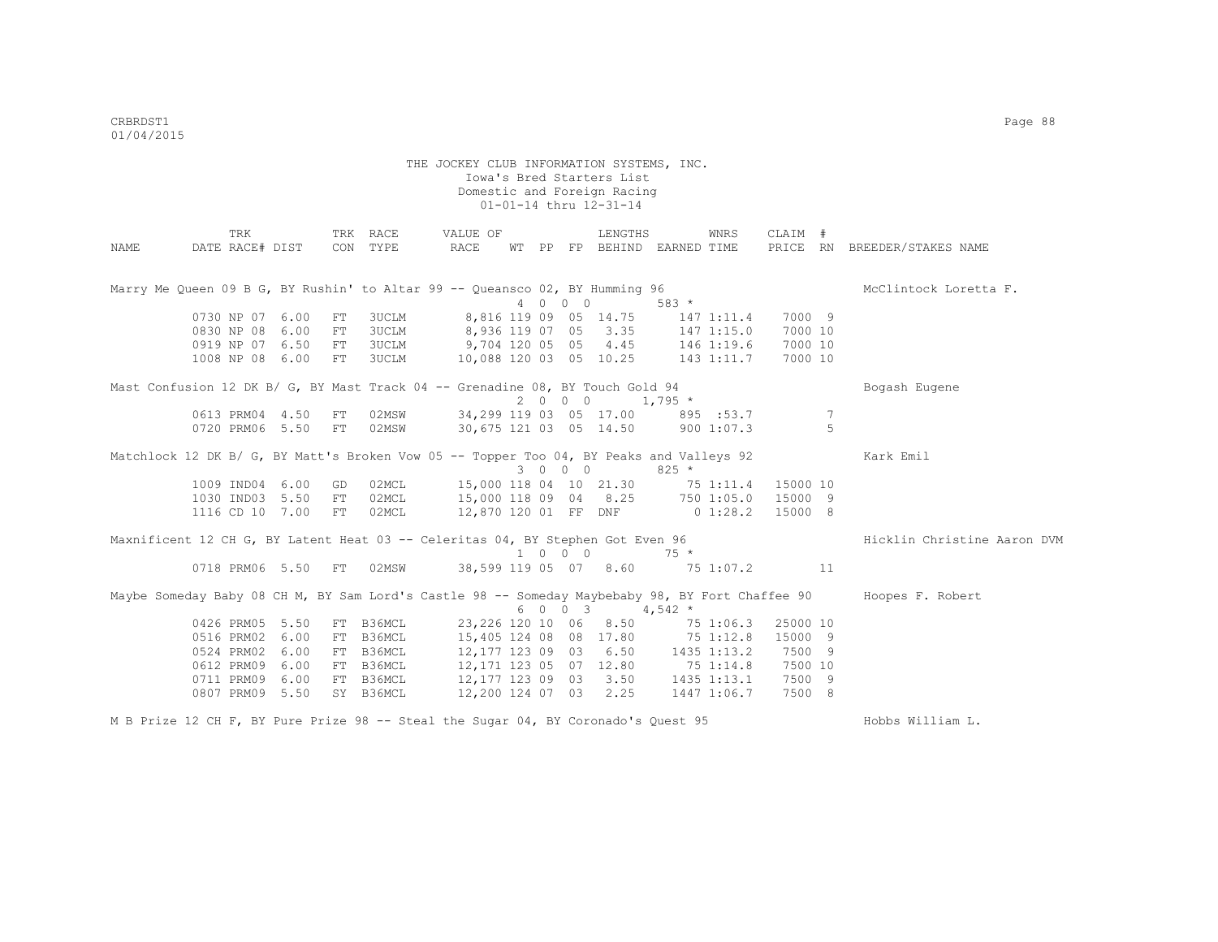THE JOCKEY CLUB INFORMATION SYSTEMS, INC.
Iowa's Bred Starters List
Domestic and Foreign Racing
01-01-14 thru 12-31-14

| NAME | TRK DATE | RACE# | DIST | TRK CON | RACE TYPE | VALUE OF RACE | WT | PP | FP | LENGTHS BEHIND | EARNED | WNRS TIME | CLAIM PRICE | # RN | BREEDER/STAKES NAME |
|---|---|---|---|---|---|---|---|---|---|---|---|---|---|---|---|
| Marry Me Queen 09 B G, BY Rushin' to Altar 99 -- Queansco 02, BY Humming 96 | | | | | | | 4 | 0 | 0 0 | | 583 * | | | | McClintock Loretta F. |
| | 0730 | NP 07 | 6.00 | FT | 3UCLM | 8,816 | 119 | 09 | 05 | 14.75 | 147 | 1:11.4 | 7000 | 9 | |
| | 0830 | NP 08 | 6.00 | FT | 3UCLM | 8,936 | 119 | 07 | 05 | 3.35 | 147 | 1:15.0 | 7000 | 10 | |
| | 0919 | NP 07 | 6.50 | FT | 3UCLM | 9,704 | 120 | 05 | 05 | 4.45 | 146 | 1:19.6 | 7000 | 10 | |
| | 1008 | NP 08 | 6.00 | FT | 3UCLM | 10,088 | 120 | 03 | 05 | 10.25 | 143 | 1:11.7 | 7000 | 10 | |
| Mast Confusion 12 DK B/ G, BY Mast Track 04 -- Grenadine 08, BY Touch Gold 94 | | | | | | | 2 | 0 | 0 0 | | 1,795 * | | | | Bogash Eugene |
| | 0613 | PRM04 | 4.50 | FT | 02MSW | 34,299 | 119 | 03 | 05 | 17.00 | 895 | :53.7 | | 7 | |
| | 0720 | PRM06 | 5.50 | FT | 02MSW | 30,675 | 121 | 03 | 05 | 14.50 | 900 | 1:07.3 | | 5 | |
| Matchlock 12 DK B/ G, BY Matt's Broken Vow 05 -- Topper Too 04, BY Peaks and Valleys 92 | | | | | | | 3 | 0 | 0 0 | | 825 * | | | | Kark Emil |
| | 1009 | IND04 | 6.00 | GD | 02MCL | 15,000 | 118 | 04 | 10 | 21.30 | 75 | 1:11.4 | 15000 | 10 | |
| | 1030 | IND03 | 5.50 | FT | 02MCL | 15,000 | 118 | 09 | 04 | 8.25 | 750 | 1:05.0 | 15000 | 9 | |
| | 1116 | CD 10 | 7.00 | FT | 02MCL | 12,870 | 120 | 01 | FF | DNF | 0 | 1:28.2 | 15000 | 8 | |
| Maxnificent 12 CH G, BY Latent Heat 03 -- Celeritas 04, BY Stephen Got Even 96 | | | | | | | 1 | 0 | 0 0 | | 75 * | | | | Hicklin Christine Aaron DVM |
| | 0718 | PRM06 | 5.50 | FT | 02MSW | 38,599 | 119 | 05 | 07 | 8.60 | 75 | 1:07.2 | | 11 | |
| Maybe Someday Baby 08 CH M, BY Sam Lord's Castle 98 -- Someday Maybebaby 98, BY Fort Chaffee 90 | | | | | | | 6 | 0 | 0 3 | | 4,542 * | | | | Hoopes F. Robert |
| | 0426 | PRM05 | 5.50 | FT | B36MCL | 23,226 | 120 | 10 | 06 | 8.50 | 75 | 1:06.3 | 25000 | 10 | |
| | 0516 | PRM02 | 6.00 | FT | B36MCL | 15,405 | 124 | 08 | 08 | 17.80 | 75 | 1:12.8 | 15000 | 9 | |
| | 0524 | PRM02 | 6.00 | FT | B36MCL | 12,177 | 123 | 09 | 03 | 6.50 | 1435 | 1:13.2 | 7500 | 9 | |
| | 0612 | PRM09 | 6.00 | FT | B36MCL | 12,171 | 123 | 05 | 07 | 12.80 | 75 | 1:14.8 | 7500 | 10 | |
| | 0711 | PRM09 | 6.00 | FT | B36MCL | 12,177 | 123 | 09 | 03 | 3.50 | 1435 | 1:13.1 | 7500 | 9 | |
| | 0807 | PRM09 | 5.50 | SY | B36MCL | 12,200 | 124 | 07 | 03 | 2.25 | 1447 | 1:06.7 | 7500 | 8 | |
| M B Prize 12 CH F, BY Pure Prize 98 -- Steal the Sugar 04, BY Coronado's Quest 95 | | | | | | | | | | | | | | | Hobbs William L. |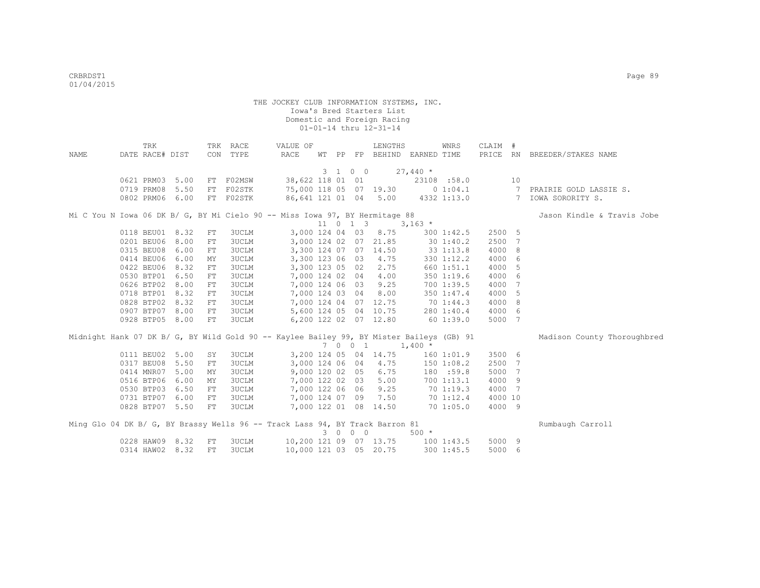THE JOCKEY CLUB INFORMATION SYSTEMS, INC.
Iowa's Bred Starters List
Domestic and Foreign Racing
01-01-14 thru 12-31-14

| NAME | TRK DATE | RACE# | DIST | TRK CON | RACE TYPE | VALUE OF RACE | WT | PP | FP | LENGTHS BEHIND | EARNED | WNRS TIME | CLAIM PRICE | # RN | BREEDER/STAKES NAME |
|---|---|---|---|---|---|---|---|---|---|---|---|---|---|---|---|
| | | | | | | | 3 | 1 0 0 | | | 27,440 * | | | | |
| | 0621 | PRM03 | 5.00 | FT | F02MSW | 38,622 | 118 | 01 | 01 | | 23108 | :58.0 | | 10 | |
| | 0719 | PRM08 | 5.50 | FT | F02STK | 75,000 | 118 | 05 | 07 | 19.30 | 0 | 1:04.1 | | 7 | PRAIRIE GOLD LASSIE S. |
| | 0802 | PRM06 | 6.00 | FT | F02STK | 86,641 | 121 | 01 | 04 | 5.00 | 4332 | 1:13.0 | | 7 | IOWA SORORITY S. |
| Mi C You N Iowa 06 DK B/ G, BY Mi Cielo 90 -- Miss Iowa 97, BY Hermitage 88 | | | | | | | | | | | | | | | Jason Kindle & Travis Jobe |
| | | | | | | | 11 | 0 1 3 | | | 3,163 * | | | | |
| | 0118 | BEU01 | 8.32 | FT | 3UCLM | 3,000 | 124 | 04 | 03 | 8.75 | 300 | 1:42.5 | 2500 | 5 | |
| | 0201 | BEU06 | 8.00 | FT | 3UCLM | 3,000 | 124 | 02 | 07 | 21.85 | 30 | 1:40.2 | 2500 | 7 | |
| | 0315 | BEU08 | 6.00 | FT | 3UCLM | 3,300 | 124 | 07 | 07 | 14.50 | 33 | 1:13.8 | 4000 | 8 | |
| | 0414 | BEU06 | 6.00 | MY | 3UCLM | 3,300 | 123 | 06 | 03 | 4.75 | 330 | 1:12.2 | 4000 | 6 | |
| | 0422 | BEU06 | 8.32 | FT | 3UCLM | 3,300 | 123 | 05 | 02 | 2.75 | 660 | 1:51.1 | 4000 | 5 | |
| | 0530 | BTP01 | 6.50 | FT | 3UCLM | 7,000 | 124 | 02 | 04 | 4.00 | 350 | 1:19.6 | 4000 | 6 | |
| | 0626 | BTP02 | 8.00 | FT | 3UCLM | 7,000 | 124 | 06 | 03 | 9.25 | 700 | 1:39.5 | 4000 | 7 | |
| | 0718 | BTP01 | 8.32 | FT | 3UCLM | 7,000 | 124 | 03 | 04 | 8.00 | 350 | 1:47.4 | 4000 | 5 | |
| | 0828 | BTP02 | 8.32 | FT | 3UCLM | 7,000 | 124 | 04 | 07 | 12.75 | 70 | 1:44.3 | 4000 | 8 | |
| | 0907 | BTP07 | 8.00 | FT | 3UCLM | 5,600 | 124 | 05 | 04 | 10.75 | 280 | 1:40.4 | 4000 | 6 | |
| | 0928 | BTP05 | 8.00 | FT | 3UCLM | 6,200 | 122 | 02 | 07 | 12.80 | 60 | 1:39.0 | 5000 | 7 | |
| Midnight Hank 07 DK B/ G, BY Wild Gold 90 -- Kaylee Bailey 99, BY Mister Baileys (GB) 91 | | | | | | | | | | | | | | | Madison County Thoroughbred |
| | | | | | | | 7 | 0 0 1 | | | 1,400 * | | | | |
| | 0111 | BEU02 | 5.00 | SY | 3UCLM | 3,200 | 124 | 05 | 04 | 14.75 | 160 | 1:01.9 | 3500 | 6 | |
| | 0317 | BEU08 | 5.50 | FT | 3UCLM | 3,000 | 124 | 06 | 04 | 4.75 | 150 | 1:08.2 | 2500 | 7 | |
| | 0414 | MNR07 | 5.00 | MY | 3UCLM | 9,000 | 120 | 02 | 05 | 6.75 | 180 | :59.8 | 5000 | 7 | |
| | 0516 | BTP06 | 6.00 | MY | 3UCLM | 7,000 | 122 | 02 | 03 | 5.00 | 700 | 1:13.1 | 4000 | 9 | |
| | 0530 | BTP03 | 6.50 | FT | 3UCLM | 7,000 | 122 | 06 | 06 | 9.25 | 70 | 1:19.3 | 4000 | 7 | |
| | 0731 | BTP07 | 6.00 | FT | 3UCLM | 7,000 | 124 | 07 | 09 | 7.50 | 70 | 1:12.4 | 4000 | 10 | |
| | 0828 | BTP07 | 5.50 | FT | 3UCLM | 7,000 | 122 | 01 | 08 | 14.50 | 70 | 1:05.0 | 4000 | 9 | |
| Ming Glo 04 DK B/ G, BY Brassy Wells 96 -- Track Lass 94, BY Track Barron 81 | | | | | | | | | | | | | | | Rumbaugh Carroll |
| | | | | | | | 3 | 0 0 0 | | | 500 * | | | | |
| | 0228 | HAW09 | 8.32 | FT | 3UCLM | 10,200 | 121 | 09 | 07 | 13.75 | 100 | 1:43.5 | 5000 | 9 | |
| | 0314 | HAW02 | 8.32 | FT | 3UCLM | 10,000 | 121 | 03 | 05 | 20.75 | 300 | 1:45.5 | 5000 | 6 | |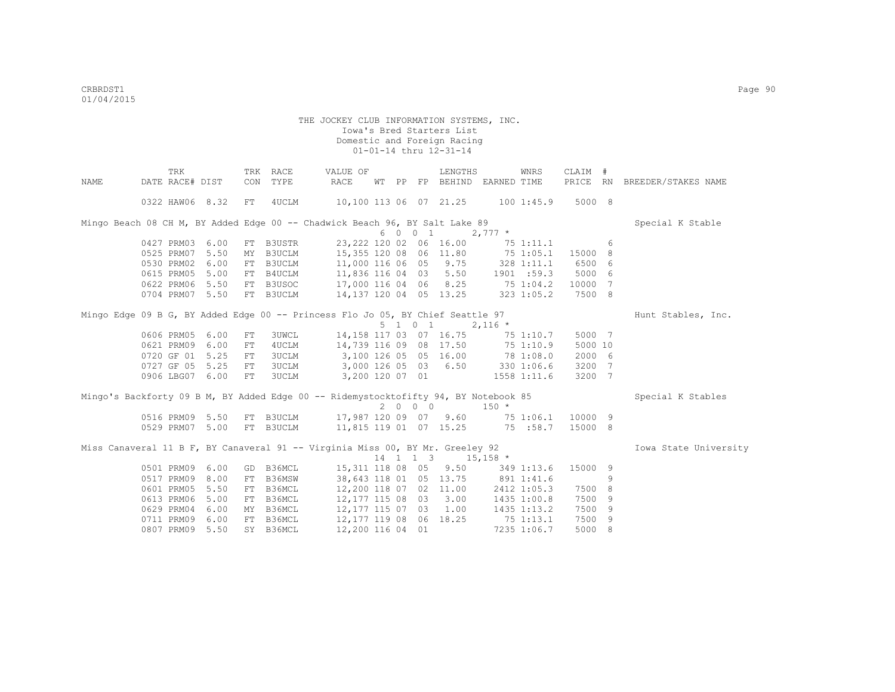THE JOCKEY CLUB INFORMATION SYSTEMS, INC.
Iowa's Bred Starters List
Domestic and Foreign Racing
01-01-14 thru 12-31-14

| NAME | TRK DATE | RACE# | TRK DIST | CON | RACE TYPE | VALUE OF RACE | WT | PP | FP | LENGTHS BEHIND | EARNED | WNRS TIME | CLAIM PRICE | # RN | BREEDER/STAKES NAME |
|---|---|---|---|---|---|---|---|---|---|---|---|---|---|---|---|
| | 0322 | HAW06 | 8.32 | FT | 4UCLM | 10,100 | 113 | 06 | 07 | 21.25 | 100 | 1:45.9 | 5000 | 8 | |
| Mingo Beach 08 CH M, BY Added Edge 00 -- Chadwick Beach 96, BY Salt Lake 89 | | | | | | | 6 0 0 1 | | | | 2,777 * | | | | Special K Stable |
| | 0427 | PRM03 | 6.00 | FT | B3USTR | 23,222 | 120 | 02 | 06 | 16.00 | 75 | 1:11.1 | | 6 | |
| | 0525 | PRM07 | 5.50 | MY | B3UCLM | 15,355 | 120 | 08 | 06 | 11.80 | 75 | 1:05.1 | 15000 | 8 | |
| | 0530 | PRM02 | 6.00 | FT | B3UCLM | 11,000 | 116 | 06 | 05 | 9.75 | 328 | 1:11.1 | 6500 | 6 | |
| | 0615 | PRM05 | 5.00 | FT | B4UCLM | 11,836 | 116 | 04 | 03 | 5.50 | 1901 | :59.3 | 5000 | 6 | |
| | 0622 | PRM06 | 5.50 | FT | B3USOC | 17,000 | 116 | 04 | 06 | 8.25 | 75 | 1:04.2 | 10000 | 7 | |
| | 0704 | PRM07 | 5.50 | FT | B3UCLM | 14,137 | 120 | 04 | 05 | 13.25 | 323 | 1:05.2 | 7500 | 8 | |
| Mingo Edge 09 B G, BY Added Edge 00 -- Princess Flo Jo 05, BY Chief Seattle 97 | | | | | | | 5 1 0 1 | | | | 2,116 * | | | | Hunt Stables, Inc. |
| | 0606 | PRM05 | 6.00 | FT | 3UWCL | 14,158 | 117 | 03 | 07 | 16.75 | 75 | 1:10.7 | 5000 | 7 | |
| | 0621 | PRM09 | 6.00 | FT | 4UCLM | 14,739 | 116 | 09 | 08 | 17.50 | 75 | 1:10.9 | 5000 | 10 | |
| | 0720 | GF 01 | 5.25 | FT | 3UCLM | 3,100 | 126 | 05 | 05 | 16.00 | 78 | 1:08.0 | 2000 | 6 | |
| | 0727 | GF 05 | 5.25 | FT | 3UCLM | 3,000 | 126 | 05 | 03 | 6.50 | 330 | 1:06.6 | 3200 | 7 | |
| | 0906 | LBG07 | 6.00 | FT | 3UCLM | 3,200 | 120 | 07 | 01 | | 1558 | 1:11.6 | 3200 | 7 | |
| Mingo's Backforty 09 B M, BY Added Edge 00 -- Ridemystocktofifty 94, BY Notebook 85 | | | | | | | 2 0 0 0 | | | | 150 * | | | | Special K Stables |
| | 0516 | PRM09 | 5.50 | FT | B3UCLM | 17,987 | 120 | 09 | 07 | 9.60 | 75 | 1:06.1 | 10000 | 9 | |
| | 0529 | PRM07 | 5.00 | FT | B3UCLM | 11,815 | 119 | 01 | 07 | 15.25 | 75 | :58.7 | 15000 | 8 | |
| Miss Canaveral 11 B F, BY Canaveral 91 -- Virginia Miss 00, BY Mr. Greeley 92 | | | | | | | 14 1 1 3 | | | | 15,158 * | | | | Iowa State University |
| | 0501 | PRM09 | 6.00 | GD | B36MCL | 15,311 | 118 | 08 | 05 | 9.50 | 349 | 1:13.6 | 15000 | 9 | |
| | 0517 | PRM09 | 8.00 | FT | B36MSW | 38,643 | 118 | 01 | 05 | 13.75 | 891 | 1:41.6 | | 9 | |
| | 0601 | PRM05 | 5.50 | FT | B36MCL | 12,200 | 118 | 07 | 02 | 11.00 | 2412 | 1:05.3 | 7500 | 8 | |
| | 0613 | PRM06 | 5.00 | FT | B36MCL | 12,177 | 115 | 08 | 03 | 3.00 | 1435 | 1:00.8 | 7500 | 9 | |
| | 0629 | PRM04 | 6.00 | MY | B36MCL | 12,177 | 115 | 07 | 03 | 1.00 | 1435 | 1:13.2 | 7500 | 9 | |
| | 0711 | PRM09 | 6.00 | FT | B36MCL | 12,177 | 119 | 08 | 06 | 18.25 | 75 | 1:13.1 | 7500 | 9 | |
| | 0807 | PRM09 | 5.50 | SY | B36MCL | 12,200 | 116 | 04 | 01 | | 7235 | 1:06.7 | 5000 | 8 | |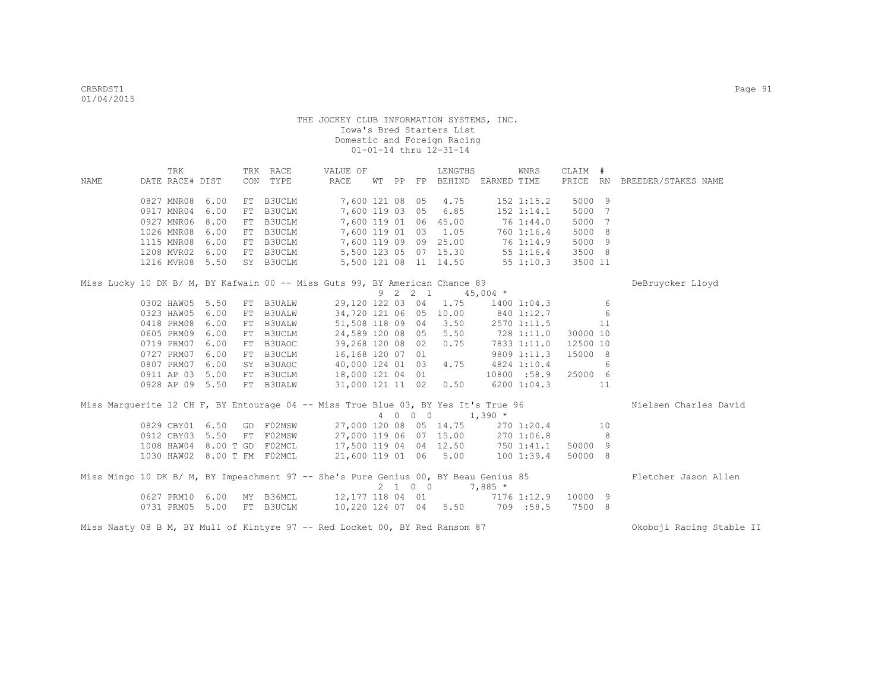THE JOCKEY CLUB INFORMATION SYSTEMS, INC.
Iowa's Bred Starters List
Domestic and Foreign Racing
01-01-14 thru 12-31-14

| NAME | TRK DATE | RACE# | DIST | TRK CON | RACE TYPE | VALUE OF RACE | WT | PP | FP | LENGTHS BEHIND | EARNED | WNRS TIME | CLAIM PRICE | # RN | BREEDER/STAKES NAME |
|---|---|---|---|---|---|---|---|---|---|---|---|---|---|---|---|
| | 0827 | MNR08 | 6.00 | FT | B3UCLM | 7,600 | 121 | 08 | 05 | 4.75 | 152 | 1:15.2 | 5000 | 9 | |
| | 0917 | MNR04 | 6.00 | FT | B3UCLM | 7,600 | 119 | 03 | 05 | 6.85 | 152 | 1:14.1 | 5000 | 7 | |
| | 0927 | MNR06 | 8.00 | FT | B3UCLM | 7,600 | 119 | 01 | 06 | 45.00 | 76 | 1:44.0 | 5000 | 7 | |
| | 1026 | MNR08 | 6.00 | FT | B3UCLM | 7,600 | 119 | 01 | 03 | 1.05 | 760 | 1:16.4 | 5000 | 8 | |
| | 1115 | MNR08 | 6.00 | FT | B3UCLM | 7,600 | 119 | 09 | 09 | 25.00 | 76 | 1:14.9 | 5000 | 9 | |
| | 1208 | MVR02 | 6.00 | FT | B3UCLM | 5,500 | 123 | 05 | 07 | 15.30 | 55 | 1:16.4 | 3500 | 8 | |
| | 1216 | MVR08 | 5.50 | SY | B3UCLM | 5,500 | 121 | 08 | 11 | 14.50 | 55 | 1:10.3 | 3500 | 11 | |
| Miss Lucky 10 DK B/ M, BY Kafwain 00 -- Miss Guts 99, BY American Chance 89 | | | | | | | 9 | 2 | 2 1 | | 45,004 * | | | | DeBruycker Lloyd |
| | 0302 | HAW05 | 5.50 | FT | B3UALW | 29,120 | 122 | 03 | 04 | 1.75 | 1400 | 1:04.3 | | 6 | |
| | 0323 | HAW05 | 6.00 | FT | B3UALW | 34,720 | 121 | 06 | 05 | 10.00 | 840 | 1:12.7 | | 6 | |
| | 0418 | PRM08 | 6.00 | FT | B3UALW | 51,508 | 118 | 09 | 04 | 3.50 | 2570 | 1:11.5 | | 11 | |
| | 0605 | PRM09 | 6.00 | FT | B3UCLM | 24,589 | 120 | 08 | 05 | 5.50 | 728 | 1:11.0 | 30000 | 10 | |
| | 0719 | PRM07 | 6.00 | FT | B3UAOC | 39,268 | 120 | 08 | 02 | 0.75 | 7833 | 1:11.0 | 12500 | 10 | |
| | 0727 | PRM07 | 6.00 | FT | B3UCLM | 16,168 | 120 | 07 | 01 | | 9809 | 1:11.3 | 15000 | 8 | |
| | 0807 | PRM07 | 6.00 | SY | B3UAOC | 40,000 | 124 | 01 | 03 | 4.75 | 4824 | 1:10.4 | | 6 | |
| | 0911 | AP 03 | 5.00 | FT | B3UCLM | 18,000 | 121 | 04 | 01 | | 10800 | :58.9 | 25000 | 6 | |
| | 0928 | AP 09 | 5.50 | FT | B3UALW | 31,000 | 121 | 11 | 02 | 0.50 | 6200 | 1:04.3 | | 11 | |
| Miss Marguerite 12 CH F, BY Entourage 04 -- Miss True Blue 03, BY Yes It's True 96 | | | | | | | 4 | 0 | 0 0 | | 1,390 * | | | | Nielsen Charles David |
| | 0829 | CBY01 | 6.50 | GD | F02MSW | 27,000 | 120 | 08 | 05 | 14.75 | 270 | 1:20.4 | | 10 | |
| | 0912 | CBY03 | 5.50 | FT | F02MSW | 27,000 | 119 | 06 | 07 | 15.00 | 270 | 1:06.8 | | 8 | |
| | 1008 | HAW04 | 8.00 T | GD | F02MCL | 17,500 | 119 | 04 | 04 | 12.50 | 750 | 1:41.1 | 50000 | 9 | |
| | 1030 | HAW02 | 8.00 T | FM | F02MCL | 21,600 | 119 | 01 | 06 | 5.00 | 100 | 1:39.4 | 50000 | 8 | |
| Miss Mingo 10 DK B/ M, BY Impeachment 97 -- She's Pure Genius 00, BY Beau Genius 85 | | | | | | | 2 | 1 | 0 0 | | 7,885 * | | | | Fletcher Jason Allen |
| | 0627 | PRM10 | 6.00 | MY | B36MCL | 12,177 | 118 | 04 | 01 | | 7176 | 1:12.9 | 10000 | 9 | |
| | 0731 | PRM05 | 5.00 | FT | B3UCLM | 10,220 | 124 | 07 | 04 | 5.50 | 709 | :58.5 | 7500 | 8 | |
| Miss Nasty 08 B M, BY Mull of Kintyre 97 -- Red Locket 00, BY Red Ransom 87 | | | | | | | | | | | | | | | Okoboji Racing Stable II |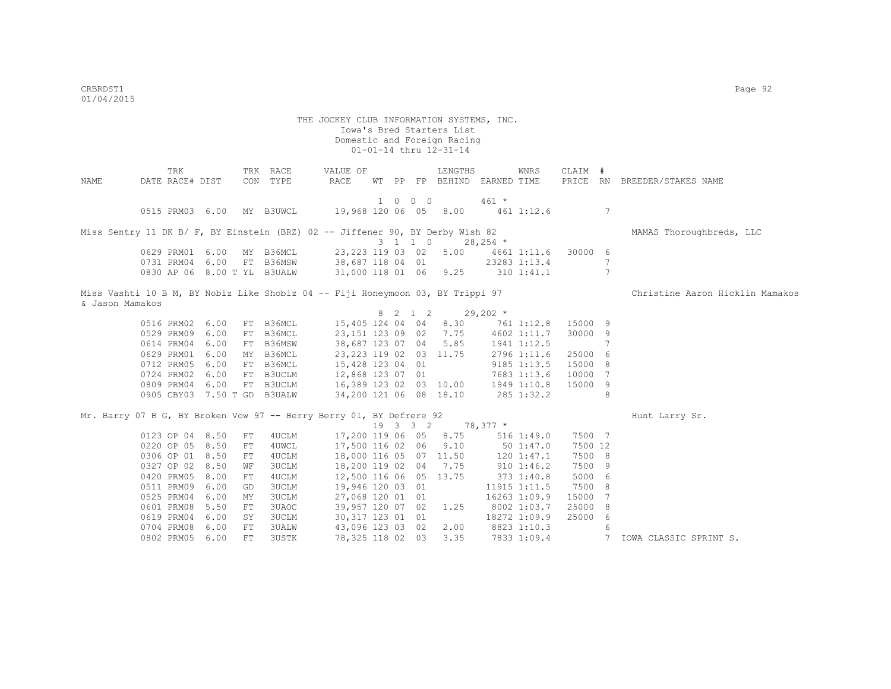THE JOCKEY CLUB INFORMATION SYSTEMS, INC.
Iowa's Bred Starters List
Domestic and Foreign Racing
01-01-14 thru 12-31-14

| NAME | TRK DATE | RACE# | DIST | TRK CON | RACE TYPE | VALUE OF RACE | WT | PP | FP | LENGTHS BEHIND | EARNED | WNRS TIME | CLAIM PRICE | # RN | BREEDER/STAKES NAME |
|---|---|---|---|---|---|---|---|---|---|---|---|---|---|---|---|
| | | | | | | | 1 | 0 | 0 0 | | 461 * | | | | |
| | 0515 | PRM03 | 6.00 | MY | B3UWCL | 19,968 | 120 | 06 | 05 | 8.00 | 461 | 1:12.6 | | 7 | |
| Miss Sentry 11 DK B/ F, BY Einstein (BRZ) 02 -- Jiffener 90, BY Derby Wish 82 | | | | | | | | | | | | | | | MAMAS Thoroughbreds, LLC |
| | | | | | | | 3 | 1 | 1 0 | | 28,254 * | | | | |
| | 0629 | PRM01 | 6.00 | MY | B36MCL | 23,223 | 119 | 03 | 02 | 5.00 | 4661 | 1:11.6 | 30000 | 6 | |
| | 0731 | PRM04 | 6.00 | FT | B36MSW | 38,687 | 118 | 04 | 01 | | 23283 | 1:13.4 | | 7 | |
| | 0830 | AP 06 | 8.00 T | YL | B3UALW | 31,000 | 118 | 01 | 06 | 9.25 | 310 | 1:41.1 | | 7 | |
| Miss Vashti 10 B M, BY Nobiz Like Shobiz 04 -- Fiji Honeymoon 03, BY Trippi 97 | | | | | | | | | | | | | | | Christine Aaron Hicklin Mamakos & Jason Mamakos |
| | | | | | | | 8 | 2 | 1 2 | | 29,202 * | | | | |
| | 0516 | PRM02 | 6.00 | FT | B36MCL | 15,405 | 124 | 04 | 04 | 8.30 | 761 | 1:12.8 | 15000 | 9 | |
| | 0529 | PRM09 | 6.00 | FT | B36MCL | 23,151 | 123 | 09 | 02 | 7.75 | 4602 | 1:11.7 | 30000 | 9 | |
| | 0614 | PRM04 | 6.00 | FT | B36MSW | 38,687 | 123 | 07 | 04 | 5.85 | 1941 | 1:12.5 | | 7 | |
| | 0629 | PRM01 | 6.00 | MY | B36MCL | 23,223 | 119 | 02 | 03 | 11.75 | 2796 | 1:11.6 | 25000 | 6 | |
| | 0712 | PRM05 | 6.00 | FT | B36MCL | 15,428 | 123 | 04 | 01 | | 9185 | 1:13.5 | 15000 | 8 | |
| | 0724 | PRM02 | 6.00 | FT | B3UCLM | 12,868 | 123 | 07 | 01 | | 7683 | 1:13.6 | 10000 | 7 | |
| | 0809 | PRM04 | 6.00 | FT | B3UCLM | 16,389 | 123 | 02 | 03 | 10.00 | 1949 | 1:10.8 | 15000 | 9 | |
| | 0905 | CBY03 | 7.50 T | GD | B3UALW | 34,200 | 121 | 06 | 08 | 18.10 | 285 | 1:32.2 | | 8 | |
| Mr. Barry 07 B G, BY Broken Vow 97 -- Berry Berry 01, BY Defrere 92 | | | | | | | | | | | | | | | Hunt Larry Sr. |
| | | | | | | | 19 | 3 | 3 2 | | 78,377 * | | | | |
| | 0123 | OP 04 | 8.50 | FT | 4UCLM | 17,200 | 119 | 06 | 05 | 8.75 | 516 | 1:49.0 | 7500 | 7 | |
| | 0220 | OP 05 | 8.50 | FT | 4UWCL | 17,500 | 116 | 02 | 06 | 9.10 | 50 | 1:47.0 | 7500 | 12 | |
| | 0306 | OP 01 | 8.50 | FT | 4UCLM | 18,000 | 116 | 05 | 07 | 11.50 | 120 | 1:47.1 | 7500 | 8 | |
| | 0327 | OP 02 | 8.50 | WF | 3UCLM | 18,200 | 119 | 02 | 04 | 7.75 | 910 | 1:46.2 | 7500 | 9 | |
| | 0420 | PRM05 | 8.00 | FT | 4UCLM | 12,500 | 116 | 06 | 05 | 13.75 | 373 | 1:40.8 | 5000 | 6 | |
| | 0511 | PRM09 | 6.00 | GD | 3UCLM | 19,946 | 120 | 03 | 01 | | 11915 | 1:11.5 | 7500 | 8 | |
| | 0525 | PRM04 | 6.00 | MY | 3UCLM | 27,068 | 120 | 01 | 01 | | 16263 | 1:09.9 | 15000 | 7 | |
| | 0601 | PRM08 | 5.50 | FT | 3UAOC | 39,957 | 120 | 07 | 02 | 1.25 | 8002 | 1:03.7 | 25000 | 8 | |
| | 0619 | PRM04 | 6.00 | SY | 3UCLM | 30,317 | 123 | 01 | 01 | | 18272 | 1:09.9 | 25000 | 6 | |
| | 0704 | PRM08 | 6.00 | FT | 3UALW | 43,096 | 123 | 03 | 02 | 2.00 | 8823 | 1:10.3 | | 6 | |
| | 0802 | PRM05 | 6.00 | FT | 3USTK | 78,325 | 118 | 02 | 03 | 3.35 | 7833 | 1:09.4 | | 7 | IOWA CLASSIC SPRINT S. |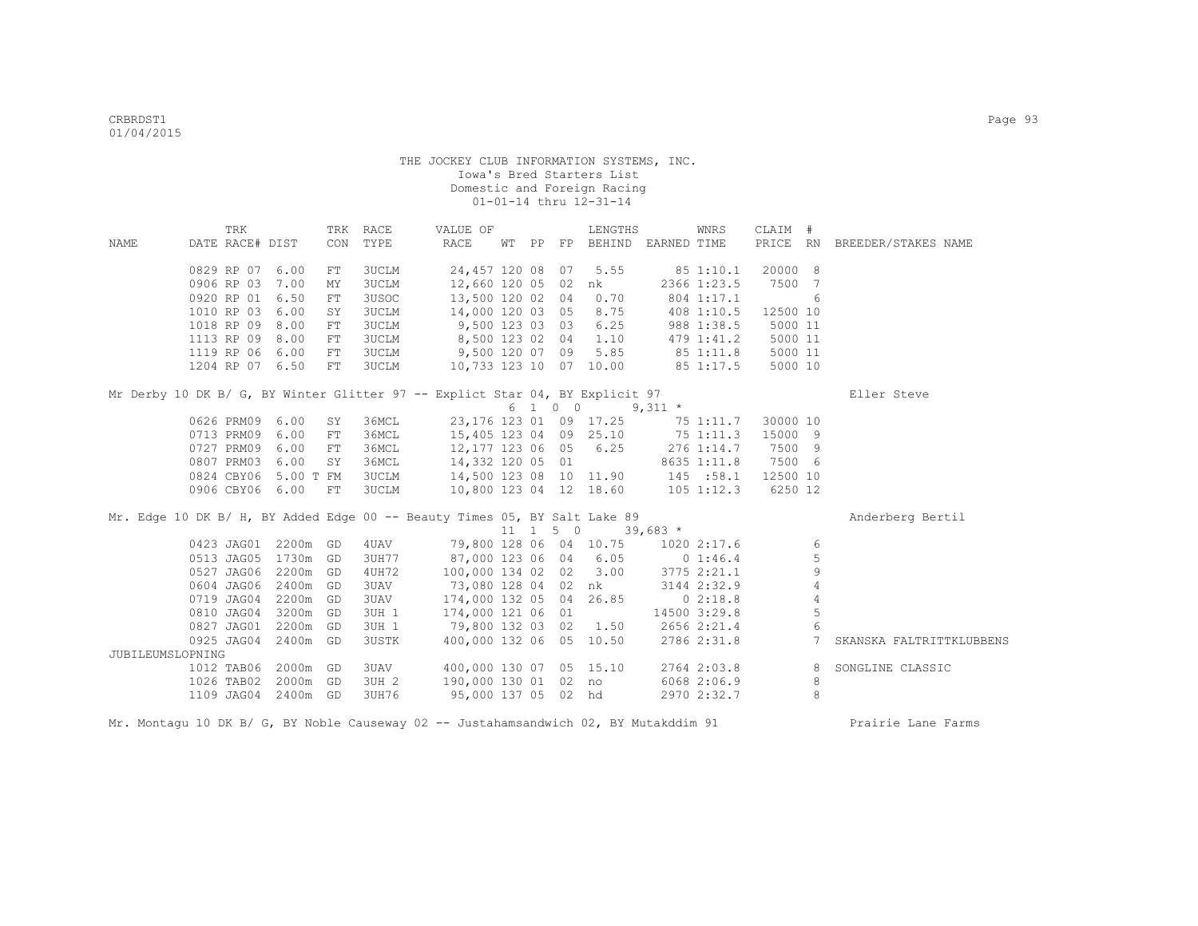THE JOCKEY CLUB INFORMATION SYSTEMS, INC.
Iowa's Bred Starters List
Domestic and Foreign Racing
01-01-14 thru 12-31-14

| NAME | DATE | TRK RACE# | DIST | TRK CON | RACE TYPE | VALUE OF RACE | WT | PP | FP | LENGTHS BEHIND | EARNED | WNRS TIME | CLAIM PRICE | # RN | BREEDER/STAKES NAME |
|---|---|---|---|---|---|---|---|---|---|---|---|---|---|---|---|
| | 0829 | RP 07 | 6.00 | FT | 3UCLM | 24,457 | 120 | 08 | 07 | 5.55 | 85 | 1:10.1 | 20000 | 8 | |
| | 0906 | RP 03 | 7.00 | MY | 3UCLM | 12,660 | 120 | 05 | 02 | nk | 2366 | 1:23.5 | 7500 | 7 | |
| | 0920 | RP 01 | 6.50 | FT | 3USOC | 13,500 | 120 | 02 | 04 | 0.70 | 804 | 1:17.1 | | 6 | |
| | 1010 | RP 03 | 6.00 | SY | 3UCLM | 14,000 | 120 | 03 | 05 | 8.75 | 408 | 1:10.5 | 12500 | 10 | |
| | 1018 | RP 09 | 8.00 | FT | 3UCLM | 9,500 | 123 | 03 | 03 | 6.25 | 988 | 1:38.5 | 5000 | 11 | |
| | 1113 | RP 09 | 8.00 | FT | 3UCLM | 8,500 | 123 | 02 | 04 | 1.10 | 479 | 1:41.2 | 5000 | 11 | |
| | 1119 | RP 06 | 6.00 | FT | 3UCLM | 9,500 | 120 | 07 | 09 | 5.85 | 85 | 1:11.8 | 5000 | 11 | |
| | 1204 | RP 07 | 6.50 | FT | 3UCLM | 10,733 | 123 | 10 | 07 | 10.00 | 85 | 1:17.5 | 5000 | 10 | |
| Mr Derby 10 DK B/ G, BY Winter Glitter 97 -- Explict Star 04, BY Explicit 97 | | | | | | 6 1 0 0 | | | | | 9,311 * | | | | Eller Steve |
| | 0626 | PRM09 | 6.00 | SY | 36MCL | 23,176 | 123 | 01 | 09 | 17.25 | 75 | 1:11.7 | 30000 | 10 | |
| | 0713 | PRM09 | 6.00 | FT | 36MCL | 15,405 | 123 | 04 | 09 | 25.10 | 75 | 1:11.3 | 15000 | 9 | |
| | 0727 | PRM09 | 6.00 | FT | 36MCL | 12,177 | 123 | 06 | 05 | 6.25 | 276 | 1:14.7 | 7500 | 9 | |
| | 0807 | PRM03 | 6.00 | SY | 36MCL | 14,332 | 120 | 05 | 01 | | 8635 | 1:11.8 | 7500 | 6 | |
| | 0824 | CBY06 | 5.00 T | FM | 3UCLM | 14,500 | 123 | 08 | 10 | 11.90 | 145 | :58.1 | 12500 | 10 | |
| | 0906 | CBY06 | 6.00 | FT | 3UCLM | 10,800 | 123 | 04 | 12 | 18.60 | 105 | 1:12.3 | 6250 | 12 | |
| Mr. Edge 10 DK B/ H, BY Added Edge 00 -- Beauty Times 05, BY Salt Lake 89 | | | | | | 11 1 5 0 | | | | | 39,683 * | | | | Anderberg Bertil |
| | 0423 | JAG01 | 2200m | GD | 4UAV | 79,800 | 128 | 06 | 04 | 10.75 | 1020 | 2:17.6 | | 6 | |
| | 0513 | JAG05 | 1730m | GD | 3UH77 | 87,000 | 123 | 06 | 04 | 6.05 | 0 | 1:46.4 | | 5 | |
| | 0527 | JAG06 | 2200m | GD | 4UH72 | 100,000 | 134 | 02 | 02 | 3.00 | 3775 | 2:21.1 | | 9 | |
| | 0604 | JAG06 | 2400m | GD | 3UAV | 73,080 | 128 | 04 | 02 | nk | 3144 | 2:32.9 | | 4 | |
| | 0719 | JAG04 | 2200m | GD | 3UAV | 174,000 | 132 | 05 | 04 | 26.85 | 0 | 2:18.8 | | 4 | |
| | 0810 | JAG04 | 3200m | GD | 3UH 1 | 174,000 | 121 | 06 | 01 | | 14500 | 3:29.8 | | 5 | |
| | 0827 | JAG01 | 2200m | GD | 3UH 1 | 79,800 | 132 | 03 | 02 | 1.50 | 2656 | 2:21.4 | | 6 | |
| | 0925 | JAG04 | 2400m | GD | 3USTK | 400,000 | 132 | 06 | 05 | 10.50 | 2786 | 2:31.8 | | 7 | SKANSKA FALTRITTKLUBBENS JUBILEUMSLOPNING |
| | 1012 | TAB06 | 2000m | GD | 3UAV | 400,000 | 130 | 07 | 05 | 15.10 | 2764 | 2:03.8 | | 8 | SONGLINE CLASSIC |
| | 1026 | TAB02 | 2000m | GD | 3UH 2 | 190,000 | 130 | 01 | 02 | no | 6068 | 2:06.9 | | 8 | |
| | 1109 | JAG04 | 2400m | GD | 3UH76 | 95,000 | 137 | 05 | 02 | hd | 2970 | 2:32.7 | | 8 | |
| Mr. Montagu 10 DK B/ G, BY Noble Causeway 02 -- Justahamsandwich 02, BY Mutakddim 91 | | | | | | | | | | | | | | | Prairie Lane Farms |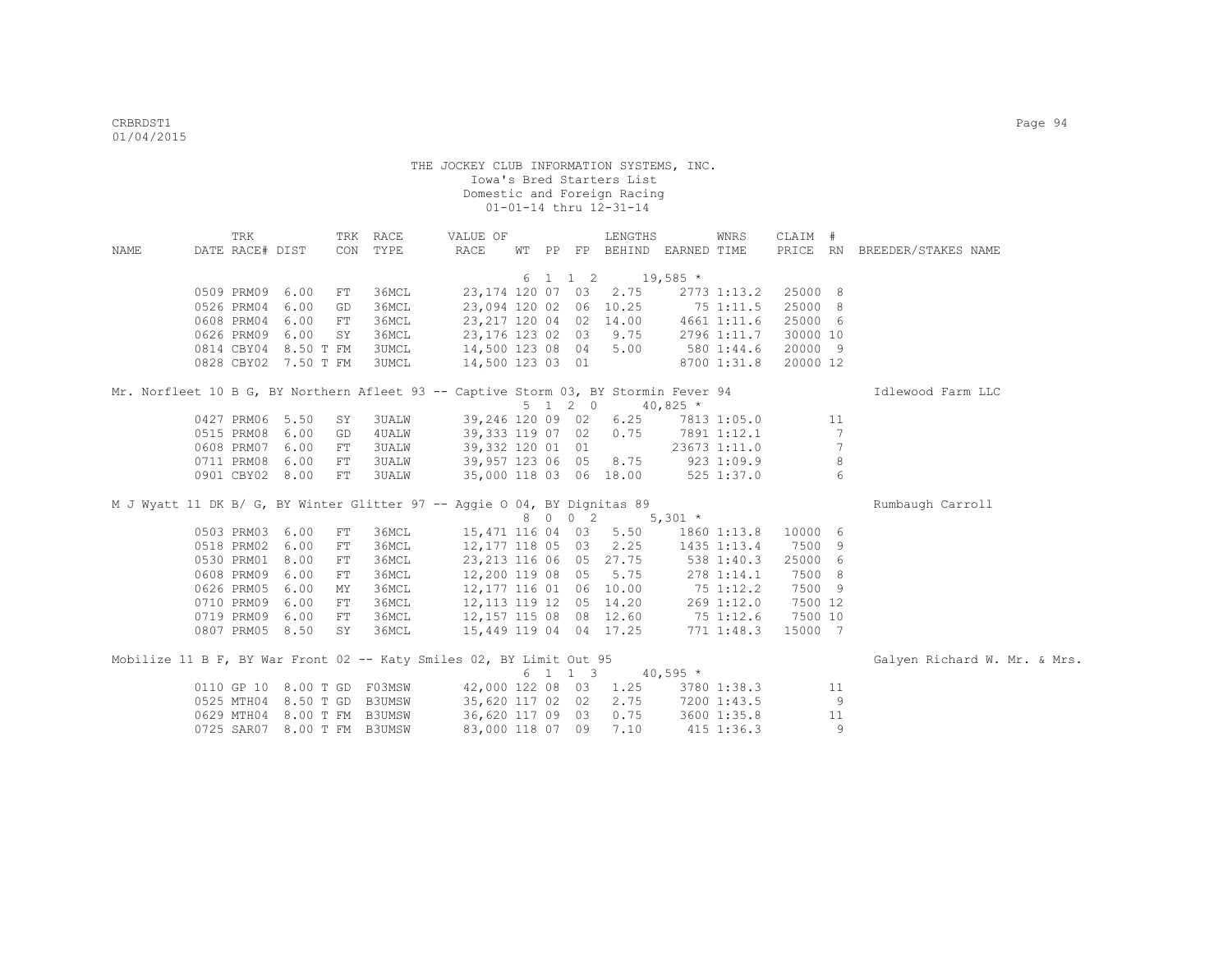THE JOCKEY CLUB INFORMATION SYSTEMS, INC.
Iowa's Bred Starters List
Domestic and Foreign Racing
01-01-14 thru 12-31-14

| NAME | TRK DATE | RACE# | DIST | TRK CON | RACE TYPE | VALUE OF RACE | WT | PP | FP | LENGTHS BEHIND | EARNED | WNRS TIME | CLAIM PRICE | # RN | BREEDER/STAKES NAME |
|---|---|---|---|---|---|---|---|---|---|---|---|---|---|---|---|
| | | | | | | | 6 | 1 | 1 2 | | 19,585 * | | | | |
| | 0509 | PRM09 | 6.00 | FT | 36MCL | 23,174 | 120 | 07 | 03 | 2.75 | 2773 | 1:13.2 | 25000 | 8 | |
| | 0526 | PRM04 | 6.00 | GD | 36MCL | 23,094 | 120 | 02 | 06 | 10.25 | 75 | 1:11.5 | 25000 | 8 | |
| | 0608 | PRM04 | 6.00 | FT | 36MCL | 23,217 | 120 | 04 | 02 | 14.00 | 4661 | 1:11.6 | 25000 | 6 | |
| | 0626 | PRM09 | 6.00 | SY | 36MCL | 23,176 | 123 | 02 | 03 | 9.75 | 2796 | 1:11.7 | 30000 | 10 | |
| | 0814 | CBY04 | 8.50 T | FM | 3UMCL | 14,500 | 123 | 08 | 04 | 5.00 | 580 | 1:44.6 | 20000 | 9 | |
| | 0828 | CBY02 | 7.50 T | FM | 3UMCL | 14,500 | 123 | 03 | 01 | | 8700 | 1:31.8 | 20000 | 12 | |
| Mr. Norfleet 10 B G, BY Northern Afleet 93 -- Captive Storm 03, BY Stormin Fever 94 | | | | | | | | | | | | | | | Idlewood Farm LLC |
| | | | | | | | 5 | 1 | 2 0 | | 40,825 * | | | | |
| | 0427 | PRM06 | 5.50 | SY | 3UALW | 39,246 | 120 | 09 | 02 | 6.25 | 7813 | 1:05.0 | | 11 | |
| | 0515 | PRM08 | 6.00 | GD | 4UALW | 39,333 | 119 | 07 | 02 | 0.75 | 7891 | 1:12.1 | | 7 | |
| | 0608 | PRM07 | 6.00 | FT | 3UALW | 39,332 | 120 | 01 | 01 | | 23673 | 1:11.0 | | 7 | |
| | 0711 | PRM08 | 6.00 | FT | 3UALW | 39,957 | 123 | 06 | 05 | 8.75 | 923 | 1:09.9 | | 8 | |
| | 0901 | CBY02 | 8.00 | FT | 3UALW | 35,000 | 118 | 03 | 06 | 18.00 | 525 | 1:37.0 | | 6 | |
| M J Wyatt 11 DK B/ G, BY Winter Glitter 97 -- Aggie O 04, BY Dignitas 89 | | | | | | | | | | | | | | | Rumbaugh Carroll |
| | | | | | | | 8 | 0 | 0 2 | | 5,301 * | | | | |
| | 0503 | PRM03 | 6.00 | FT | 36MCL | 15,471 | 116 | 04 | 03 | 5.50 | 1860 | 1:13.8 | 10000 | 6 | |
| | 0518 | PRM02 | 6.00 | FT | 36MCL | 12,177 | 118 | 05 | 03 | 2.25 | 1435 | 1:13.4 | 7500 | 9 | |
| | 0530 | PRM01 | 8.00 | FT | 36MCL | 23,213 | 116 | 06 | 05 | 27.75 | 538 | 1:40.3 | 25000 | 6 | |
| | 0608 | PRM09 | 6.00 | FT | 36MCL | 12,200 | 119 | 08 | 05 | 5.75 | 278 | 1:14.1 | 7500 | 8 | |
| | 0626 | PRM05 | 6.00 | MY | 36MCL | 12,177 | 116 | 01 | 06 | 10.00 | 75 | 1:12.2 | 7500 | 9 | |
| | 0710 | PRM09 | 6.00 | FT | 36MCL | 12,113 | 119 | 12 | 05 | 14.20 | 269 | 1:12.0 | 7500 | 12 | |
| | 0719 | PRM09 | 6.00 | FT | 36MCL | 12,157 | 115 | 08 | 08 | 12.60 | 75 | 1:12.6 | 7500 | 10 | |
| | 0807 | PRM05 | 8.50 | SY | 36MCL | 15,449 | 119 | 04 | 04 | 17.25 | 771 | 1:48.3 | 15000 | 7 | |
| Mobilize 11 B F, BY War Front 02 -- Katy Smiles 02, BY Limit Out 95 | | | | | | | | | | | | | | | Galyen Richard W. Mr. & Mrs. |
| | | | | | | | 6 | 1 | 1 3 | | 40,595 * | | | | |
| | 0110 | GP 10 | 8.00 T | GD | F03MSW | 42,000 | 122 | 08 | 03 | 1.25 | 3780 | 1:38.3 | | 11 | |
| | 0525 | MTH04 | 8.50 T | GD | B3UMSW | 35,620 | 117 | 02 | 02 | 2.75 | 7200 | 1:43.5 | | 9 | |
| | 0629 | MTH04 | 8.00 T | FM | B3UMSW | 36,620 | 117 | 09 | 03 | 0.75 | 3600 | 1:35.8 | | 11 | |
| | 0725 | SAR07 | 8.00 T | FM | B3UMSW | 83,000 | 118 | 07 | 09 | 7.10 | 415 | 1:36.3 | | 9 | |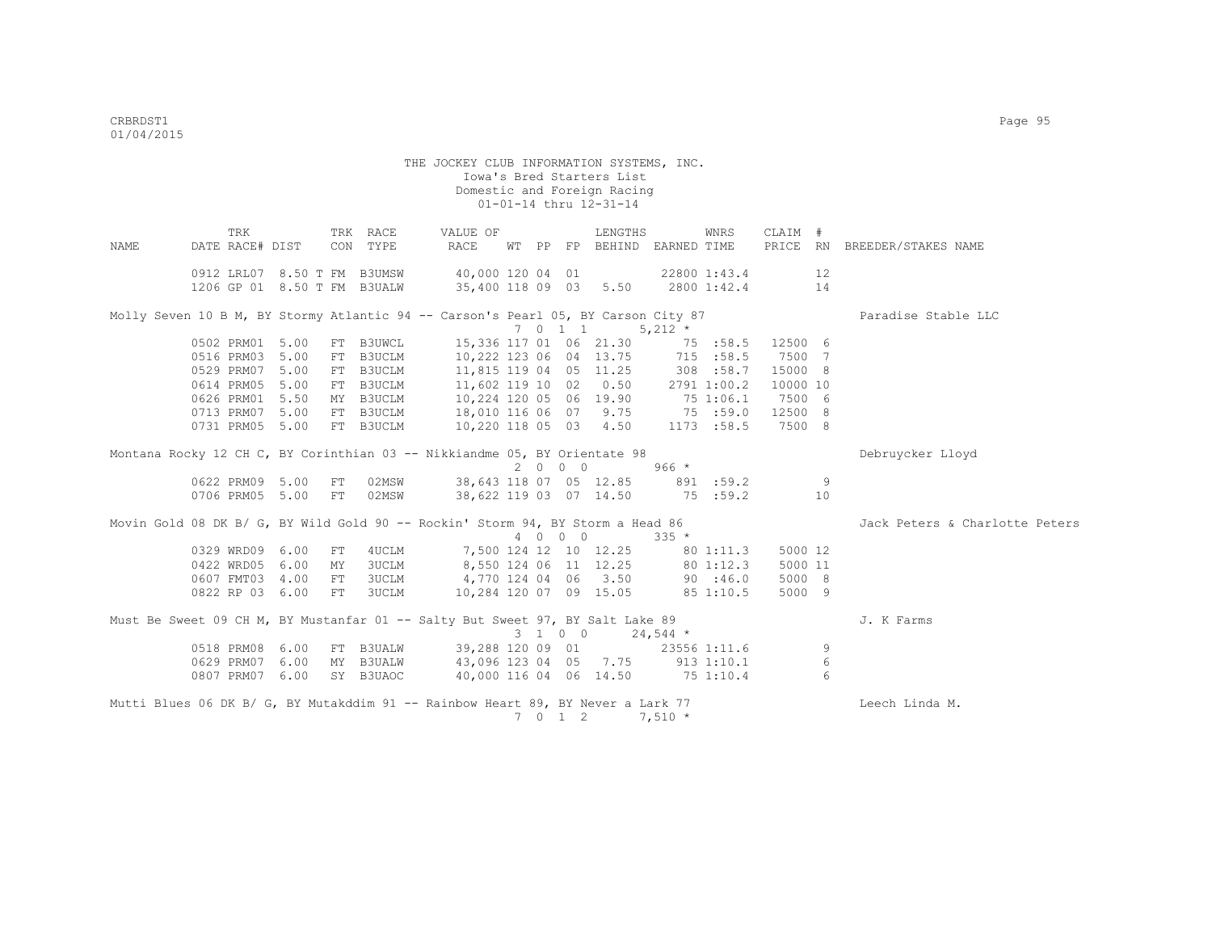THE JOCKEY CLUB INFORMATION SYSTEMS, INC.
Iowa's Bred Starters List
Domestic and Foreign Racing
01-01-14 thru 12-31-14

| NAME | TRK DATE | RACE# | DIST | TRK CON | RACE TYPE | VALUE OF RACE | WT | PP | FP | LENGTHS BEHIND | EARNED | WNRS TIME | CLAIM PRICE | # RN | BREEDER/STAKES NAME |
|---|---|---|---|---|---|---|---|---|---|---|---|---|---|---|---|
| | 0912 | LRL07 | 8.50 T | FM | B3UMSW | 40,000 | 120 | 04 | 01 | | 22800 | 1:43.4 | | 12 | |
| | 1206 | GP 01 | 8.50 T | FM | B3UALW | 35,400 | 118 | 09 | 03 | 5.50 | 2800 | 1:42.4 | | 14 | |
| Molly Seven 10 B M, BY Stormy Atlantic 94 -- Carson's Pearl 05, BY Carson City 87 | | | | | | | 7 | 0 | 1 1 | | 5,212 * | | | | Paradise Stable LLC |
| | 0502 | PRM01 | 5.00 | FT | B3UWCL | 15,336 | 117 | 01 | 06 | 21.30 | 75 | :58.5 | 12500 | 6 | |
| | 0516 | PRM03 | 5.00 | FT | B3UCLM | 10,222 | 123 | 06 | 04 | 13.75 | 715 | :58.5 | 7500 | 7 | |
| | 0529 | PRM07 | 5.00 | FT | B3UCLM | 11,815 | 119 | 04 | 05 | 11.25 | 308 | :58.7 | 15000 | 8 | |
| | 0614 | PRM05 | 5.00 | FT | B3UCLM | 11,602 | 119 | 10 | 02 | 0.50 | 2791 | 1:00.2 | 10000 | 10 | |
| | 0626 | PRM01 | 5.50 | MY | B3UCLM | 10,224 | 120 | 05 | 06 | 19.90 | 75 | 1:06.1 | 7500 | 6 | |
| | 0713 | PRM07 | 5.00 | FT | B3UCLM | 18,010 | 116 | 06 | 07 | 9.75 | 75 | :59.0 | 12500 | 8 | |
| | 0731 | PRM05 | 5.00 | FT | B3UCLM | 10,220 | 118 | 05 | 03 | 4.50 | 1173 | :58.5 | 7500 | 8 | |
| Montana Rocky 12 CH C, BY Corinthian 03 -- Nikkiandme 05, BY Orientate 98 | | | | | | | 2 | 0 | 0 0 | | 966 * | | | | Debruycker Lloyd |
| | 0622 | PRM09 | 5.00 | FT | 02MSW | 38,643 | 118 | 07 | 05 | 12.85 | 891 | :59.2 | | 9 | |
| | 0706 | PRM05 | 5.00 | FT | 02MSW | 38,622 | 119 | 03 | 07 | 14.50 | 75 | :59.2 | | 10 | |
| Movin Gold 08 DK B/ G, BY Wild Gold 90 -- Rockin' Storm 94, BY Storm a Head 86 | | | | | | | 4 | 0 | 0 0 | | 335 * | | | | Jack Peters & Charlotte Peters |
| | 0329 | WRD09 | 6.00 | FT | 4UCLM | 7,500 | 124 | 12 | 10 | 12.25 | 80 | 1:11.3 | 5000 | 12 | |
| | 0422 | WRD05 | 6.00 | MY | 3UCLM | 8,550 | 124 | 06 | 11 | 12.25 | 80 | 1:12.3 | 5000 | 11 | |
| | 0607 | FMT03 | 4.00 | FT | 3UCLM | 4,770 | 124 | 04 | 06 | 3.50 | 90 | :46.0 | 5000 | 8 | |
| | 0822 | RP 03 | 6.00 | FT | 3UCLM | 10,284 | 120 | 07 | 09 | 15.05 | 85 | 1:10.5 | 5000 | 9 | |
| Must Be Sweet 09 CH M, BY Mustanfar 01 -- Salty But Sweet 97, BY Salt Lake 89 | | | | | | | 3 | 1 | 0 0 | | 24,544 * | | | | J. K Farms |
| | 0518 | PRM08 | 6.00 | FT | B3UALW | 39,288 | 120 | 09 | 01 | | 23556 | 1:11.6 | | 9 | |
| | 0629 | PRM07 | 6.00 | MY | B3UALW | 43,096 | 123 | 04 | 05 | 7.75 | 913 | 1:10.1 | | 6 | |
| | 0807 | PRM07 | 6.00 | SY | B3UAOC | 40,000 | 116 | 04 | 06 | 14.50 | 75 | 1:10.4 | | 6 | |
| Mutti Blues 06 DK B/ G, BY Mutakddim 91 -- Rainbow Heart 89, BY Never a Lark 77 | | | | | | | 7 | 0 | 1 2 | | 7,510 * | | | | Leech Linda M. |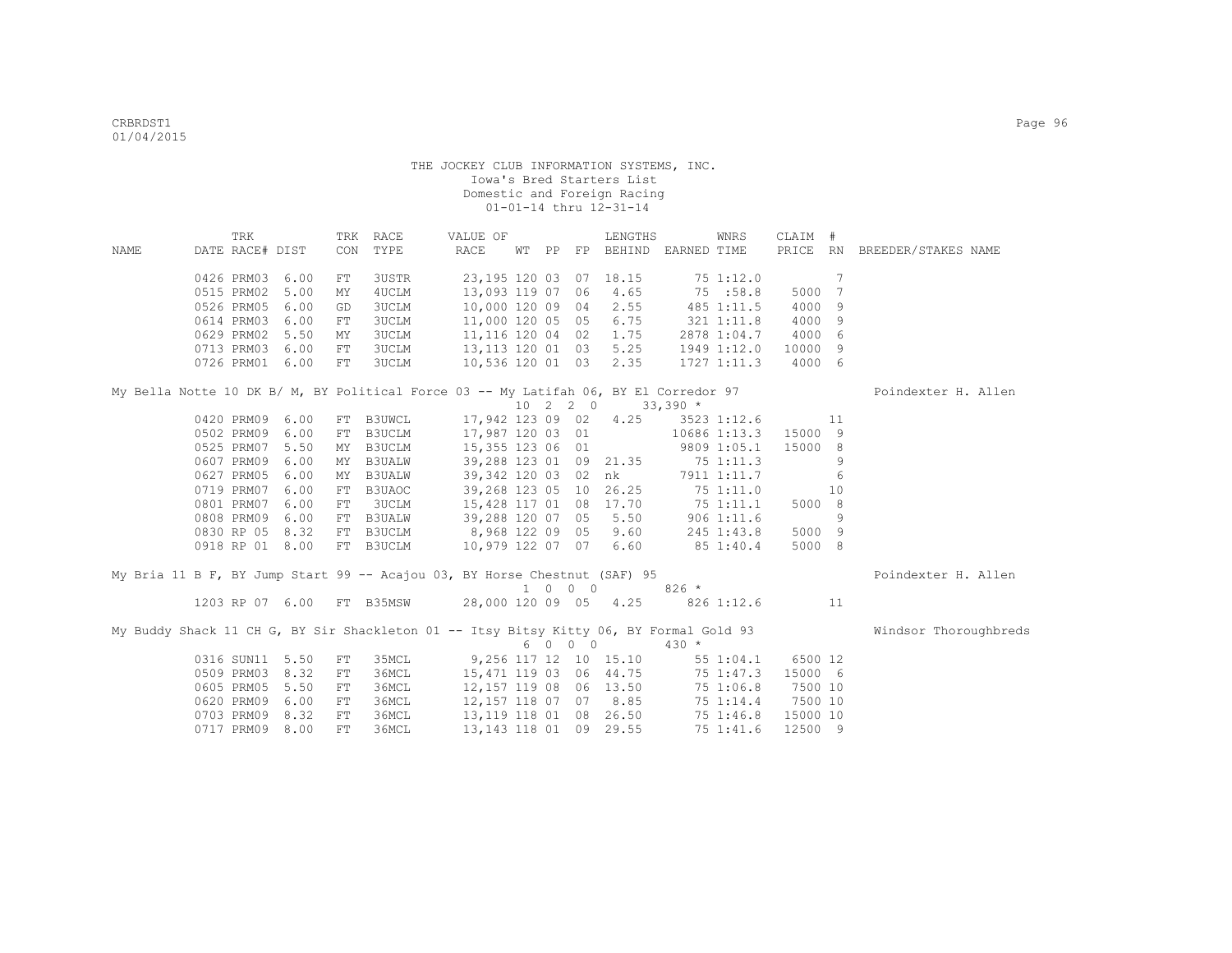THE JOCKEY CLUB INFORMATION SYSTEMS, INC.
Iowa's Bred Starters List
Domestic and Foreign Racing
01-01-14 thru 12-31-14

| NAME | TRK DATE | RACE# | DIST | TRK CON | RACE TYPE | VALUE OF RACE | WT | PP | FP | LENGTHS BEHIND | EARNED | WNRS TIME | CLAIM PRICE | # RN | BREEDER/STAKES NAME |
|---|---|---|---|---|---|---|---|---|---|---|---|---|---|---|---|
| | 0426 | PRM03 | 6.00 | FT | 3USTR | 23,195 | 120 | 03 | 07 | 18.15 | 75 | 1:12.0 | | 7 | |
| | 0515 | PRM02 | 5.00 | MY | 4UCLM | 13,093 | 119 | 07 | 06 | 4.65 | 75 | :58.8 | 5000 | 7 | |
| | 0526 | PRM05 | 6.00 | GD | 3UCLM | 10,000 | 120 | 09 | 04 | 2.55 | 485 | 1:11.5 | 4000 | 9 | |
| | 0614 | PRM03 | 6.00 | FT | 3UCLM | 11,000 | 120 | 05 | 05 | 6.75 | 321 | 1:11.8 | 4000 | 9 | |
| | 0629 | PRM02 | 5.50 | MY | 3UCLM | 11,116 | 120 | 04 | 02 | 1.75 | 2878 | 1:04.7 | 4000 | 6 | |
| | 0713 | PRM03 | 6.00 | FT | 3UCLM | 13,113 | 120 | 01 | 03 | 5.25 | 1949 | 1:12.0 | 10000 | 9 | |
| | 0726 | PRM01 | 6.00 | FT | 3UCLM | 10,536 | 120 | 01 | 03 | 2.35 | 1727 | 1:11.3 | 4000 | 6 | |
| My Bella Notte 10 DK B/ M, BY Political Force 03 -- My Latifah 06, BY El Corredor 97 | | | | | | | 10 | 2 | 2 0 | | 33,390 * | | | | Poindexter H. Allen |
| | 0420 | PRM09 | 6.00 | FT | B3UWCL | 17,942 | 123 | 09 | 02 | 4.25 | 3523 | 1:12.6 | | 11 | |
| | 0502 | PRM09 | 6.00 | FT | B3UCLM | 17,987 | 120 | 03 | 01 | | 10686 | 1:13.3 | 15000 | 9 | |
| | 0525 | PRM07 | 5.50 | MY | B3UCLM | 15,355 | 123 | 06 | 01 | | 9809 | 1:05.1 | 15000 | 8 | |
| | 0607 | PRM09 | 6.00 | MY | B3UALW | 39,288 | 123 | 01 | 09 | 21.35 | 75 | 1:11.3 | | 9 | |
| | 0627 | PRM05 | 6.00 | MY | B3UALW | 39,342 | 120 | 03 | 02 | nk | 7911 | 1:11.7 | | 6 | |
| | 0719 | PRM07 | 6.00 | FT | B3UAOC | 39,268 | 123 | 05 | 10 | 26.25 | 75 | 1:11.0 | | 10 | |
| | 0801 | PRM07 | 6.00 | FT | 3UCLM | 15,428 | 117 | 01 | 08 | 17.70 | 75 | 1:11.1 | 5000 | 8 | |
| | 0808 | PRM09 | 6.00 | FT | B3UALW | 39,288 | 120 | 07 | 05 | 5.50 | 906 | 1:11.6 | | 9 | |
| | 0830 | RP 05 | 8.32 | FT | B3UCLM | 8,968 | 122 | 09 | 05 | 9.60 | 245 | 1:43.8 | 5000 | 9 | |
| | 0918 | RP 01 | 8.00 | FT | B3UCLM | 10,979 | 122 | 07 | 07 | 6.60 | 85 | 1:40.4 | 5000 | 8 | |
| My Bria 11 B F, BY Jump Start 99 -- Acajou 03, BY Horse Chestnut (SAF) 95 | | | | | | | 1 | 0 | 0 0 | | 826 * | | | | Poindexter H. Allen |
| | 1203 | RP 07 | 6.00 | FT | B35MSW | 28,000 | 120 | 09 | 05 | 4.25 | 826 | 1:12.6 | | 11 | |
| My Buddy Shack 11 CH G, BY Sir Shackleton 01 -- Itsy Bitsy Kitty 06, BY Formal Gold 93 | | | | | | | 6 | 0 | 0 0 | | 430 * | | | | Windsor Thoroughbreds |
| | 0316 | SUN11 | 5.50 | FT | 35MCL | 9,256 | 117 | 12 | 10 | 15.10 | 55 | 1:04.1 | 6500 | 12 | |
| | 0509 | PRM03 | 8.32 | FT | 36MCL | 15,471 | 119 | 03 | 06 | 44.75 | 75 | 1:47.3 | 15000 | 6 | |
| | 0605 | PRM05 | 5.50 | FT | 36MCL | 12,157 | 119 | 08 | 06 | 13.50 | 75 | 1:06.8 | 7500 | 10 | |
| | 0620 | PRM09 | 6.00 | FT | 36MCL | 12,157 | 118 | 07 | 07 | 8.85 | 75 | 1:14.4 | 7500 | 10 | |
| | 0703 | PRM09 | 8.32 | FT | 36MCL | 13,119 | 118 | 01 | 08 | 26.50 | 75 | 1:46.8 | 15000 | 10 | |
| | 0717 | PRM09 | 8.00 | FT | 36MCL | 13,143 | 118 | 01 | 09 | 29.55 | 75 | 1:41.6 | 12500 | 9 | |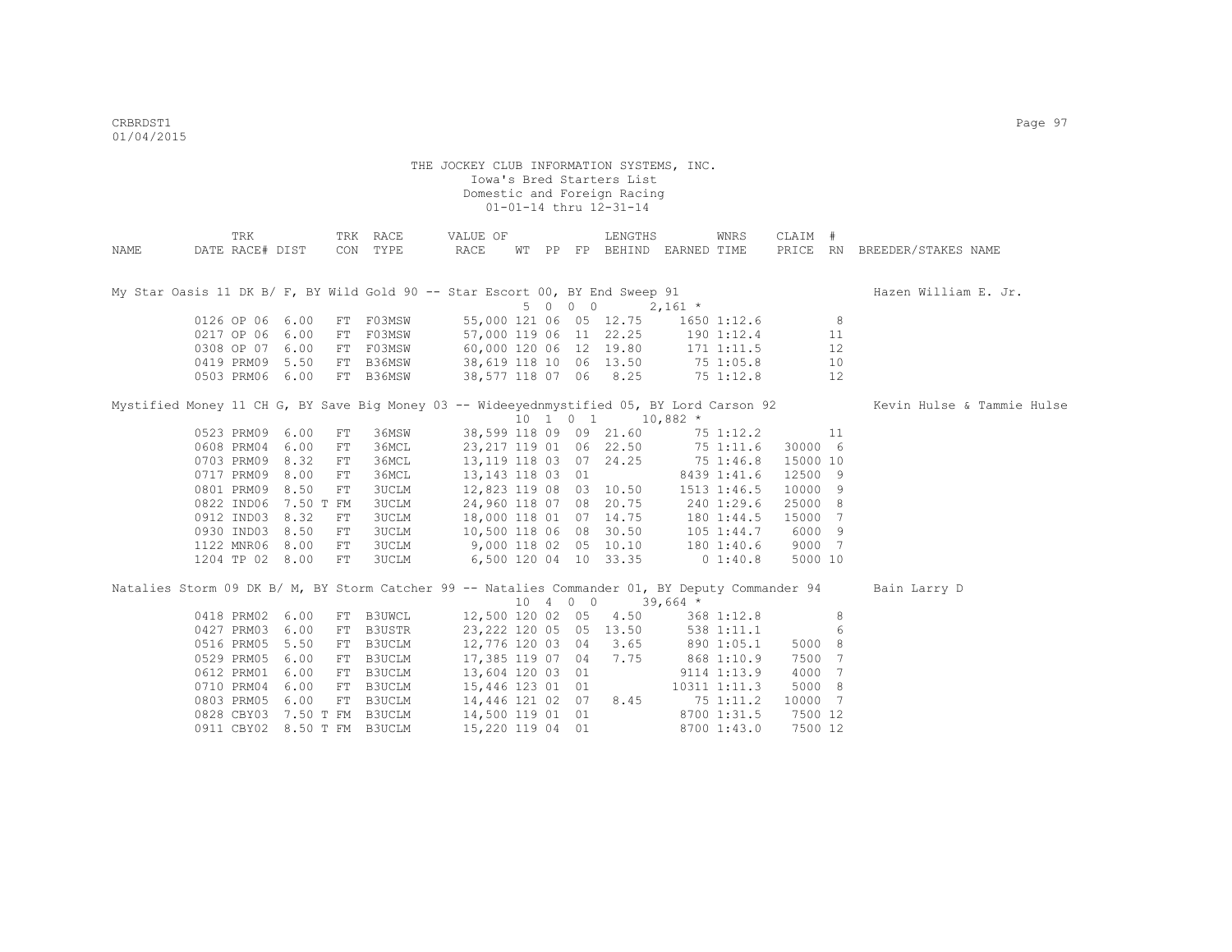THE JOCKEY CLUB INFORMATION SYSTEMS, INC.
Iowa's Bred Starters List
Domestic and Foreign Racing
01-01-14 thru 12-31-14

| NAME | TRK DATE | RACE# | DIST | TRK CON | RACE TYPE | VALUE OF RACE | WT | PP | FP | LENGTHS BEHIND | EARNED | WNRS TIME | CLAIM PRICE | # RN | BREEDER/STAKES NAME |
|---|---|---|---|---|---|---|---|---|---|---|---|---|---|---|---|
| My Star Oasis 11 DK B/ F, BY Wild Gold 90 -- Star Escort 00, BY End Sweep 91 | | | | | | | | | | | | | | | Hazen William E. Jr. |
| | | | | | | | 5 | 0 0 0 | | | 2,161 * | | | | |
| | 0126 | OP 06 | 6.00 | FT | F03MSW | 55,000 | 121 | 06 | 05 | 12.75 | 1650 | 1:12.6 | | 8 | |
| | 0217 | OP 06 | 6.00 | FT | F03MSW | 57,000 | 119 | 06 | 11 | 22.25 | 190 | 1:12.4 | | 11 | |
| | 0308 | OP 07 | 6.00 | FT | F03MSW | 60,000 | 120 | 06 | 12 | 19.80 | 171 | 1:11.5 | | 12 | |
| | 0419 | PRM09 | 5.50 | FT | B36MSW | 38,619 | 118 | 10 | 06 | 13.50 | 75 | 1:05.8 | | 10 | |
| | 0503 | PRM06 | 6.00 | FT | B36MSW | 38,577 | 118 | 07 | 06 | 8.25 | 75 | 1:12.8 | | 12 | |
| Mystified Money 11 CH G, BY Save Big Money 03 -- Wideeyednmystified 05, BY Lord Carson 92 | | | | | | | | | | | | | | | Kevin Hulse & Tammie Hulse |
| | | | | | | | 10 | 1 0 1 | | | 10,882 * | | | | |
| | 0523 | PRM09 | 6.00 | FT | 36MSW | 38,599 | 118 | 09 | 09 | 21.60 | 75 | 1:12.2 | | 11 | |
| | 0608 | PRM04 | 6.00 | FT | 36MCL | 23,217 | 119 | 01 | 06 | 22.50 | 75 | 1:11.6 | 30000 | 6 | |
| | 0703 | PRM09 | 8.32 | FT | 36MCL | 13,119 | 118 | 03 | 07 | 24.25 | 75 | 1:46.8 | 15000 | 10 | |
| | 0717 | PRM09 | 8.00 | FT | 36MCL | 13,143 | 118 | 03 | 01 | | 8439 | 1:41.6 | 12500 | 9 | |
| | 0801 | PRM09 | 8.50 | FT | 3UCLM | 12,823 | 119 | 08 | 03 | 10.50 | 1513 | 1:46.5 | 10000 | 9 | |
| | 0822 | IND06 | 7.50 T | FM | 3UCLM | 24,960 | 118 | 07 | 08 | 20.75 | 240 | 1:29.6 | 25000 | 8 | |
| | 0912 | IND03 | 8.32 | FT | 3UCLM | 18,000 | 118 | 01 | 07 | 14.75 | 180 | 1:44.5 | 15000 | 7 | |
| | 0930 | IND03 | 8.50 | FT | 3UCLM | 10,500 | 118 | 06 | 08 | 30.50 | 105 | 1:44.7 | 6000 | 9 | |
| | 1122 | MNR06 | 8.00 | FT | 3UCLM | 9,000 | 118 | 02 | 05 | 10.10 | 180 | 1:40.6 | 9000 | 7 | |
| | 1204 | TP 02 | 8.00 | FT | 3UCLM | 6,500 | 120 | 04 | 10 | 33.35 | 0 | 1:40.8 | 5000 | 10 | |
| Natalies Storm 09 DK B/ M, BY Storm Catcher 99 -- Natalies Commander 01, BY Deputy Commander 94 | | | | | | | | | | | | | | | Bain Larry D |
| | | | | | | | 10 | 4 0 0 | | | 39,664 * | | | | |
| | 0418 | PRM02 | 6.00 | FT | B3UWCL | 12,500 | 120 | 02 | 05 | 4.50 | 368 | 1:12.8 | | 8 | |
| | 0427 | PRM03 | 6.00 | FT | B3USTR | 23,222 | 120 | 05 | 05 | 13.50 | 538 | 1:11.1 | | 6 | |
| | 0516 | PRM05 | 5.50 | FT | B3UCLM | 12,776 | 120 | 03 | 04 | 3.65 | 890 | 1:05.1 | 5000 | 8 | |
| | 0529 | PRM05 | 6.00 | FT | B3UCLM | 17,385 | 119 | 07 | 04 | 7.75 | 868 | 1:10.9 | 7500 | 7 | |
| | 0612 | PRM01 | 6.00 | FT | B3UCLM | 13,604 | 120 | 03 | 01 | | 9114 | 1:13.9 | 4000 | 7 | |
| | 0710 | PRM04 | 6.00 | FT | B3UCLM | 15,446 | 123 | 01 | 01 | | 10311 | 1:11.3 | 5000 | 8 | |
| | 0803 | PRM05 | 6.00 | FT | B3UCLM | 14,446 | 121 | 02 | 07 | 8.45 | 75 | 1:11.2 | 10000 | 7 | |
| | 0828 | CBY03 | 7.50 T | FM | B3UCLM | 14,500 | 119 | 01 | 01 | | 8700 | 1:31.5 | 7500 | 12 | |
| | 0911 | CBY02 | 8.50 T | FM | B3UCLM | 15,220 | 119 | 04 | 01 | | 8700 | 1:43.0 | 7500 | 12 | |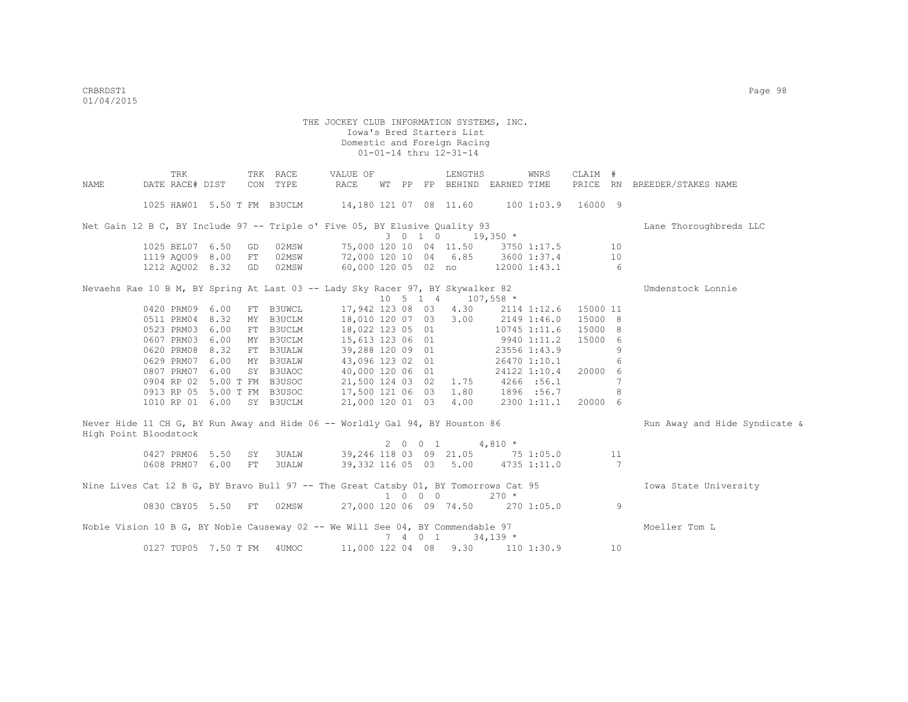THE JOCKEY CLUB INFORMATION SYSTEMS, INC.
Iowa's Bred Starters List
Domestic and Foreign Racing
01-01-14 thru 12-31-14

| NAME | TRK DATE | RACE# | DIST | TRK CON | RACE TYPE | VALUE OF RACE | WT | PP | FP | LENGTHS BEHIND | EARNED | WNRS TIME | CLAIM PRICE | # RN | BREEDER/STAKES NAME |
|---|---|---|---|---|---|---|---|---|---|---|---|---|---|---|---|
| | 1025 | HAW01 | 5.50 T | FM | B3UCLM | 14,180 | 121 | 07 | 08 | 11.60 | 100 | 1:03.9 | 16000 | 9 | |
| Net Gain 12 B C, BY Include 97 -- Triple o' Five 05, BY Elusive Quality 93 | | | | | | 3 0 1 0 | | | | | 19,350 * | | | | Lane Thoroughbreds LLC |
| | 1025 | BEL07 | 6.50 | GD | 02MSW | 75,000 | 120 | 10 | 04 | 11.50 | 3750 | 1:17.5 | | 10 | |
| | 1119 | AQU09 | 8.00 | FT | 02MSW | 72,000 | 120 | 10 | 04 | 6.85 | 3600 | 1:37.4 | | 10 | |
| | 1212 | AQU02 | 8.32 | GD | 02MSW | 60,000 | 120 | 05 | 02 | no | 12000 | 1:43.1 | | 6 | |
| Nevaehs Rae 10 B M, BY Spring At Last 03 -- Lady Sky Racer 97, BY Skywalker 82 | | | | | | 10 5 1 4 | | | | | 107,558 * | | | | Umdenstock Lonnie |
| | 0420 | PRM09 | 6.00 | FT | B3UWCL | 17,942 | 123 | 08 | 03 | 4.30 | 2114 | 1:12.6 | 15000 | 11 | |
| | 0511 | PRM04 | 8.32 | MY | B3UCLM | 18,010 | 120 | 07 | 03 | 3.00 | 2149 | 1:46.0 | 15000 | 8 | |
| | 0523 | PRM03 | 6.00 | FT | B3UCLM | 18,022 | 123 | 05 | 01 | | 10745 | 1:11.6 | 15000 | 8 | |
| | 0607 | PRM03 | 6.00 | MY | B3UCLM | 15,613 | 123 | 06 | 01 | | 9940 | 1:11.2 | 15000 | 6 | |
| | 0620 | PRM08 | 8.32 | FT | B3UALW | 39,288 | 120 | 09 | 01 | | 23556 | 1:43.9 | | 9 | |
| | 0629 | PRM07 | 6.00 | MY | B3UALW | 43,096 | 123 | 02 | 01 | | 26470 | 1:10.1 | | 6 | |
| | 0807 | PRM07 | 6.00 | SY | B3UAOC | 40,000 | 120 | 06 | 01 | | 24122 | 1:10.4 | 20000 | 6 | |
| | 0904 | RP 02 | 5.00 T | FM | B3USOC | 21,500 | 124 | 03 | 02 | 1.75 | 4266 | :56.1 | | 7 | |
| | 0913 | RP 05 | 5.00 T | FM | B3USOC | 17,500 | 121 | 06 | 03 | 1.80 | 1896 | :56.7 | | 8 | |
| | 1010 | RP 01 | 6.00 | SY | B3UCLM | 21,000 | 120 | 01 | 03 | 4.00 | 2300 | 1:11.1 | 20000 | 6 | |
| Never Hide 11 CH G, BY Run Away and Hide 06 -- Worldly Gal 94, BY Houston 86 | | | | | | 2 0 0 1 | | | | | 4,810 * | | | | Run Away and Hide Syndicate & High Point Bloodstock |
| | 0427 | PRM06 | 5.50 | SY | 3UALW | 39,246 | 118 | 03 | 09 | 21.05 | 75 | 1:05.0 | | 11 | |
| | 0608 | PRM07 | 6.00 | FT | 3UALW | 39,332 | 116 | 05 | 03 | 5.00 | 4735 | 1:11.0 | | 7 | |
| Nine Lives Cat 12 B G, BY Bravo Bull 97 -- The Great Catsby 01, BY Tomorrows Cat 95 | | | | | | 1 0 0 0 | | | | | 270 * | | | | Iowa State University |
| | 0830 | CBY05 | 5.50 | FT | 02MSW | 27,000 | 120 | 06 | 09 | 74.50 | 270 | 1:05.0 | | 9 | |
| Noble Vision 10 B G, BY Noble Causeway 02 -- We Will See 04, BY Commendable 97 | | | | | | 7 4 0 1 | | | | | 34,139 * | | | | Moeller Tom L |
| | 0127 | TUP05 | 7.50 T | FM | 4UMOC | 11,000 | 122 | 04 | 08 | 9.30 | 110 | 1:30.9 | | 10 | |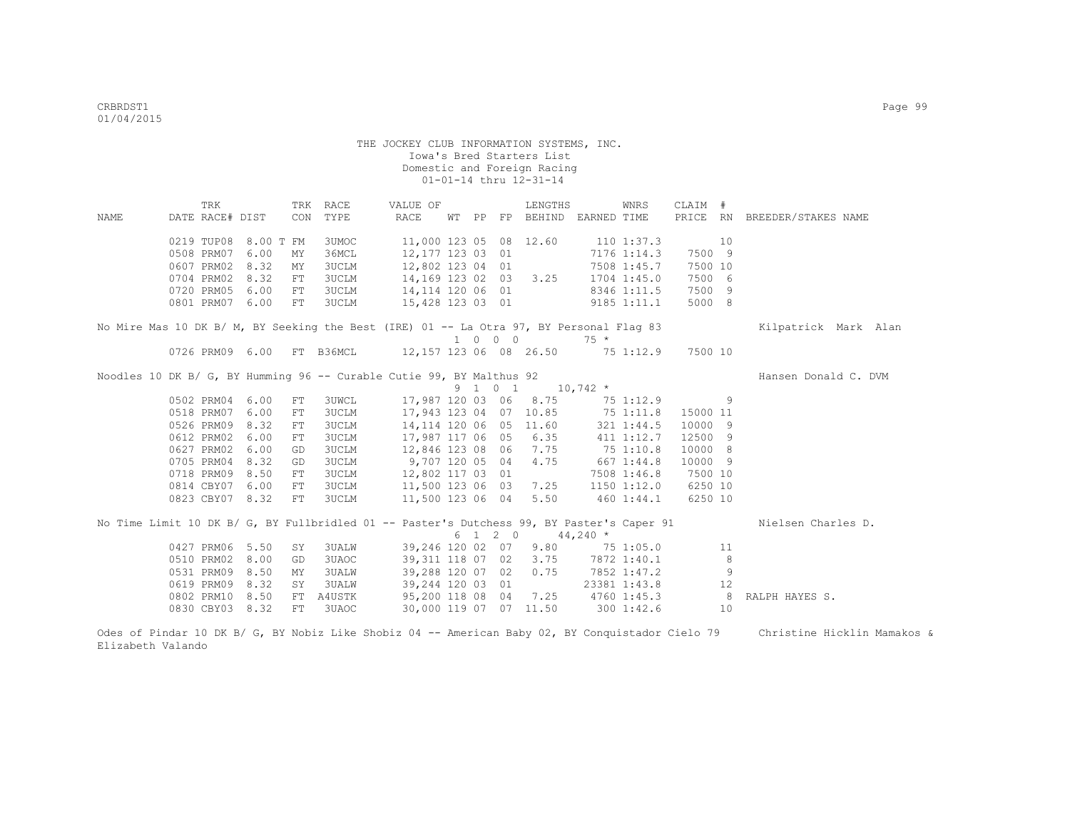THE JOCKEY CLUB INFORMATION SYSTEMS, INC.
Iowa's Bred Starters List
Domestic and Foreign Racing
01-01-14 thru 12-31-14

| NAME | TRK DATE | RACE# | DIST | TRK CON | RACE TYPE | VALUE OF RACE | WT | PP | FP | LENGTHS BEHIND | EARNED | WNRS TIME | CLAIM PRICE | # RN | BREEDER/STAKES NAME |
|---|---|---|---|---|---|---|---|---|---|---|---|---|---|---|---|
| | 0219 | TUP08 | 8.00 T | FM | 3UMOC | 11,000 | 123 | 05 | 08 | 12.60 | 110 | 1:37.3 | | 10 | |
| | 0508 | PRM07 | 6.00 | MY | 36MCL | 12,177 | 123 | 03 | 01 | | 7176 | 1:14.3 | 7500 | 9 | |
| | 0607 | PRM02 | 8.32 | MY | 3UCLM | 12,802 | 123 | 04 | 01 | | 7508 | 1:45.7 | 7500 | 10 | |
| | 0704 | PRM02 | 8.32 | FT | 3UCLM | 14,169 | 123 | 02 | 03 | 3.25 | 1704 | 1:45.0 | 7500 | 6 | |
| | 0720 | PRM05 | 6.00 | FT | 3UCLM | 14,114 | 120 | 06 | 01 | | 8346 | 1:11.5 | 7500 | 9 | |
| | 0801 | PRM07 | 6.00 | FT | 3UCLM | 15,428 | 123 | 03 | 01 | | 9185 | 1:11.1 | 5000 | 8 | |

No Mire Mas 10 DK B/ M, BY Seeking the Best (IRE) 01 -- La Otra 97, BY Personal Flag 83 — Kilpatrick Mark Alan
1 0 0 0 — 75 *

| TRK DATE | RACE# | DIST | TRK CON | RACE TYPE | VALUE OF RACE | WT | PP | FP | LENGTHS BEHIND | EARNED | WNRS TIME | CLAIM PRICE | # RN | BREEDER/STAKES NAME |
|---|---|---|---|---|---|---|---|---|---|---|---|---|---|---|
| 0726 | PRM09 | 6.00 | FT | B36MCL | 12,157 | 123 | 06 | 08 | 26.50 | 75 | 1:12.9 | 7500 | 10 | |

Noodles 10 DK B/ G, BY Humming 96 -- Curable Cutie 99, BY Malthus 92 — Hansen Donald C. DVM
9 1 0 1 — 10,742 *

| TRK DATE | RACE# | DIST | TRK CON | RACE TYPE | VALUE OF RACE | WT | PP | FP | LENGTHS BEHIND | EARNED | WNRS TIME | CLAIM PRICE | # RN | BREEDER/STAKES NAME |
|---|---|---|---|---|---|---|---|---|---|---|---|---|---|---|
| 0502 | PRM04 | 6.00 | FT | 3UWCL | 17,987 | 120 | 03 | 06 | 8.75 | 75 | 1:12.9 | | 9 | |
| 0518 | PRM07 | 6.00 | FT | 3UCLM | 17,943 | 123 | 04 | 07 | 10.85 | 75 | 1:11.8 | 15000 | 11 | |
| 0526 | PRM09 | 8.32 | FT | 3UCLM | 14,114 | 120 | 06 | 05 | 11.60 | 321 | 1:44.5 | 10000 | 9 | |
| 0612 | PRM02 | 6.00 | FT | 3UCLM | 17,987 | 117 | 06 | 05 | 6.35 | 411 | 1:12.7 | 12500 | 9 | |
| 0627 | PRM02 | 6.00 | GD | 3UCLM | 12,846 | 123 | 08 | 06 | 7.75 | 75 | 1:10.8 | 10000 | 8 | |
| 0705 | PRM04 | 8.32 | GD | 3UCLM | 9,707 | 120 | 05 | 04 | 4.75 | 667 | 1:44.8 | 10000 | 9 | |
| 0718 | PRM09 | 8.50 | FT | 3UCLM | 12,802 | 117 | 03 | 01 | | 7508 | 1:46.8 | 7500 | 10 | |
| 0814 | CBY07 | 6.00 | FT | 3UCLM | 11,500 | 123 | 06 | 03 | 7.25 | 1150 | 1:12.0 | 6250 | 10 | |
| 0823 | CBY07 | 8.32 | FT | 3UCLM | 11,500 | 123 | 06 | 04 | 5.50 | 460 | 1:44.1 | 6250 | 10 | |

No Time Limit 10 DK B/ G, BY Fullbridled 01 -- Paster's Dutchess 99, BY Paster's Caper 91 — Nielsen Charles D.
6 1 2 0 — 44,240 *

| TRK DATE | RACE# | DIST | TRK CON | RACE TYPE | VALUE OF RACE | WT | PP | FP | LENGTHS BEHIND | EARNED | WNRS TIME | CLAIM PRICE | # RN | BREEDER/STAKES NAME |
|---|---|---|---|---|---|---|---|---|---|---|---|---|---|---|
| 0427 | PRM06 | 5.50 | SY | 3UALW | 39,246 | 120 | 02 | 07 | 9.80 | 75 | 1:05.0 | | 11 | |
| 0510 | PRM02 | 8.00 | GD | 3UAOC | 39,311 | 118 | 07 | 02 | 3.75 | 7872 | 1:40.1 | | 8 | |
| 0531 | PRM09 | 8.50 | MY | 3UALW | 39,288 | 120 | 07 | 02 | 0.75 | 7852 | 1:47.2 | | 9 | |
| 0619 | PRM09 | 8.32 | SY | 3UALW | 39,244 | 120 | 03 | 01 | | 23381 | 1:43.8 | | 12 | |
| 0802 | PRM10 | 8.50 | FT | A4USTK | 95,200 | 118 | 08 | 04 | 7.25 | 4760 | 1:45.3 | | 8 | RALPH HAYES S. |
| 0830 | CBY03 | 8.32 | FT | 3UAOC | 30,000 | 119 | 07 | 07 | 11.50 | 300 | 1:42.6 | | 10 | |

Odes of Pindar 10 DK B/ G, BY Nobiz Like Shobiz 04 -- American Baby 02, BY Conquistador Cielo 79 — Christine Hicklin Mamakos & Elizabeth Valando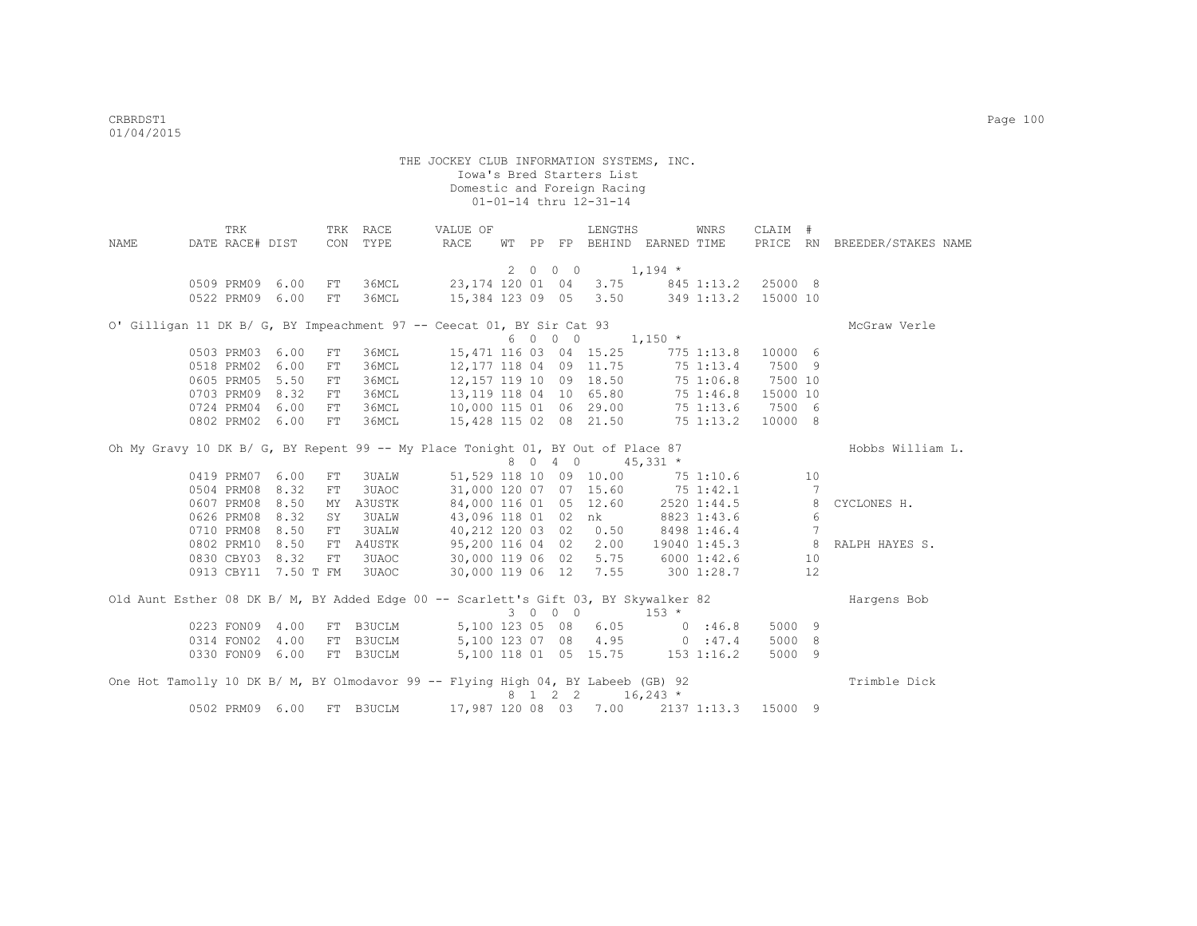THE JOCKEY CLUB INFORMATION SYSTEMS, INC.
Iowa's Bred Starters List
Domestic and Foreign Racing
01-01-14 thru 12-31-14

| NAME | TRK DATE | RACE# | DIST | TRK CON | RACE TYPE | VALUE OF RACE | WT | PP | FP | LENGTHS BEHIND | EARNED | WNRS TIME | CLAIM PRICE | # RN | BREEDER/STAKES NAME |
|---|---|---|---|---|---|---|---|---|---|---|---|---|---|---|---|
| | | | | | | 2 0 0 0 | | | | | 1,194 * | | | | |
| | 0509 | PRM09 | 6.00 | FT | 36MCL | 23,174 | 120 | 01 | 04 | 3.75 | 845 | 1:13.2 | 25000 | 8 | |
| | 0522 | PRM09 | 6.00 | FT | 36MCL | 15,384 | 123 | 09 | 05 | 3.50 | 349 | 1:13.2 | 15000 | 10 | |
| O' Gilligan 11 DK B/ G, BY Impeachment 97 -- Ceecat 01, BY Sir Cat 93 | | | | | | | | | | | | | | | McGraw Verle |
| | | | | | | 6 0 0 0 | | | | | 1,150 * | | | | |
| | 0503 | PRM03 | 6.00 | FT | 36MCL | 15,471 | 116 | 03 | 04 | 15.25 | 775 | 1:13.8 | 10000 | 6 | |
| | 0518 | PRM02 | 6.00 | FT | 36MCL | 12,177 | 118 | 04 | 09 | 11.75 | 75 | 1:13.4 | 7500 | 9 | |
| | 0605 | PRM05 | 5.50 | FT | 36MCL | 12,157 | 119 | 10 | 09 | 18.50 | 75 | 1:06.8 | 7500 | 10 | |
| | 0703 | PRM09 | 8.32 | FT | 36MCL | 13,119 | 118 | 04 | 10 | 65.80 | 75 | 1:46.8 | 15000 | 10 | |
| | 0724 | PRM04 | 6.00 | FT | 36MCL | 10,000 | 115 | 01 | 06 | 29.00 | 75 | 1:13.6 | 7500 | 6 | |
| | 0802 | PRM02 | 6.00 | FT | 36MCL | 15,428 | 115 | 02 | 08 | 21.50 | 75 | 1:13.2 | 10000 | 8 | |
| Oh My Gravy 10 DK B/ G, BY Repent 99 -- My Place Tonight 01, BY Out of Place 87 | | | | | | | | | | | | | | | Hobbs William L. |
| | | | | | | 8 0 4 0 | | | | | 45,331 * | | | | |
| | 0419 | PRM07 | 6.00 | FT | 3UALW | 51,529 | 118 | 10 | 09 | 10.00 | 75 | 1:10.6 | | 10 | |
| | 0504 | PRM08 | 8.32 | FT | 3UAOC | 31,000 | 120 | 07 | 07 | 15.60 | 75 | 1:42.1 | | 7 | |
| | 0607 | PRM08 | 8.50 | MY | A3USTK | 84,000 | 116 | 01 | 05 | 12.60 | 2520 | 1:44.5 | | 8 | CYCLONES H. |
| | 0626 | PRM08 | 8.32 | SY | 3UALW | 43,096 | 118 | 01 | 02 | nk | 8823 | 1:43.6 | | 6 | |
| | 0710 | PRM08 | 8.50 | FT | 3UALW | 40,212 | 120 | 03 | 02 | 0.50 | 8498 | 1:46.4 | | 7 | |
| | 0802 | PRM10 | 8.50 | FT | A4USTK | 95,200 | 116 | 04 | 02 | 2.00 | 19040 | 1:45.3 | | 8 | RALPH HAYES S. |
| | 0830 | CBY03 | 8.32 | FT | 3UAOC | 30,000 | 119 | 06 | 02 | 5.75 | 6000 | 1:42.6 | | 10 | |
| | 0913 | CBY11 | 7.50 T | FM | 3UAOC | 30,000 | 119 | 06 | 12 | 7.55 | 300 | 1:28.7 | | 12 | |
| Old Aunt Esther 08 DK B/ M, BY Added Edge 00 -- Scarlett's Gift 03, BY Skywalker 82 | | | | | | | | | | | | | | | Hargens Bob |
| | | | | | | 3 0 0 0 | | | | | 153 * | | | | |
| | 0223 | FON09 | 4.00 | FT | B3UCLM | 5,100 | 123 | 05 | 08 | 6.05 | 0 | :46.8 | 5000 | 9 | |
| | 0314 | FON02 | 4.00 | FT | B3UCLM | 5,100 | 123 | 07 | 08 | 4.95 | 0 | :47.4 | 5000 | 8 | |
| | 0330 | FON09 | 6.00 | FT | B3UCLM | 5,100 | 118 | 01 | 05 | 15.75 | 153 | 1:16.2 | 5000 | 9 | |
| One Hot Tamolly 10 DK B/ M, BY Olmodavor 99 -- Flying High 04, BY Labeeb (GB) 92 | | | | | | | | | | | | | | | Trimble Dick |
| | | | | | | 8 1 2 2 | | | | | 16,243 * | | | | |
| | 0502 | PRM09 | 6.00 | FT | B3UCLM | 17,987 | 120 | 08 | 03 | 7.00 | 2137 | 1:13.3 | 15000 | 9 | |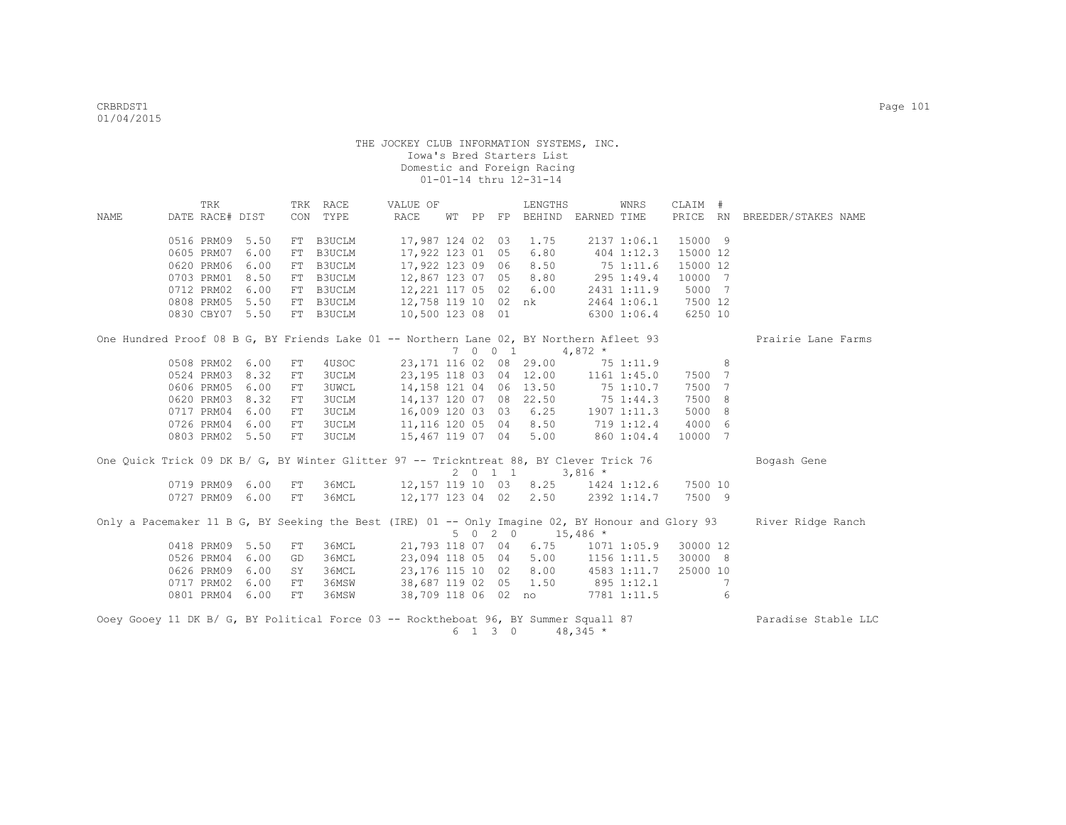THE JOCKEY CLUB INFORMATION SYSTEMS, INC.
Iowa's Bred Starters List
Domestic and Foreign Racing
01-01-14 thru 12-31-14

| NAME | TRK DATE | RACE# | DIST | TRK CON | RACE TYPE | VALUE OF RACE | WT | PP | FP | LENGTHS BEHIND | EARNED | WNRS TIME | CLAIM PRICE | # RN | BREEDER/STAKES NAME |
|---|---|---|---|---|---|---|---|---|---|---|---|---|---|---|---|
| | 0516 | PRM09 | 5.50 | FT | B3UCLM | 17,987 | 124 | 02 | 03 | 1.75 | 2137 | 1:06.1 | 15000 | 9 | |
| | 0605 | PRM07 | 6.00 | FT | B3UCLM | 17,922 | 123 | 01 | 05 | 6.80 | 404 | 1:12.3 | 15000 | 12 | |
| | 0620 | PRM06 | 6.00 | FT | B3UCLM | 17,922 | 123 | 09 | 06 | 8.50 | 75 | 1:11.6 | 15000 | 12 | |
| | 0703 | PRM01 | 8.50 | FT | B3UCLM | 12,867 | 123 | 07 | 05 | 8.80 | 295 | 1:49.4 | 10000 | 7 | |
| | 0712 | PRM02 | 6.00 | FT | B3UCLM | 12,221 | 117 | 05 | 02 | 6.00 | 2431 | 1:11.9 | 5000 | 7 | |
| | 0808 | PRM05 | 5.50 | FT | B3UCLM | 12,758 | 119 | 10 | 02 | nk | 2464 | 1:06.1 | 7500 | 12 | |
| | 0830 | CBY07 | 5.50 | FT | B3UCLM | 10,500 | 123 | 08 | 01 | | 6300 | 1:06.4 | 6250 | 10 | |
| One Hundred Proof 08 B G, BY Friends Lake 01 -- Northern Lane 02, BY Northern Afleet 93 | | | | | | | 7 | 0 0 | 1 | | 4,872 * | | | | Prairie Lane Farms |
| | 0508 | PRM02 | 6.00 | FT | 4USOC | 23,171 | 116 | 02 | 08 | 29.00 | 75 | 1:11.9 | | 8 | |
| | 0524 | PRM03 | 8.32 | FT | 3UCLM | 23,195 | 118 | 03 | 04 | 12.00 | 1161 | 1:45.0 | 7500 | 7 | |
| | 0606 | PRM05 | 6.00 | FT | 3UWCL | 14,158 | 121 | 04 | 06 | 13.50 | 75 | 1:10.7 | 7500 | 7 | |
| | 0620 | PRM03 | 8.32 | FT | 3UCLM | 14,137 | 120 | 07 | 08 | 22.50 | 75 | 1:44.3 | 7500 | 8 | |
| | 0717 | PRM04 | 6.00 | FT | 3UCLM | 16,009 | 120 | 03 | 03 | 6.25 | 1907 | 1:11.3 | 5000 | 8 | |
| | 0726 | PRM04 | 6.00 | FT | 3UCLM | 11,116 | 120 | 05 | 04 | 8.50 | 719 | 1:12.4 | 4000 | 6 | |
| | 0803 | PRM02 | 5.50 | FT | 3UCLM | 15,467 | 119 | 07 | 04 | 5.00 | 860 | 1:04.4 | 10000 | 7 | |
| One Quick Trick 09 DK B/ G, BY Winter Glitter 97 -- Trickntreat 88, BY Clever Trick 76 | | | | | | | 2 | 0 1 | 1 | | 3,816 * | | | | Bogash Gene |
| | 0719 | PRM09 | 6.00 | FT | 36MCL | 12,157 | 119 | 10 | 03 | 8.25 | 1424 | 1:12.6 | 7500 | 10 | |
| | 0727 | PRM09 | 6.00 | FT | 36MCL | 12,177 | 123 | 04 | 02 | 2.50 | 2392 | 1:14.7 | 7500 | 9 | |
| Only a Pacemaker 11 B G, BY Seeking the Best (IRE) 01 -- Only Imagine 02, BY Honour and Glory 93 | | | | | | | 5 | 0 2 | 0 | | 15,486 * | | | | River Ridge Ranch |
| | 0418 | PRM09 | 5.50 | FT | 36MCL | 21,793 | 118 | 07 | 04 | 6.75 | 1071 | 1:05.9 | 30000 | 12 | |
| | 0526 | PRM04 | 6.00 | GD | 36MCL | 23,094 | 118 | 05 | 04 | 5.00 | 1156 | 1:11.5 | 30000 | 8 | |
| | 0626 | PRM09 | 6.00 | SY | 36MCL | 23,176 | 115 | 10 | 02 | 8.00 | 4583 | 1:11.7 | 25000 | 10 | |
| | 0717 | PRM02 | 6.00 | FT | 36MSW | 38,687 | 119 | 02 | 05 | 1.50 | 895 | 1:12.1 | | 7 | |
| | 0801 | PRM04 | 6.00 | FT | 36MSW | 38,709 | 118 | 06 | 02 | no | 7781 | 1:11.5 | | 6 | |
| Ooey Gooey 11 DK B/ G, BY Political Force 03 -- Rocktheboat 96, BY Summer Squall 87 | | | | | | | 6 | 1 3 | 0 | | 48,345 * | | | | Paradise Stable LLC |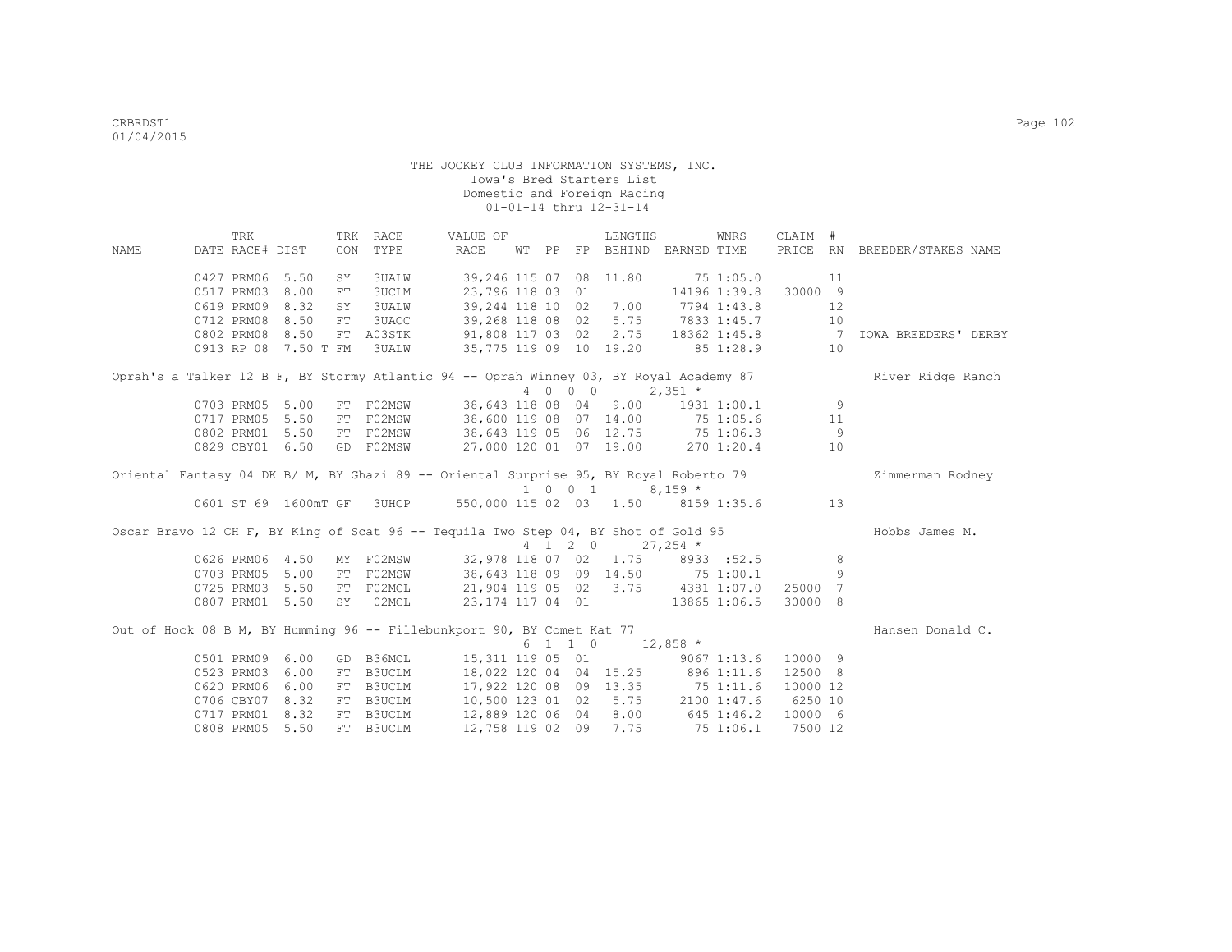THE JOCKEY CLUB INFORMATION SYSTEMS, INC.
Iowa's Bred Starters List
Domestic and Foreign Racing
01-01-14 thru 12-31-14

| NAME | TRK DATE | RACE# | DIST | TRK CON | RACE TYPE | VALUE OF RACE | WT | PP | FP | LENGTHS BEHIND | EARNED | WNRS TIME | CLAIM PRICE | # RN | BREEDER/STAKES NAME |
|---|---|---|---|---|---|---|---|---|---|---|---|---|---|---|---|
| | 0427 | PRM06 | 5.50 | SY | 3UALW | 39,246 | 115 | 07 | 08 | 11.80 | 75 | 1:05.0 | | 11 | |
| | 0517 | PRM03 | 8.00 | FT | 3UCLM | 23,796 | 118 | 03 | 01 | | 14196 | 1:39.8 | 30000 | 9 | |
| | 0619 | PRM09 | 8.32 | SY | 3UALW | 39,244 | 118 | 10 | 02 | 7.00 | 7794 | 1:43.8 | | 12 | |
| | 0712 | PRM08 | 8.50 | FT | 3UAOC | 39,268 | 118 | 08 | 02 | 5.75 | 7833 | 1:45.7 | | 10 | |
| | 0802 | PRM08 | 8.50 | FT | A03STK | 91,808 | 117 | 03 | 02 | 2.75 | 18362 | 1:45.8 | | 7 | IOWA BREEDERS' DERBY |
| | 0913 | RP 08 | 7.50 T | FM | 3UALW | 35,775 | 119 | 09 | 10 | 19.20 | 85 | 1:28.9 | | 10 | |
| Oprah's a Talker 12 B F, BY Stormy Atlantic 94 -- Oprah Winney 03, BY Royal Academy 87 | | | | | | | | | | | | | | | River Ridge Ranch |
| | | | | | | | 4 | 0 | 0 0 | | 2,351 * | | | | |
| | 0703 | PRM05 | 5.00 | FT | F02MSW | 38,643 | 118 | 08 | 04 | 9.00 | 1931 | 1:00.1 | | 9 | |
| | 0717 | PRM05 | 5.50 | FT | F02MSW | 38,600 | 119 | 08 | 07 | 14.00 | 75 | 1:05.6 | | 11 | |
| | 0802 | PRM01 | 5.50 | FT | F02MSW | 38,643 | 119 | 05 | 06 | 12.75 | 75 | 1:06.3 | | 9 | |
| | 0829 | CBY01 | 6.50 | GD | F02MSW | 27,000 | 120 | 01 | 07 | 19.00 | 270 | 1:20.4 | | 10 | |
| Oriental Fantasy 04 DK B/ M, BY Ghazi 89 -- Oriental Surprise 95, BY Royal Roberto 79 | | | | | | | | | | | | | | | Zimmerman Rodney |
| | | | | | | | 1 | 0 | 0 1 | | 8,159 * | | | | |
| | 0601 | ST 69 | 1600mT | GF | 3UHCP | 550,000 | 115 | 02 | 03 | 1.50 | 8159 | 1:35.6 | | 13 | |
| Oscar Bravo 12 CH F, BY King of Scat 96 -- Tequila Two Step 04, BY Shot of Gold 95 | | | | | | | | | | | | | | | Hobbs James M. |
| | | | | | | | 4 | 1 | 2 0 | | 27,254 * | | | | |
| | 0626 | PRM06 | 4.50 | MY | F02MSW | 32,978 | 118 | 07 | 02 | 1.75 | 8933 | :52.5 | | 8 | |
| | 0703 | PRM05 | 5.00 | FT | F02MSW | 38,643 | 118 | 09 | 09 | 14.50 | 75 | 1:00.1 | | 9 | |
| | 0725 | PRM03 | 5.50 | FT | F02MCL | 21,904 | 119 | 05 | 02 | 3.75 | 4381 | 1:07.0 | 25000 | 7 | |
| | 0807 | PRM01 | 5.50 | SY | 02MCL | 23,174 | 117 | 04 | 01 | | 13865 | 1:06.5 | 30000 | 8 | |
| Out of Hock 08 B M, BY Humming 96 -- Fillebunkport 90, BY Comet Kat 77 | | | | | | | | | | | | | | | Hansen Donald C. |
| | | | | | | | 6 | 1 | 1 0 | | 12,858 * | | | | |
| | 0501 | PRM09 | 6.00 | GD | B36MCL | 15,311 | 119 | 05 | 01 | | 9067 | 1:13.6 | 10000 | 9 | |
| | 0523 | PRM03 | 6.00 | FT | B3UCLM | 18,022 | 120 | 04 | 04 | 15.25 | 896 | 1:11.6 | 12500 | 8 | |
| | 0620 | PRM06 | 6.00 | FT | B3UCLM | 17,922 | 120 | 08 | 09 | 13.35 | 75 | 1:11.6 | 10000 | 12 | |
| | 0706 | CBY07 | 8.32 | FT | B3UCLM | 10,500 | 123 | 01 | 02 | 5.75 | 2100 | 1:47.6 | 6250 | 10 | |
| | 0717 | PRM01 | 8.32 | FT | B3UCLM | 12,889 | 120 | 06 | 04 | 8.00 | 645 | 1:46.2 | 10000 | 6 | |
| | 0808 | PRM05 | 5.50 | FT | B3UCLM | 12,758 | 119 | 02 | 09 | 7.75 | 75 | 1:06.1 | 7500 | 12 | |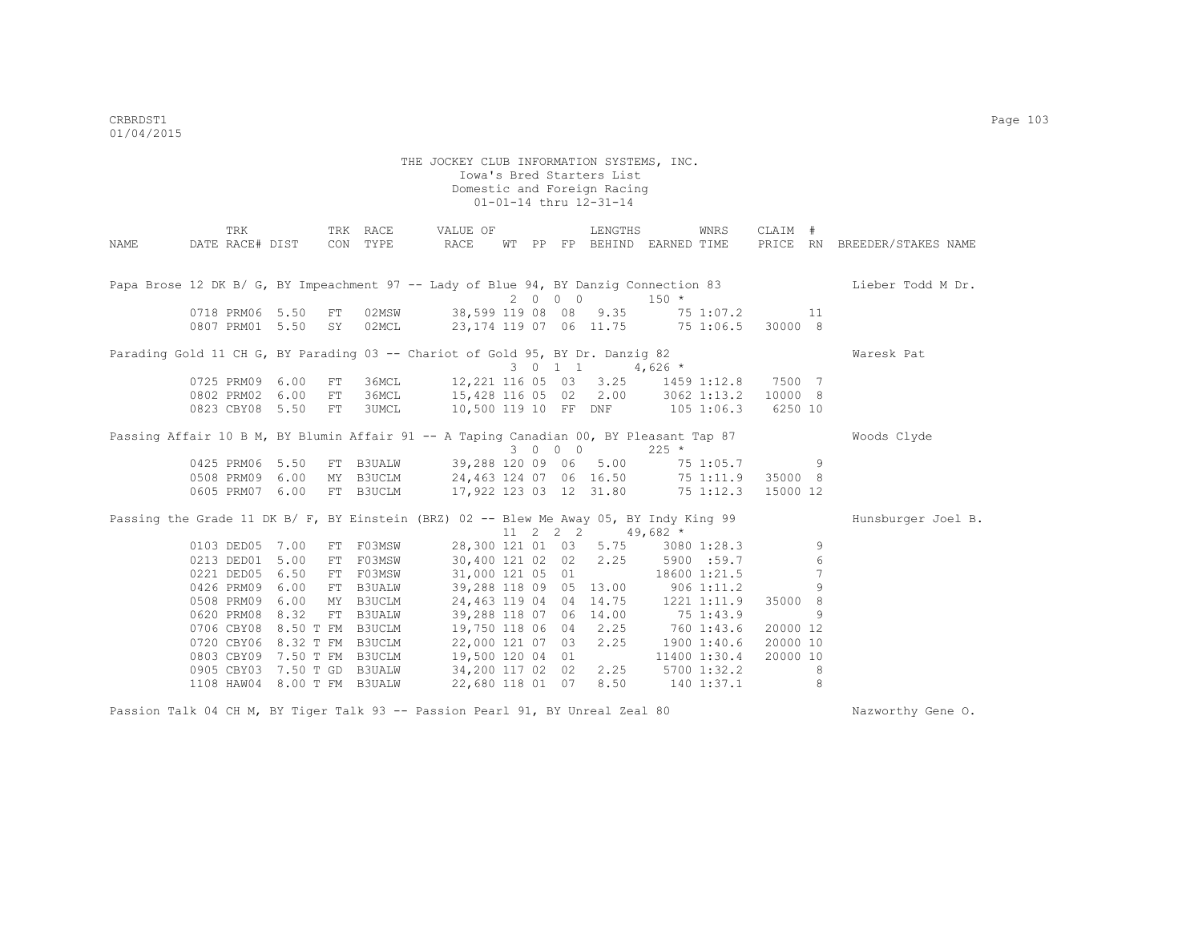THE JOCKEY CLUB INFORMATION SYSTEMS, INC.
Iowa's Bred Starters List
Domestic and Foreign Racing
01-01-14 thru 12-31-14

| NAME | TRK DATE | RACE# | DIST | TRK CON | RACE TYPE | VALUE OF RACE | WT | PP | FP | LENGTHS BEHIND | EARNED | WNRS TIME | CLAIM PRICE | # RN | BREEDER/STAKES NAME |
|---|---|---|---|---|---|---|---|---|---|---|---|---|---|---|---|
| Papa Brose 12 DK B/ G, BY Impeachment 97 -- Lady of Blue 94, BY Danzig Connection 83 | | | | | | | 2 | 0 | 0 0 | | 150 * | | | | Lieber Todd M Dr. |
| | 0718 | PRM06 | 5.50 | FT | 02MSW | 38,599 | 119 | 08 | 08 | 9.35 | 75 | 1:07.2 | | 11 | |
| | 0807 | PRM01 | 5.50 | SY | 02MCL | 23,174 | 119 | 07 | 06 | 11.75 | 75 | 1:06.5 | 30000 | 8 | |
| Parading Gold 11 CH G, BY Parading 03 -- Chariot of Gold 95, BY Dr. Danzig 82 | | | | | | | 3 | 0 | 1 1 | | 4,626 * | | | | Waresk Pat |
| | 0725 | PRM09 | 6.00 | FT | 36MCL | 12,221 | 116 | 05 | 03 | 3.25 | 1459 | 1:12.8 | 7500 | 7 | |
| | 0802 | PRM02 | 6.00 | FT | 36MCL | 15,428 | 116 | 05 | 02 | 2.00 | 3062 | 1:13.2 | 10000 | 8 | |
| | 0823 | CBY08 | 5.50 | FT | 3UMCL | 10,500 | 119 | 10 | FF | DNF | 105 | 1:06.3 | 6250 | 10 | |
| Passing Affair 10 B M, BY Blumin Affair 91 -- A Taping Canadian 00, BY Pleasant Tap 87 | | | | | | | 3 | 0 | 0 0 | | 225 * | | | | Woods Clyde |
| | 0425 | PRM06 | 5.50 | FT | B3UALW | 39,288 | 120 | 09 | 06 | 5.00 | 75 | 1:05.7 | | 9 | |
| | 0508 | PRM09 | 6.00 | MY | B3UCLM | 24,463 | 124 | 07 | 06 | 16.50 | 75 | 1:11.9 | 35000 | 8 | |
| | 0605 | PRM07 | 6.00 | FT | B3UCLM | 17,922 | 123 | 03 | 12 | 31.80 | 75 | 1:12.3 | 15000 | 12 | |
| Passing the Grade 11 DK B/ F, BY Einstein (BRZ) 02 -- Blew Me Away 05, BY Indy King 99 | | | | | | | 11 | 2 | 2 2 | | 49,682 * | | | | Hunsburger Joel B. |
| | 0103 | DED05 | 7.00 | FT | F03MSW | 28,300 | 121 | 01 | 03 | 5.75 | 3080 | 1:28.3 | | 9 | |
| | 0213 | DED01 | 5.00 | FT | F03MSW | 30,400 | 121 | 02 | 02 | 2.25 | 5900 | :59.7 | | 6 | |
| | 0221 | DED05 | 6.50 | FT | F03MSW | 31,000 | 121 | 05 | 01 | | 18600 | 1:21.5 | | 7 | |
| | 0426 | PRM09 | 6.00 | FT | B3UALW | 39,288 | 118 | 09 | 05 | 13.00 | 906 | 1:11.2 | | 9 | |
| | 0508 | PRM09 | 6.00 | MY | B3UCLM | 24,463 | 119 | 04 | 04 | 14.75 | 1221 | 1:11.9 | 35000 | 8 | |
| | 0620 | PRM08 | 8.32 | FT | B3UALW | 39,288 | 118 | 07 | 06 | 14.00 | 75 | 1:43.9 | | 9 | |
| | 0706 | CBY08 | 8.50 T | FM | B3UCLM | 19,750 | 118 | 06 | 04 | 2.25 | 760 | 1:43.6 | 20000 | 12 | |
| | 0720 | CBY06 | 8.32 T | FM | B3UCLM | 22,000 | 121 | 07 | 03 | 2.25 | 1900 | 1:40.6 | 20000 | 10 | |
| | 0803 | CBY09 | 7.50 T | FM | B3UCLM | 19,500 | 120 | 04 | 01 | | 11400 | 1:30.4 | 20000 | 10 | |
| | 0905 | CBY03 | 7.50 T | GD | B3UALW | 34,200 | 117 | 02 | 02 | 2.25 | 5700 | 1:32.2 | | 8 | |
| | 1108 | HAW04 | 8.00 T | FM | B3UALW | 22,680 | 118 | 01 | 07 | 8.50 | 140 | 1:37.1 | | 8 | |
| Passion Talk 04 CH M, BY Tiger Talk 93 -- Passion Pearl 91, BY Unreal Zeal 80 | | | | | | | | | | | | | | | Nazworthy Gene O. |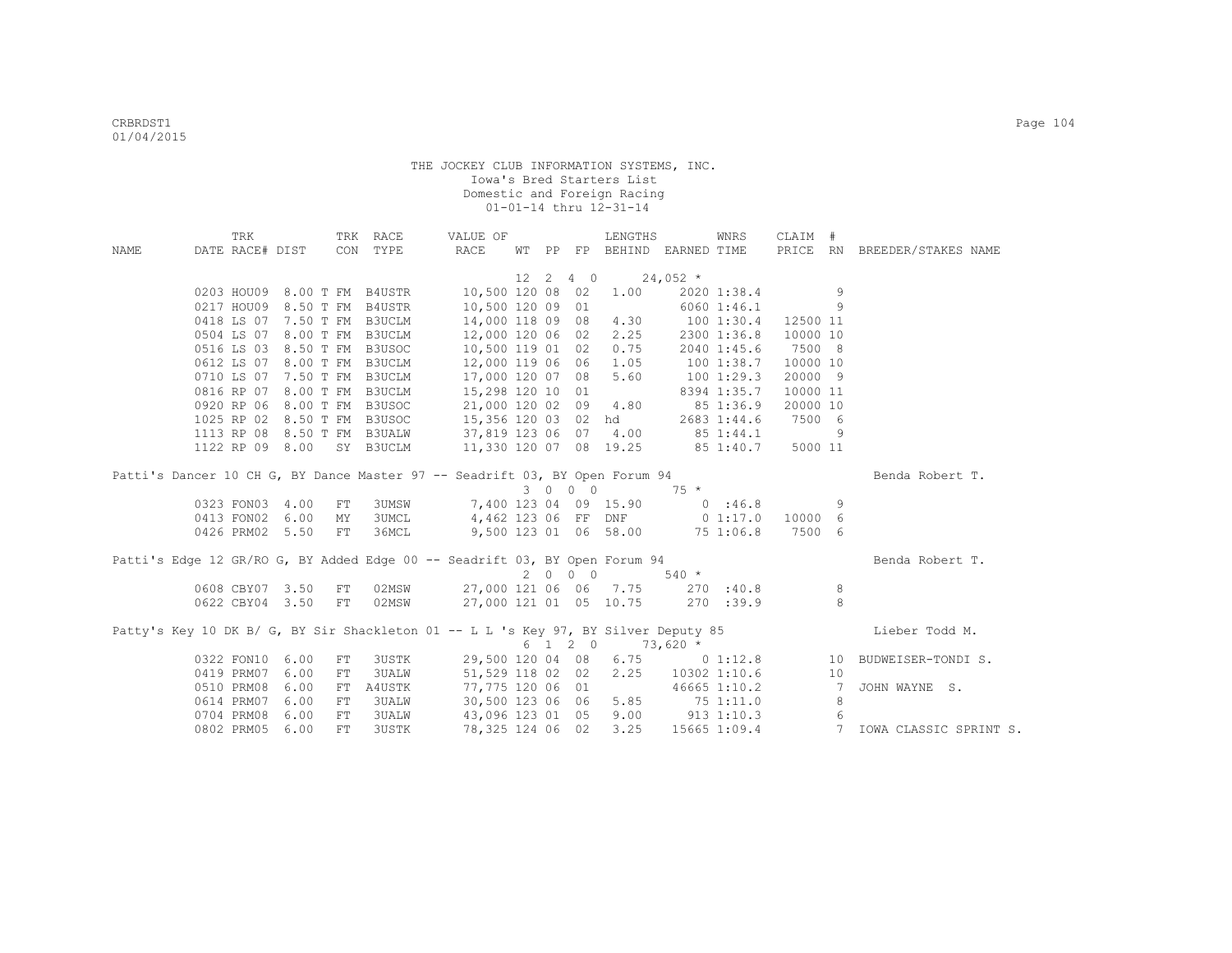THE JOCKEY CLUB INFORMATION SYSTEMS, INC.
Iowa's Bred Starters List
Domestic and Foreign Racing
01-01-14 thru 12-31-14

| NAME | TRK DATE | RACE# | DIST | TRK CON | RACE TYPE | VALUE OF RACE | WT | PP | FP | LENGTHS BEHIND | EARNED | WNRS TIME | CLAIM PRICE | # RN | BREEDER/STAKES NAME |
|---|---|---|---|---|---|---|---|---|---|---|---|---|---|---|---|
| | | | | | | | 12 | 2 | 4 0 | | 24,052 * | | | | |
| | 0203 | HOU09 | 8.00 T | FM | B4USTR | 10,500 | 120 | 08 | 02 | 1.00 | 2020 | 1:38.4 | | 9 | |
| | 0217 | HOU09 | 8.50 T | FM | B4USTR | 10,500 | 120 | 09 | 01 | | 6060 | 1:46.1 | | 9 | |
| | 0418 | LS 07 | 7.50 T | FM | B3UCLM | 14,000 | 118 | 09 | 08 | 4.30 | 100 | 1:30.4 | 12500 | 11 | |
| | 0504 | LS 07 | 8.00 T | FM | B3UCLM | 12,000 | 120 | 06 | 02 | 2.25 | 2300 | 1:36.8 | 10000 | 10 | |
| | 0516 | LS 03 | 8.50 T | FM | B3USOC | 10,500 | 119 | 01 | 02 | 0.75 | 2040 | 1:45.6 | 7500 | 8 | |
| | 0612 | LS 07 | 8.00 T | FM | B3UCLM | 12,000 | 119 | 06 | 06 | 1.05 | 100 | 1:38.7 | 10000 | 10 | |
| | 0710 | LS 07 | 7.50 T | FM | B3UCLM | 17,000 | 120 | 07 | 08 | 5.60 | 100 | 1:29.3 | 20000 | 9 | |
| | 0816 | RP 07 | 8.00 T | FM | B3UCLM | 15,298 | 120 | 10 | 01 | | 8394 | 1:35.7 | 10000 | 11 | |
| | 0920 | RP 06 | 8.00 T | FM | B3USOC | 21,000 | 120 | 02 | 09 | 4.80 | 85 | 1:36.9 | 20000 | 10 | |
| | 1025 | RP 02 | 8.50 T | FM | B3USOC | 15,356 | 120 | 03 | 02 | hd | 2683 | 1:44.6 | 7500 | 6 | |
| | 1113 | RP 08 | 8.50 T | FM | B3UALW | 37,819 | 123 | 06 | 07 | 4.00 | 85 | 1:44.1 | | 9 | |
| | 1122 | RP 09 | 8.00 | SY | B3UCLM | 11,330 | 120 | 07 | 08 | 19.25 | 85 | 1:40.7 | 5000 | 11 | |
| Patti's Dancer 10 CH G, BY Dance Master 97 -- Seadrift 03, BY Open Forum 94 | | | | | | | | | | | | | | | Benda Robert T. |
| | | | | | | | 3 | 0 | 0 0 | | 75 * | | | | |
| | 0323 | FON03 | 4.00 | FT | 3UMSW | 7,400 | 123 | 04 | 09 | 15.90 | 0 | :46.8 | | 9 | |
| | 0413 | FON02 | 6.00 | MY | 3UMCL | 4,462 | 123 | 06 | FF | DNF | 0 | 1:17.0 | 10000 | 6 | |
| | 0426 | PRM02 | 5.50 | FT | 36MCL | 9,500 | 123 | 01 | 06 | 58.00 | 75 | 1:06.8 | 7500 | 6 | |
| Patti's Edge 12 GR/RO G, BY Added Edge 00 -- Seadrift 03, BY Open Forum 94 | | | | | | | | | | | | | | | Benda Robert T. |
| | | | | | | | 2 | 0 | 0 0 | | 540 * | | | | |
| | 0608 | CBY07 | 3.50 | FT | 02MSW | 27,000 | 121 | 06 | 06 | 7.75 | 270 | :40.8 | | 8 | |
| | 0622 | CBY04 | 3.50 | FT | 02MSW | 27,000 | 121 | 01 | 05 | 10.75 | 270 | :39.9 | | 8 | |
| Patty's Key 10 DK B/ G, BY Sir Shackleton 01 -- L L 's Key 97, BY Silver Deputy 85 | | | | | | | | | | | | | | | Lieber Todd M. |
| | | | | | | | 6 | 1 | 2 0 | | 73,620 * | | | | |
| | 0322 | FON10 | 6.00 | FT | 3USTK | 29,500 | 120 | 04 | 08 | 6.75 | 0 | 1:12.8 | | 10 | BUDWEISER-TONDI S. |
| | 0419 | PRM07 | 6.00 | FT | 3UALW | 51,529 | 118 | 02 | 02 | 2.25 | 10302 | 1:10.6 | | 10 | |
| | 0510 | PRM08 | 6.00 | FT | A4USTK | 77,775 | 120 | 06 | 01 | | 46665 | 1:10.2 | | 7 | JOHN WAYNE S. |
| | 0614 | PRM07 | 6.00 | FT | 3UALW | 30,500 | 123 | 06 | 06 | 5.85 | 75 | 1:11.0 | | 8 | |
| | 0704 | PRM08 | 6.00 | FT | 3UALW | 43,096 | 123 | 01 | 05 | 9.00 | 913 | 1:10.3 | | 6 | |
| | 0802 | PRM05 | 6.00 | FT | 3USTK | 78,325 | 124 | 06 | 02 | 3.25 | 15665 | 1:09.4 | | 7 | IOWA CLASSIC SPRINT S. |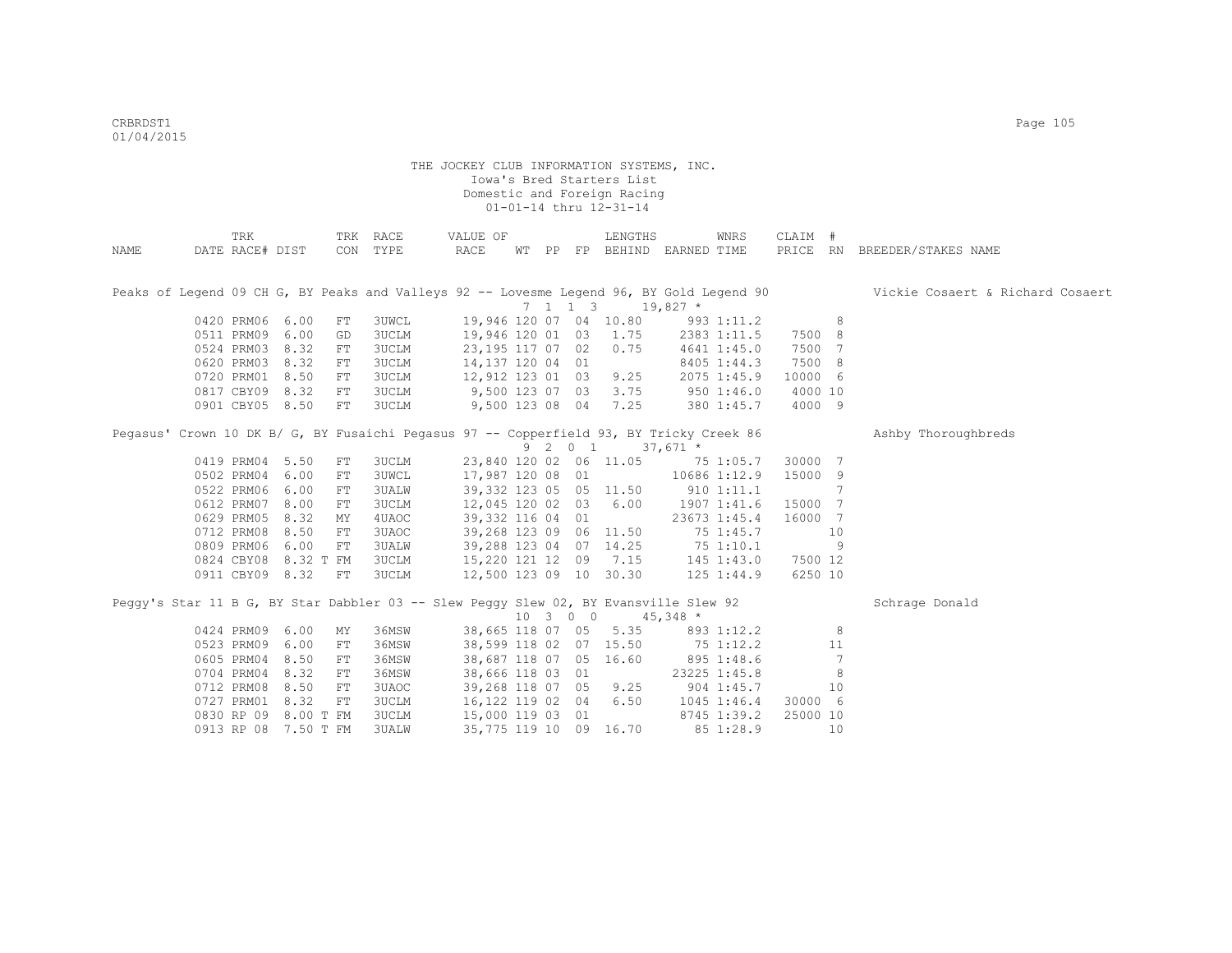THE JOCKEY CLUB INFORMATION SYSTEMS, INC.
Iowa's Bred Starters List
Domestic and Foreign Racing
01-01-14 thru 12-31-14

| NAME | TRK DATE | RACE# | DIST | TRK CON | RACE TYPE | VALUE OF RACE | WT | PP | FP | LENGTHS BEHIND | EARNED | WNRS TIME | CLAIM PRICE | # RN | BREEDER/STAKES NAME |
|---|---|---|---|---|---|---|---|---|---|---|---|---|---|---|---|
| Peaks of Legend 09 CH G, BY Peaks and Valleys 92 -- Lovesme Legend 96, BY Gold Legend 90 | | | | | | | 7 | 1 | 1 3 | | 19,827 * | | | | Vickie Cosaert & Richard Cosaert |
| | 0420 | PRM06 | 6.00 | FT | 3UWCL | 19,946 | 120 | 07 | 04 | 10.80 | 993 | 1:11.2 | | 8 | |
| | 0511 | PRM09 | 6.00 | GD | 3UCLM | 19,946 | 120 | 01 | 03 | 1.75 | 2383 | 1:11.5 | 7500 | 8 | |
| | 0524 | PRM03 | 8.32 | FT | 3UCLM | 23,195 | 117 | 07 | 02 | 0.75 | 4641 | 1:45.0 | 7500 | 7 | |
| | 0620 | PRM03 | 8.32 | FT | 3UCLM | 14,137 | 120 | 04 | 01 | | 8405 | 1:44.3 | 7500 | 8 | |
| | 0720 | PRM01 | 8.50 | FT | 3UCLM | 12,912 | 123 | 01 | 03 | 9.25 | 2075 | 1:45.9 | 10000 | 6 | |
| | 0817 | CBY09 | 8.32 | FT | 3UCLM | 9,500 | 123 | 07 | 03 | 3.75 | 950 | 1:46.0 | 4000 | 10 | |
| | 0901 | CBY05 | 8.50 | FT | 3UCLM | 9,500 | 123 | 08 | 04 | 7.25 | 380 | 1:45.7 | 4000 | 9 | |
| Pegasus' Crown 10 DK B/ G, BY Fusaichi Pegasus 97 -- Copperfield 93, BY Tricky Creek 86 | | | | | | | 9 | 2 | 0 1 | | 37,671 * | | | | Ashby Thoroughbreds |
| | 0419 | PRM04 | 5.50 | FT | 3UCLM | 23,840 | 120 | 02 | 06 | 11.05 | 75 | 1:05.7 | 30000 | 7 | |
| | 0502 | PRM04 | 6.00 | FT | 3UWCL | 17,987 | 120 | 08 | 01 | | 10686 | 1:12.9 | 15000 | 9 | |
| | 0522 | PRM06 | 6.00 | FT | 3UALW | 39,332 | 123 | 05 | 05 | 11.50 | 910 | 1:11.1 | | 7 | |
| | 0612 | PRM07 | 8.00 | FT | 3UCLM | 12,045 | 120 | 02 | 03 | 6.00 | 1907 | 1:41.6 | 15000 | 7 | |
| | 0629 | PRM05 | 8.32 | MY | 4UAOC | 39,332 | 116 | 04 | 01 | | 23673 | 1:45.4 | 16000 | 7 | |
| | 0712 | PRM08 | 8.50 | FT | 3UAOC | 39,268 | 123 | 09 | 06 | 11.50 | 75 | 1:45.7 | | 10 | |
| | 0809 | PRM06 | 6.00 | FT | 3UALW | 39,288 | 123 | 04 | 07 | 14.25 | 75 | 1:10.1 | | 9 | |
| | 0824 | CBY08 | 8.32 T | FM | 3UCLM | 15,220 | 121 | 12 | 09 | 7.15 | 145 | 1:43.0 | 7500 | 12 | |
| | 0911 | CBY09 | 8.32 | FT | 3UCLM | 12,500 | 123 | 09 | 10 | 30.30 | 125 | 1:44.9 | 6250 | 10 | |
| Peggy's Star 11 B G, BY Star Dabbler 03 -- Slew Peggy Slew 02, BY Evansville Slew 92 | | | | | | | 10 | 3 | 0 0 | | 45,348 * | | | | Schrage Donald |
| | 0424 | PRM09 | 6.00 | MY | 36MSW | 38,665 | 118 | 07 | 05 | 5.35 | 893 | 1:12.2 | | 8 | |
| | 0523 | PRM09 | 6.00 | FT | 36MSW | 38,599 | 118 | 02 | 07 | 15.50 | 75 | 1:12.2 | | 11 | |
| | 0605 | PRM04 | 8.50 | FT | 36MSW | 38,687 | 118 | 07 | 05 | 16.60 | 895 | 1:48.6 | | 7 | |
| | 0704 | PRM04 | 8.32 | FT | 36MSW | 38,666 | 118 | 03 | 01 | | 23225 | 1:45.8 | | 8 | |
| | 0712 | PRM08 | 8.50 | FT | 3UAOC | 39,268 | 118 | 07 | 05 | 9.25 | 904 | 1:45.7 | | 10 | |
| | 0727 | PRM01 | 8.32 | FT | 3UCLM | 16,122 | 119 | 02 | 04 | 6.50 | 1045 | 1:46.4 | 30000 | 6 | |
| | 0830 | RP 09 | 8.00 T | FM | 3UCLM | 15,000 | 119 | 03 | 01 | | 8745 | 1:39.2 | 25000 | 10 | |
| | 0913 | RP 08 | 7.50 T | FM | 3UALW | 35,775 | 119 | 10 | 09 | 16.70 | 85 | 1:28.9 | | 10 | |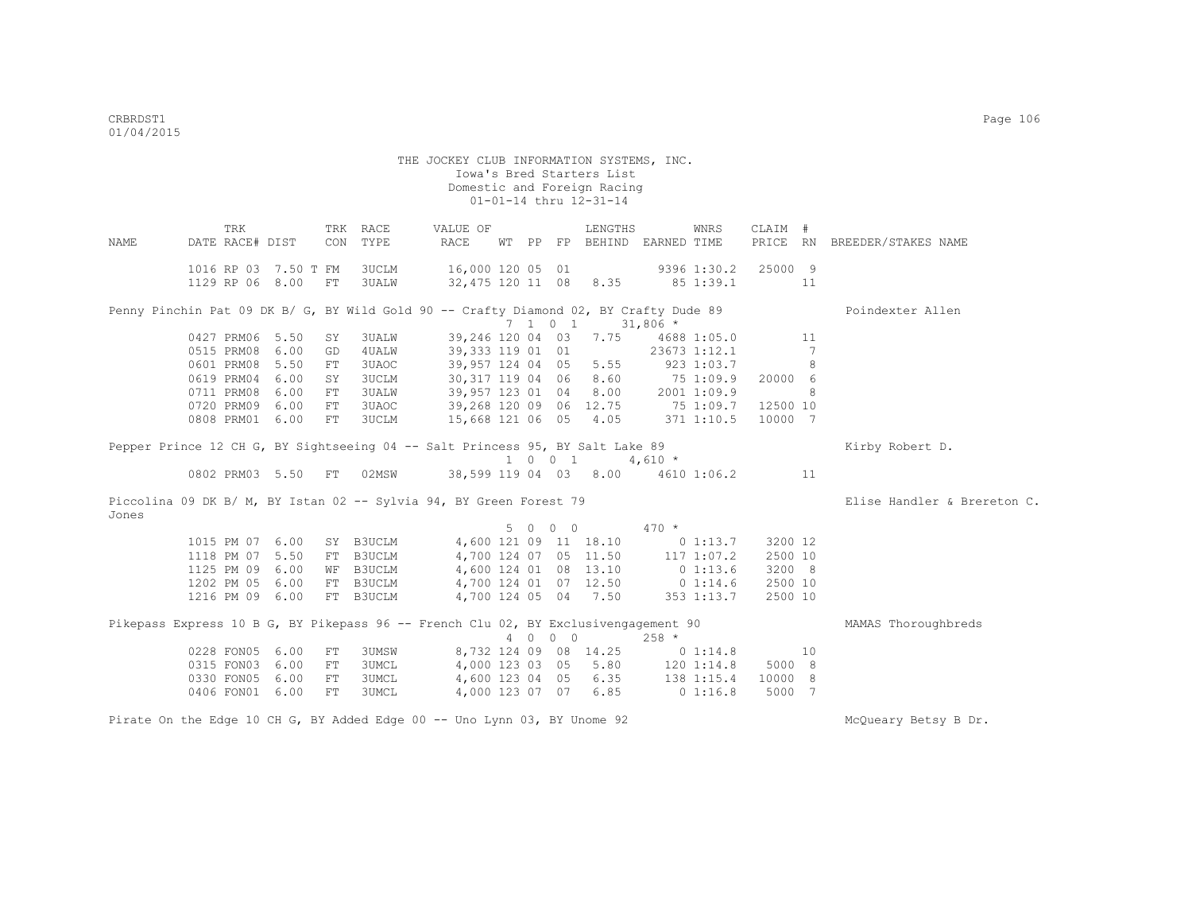THE JOCKEY CLUB INFORMATION SYSTEMS, INC.
Iowa's Bred Starters List
Domestic and Foreign Racing
01-01-14 thru 12-31-14

| NAME | TRK DATE | RACE# | DIST | TRK CON | RACE TYPE | VALUE OF RACE | WT | PP | FP | LENGTHS BEHIND | EARNED | WNRS TIME | CLAIM PRICE | # RN | BREEDER/STAKES NAME |
|---|---|---|---|---|---|---|---|---|---|---|---|---|---|---|---|
| | 1016 | RP 03 | 7.50 T | FM | 3UCLM | 16,000 | 120 | 05 | 01 | | 9396 | 1:30.2 | 25000 | 9 | |
| | 1129 | RP 06 | 8.00 | FT | 3UALW | 32,475 | 120 | 11 | 08 | 8.35 | 85 | 1:39.1 | | 11 | |
| Penny Pinchin Pat 09 DK B/ G, BY Wild Gold 90 -- Crafty Diamond 02, BY Crafty Dude 89 | | | | | | | 7 | 1 | 0 1 | | 31,806 * | | | | Poindexter Allen |
| | 0427 | PRM06 | 5.50 | SY | 3UALW | 39,246 | 120 | 04 | 03 | 7.75 | 4688 | 1:05.0 | | 11 | |
| | 0515 | PRM08 | 6.00 | GD | 4UALW | 39,333 | 119 | 01 | 01 | | 23673 | 1:12.1 | | 7 | |
| | 0601 | PRM08 | 5.50 | FT | 3UAOC | 39,957 | 124 | 04 | 05 | 5.55 | 923 | 1:03.7 | | 8 | |
| | 0619 | PRM04 | 6.00 | SY | 3UCLM | 30,317 | 119 | 04 | 06 | 8.60 | 75 | 1:09.9 | 20000 | 6 | |
| | 0711 | PRM08 | 6.00 | FT | 3UALW | 39,957 | 123 | 01 | 04 | 8.00 | 2001 | 1:09.9 | | 8 | |
| | 0720 | PRM09 | 6.00 | FT | 3UAOC | 39,268 | 120 | 09 | 06 | 12.75 | 75 | 1:09.7 | 12500 | 10 | |
| | 0808 | PRM01 | 6.00 | FT | 3UCLM | 15,668 | 121 | 06 | 05 | 4.05 | 371 | 1:10.5 | 10000 | 7 | |
| Pepper Prince 12 CH G, BY Sightseeing 04 -- Salt Princess 95, BY Salt Lake 89 | | | | | | | 1 | 0 | 0 1 | | 4,610 * | | | | Kirby Robert D. |
| | 0802 | PRM03 | 5.50 | FT | 02MSW | 38,599 | 119 | 04 | 03 | 8.00 | 4610 | 1:06.2 | | 11 | |
| Piccolina 09 DK B/ M, BY Istan 02 -- Sylvia 94, BY Green Forest 79 | | | | | | | 5 | 0 | 0 0 | | 470 * | | | | Elise Handler & Brereton C. Jones |
| | 1015 | PM 07 | 6.00 | SY | B3UCLM | 4,600 | 121 | 09 | 11 | 18.10 | 0 | 1:13.7 | 3200 | 12 | |
| | 1118 | PM 07 | 5.50 | FT | B3UCLM | 4,700 | 124 | 07 | 05 | 11.50 | 117 | 1:07.2 | 2500 | 10 | |
| | 1125 | PM 09 | 6.00 | WF | B3UCLM | 4,600 | 124 | 01 | 08 | 13.10 | 0 | 1:13.6 | 3200 | 8 | |
| | 1202 | PM 05 | 6.00 | FT | B3UCLM | 4,700 | 124 | 01 | 07 | 12.50 | 0 | 1:14.6 | 2500 | 10 | |
| | 1216 | PM 09 | 6.00 | FT | B3UCLM | 4,700 | 124 | 05 | 04 | 7.50 | 353 | 1:13.7 | 2500 | 10 | |
| Pikepass Express 10 B G, BY Pikepass 96 -- French Clu 02, BY Exclusivengagement 90 | | | | | | | 4 | 0 | 0 0 | | 258 * | | | | MAMAS Thoroughbreds |
| | 0228 | FON05 | 6.00 | FT | 3UMSW | 8,732 | 124 | 09 | 08 | 14.25 | 0 | 1:14.8 | | 10 | |
| | 0315 | FON03 | 6.00 | FT | 3UMCL | 4,000 | 123 | 03 | 05 | 5.80 | 120 | 1:14.8 | 5000 | 8 | |
| | 0330 | FON05 | 6.00 | FT | 3UMCL | 4,600 | 123 | 04 | 05 | 6.35 | 138 | 1:15.4 | 10000 | 8 | |
| | 0406 | FON01 | 6.00 | FT | 3UMCL | 4,000 | 123 | 07 | 07 | 6.85 | 0 | 1:16.8 | 5000 | 7 | |
| Pirate On the Edge 10 CH G, BY Added Edge 00 -- Uno Lynn 03, BY Unome 92 | | | | | | | | | | | | | | | McQueary Betsy B Dr. |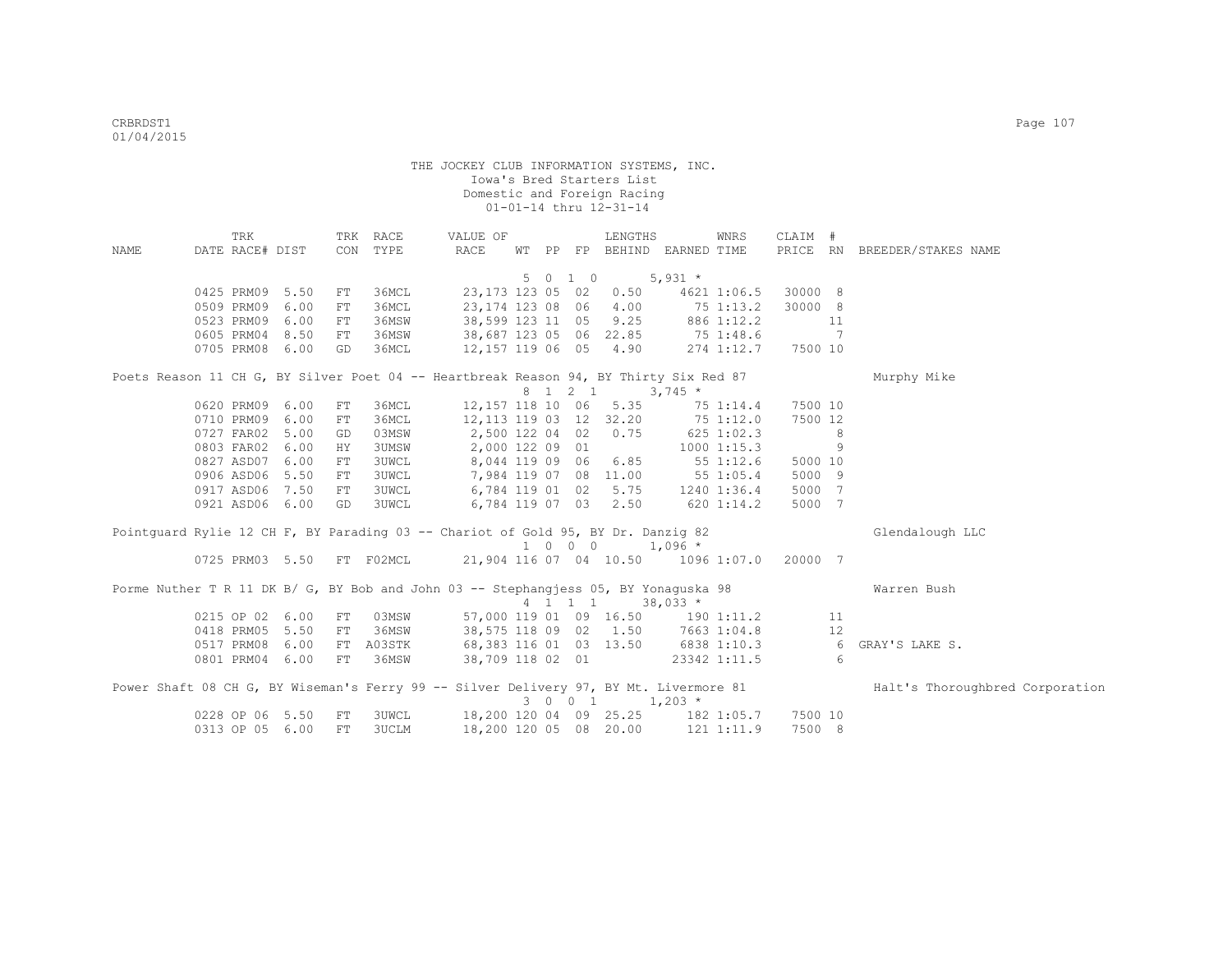THE JOCKEY CLUB INFORMATION SYSTEMS, INC.
Iowa's Bred Starters List
Domestic and Foreign Racing
01-01-14 thru 12-31-14

| NAME | TRK DATE | RACE# | DIST | TRK CON | RACE TYPE | VALUE OF RACE | WT | PP | FP | LENGTHS BEHIND | EARNED | WNRS TIME | CLAIM PRICE | # RN | BREEDER/STAKES NAME |
|---|---|---|---|---|---|---|---|---|---|---|---|---|---|---|---|
| | | | | | | | 5 | 0 | 1 0 | | 5,931 * | | | | |
| | 0425 | PRM09 | 5.50 | FT | 36MCL | 23,173 | 123 | 05 | 02 | 0.50 | 4621 | 1:06.5 | 30000 | 8 | |
| | 0509 | PRM09 | 6.00 | FT | 36MCL | 23,174 | 123 | 08 | 06 | 4.00 | 75 | 1:13.2 | 30000 | 8 | |
| | 0523 | PRM09 | 6.00 | FT | 36MSW | 38,599 | 123 | 11 | 05 | 9.25 | 886 | 1:12.2 | | 11 | |
| | 0605 | PRM04 | 8.50 | FT | 36MSW | 38,687 | 123 | 05 | 06 | 22.85 | 75 | 1:48.6 | | 7 | |
| | 0705 | PRM08 | 6.00 | GD | 36MCL | 12,157 | 119 | 06 | 05 | 4.90 | 274 | 1:12.7 | 7500 | 10 | |
| Poets Reason 11 CH G, BY Silver Poet 04 -- Heartbreak Reason 94, BY Thirty Six Red 87 | | | | | | | | | | | | | | | Murphy Mike |
| | | | | | | | 8 | 1 | 2 1 | | 3,745 * | | | | |
| | 0620 | PRM09 | 6.00 | FT | 36MCL | 12,157 | 118 | 10 | 06 | 5.35 | 75 | 1:14.4 | 7500 | 10 | |
| | 0710 | PRM09 | 6.00 | FT | 36MCL | 12,113 | 119 | 03 | 12 | 32.20 | 75 | 1:12.0 | 7500 | 12 | |
| | 0727 | FAR02 | 5.00 | GD | 03MSW | 2,500 | 122 | 04 | 02 | 0.75 | 625 | 1:02.3 | | 8 | |
| | 0803 | FAR02 | 6.00 | HY | 3UMSW | 2,000 | 122 | 09 | 01 | | 1000 | 1:15.3 | | 9 | |
| | 0827 | ASD07 | 6.00 | FT | 3UWCL | 8,044 | 119 | 09 | 06 | 6.85 | 55 | 1:12.6 | 5000 | 10 | |
| | 0906 | ASD06 | 5.50 | FT | 3UWCL | 7,984 | 119 | 07 | 08 | 11.00 | 55 | 1:05.4 | 5000 | 9 | |
| | 0917 | ASD06 | 7.50 | FT | 3UWCL | 6,784 | 119 | 01 | 02 | 5.75 | 1240 | 1:36.4 | 5000 | 7 | |
| | 0921 | ASD06 | 6.00 | GD | 3UWCL | 6,784 | 119 | 07 | 03 | 2.50 | 620 | 1:14.2 | 5000 | 7 | |
| Pointguard Rylie 12 CH F, BY Parading 03 -- Chariot of Gold 95, BY Dr. Danzig 82 | | | | | | | | | | | | | | | Glendalough LLC |
| | | | | | | | 1 | 0 | 0 0 | | 1,096 * | | | | |
| | 0725 | PRM03 | 5.50 | FT | F02MCL | 21,904 | 116 | 07 | 04 | 10.50 | 1096 | 1:07.0 | 20000 | 7 | |
| Porme Nuther T R 11 DK B/ G, BY Bob and John 03 -- Stephangjess 05, BY Yonaguska 98 | | | | | | | | | | | | | | | Warren Bush |
| | | | | | | | 4 | 1 | 1 1 | | 38,033 * | | | | |
| | 0215 | OP 02 | 6.00 | FT | 03MSW | 57,000 | 119 | 01 | 09 | 16.50 | 190 | 1:11.2 | | 11 | |
| | 0418 | PRM05 | 5.50 | FT | 36MSW | 38,575 | 118 | 09 | 02 | 1.50 | 7663 | 1:04.8 | | 12 | |
| | 0517 | PRM08 | 6.00 | FT | A03STK | 68,383 | 116 | 01 | 03 | 13.50 | 6838 | 1:10.3 | | 6 | GRAY'S LAKE S. |
| | 0801 | PRM04 | 6.00 | FT | 36MSW | 38,709 | 118 | 02 | 01 | | 23342 | 1:11.5 | | 6 | |
| Power Shaft 08 CH G, BY Wiseman's Ferry 99 -- Silver Delivery 97, BY Mt. Livermore 81 | | | | | | | | | | | | | | | Halt's Thoroughbred Corporation |
| | | | | | | | 3 | 0 | 0 1 | | 1,203 * | | | | |
| | 0228 | OP 06 | 5.50 | FT | 3UWCL | 18,200 | 120 | 04 | 09 | 25.25 | 182 | 1:05.7 | 7500 | 10 | |
| | 0313 | OP 05 | 6.00 | FT | 3UCLM | 18,200 | 120 | 05 | 08 | 20.00 | 121 | 1:11.9 | 7500 | 8 | |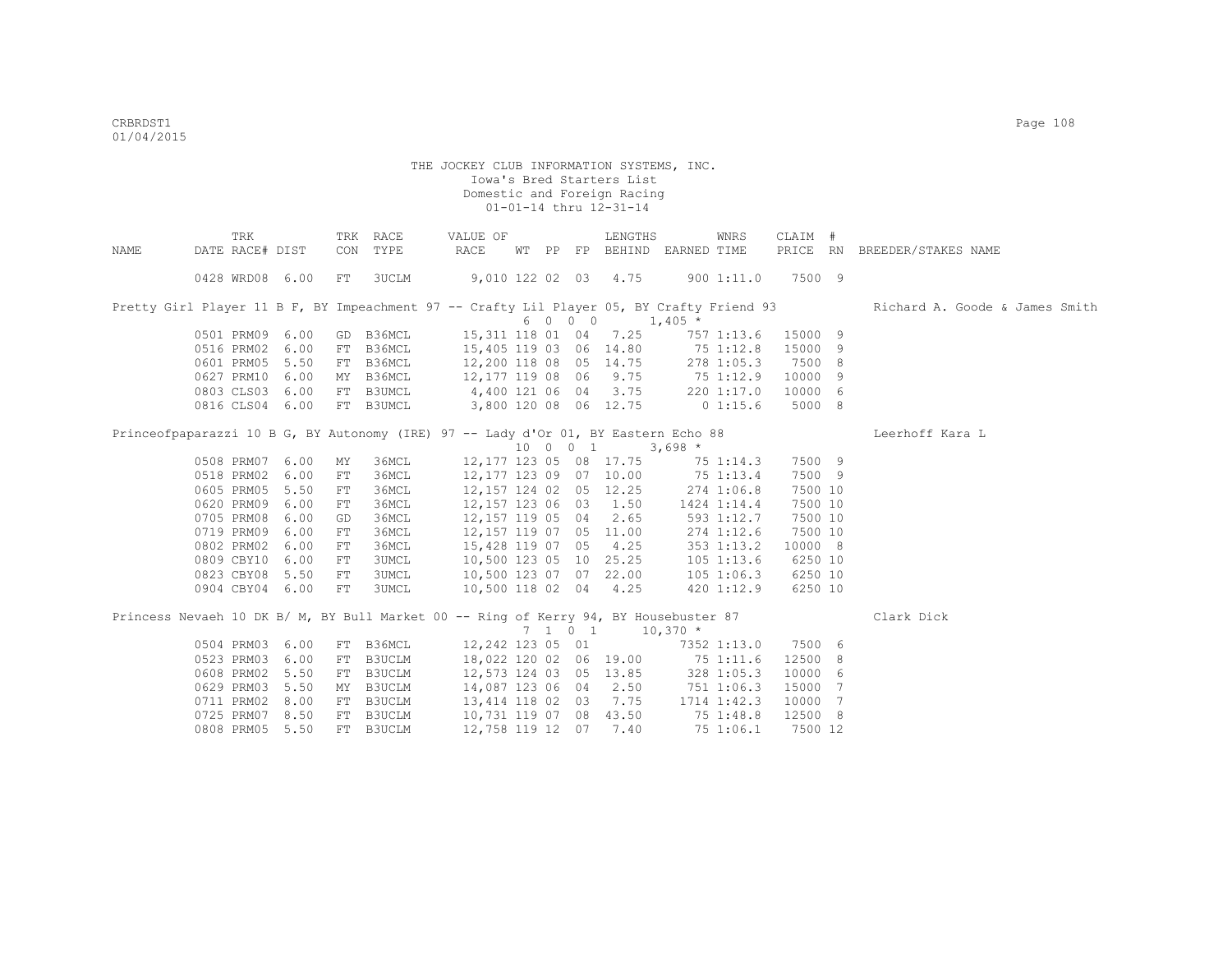THE JOCKEY CLUB INFORMATION SYSTEMS, INC.
Iowa's Bred Starters List
Domestic and Foreign Racing
01-01-14 thru 12-31-14

| NAME | TRK DATE | RACE# | DIST | TRK CON | RACE TYPE | VALUE OF RACE | WT | PP | FP | LENGTHS BEHIND | EARNED | WNRS TIME | CLAIM PRICE | # RN | BREEDER/STAKES NAME |
|---|---|---|---|---|---|---|---|---|---|---|---|---|---|---|---|
| | 0428 | WRD08 | 6.00 | FT | 3UCLM | 9,010 | 122 | 02 | 03 | 4.75 | 900 | 1:11.0 | 7500 | 9 | |
| Pretty Girl Player 11 B F, BY Impeachment 97 -- Crafty Lil Player 05, BY Crafty Friend 93 | | | | | | | 6 | 0 0 0 | | | 1,405 * | | | | Richard A. Goode & James Smith |
| | 0501 | PRM09 | 6.00 | GD | B36MCL | 15,311 | 118 | 01 | 04 | 7.25 | 757 | 1:13.6 | 15000 | 9 | |
| | 0516 | PRM02 | 6.00 | FT | B36MCL | 15,405 | 119 | 03 | 06 | 14.80 | 75 | 1:12.8 | 15000 | 9 | |
| | 0601 | PRM05 | 5.50 | FT | B36MCL | 12,200 | 118 | 08 | 05 | 14.75 | 278 | 1:05.3 | 7500 | 8 | |
| | 0627 | PRM10 | 6.00 | MY | B36MCL | 12,177 | 119 | 08 | 06 | 9.75 | 75 | 1:12.9 | 10000 | 9 | |
| | 0803 | CLS03 | 6.00 | FT | B3UMCL | 4,400 | 121 | 06 | 04 | 3.75 | 220 | 1:17.0 | 10000 | 6 | |
| | 0816 | CLS04 | 6.00 | FT | B3UMCL | 3,800 | 120 | 08 | 06 | 12.75 | 0 | 1:15.6 | 5000 | 8 | |
| Princeofpaparazzi 10 B G, BY Autonomy (IRE) 97 -- Lady d'Or 01, BY Eastern Echo 88 | | | | | | | 10 | 0 0 1 | | | 3,698 * | | | | Leerhoff Kara L |
| | 0508 | PRM07 | 6.00 | MY | 36MCL | 12,177 | 123 | 05 | 08 | 17.75 | 75 | 1:14.3 | 7500 | 9 | |
| | 0518 | PRM02 | 6.00 | FT | 36MCL | 12,177 | 123 | 09 | 07 | 10.00 | 75 | 1:13.4 | 7500 | 9 | |
| | 0605 | PRM05 | 5.50 | FT | 36MCL | 12,157 | 124 | 02 | 05 | 12.25 | 274 | 1:06.8 | 7500 | 10 | |
| | 0620 | PRM09 | 6.00 | FT | 36MCL | 12,157 | 123 | 06 | 03 | 1.50 | 1424 | 1:14.4 | 7500 | 10 | |
| | 0705 | PRM08 | 6.00 | GD | 36MCL | 12,157 | 119 | 05 | 04 | 2.65 | 593 | 1:12.7 | 7500 | 10 | |
| | 0719 | PRM09 | 6.00 | FT | 36MCL | 12,157 | 119 | 07 | 05 | 11.00 | 274 | 1:12.6 | 7500 | 10 | |
| | 0802 | PRM02 | 6.00 | FT | 36MCL | 15,428 | 119 | 07 | 05 | 4.25 | 353 | 1:13.2 | 10000 | 8 | |
| | 0809 | CBY10 | 6.00 | FT | 3UMCL | 10,500 | 123 | 05 | 10 | 25.25 | 105 | 1:13.6 | 6250 | 10 | |
| | 0823 | CBY08 | 5.50 | FT | 3UMCL | 10,500 | 123 | 07 | 07 | 22.00 | 105 | 1:06.3 | 6250 | 10 | |
| | 0904 | CBY04 | 6.00 | FT | 3UMCL | 10,500 | 118 | 02 | 04 | 4.25 | 420 | 1:12.9 | 6250 | 10 | |
| Princess Nevaeh 10 DK B/ M, BY Bull Market 00 -- Ring of Kerry 94, BY Housebuster 87 | | | | | | | 7 | 1 0 1 | | | 10,370 * | | | | Clark Dick |
| | 0504 | PRM03 | 6.00 | FT | B36MCL | 12,242 | 123 | 05 | 01 | | 7352 | 1:13.0 | 7500 | 6 | |
| | 0523 | PRM03 | 6.00 | FT | B3UCLM | 18,022 | 120 | 02 | 06 | 19.00 | 75 | 1:11.6 | 12500 | 8 | |
| | 0608 | PRM02 | 5.50 | FT | B3UCLM | 12,573 | 124 | 03 | 05 | 13.85 | 328 | 1:05.3 | 10000 | 6 | |
| | 0629 | PRM03 | 5.50 | MY | B3UCLM | 14,087 | 123 | 06 | 04 | 2.50 | 751 | 1:06.3 | 15000 | 7 | |
| | 0711 | PRM02 | 8.00 | FT | B3UCLM | 13,414 | 118 | 02 | 03 | 7.75 | 1714 | 1:42.3 | 10000 | 7 | |
| | 0725 | PRM07 | 8.50 | FT | B3UCLM | 10,731 | 119 | 07 | 08 | 43.50 | 75 | 1:48.8 | 12500 | 8 | |
| | 0808 | PRM05 | 5.50 | FT | B3UCLM | 12,758 | 119 | 12 | 07 | 7.40 | 75 | 1:06.1 | 7500 | 12 | |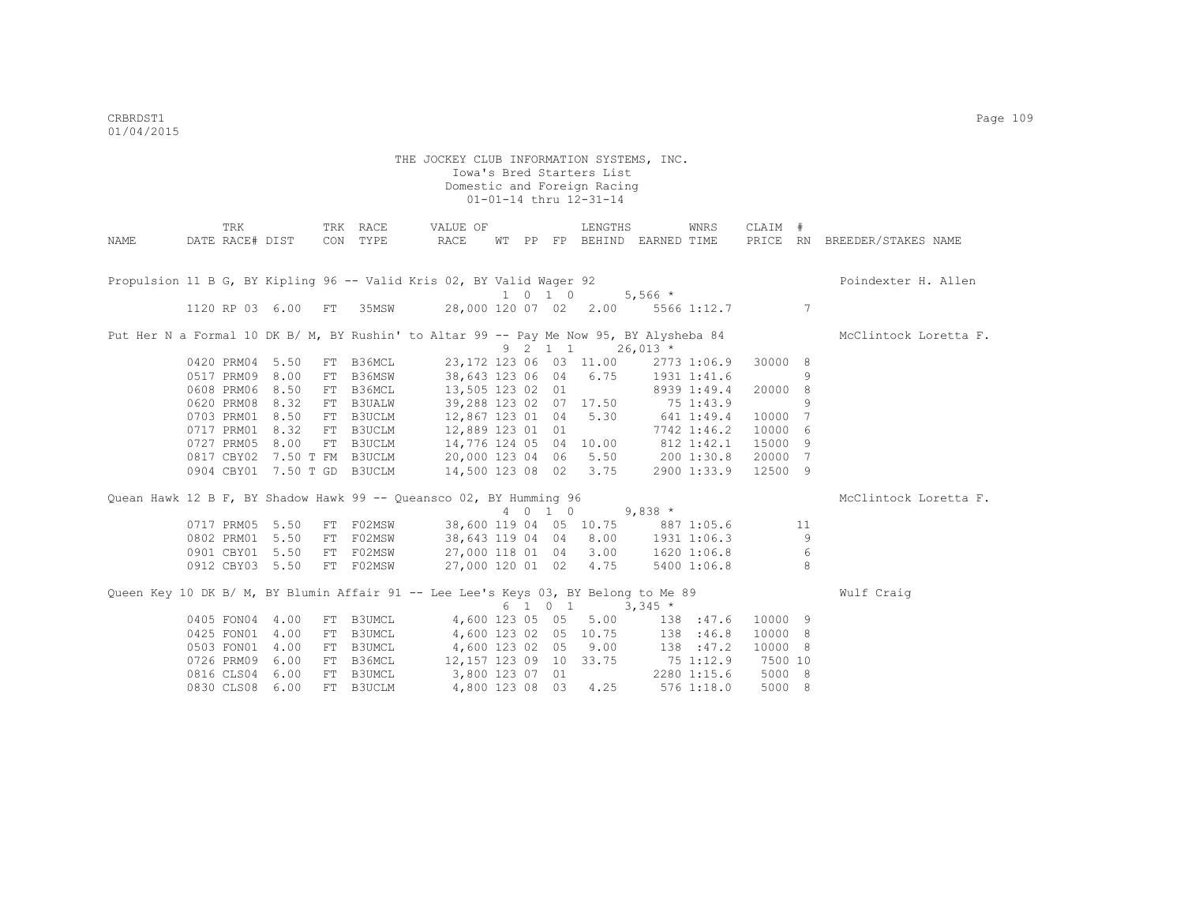THE JOCKEY CLUB INFORMATION SYSTEMS, INC.
Iowa's Bred Starters List
Domestic and Foreign Racing
01-01-14 thru 12-31-14

| NAME | DATE | TRK RACE# | DIST | TRK CON | RACE TYPE | VALUE OF RACE | WT | PP | FP | LENGTHS BEHIND | EARNED | WNRS TIME | CLAIM PRICE | # RN | BREEDER/STAKES NAME |
|---|---|---|---|---|---|---|---|---|---|---|---|---|---|---|---|
| Propulsion 11 B G, BY Kipling 96 -- Valid Kris 02, BY Valid Wager 92 | | | | | | | 1 | 0 | 1 0 | | 5,566 * | | | | Poindexter H. Allen |
| | 1120 | RP 03 | 6.00 | FT | 35MSW | 28,000 | 120 | 07 | 02 | 2.00 | 5566 | 1:12.7 | | 7 | |
| Put Her N a Formal 10 DK B/ M, BY Rushin' to Altar 99 -- Pay Me Now 95, BY Alysheba 84 | | | | | | | 9 | 2 | 1 1 | | 26,013 * | | | | McClintock Loretta F. |
| | 0420 | PRM04 | 5.50 | FT | B36MCL | 23,172 | 123 | 06 | 03 | 11.00 | 2773 | 1:06.9 | 30000 | 8 | |
| | 0517 | PRM09 | 8.00 | FT | B36MSW | 38,643 | 123 | 06 | 04 | 6.75 | 1931 | 1:41.6 | | 9 | |
| | 0608 | PRM06 | 8.50 | FT | B36MCL | 13,505 | 123 | 02 | 01 | | 8939 | 1:49.4 | 20000 | 8 | |
| | 0620 | PRM08 | 8.32 | FT | B3UALW | 39,288 | 123 | 02 | 07 | 17.50 | 75 | 1:43.9 | | 9 | |
| | 0703 | PRM01 | 8.50 | FT | B3UCLM | 12,867 | 123 | 01 | 04 | 5.30 | 641 | 1:49.4 | 10000 | 7 | |
| | 0717 | PRM01 | 8.32 | FT | B3UCLM | 12,889 | 123 | 01 | 01 | | 7742 | 1:46.2 | 10000 | 6 | |
| | 0727 | PRM05 | 8.00 | FT | B3UCLM | 14,776 | 124 | 05 | 04 | 10.00 | 812 | 1:42.1 | 15000 | 9 | |
| | 0817 | CBY02 | 7.50 T | FM | B3UCLM | 20,000 | 123 | 04 | 06 | 5.50 | 200 | 1:30.8 | 20000 | 7 | |
| | 0904 | CBY01 | 7.50 T | GD | B3UCLM | 14,500 | 123 | 08 | 02 | 3.75 | 2900 | 1:33.9 | 12500 | 9 | |
| Quean Hawk 12 B F, BY Shadow Hawk 99 -- Queansco 02, BY Humming 96 | | | | | | | 4 | 0 | 1 0 | | 9,838 * | | | | McClintock Loretta F. |
| | 0717 | PRM05 | 5.50 | FT | F02MSW | 38,600 | 119 | 04 | 05 | 10.75 | 887 | 1:05.6 | | 11 | |
| | 0802 | PRM01 | 5.50 | FT | F02MSW | 38,643 | 119 | 04 | 04 | 8.00 | 1931 | 1:06.3 | | 9 | |
| | 0901 | CBY01 | 5.50 | FT | F02MSW | 27,000 | 118 | 01 | 04 | 3.00 | 1620 | 1:06.8 | | 6 | |
| | 0912 | CBY03 | 5.50 | FT | F02MSW | 27,000 | 120 | 01 | 02 | 4.75 | 5400 | 1:06.8 | | 8 | |
| Queen Key 10 DK B/ M, BY Blumin Affair 91 -- Lee Lee's Keys 03, BY Belong to Me 89 | | | | | | | 6 | 1 | 0 1 | | 3,345 * | | | | Wulf Craig |
| | 0405 | FON04 | 4.00 | FT | B3UMCL | 4,600 | 123 | 05 | 05 | 5.00 | 138 | :47.6 | 10000 | 9 | |
| | 0425 | FON01 | 4.00 | FT | B3UMCL | 4,600 | 123 | 02 | 05 | 10.75 | 138 | :46.8 | 10000 | 8 | |
| | 0503 | FON01 | 4.00 | FT | B3UMCL | 4,600 | 123 | 02 | 05 | 9.00 | 138 | :47.2 | 10000 | 8 | |
| | 0726 | PRM09 | 6.00 | FT | B36MCL | 12,157 | 123 | 09 | 10 | 33.75 | 75 | 1:12.9 | 7500 | 10 | |
| | 0816 | CLS04 | 6.00 | FT | B3UMCL | 3,800 | 123 | 07 | 01 | | 2280 | 1:15.6 | 5000 | 8 | |
| | 0830 | CLS08 | 6.00 | FT | B3UCLM | 4,800 | 123 | 08 | 03 | 4.25 | 576 | 1:18.0 | 5000 | 8 | |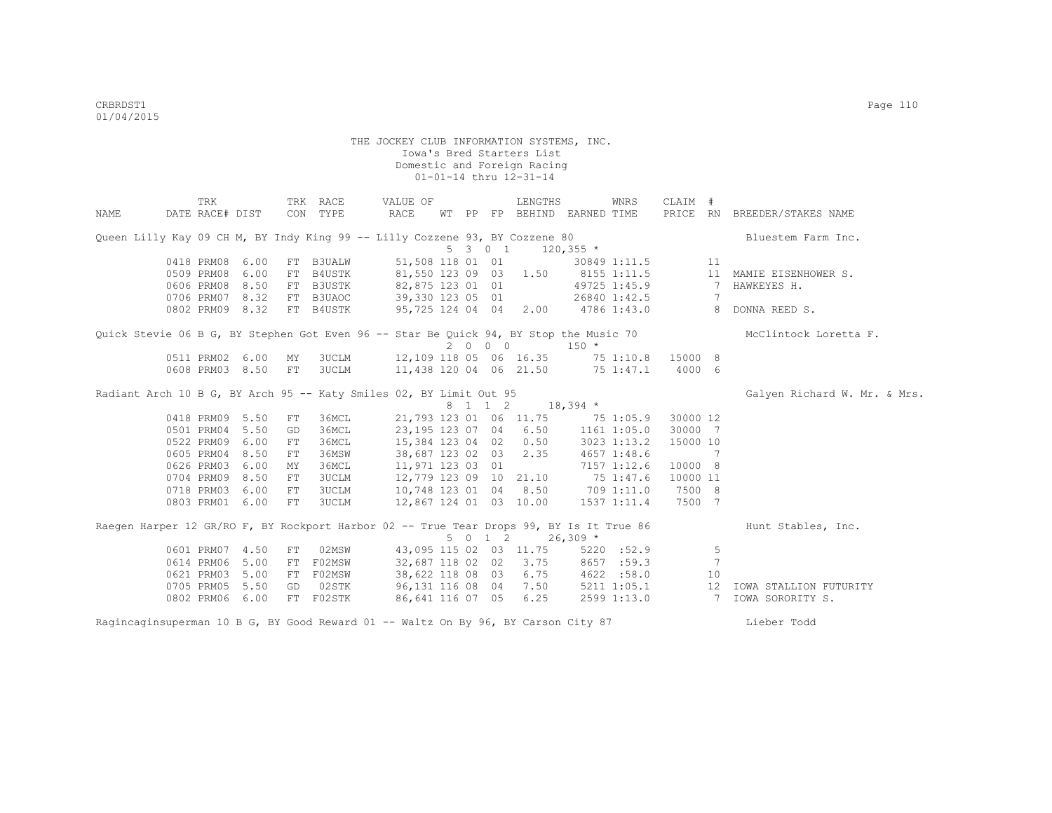THE JOCKEY CLUB INFORMATION SYSTEMS, INC.
Iowa's Bred Starters List
Domestic and Foreign Racing
01-01-14 thru 12-31-14

| NAME | DATE | TRK RACE# | DIST | TRK CON | RACE TYPE | VALUE OF RACE | WT | PP | FP | LENGTHS BEHIND | EARNED | WNRS TIME | CLAIM PRICE | # RN | BREEDER/STAKES NAME |
|---|---|---|---|---|---|---|---|---|---|---|---|---|---|---|---|
| Queen Lilly Kay 09 CH M, BY Indy King 99 -- Lilly Cozzene 93, BY Cozzene 80 | | | | | | | | 5 3 0 1 | | | 120,355 * | | | | Bluestem Farm Inc. |
| | 0418 | PRM08 | 6.00 | FT | B3UALW | 51,508 | 118 | 01 | 01 | | 30849 | 1:11.5 | | 11 | |
| | 0509 | PRM08 | 6.00 | FT | B4USTK | 81,550 | 123 | 09 | 03 | 1.50 | 8155 | 1:11.5 | | 11 | MAMIE EISENHOWER S. |
| | 0606 | PRM08 | 8.50 | FT | B3USTK | 82,875 | 123 | 01 | 01 | | 49725 | 1:45.9 | | 7 | HAWKEYES H. |
| | 0706 | PRM07 | 8.32 | FT | B3UAOC | 39,330 | 123 | 05 | 01 | | 26840 | 1:42.5 | | 7 | |
| | 0802 | PRM09 | 8.32 | FT | B4USTK | 95,725 | 124 | 04 | 04 | 2.00 | 4786 | 1:43.0 | | 8 | DONNA REED S. |
| Quick Stevie 06 B G, BY Stephen Got Even 96 -- Star Be Quick 94, BY Stop the Music 70 | | | | | | | | 2 0 0 0 | | | 150 * | | | | McClintock Loretta F. |
| | 0511 | PRM02 | 6.00 | MY | 3UCLM | 12,109 | 118 | 05 | 06 | 16.35 | 75 | 1:10.8 | 15000 | 8 | |
| | 0608 | PRM03 | 8.50 | FT | 3UCLM | 11,438 | 120 | 04 | 06 | 21.50 | 75 | 1:47.1 | 4000 | 6 | |
| Radiant Arch 10 B G, BY Arch 95 -- Katy Smiles 02, BY Limit Out 95 | | | | | | | | 8 1 1 2 | | | 18,394 * | | | | Galyen Richard W. Mr. & Mrs. |
| | 0418 | PRM09 | 5.50 | FT | 36MCL | 21,793 | 123 | 01 | 06 | 11.75 | 75 | 1:05.9 | 30000 | 12 | |
| | 0501 | PRM04 | 5.50 | GD | 36MCL | 23,195 | 123 | 07 | 04 | 6.50 | 1161 | 1:05.0 | 30000 | 7 | |
| | 0522 | PRM09 | 6.00 | FT | 36MCL | 15,384 | 123 | 04 | 02 | 0.50 | 3023 | 1:13.2 | 15000 | 10 | |
| | 0605 | PRM04 | 8.50 | FT | 36MSW | 38,687 | 123 | 02 | 03 | 2.35 | 4657 | 1:48.6 | | 7 | |
| | 0626 | PRM03 | 6.00 | MY | 36MCL | 11,971 | 123 | 03 | 01 | | 7157 | 1:12.6 | 10000 | 8 | |
| | 0704 | PRM09 | 8.50 | FT | 3UCLM | 12,779 | 123 | 09 | 10 | 21.10 | 75 | 1:47.6 | 10000 | 11 | |
| | 0718 | PRM03 | 6.00 | FT | 3UCLM | 10,748 | 123 | 01 | 04 | 8.50 | 709 | 1:11.0 | 7500 | 8 | |
| | 0803 | PRM01 | 6.00 | FT | 3UCLM | 12,867 | 124 | 01 | 03 | 10.00 | 1537 | 1:11.4 | 7500 | 7 | |
| Raegen Harper 12 GR/RO F, BY Rockport Harbor 02 -- True Tear Drops 99, BY Is It True 86 | | | | | | | | 5 0 1 2 | | | 26,309 * | | | | Hunt Stables, Inc. |
| | 0601 | PRM07 | 4.50 | FT | 02MSW | 43,095 | 115 | 02 | 03 | 11.75 | 5220 | :52.9 | | 5 | |
| | 0614 | PRM06 | 5.00 | FT | F02MSW | 32,687 | 118 | 02 | 02 | 3.75 | 8657 | :59.3 | | 7 | |
| | 0621 | PRM03 | 5.00 | FT | F02MSW | 38,622 | 118 | 08 | 03 | 6.75 | 4622 | :58.0 | | 10 | |
| | 0705 | PRM05 | 5.50 | GD | 02STK | 96,131 | 116 | 08 | 04 | 7.50 | 5211 | 1:05.1 | | 12 | IOWA STALLION FUTURITY |
| | 0802 | PRM06 | 6.00 | FT | F02STK | 86,641 | 116 | 07 | 05 | 6.25 | 2599 | 1:13.0 | | 7 | IOWA SORORITY S. |
| Ragincaginsuperman 10 B G, BY Good Reward 01 -- Waltz On By 96, BY Carson City 87 | | | | | | | | | | | | | | | Lieber Todd |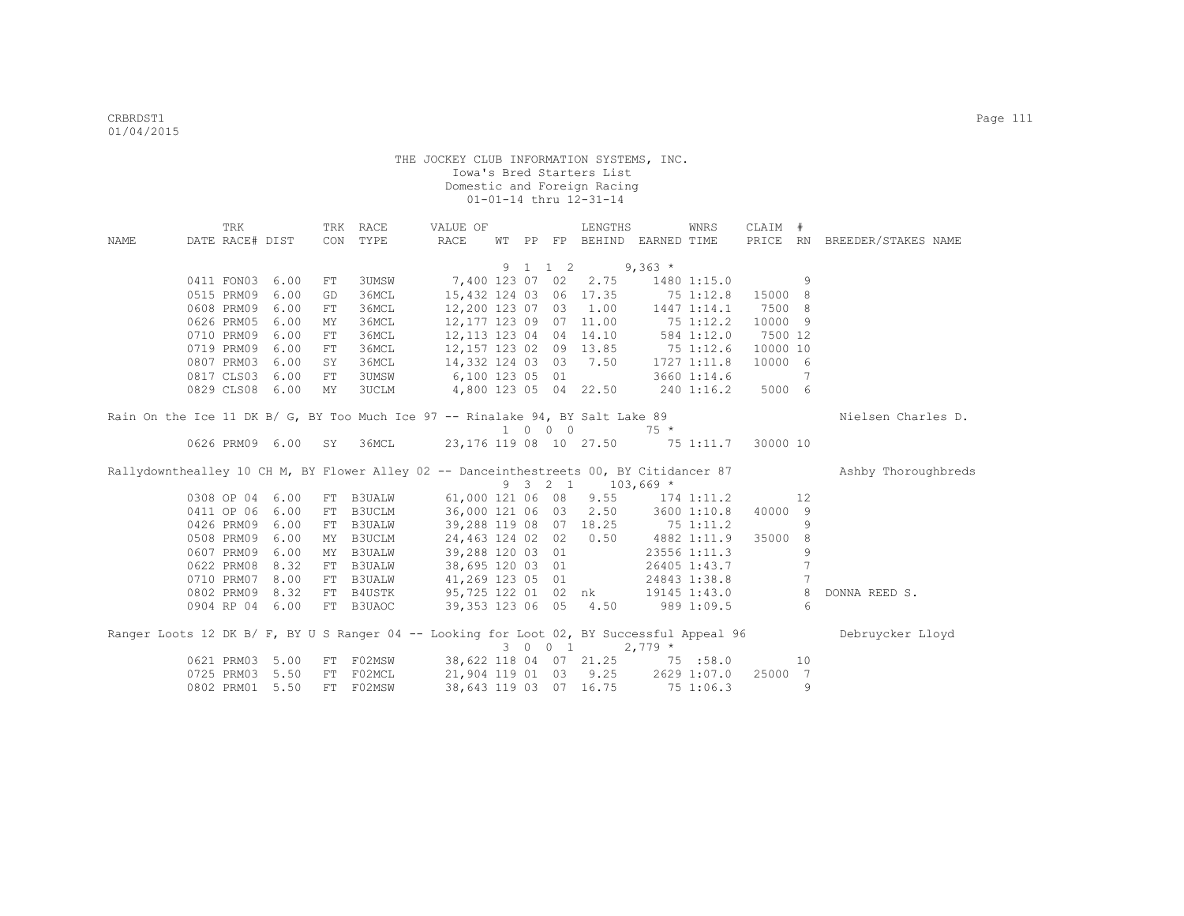THE JOCKEY CLUB INFORMATION SYSTEMS, INC.
Iowa's Bred Starters List
Domestic and Foreign Racing
01-01-14 thru 12-31-14

| NAME | TRK DATE | RACE# | DIST | TRK CON | RACE TYPE | VALUE OF RACE | WT | PP | FP | LENGTHS BEHIND | EARNED | WNRS TIME | CLAIM PRICE | # RN | BREEDER/STAKES NAME |
|---|---|---|---|---|---|---|---|---|---|---|---|---|---|---|---|
| | | | | | | | 9 | 1 | 1 2 | | 9,363 * | | | | |
| | 0411 | FON03 | 6.00 | FT | 3UMSW | 7,400 | 123 | 07 | 02 | 2.75 | 1480 | 1:15.0 | | 9 | |
| | 0515 | PRM09 | 6.00 | GD | 36MCL | 15,432 | 124 | 03 | 06 | 17.35 | 75 | 1:12.8 | 15000 | 8 | |
| | 0608 | PRM09 | 6.00 | FT | 36MCL | 12,200 | 123 | 07 | 03 | 1.00 | 1447 | 1:14.1 | 7500 | 8 | |
| | 0626 | PRM05 | 6.00 | MY | 36MCL | 12,177 | 123 | 09 | 07 | 11.00 | 75 | 1:12.2 | 10000 | 9 | |
| | 0710 | PRM09 | 6.00 | FT | 36MCL | 12,113 | 123 | 04 | 04 | 14.10 | 584 | 1:12.0 | 7500 | 12 | |
| | 0719 | PRM09 | 6.00 | FT | 36MCL | 12,157 | 123 | 02 | 09 | 13.85 | 75 | 1:12.6 | 10000 | 10 | |
| | 0807 | PRM03 | 6.00 | SY | 36MCL | 14,332 | 124 | 03 | 03 | 7.50 | 1727 | 1:11.8 | 10000 | 6 | |
| | 0817 | CLS03 | 6.00 | FT | 3UMSW | 6,100 | 123 | 05 | 01 | | 3660 | 1:14.6 | | 7 | |
| | 0829 | CLS08 | 6.00 | MY | 3UCLM | 4,800 | 123 | 05 | 04 | 22.50 | 240 | 1:16.2 | 5000 | 6 | |
| Rain On the Ice 11 DK B/ G, BY Too Much Ice 97 -- Rinalake 94, BY Salt Lake 89 | | | | | | | | | | | | | | | Nielsen Charles D. |
| | | | | | | | 1 | 0 | 0 0 | | 75 * | | | | |
| | 0626 | PRM09 | 6.00 | SY | 36MCL | 23,176 | 119 | 08 | 10 | 27.50 | 75 | 1:11.7 | 30000 | 10 | |
| Rallydownthealley 10 CH M, BY Flower Alley 02 -- Danceinthestreets 00, BY Citidancer 87 | | | | | | | | | | | | | | | Ashby Thoroughbreds |
| | | | | | | | 9 | 3 | 2 1 | | 103,669 * | | | | |
| | 0308 | OP 04 | 6.00 | FT | B3UALW | 61,000 | 121 | 06 | 08 | 9.55 | 174 | 1:11.2 | | 12 | |
| | 0411 | OP 06 | 6.00 | FT | B3UCLM | 36,000 | 121 | 06 | 03 | 2.50 | 3600 | 1:10.8 | 40000 | 9 | |
| | 0426 | PRM09 | 6.00 | FT | B3UALW | 39,288 | 119 | 08 | 07 | 18.25 | 75 | 1:11.2 | | 9 | |
| | 0508 | PRM09 | 6.00 | MY | B3UCLM | 24,463 | 124 | 02 | 02 | 0.50 | 4882 | 1:11.9 | 35000 | 8 | |
| | 0607 | PRM09 | 6.00 | MY | B3UALW | 39,288 | 120 | 03 | 01 | | 23556 | 1:11.3 | | 9 | |
| | 0622 | PRM08 | 8.32 | FT | B3UALW | 38,695 | 120 | 03 | 01 | | 26405 | 1:43.7 | | 7 | |
| | 0710 | PRM07 | 8.00 | FT | B3UALW | 41,269 | 123 | 05 | 01 | | 24843 | 1:38.8 | | 7 | |
| | 0802 | PRM09 | 8.32 | FT | B4USTK | 95,725 | 122 | 01 | 02 | nk | 19145 | 1:43.0 | | 8 | DONNA REED S. |
| | 0904 | RP 04 | 6.00 | FT | B3UAOC | 39,353 | 123 | 06 | 05 | 4.50 | 989 | 1:09.5 | | 6 | |
| Ranger Loots 12 DK B/ F, BY U S Ranger 04 -- Looking for Loot 02, BY Successful Appeal 96 | | | | | | | | | | | | | | | Debruycker Lloyd |
| | | | | | | | 3 | 0 | 0 1 | | 2,779 * | | | | |
| | 0621 | PRM03 | 5.00 | FT | F02MSW | 38,622 | 118 | 04 | 07 | 21.25 | 75 | :58.0 | | 10 | |
| | 0725 | PRM03 | 5.50 | FT | F02MCL | 21,904 | 119 | 01 | 03 | 9.25 | 2629 | 1:07.0 | 25000 | 7 | |
| | 0802 | PRM01 | 5.50 | FT | F02MSW | 38,643 | 119 | 03 | 07 | 16.75 | 75 | 1:06.3 | | 9 | |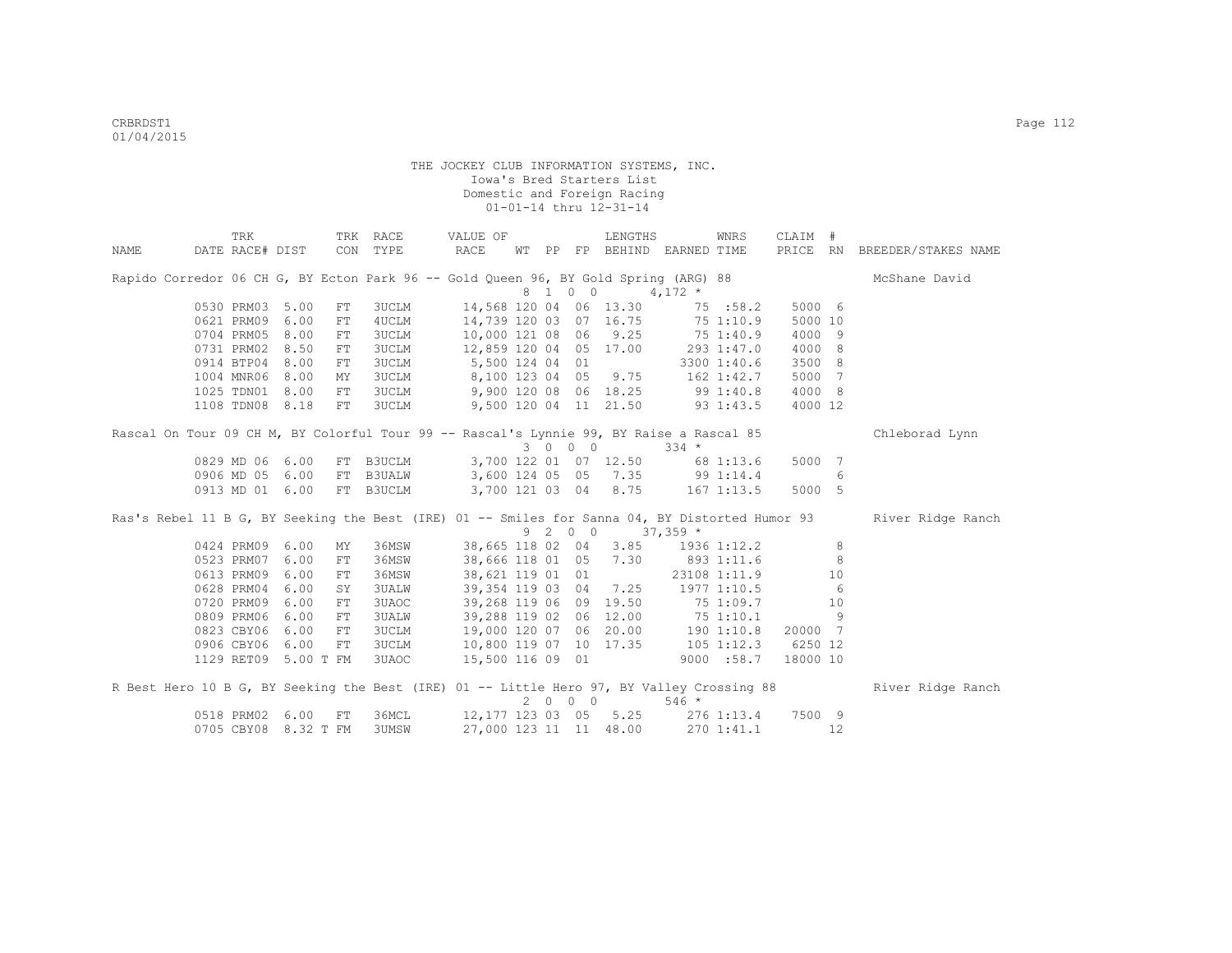THE JOCKEY CLUB INFORMATION SYSTEMS, INC.
Iowa's Bred Starters List
Domestic and Foreign Racing
01-01-14 thru 12-31-14

| NAME | TRK DATE | RACE# | TRK DIST | CON | RACE TYPE | VALUE OF RACE | WT | PP | FP | LENGTHS BEHIND | EARNED | WNRS TIME | CLAIM PRICE | # RN | BREEDER/STAKES NAME |
|---|---|---|---|---|---|---|---|---|---|---|---|---|---|---|---|
| Rapido Corredor 06 CH G, BY Ecton Park 96 -- Gold Queen 96, BY Gold Spring (ARG) 88 | | | | | | | 8 | 1 0 0 | | | 4,172 * | | | | McShane David |
| | 0530 | PRM03 | 5.00 | FT | 3UCLM | 14,568 | 120 | 04 | 06 | 13.30 | 75 | :58.2 | 5000 | 6 | |
| | 0621 | PRM09 | 6.00 | FT | 4UCLM | 14,739 | 120 | 03 | 07 | 16.75 | 75 | 1:10.9 | 5000 | 10 | |
| | 0704 | PRM05 | 8.00 | FT | 3UCLM | 10,000 | 121 | 08 | 06 | 9.25 | 75 | 1:40.9 | 4000 | 9 | |
| | 0731 | PRM02 | 8.50 | FT | 3UCLM | 12,859 | 120 | 04 | 05 | 17.00 | 293 | 1:47.0 | 4000 | 8 | |
| | 0914 | BTP04 | 8.00 | FT | 3UCLM | 5,500 | 124 | 04 | 01 | | 3300 | 1:40.6 | 3500 | 8 | |
| | 1004 | MNR06 | 8.00 | MY | 3UCLM | 8,100 | 123 | 04 | 05 | 9.75 | 162 | 1:42.7 | 5000 | 7 | |
| | 1025 | TDN01 | 8.00 | FT | 3UCLM | 9,900 | 120 | 08 | 06 | 18.25 | 99 | 1:40.8 | 4000 | 8 | |
| | 1108 | TDN08 | 8.18 | FT | 3UCLM | 9,500 | 120 | 04 | 11 | 21.50 | 93 | 1:43.5 | 4000 | 12 | |
| Rascal On Tour 09 CH M, BY Colorful Tour 99 -- Rascal's Lynnie 99, BY Raise a Rascal 85 | | | | | | | 3 | 0 0 0 | | | 334 * | | | | Chleborad Lynn |
| | 0829 | MD 06 | 6.00 | FT | B3UCLM | 3,700 | 122 | 01 | 07 | 12.50 | 68 | 1:13.6 | 5000 | 7 | |
| | 0906 | MD 05 | 6.00 | FT | B3UALW | 3,600 | 124 | 05 | 05 | 7.35 | 99 | 1:14.4 | | 6 | |
| | 0913 | MD 01 | 6.00 | FT | B3UCLM | 3,700 | 121 | 03 | 04 | 8.75 | 167 | 1:13.5 | 5000 | 5 | |
| Ras's Rebel 11 B G, BY Seeking the Best (IRE) 01 -- Smiles for Sanna 04, BY Distorted Humor 93 | | | | | | | 9 | 2 0 0 | | | 37,359 * | | | | River Ridge Ranch |
| | 0424 | PRM09 | 6.00 | MY | 36MSW | 38,665 | 118 | 02 | 04 | 3.85 | 1936 | 1:12.2 | | 8 | |
| | 0523 | PRM07 | 6.00 | FT | 36MSW | 38,666 | 118 | 01 | 05 | 7.30 | 893 | 1:11.6 | | 8 | |
| | 0613 | PRM09 | 6.00 | FT | 36MSW | 38,621 | 119 | 01 | 01 | | 23108 | 1:11.9 | | 10 | |
| | 0628 | PRM04 | 6.00 | SY | 3UALW | 39,354 | 119 | 03 | 04 | 7.25 | 1977 | 1:10.5 | | 6 | |
| | 0720 | PRM09 | 6.00 | FT | 3UAOC | 39,268 | 119 | 06 | 09 | 19.50 | 75 | 1:09.7 | | 10 | |
| | 0809 | PRM06 | 6.00 | FT | 3UALW | 39,288 | 119 | 02 | 06 | 12.00 | 75 | 1:10.1 | | 9 | |
| | 0823 | CBY06 | 6.00 | FT | 3UCLM | 19,000 | 120 | 07 | 06 | 20.00 | 190 | 1:10.8 | 20000 | 7 | |
| | 0906 | CBY06 | 6.00 | FT | 3UCLM | 10,800 | 119 | 07 | 10 | 17.35 | 105 | 1:12.3 | 6250 | 12 | |
| | 1129 | RET09 | 5.00 T | FM | 3UAOC | 15,500 | 116 | 09 | 01 | | 9000 | :58.7 | 18000 | 10 | |
| R Best Hero 10 B G, BY Seeking the Best (IRE) 01 -- Little Hero 97, BY Valley Crossing 88 | | | | | | | 2 | 0 0 0 | | | 546 * | | | | River Ridge Ranch |
| | 0518 | PRM02 | 6.00 | FT | 36MCL | 12,177 | 123 | 03 | 05 | 5.25 | 276 | 1:13.4 | 7500 | 9 | |
| | 0705 | CBY08 | 8.32 T | FM | 3UMSW | 27,000 | 123 | 11 | 11 | 48.00 | 270 | 1:41.1 | | 12 | |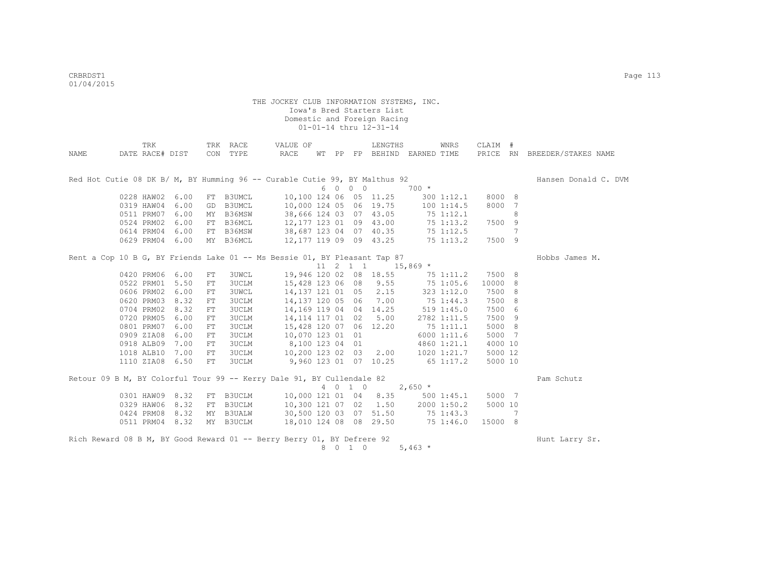THE JOCKEY CLUB INFORMATION SYSTEMS, INC.
Iowa's Bred Starters List
Domestic and Foreign Racing
01-01-14 thru 12-31-14

| NAME | TRK DATE | RACE# | DIST | TRK CON | RACE TYPE | VALUE OF RACE | WT | PP | FP | LENGTHS BEHIND | EARNED | WNRS TIME | CLAIM PRICE | # RN | BREEDER/STAKES NAME |
|---|---|---|---|---|---|---|---|---|---|---|---|---|---|---|---|
| Red Hot Cutie 08 DK B/ M, BY Humming 96 -- Curable Cutie 99, BY Malthus 92 | | | | | | | 6 | 0 0 | 0 | | 700 * | | | | Hansen Donald C. DVM |
| | 0228 | HAW02 | 6.00 | FT | B3UMCL | 10,100 | 124 | 06 | 05 | 11.25 | 300 | 1:12.1 | 8000 | 8 | |
| | 0319 | HAW04 | 6.00 | GD | B3UMCL | 10,000 | 124 | 05 | 06 | 19.75 | 100 | 1:14.5 | 8000 | 7 | |
| | 0511 | PRM07 | 6.00 | MY | B36MSW | 38,666 | 124 | 03 | 07 | 43.05 | 75 | 1:12.1 | | 8 | |
| | 0524 | PRM02 | 6.00 | FT | B36MCL | 12,177 | 123 | 01 | 09 | 43.00 | 75 | 1:13.2 | 7500 | 9 | |
| | 0614 | PRM04 | 6.00 | FT | B36MSW | 38,687 | 123 | 04 | 07 | 40.35 | 75 | 1:12.5 | | 7 | |
| | 0629 | PRM04 | 6.00 | MY | B36MCL | 12,177 | 119 | 09 | 09 | 43.25 | 75 | 1:13.2 | 7500 | 9 | |
| Rent a Cop 10 B G, BY Friends Lake 01 -- Ms Bessie 01, BY Pleasant Tap 87 | | | | | | | 11 | 2 1 | 1 | | 15,869 * | | | | Hobbs James M. |
| | 0420 | PRM06 | 6.00 | FT | 3UWCL | 19,946 | 120 | 02 | 08 | 18.55 | 75 | 1:11.2 | 7500 | 8 | |
| | 0522 | PRM01 | 5.50 | FT | 3UCLM | 15,428 | 123 | 06 | 08 | 9.55 | 75 | 1:05.6 | 10000 | 8 | |
| | 0606 | PRM02 | 6.00 | FT | 3UWCL | 14,137 | 121 | 01 | 05 | 2.15 | 323 | 1:12.0 | 7500 | 8 | |
| | 0620 | PRM03 | 8.32 | FT | 3UCLM | 14,137 | 120 | 05 | 06 | 7.00 | 75 | 1:44.3 | 7500 | 8 | |
| | 0704 | PRM02 | 8.32 | FT | 3UCLM | 14,169 | 119 | 04 | 04 | 14.25 | 519 | 1:45.0 | 7500 | 6 | |
| | 0720 | PRM05 | 6.00 | FT | 3UCLM | 14,114 | 117 | 01 | 02 | 5.00 | 2782 | 1:11.5 | 7500 | 9 | |
| | 0801 | PRM07 | 6.00 | FT | 3UCLM | 15,428 | 120 | 07 | 06 | 12.20 | 75 | 1:11.1 | 5000 | 8 | |
| | 0909 | ZIA08 | 6.00 | FT | 3UCLM | 10,070 | 123 | 01 | 01 | | 6000 | 1:11.6 | 5000 | 7 | |
| | 0918 | ALB09 | 7.00 | FT | 3UCLM | 8,100 | 123 | 04 | 01 | | 4860 | 1:21.1 | 4000 | 10 | |
| | 1018 | ALB10 | 7.00 | FT | 3UCLM | 10,200 | 123 | 02 | 03 | 2.00 | 1020 | 1:21.7 | 5000 | 12 | |
| | 1110 | ZIA08 | 6.50 | FT | 3UCLM | 9,960 | 123 | 01 | 07 | 10.25 | 65 | 1:17.2 | 5000 | 10 | |
| Retour 09 B M, BY Colorful Tour 99 -- Kerry Dale 91, BY Cullendale 82 | | | | | | | 4 | 0 1 | 0 | | 2,650 * | | | | Pam Schutz |
| | 0301 | HAW09 | 8.32 | FT | B3UCLM | 10,000 | 121 | 01 | 04 | 8.35 | 500 | 1:45.1 | 5000 | 7 | |
| | 0329 | HAW06 | 8.32 | FT | B3UCLM | 10,300 | 121 | 07 | 02 | 1.50 | 2000 | 1:50.2 | 5000 | 10 | |
| | 0424 | PRM08 | 8.32 | MY | B3UALW | 30,500 | 120 | 03 | 07 | 51.50 | 75 | 1:43.3 | | 7 | |
| | 0511 | PRM04 | 8.32 | MY | B3UCLM | 18,010 | 124 | 08 | 08 | 29.50 | 75 | 1:46.0 | 15000 | 8 | |
| Rich Reward 08 B M, BY Good Reward 01 -- Berry Berry 01, BY Defrere 92 | | | | | | | 8 | 0 1 | 0 | | 5,463 * | | | | Hunt Larry Sr. |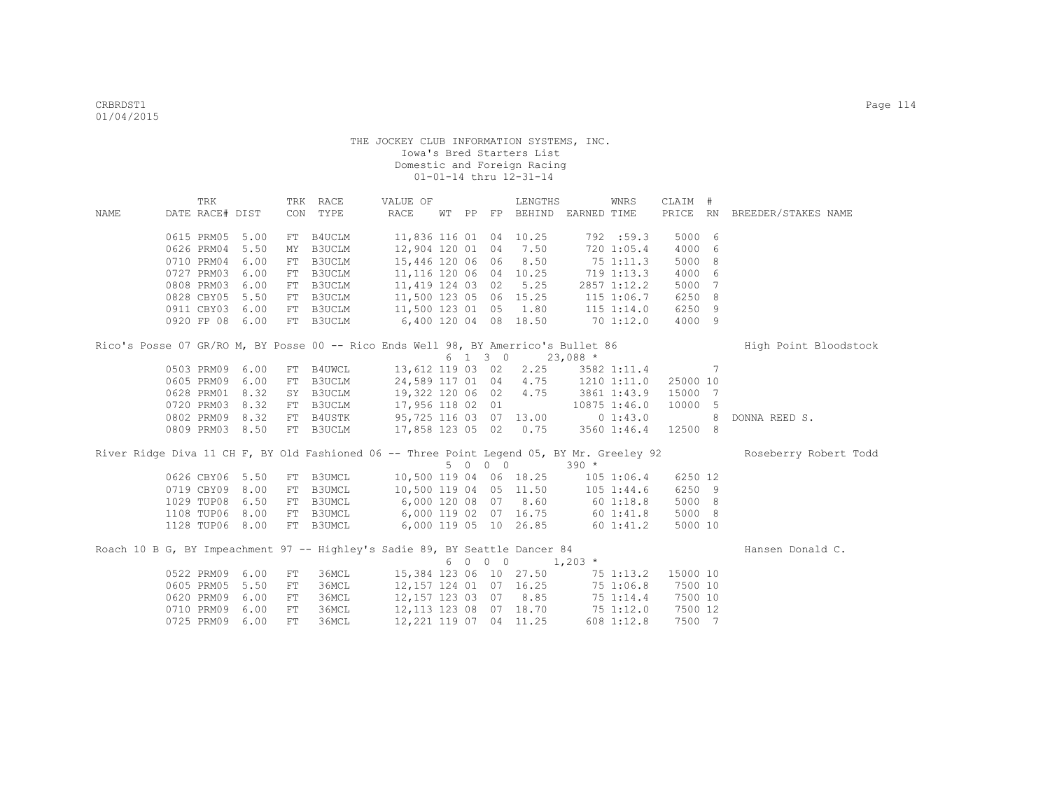THE JOCKEY CLUB INFORMATION SYSTEMS, INC.
Iowa's Bred Starters List
Domestic and Foreign Racing
01-01-14 thru 12-31-14

| NAME | TRK DATE | RACE# | DIST | TRK CON | RACE TYPE | VALUE OF RACE | WT | PP | FP | LENGTHS BEHIND | EARNED | WNRS TIME | CLAIM PRICE | # RN | BREEDER/STAKES NAME |
|---|---|---|---|---|---|---|---|---|---|---|---|---|---|---|---|
| | 0615 | PRM05 | 5.00 | FT | B4UCLM | 11,836 | 116 | 01 | 04 | 10.25 | 792 | :59.3 | 5000 | 6 | |
| | 0626 | PRM04 | 5.50 | MY | B3UCLM | 12,904 | 120 | 01 | 04 | 7.50 | 720 | 1:05.4 | 4000 | 6 | |
| | 0710 | PRM04 | 6.00 | FT | B3UCLM | 15,446 | 120 | 06 | 06 | 8.50 | 75 | 1:11.3 | 5000 | 8 | |
| | 0727 | PRM03 | 6.00 | FT | B3UCLM | 11,116 | 120 | 06 | 04 | 10.25 | 719 | 1:13.3 | 4000 | 6 | |
| | 0808 | PRM03 | 6.00 | FT | B3UCLM | 11,419 | 124 | 03 | 02 | 5.25 | 2857 | 1:12.2 | 5000 | 7 | |
| | 0828 | CBY05 | 5.50 | FT | B3UCLM | 11,500 | 123 | 05 | 06 | 15.25 | 115 | 1:06.7 | 6250 | 8 | |
| | 0911 | CBY03 | 6.00 | FT | B3UCLM | 11,500 | 123 | 01 | 05 | 1.80 | 115 | 1:14.0 | 6250 | 9 | |
| | 0920 | FP 08 | 6.00 | FT | B3UCLM | 6,400 | 120 | 04 | 08 | 18.50 | 70 | 1:12.0 | 4000 | 9 | |
| Rico's Posse 07 GR/RO M, BY Posse 00 -- Rico Ends Well 98, BY Amerrico's Bullet 86 | | | | | | | | | | | | | | | High Point Bloodstock |
| | | | | | | | 6 | 1 3 0 | | | 23,088 * | | | | |
| | 0503 | PRM09 | 6.00 | FT | B4UWCL | 13,612 | 119 | 03 | 02 | 2.25 | 3582 | 1:11.4 | | 7 | |
| | 0605 | PRM09 | 6.00 | FT | B3UCLM | 24,589 | 117 | 01 | 04 | 4.75 | 1210 | 1:11.0 | 25000 | 10 | |
| | 0628 | PRM01 | 8.32 | SY | B3UCLM | 19,322 | 120 | 06 | 02 | 4.75 | 3861 | 1:43.9 | 15000 | 7 | |
| | 0720 | PRM03 | 8.32 | FT | B3UCLM | 17,956 | 118 | 02 | 01 | | 10875 | 1:46.0 | 10000 | 5 | |
| | 0802 | PRM09 | 8.32 | FT | B4USTK | 95,725 | 116 | 03 | 07 | 13.00 | 0 | 1:43.0 | | 8 | DONNA REED S. |
| | 0809 | PRM03 | 8.50 | FT | B3UCLM | 17,858 | 123 | 05 | 02 | 0.75 | 3560 | 1:46.4 | 12500 | 8 | |
| River Ridge Diva 11 CH F, BY Old Fashioned 06 -- Three Point Legend 05, BY Mr. Greeley 92 | | | | | | | | | | | | | | | Roseberry Robert Todd |
| | | | | | | | 5 | 0 0 0 | | | 390 * | | | | |
| | 0626 | CBY06 | 5.50 | FT | B3UMCL | 10,500 | 119 | 04 | 06 | 18.25 | 105 | 1:06.4 | 6250 | 12 | |
| | 0719 | CBY09 | 8.00 | FT | B3UMCL | 10,500 | 119 | 04 | 05 | 11.50 | 105 | 1:44.6 | 6250 | 9 | |
| | 1029 | TUP08 | 6.50 | FT | B3UMCL | 6,000 | 120 | 08 | 07 | 8.60 | 60 | 1:18.8 | 5000 | 8 | |
| | 1108 | TUP06 | 8.00 | FT | B3UMCL | 6,000 | 119 | 02 | 07 | 16.75 | 60 | 1:41.8 | 5000 | 8 | |
| | 1128 | TUP06 | 8.00 | FT | B3UMCL | 6,000 | 119 | 05 | 10 | 26.85 | 60 | 1:41.2 | 5000 | 10 | |
| Roach 10 B G, BY Impeachment 97 -- Highley's Sadie 89, BY Seattle Dancer 84 | | | | | | | | | | | | | | | Hansen Donald C. |
| | | | | | | | 6 | 0 0 0 | | | 1,203 * | | | | |
| | 0522 | PRM09 | 6.00 | FT | 36MCL | 15,384 | 123 | 06 | 10 | 27.50 | 75 | 1:13.2 | 15000 | 10 | |
| | 0605 | PRM05 | 5.50 | FT | 36MCL | 12,157 | 124 | 01 | 07 | 16.25 | 75 | 1:06.8 | 7500 | 10 | |
| | 0620 | PRM09 | 6.00 | FT | 36MCL | 12,157 | 123 | 03 | 07 | 8.85 | 75 | 1:14.4 | 7500 | 10 | |
| | 0710 | PRM09 | 6.00 | FT | 36MCL | 12,113 | 123 | 08 | 07 | 18.70 | 75 | 1:12.0 | 7500 | 12 | |
| | 0725 | PRM09 | 6.00 | FT | 36MCL | 12,221 | 119 | 07 | 04 | 11.25 | 608 | 1:12.8 | 7500 | 7 | |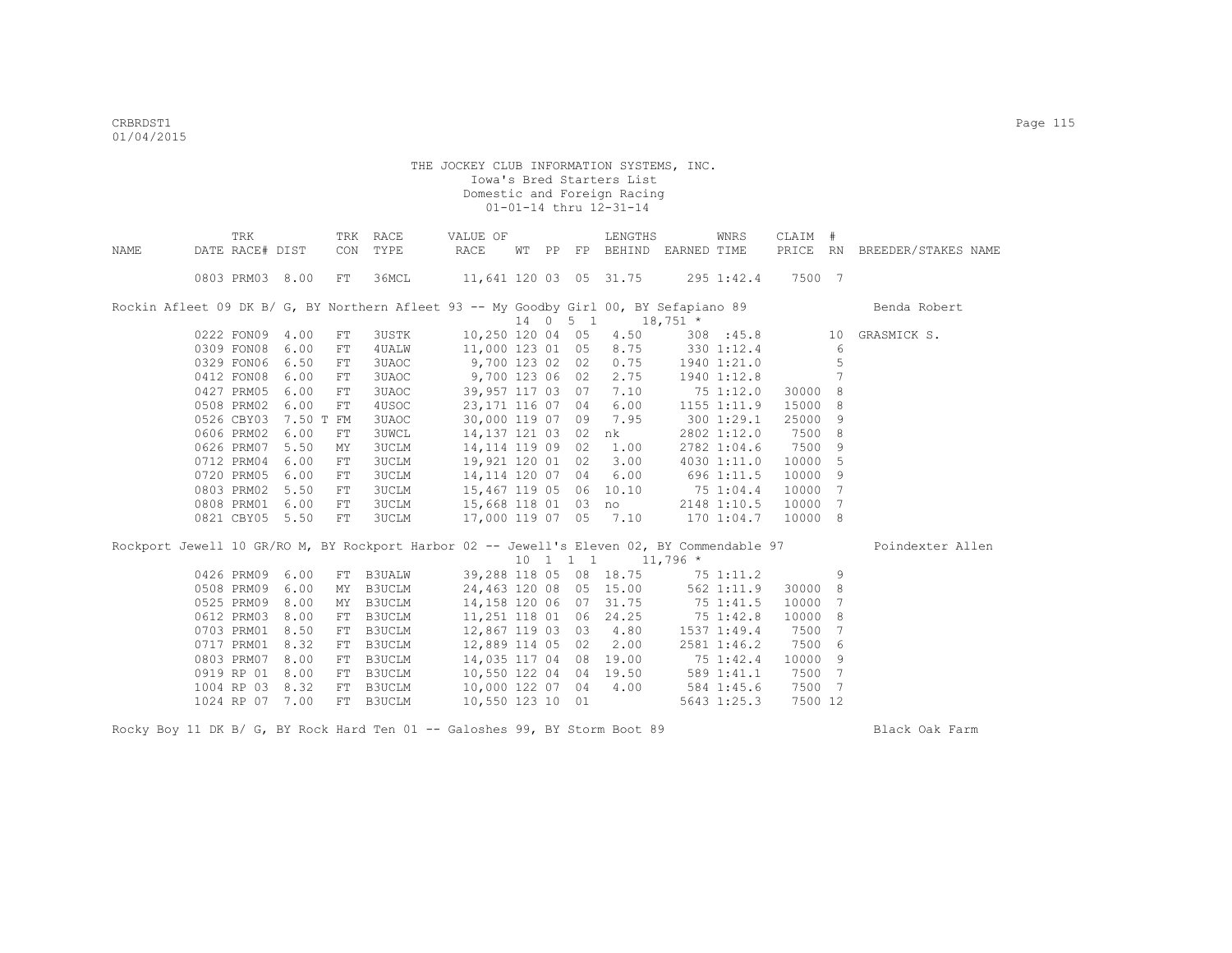THE JOCKEY CLUB INFORMATION SYSTEMS, INC.
Iowa's Bred Starters List
Domestic and Foreign Racing
01-01-14 thru 12-31-14

| NAME | TRK DATE | RACE# | DIST | TRK CON | RACE TYPE | VALUE OF RACE | WT | PP | FP | LENGTHS BEHIND | EARNED | WNRS TIME | CLAIM PRICE | # RN | BREEDER/STAKES NAME |
|---|---|---|---|---|---|---|---|---|---|---|---|---|---|---|---|
| | 0803 | PRM03 | 8.00 | FT | 36MCL | 11,641 | 120 | 03 | 05 | 31.75 | 295 | 1:42.4 | 7500 | 7 | |
| Rockin Afleet 09 DK B/ G, BY Northern Afleet 93 -- My Goodby Girl 00, BY Sefapiano 89 | | | | | | | 14 | 0 5 1 | | | 18,751 * | | | | Benda Robert |
| | 0222 | FON09 | 4.00 | FT | 3USTK | 10,250 | 120 | 04 | 05 | 4.50 | 308 | :45.8 | | 10 | GRASMICK S. |
| | 0309 | FON08 | 6.00 | FT | 4UALW | 11,000 | 123 | 01 | 05 | 8.75 | 330 | 1:12.4 | | 6 | |
| | 0329 | FON06 | 6.50 | FT | 3UAOC | 9,700 | 123 | 02 | 02 | 0.75 | 1940 | 1:21.0 | | 5 | |
| | 0412 | FON08 | 6.00 | FT | 3UAOC | 9,700 | 123 | 06 | 02 | 2.75 | 1940 | 1:12.8 | | 7 | |
| | 0427 | PRM05 | 6.00 | FT | 3UAOC | 39,957 | 117 | 03 | 07 | 7.10 | 75 | 1:12.0 | 30000 | 8 | |
| | 0508 | PRM02 | 6.00 | FT | 4USOC | 23,171 | 116 | 07 | 04 | 6.00 | 1155 | 1:11.9 | 15000 | 8 | |
| | 0526 | CBY03 | 7.50 T | FM | 3UAOC | 30,000 | 119 | 07 | 09 | 7.95 | 300 | 1:29.1 | 25000 | 9 | |
| | 0606 | PRM02 | 6.00 | FT | 3UWCL | 14,137 | 121 | 03 | 02 | nk | 2802 | 1:12.0 | 7500 | 8 | |
| | 0626 | PRM07 | 5.50 | MY | 3UCLM | 14,114 | 119 | 09 | 02 | 1.00 | 2782 | 1:04.6 | 7500 | 9 | |
| | 0712 | PRM04 | 6.00 | FT | 3UCLM | 19,921 | 120 | 01 | 02 | 3.00 | 4030 | 1:11.0 | 10000 | 5 | |
| | 0720 | PRM05 | 6.00 | FT | 3UCLM | 14,114 | 120 | 07 | 04 | 6.00 | 696 | 1:11.5 | 10000 | 9 | |
| | 0803 | PRM02 | 5.50 | FT | 3UCLM | 15,467 | 119 | 05 | 06 | 10.10 | 75 | 1:04.4 | 10000 | 7 | |
| | 0808 | PRM01 | 6.00 | FT | 3UCLM | 15,668 | 118 | 01 | 03 | no | 2148 | 1:10.5 | 10000 | 7 | |
| | 0821 | CBY05 | 5.50 | FT | 3UCLM | 17,000 | 119 | 07 | 05 | 7.10 | 170 | 1:04.7 | 10000 | 8 | |
| Rockport Jewell 10 GR/RO M, BY Rockport Harbor 02 -- Jewell's Eleven 02, BY Commendable 97 | | | | | | | 10 | 1 1 1 | | | 11,796 * | | | | Poindexter Allen |
| | 0426 | PRM09 | 6.00 | FT | B3UALW | 39,288 | 118 | 05 | 08 | 18.75 | 75 | 1:11.2 | | 9 | |
| | 0508 | PRM09 | 6.00 | MY | B3UCLM | 24,463 | 120 | 08 | 05 | 15.00 | 562 | 1:11.9 | 30000 | 8 | |
| | 0525 | PRM09 | 8.00 | MY | B3UCLM | 14,158 | 120 | 06 | 07 | 31.75 | 75 | 1:41.5 | 10000 | 7 | |
| | 0612 | PRM03 | 8.00 | FT | B3UCLM | 11,251 | 118 | 01 | 06 | 24.25 | 75 | 1:42.8 | 10000 | 8 | |
| | 0703 | PRM01 | 8.50 | FT | B3UCLM | 12,867 | 119 | 03 | 03 | 4.80 | 1537 | 1:49.4 | 7500 | 7 | |
| | 0717 | PRM01 | 8.32 | FT | B3UCLM | 12,889 | 114 | 05 | 02 | 2.00 | 2581 | 1:46.2 | 7500 | 6 | |
| | 0803 | PRM07 | 8.00 | FT | B3UCLM | 14,035 | 117 | 04 | 08 | 19.00 | 75 | 1:42.4 | 10000 | 9 | |
| | 0919 | RP 01 | 8.00 | FT | B3UCLM | 10,550 | 122 | 04 | 04 | 19.50 | 589 | 1:41.1 | 7500 | 7 | |
| | 1004 | RP 03 | 8.32 | FT | B3UCLM | 10,000 | 122 | 07 | 04 | 4.00 | 584 | 1:45.6 | 7500 | 7 | |
| | 1024 | RP 07 | 7.00 | FT | B3UCLM | 10,550 | 123 | 10 | 01 | | 5643 | 1:25.3 | 7500 | 12 | |
| Rocky Boy 11 DK B/ G, BY Rock Hard Ten 01 -- Galoshes 99, BY Storm Boot 89 | | | | | | | | | | | | | | | Black Oak Farm |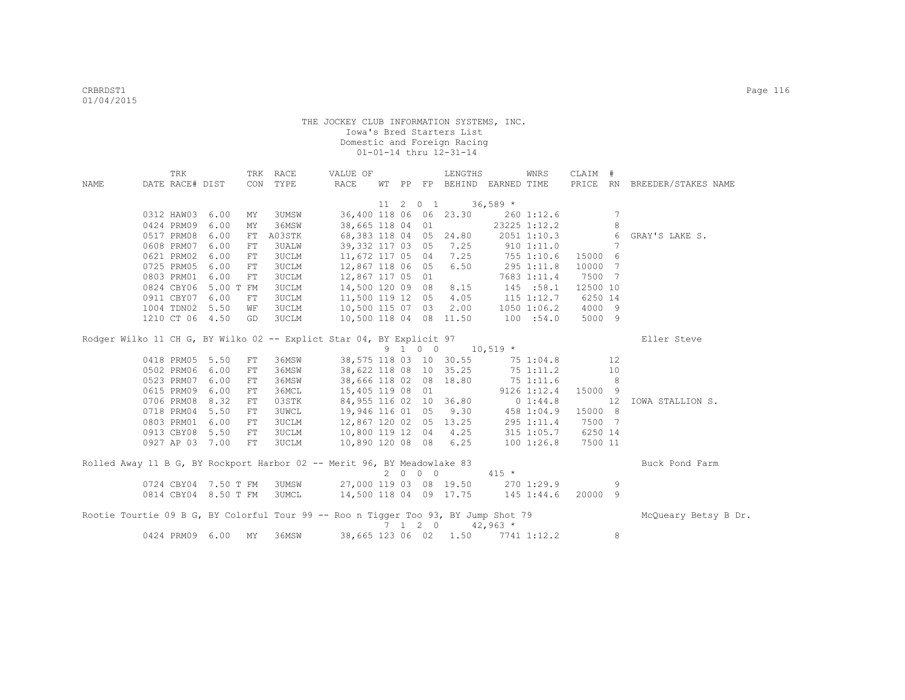THE JOCKEY CLUB INFORMATION SYSTEMS, INC.
Iowa's Bred Starters List
Domestic and Foreign Racing
01-01-14 thru 12-31-14

| NAME | TRK DATE RACE# | DIST | TRK CON | RACE TYPE | VALUE OF RACE | WT | PP | FP | LENGTHS BEHIND | EARNED | WNRS TIME | CLAIM PRICE | # RN | BREEDER/STAKES NAME |
|---|---|---|---|---|---|---|---|---|---|---|---|---|---|---|
| | | | | | | 11 | 2 0 1 | | | 36,589 * | | | | |
| | 0312 HAW03 | 6.00 | MY | 3UMSW | 36,400 | 118 | 06 | 06 | 23.30 | 260 | 1:12.6 | | 7 | |
| | 0424 PRM09 | 6.00 | MY | 36MSW | 38,665 | 118 | 04 | 01 | | 23225 | 1:12.2 | | 8 | |
| | 0517 PRM08 | 6.00 | FT | A03STK | 68,383 | 118 | 04 | 05 | 24.80 | 2051 | 1:10.3 | | 6 | GRAY'S LAKE S. |
| | 0608 PRM07 | 6.00 | FT | 3UALW | 39,332 | 117 | 03 | 05 | 7.25 | 910 | 1:11.0 | | 7 | |
| | 0621 PRM02 | 6.00 | FT | 3UCLM | 11,672 | 117 | 05 | 04 | 7.25 | 755 | 1:10.6 | 15000 | 6 | |
| | 0725 PRM05 | 6.00 | FT | 3UCLM | 12,867 | 118 | 06 | 05 | 6.50 | 295 | 1:11.8 | 10000 | 7 | |
| | 0803 PRM01 | 6.00 | FT | 3UCLM | 12,867 | 117 | 05 | 01 | | 7683 | 1:11.4 | 7500 | 7 | |
| | 0824 CBY06 | 5.00 T | FM | 3UCLM | 14,500 | 120 | 09 | 08 | 8.15 | 145 | :58.1 | 12500 | 10 | |
| | 0911 CBY07 | 6.00 | FT | 3UCLM | 11,500 | 119 | 12 | 05 | 4.05 | 115 | 1:12.7 | 6250 | 14 | |
| | 1004 TDN02 | 5.50 | WF | 3UCLM | 10,500 | 115 | 07 | 03 | 2.00 | 1050 | 1:06.2 | 4000 | 9 | |
| | 1210 CT 06 | 4.50 | GD | 3UCLM | 10,500 | 118 | 04 | 08 | 11.50 | 100 | :54.0 | 5000 | 9 | |
| Rodger Wilko 11 CH G, BY Wilko 02 -- Explict Star 04, BY Explicit 97 | | | | | | | | | | | | | | Eller Steve |
| | | | | | | 9 | 1 0 0 | | | 10,519 * | | | | |
| | 0418 PRM05 | 5.50 | FT | 36MSW | 38,575 | 118 | 03 | 10 | 30.55 | 75 | 1:04.8 | | 12 | |
| | 0502 PRM06 | 6.00 | FT | 36MSW | 38,622 | 118 | 08 | 10 | 35.25 | 75 | 1:11.2 | | 10 | |
| | 0523 PRM07 | 6.00 | FT | 36MSW | 38,666 | 118 | 02 | 08 | 18.80 | 75 | 1:11.6 | | 8 | |
| | 0615 PRM09 | 6.00 | FT | 36MCL | 15,405 | 119 | 08 | 01 | | 9126 | 1:12.4 | 15000 | 9 | |
| | 0706 PRM08 | 8.32 | FT | 03STK | 84,955 | 116 | 02 | 10 | 36.80 | 0 | 1:44.8 | | 12 | IOWA STALLION S. |
| | 0718 PRM04 | 5.50 | FT | 3UWCL | 19,946 | 116 | 01 | 05 | 9.30 | 458 | 1:04.9 | 15000 | 8 | |
| | 0803 PRM01 | 6.00 | FT | 3UCLM | 12,867 | 120 | 02 | 05 | 13.25 | 295 | 1:11.4 | 7500 | 7 | |
| | 0913 CBY08 | 5.50 | FT | 3UCLM | 10,800 | 119 | 12 | 04 | 4.25 | 315 | 1:05.7 | 6250 | 14 | |
| | 0927 AP 03 | 7.00 | FT | 3UCLM | 10,890 | 120 | 08 | 08 | 6.25 | 100 | 1:26.8 | 7500 | 11 | |
| Rolled Away 11 B G, BY Rockport Harbor 02 -- Merit 96, BY Meadowlake 83 | | | | | | | | | | | | | | Buck Pond Farm |
| | | | | | | 2 | 0 0 0 | | | 415 * | | | | |
| | 0724 CBY04 | 7.50 T | FM | 3UMSW | 27,000 | 119 | 03 | 08 | 19.50 | 270 | 1:29.9 | | 9 | |
| | 0814 CBY04 | 8.50 T | FM | 3UMCL | 14,500 | 118 | 04 | 09 | 17.75 | 145 | 1:44.6 | 20000 | 9 | |
| Rootie Tourtie 09 B G, BY Colorful Tour 99 -- Roo n Tigger Too 93, BY Jump Shot 79 | | | | | | | | | | | | | | McQueary Betsy B Dr. |
| | | | | | | 7 | 1 2 0 | | | 42,963 * | | | | |
| | 0424 PRM09 | 6.00 | MY | 36MSW | 38,665 | 123 | 06 | 02 | 1.50 | 7741 | 1:12.2 | | 8 | |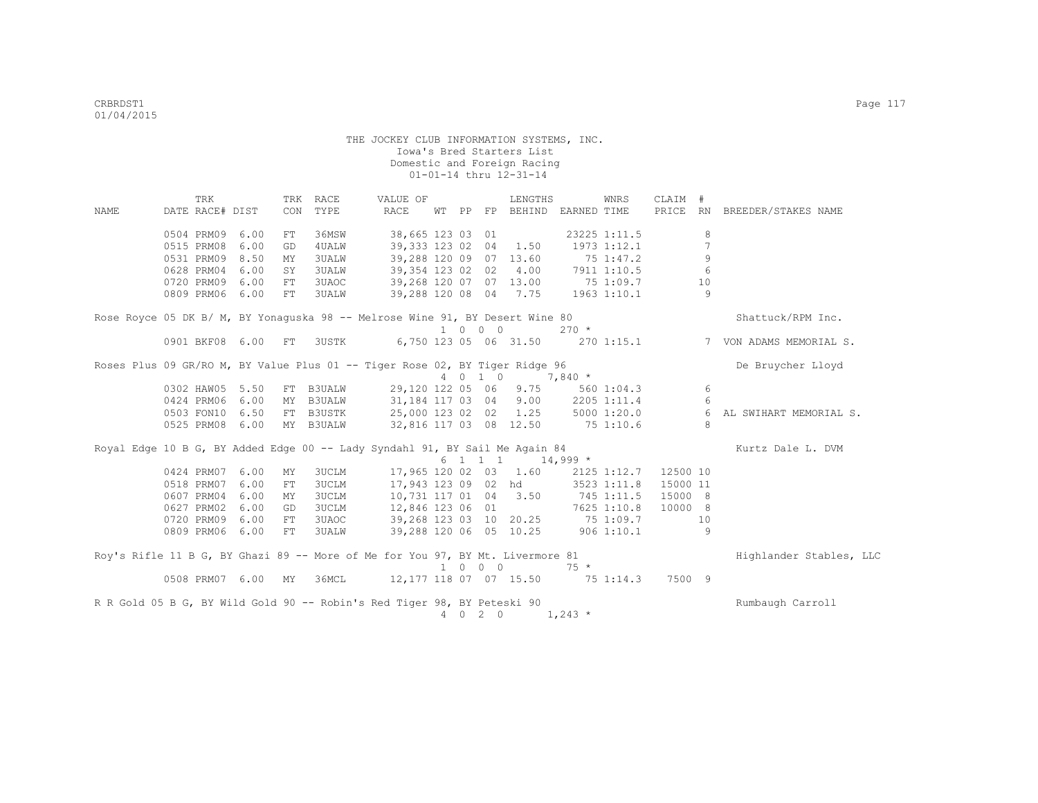THE JOCKEY CLUB INFORMATION SYSTEMS, INC.
Iowa's Bred Starters List
Domestic and Foreign Racing
01-01-14 thru 12-31-14

| NAME | TRK DATE | RACE# | DIST | TRK CON | RACE TYPE | VALUE OF RACE | WT | PP | FP | LENGTHS BEHIND | EARNED | WNRS TIME | CLAIM PRICE | # RN | BREEDER/STAKES NAME |
|---|---|---|---|---|---|---|---|---|---|---|---|---|---|---|---|
| | 0504 | PRM09 | 6.00 | FT | 36MSW | 38,665 | 123 | 03 | 01 | | 23225 | 1:11.5 | | 8 | |
| | 0515 | PRM08 | 6.00 | GD | 4UALW | 39,333 | 123 | 02 | 04 | 1.50 | 1973 | 1:12.1 | | 7 | |
| | 0531 | PRM09 | 8.50 | MY | 3UALW | 39,288 | 120 | 09 | 07 | 13.60 | 75 | 1:47.2 | | 9 | |
| | 0628 | PRM04 | 6.00 | SY | 3UALW | 39,354 | 123 | 02 | 02 | 4.00 | 7911 | 1:10.5 | | 6 | |
| | 0720 | PRM09 | 6.00 | FT | 3UAOC | 39,268 | 120 | 07 | 07 | 13.00 | 75 | 1:09.7 | | 10 | |
| | 0809 | PRM06 | 6.00 | FT | 3UALW | 39,288 | 120 | 08 | 04 | 7.75 | 1963 | 1:10.1 | | 9 | |
| Rose Royce 05 DK B/ M, BY Yonaguska 98 -- Melrose Wine 91, BY Desert Wine 80 | | | | | | | 1 | 0 | 0 0 | | 270 * | | | | Shattuck/RPM Inc. |
| | 0901 | BKF08 | 6.00 | FT | 3USTK | 6,750 | 123 | 05 | 06 | 31.50 | 270 | 1:15.1 | | 7 | VON ADAMS MEMORIAL S. |
| Roses Plus 09 GR/RO M, BY Value Plus 01 -- Tiger Rose 02, BY Tiger Ridge 96 | | | | | | | 4 | 0 | 1 0 | | 7,840 * | | | | De Bruycher Lloyd |
| | 0302 | HAW05 | 5.50 | FT | B3UALW | 29,120 | 122 | 05 | 06 | 9.75 | 560 | 1:04.3 | | 6 | |
| | 0424 | PRM06 | 6.00 | MY | B3UALW | 31,184 | 117 | 03 | 04 | 9.00 | 2205 | 1:11.4 | | 6 | |
| | 0503 | FON10 | 6.50 | FT | B3USTK | 25,000 | 123 | 02 | 02 | 1.25 | 5000 | 1:20.0 | | 6 | AL SWIHART MEMORIAL S. |
| | 0525 | PRM08 | 6.00 | MY | B3UALW | 32,816 | 117 | 03 | 08 | 12.50 | 75 | 1:10.6 | | 8 | |
| Royal Edge 10 B G, BY Added Edge 00 -- Lady Syndahl 91, BY Sail Me Again 84 | | | | | | | 6 | 1 | 1 1 | | 14,999 * | | | | Kurtz Dale L. DVM |
| | 0424 | PRM07 | 6.00 | MY | 3UCLM | 17,965 | 120 | 02 | 03 | 1.60 | 2125 | 1:12.7 | 12500 | 10 | |
| | 0518 | PRM07 | 6.00 | FT | 3UCLM | 17,943 | 123 | 09 | 02 | hd | 3523 | 1:11.8 | 15000 | 11 | |
| | 0607 | PRM04 | 6.00 | MY | 3UCLM | 10,731 | 117 | 01 | 04 | 3.50 | 745 | 1:11.5 | 15000 | 8 | |
| | 0627 | PRM02 | 6.00 | GD | 3UCLM | 12,846 | 123 | 06 | 01 | | 7625 | 1:10.8 | 10000 | 8 | |
| | 0720 | PRM09 | 6.00 | FT | 3UAOC | 39,268 | 123 | 03 | 10 | 20.25 | 75 | 1:09.7 | | 10 | |
| | 0809 | PRM06 | 6.00 | FT | 3UALW | 39,288 | 120 | 06 | 05 | 10.25 | 906 | 1:10.1 | | 9 | |
| Roy's Rifle 11 B G, BY Ghazi 89 -- More of Me for You 97, BY Mt. Livermore 81 | | | | | | | 1 | 0 | 0 0 | | 75 * | | | | Highlander Stables, LLC |
| | 0508 | PRM07 | 6.00 | MY | 36MCL | 12,177 | 118 | 07 | 07 | 15.50 | 75 | 1:14.3 | 7500 | 9 | |
| R R Gold 05 B G, BY Wild Gold 90 -- Robin's Red Tiger 98, BY Peteski 90 | | | | | | | 4 | 0 | 2 0 | | 1,243 * | | | | Rumbaugh Carroll |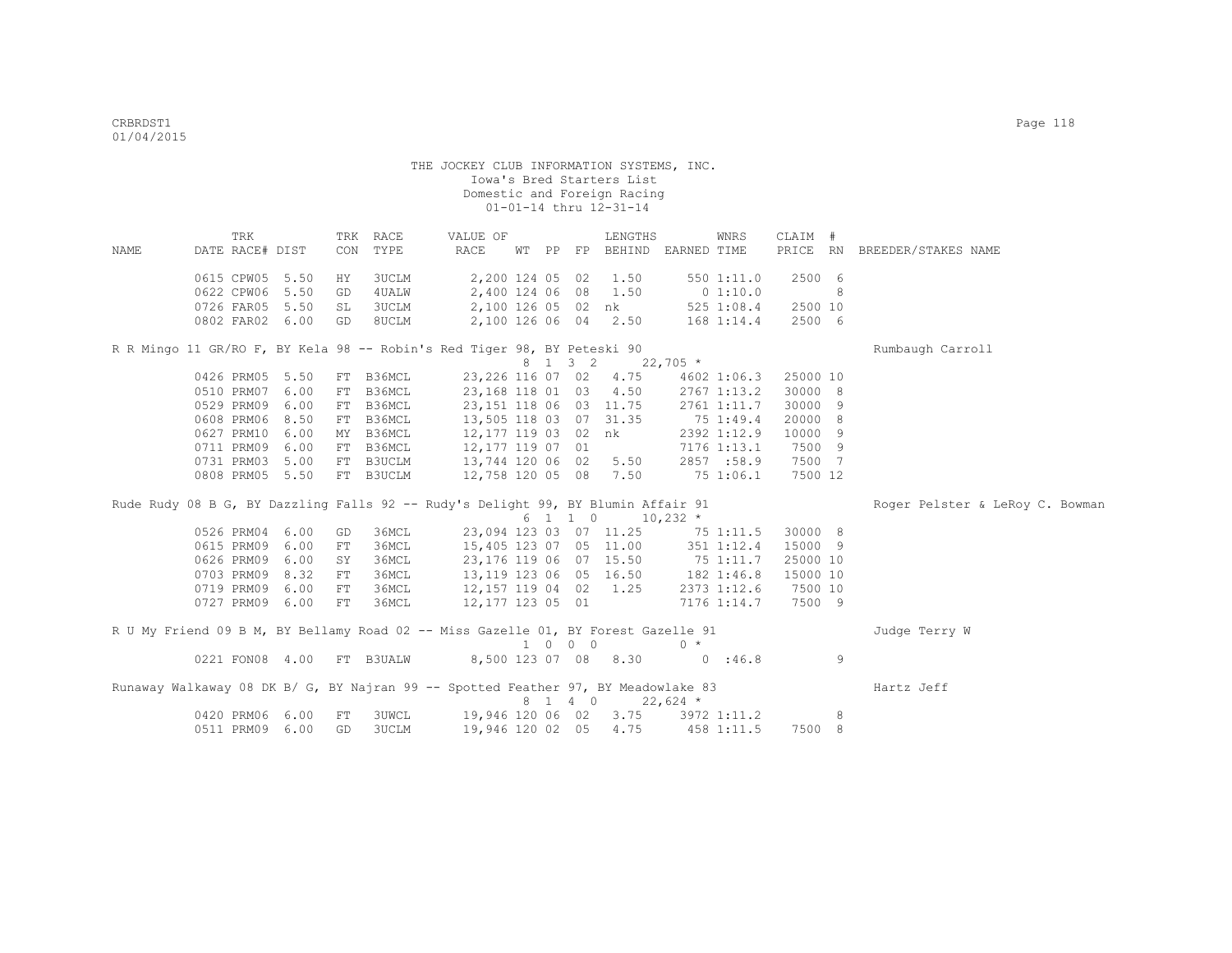THE JOCKEY CLUB INFORMATION SYSTEMS, INC.
Iowa's Bred Starters List
Domestic and Foreign Racing
01-01-14 thru 12-31-14

| NAME | TRK DATE | RACE# | DIST | TRK CON | RACE TYPE | VALUE OF RACE | WT | PP | FP | LENGTHS BEHIND | EARNED | WNRS TIME | CLAIM PRICE | # RN | BREEDER/STAKES NAME |
|---|---|---|---|---|---|---|---|---|---|---|---|---|---|---|---|
| | 0615 | CPW05 | 5.50 | HY | 3UCLM | 2,200 | 124 | 05 | 02 | 1.50 | 550 | 1:11.0 | 2500 | 6 | |
| | 0622 | CPW06 | 5.50 | GD | 4UALW | 2,400 | 124 | 06 | 08 | 1.50 | 0 | 1:10.0 | | 8 | |
| | 0726 | FAR05 | 5.50 | SL | 3UCLM | 2,100 | 126 | 05 | 02 | nk | 525 | 1:08.4 | 2500 | 10 | |
| | 0802 | FAR02 | 6.00 | GD | 8UCLM | 2,100 | 126 | 06 | 04 | 2.50 | 168 | 1:14.4 | 2500 | 6 | |
| R R Mingo 11 GR/RO F, BY Kela 98 -- Robin's Red Tiger 98, BY Peteski 90 | | | | | | | 8 | 1 | 3 2 | | 22,705 * | | | | Rumbaugh Carroll |
| | 0426 | PRM05 | 5.50 | FT | B36MCL | 23,226 | 116 | 07 | 02 | 4.75 | 4602 | 1:06.3 | 25000 | 10 | |
| | 0510 | PRM07 | 6.00 | FT | B36MCL | 23,168 | 118 | 01 | 03 | 4.50 | 2767 | 1:13.2 | 30000 | 8 | |
| | 0529 | PRM09 | 6.00 | FT | B36MCL | 23,151 | 118 | 06 | 03 | 11.75 | 2761 | 1:11.7 | 30000 | 9 | |
| | 0608 | PRM06 | 8.50 | FT | B36MCL | 13,505 | 118 | 03 | 07 | 31.35 | 75 | 1:49.4 | 20000 | 8 | |
| | 0627 | PRM10 | 6.00 | MY | B36MCL | 12,177 | 119 | 03 | 02 | nk | 2392 | 1:12.9 | 10000 | 9 | |
| | 0711 | PRM09 | 6.00 | FT | B36MCL | 12,177 | 119 | 07 | 01 | | 7176 | 1:13.1 | 7500 | 9 | |
| | 0731 | PRM03 | 5.00 | FT | B3UCLM | 13,744 | 120 | 06 | 02 | 5.50 | 2857 | :58.9 | 7500 | 7 | |
| | 0808 | PRM05 | 5.50 | FT | B3UCLM | 12,758 | 120 | 05 | 08 | 7.50 | 75 | 1:06.1 | 7500 | 12 | |
| Rude Rudy 08 B G, BY Dazzling Falls 92 -- Rudy's Delight 99, BY Blumin Affair 91 | | | | | | | 6 | 1 | 1 0 | | 10,232 * | | | | Roger Pelster & LeRoy C. Bowman |
| | 0526 | PRM04 | 6.00 | GD | 36MCL | 23,094 | 123 | 03 | 07 | 11.25 | 75 | 1:11.5 | 30000 | 8 | |
| | 0615 | PRM09 | 6.00 | FT | 36MCL | 15,405 | 123 | 07 | 05 | 11.00 | 351 | 1:12.4 | 15000 | 9 | |
| | 0626 | PRM09 | 6.00 | SY | 36MCL | 23,176 | 119 | 06 | 07 | 15.50 | 75 | 1:11.7 | 25000 | 10 | |
| | 0703 | PRM09 | 8.32 | FT | 36MCL | 13,119 | 123 | 06 | 05 | 16.50 | 182 | 1:46.8 | 15000 | 10 | |
| | 0719 | PRM09 | 6.00 | FT | 36MCL | 12,157 | 119 | 04 | 02 | 1.25 | 2373 | 1:12.6 | 7500 | 10 | |
| | 0727 | PRM09 | 6.00 | FT | 36MCL | 12,177 | 123 | 05 | 01 | | 7176 | 1:14.7 | 7500 | 9 | |
| R U My Friend 09 B M, BY Bellamy Road 02 -- Miss Gazelle 01, BY Forest Gazelle 91 | | | | | | | 1 | 0 | 0 0 | | 0 * | | | | Judge Terry W |
| | 0221 | FON08 | 4.00 | FT | B3UALW | 8,500 | 123 | 07 | 08 | 8.30 | 0 | :46.8 | | 9 | |
| Runaway Walkaway 08 DK B/ G, BY Najran 99 -- Spotted Feather 97, BY Meadowlake 83 | | | | | | | 8 | 1 | 4 0 | | 22,624 * | | | | Hartz Jeff |
| | 0420 | PRM06 | 6.00 | FT | 3UWCL | 19,946 | 120 | 06 | 02 | 3.75 | 3972 | 1:11.2 | | 8 | |
| | 0511 | PRM09 | 6.00 | GD | 3UCLM | 19,946 | 120 | 02 | 05 | 4.75 | 458 | 1:11.5 | 7500 | 8 | |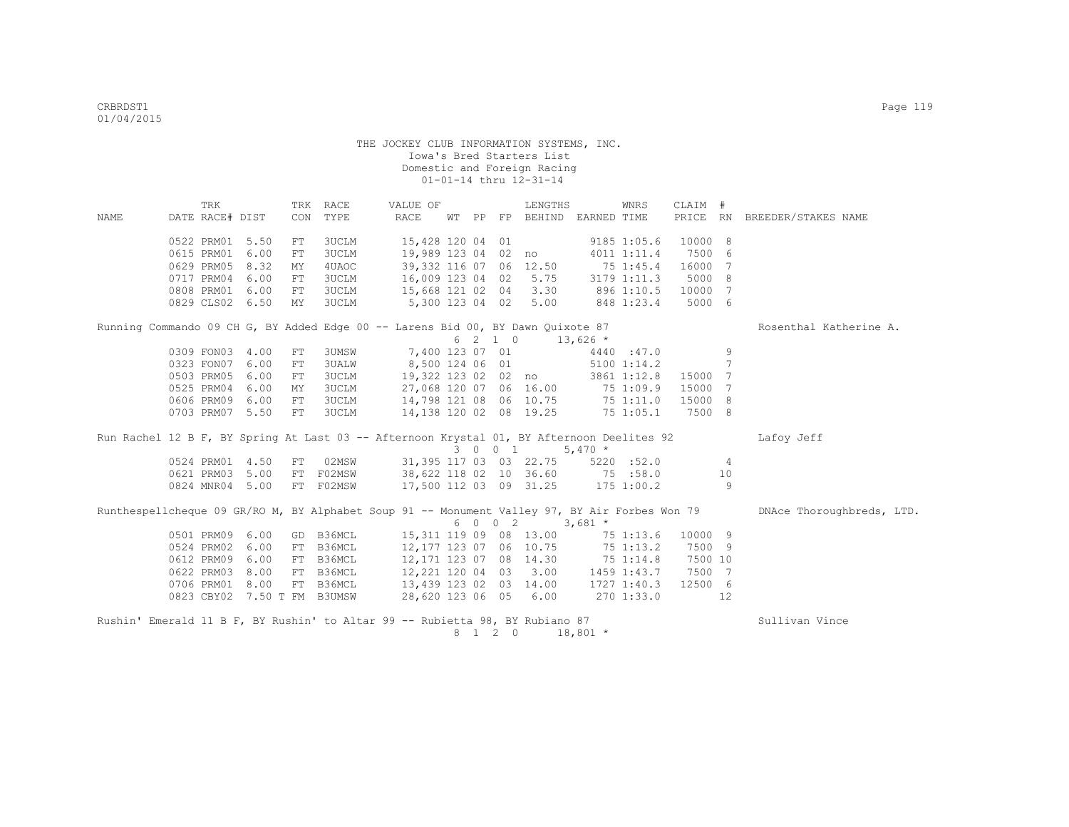THE JOCKEY CLUB INFORMATION SYSTEMS, INC.
Iowa's Bred Starters List
Domestic and Foreign Racing
01-01-14 thru 12-31-14

| NAME | TRK DATE | RACE# | DIST | TRK CON | RACE TYPE | VALUE OF RACE | WT | PP | FP | LENGTHS BEHIND | EARNED | WNRS TIME | CLAIM PRICE | # RN | BREEDER/STAKES NAME |
|---|---|---|---|---|---|---|---|---|---|---|---|---|---|---|---|
| | 0522 | PRM01 | 5.50 | FT | 3UCLM | 15,428 | 120 | 04 | 01 | | 9185 | 1:05.6 | 10000 | 8 | |
| | 0615 | PRM01 | 6.00 | FT | 3UCLM | 19,989 | 123 | 04 | 02 | no | 4011 | 1:11.4 | 7500 | 6 | |
| | 0629 | PRM05 | 8.32 | MY | 4UAOC | 39,332 | 116 | 07 | 06 | 12.50 | 75 | 1:45.4 | 16000 | 7 | |
| | 0717 | PRM04 | 6.00 | FT | 3UCLM | 16,009 | 123 | 04 | 02 | 5.75 | 3179 | 1:11.3 | 5000 | 8 | |
| | 0808 | PRM01 | 6.00 | FT | 3UCLM | 15,668 | 121 | 02 | 04 | 3.30 | 896 | 1:10.5 | 10000 | 7 | |
| | 0829 | CLS02 | 6.50 | MY | 3UCLM | 5,300 | 123 | 04 | 02 | 5.00 | 848 | 1:23.4 | 5000 | 6 | |
| Running Commando 09 CH G, BY Added Edge 00 -- Larens Bid 00, BY Dawn Quixote 87 (6 2 1 0 — 13,626 *) | | | | | | | | | | | | | | | Rosenthal Katherine A. |
| | 0309 | FON03 | 4.00 | FT | 3UMSW | 7,400 | 123 | 07 | 01 | | 4440 | :47.0 | | 9 | |
| | 0323 | FON07 | 6.00 | FT | 3UALW | 8,500 | 124 | 06 | 01 | | 5100 | 1:14.2 | | 7 | |
| | 0503 | PRM05 | 6.00 | FT | 3UCLM | 19,322 | 123 | 02 | 02 | no | 3861 | 1:12.8 | 15000 | 7 | |
| | 0525 | PRM04 | 6.00 | MY | 3UCLM | 27,068 | 120 | 07 | 06 | 16.00 | 75 | 1:09.9 | 15000 | 7 | |
| | 0606 | PRM09 | 6.00 | FT | 3UCLM | 14,798 | 121 | 08 | 06 | 10.75 | 75 | 1:11.0 | 15000 | 8 | |
| | 0703 | PRM07 | 5.50 | FT | 3UCLM | 14,138 | 120 | 02 | 08 | 19.25 | 75 | 1:05.1 | 7500 | 8 | |
| Run Rachel 12 B F, BY Spring At Last 03 -- Afternoon Krystal 01, BY Afternoon Deelites 92 (3 0 0 1 — 5,470 *) | | | | | | | | | | | | | | | Lafoy Jeff |
| | 0524 | PRM01 | 4.50 | FT | 02MSW | 31,395 | 117 | 03 | 03 | 22.75 | 5220 | :52.0 | | 4 | |
| | 0621 | PRM03 | 5.00 | FT | F02MSW | 38,622 | 118 | 02 | 10 | 36.60 | 75 | :58.0 | | 10 | |
| | 0824 | MNR04 | 5.00 | FT | F02MSW | 17,500 | 112 | 03 | 09 | 31.25 | 175 | 1:00.2 | | 9 | |
| Runthespellcheque 09 GR/RO M, BY Alphabet Soup 91 -- Monument Valley 97, BY Air Forbes Won 79 (6 0 0 2 — 3,681 *) | | | | | | | | | | | | | | | DNAce Thoroughbreds, LTD. |
| | 0501 | PRM09 | 6.00 | GD | B36MCL | 15,311 | 119 | 09 | 08 | 13.00 | 75 | 1:13.6 | 10000 | 9 | |
| | 0524 | PRM02 | 6.00 | FT | B36MCL | 12,177 | 123 | 07 | 06 | 10.75 | 75 | 1:13.2 | 7500 | 9 | |
| | 0612 | PRM09 | 6.00 | FT | B36MCL | 12,171 | 123 | 07 | 08 | 14.30 | 75 | 1:14.8 | 7500 | 10 | |
| | 0622 | PRM03 | 8.00 | FT | B36MCL | 12,221 | 120 | 04 | 03 | 3.00 | 1459 | 1:43.7 | 7500 | 7 | |
| | 0706 | PRM01 | 8.00 | FT | B36MCL | 13,439 | 123 | 02 | 03 | 14.00 | 1727 | 1:40.3 | 12500 | 6 | |
| | 0823 | CBY02 | 7.50 T | FM | B3UMSW | 28,620 | 123 | 06 | 05 | 6.00 | 270 | 1:33.0 | | 12 | |
| Rushin' Emerald 11 B F, BY Rushin' to Altar 99 -- Rubietta 98, BY Rubiano 87 (8 1 2 0 — 18,801 *) | | | | | | | | | | | | | | | Sullivan Vince |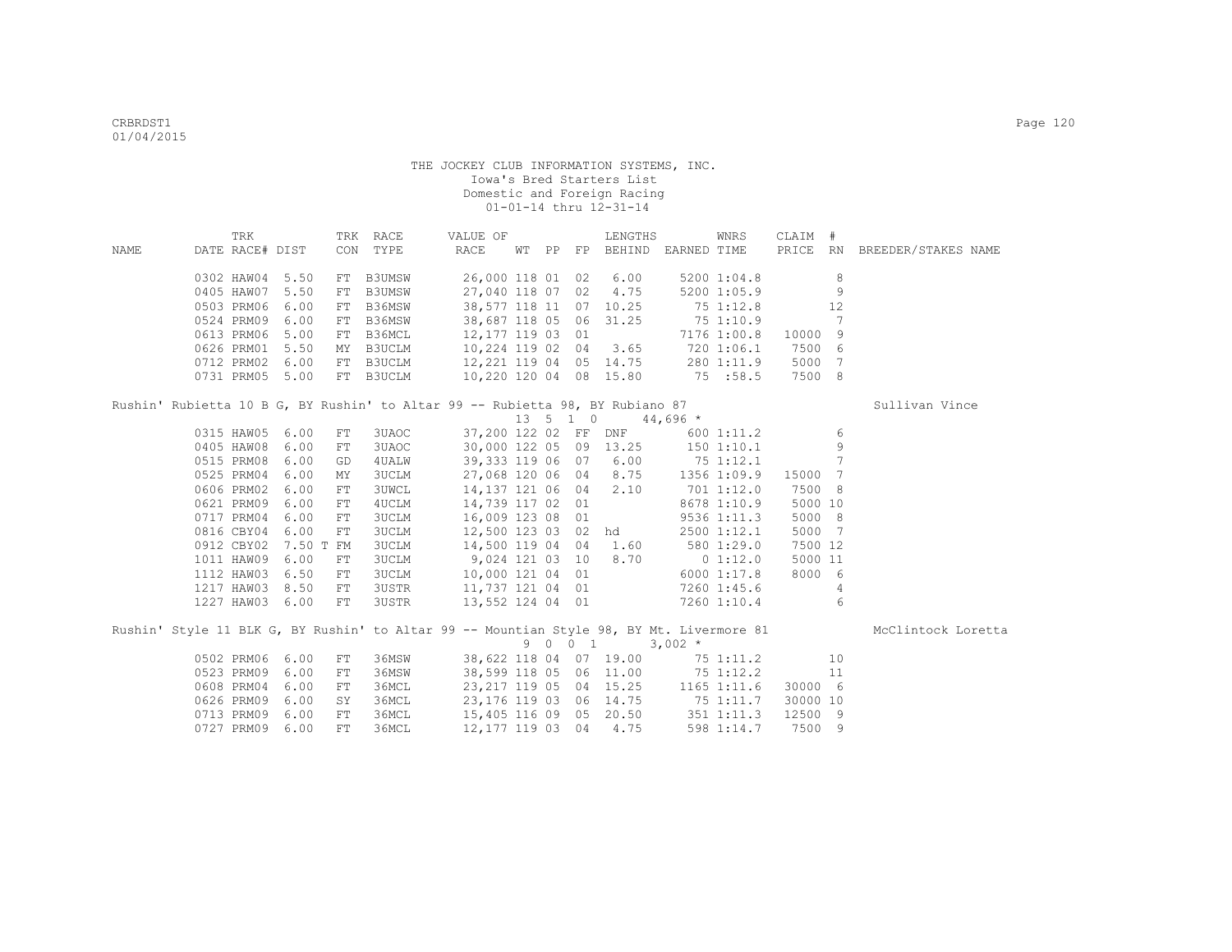THE JOCKEY CLUB INFORMATION SYSTEMS, INC.
Iowa's Bred Starters List
Domestic and Foreign Racing
01-01-14 thru 12-31-14

| NAME | TRK DATE | RACE# | DIST | TRK CON | RACE TYPE | VALUE OF RACE | WT | PP | FP | LENGTHS BEHIND | EARNED | WNRS TIME | CLAIM PRICE | # RN | BREEDER/STAKES NAME |
|---|---|---|---|---|---|---|---|---|---|---|---|---|---|---|---|
| | 0302 | HAW04 | 5.50 | FT | B3UMSW | 26,000 | 118 | 01 | 02 | 6.00 | 5200 | 1:04.8 | | 8 | |
| | 0405 | HAW07 | 5.50 | FT | B3UMSW | 27,040 | 118 | 07 | 02 | 4.75 | 5200 | 1:05.9 | | 9 | |
| | 0503 | PRM06 | 6.00 | FT | B36MSW | 38,577 | 118 | 11 | 07 | 10.25 | 75 | 1:12.8 | | 12 | |
| | 0524 | PRM09 | 6.00 | FT | B36MSW | 38,687 | 118 | 05 | 06 | 31.25 | 75 | 1:10.9 | | 7 | |
| | 0613 | PRM06 | 5.00 | FT | B36MCL | 12,177 | 119 | 03 | 01 | | 7176 | 1:00.8 | 10000 | 9 | |
| | 0626 | PRM01 | 5.50 | MY | B3UCLM | 10,224 | 119 | 02 | 04 | 3.65 | 720 | 1:06.1 | 7500 | 6 | |
| | 0712 | PRM02 | 6.00 | FT | B3UCLM | 12,221 | 119 | 04 | 05 | 14.75 | 280 | 1:11.9 | 5000 | 7 | |
| | 0731 | PRM05 | 5.00 | FT | B3UCLM | 10,220 | 120 | 04 | 08 | 15.80 | 75 | :58.5 | 7500 | 8 | |
| Rushin' Rubietta 10 B G, BY Rushin' to Altar 99 -- Rubietta 98, BY Rubiano 87 | | | | | | 13 5 1 0 | | | | | 44,696 * | | | | Sullivan Vince |
| | 0315 | HAW05 | 6.00 | FT | 3UAOC | 37,200 | 122 | 02 | FF | DNF | 600 | 1:11.2 | | 6 | |
| | 0405 | HAW08 | 6.00 | FT | 3UAOC | 30,000 | 122 | 05 | 09 | 13.25 | 150 | 1:10.1 | | 9 | |
| | 0515 | PRM08 | 6.00 | GD | 4UALW | 39,333 | 119 | 06 | 07 | 6.00 | 75 | 1:12.1 | | 7 | |
| | 0525 | PRM04 | 6.00 | MY | 3UCLM | 27,068 | 120 | 06 | 04 | 8.75 | 1356 | 1:09.9 | 15000 | 7 | |
| | 0606 | PRM02 | 6.00 | FT | 3UWCL | 14,137 | 121 | 06 | 04 | 2.10 | 701 | 1:12.0 | 7500 | 8 | |
| | 0621 | PRM09 | 6.00 | FT | 4UCLM | 14,739 | 117 | 02 | 01 | | 8678 | 1:10.9 | 5000 | 10 | |
| | 0717 | PRM04 | 6.00 | FT | 3UCLM | 16,009 | 123 | 08 | 01 | | 9536 | 1:11.3 | 5000 | 8 | |
| | 0816 | CBY04 | 6.00 | FT | 3UCLM | 12,500 | 123 | 03 | 02 | hd | 2500 | 1:12.1 | 5000 | 7 | |
| | 0912 | CBY02 | 7.50 T | FM | 3UCLM | 14,500 | 119 | 04 | 04 | 1.60 | 580 | 1:29.0 | 7500 | 12 | |
| | 1011 | HAW09 | 6.00 | FT | 3UCLM | 9,024 | 121 | 03 | 10 | 8.70 | 0 | 1:12.0 | 5000 | 11 | |
| | 1112 | HAW03 | 6.50 | FT | 3UCLM | 10,000 | 121 | 04 | 01 | | 6000 | 1:17.8 | 8000 | 6 | |
| | 1217 | HAW03 | 8.50 | FT | 3USTR | 11,737 | 121 | 04 | 01 | | 7260 | 1:45.6 | | 4 | |
| | 1227 | HAW03 | 6.00 | FT | 3USTR | 13,552 | 124 | 04 | 01 | | 7260 | 1:10.4 | | 6 | |
| Rushin' Style 11 BLK G, BY Rushin' to Altar 99 -- Mountian Style 98, BY Mt. Livermore 81 | | | | | | 9 0 0 1 | | | | | 3,002 * | | | | McClintock Loretta |
| | 0502 | PRM06 | 6.00 | FT | 36MSW | 38,622 | 118 | 04 | 07 | 19.00 | 75 | 1:11.2 | | 10 | |
| | 0523 | PRM09 | 6.00 | FT | 36MSW | 38,599 | 118 | 05 | 06 | 11.00 | 75 | 1:12.2 | | 11 | |
| | 0608 | PRM04 | 6.00 | FT | 36MCL | 23,217 | 119 | 05 | 04 | 15.25 | 1165 | 1:11.6 | 30000 | 6 | |
| | 0626 | PRM09 | 6.00 | SY | 36MCL | 23,176 | 119 | 03 | 06 | 14.75 | 75 | 1:11.7 | 30000 | 10 | |
| | 0713 | PRM09 | 6.00 | FT | 36MCL | 15,405 | 116 | 09 | 05 | 20.50 | 351 | 1:11.3 | 12500 | 9 | |
| | 0727 | PRM09 | 6.00 | FT | 36MCL | 12,177 | 119 | 03 | 04 | 4.75 | 598 | 1:14.7 | 7500 | 9 | |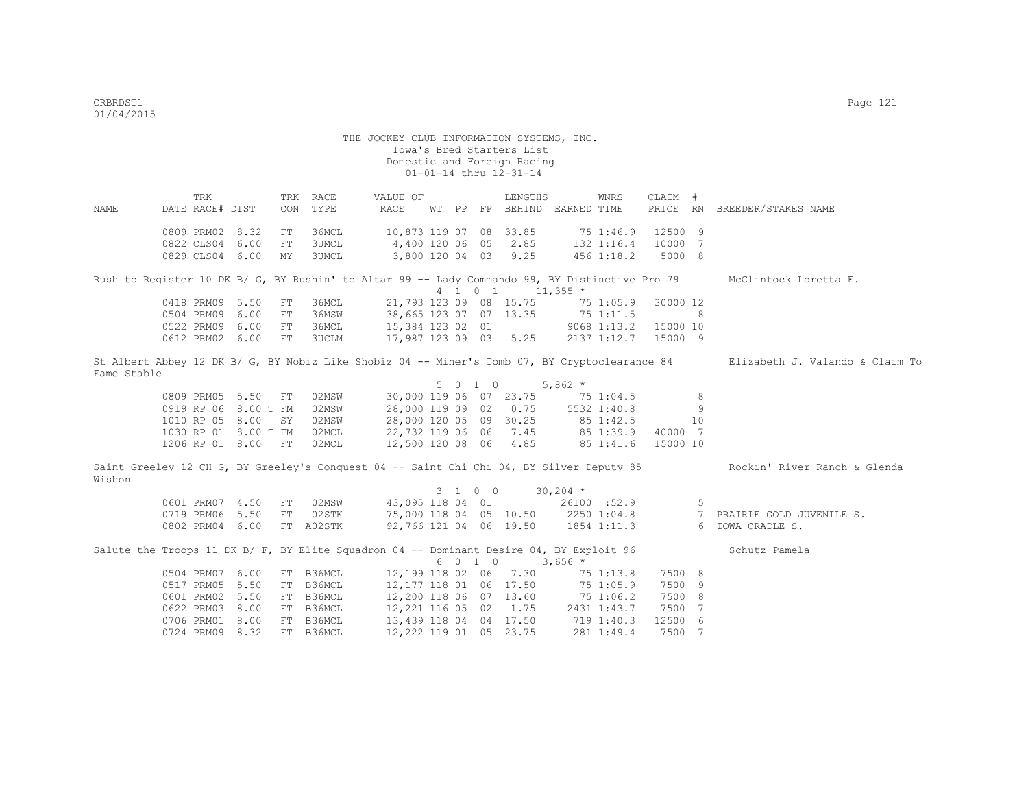THE JOCKEY CLUB INFORMATION SYSTEMS, INC.
Iowa's Bred Starters List
Domestic and Foreign Racing
01-01-14 thru 12-31-14

| NAME | TRK DATE | RACE# | DIST | TRK CON | RACE TYPE | VALUE OF RACE | WT | PP | FP | LENGTHS BEHIND | EARNED | WNRS TIME | CLAIM PRICE | # RN | BREEDER/STAKES NAME |
|---|---|---|---|---|---|---|---|---|---|---|---|---|---|---|---|
| | 0809 | PRM02 | 8.32 | FT | 36MCL | 10,873 | 119 | 07 | 08 | 33.85 | 75 | 1:46.9 | 12500 | 9 | |
| | 0822 | CLS04 | 6.00 | FT | 3UMCL | 4,400 | 120 | 06 | 05 | 2.85 | 132 | 1:16.4 | 10000 | 7 | |
| | 0829 | CLS04 | 6.00 | MY | 3UMCL | 3,800 | 120 | 04 | 03 | 9.25 | 456 | 1:18.2 | 5000 | 8 | |
| Rush to Register 10 DK B/ G, BY Rushin' to Altar 99 -- Lady Commando 99, BY Distinctive Pro 79 | | | | | | | | | | | | | | | McClintock Loretta F. |
| | | | | | | | 4 | 1 | 0 1 | | 11,355 * | | | | |
| | 0418 | PRM09 | 5.50 | FT | 36MCL | 21,793 | 123 | 09 | 08 | 15.75 | 75 | 1:05.9 | 30000 | 12 | |
| | 0504 | PRM09 | 6.00 | FT | 36MSW | 38,665 | 123 | 07 | 07 | 13.35 | 75 | 1:11.5 | | 8 | |
| | 0522 | PRM09 | 6.00 | FT | 36MCL | 15,384 | 123 | 02 | 01 | | 9068 | 1:13.2 | 15000 | 10 | |
| | 0612 | PRM02 | 6.00 | FT | 3UCLM | 17,987 | 123 | 09 | 03 | 5.25 | 2137 | 1:12.7 | 15000 | 9 | |
| St Albert Abbey 12 DK B/ G, BY Nobiz Like Shobiz 04 -- Miner's Tomb 07, BY Cryptoclearance 84 | | | | | | | | | | | | | | | Elizabeth J. Valando & Claim To Fame Stable |
| | | | | | | | 5 | 0 | 1 0 | | 5,862 * | | | | |
| | 0809 | PRM05 | 5.50 | FT | 02MSW | 30,000 | 119 | 06 | 07 | 23.75 | 75 | 1:04.5 | | 8 | |
| | 0919 | RP 06 | 8.00 T | FM | 02MSW | 28,000 | 119 | 09 | 02 | 0.75 | 5532 | 1:40.8 | | 9 | |
| | 1010 | RP 05 | 8.00 | SY | 02MSW | 28,000 | 120 | 05 | 09 | 30.25 | 85 | 1:42.5 | | 10 | |
| | 1030 | RP 01 | 8.00 T | FM | 02MCL | 22,732 | 119 | 06 | 06 | 7.45 | 85 | 1:39.9 | 40000 | 7 | |
| | 1206 | RP 01 | 8.00 | FT | 02MCL | 12,500 | 120 | 08 | 06 | 4.85 | 85 | 1:41.6 | 15000 | 10 | |
| Saint Greeley 12 CH G, BY Greeley's Conquest 04 -- Saint Chi Chi 04, BY Silver Deputy 85 | | | | | | | | | | | | | | | Rockin' River Ranch & Glenda Wishon |
| | | | | | | | 3 | 1 | 0 0 | | 30,204 * | | | | |
| | 0601 | PRM07 | 4.50 | FT | 02MSW | 43,095 | 118 | 04 | 01 | | 26100 | :52.9 | | 5 | |
| | 0719 | PRM06 | 5.50 | FT | 02STK | 75,000 | 118 | 04 | 05 | 10.50 | 2250 | 1:04.8 | | 7 | PRAIRIE GOLD JUVENILE S. |
| | 0802 | PRM04 | 6.00 | FT | A02STK | 92,766 | 121 | 04 | 06 | 19.50 | 1854 | 1:11.3 | | 6 | IOWA CRADLE S. |
| Salute the Troops 11 DK B/ F, BY Elite Squadron 04 -- Dominant Desire 04, BY Exploit 96 | | | | | | | | | | | | | | | Schutz Pamela |
| | | | | | | | 6 | 0 | 1 0 | | 3,656 * | | | | |
| | 0504 | PRM07 | 6.00 | FT | B36MCL | 12,199 | 118 | 02 | 06 | 7.30 | 75 | 1:13.8 | 7500 | 8 | |
| | 0517 | PRM05 | 5.50 | FT | B36MCL | 12,177 | 118 | 01 | 06 | 17.50 | 75 | 1:05.9 | 7500 | 9 | |
| | 0601 | PRM02 | 5.50 | FT | B36MCL | 12,200 | 118 | 06 | 07 | 13.60 | 75 | 1:06.2 | 7500 | 8 | |
| | 0622 | PRM03 | 8.00 | FT | B36MCL | 12,221 | 116 | 05 | 02 | 1.75 | 2431 | 1:43.7 | 7500 | 7 | |
| | 0706 | PRM01 | 8.00 | FT | B36MCL | 13,439 | 118 | 04 | 04 | 17.50 | 719 | 1:40.3 | 12500 | 6 | |
| | 0724 | PRM09 | 8.32 | FT | B36MCL | 12,222 | 119 | 01 | 05 | 23.75 | 281 | 1:49.4 | 7500 | 7 | |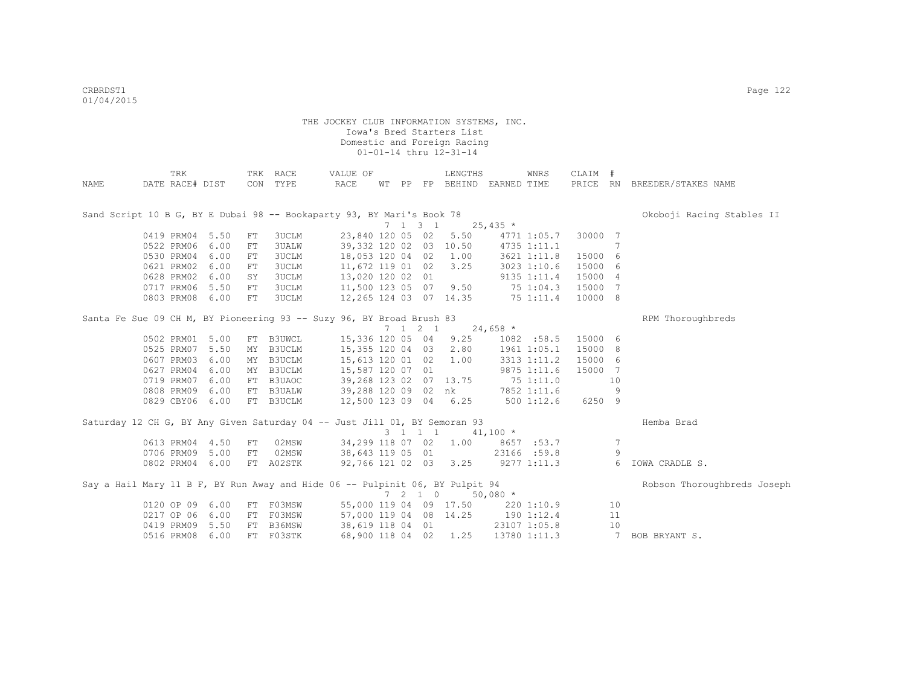THE JOCKEY CLUB INFORMATION SYSTEMS, INC.
Iowa's Bred Starters List
Domestic and Foreign Racing
01-01-14 thru 12-31-14

| NAME | TRK DATE | RACE# | DIST | TRK CON | RACE TYPE | VALUE OF RACE | WT | PP | FP | LENGTHS BEHIND | EARNED | WNRS TIME | CLAIM PRICE | # RN | BREEDER/STAKES NAME |
|---|---|---|---|---|---|---|---|---|---|---|---|---|---|---|---|
| Sand Script 10 B G, BY E Dubai 98 -- Bookaparty 93, BY Mari's Book 78 | | | | | | | 7 | 1 3 | 1 | | 25,435 * | | | | Okoboji Racing Stables II |
| | 0419 | PRM04 | 5.50 | FT | 3UCLM | 23,840 | 120 | 05 | 02 | 5.50 | 4771 | 1:05.7 | 30000 | 7 | |
| | 0522 | PRM06 | 6.00 | FT | 3UALW | 39,332 | 120 | 02 | 03 | 10.50 | 4735 | 1:11.1 | | 7 | |
| | 0530 | PRM04 | 6.00 | FT | 3UCLM | 18,053 | 120 | 04 | 02 | 1.00 | 3621 | 1:11.8 | 15000 | 6 | |
| | 0621 | PRM02 | 6.00 | FT | 3UCLM | 11,672 | 119 | 01 | 02 | 3.25 | 3023 | 1:10.6 | 15000 | 6 | |
| | 0628 | PRM02 | 6.00 | SY | 3UCLM | 13,020 | 120 | 02 | 01 | | 9135 | 1:11.4 | 15000 | 4 | |
| | 0717 | PRM06 | 5.50 | FT | 3UCLM | 11,500 | 123 | 05 | 07 | 9.50 | 75 | 1:04.3 | 15000 | 7 | |
| | 0803 | PRM08 | 6.00 | FT | 3UCLM | 12,265 | 124 | 03 | 07 | 14.35 | 75 | 1:11.4 | 10000 | 8 | |
| Santa Fe Sue 09 CH M, BY Pioneering 93 -- Suzy 96, BY Broad Brush 83 | | | | | | | 7 | 1 2 | 1 | | 24,658 * | | | | RPM Thoroughbreds |
| | 0502 | PRM01 | 5.00 | FT | B3UWCL | 15,336 | 120 | 05 | 04 | 9.25 | 1082 | :58.5 | 15000 | 6 | |
| | 0525 | PRM07 | 5.50 | MY | B3UCLM | 15,355 | 120 | 04 | 03 | 2.80 | 1961 | 1:05.1 | 15000 | 8 | |
| | 0607 | PRM03 | 6.00 | MY | B3UCLM | 15,613 | 120 | 01 | 02 | 1.00 | 3313 | 1:11.2 | 15000 | 6 | |
| | 0627 | PRM04 | 6.00 | MY | B3UCLM | 15,587 | 120 | 07 | 01 | | 9875 | 1:11.6 | 15000 | 7 | |
| | 0719 | PRM07 | 6.00 | FT | B3UAOC | 39,268 | 123 | 02 | 07 | 13.75 | 75 | 1:11.0 | | 10 | |
| | 0808 | PRM09 | 6.00 | FT | B3UALW | 39,288 | 120 | 09 | 02 | nk | 7852 | 1:11.6 | | 9 | |
| | 0829 | CBY06 | 6.00 | FT | B3UCLM | 12,500 | 123 | 09 | 04 | 6.25 | 500 | 1:12.6 | 6250 | 9 | |
| Saturday 12 CH G, BY Any Given Saturday 04 -- Just Jill 01, BY Semoran 93 | | | | | | | 3 | 1 1 | 1 | | 41,100 * | | | | Hemba Brad |
| | 0613 | PRM04 | 4.50 | FT | 02MSW | 34,299 | 118 | 07 | 02 | 1.00 | 8657 | :53.7 | | 7 | |
| | 0706 | PRM09 | 5.00 | FT | 02MSW | 38,643 | 119 | 05 | 01 | | 23166 | :59.8 | | 9 | |
| | 0802 | PRM04 | 6.00 | FT | A02STK | 92,766 | 121 | 02 | 03 | 3.25 | 9277 | 1:11.3 | | 6 | IOWA CRADLE S. |
| Say a Hail Mary 11 B F, BY Run Away and Hide 06 -- Pulpinit 06, BY Pulpit 94 | | | | | | | 7 | 2 1 | 0 | | 50,080 * | | | | Robson Thoroughbreds Joseph |
| | 0120 | OP 09 | 6.00 | FT | F03MSW | 55,000 | 119 | 04 | 09 | 17.50 | 220 | 1:10.9 | | 10 | |
| | 0217 | OP 06 | 6.00 | FT | F03MSW | 57,000 | 119 | 04 | 08 | 14.25 | 190 | 1:12.4 | | 11 | |
| | 0419 | PRM09 | 5.50 | FT | B36MSW | 38,619 | 118 | 04 | 01 | | 23107 | 1:05.8 | | 10 | |
| | 0516 | PRM08 | 6.00 | FT | F03STK | 68,900 | 118 | 04 | 02 | 1.25 | 13780 | 1:11.3 | | 7 | BOB BRYANT S. |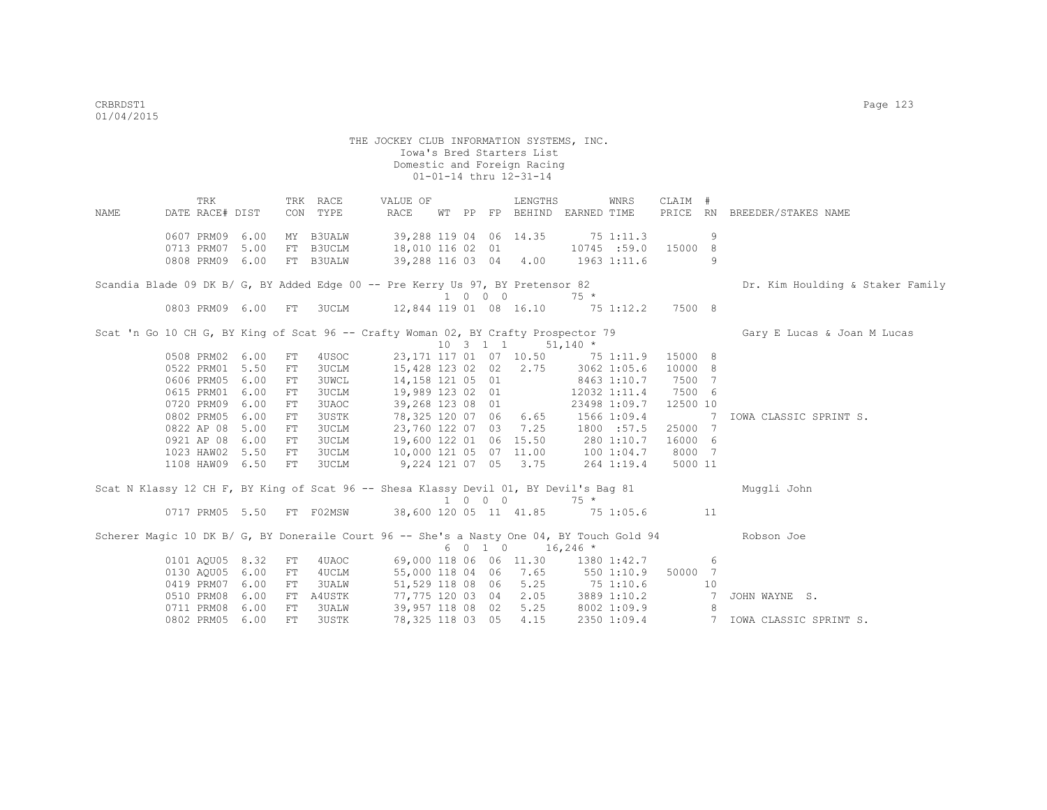THE JOCKEY CLUB INFORMATION SYSTEMS, INC.
Iowa's Bred Starters List
Domestic and Foreign Racing
01-01-14 thru 12-31-14

| NAME | TRK DATE | RACE# | DIST | TRK CON | RACE TYPE | VALUE OF RACE | WT | PP | FP | LENGTHS BEHIND | EARNED | WNRS TIME | CLAIM PRICE | # RN | BREEDER/STAKES NAME |
|---|---|---|---|---|---|---|---|---|---|---|---|---|---|---|---|
| | 0607 | PRM09 | 6.00 | MY | B3UALW | 39,288 | 119 | 04 | 06 | 14.35 | 75 | 1:11.3 | | 9 | |
| | 0713 | PRM07 | 5.00 | FT | B3UCLM | 18,010 | 116 | 02 | 01 | | 10745 | :59.0 | 15000 | 8 | |
| | 0808 | PRM09 | 6.00 | FT | B3UALW | 39,288 | 116 | 03 | 04 | 4.00 | 1963 | 1:11.6 | | 9 | |
| Scandia Blade 09 DK B/ G, BY Added Edge 00 -- Pre Kerry Us 97, BY Pretensor 82 | | | | | | | 1 | 0 | 0 0 | | 75 * | | | | Dr. Kim Houlding & Staker Family |
| | 0803 | PRM09 | 6.00 | FT | 3UCLM | 12,844 | 119 | 01 | 08 | 16.10 | 75 | 1:12.2 | 7500 | 8 | |
| Scat 'n Go 10 CH G, BY King of Scat 96 -- Crafty Woman 02, BY Crafty Prospector 79 | | | | | | | 10 | 3 | 1 1 | | 51,140 * | | | | Gary E Lucas & Joan M Lucas |
| | 0508 | PRM02 | 6.00 | FT | 4USOC | 23,171 | 117 | 01 | 07 | 10.50 | 75 | 1:11.9 | 15000 | 8 | |
| | 0522 | PRM01 | 5.50 | FT | 3UCLM | 15,428 | 123 | 02 | 02 | 2.75 | 3062 | 1:05.6 | 10000 | 8 | |
| | 0606 | PRM05 | 6.00 | FT | 3UWCL | 14,158 | 121 | 05 | 01 | | 8463 | 1:10.7 | 7500 | 7 | |
| | 0615 | PRM01 | 6.00 | FT | 3UCLM | 19,989 | 123 | 02 | 01 | | 12032 | 1:11.4 | 7500 | 6 | |
| | 0720 | PRM09 | 6.00 | FT | 3UAOC | 39,268 | 123 | 08 | 01 | | 23498 | 1:09.7 | 12500 | 10 | |
| | 0802 | PRM05 | 6.00 | FT | 3USTK | 78,325 | 120 | 07 | 06 | 6.65 | 1566 | 1:09.4 | | 7 | IOWA CLASSIC SPRINT S. |
| | 0822 | AP 08 | 5.00 | FT | 3UCLM | 23,760 | 122 | 07 | 03 | 7.25 | 1800 | :57.5 | 25000 | 7 | |
| | 0921 | AP 08 | 6.00 | FT | 3UCLM | 19,600 | 122 | 01 | 06 | 15.50 | 280 | 1:10.7 | 16000 | 6 | |
| | 1023 | HAW02 | 5.50 | FT | 3UCLM | 10,000 | 121 | 05 | 07 | 11.00 | 100 | 1:04.7 | 8000 | 7 | |
| | 1108 | HAW09 | 6.50 | FT | 3UCLM | 9,224 | 121 | 07 | 05 | 3.75 | 264 | 1:19.4 | 5000 | 11 | |
| Scat N Klassy 12 CH F, BY King of Scat 96 -- Shesa Klassy Devil 01, BY Devil's Bag 81 | | | | | | | 1 | 0 | 0 0 | | 75 * | | | | Muggli John |
| | 0717 | PRM05 | 5.50 | FT | F02MSW | 38,600 | 120 | 05 | 11 | 41.85 | 75 | 1:05.6 | | 11 | |
| Scherer Magic 10 DK B/ G, BY Doneraile Court 96 -- She's a Nasty One 04, BY Touch Gold 94 | | | | | | | 6 | 0 | 1 0 | | 16,246 * | | | | Robson Joe |
| | 0101 | AQU05 | 8.32 | FT | 4UAOC | 69,000 | 118 | 06 | 06 | 11.30 | 1380 | 1:42.7 | | 6 | |
| | 0130 | AQU05 | 6.00 | FT | 4UCLM | 55,000 | 118 | 04 | 06 | 7.65 | 550 | 1:10.9 | 50000 | 7 | |
| | 0419 | PRM07 | 6.00 | FT | 3UALW | 51,529 | 118 | 08 | 06 | 5.25 | 75 | 1:10.6 | | 10 | |
| | 0510 | PRM08 | 6.00 | FT | A4USTK | 77,775 | 120 | 03 | 04 | 2.05 | 3889 | 1:10.2 | | 7 | JOHN WAYNE S. |
| | 0711 | PRM08 | 6.00 | FT | 3UALW | 39,957 | 118 | 08 | 02 | 5.25 | 8002 | 1:09.9 | | 8 | |
| | 0802 | PRM05 | 6.00 | FT | 3USTK | 78,325 | 118 | 03 | 05 | 4.15 | 2350 | 1:09.4 | | 7 | IOWA CLASSIC SPRINT S. |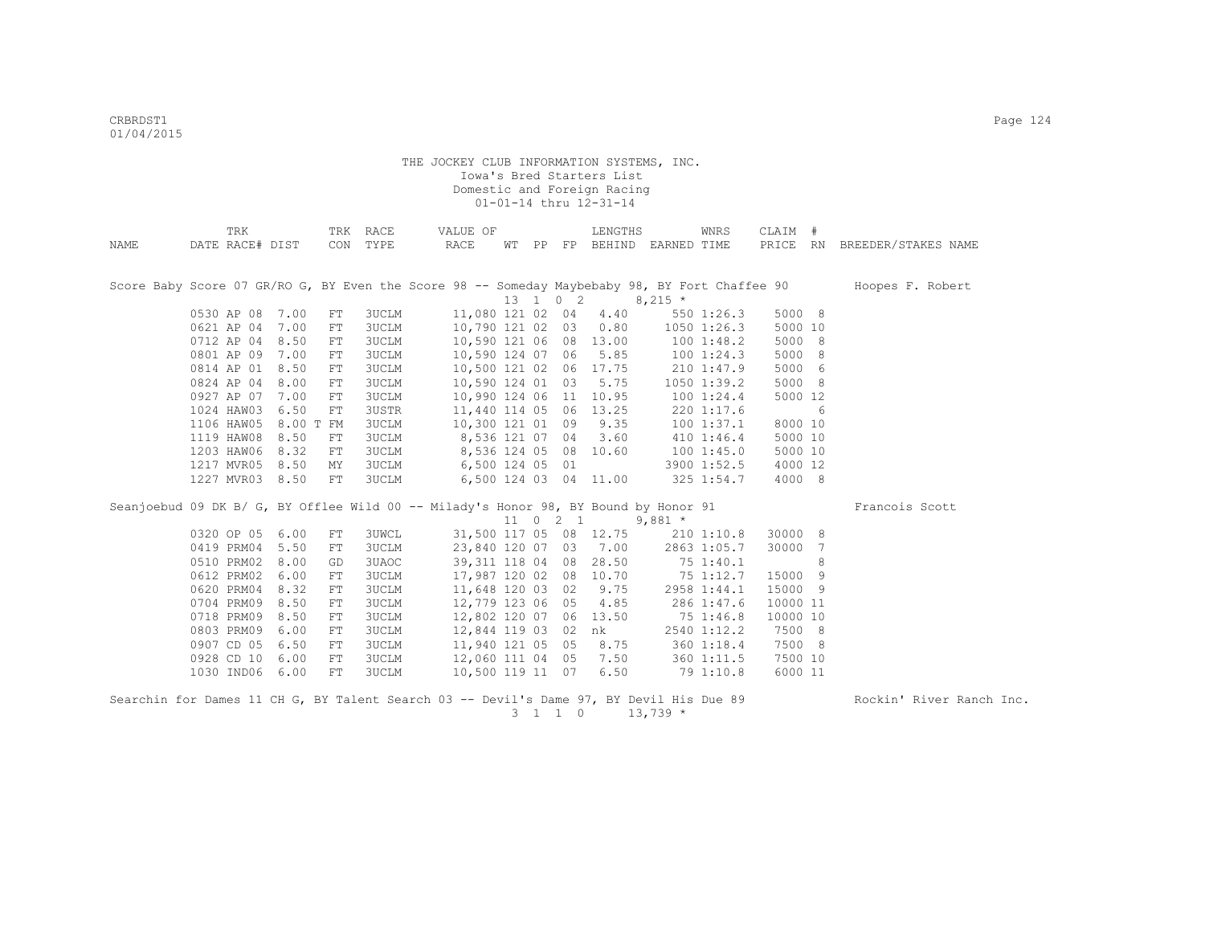THE JOCKEY CLUB INFORMATION SYSTEMS, INC.
Iowa's Bred Starters List
Domestic and Foreign Racing
01-01-14 thru 12-31-14

| NAME | TRK DATE | RACE# | DIST | TRK CON | RACE TYPE | VALUE OF RACE | WT | PP | FP | LENGTHS BEHIND | EARNED | WNRS TIME | CLAIM PRICE | # RN | BREEDER/STAKES NAME |
|---|---|---|---|---|---|---|---|---|---|---|---|---|---|---|---|
| Score Baby Score 07 GR/RO G, BY Even the Score 98 -- Someday Maybebaby 98, BY Fort Chaffee 90 | | | | | | | 13 | 1 0 2 | | | 8,215 * | | | | Hoopes F. Robert |
| | 0530 | AP 08 | 7.00 | FT | 3UCLM | 11,080 | 121 | 02 | 04 | 4.40 | 550 | 1:26.3 | 5000 | 8 | |
| | 0621 | AP 04 | 7.00 | FT | 3UCLM | 10,790 | 121 | 02 | 03 | 0.80 | 1050 | 1:26.3 | 5000 | 10 | |
| | 0712 | AP 04 | 8.50 | FT | 3UCLM | 10,590 | 121 | 06 | 08 | 13.00 | 100 | 1:48.2 | 5000 | 8 | |
| | 0801 | AP 09 | 7.00 | FT | 3UCLM | 10,590 | 124 | 07 | 06 | 5.85 | 100 | 1:24.3 | 5000 | 8 | |
| | 0814 | AP 01 | 8.50 | FT | 3UCLM | 10,500 | 121 | 02 | 06 | 17.75 | 210 | 1:47.9 | 5000 | 6 | |
| | 0824 | AP 04 | 8.00 | FT | 3UCLM | 10,590 | 124 | 01 | 03 | 5.75 | 1050 | 1:39.2 | 5000 | 8 | |
| | 0927 | AP 07 | 7.00 | FT | 3UCLM | 10,990 | 124 | 06 | 11 | 10.95 | 100 | 1:24.4 | 5000 | 12 | |
| | 1024 | HAW03 | 6.50 | FT | 3USTR | 11,440 | 114 | 05 | 06 | 13.25 | 220 | 1:17.6 | | 6 | |
| | 1106 | HAW05 | 8.00 T | FM | 3UCLM | 10,300 | 121 | 01 | 09 | 9.35 | 100 | 1:37.1 | 8000 | 10 | |
| | 1119 | HAW08 | 8.50 | FT | 3UCLM | 8,536 | 121 | 07 | 04 | 3.60 | 410 | 1:46.4 | 5000 | 10 | |
| | 1203 | HAW06 | 8.32 | FT | 3UCLM | 8,536 | 124 | 05 | 08 | 10.60 | 100 | 1:45.0 | 5000 | 10 | |
| | 1217 | MVR05 | 8.50 | MY | 3UCLM | 6,500 | 124 | 05 | 01 | | 3900 | 1:52.5 | 4000 | 12 | |
| | 1227 | MVR03 | 8.50 | FT | 3UCLM | 6,500 | 124 | 03 | 04 | 11.00 | 325 | 1:54.7 | 4000 | 8 | |
| Seanjoebud 09 DK B/ G, BY Offlee Wild 00 -- Milady's Honor 98, BY Bound by Honor 91 | | | | | | | 11 | 0 2 1 | | | 9,881 * | | | | Francois Scott |
| | 0320 | OP 05 | 6.00 | FT | 3UWCL | 31,500 | 117 | 05 | 08 | 12.75 | 210 | 1:10.8 | 30000 | 8 | |
| | 0419 | PRM04 | 5.50 | FT | 3UCLM | 23,840 | 120 | 07 | 03 | 7.00 | 2863 | 1:05.7 | 30000 | 7 | |
| | 0510 | PRM02 | 8.00 | GD | 3UAOC | 39,311 | 118 | 04 | 08 | 28.50 | 75 | 1:40.1 | | 8 | |
| | 0612 | PRM02 | 6.00 | FT | 3UCLM | 17,987 | 120 | 02 | 08 | 10.70 | 75 | 1:12.7 | 15000 | 9 | |
| | 0620 | PRM04 | 8.32 | FT | 3UCLM | 11,648 | 120 | 03 | 02 | 9.75 | 2958 | 1:44.1 | 15000 | 9 | |
| | 0704 | PRM09 | 8.50 | FT | 3UCLM | 12,779 | 123 | 06 | 05 | 4.85 | 286 | 1:47.6 | 10000 | 11 | |
| | 0718 | PRM09 | 8.50 | FT | 3UCLM | 12,802 | 120 | 07 | 06 | 13.50 | 75 | 1:46.8 | 10000 | 10 | |
| | 0803 | PRM09 | 6.00 | FT | 3UCLM | 12,844 | 119 | 03 | 02 | nk | 2540 | 1:12.2 | 7500 | 8 | |
| | 0907 | CD 05 | 6.50 | FT | 3UCLM | 11,940 | 121 | 05 | 05 | 8.75 | 360 | 1:18.4 | 7500 | 8 | |
| | 0928 | CD 10 | 6.00 | FT | 3UCLM | 12,060 | 111 | 04 | 05 | 7.50 | 360 | 1:11.5 | 7500 | 10 | |
| | 1030 | IND06 | 6.00 | FT | 3UCLM | 10,500 | 119 | 11 | 07 | 6.50 | 79 | 1:10.8 | 6000 | 11 | |
| Searchin for Dames 11 CH G, BY Talent Search 03 -- Devil's Dame 97, BY Devil His Due 89 | | | | | | | 3 | 1 1 0 | | | 13,739 * | | | | Rockin' River Ranch Inc. |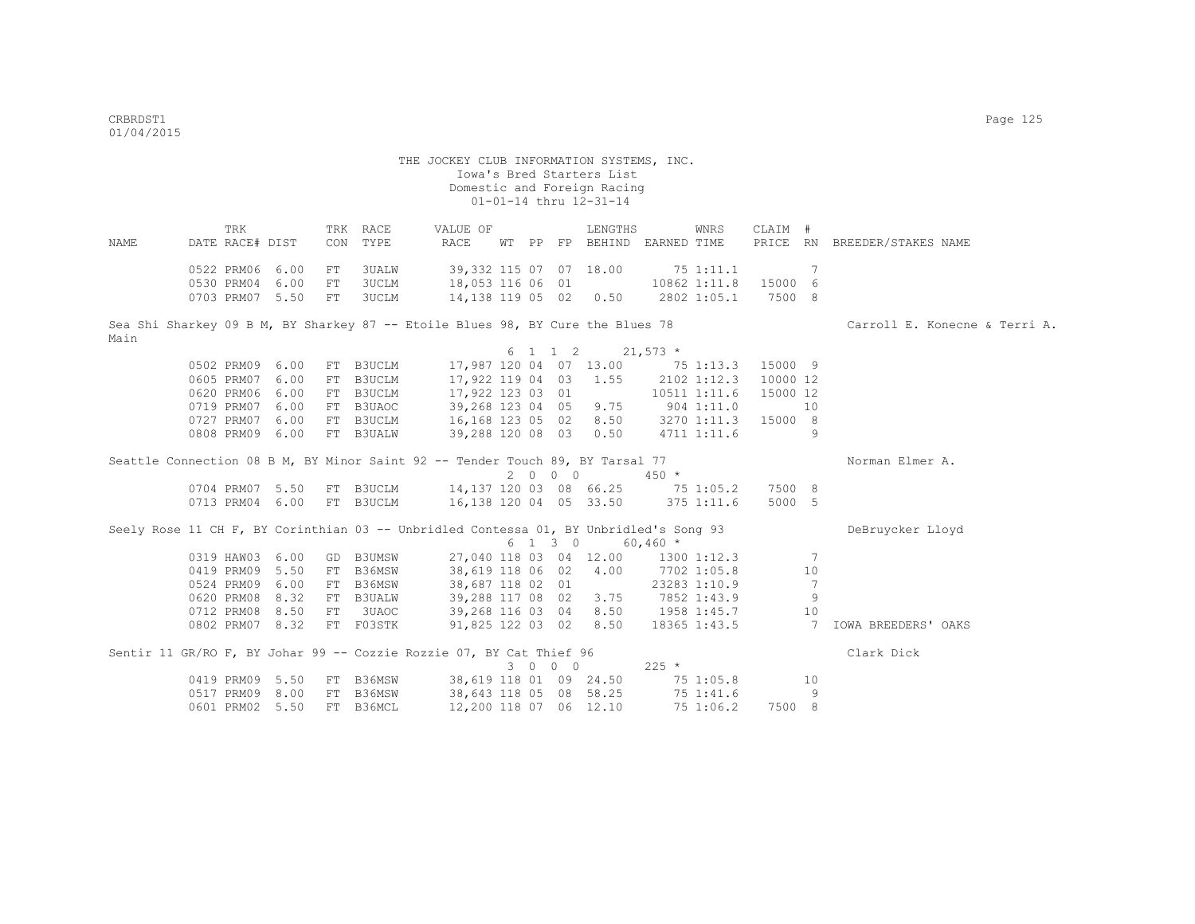THE JOCKEY CLUB INFORMATION SYSTEMS, INC.
Iowa's Bred Starters List
Domestic and Foreign Racing
01-01-14 thru 12-31-14

| NAME | TRK DATE | RACE# | DIST | TRK CON | RACE TYPE | VALUE OF RACE | WT | PP | FP | LENGTHS BEHIND | EARNED | WNRS TIME | CLAIM PRICE | # RN | BREEDER/STAKES NAME |
|---|---|---|---|---|---|---|---|---|---|---|---|---|---|---|---|
| | 0522 | PRM06 | 6.00 | FT | 3UALW | 39,332 | 115 | 07 | 07 | 18.00 | 75 | 1:11.1 | | 7 | |
| | 0530 | PRM04 | 6.00 | FT | 3UCLM | 18,053 | 116 | 06 | 01 | | 10862 | 1:11.8 | 15000 | 6 | |
| | 0703 | PRM07 | 5.50 | FT | 3UCLM | 14,138 | 119 | 05 | 02 | 0.50 | 2802 | 1:05.1 | 7500 | 8 | |
| Sea Shi Sharkey 09 B M, BY Sharkey 87 -- Etoile Blues 98, BY Cure the Blues 78 | | | | | | | 6 | 1 | 1 2 | | 21,573 * | | | | Carroll E. Konecne & Terri A. Main |
| | 0502 | PRM09 | 6.00 | FT | B3UCLM | 17,987 | 120 | 04 | 07 | 13.00 | 75 | 1:13.3 | 15000 | 9 | |
| | 0605 | PRM07 | 6.00 | FT | B3UCLM | 17,922 | 119 | 04 | 03 | 1.55 | 2102 | 1:12.3 | 10000 | 12 | |
| | 0620 | PRM06 | 6.00 | FT | B3UCLM | 17,922 | 123 | 03 | 01 | | 10511 | 1:11.6 | 15000 | 12 | |
| | 0719 | PRM07 | 6.00 | FT | B3UAOC | 39,268 | 123 | 04 | 05 | 9.75 | 904 | 1:11.0 | | 10 | |
| | 0727 | PRM07 | 6.00 | FT | B3UCLM | 16,168 | 123 | 05 | 02 | 8.50 | 3270 | 1:11.3 | 15000 | 8 | |
| | 0808 | PRM09 | 6.00 | FT | B3UALW | 39,288 | 120 | 08 | 03 | 0.50 | 4711 | 1:11.6 | | 9 | |
| Seattle Connection 08 B M, BY Minor Saint 92 -- Tender Touch 89, BY Tarsal 77 | | | | | | | 2 | 0 | 0 0 | | 450 * | | | | Norman Elmer A. |
| | 0704 | PRM07 | 5.50 | FT | B3UCLM | 14,137 | 120 | 03 | 08 | 66.25 | 75 | 1:05.2 | 7500 | 8 | |
| | 0713 | PRM04 | 6.00 | FT | B3UCLM | 16,138 | 120 | 04 | 05 | 33.50 | 375 | 1:11.6 | 5000 | 5 | |
| Seely Rose 11 CH F, BY Corinthian 03 -- Unbridled Contessa 01, BY Unbridled's Song 93 | | | | | | | 6 | 1 | 3 0 | | 60,460 * | | | | DeBruycker Lloyd |
| | 0319 | HAW03 | 6.00 | GD | B3UMSW | 27,040 | 118 | 03 | 04 | 12.00 | 1300 | 1:12.3 | | 7 | |
| | 0419 | PRM09 | 5.50 | FT | B36MSW | 38,619 | 118 | 06 | 02 | 4.00 | 7702 | 1:05.8 | | 10 | |
| | 0524 | PRM09 | 6.00 | FT | B36MSW | 38,687 | 118 | 02 | 01 | | 23283 | 1:10.9 | | 7 | |
| | 0620 | PRM08 | 8.32 | FT | B3UALW | 39,288 | 117 | 08 | 02 | 3.75 | 7852 | 1:43.9 | | 9 | |
| | 0712 | PRM08 | 8.50 | FT | 3UAOC | 39,268 | 116 | 03 | 04 | 8.50 | 1958 | 1:45.7 | | 10 | |
| | 0802 | PRM07 | 8.32 | FT | F03STK | 91,825 | 122 | 03 | 02 | 8.50 | 18365 | 1:43.5 | | 7 | IOWA BREEDERS' OAKS |
| Sentir 11 GR/RO F, BY Johar 99 -- Cozzie Rozzie 07, BY Cat Thief 96 | | | | | | | 3 | 0 | 0 0 | | 225 * | | | | Clark Dick |
| | 0419 | PRM09 | 5.50 | FT | B36MSW | 38,619 | 118 | 01 | 09 | 24.50 | 75 | 1:05.8 | | 10 | |
| | 0517 | PRM09 | 8.00 | FT | B36MSW | 38,643 | 118 | 05 | 08 | 58.25 | 75 | 1:41.6 | | 9 | |
| | 0601 | PRM02 | 5.50 | FT | B36MCL | 12,200 | 118 | 07 | 06 | 12.10 | 75 | 1:06.2 | 7500 | 8 | |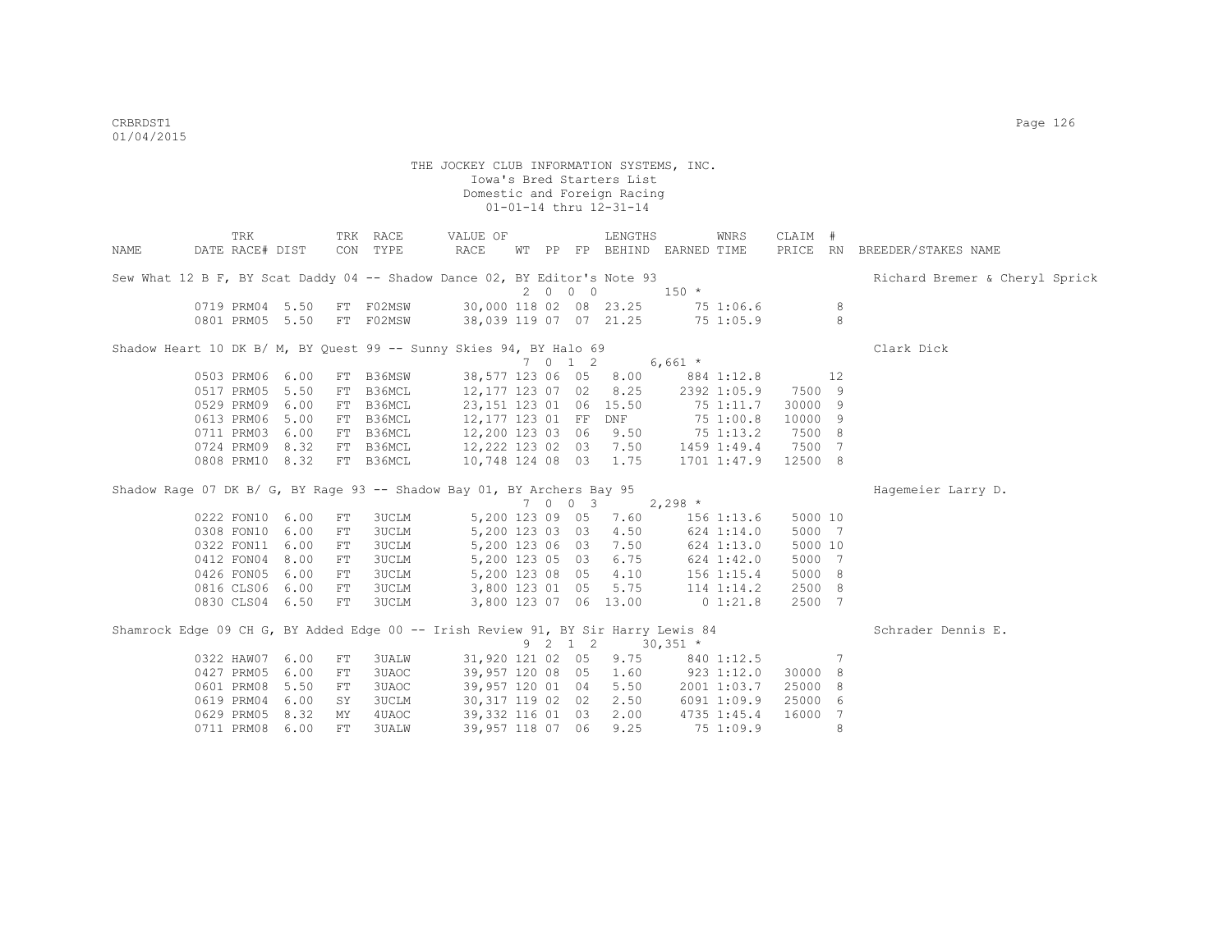THE JOCKEY CLUB INFORMATION SYSTEMS, INC.
Iowa's Bred Starters List
Domestic and Foreign Racing
01-01-14 thru 12-31-14

| NAME | TRK DATE | RACE# | DIST | TRK CON | RACE TYPE | VALUE OF RACE | WT | PP | FP | LENGTHS BEHIND | EARNED | WNRS TIME | CLAIM PRICE | # RN | BREEDER/STAKES NAME |
|---|---|---|---|---|---|---|---|---|---|---|---|---|---|---|---|
| Sew What 12 B F, BY Scat Daddy 04 -- Shadow Dance 02, BY Editor's Note 93 | | | | | | | 2 | 0 0 0 | | | 150 * | | | | Richard Bremer & Cheryl Sprick |
| | 0719 | PRM04 | 5.50 | FT | F02MSW | 30,000 | 118 | 02 | 08 | 23.25 | 75 | 1:06.6 | | 8 | |
| | 0801 | PRM05 | 5.50 | FT | F02MSW | 38,039 | 119 | 07 | 07 | 21.25 | 75 | 1:05.9 | | 8 | |
| Shadow Heart 10 DK B/ M, BY Quest 99 -- Sunny Skies 94, BY Halo 69 | | | | | | | 7 | 0 1 2 | | | 6,661 * | | | | Clark Dick |
| | 0503 | PRM06 | 6.00 | FT | B36MSW | 38,577 | 123 | 06 | 05 | 8.00 | 884 | 1:12.8 | | 12 | |
| | 0517 | PRM05 | 5.50 | FT | B36MCL | 12,177 | 123 | 07 | 02 | 8.25 | 2392 | 1:05.9 | 7500 | 9 | |
| | 0529 | PRM09 | 6.00 | FT | B36MCL | 23,151 | 123 | 01 | 06 | 15.50 | 75 | 1:11.7 | 30000 | 9 | |
| | 0613 | PRM06 | 5.00 | FT | B36MCL | 12,177 | 123 | 01 | FF | DNF | 75 | 1:00.8 | 10000 | 9 | |
| | 0711 | PRM03 | 6.00 | FT | B36MCL | 12,200 | 123 | 03 | 06 | 9.50 | 75 | 1:13.2 | 7500 | 8 | |
| | 0724 | PRM09 | 8.32 | FT | B36MCL | 12,222 | 123 | 02 | 03 | 7.50 | 1459 | 1:49.4 | 7500 | 7 | |
| | 0808 | PRM10 | 8.32 | FT | B36MCL | 10,748 | 124 | 08 | 03 | 1.75 | 1701 | 1:47.9 | 12500 | 8 | |
| Shadow Rage 07 DK B/ G, BY Rage 93 -- Shadow Bay 01, BY Archers Bay 95 | | | | | | | 7 | 0 0 3 | | | 2,298 * | | | | Hagemeier Larry D. |
| | 0222 | FON10 | 6.00 | FT | 3UCLM | 5,200 | 123 | 09 | 05 | 7.60 | 156 | 1:13.6 | 5000 | 10 | |
| | 0308 | FON10 | 6.00 | FT | 3UCLM | 5,200 | 123 | 03 | 03 | 4.50 | 624 | 1:14.0 | 5000 | 7 | |
| | 0322 | FON11 | 6.00 | FT | 3UCLM | 5,200 | 123 | 06 | 03 | 7.50 | 624 | 1:13.0 | 5000 | 10 | |
| | 0412 | FON04 | 8.00 | FT | 3UCLM | 5,200 | 123 | 05 | 03 | 6.75 | 624 | 1:42.0 | 5000 | 7 | |
| | 0426 | FON05 | 6.00 | FT | 3UCLM | 5,200 | 123 | 08 | 05 | 4.10 | 156 | 1:15.4 | 5000 | 8 | |
| | 0816 | CLS06 | 6.00 | FT | 3UCLM | 3,800 | 123 | 01 | 05 | 5.75 | 114 | 1:14.2 | 2500 | 8 | |
| | 0830 | CLS04 | 6.50 | FT | 3UCLM | 3,800 | 123 | 07 | 06 | 13.00 | 0 | 1:21.8 | 2500 | 7 | |
| Shamrock Edge 09 CH G, BY Added Edge 00 -- Irish Review 91, BY Sir Harry Lewis 84 | | | | | | | 9 | 2 1 2 | | | 30,351 * | | | | Schrader Dennis E. |
| | 0322 | HAW07 | 6.00 | FT | 3UALW | 31,920 | 121 | 02 | 05 | 9.75 | 840 | 1:12.5 | | 7 | |
| | 0427 | PRM05 | 6.00 | FT | 3UAOC | 39,957 | 120 | 08 | 05 | 1.60 | 923 | 1:12.0 | 30000 | 8 | |
| | 0601 | PRM08 | 5.50 | FT | 3UAOC | 39,957 | 120 | 01 | 04 | 5.50 | 2001 | 1:03.7 | 25000 | 8 | |
| | 0619 | PRM04 | 6.00 | SY | 3UCLM | 30,317 | 119 | 02 | 02 | 2.50 | 6091 | 1:09.9 | 25000 | 6 | |
| | 0629 | PRM05 | 8.32 | MY | 4UAOC | 39,332 | 116 | 01 | 03 | 2.00 | 4735 | 1:45.4 | 16000 | 7 | |
| | 0711 | PRM08 | 6.00 | FT | 3UALW | 39,957 | 118 | 07 | 06 | 9.25 | 75 | 1:09.9 | | 8 | |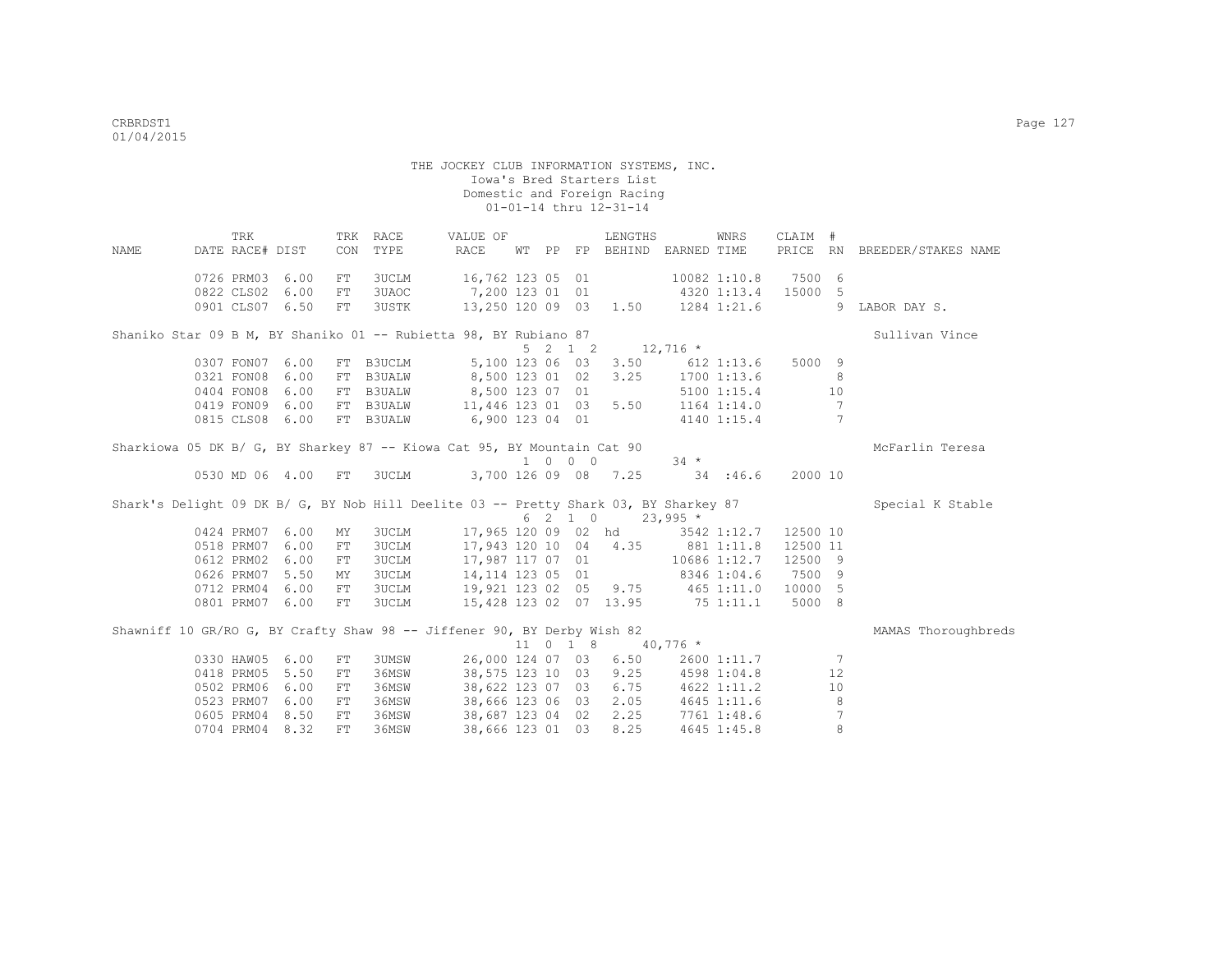THE JOCKEY CLUB INFORMATION SYSTEMS, INC.
Iowa's Bred Starters List
Domestic and Foreign Racing
01-01-14 thru 12-31-14

| NAME | TRK DATE | RACE# | DIST | TRK CON | RACE TYPE | VALUE OF RACE | WT | PP | FP | LENGTHS BEHIND | EARNED | WNRS TIME | CLAIM PRICE | # RN | BREEDER/STAKES NAME |
|---|---|---|---|---|---|---|---|---|---|---|---|---|---|---|---|
| | 0726 | PRM03 | 6.00 | FT | 3UCLM | 16,762 | 123 | 05 | 01 | | 10082 | 1:10.8 | 7500 | 6 | |
| | 0822 | CLS02 | 6.00 | FT | 3UAOC | 7,200 | 123 | 01 | 01 | | 4320 | 1:13.4 | 15000 | 5 | |
| | 0901 | CLS07 | 6.50 | FT | 3USTK | 13,250 | 120 | 09 | 03 | 1.50 | 1284 | 1:21.6 | | 9 | LABOR DAY S. |
| Shaniko Star 09 B M, BY Shaniko 01 -- Rubietta 98, BY Rubiano 87 | | | | | | | 5 2 1 2 | | | | 12,716 * | | | | Sullivan Vince |
| | 0307 | FON07 | 6.00 | FT | B3UCLM | 5,100 | 123 | 06 | 03 | 3.50 | 612 | 1:13.6 | 5000 | 9 | |
| | 0321 | FON08 | 6.00 | FT | B3UALW | 8,500 | 123 | 01 | 02 | 3.25 | 1700 | 1:13.6 | | 8 | |
| | 0404 | FON08 | 6.00 | FT | B3UALW | 8,500 | 123 | 07 | 01 | | 5100 | 1:15.4 | | 10 | |
| | 0419 | FON09 | 6.00 | FT | B3UALW | 11,446 | 123 | 01 | 03 | 5.50 | 1164 | 1:14.0 | | 7 | |
| | 0815 | CLS08 | 6.00 | FT | B3UALW | 6,900 | 123 | 04 | 01 | | 4140 | 1:15.4 | | 7 | |
| Sharkiowa 05 DK B/ G, BY Sharkey 87 -- Kiowa Cat 95, BY Mountain Cat 90 | | | | | | | 1 0 0 0 | | | | 34 * | | | | McFarlin Teresa |
| | 0530 | MD 06 | 4.00 | FT | 3UCLM | 3,700 | 126 | 09 | 08 | 7.25 | 34 | :46.6 | 2000 | 10 | |
| Shark's Delight 09 DK B/ G, BY Nob Hill Deelite 03 -- Pretty Shark 03, BY Sharkey 87 | | | | | | | 6 2 1 0 | | | | 23,995 * | | | | Special K Stable |
| | 0424 | PRM07 | 6.00 | MY | 3UCLM | 17,965 | 120 | 09 | 02 | hd | 3542 | 1:12.7 | 12500 | 10 | |
| | 0518 | PRM07 | 6.00 | FT | 3UCLM | 17,943 | 120 | 10 | 04 | 4.35 | 881 | 1:11.8 | 12500 | 11 | |
| | 0612 | PRM02 | 6.00 | FT | 3UCLM | 17,987 | 117 | 07 | 01 | | 10686 | 1:12.7 | 12500 | 9 | |
| | 0626 | PRM07 | 5.50 | MY | 3UCLM | 14,114 | 123 | 05 | 01 | | 8346 | 1:04.6 | 7500 | 9 | |
| | 0712 | PRM04 | 6.00 | FT | 3UCLM | 19,921 | 123 | 02 | 05 | 9.75 | 465 | 1:11.0 | 10000 | 5 | |
| | 0801 | PRM07 | 6.00 | FT | 3UCLM | 15,428 | 123 | 02 | 07 | 13.95 | 75 | 1:11.1 | 5000 | 8 | |
| Shawniff 10 GR/RO G, BY Crafty Shaw 98 -- Jiffener 90, BY Derby Wish 82 | | | | | | | 11 0 1 8 | | | | 40,776 * | | | | MAMAS Thoroughbreds |
| | 0330 | HAW05 | 6.00 | FT | 3UMSW | 26,000 | 124 | 07 | 03 | 6.50 | 2600 | 1:11.7 | | 7 | |
| | 0418 | PRM05 | 5.50 | FT | 36MSW | 38,575 | 123 | 10 | 03 | 9.25 | 4598 | 1:04.8 | | 12 | |
| | 0502 | PRM06 | 6.00 | FT | 36MSW | 38,622 | 123 | 07 | 03 | 6.75 | 4622 | 1:11.2 | | 10 | |
| | 0523 | PRM07 | 6.00 | FT | 36MSW | 38,666 | 123 | 06 | 03 | 2.05 | 4645 | 1:11.6 | | 8 | |
| | 0605 | PRM04 | 8.50 | FT | 36MSW | 38,687 | 123 | 04 | 02 | 2.25 | 7761 | 1:48.6 | | 7 | |
| | 0704 | PRM04 | 8.32 | FT | 36MSW | 38,666 | 123 | 01 | 03 | 8.25 | 4645 | 1:45.8 | | 8 | |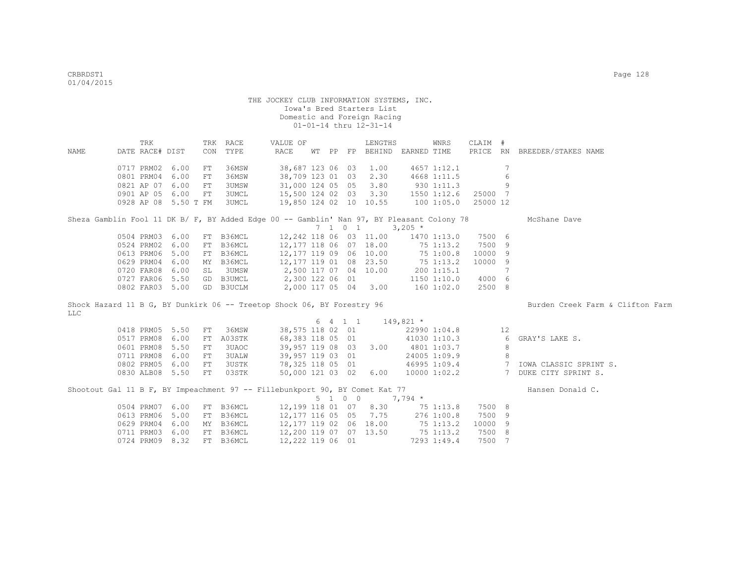THE JOCKEY CLUB INFORMATION SYSTEMS, INC.
Iowa's Bred Starters List
Domestic and Foreign Racing
01-01-14 thru 12-31-14

| NAME | TRK DATE | RACE# | DIST | TRK CON | RACE TYPE | VALUE OF RACE | WT | PP | FP | LENGTHS BEHIND | EARNED | WNRS TIME | CLAIM PRICE | # RN | BREEDER/STAKES NAME |
|---|---|---|---|---|---|---|---|---|---|---|---|---|---|---|---|
| | 0717 | PRM02 | 6.00 | FT | 36MSW | 38,687 | 123 | 06 | 03 | 1.00 | 4657 | 1:12.1 | | 7 | |
| | 0801 | PRM04 | 6.00 | FT | 36MSW | 38,709 | 123 | 01 | 03 | 2.30 | 4668 | 1:11.5 | | 6 | |
| | 0821 | AP 07 | 6.00 | FT | 3UMSW | 31,000 | 124 | 05 | 05 | 3.80 | 930 | 1:11.3 | | 9 | |
| | 0901 | AP 05 | 6.00 | FT | 3UMCL | 15,500 | 124 | 02 | 03 | 3.30 | 1550 | 1:12.6 | 25000 | 7 | |
| | 0928 | AP 08 | 5.50 T | FM | 3UMCL | 19,850 | 124 | 02 | 10 | 10.55 | 100 | 1:05.0 | 25000 | 12 | |

Sheza Gamblin Fool 11 DK B/ F, BY Added Edge 00 -- Gamblin' Nan 97, BY Pleasant Colony 78 — McShane Dave
7 1 0 1 — 3,205 *

| NAME | TRK DATE | RACE# | DIST | TRK CON | RACE TYPE | VALUE OF RACE | WT | PP | FP | LENGTHS BEHIND | EARNED | WNRS TIME | CLAIM PRICE | # RN | BREEDER/STAKES NAME |
|---|---|---|---|---|---|---|---|---|---|---|---|---|---|---|---|
| | 0504 | PRM03 | 6.00 | FT | B36MCL | 12,242 | 118 | 06 | 03 | 11.00 | 1470 | 1:13.0 | 7500 | 6 | |
| | 0524 | PRM02 | 6.00 | FT | B36MCL | 12,177 | 118 | 06 | 07 | 18.00 | 75 | 1:13.2 | 7500 | 9 | |
| | 0613 | PRM06 | 5.00 | FT | B36MCL | 12,177 | 119 | 09 | 06 | 10.00 | 75 | 1:00.8 | 10000 | 9 | |
| | 0629 | PRM04 | 6.00 | MY | B36MCL | 12,177 | 119 | 01 | 08 | 23.50 | 75 | 1:13.2 | 10000 | 9 | |
| | 0720 | FAR08 | 6.00 | SL | 3UMSW | 2,500 | 117 | 07 | 04 | 10.00 | 200 | 1:15.1 | | 7 | |
| | 0727 | FAR06 | 5.50 | GD | B3UMCL | 2,300 | 122 | 06 | 01 | | 1150 | 1:10.0 | 4000 | 6 | |
| | 0802 | FAR03 | 5.00 | GD | B3UCLM | 2,000 | 117 | 05 | 04 | 3.00 | 160 | 1:02.0 | 2500 | 8 | |

Shock Hazard 11 B G, BY Dunkirk 06 -- Treetop Shock 06, BY Forestry 96 — Burden Creek Farm & Clifton Farm LLC
6 4 1 1 — 149,821 *

| NAME | TRK DATE | RACE# | DIST | TRK CON | RACE TYPE | VALUE OF RACE | WT | PP | FP | LENGTHS BEHIND | EARNED | WNRS TIME | CLAIM PRICE | # RN | BREEDER/STAKES NAME |
|---|---|---|---|---|---|---|---|---|---|---|---|---|---|---|---|
| | 0418 | PRM05 | 5.50 | FT | 36MSW | 38,575 | 118 | 02 | 01 | | 22990 | 1:04.8 | | 12 | |
| | 0517 | PRM08 | 6.00 | FT | A03STK | 68,383 | 118 | 05 | 01 | | 41030 | 1:10.3 | | 6 | GRAY'S LAKE S. |
| | 0601 | PRM08 | 5.50 | FT | 3UAOC | 39,957 | 119 | 08 | 03 | 3.00 | 4801 | 1:03.7 | | 8 | |
| | 0711 | PRM08 | 6.00 | FT | 3UALW | 39,957 | 119 | 03 | 01 | | 24005 | 1:09.9 | | 8 | |
| | 0802 | PRM05 | 6.00 | FT | 3USTK | 78,325 | 118 | 05 | 01 | | 46995 | 1:09.4 | | 7 | IOWA CLASSIC SPRINT S. |
| | 0830 | ALB08 | 5.50 | FT | 03STK | 50,000 | 121 | 03 | 02 | 6.00 | 10000 | 1:02.2 | | 7 | DUKE CITY SPRINT S. |

Shootout Gal 11 B F, BY Impeachment 97 -- Fillebunkport 90, BY Comet Kat 77 — Hansen Donald C.
5 1 0 0 — 7,794 *

| NAME | TRK DATE | RACE# | DIST | TRK CON | RACE TYPE | VALUE OF RACE | WT | PP | FP | LENGTHS BEHIND | EARNED | WNRS TIME | CLAIM PRICE | # RN | BREEDER/STAKES NAME |
|---|---|---|---|---|---|---|---|---|---|---|---|---|---|---|---|
| | 0504 | PRM07 | 6.00 | FT | B36MCL | 12,199 | 118 | 01 | 07 | 8.30 | 75 | 1:13.8 | 7500 | 8 | |
| | 0613 | PRM06 | 5.00 | FT | B36MCL | 12,177 | 116 | 05 | 05 | 7.75 | 276 | 1:00.8 | 7500 | 9 | |
| | 0629 | PRM04 | 6.00 | MY | B36MCL | 12,177 | 119 | 02 | 06 | 18.00 | 75 | 1:13.2 | 10000 | 9 | |
| | 0711 | PRM03 | 6.00 | FT | B36MCL | 12,200 | 119 | 07 | 07 | 13.50 | 75 | 1:13.2 | 7500 | 8 | |
| | 0724 | PRM09 | 8.32 | FT | B36MCL | 12,222 | 119 | 06 | 01 | | 7293 | 1:49.4 | 7500 | 7 | |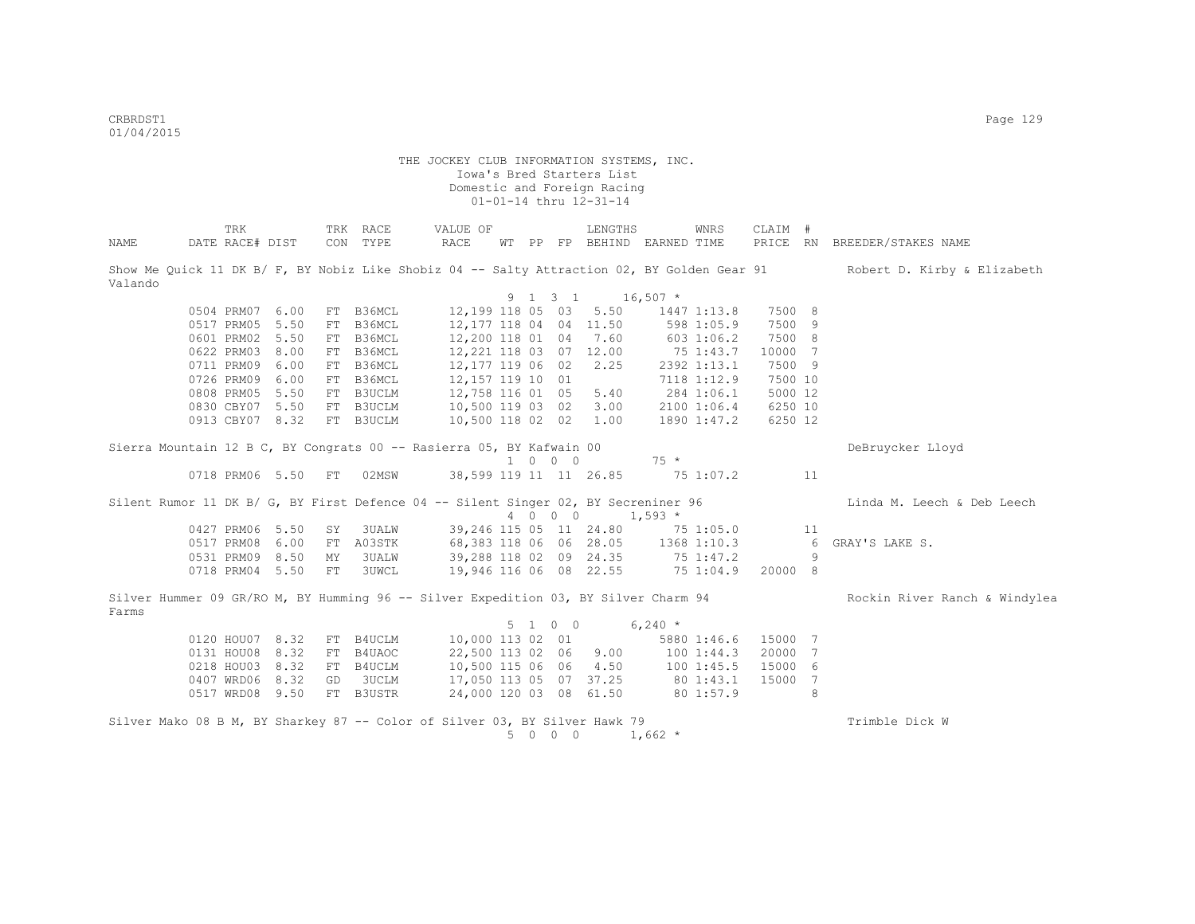THE JOCKEY CLUB INFORMATION SYSTEMS, INC.
Iowa's Bred Starters List
Domestic and Foreign Racing
01-01-14 thru 12-31-14

| NAME | TRK DATE | RACE# | DIST | TRK CON | RACE TYPE | VALUE OF RACE | WT | PP | FP | LENGTHS BEHIND | EARNED | WNRS TIME | CLAIM PRICE | # RN | BREEDER/STAKES NAME |
|---|---|---|---|---|---|---|---|---|---|---|---|---|---|---|---|
| Show Me Quick 11 DK B/ F, BY Nobiz Like Shobiz 04 -- Salty Attraction 02, BY Golden Gear 91 | | | | | | | | | | | | | | | Robert D. Kirby & Elizabeth Valando |
| | | | | | | | 9 | 1 3 1 | | | 16,507 * | | | | |
| | 0504 | PRM07 | 6.00 | FT | B36MCL | 12,199 | 118 | 05 | 03 | 5.50 | 1447 | 1:13.8 | 7500 | 8 | |
| | 0517 | PRM05 | 5.50 | FT | B36MCL | 12,177 | 118 | 04 | 04 | 11.50 | 598 | 1:05.9 | 7500 | 9 | |
| | 0601 | PRM02 | 5.50 | FT | B36MCL | 12,200 | 118 | 01 | 04 | 7.60 | 603 | 1:06.2 | 7500 | 8 | |
| | 0622 | PRM03 | 8.00 | FT | B36MCL | 12,221 | 118 | 03 | 07 | 12.00 | 75 | 1:43.7 | 10000 | 7 | |
| | 0711 | PRM09 | 6.00 | FT | B36MCL | 12,177 | 119 | 06 | 02 | 2.25 | 2392 | 1:13.1 | 7500 | 9 | |
| | 0726 | PRM09 | 6.00 | FT | B36MCL | 12,157 | 119 | 10 | 01 | | 7118 | 1:12.9 | 7500 | 10 | |
| | 0808 | PRM05 | 5.50 | FT | B3UCLM | 12,758 | 116 | 01 | 05 | 5.40 | 284 | 1:06.1 | 5000 | 12 | |
| | 0830 | CBY07 | 5.50 | FT | B3UCLM | 10,500 | 119 | 03 | 02 | 3.00 | 2100 | 1:06.4 | 6250 | 10 | |
| | 0913 | CBY07 | 8.32 | FT | B3UCLM | 10,500 | 118 | 02 | 02 | 1.00 | 1890 | 1:47.2 | 6250 | 12 | |
| Sierra Mountain 12 B C, BY Congrats 00 -- Rasierra 05, BY Kafwain 00 | | | | | | | | | | | | | | | DeBruycker Lloyd |
| | | | | | | | 1 | 0 0 0 | | | 75 * | | | | |
| | 0718 | PRM06 | 5.50 | FT | 02MSW | 38,599 | 119 | 11 | 11 | 26.85 | 75 | 1:07.2 | | 11 | |
| Silent Rumor 11 DK B/ G, BY First Defence 04 -- Silent Singer 02, BY Secreniner 96 | | | | | | | | | | | | | | | Linda M. Leech & Deb Leech |
| | | | | | | | 4 | 0 0 0 | | | 1,593 * | | | | |
| | 0427 | PRM06 | 5.50 | SY | 3UALW | 39,246 | 115 | 05 | 11 | 24.80 | 75 | 1:05.0 | | 11 | |
| | 0517 | PRM08 | 6.00 | FT | A03STK | 68,383 | 118 | 06 | 06 | 28.05 | 1368 | 1:10.3 | | 6 | GRAY'S LAKE S. |
| | 0531 | PRM09 | 8.50 | MY | 3UALW | 39,288 | 118 | 02 | 09 | 24.35 | 75 | 1:47.2 | | 9 | |
| | 0718 | PRM04 | 5.50 | FT | 3UWCL | 19,946 | 116 | 06 | 08 | 22.55 | 75 | 1:04.9 | 20000 | 8 | |
| Silver Hummer 09 GR/RO M, BY Humming 96 -- Silver Expedition 03, BY Silver Charm 94 | | | | | | | | | | | | | | | Rockin River Ranch & Windylea Farms |
| | | | | | | | 5 | 1 0 0 | | | 6,240 * | | | | |
| | 0120 | HOU07 | 8.32 | FT | B4UCLM | 10,000 | 113 | 02 | 01 | | 5880 | 1:46.6 | 15000 | 7 | |
| | 0131 | HOU08 | 8.32 | FT | B4UAOC | 22,500 | 113 | 02 | 06 | 9.00 | 100 | 1:44.3 | 20000 | 7 | |
| | 0218 | HOU03 | 8.32 | FT | B4UCLM | 10,500 | 115 | 06 | 06 | 4.50 | 100 | 1:45.5 | 15000 | 6 | |
| | 0407 | WRD06 | 8.32 | GD | 3UCLM | 17,050 | 113 | 05 | 07 | 37.25 | 80 | 1:43.1 | 15000 | 7 | |
| | 0517 | WRD08 | 9.50 | FT | B3USTR | 24,000 | 120 | 03 | 08 | 61.50 | 80 | 1:57.9 | | 8 | |
| Silver Mako 08 B M, BY Sharkey 87 -- Color of Silver 03, BY Silver Hawk 79 | | | | | | | | | | | | | | | Trimble Dick W |
| | | | | | | | 5 | 0 0 0 | | | 1,662 * | | | | |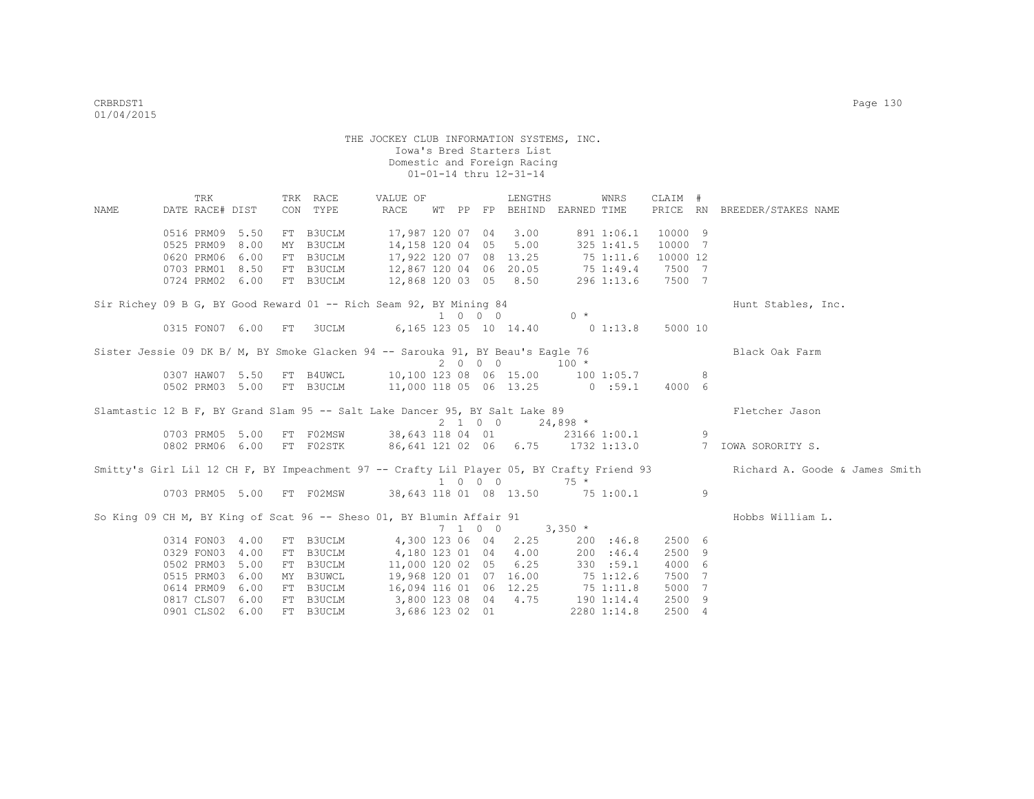THE JOCKEY CLUB INFORMATION SYSTEMS, INC.
Iowa's Bred Starters List
Domestic and Foreign Racing
01-01-14 thru 12-31-14

| NAME | TRK DATE | RACE# | DIST | TRK CON | RACE TYPE | VALUE OF RACE | WT | PP | FP | LENGTHS BEHIND | EARNED | WNRS TIME | CLAIM PRICE | # RN | BREEDER/STAKES NAME |
|---|---|---|---|---|---|---|---|---|---|---|---|---|---|---|---|
| | 0516 | PRM09 | 5.50 | FT | B3UCLM | 17,987 | 120 | 07 | 04 | 3.00 | 891 | 1:06.1 | 10000 | 9 | |
| | 0525 | PRM09 | 8.00 | MY | B3UCLM | 14,158 | 120 | 04 | 05 | 5.00 | 325 | 1:41.5 | 10000 | 7 | |
| | 0620 | PRM06 | 6.00 | FT | B3UCLM | 17,922 | 120 | 07 | 08 | 13.25 | 75 | 1:11.6 | 10000 | 12 | |
| | 0703 | PRM01 | 8.50 | FT | B3UCLM | 12,867 | 120 | 04 | 06 | 20.05 | 75 | 1:49.4 | 7500 | 7 | |
| | 0724 | PRM02 | 6.00 | FT | B3UCLM | 12,868 | 120 | 03 | 05 | 8.50 | 296 | 1:13.6 | 7500 | 7 | |
| Sir Richey 09 B G, BY Good Reward 01 -- Rich Seam 92, BY Mining 84 | | | | | | | 1 | 0 | 0 0 | | 0 * | | | | Hunt Stables, Inc. |
| | 0315 | FON07 | 6.00 | FT | 3UCLM | 6,165 | 123 | 05 | 10 | 14.40 | 0 | 1:13.8 | 5000 | 10 | |
| Sister Jessie 09 DK B/ M, BY Smoke Glacken 94 -- Sarouka 91, BY Beau's Eagle 76 | | | | | | | 2 | 0 | 0 0 | | 100 * | | | | Black Oak Farm |
| | 0307 | HAW07 | 5.50 | FT | B4UWCL | 10,100 | 123 | 08 | 06 | 15.00 | 100 | 1:05.7 | | 8 | |
| | 0502 | PRM03 | 5.00 | FT | B3UCLM | 11,000 | 118 | 05 | 06 | 13.25 | 0 | :59.1 | 4000 | 6 | |
| Slamtastic 12 B F, BY Grand Slam 95 -- Salt Lake Dancer 95, BY Salt Lake 89 | | | | | | | 2 | 1 | 0 0 | | 24,898 * | | | | Fletcher Jason |
| | 0703 | PRM05 | 5.00 | FT | F02MSW | 38,643 | 118 | 04 | 01 | | 23166 | 1:00.1 | | 9 | |
| | 0802 | PRM06 | 6.00 | FT | F02STK | 86,641 | 121 | 02 | 06 | 6.75 | 1732 | 1:13.0 | | 7 | IOWA SORORITY S. |
| Smitty's Girl Lil 12 CH F, BY Impeachment 97 -- Crafty Lil Player 05, BY Crafty Friend 93 | | | | | | | 1 | 0 | 0 0 | | 75 * | | | | Richard A. Goode & James Smith |
| | 0703 | PRM05 | 5.00 | FT | F02MSW | 38,643 | 118 | 01 | 08 | 13.50 | 75 | 1:00.1 | | 9 | |
| So King 09 CH M, BY King of Scat 96 -- Sheso 01, BY Blumin Affair 91 | | | | | | | 7 | 1 | 0 0 | | 3,350 * | | | | Hobbs William L. |
| | 0314 | FON03 | 4.00 | FT | B3UCLM | 4,300 | 123 | 06 | 04 | 2.25 | 200 | :46.8 | 2500 | 6 | |
| | 0329 | FON03 | 4.00 | FT | B3UCLM | 4,180 | 123 | 01 | 04 | 4.00 | 200 | :46.4 | 2500 | 9 | |
| | 0502 | PRM03 | 5.00 | FT | B3UCLM | 11,000 | 120 | 02 | 05 | 6.25 | 330 | :59.1 | 4000 | 6 | |
| | 0515 | PRM03 | 6.00 | MY | B3UWCL | 19,968 | 120 | 01 | 07 | 16.00 | 75 | 1:12.6 | 7500 | 7 | |
| | 0614 | PRM09 | 6.00 | FT | B3UCLM | 16,094 | 116 | 01 | 06 | 12.25 | 75 | 1:11.8 | 5000 | 7 | |
| | 0817 | CLS07 | 6.00 | FT | B3UCLM | 3,800 | 123 | 08 | 04 | 4.75 | 190 | 1:14.4 | 2500 | 9 | |
| | 0901 | CLS02 | 6.00 | FT | B3UCLM | 3,686 | 123 | 02 | 01 | | 2280 | 1:14.8 | 2500 | 4 | |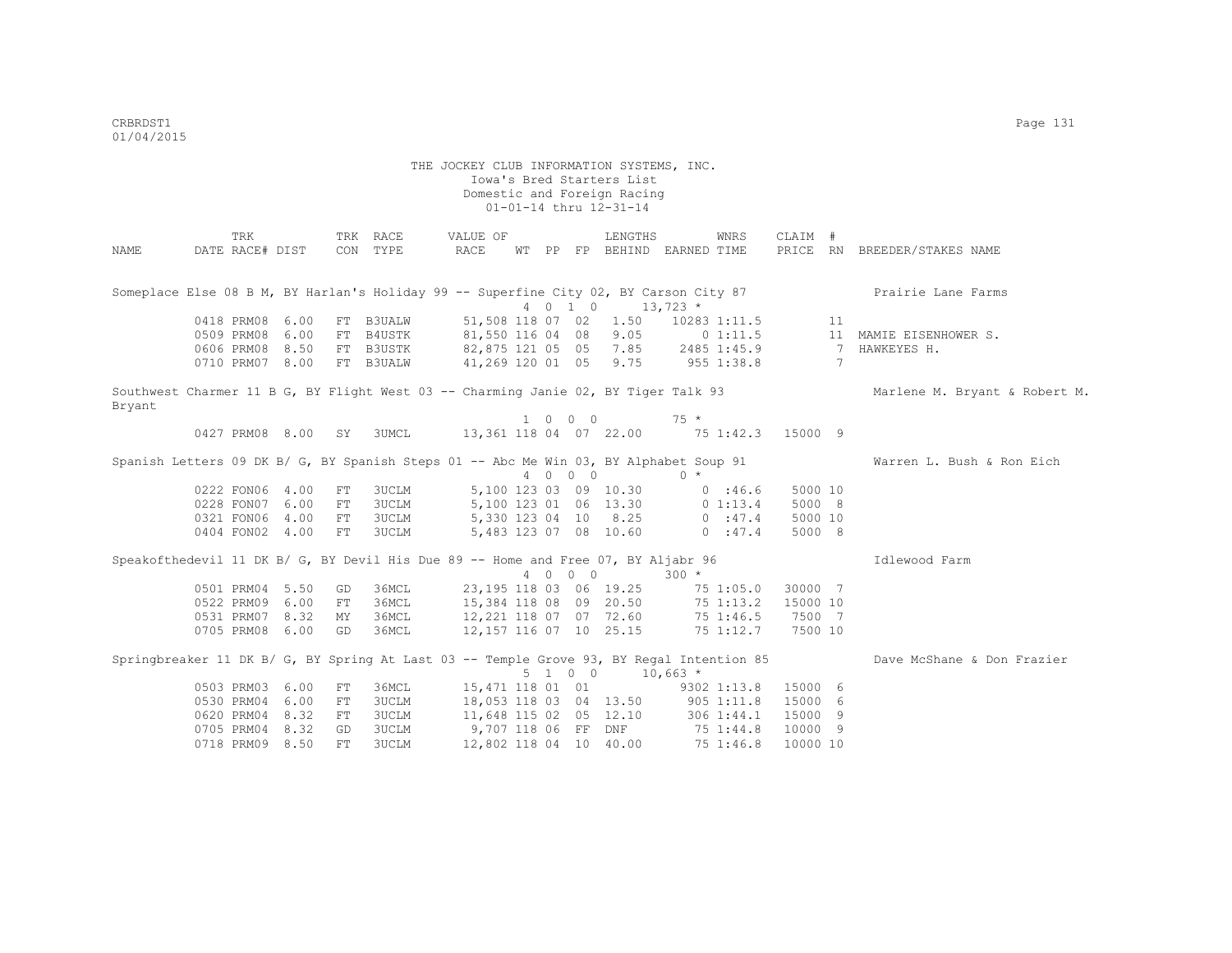THE JOCKEY CLUB INFORMATION SYSTEMS, INC.
Iowa's Bred Starters List
Domestic and Foreign Racing
01-01-14 thru 12-31-14

| NAME | TRK DATE | RACE# | DIST | TRK CON | RACE TYPE | VALUE OF RACE | WT | PP | FP | LENGTHS BEHIND | EARNED | WNRS TIME | CLAIM PRICE | # RN | BREEDER/STAKES NAME |
|---|---|---|---|---|---|---|---|---|---|---|---|---|---|---|---|
| Someplace Else 08 B M, BY Harlan's Holiday 99 -- Superfine City 02, BY Carson City 87 | | | | | | | | | | | | | | | Prairie Lane Farms |
| | | | | | | | 4 | 0 1 0 | | | 13,723 * | | | | |
| | 0418 | PRM08 | 6.00 | FT | B3UALW | 51,508 | 118 | 07 | 02 | 1.50 | 10283 | 1:11.5 | | 11 | |
| | 0509 | PRM08 | 6.00 | FT | B4USTK | 81,550 | 116 | 04 | 08 | 9.05 | 0 | 1:11.5 | | 11 | MAMIE EISENHOWER S. |
| | 0606 | PRM08 | 8.50 | FT | B3USTK | 82,875 | 121 | 05 | 05 | 7.85 | 2485 | 1:45.9 | | 7 | HAWKEYES H. |
| | 0710 | PRM07 | 8.00 | FT | B3UALW | 41,269 | 120 | 01 | 05 | 9.75 | 955 | 1:38.8 | | 7 | |
| Southwest Charmer 11 B G, BY Flight West 03 -- Charming Janie 02, BY Tiger Talk 93 | | | | | | | | | | | | | | | Marlene M. Bryant & Robert M. Bryant |
| | | | | | | | 1 | 0 0 0 | | | 75 * | | | | |
| | 0427 | PRM08 | 8.00 | SY | 3UMCL | 13,361 | 118 | 04 | 07 | 22.00 | 75 | 1:42.3 | 15000 | 9 | |
| Spanish Letters 09 DK B/ G, BY Spanish Steps 01 -- Abc Me Win 03, BY Alphabet Soup 91 | | | | | | | | | | | | | | | Warren L. Bush & Ron Eich |
| | | | | | | | 4 | 0 0 0 | | | 0 * | | | | |
| | 0222 | FON06 | 4.00 | FT | 3UCLM | 5,100 | 123 | 03 | 09 | 10.30 | 0 | :46.6 | 5000 | 10 | |
| | 0228 | FON07 | 6.00 | FT | 3UCLM | 5,100 | 123 | 01 | 06 | 13.30 | 0 | 1:13.4 | 5000 | 8 | |
| | 0321 | FON06 | 4.00 | FT | 3UCLM | 5,330 | 123 | 04 | 10 | 8.25 | 0 | :47.4 | 5000 | 10 | |
| | 0404 | FON02 | 4.00 | FT | 3UCLM | 5,483 | 123 | 07 | 08 | 10.60 | 0 | :47.4 | 5000 | 8 | |
| Speakofthedevil 11 DK B/ G, BY Devil His Due 89 -- Home and Free 07, BY Aljabr 96 | | | | | | | | | | | | | | | Idlewood Farm |
| | | | | | | | 4 | 0 0 0 | | | 300 * | | | | |
| | 0501 | PRM04 | 5.50 | GD | 36MCL | 23,195 | 118 | 03 | 06 | 19.25 | 75 | 1:05.0 | 30000 | 7 | |
| | 0522 | PRM09 | 6.00 | FT | 36MCL | 15,384 | 118 | 08 | 09 | 20.50 | 75 | 1:13.2 | 15000 | 10 | |
| | 0531 | PRM07 | 8.32 | MY | 36MCL | 12,221 | 118 | 07 | 07 | 72.60 | 75 | 1:46.5 | 7500 | 7 | |
| | 0705 | PRM08 | 6.00 | GD | 36MCL | 12,157 | 116 | 07 | 10 | 25.15 | 75 | 1:12.7 | 7500 | 10 | |
| Springbreaker 11 DK B/ G, BY Spring At Last 03 -- Temple Grove 93, BY Regal Intention 85 | | | | | | | | | | | | | | | Dave McShane & Don Frazier |
| | | | | | | | 5 | 1 0 0 | | | 10,663 * | | | | |
| | 0503 | PRM03 | 6.00 | FT | 36MCL | 15,471 | 118 | 01 | 01 | | 9302 | 1:13.8 | 15000 | 6 | |
| | 0530 | PRM04 | 6.00 | FT | 3UCLM | 18,053 | 118 | 03 | 04 | 13.50 | 905 | 1:11.8 | 15000 | 6 | |
| | 0620 | PRM04 | 8.32 | FT | 3UCLM | 11,648 | 115 | 02 | 05 | 12.10 | 306 | 1:44.1 | 15000 | 9 | |
| | 0705 | PRM04 | 8.32 | GD | 3UCLM | 9,707 | 118 | 06 | FF | DNF | 75 | 1:44.8 | 10000 | 9 | |
| | 0718 | PRM09 | 8.50 | FT | 3UCLM | 12,802 | 118 | 04 | 10 | 40.00 | 75 | 1:46.8 | 10000 | 10 | |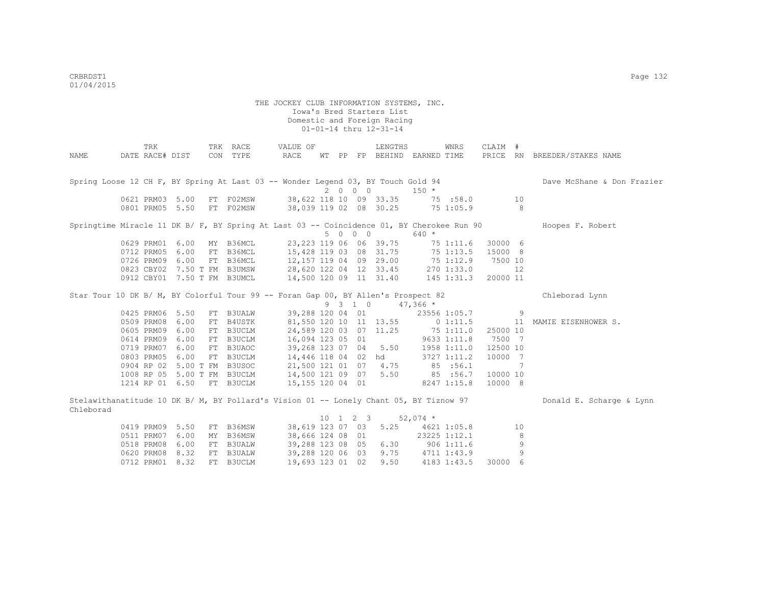THE JOCKEY CLUB INFORMATION SYSTEMS, INC.
Iowa's Bred Starters List
Domestic and Foreign Racing
01-01-14 thru 12-31-14

| NAME | TRK DATE | RACE# | DIST | TRK CON | RACE TYPE | VALUE OF RACE | WT | PP | FP | LENGTHS BEHIND | EARNED | WNRS TIME | CLAIM PRICE | # RN | BREEDER/STAKES NAME |
|---|---|---|---|---|---|---|---|---|---|---|---|---|---|---|---|
| Spring Loose 12 CH F, BY Spring At Last 03 -- Wonder Legend 03, BY Touch Gold 94 | | | | | | | | | | | | | | | Dave McShane & Don Frazier |
| | | | | | | | 2 | 0 0 | 0 | | 150 * | | | | |
| | 0621 | PRM03 | 5.00 | FT | F02MSW | 38,622 | 118 | 10 | 09 | 33.35 | 75 | :58.0 | | 10 | |
| | 0801 | PRM05 | 5.50 | FT | F02MSW | 38,039 | 119 | 02 | 08 | 30.25 | 75 | 1:05.9 | | 8 | |
| Springtime Miracle 11 DK B/ F, BY Spring At Last 03 -- Coincidence 01, BY Cherokee Run 90 | | | | | | | | | | | | | | | Hoopes F. Robert |
| | | | | | | | 5 | 0 0 | 0 | | 640 * | | | | |
| | 0629 | PRM01 | 6.00 | MY | B36MCL | 23,223 | 119 | 06 | 06 | 39.75 | 75 | 1:11.6 | 30000 | 6 | |
| | 0712 | PRM05 | 6.00 | FT | B36MCL | 15,428 | 119 | 03 | 08 | 31.75 | 75 | 1:13.5 | 15000 | 8 | |
| | 0726 | PRM09 | 6.00 | FT | B36MCL | 12,157 | 119 | 04 | 09 | 29.00 | 75 | 1:12.9 | 7500 | 10 | |
| | 0823 | CBY02 | 7.50 T | FM | B3UMSW | 28,620 | 122 | 04 | 12 | 33.45 | 270 | 1:33.0 | | 12 | |
| | 0912 | CBY01 | 7.50 T | FM | B3UMCL | 14,500 | 120 | 09 | 11 | 31.40 | 145 | 1:31.3 | 20000 | 11 | |
| Star Tour 10 DK B/ M, BY Colorful Tour 99 -- Foran Gap 00, BY Allen's Prospect 82 | | | | | | | | | | | | | | | Chleborad Lynn |
| | | | | | | | 9 | 3 1 | 0 | | 47,366 * | | | | |
| | 0425 | PRM06 | 5.50 | FT | B3UALW | 39,288 | 120 | 04 | 01 | | 23556 | 1:05.7 | | 9 | |
| | 0509 | PRM08 | 6.00 | FT | B4USTK | 81,550 | 120 | 10 | 11 | 13.55 | 0 | 1:11.5 | | 11 | MAMIE EISENHOWER S. |
| | 0605 | PRM09 | 6.00 | FT | B3UCLM | 24,589 | 120 | 03 | 07 | 11.25 | 75 | 1:11.0 | 25000 | 10 | |
| | 0614 | PRM09 | 6.00 | FT | B3UCLM | 16,094 | 123 | 05 | 01 | | 9633 | 1:11.8 | 7500 | 7 | |
| | 0719 | PRM07 | 6.00 | FT | B3UAOC | 39,268 | 123 | 07 | 04 | 5.50 | 1958 | 1:11.0 | 12500 | 10 | |
| | 0803 | PRM05 | 6.00 | FT | B3UCLM | 14,446 | 118 | 04 | 02 | hd | 3727 | 1:11.2 | 10000 | 7 | |
| | 0904 | RP 02 | 5.00 T | FM | B3USOC | 21,500 | 121 | 01 | 07 | 4.75 | 85 | :56.1 | | 7 | |
| | 1008 | RP 05 | 5.00 T | FM | B3UCLM | 14,500 | 121 | 09 | 07 | 5.50 | 85 | :56.7 | 10000 | 10 | |
| | 1214 | RP 01 | 6.50 | FT | B3UCLM | 15,155 | 120 | 04 | 01 | | 8247 | 1:15.8 | 10000 | 8 | |
| Stelawithanatitude 10 DK B/ M, BY Pollard's Vision 01 -- Lonely Chant 05, BY Tiznow 97 | | | | | | | | | | | | | | | Donald E. Scharge & Lynn Chleborad |
| | | | | | | | 10 | 1 2 | 3 | | 52,074 * | | | | |
| | 0419 | PRM09 | 5.50 | FT | B36MSW | 38,619 | 123 | 07 | 03 | 5.25 | 4621 | 1:05.8 | | 10 | |
| | 0511 | PRM07 | 6.00 | MY | B36MSW | 38,666 | 124 | 08 | 01 | | 23225 | 1:12.1 | | 8 | |
| | 0518 | PRM08 | 6.00 | FT | B3UALW | 39,288 | 123 | 08 | 05 | 6.30 | 906 | 1:11.6 | | 9 | |
| | 0620 | PRM08 | 8.32 | FT | B3UALW | 39,288 | 120 | 06 | 03 | 9.75 | 4711 | 1:43.9 | | 9 | |
| | 0712 | PRM01 | 8.32 | FT | B3UCLM | 19,693 | 123 | 01 | 02 | 9.50 | 4183 | 1:43.5 | 30000 | 6 | |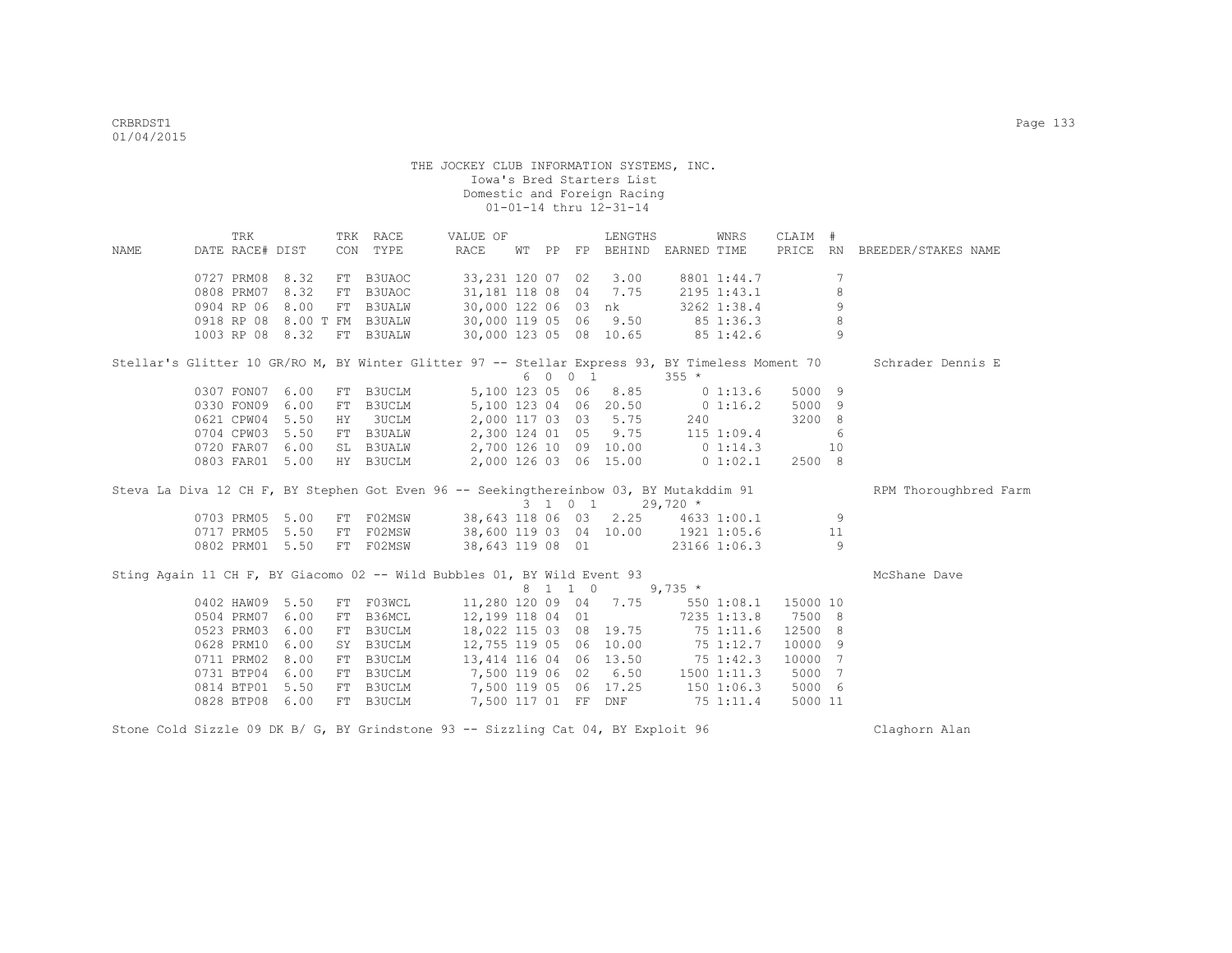THE JOCKEY CLUB INFORMATION SYSTEMS, INC.
Iowa's Bred Starters List
Domestic and Foreign Racing
01-01-14 thru 12-31-14

| NAME | TRK DATE | RACE# | DIST | TRK CON | RACE TYPE | VALUE OF RACE | WT | PP | FP | LENGTHS BEHIND | EARNED | WNRS TIME | CLAIM PRICE | # RN | BREEDER/STAKES NAME |
|---|---|---|---|---|---|---|---|---|---|---|---|---|---|---|---|
| | 0727 | PRM08 | 8.32 | FT | B3UAOC | 33,231 | 120 | 07 | 02 | 3.00 | 8801 | 1:44.7 | | 7 | |
| | 0808 | PRM07 | 8.32 | FT | B3UAOC | 31,181 | 118 | 08 | 04 | 7.75 | 2195 | 1:43.1 | | 8 | |
| | 0904 | RP 06 | 8.00 | FT | B3UALW | 30,000 | 122 | 06 | 03 | nk | 3262 | 1:38.4 | | 9 | |
| | 0918 | RP 08 | 8.00 T | FM | B3UALW | 30,000 | 119 | 05 | 06 | 9.50 | 85 | 1:36.3 | | 8 | |
| | 1003 | RP 08 | 8.32 | FT | B3UALW | 30,000 | 123 | 05 | 08 | 10.65 | 85 | 1:42.6 | | 9 | |
| Stellar's Glitter 10 GR/RO M, BY Winter Glitter 97 -- Stellar Express 93, BY Timeless Moment 70 | | | | | | | 6 | 0 | 0 1 | | 355 * | | | | Schrader Dennis E |
| | 0307 | FON07 | 6.00 | FT | B3UCLM | 5,100 | 123 | 05 | 06 | 8.85 | 0 | 1:13.6 | 5000 | 9 | |
| | 0330 | FON09 | 6.00 | FT | B3UCLM | 5,100 | 123 | 04 | 06 | 20.50 | 0 | 1:16.2 | 5000 | 9 | |
| | 0621 | CPW04 | 5.50 | HY | 3UCLM | 2,000 | 117 | 03 | 03 | 5.75 | 240 | | 3200 | 8 | |
| | 0704 | CPW03 | 5.50 | FT | B3UALW | 2,300 | 124 | 01 | 05 | 9.75 | 115 | 1:09.4 | | 6 | |
| | 0720 | FAR07 | 6.00 | SL | B3UALW | 2,700 | 126 | 10 | 09 | 10.00 | 0 | 1:14.3 | | 10 | |
| | 0803 | FAR01 | 5.00 | HY | B3UCLM | 2,000 | 126 | 03 | 06 | 15.00 | 0 | 1:02.1 | 2500 | 8 | |
| Steva La Diva 12 CH F, BY Stephen Got Even 96 -- Seekingthereinbow 03, BY Mutakddim 91 | | | | | | | 3 | 1 | 0 1 | | 29,720 * | | | | RPM Thoroughbred Farm |
| | 0703 | PRM05 | 5.00 | FT | F02MSW | 38,643 | 118 | 06 | 03 | 2.25 | 4633 | 1:00.1 | | 9 | |
| | 0717 | PRM05 | 5.50 | FT | F02MSW | 38,600 | 119 | 03 | 04 | 10.00 | 1921 | 1:05.6 | | 11 | |
| | 0802 | PRM01 | 5.50 | FT | F02MSW | 38,643 | 119 | 08 | 01 | | 23166 | 1:06.3 | | 9 | |
| Sting Again 11 CH F, BY Giacomo 02 -- Wild Bubbles 01, BY Wild Event 93 | | | | | | | 8 | 1 | 1 0 | | 9,735 * | | | | McShane Dave |
| | 0402 | HAW09 | 5.50 | FT | F03WCL | 11,280 | 120 | 09 | 04 | 7.75 | 550 | 1:08.1 | 15000 | 10 | |
| | 0504 | PRM07 | 6.00 | FT | B36MCL | 12,199 | 118 | 04 | 01 | | 7235 | 1:13.8 | 7500 | 8 | |
| | 0523 | PRM03 | 6.00 | FT | B3UCLM | 18,022 | 115 | 03 | 08 | 19.75 | 75 | 1:11.6 | 12500 | 8 | |
| | 0628 | PRM10 | 6.00 | SY | B3UCLM | 12,755 | 119 | 05 | 06 | 10.00 | 75 | 1:12.7 | 10000 | 9 | |
| | 0711 | PRM02 | 8.00 | FT | B3UCLM | 13,414 | 116 | 04 | 06 | 13.50 | 75 | 1:42.3 | 10000 | 7 | |
| | 0731 | BTP04 | 6.00 | FT | B3UCLM | 7,500 | 119 | 06 | 02 | 6.50 | 1500 | 1:11.3 | 5000 | 7 | |
| | 0814 | BTP01 | 5.50 | FT | B3UCLM | 7,500 | 119 | 05 | 06 | 17.25 | 150 | 1:06.3 | 5000 | 6 | |
| | 0828 | BTP08 | 6.00 | FT | B3UCLM | 7,500 | 117 | 01 | FF | DNF | 75 | 1:11.4 | 5000 | 11 | |
| Stone Cold Sizzle 09 DK B/ G, BY Grindstone 93 -- Sizzling Cat 04, BY Exploit 96 | | | | | | | | | | | | | | | Claghorn Alan |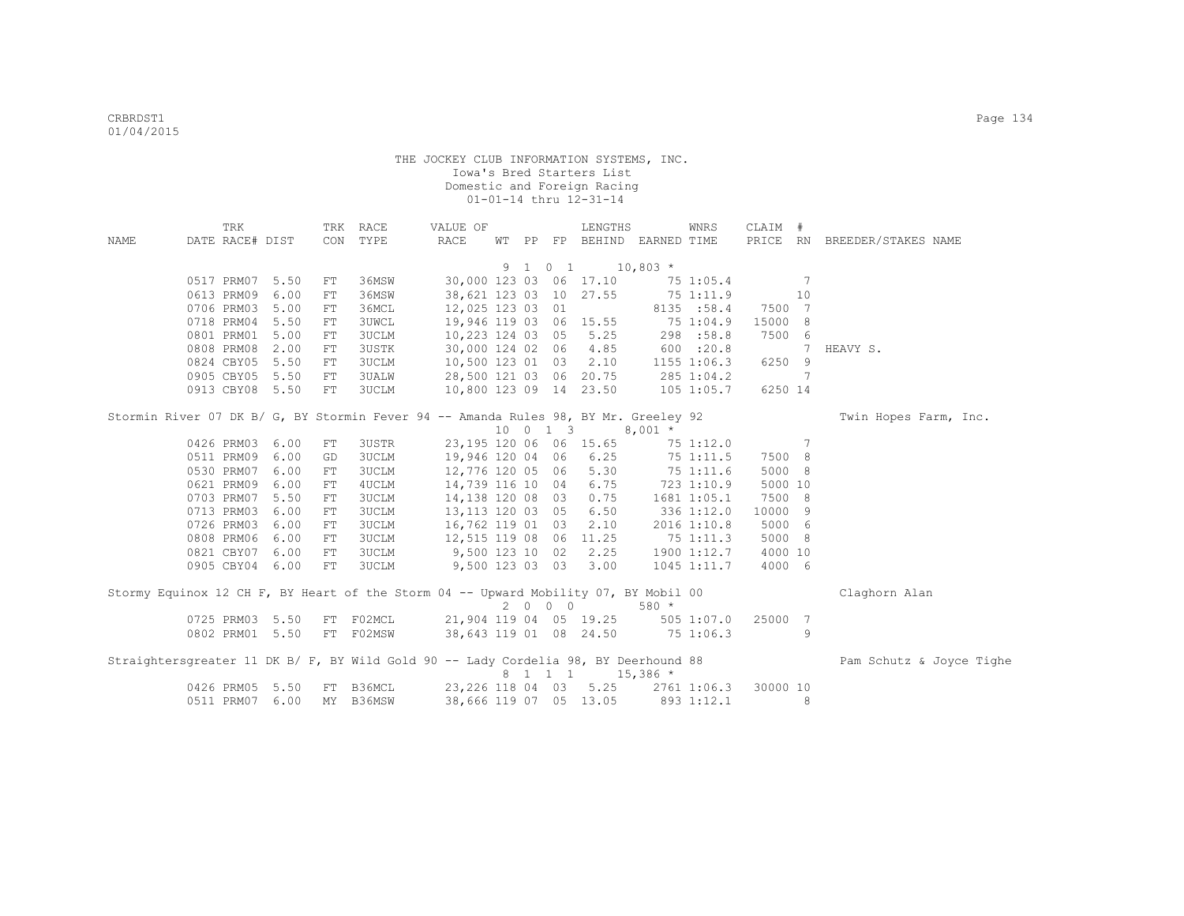THE JOCKEY CLUB INFORMATION SYSTEMS, INC.
Iowa's Bred Starters List
Domestic and Foreign Racing
01-01-14 thru 12-31-14

| NAME | TRK DATE | RACE# | DIST | TRK CON | RACE TYPE | VALUE OF RACE | WT | PP | FP | LENGTHS BEHIND | EARNED | WNRS TIME | CLAIM PRICE | # RN | BREEDER/STAKES NAME |
|---|---|---|---|---|---|---|---|---|---|---|---|---|---|---|---|
| | | | | | | | 9 | 1 0 1 | | | 10,803 * | | | | |
| | 0517 | PRM07 | 5.50 | FT | 36MSW | 30,000 | 123 | 03 | 06 | 17.10 | 75 | 1:05.4 | | 7 | |
| | 0613 | PRM09 | 6.00 | FT | 36MSW | 38,621 | 123 | 03 | 10 | 27.55 | 75 | 1:11.9 | | 10 | |
| | 0706 | PRM03 | 5.00 | FT | 36MCL | 12,025 | 123 | 03 | 01 | | 8135 | :58.4 | 7500 | 7 | |
| | 0718 | PRM04 | 5.50 | FT | 3UWCL | 19,946 | 119 | 03 | 06 | 15.55 | 75 | 1:04.9 | 15000 | 8 | |
| | 0801 | PRM01 | 5.00 | FT | 3UCLM | 10,223 | 124 | 03 | 05 | 5.25 | 298 | :58.8 | 7500 | 6 | |
| | 0808 | PRM08 | 2.00 | FT | 3USTK | 30,000 | 124 | 02 | 06 | 4.85 | 600 | :20.8 | | 7 | HEAVY S. |
| | 0824 | CBY05 | 5.50 | FT | 3UCLM | 10,500 | 123 | 01 | 03 | 2.10 | 1155 | 1:06.3 | 6250 | 9 | |
| | 0905 | CBY05 | 5.50 | FT | 3UALW | 28,500 | 121 | 03 | 06 | 20.75 | 285 | 1:04.2 | | 7 | |
| | 0913 | CBY08 | 5.50 | FT | 3UCLM | 10,800 | 123 | 09 | 14 | 23.50 | 105 | 1:05.7 | 6250 | 14 | |
| Stormin River 07 DK B/ G, BY Stormin Fever 94 -- Amanda Rules 98, BY Mr. Greeley 92 | | | | | | | | | | | | | | | Twin Hopes Farm, Inc. |
| | | | | | | | 10 | 0 1 3 | | | 8,001 * | | | | |
| | 0426 | PRM03 | 6.00 | FT | 3USTR | 23,195 | 120 | 06 | 06 | 15.65 | 75 | 1:12.0 | | 7 | |
| | 0511 | PRM09 | 6.00 | GD | 3UCLM | 19,946 | 120 | 04 | 06 | 6.25 | 75 | 1:11.5 | 7500 | 8 | |
| | 0530 | PRM07 | 6.00 | FT | 3UCLM | 12,776 | 120 | 05 | 06 | 5.30 | 75 | 1:11.6 | 5000 | 8 | |
| | 0621 | PRM09 | 6.00 | FT | 4UCLM | 14,739 | 116 | 10 | 04 | 6.75 | 723 | 1:10.9 | 5000 | 10 | |
| | 0703 | PRM07 | 5.50 | FT | 3UCLM | 14,138 | 120 | 08 | 03 | 0.75 | 1681 | 1:05.1 | 7500 | 8 | |
| | 0713 | PRM03 | 6.00 | FT | 3UCLM | 13,113 | 120 | 03 | 05 | 6.50 | 336 | 1:12.0 | 10000 | 9 | |
| | 0726 | PRM03 | 6.00 | FT | 3UCLM | 16,762 | 119 | 01 | 03 | 2.10 | 2016 | 1:10.8 | 5000 | 6 | |
| | 0808 | PRM06 | 6.00 | FT | 3UCLM | 12,515 | 119 | 08 | 06 | 11.25 | 75 | 1:11.3 | 5000 | 8 | |
| | 0821 | CBY07 | 6.00 | FT | 3UCLM | 9,500 | 123 | 10 | 02 | 2.25 | 1900 | 1:12.7 | 4000 | 10 | |
| | 0905 | CBY04 | 6.00 | FT | 3UCLM | 9,500 | 123 | 03 | 03 | 3.00 | 1045 | 1:11.7 | 4000 | 6 | |
| Stormy Equinox 12 CH F, BY Heart of the Storm 04 -- Upward Mobility 07, BY Mobil 00 | | | | | | | | | | | | | | | Claghorn Alan |
| | | | | | | | 2 | 0 0 0 | | | 580 * | | | | |
| | 0725 | PRM03 | 5.50 | FT | F02MCL | 21,904 | 119 | 04 | 05 | 19.25 | 505 | 1:07.0 | 25000 | 7 | |
| | 0802 | PRM01 | 5.50 | FT | F02MSW | 38,643 | 119 | 01 | 08 | 24.50 | 75 | 1:06.3 | | 9 | |
| Straightersgreater 11 DK B/ F, BY Wild Gold 90 -- Lady Cordelia 98, BY Deerhound 88 | | | | | | | | | | | | | | | Pam Schutz & Joyce Tighe |
| | | | | | | | 8 | 1 1 1 | | | 15,386 * | | | | |
| | 0426 | PRM05 | 5.50 | FT | B36MCL | 23,226 | 118 | 04 | 03 | 5.25 | 2761 | 1:06.3 | 30000 | 10 | |
| | 0511 | PRM07 | 6.00 | MY | B36MSW | 38,666 | 119 | 07 | 05 | 13.05 | 893 | 1:12.1 | | 8 | |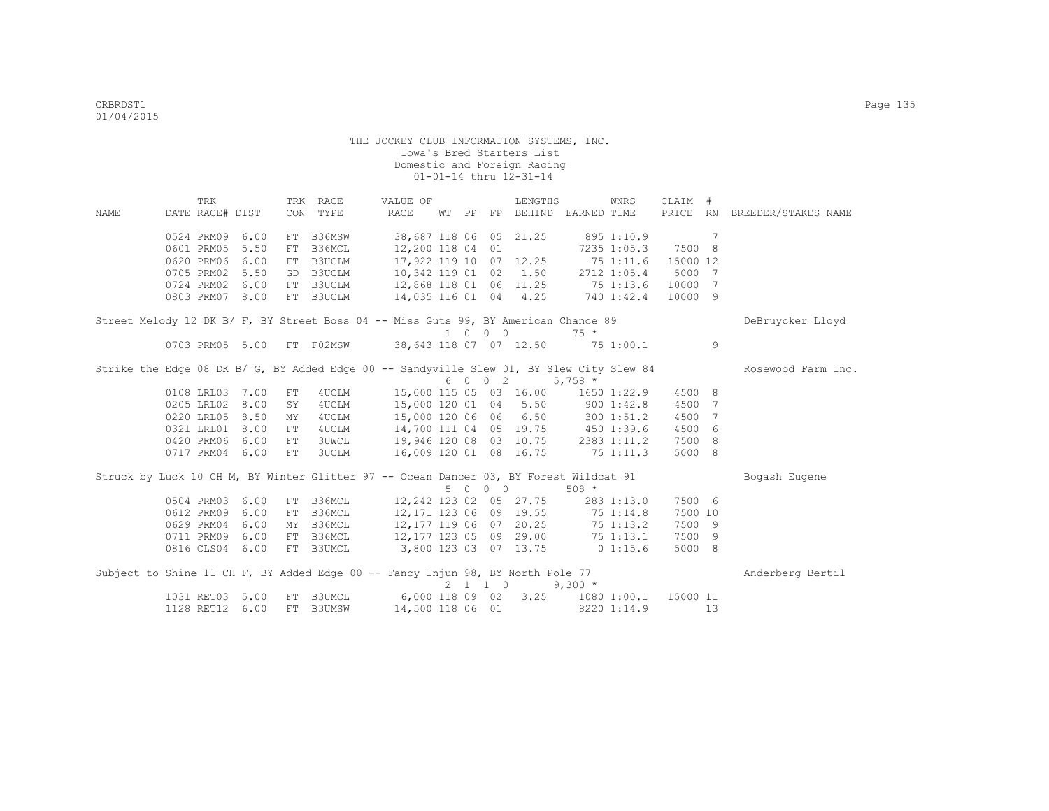THE JOCKEY CLUB INFORMATION SYSTEMS, INC.
Iowa's Bred Starters List
Domestic and Foreign Racing
01-01-14 thru 12-31-14

| NAME | TRK DATE | RACE# | DIST | TRK CON | RACE TYPE | VALUE OF RACE | WT | PP | FP | LENGTHS BEHIND | EARNED | WNRS TIME | CLAIM PRICE | # RN | BREEDER/STAKES NAME |
|---|---|---|---|---|---|---|---|---|---|---|---|---|---|---|---|
| | 0524 | PRM09 | 6.00 | FT | B36MSW | 38,687 | 118 | 06 | 05 | 21.25 | 895 | 1:10.9 | | 7 | |
| | 0601 | PRM05 | 5.50 | FT | B36MCL | 12,200 | 118 | 04 | 01 | | 7235 | 1:05.3 | 7500 | 8 | |
| | 0620 | PRM06 | 6.00 | FT | B3UCLM | 17,922 | 119 | 10 | 07 | 12.25 | 75 | 1:11.6 | 15000 | 12 | |
| | 0705 | PRM02 | 5.50 | GD | B3UCLM | 10,342 | 119 | 01 | 02 | 1.50 | 2712 | 1:05.4 | 5000 | 7 | |
| | 0724 | PRM02 | 6.00 | FT | B3UCLM | 12,868 | 118 | 01 | 06 | 11.25 | 75 | 1:13.6 | 10000 | 7 | |
| | 0803 | PRM07 | 8.00 | FT | B3UCLM | 14,035 | 116 | 01 | 04 | 4.25 | 740 | 1:42.4 | 10000 | 9 | |
| Street Melody 12 DK B/ F, BY Street Boss 04 -- Miss Guts 99, BY American Chance 89 | | | | | | | 1 0 0 0 | | | | 75 * | | | | DeBruycker Lloyd |
| | 0703 | PRM05 | 5.00 | FT | F02MSW | 38,643 | 118 | 07 | 07 | 12.50 | 75 | 1:00.1 | | 9 | |
| Strike the Edge 08 DK B/ G, BY Added Edge 00 -- Sandyville Slew 01, BY Slew City Slew 84 | | | | | | | 6 0 0 2 | | | | 5,758 * | | | | Rosewood Farm Inc. |
| | 0108 | LRL03 | 7.00 | FT | 4UCLM | 15,000 | 115 | 05 | 03 | 16.00 | 1650 | 1:22.9 | 4500 | 8 | |
| | 0205 | LRL02 | 8.00 | SY | 4UCLM | 15,000 | 120 | 01 | 04 | 5.50 | 900 | 1:42.8 | 4500 | 7 | |
| | 0220 | LRL05 | 8.50 | MY | 4UCLM | 15,000 | 120 | 06 | 06 | 6.50 | 300 | 1:51.2 | 4500 | 7 | |
| | 0321 | LRL01 | 8.00 | FT | 4UCLM | 14,700 | 111 | 04 | 05 | 19.75 | 450 | 1:39.6 | 4500 | 6 | |
| | 0420 | PRM06 | 6.00 | FT | 3UWCL | 19,946 | 120 | 08 | 03 | 10.75 | 2383 | 1:11.2 | 7500 | 8 | |
| | 0717 | PRM04 | 6.00 | FT | 3UCLM | 16,009 | 120 | 01 | 08 | 16.75 | 75 | 1:11.3 | 5000 | 8 | |
| Struck by Luck 10 CH M, BY Winter Glitter 97 -- Ocean Dancer 03, BY Forest Wildcat 91 | | | | | | | 5 0 0 0 | | | | 508 * | | | | Bogash Eugene |
| | 0504 | PRM03 | 6.00 | FT | B36MCL | 12,242 | 123 | 02 | 05 | 27.75 | 283 | 1:13.0 | 7500 | 6 | |
| | 0612 | PRM09 | 6.00 | FT | B36MCL | 12,171 | 123 | 06 | 09 | 19.55 | 75 | 1:14.8 | 7500 | 10 | |
| | 0629 | PRM04 | 6.00 | MY | B36MCL | 12,177 | 119 | 06 | 07 | 20.25 | 75 | 1:13.2 | 7500 | 9 | |
| | 0711 | PRM09 | 6.00 | FT | B36MCL | 12,177 | 123 | 05 | 09 | 29.00 | 75 | 1:13.1 | 7500 | 9 | |
| | 0816 | CLS04 | 6.00 | FT | B3UMCL | 3,800 | 123 | 03 | 07 | 13.75 | 0 | 1:15.6 | 5000 | 8 | |
| Subject to Shine 11 CH F, BY Added Edge 00 -- Fancy Injun 98, BY North Pole 77 | | | | | | | 2 1 1 0 | | | | 9,300 * | | | | Anderberg Bertil |
| | 1031 | RET03 | 5.00 | FT | B3UMCL | 6,000 | 118 | 09 | 02 | 3.25 | 1080 | 1:00.1 | 15000 | 11 | |
| | 1128 | RET12 | 6.00 | FT | B3UMSW | 14,500 | 118 | 06 | 01 | | 8220 | 1:14.9 | | 13 | |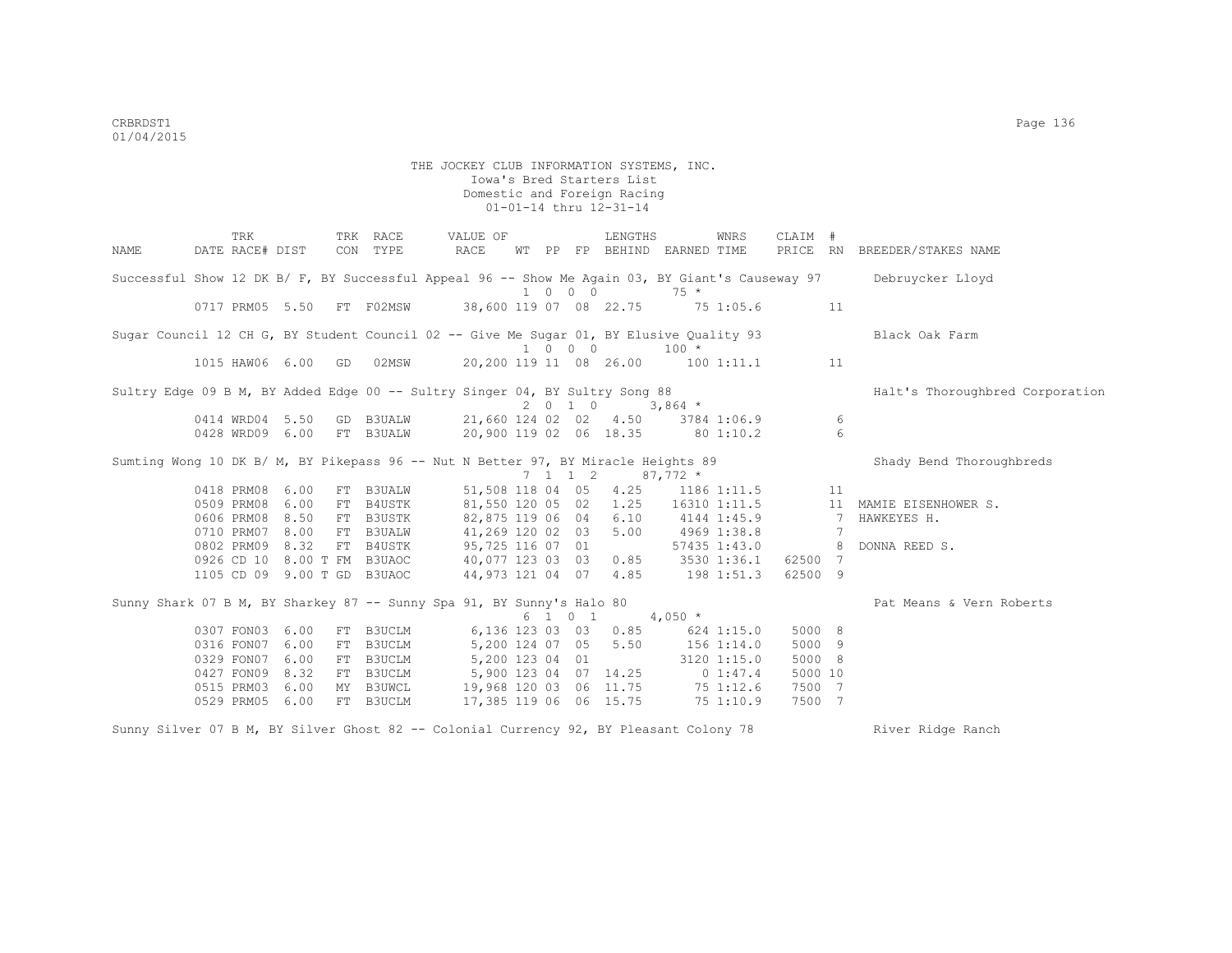THE JOCKEY CLUB INFORMATION SYSTEMS, INC.
Iowa's Bred Starters List
Domestic and Foreign Racing
01-01-14 thru 12-31-14

| NAME | TRK DATE | RACE# | DIST | TRK CON | RACE TYPE | VALUE OF RACE | WT | PP | FP | LENGTHS BEHIND | EARNED | WNRS TIME | CLAIM PRICE | # RN | BREEDER/STAKES NAME |
|---|---|---|---|---|---|---|---|---|---|---|---|---|---|---|---|
| Successful Show 12 DK B/ F, BY Successful Appeal 96 -- Show Me Again 03, BY Giant's Causeway 97 | | | | | | | 1 | 0 | 0 0 | | 75 * | | | | Debruycker Lloyd |
| | 0717 | PRM05 | 5.50 | FT | F02MSW | 38,600 | 119 | 07 | 08 | 22.75 | 75 | 1:05.6 | | 11 | |
| Sugar Council 12 CH G, BY Student Council 02 -- Give Me Sugar 01, BY Elusive Quality 93 | | | | | | | 1 | 0 | 0 0 | | 100 * | | | | Black Oak Farm |
| | 1015 | HAW06 | 6.00 | GD | 02MSW | 20,200 | 119 | 11 | 08 | 26.00 | 100 | 1:11.1 | | 11 | |
| Sultry Edge 09 B M, BY Added Edge 00 -- Sultry Singer 04, BY Sultry Song 88 | | | | | | | 2 | 0 | 1 0 | | 3,864 * | | | | Halt's Thoroughbred Corporation |
| | 0414 | WRD04 | 5.50 | GD | B3UALW | 21,660 | 124 | 02 | 02 | 4.50 | 3784 | 1:06.9 | | 6 | |
| | 0428 | WRD09 | 6.00 | FT | B3UALW | 20,900 | 119 | 02 | 06 | 18.35 | 80 | 1:10.2 | | 6 | |
| Sumting Wong 10 DK B/ M, BY Pikepass 96 -- Nut N Better 97, BY Miracle Heights 89 | | | | | | | 7 | 1 | 1 2 | | 87,772 * | | | | Shady Bend Thoroughbreds |
| | 0418 | PRM08 | 6.00 | FT | B3UALW | 51,508 | 118 | 04 | 05 | 4.25 | 1186 | 1:11.5 | | 11 | |
| | 0509 | PRM08 | 6.00 | FT | B4USTK | 81,550 | 120 | 05 | 02 | 1.25 | 16310 | 1:11.5 | | 11 | MAMIE EISENHOWER S. |
| | 0606 | PRM08 | 8.50 | FT | B3USTK | 82,875 | 119 | 06 | 04 | 6.10 | 4144 | 1:45.9 | | 7 | HAWKEYES H. |
| | 0710 | PRM07 | 8.00 | FT | B3UALW | 41,269 | 120 | 02 | 03 | 5.00 | 4969 | 1:38.8 | | 7 | |
| | 0802 | PRM09 | 8.32 | FT | B4USTK | 95,725 | 116 | 07 | 01 | | 57435 | 1:43.0 | | 8 | DONNA REED S. |
| | 0926 | CD 10 | 8.00 T | FM | B3UAOC | 40,077 | 123 | 03 | 03 | 0.85 | 3530 | 1:36.1 | 62500 | 7 | |
| | 1105 | CD 09 | 9.00 T | GD | B3UAOC | 44,973 | 121 | 04 | 07 | 4.85 | 198 | 1:51.3 | 62500 | 9 | |
| Sunny Shark 07 B M, BY Sharkey 87 -- Sunny Spa 91, BY Sunny's Halo 80 | | | | | | | 6 | 1 | 0 1 | | 4,050 * | | | | Pat Means & Vern Roberts |
| | 0307 | FON03 | 6.00 | FT | B3UCLM | 6,136 | 123 | 03 | 03 | 0.85 | 624 | 1:15.0 | 5000 | 8 | |
| | 0316 | FON07 | 6.00 | FT | B3UCLM | 5,200 | 124 | 07 | 05 | 5.50 | 156 | 1:14.0 | 5000 | 9 | |
| | 0329 | FON07 | 6.00 | FT | B3UCLM | 5,200 | 123 | 04 | 01 | | 3120 | 1:15.0 | 5000 | 8 | |
| | 0427 | FON09 | 8.32 | FT | B3UCLM | 5,900 | 123 | 04 | 07 | 14.25 | 0 | 1:47.4 | 5000 | 10 | |
| | 0515 | PRM03 | 6.00 | MY | B3UWCL | 19,968 | 120 | 03 | 06 | 11.75 | 75 | 1:12.6 | 7500 | 7 | |
| | 0529 | PRM05 | 6.00 | FT | B3UCLM | 17,385 | 119 | 06 | 06 | 15.75 | 75 | 1:10.9 | 7500 | 7 | |
| Sunny Silver 07 B M, BY Silver Ghost 82 -- Colonial Currency 92, BY Pleasant Colony 78 | | | | | | | | | | | | | | | River Ridge Ranch |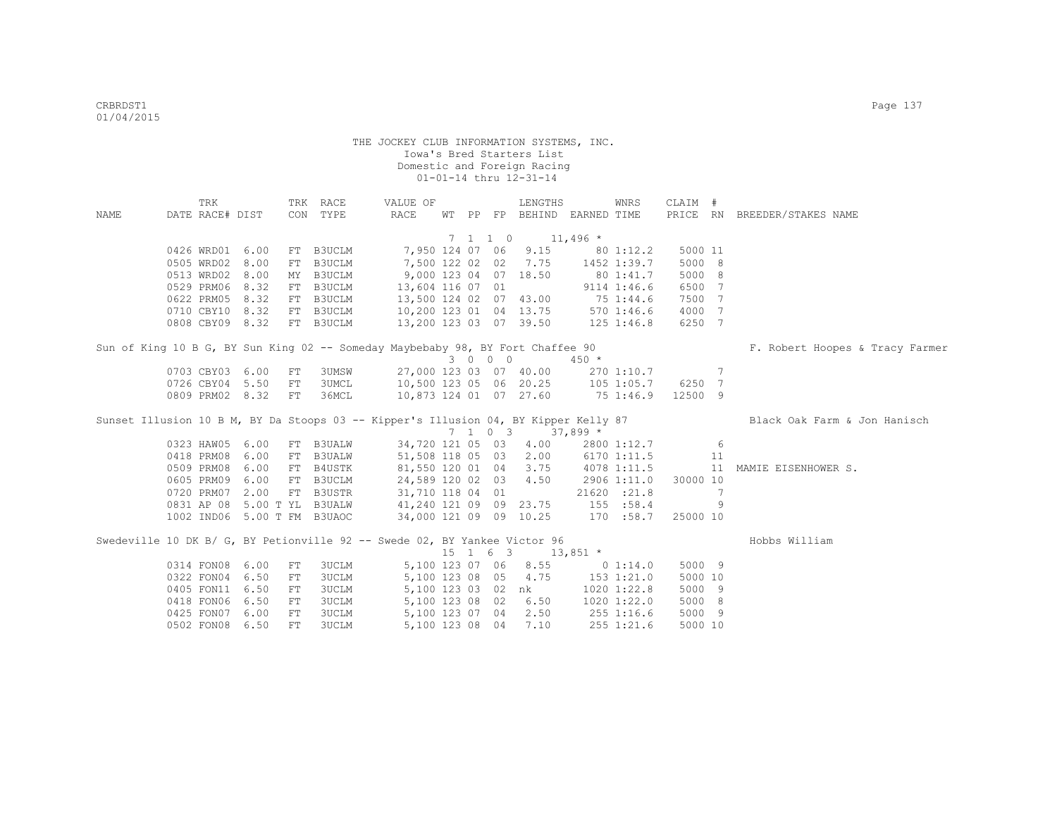THE JOCKEY CLUB INFORMATION SYSTEMS, INC.
Iowa's Bred Starters List
Domestic and Foreign Racing
01-01-14 thru 12-31-14

| NAME | TRK DATE | RACE# | DIST | TRK CON | RACE TYPE | VALUE OF RACE | WT | PP | FP | LENGTHS BEHIND | EARNED | WNRS TIME | CLAIM PRICE | # RN | BREEDER/STAKES NAME |
|---|---|---|---|---|---|---|---|---|---|---|---|---|---|---|---|
| | | | | | | | 7 1 1 0 | | | | 11,496 * | | | | |
| | 0426 | WRD01 | 6.00 | FT | B3UCLM | 7,950 | 124 | 07 | 06 | 9.15 | 80 | 1:12.2 | 5000 | 11 | |
| | 0505 | WRD02 | 8.00 | FT | B3UCLM | 7,500 | 122 | 02 | 02 | 7.75 | 1452 | 1:39.7 | 5000 | 8 | |
| | 0513 | WRD02 | 8.00 | MY | B3UCLM | 9,000 | 123 | 04 | 07 | 18.50 | 80 | 1:41.7 | 5000 | 8 | |
| | 0529 | PRM06 | 8.32 | FT | B3UCLM | 13,604 | 116 | 07 | 01 | | 9114 | 1:46.6 | 6500 | 7 | |
| | 0622 | PRM05 | 8.32 | FT | B3UCLM | 13,500 | 124 | 02 | 07 | 43.00 | 75 | 1:44.6 | 7500 | 7 | |
| | 0710 | CBY10 | 8.32 | FT | B3UCLM | 10,200 | 123 | 01 | 04 | 13.75 | 570 | 1:46.6 | 4000 | 7 | |
| | 0808 | CBY09 | 8.32 | FT | B3UCLM | 13,200 | 123 | 03 | 07 | 39.50 | 125 | 1:46.8 | 6250 | 7 | |
| Sun of King 10 B G, BY Sun King 02 -- Someday Maybebaby 98, BY Fort Chaffee 90 | | | | | | | | | | | | | | | F. Robert Hoopes & Tracy Farmer |
| | | | | | | | 3 0 0 0 | | | | 450 * | | | | |
| | 0703 | CBY03 | 6.00 | FT | 3UMSW | 27,000 | 123 | 03 | 07 | 40.00 | 270 | 1:10.7 | | 7 | |
| | 0726 | CBY04 | 5.50 | FT | 3UMCL | 10,500 | 123 | 05 | 06 | 20.25 | 105 | 1:05.7 | 6250 | 7 | |
| | 0809 | PRM02 | 8.32 | FT | 36MCL | 10,873 | 124 | 01 | 07 | 27.60 | 75 | 1:46.9 | 12500 | 9 | |
| Sunset Illusion 10 B M, BY Da Stoops 03 -- Kipper's Illusion 04, BY Kipper Kelly 87 | | | | | | | | | | | | | | | Black Oak Farm & Jon Hanisch |
| | | | | | | | 7 1 0 3 | | | | 37,899 * | | | | |
| | 0323 | HAW05 | 6.00 | FT | B3UALW | 34,720 | 121 | 05 | 03 | 4.00 | 2800 | 1:12.7 | | 6 | |
| | 0418 | PRM08 | 6.00 | FT | B3UALW | 51,508 | 118 | 05 | 03 | 2.00 | 6170 | 1:11.5 | | 11 | |
| | 0509 | PRM08 | 6.00 | FT | B4USTK | 81,550 | 120 | 01 | 04 | 3.75 | 4078 | 1:11.5 | | 11 | MAMIE EISENHOWER S. |
| | 0605 | PRM09 | 6.00 | FT | B3UCLM | 24,589 | 120 | 02 | 03 | 4.50 | 2906 | 1:11.0 | 30000 | 10 | |
| | 0720 | PRM07 | 2.00 | FT | B3USTR | 31,710 | 118 | 04 | 01 | | 21620 | :21.8 | | 7 | |
| | 0831 | AP 08 | 5.00 T | YL | B3UALW | 41,240 | 121 | 09 | 09 | 23.75 | 155 | :58.4 | | 9 | |
| | 1002 | IND06 | 5.00 T | FM | B3UAOC | 34,000 | 121 | 09 | 09 | 10.25 | 170 | :58.7 | 25000 | 10 | |
| Swedeville 10 DK B/ G, BY Petionville 92 -- Swede 02, BY Yankee Victor 96 | | | | | | | | | | | | | | | Hobbs William |
| | | | | | | | 15 1 6 3 | | | | 13,851 * | | | | |
| | 0314 | FON08 | 6.00 | FT | 3UCLM | 5,100 | 123 | 07 | 06 | 8.55 | 0 | 1:14.0 | 5000 | 9 | |
| | 0322 | FON04 | 6.50 | FT | 3UCLM | 5,100 | 123 | 08 | 05 | 4.75 | 153 | 1:21.0 | 5000 | 10 | |
| | 0405 | FON11 | 6.50 | FT | 3UCLM | 5,100 | 123 | 03 | 02 | nk | 1020 | 1:22.8 | 5000 | 9 | |
| | 0418 | FON06 | 6.50 | FT | 3UCLM | 5,100 | 123 | 08 | 02 | 6.50 | 1020 | 1:22.0 | 5000 | 8 | |
| | 0425 | FON07 | 6.00 | FT | 3UCLM | 5,100 | 123 | 07 | 04 | 2.50 | 255 | 1:16.6 | 5000 | 9 | |
| | 0502 | FON08 | 6.50 | FT | 3UCLM | 5,100 | 123 | 08 | 04 | 7.10 | 255 | 1:21.6 | 5000 | 10 | |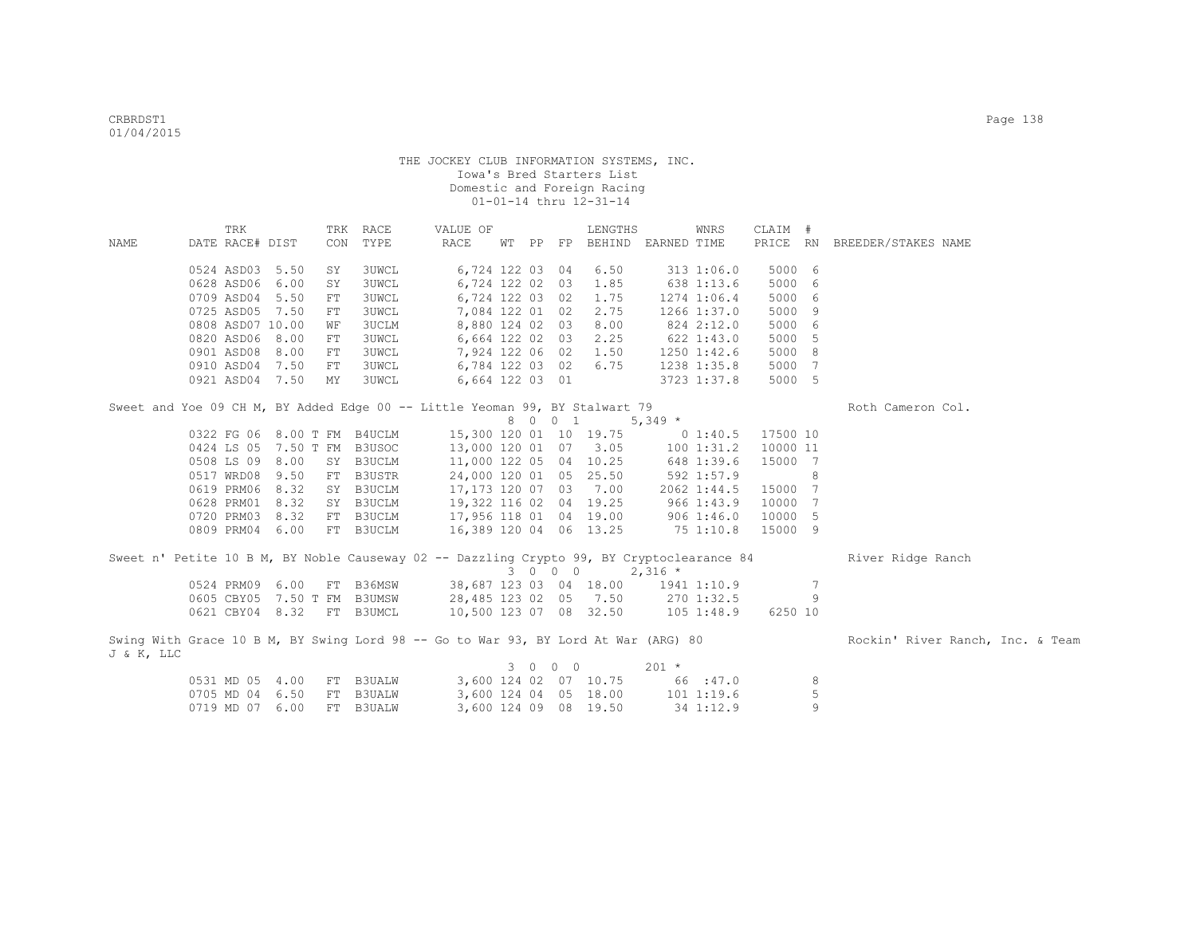THE JOCKEY CLUB INFORMATION SYSTEMS, INC.
Iowa's Bred Starters List
Domestic and Foreign Racing
01-01-14 thru 12-31-14

| NAME | TRK DATE | RACE# | DIST | TRK CON | RACE TYPE | VALUE OF RACE | WT | PP | FP | LENGTHS BEHIND | EARNED | WNRS TIME | CLAIM PRICE | # RN | BREEDER/STAKES NAME |
|---|---|---|---|---|---|---|---|---|---|---|---|---|---|---|---|
| | 0524 | ASD03 | 5.50 | SY | 3UWCL | 6,724 | 122 | 03 | 04 | 6.50 | 313 | 1:06.0 | 5000 | 6 | |
| | 0628 | ASD06 | 6.00 | SY | 3UWCL | 6,724 | 122 | 02 | 03 | 1.85 | 638 | 1:13.6 | 5000 | 6 | |
| | 0709 | ASD04 | 5.50 | FT | 3UWCL | 6,724 | 122 | 03 | 02 | 1.75 | 1274 | 1:06.4 | 5000 | 6 | |
| | 0725 | ASD05 | 7.50 | FT | 3UWCL | 7,084 | 122 | 01 | 02 | 2.75 | 1266 | 1:37.0 | 5000 | 9 | |
| | 0808 | ASD07 | 10.00 | WF | 3UCLM | 8,880 | 124 | 02 | 03 | 8.00 | 824 | 2:12.0 | 5000 | 6 | |
| | 0820 | ASD06 | 8.00 | FT | 3UWCL | 6,664 | 122 | 02 | 03 | 2.25 | 622 | 1:43.0 | 5000 | 5 | |
| | 0901 | ASD08 | 8.00 | FT | 3UWCL | 7,924 | 122 | 06 | 02 | 1.50 | 1250 | 1:42.6 | 5000 | 8 | |
| | 0910 | ASD04 | 7.50 | FT | 3UWCL | 6,784 | 122 | 03 | 02 | 6.75 | 1238 | 1:35.8 | 5000 | 7 | |
| | 0921 | ASD04 | 7.50 | MY | 3UWCL | 6,664 | 122 | 03 | 01 | | 3723 | 1:37.8 | 5000 | 5 | |
| Sweet and Yoe 09 CH M, BY Added Edge 00 -- Little Yeoman 99, BY Stalwart 79 | | | | | | | 8 | 0 | 0 1 | | 5,349 * | | | | Roth Cameron Col. |
| | 0322 | FG 06 | 8.00 T | FM | B4UCLM | 15,300 | 120 | 01 | 10 | 19.75 | 0 | 1:40.5 | 17500 | 10 | |
| | 0424 | LS 05 | 7.50 T | FM | B3USOC | 13,000 | 120 | 01 | 07 | 3.05 | 100 | 1:31.2 | 10000 | 11 | |
| | 0508 | LS 09 | 8.00 | SY | B3UCLM | 11,000 | 122 | 05 | 04 | 10.25 | 648 | 1:39.6 | 15000 | 7 | |
| | 0517 | WRD08 | 9.50 | FT | B3USTR | 24,000 | 120 | 01 | 05 | 25.50 | 592 | 1:57.9 | | 8 | |
| | 0619 | PRM06 | 8.32 | SY | B3UCLM | 17,173 | 120 | 07 | 03 | 7.00 | 2062 | 1:44.5 | 15000 | 7 | |
| | 0628 | PRM01 | 8.32 | SY | B3UCLM | 19,322 | 116 | 02 | 04 | 19.25 | 966 | 1:43.9 | 10000 | 7 | |
| | 0720 | PRM03 | 8.32 | FT | B3UCLM | 17,956 | 118 | 01 | 04 | 19.00 | 906 | 1:46.0 | 10000 | 5 | |
| | 0809 | PRM04 | 6.00 | FT | B3UCLM | 16,389 | 120 | 04 | 06 | 13.25 | 75 | 1:10.8 | 15000 | 9 | |
| Sweet n' Petite 10 B M, BY Noble Causeway 02 -- Dazzling Crypto 99, BY Cryptoclearance 84 | | | | | | | 3 | 0 | 0 0 | | 2,316 * | | | | River Ridge Ranch |
| | 0524 | PRM09 | 6.00 | FT | B36MSW | 38,687 | 123 | 03 | 04 | 18.00 | 1941 | 1:10.9 | | 7 | |
| | 0605 | CBY05 | 7.50 T | FM | B3UMSW | 28,485 | 123 | 02 | 05 | 7.50 | 270 | 1:32.5 | | 9 | |
| | 0621 | CBY04 | 8.32 | FT | B3UMCL | 10,500 | 123 | 07 | 08 | 32.50 | 105 | 1:48.9 | 6250 | 10 | |
| Swing With Grace 10 B M, BY Swing Lord 98 -- Go to War 93, BY Lord At War (ARG) 80 | | | | | | | 3 | 0 | 0 0 | | 201 * | | | | Rockin' River Ranch, Inc. & Team J & K, LLC |
| | 0531 | MD 05 | 4.00 | FT | B3UALW | 3,600 | 124 | 02 | 07 | 10.75 | 66 | :47.0 | | 8 | |
| | 0705 | MD 04 | 6.50 | FT | B3UALW | 3,600 | 124 | 04 | 05 | 18.00 | 101 | 1:19.6 | | 5 | |
| | 0719 | MD 07 | 6.00 | FT | B3UALW | 3,600 | 124 | 09 | 08 | 19.50 | 34 | 1:12.9 | | 9 | |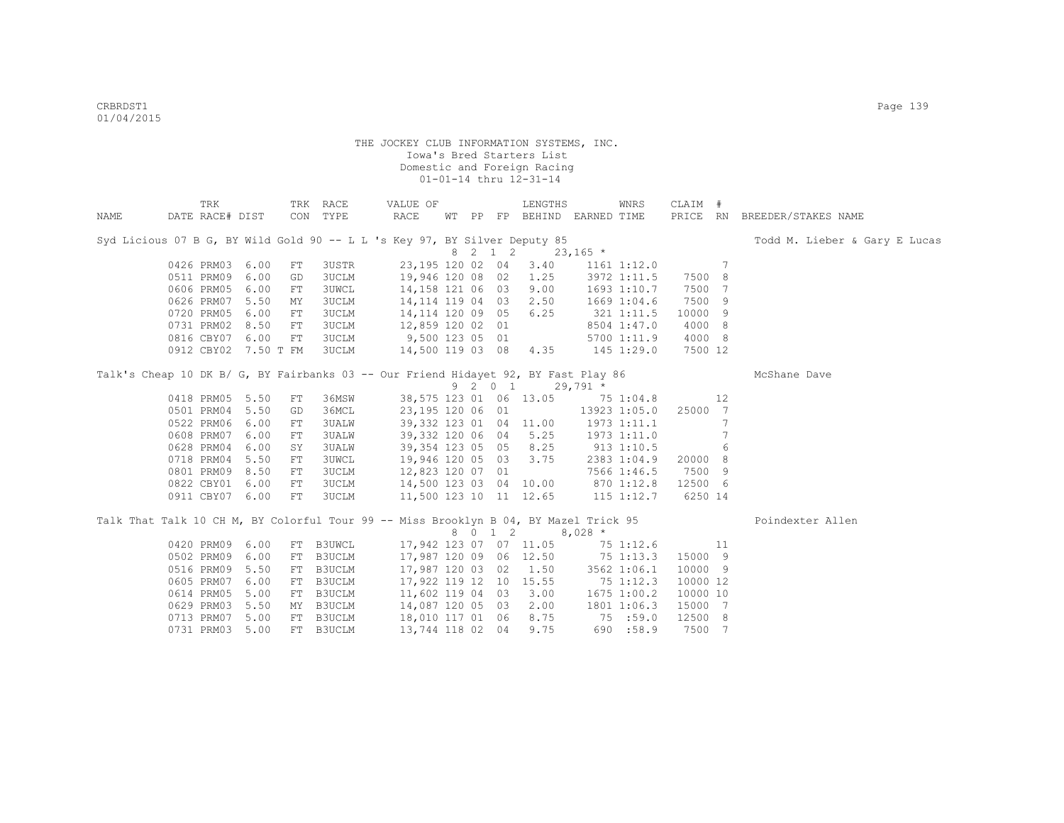THE JOCKEY CLUB INFORMATION SYSTEMS, INC.
Iowa's Bred Starters List
Domestic and Foreign Racing
01-01-14 thru 12-31-14

| NAME | DATE | TRK RACE# | DIST | TRK CON | RACE TYPE | VALUE OF RACE | WT | PP | FP | LENGTHS BEHIND | EARNED | WNRS TIME | CLAIM PRICE | # RN | BREEDER/STAKES NAME |
|---|---|---|---|---|---|---|---|---|---|---|---|---|---|---|---|
| Syd Licious 07 B G, BY Wild Gold 90 -- L L 's Key 97, BY Silver Deputy 85 | | | | | | | 8 | 2 1 | 2 | | 23,165 * | | | | Todd M. Lieber & Gary E Lucas |
| | 0426 | PRM03 | 6.00 | FT | 3USTR | 23,195 | 120 | 02 | 04 | 3.40 | 1161 | 1:12.0 | | 7 | |
| | 0511 | PRM09 | 6.00 | GD | 3UCLM | 19,946 | 120 | 08 | 02 | 1.25 | 3972 | 1:11.5 | 7500 | 8 | |
| | 0606 | PRM05 | 6.00 | FT | 3UWCL | 14,158 | 121 | 06 | 03 | 9.00 | 1693 | 1:10.7 | 7500 | 7 | |
| | 0626 | PRM07 | 5.50 | MY | 3UCLM | 14,114 | 119 | 04 | 03 | 2.50 | 1669 | 1:04.6 | 7500 | 9 | |
| | 0720 | PRM05 | 6.00 | FT | 3UCLM | 14,114 | 120 | 09 | 05 | 6.25 | 321 | 1:11.5 | 10000 | 9 | |
| | 0731 | PRM02 | 8.50 | FT | 3UCLM | 12,859 | 120 | 02 | 01 | | 8504 | 1:47.0 | 4000 | 8 | |
| | 0816 | CBY07 | 6.00 | FT | 3UCLM | 9,500 | 123 | 05 | 01 | | 5700 | 1:11.9 | 4000 | 8 | |
| | 0912 | CBY02 | 7.50 T | FM | 3UCLM | 14,500 | 119 | 03 | 08 | 4.35 | 145 | 1:29.0 | 7500 | 12 | |
| Talk's Cheap 10 DK B/ G, BY Fairbanks 03 -- Our Friend Hidayet 92, BY Fast Play 86 | | | | | | | 9 | 2 0 | 1 | | 29,791 * | | | | McShane Dave |
| | 0418 | PRM05 | 5.50 | FT | 36MSW | 38,575 | 123 | 01 | 06 | 13.05 | 75 | 1:04.8 | | 12 | |
| | 0501 | PRM04 | 5.50 | GD | 36MCL | 23,195 | 120 | 06 | 01 | | 13923 | 1:05.0 | 25000 | 7 | |
| | 0522 | PRM06 | 6.00 | FT | 3UALW | 39,332 | 123 | 01 | 04 | 11.00 | 1973 | 1:11.1 | | 7 | |
| | 0608 | PRM07 | 6.00 | FT | 3UALW | 39,332 | 120 | 06 | 04 | 5.25 | 1973 | 1:11.0 | | 7 | |
| | 0628 | PRM04 | 6.00 | SY | 3UALW | 39,354 | 123 | 05 | 05 | 8.25 | 913 | 1:10.5 | | 6 | |
| | 0718 | PRM04 | 5.50 | FT | 3UWCL | 19,946 | 120 | 05 | 03 | 3.75 | 2383 | 1:04.9 | 20000 | 8 | |
| | 0801 | PRM09 | 8.50 | FT | 3UCLM | 12,823 | 120 | 07 | 01 | | 7566 | 1:46.5 | 7500 | 9 | |
| | 0822 | CBY01 | 6.00 | FT | 3UCLM | 14,500 | 123 | 03 | 04 | 10.00 | 870 | 1:12.8 | 12500 | 6 | |
| | 0911 | CBY07 | 6.00 | FT | 3UCLM | 11,500 | 123 | 10 | 11 | 12.65 | 115 | 1:12.7 | 6250 | 14 | |
| Talk That Talk 10 CH M, BY Colorful Tour 99 -- Miss Brooklyn B 04, BY Mazel Trick 95 | | | | | | | 8 | 0 1 | 2 | | 8,028 * | | | | Poindexter Allen |
| | 0420 | PRM09 | 6.00 | FT | B3UWCL | 17,942 | 123 | 07 | 07 | 11.05 | 75 | 1:12.6 | | 11 | |
| | 0502 | PRM09 | 6.00 | FT | B3UCLM | 17,987 | 120 | 09 | 06 | 12.50 | 75 | 1:13.3 | 15000 | 9 | |
| | 0516 | PRM09 | 5.50 | FT | B3UCLM | 17,987 | 120 | 03 | 02 | 1.50 | 3562 | 1:06.1 | 10000 | 9 | |
| | 0605 | PRM07 | 6.00 | FT | B3UCLM | 17,922 | 119 | 12 | 10 | 15.55 | 75 | 1:12.3 | 10000 | 12 | |
| | 0614 | PRM05 | 5.00 | FT | B3UCLM | 11,602 | 119 | 04 | 03 | 3.00 | 1675 | 1:00.2 | 10000 | 10 | |
| | 0629 | PRM03 | 5.50 | MY | B3UCLM | 14,087 | 120 | 05 | 03 | 2.00 | 1801 | 1:06.3 | 15000 | 7 | |
| | 0713 | PRM07 | 5.00 | FT | B3UCLM | 18,010 | 117 | 01 | 06 | 8.75 | 75 | :59.0 | 12500 | 8 | |
| | 0731 | PRM03 | 5.00 | FT | B3UCLM | 13,744 | 118 | 02 | 04 | 9.75 | 690 | :58.9 | 7500 | 7 | |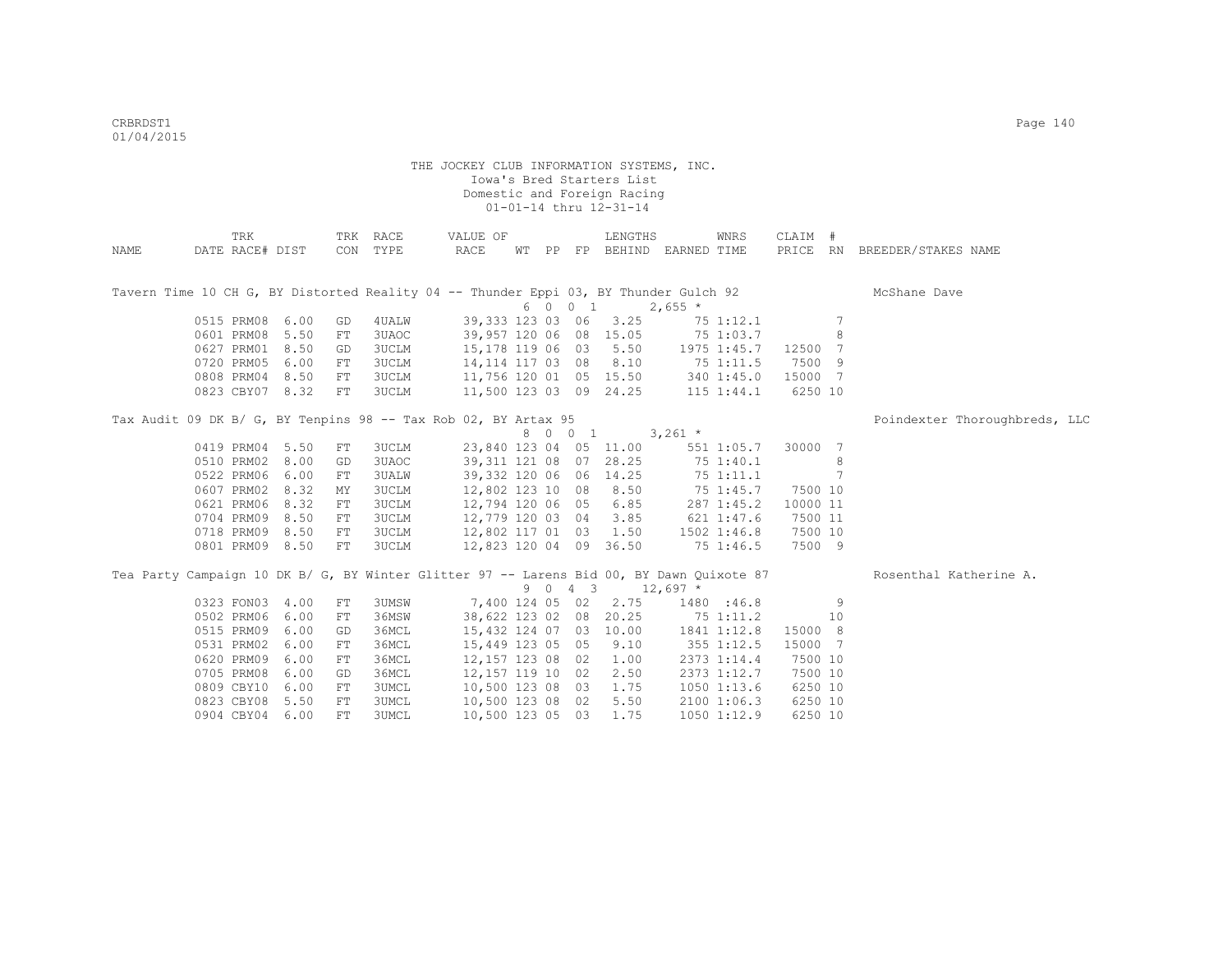THE JOCKEY CLUB INFORMATION SYSTEMS, INC.
Iowa's Bred Starters List
Domestic and Foreign Racing
01-01-14 thru 12-31-14

| NAME | TRK DATE | RACE# | DIST | TRK CON | RACE TYPE | VALUE OF RACE | WT | PP | FP | LENGTHS BEHIND | EARNED | WNRS TIME | CLAIM PRICE | # RN | BREEDER/STAKES NAME |
|---|---|---|---|---|---|---|---|---|---|---|---|---|---|---|---|
| Tavern Time 10 CH G, BY Distorted Reality 04 -- Thunder Eppi 03, BY Thunder Gulch 92 | | | | | | | | | | | | | | | McShane Dave |
| | | | | | | | 6 | 0 | 0 1 | | 2,655 * | | | | |
| | 0515 | PRM08 | 6.00 | GD | 4UALW | 39,333 | 123 | 03 | 06 | 3.25 | 75 | 1:12.1 | | 7 | |
| | 0601 | PRM08 | 5.50 | FT | 3UAOC | 39,957 | 120 | 06 | 08 | 15.05 | 75 | 1:03.7 | | 8 | |
| | 0627 | PRM01 | 8.50 | GD | 3UCLM | 15,178 | 119 | 06 | 03 | 5.50 | 1975 | 1:45.7 | 12500 | 7 | |
| | 0720 | PRM05 | 6.00 | FT | 3UCLM | 14,114 | 117 | 03 | 08 | 8.10 | 75 | 1:11.5 | 7500 | 9 | |
| | 0808 | PRM04 | 8.50 | FT | 3UCLM | 11,756 | 120 | 01 | 05 | 15.50 | 340 | 1:45.0 | 15000 | 7 | |
| | 0823 | CBY07 | 8.32 | FT | 3UCLM | 11,500 | 123 | 03 | 09 | 24.25 | 115 | 1:44.1 | 6250 | 10 | |
| Tax Audit 09 DK B/ G, BY Tenpins 98 -- Tax Rob 02, BY Artax 95 | | | | | | | | | | | | | | | Poindexter Thoroughbreds, LLC |
| | | | | | | | 8 | 0 | 0 1 | | 3,261 * | | | | |
| | 0419 | PRM04 | 5.50 | FT | 3UCLM | 23,840 | 123 | 04 | 05 | 11.00 | 551 | 1:05.7 | 30000 | 7 | |
| | 0510 | PRM02 | 8.00 | GD | 3UAOC | 39,311 | 121 | 08 | 07 | 28.25 | 75 | 1:40.1 | | 8 | |
| | 0522 | PRM06 | 6.00 | FT | 3UALW | 39,332 | 120 | 06 | 06 | 14.25 | 75 | 1:11.1 | | 7 | |
| | 0607 | PRM02 | 8.32 | MY | 3UCLM | 12,802 | 123 | 10 | 08 | 8.50 | 75 | 1:45.7 | 7500 | 10 | |
| | 0621 | PRM06 | 8.32 | FT | 3UCLM | 12,794 | 120 | 06 | 05 | 6.85 | 287 | 1:45.2 | 10000 | 11 | |
| | 0704 | PRM09 | 8.50 | FT | 3UCLM | 12,779 | 120 | 03 | 04 | 3.85 | 621 | 1:47.6 | 7500 | 11 | |
| | 0718 | PRM09 | 8.50 | FT | 3UCLM | 12,802 | 117 | 01 | 03 | 1.50 | 1502 | 1:46.8 | 7500 | 10 | |
| | 0801 | PRM09 | 8.50 | FT | 3UCLM | 12,823 | 120 | 04 | 09 | 36.50 | 75 | 1:46.5 | 7500 | 9 | |
| Tea Party Campaign 10 DK B/ G, BY Winter Glitter 97 -- Larens Bid 00, BY Dawn Quixote 87 | | | | | | | | | | | | | | | Rosenthal Katherine A. |
| | | | | | | | 9 | 0 | 4 3 | | 12,697 * | | | | |
| | 0323 | FON03 | 4.00 | FT | 3UMSW | 7,400 | 124 | 05 | 02 | 2.75 | 1480 | :46.8 | | 9 | |
| | 0502 | PRM06 | 6.00 | FT | 36MSW | 38,622 | 123 | 02 | 08 | 20.25 | 75 | 1:11.2 | | 10 | |
| | 0515 | PRM09 | 6.00 | GD | 36MCL | 15,432 | 124 | 07 | 03 | 10.00 | 1841 | 1:12.8 | 15000 | 8 | |
| | 0531 | PRM02 | 6.00 | FT | 36MCL | 15,449 | 123 | 05 | 05 | 9.10 | 355 | 1:12.5 | 15000 | 7 | |
| | 0620 | PRM09 | 6.00 | FT | 36MCL | 12,157 | 123 | 08 | 02 | 1.00 | 2373 | 1:14.4 | 7500 | 10 | |
| | 0705 | PRM08 | 6.00 | GD | 36MCL | 12,157 | 119 | 10 | 02 | 2.50 | 2373 | 1:12.7 | 7500 | 10 | |
| | 0809 | CBY10 | 6.00 | FT | 3UMCL | 10,500 | 123 | 08 | 03 | 1.75 | 1050 | 1:13.6 | 6250 | 10 | |
| | 0823 | CBY08 | 5.50 | FT | 3UMCL | 10,500 | 123 | 08 | 02 | 5.50 | 2100 | 1:06.3 | 6250 | 10 | |
| | 0904 | CBY04 | 6.00 | FT | 3UMCL | 10,500 | 123 | 05 | 03 | 1.75 | 1050 | 1:12.9 | 6250 | 10 | |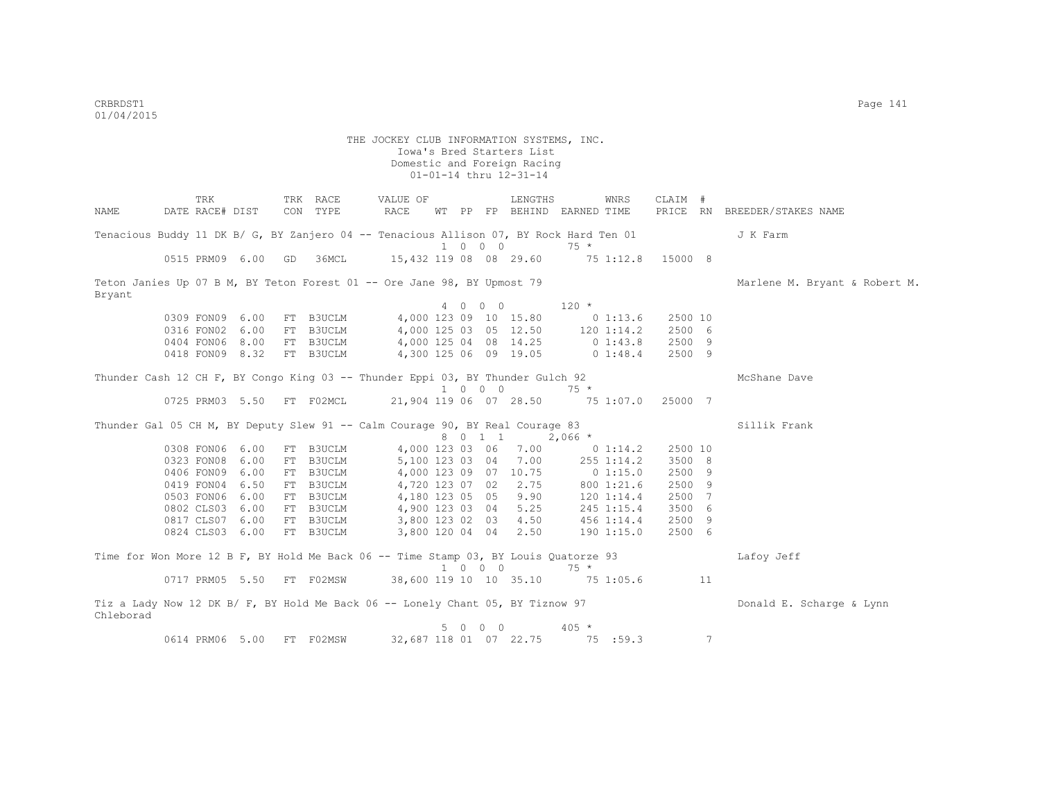THE JOCKEY CLUB INFORMATION SYSTEMS, INC.
Iowa's Bred Starters List
Domestic and Foreign Racing
01-01-14 thru 12-31-14

| NAME | TRK DATE | RACE# | TRK DIST | CON | RACE TYPE | VALUE OF RACE | WT | PP | FP | LENGTHS BEHIND | EARNED | WNRS TIME | CLAIM PRICE | # RN | BREEDER/STAKES NAME |
|---|---|---|---|---|---|---|---|---|---|---|---|---|---|---|---|
| Tenacious Buddy 11 DK B/ G, BY Zanjero 04 -- Tenacious Allison 07, BY Rock Hard Ten 01 | | | | | | | 1 | 0 | 0 0 | | 75 * | | | | J K Farm |
| | 0515 | PRM09 | 6.00 | GD | 36MCL | 15,432 | 119 | 08 | 08 | 29.60 | 75 | 1:12.8 | 15000 | 8 | |
| Teton Janies Up 07 B M, BY Teton Forest 01 -- Ore Jane 98, BY Upmost 79 | | | | | | | 4 | 0 | 0 0 | | 120 * | | | | Marlene M. Bryant & Robert M. Bryant |
| | 0309 | FON09 | 6.00 | FT | B3UCLM | 4,000 | 123 | 09 | 10 | 15.80 | 0 | 1:13.6 | 2500 | 10 | |
| | 0316 | FON02 | 6.00 | FT | B3UCLM | 4,000 | 125 | 03 | 05 | 12.50 | 120 | 1:14.2 | 2500 | 6 | |
| | 0404 | FON06 | 8.00 | FT | B3UCLM | 4,000 | 125 | 04 | 08 | 14.25 | 0 | 1:43.8 | 2500 | 9 | |
| | 0418 | FON09 | 8.32 | FT | B3UCLM | 4,300 | 125 | 06 | 09 | 19.05 | 0 | 1:48.4 | 2500 | 9 | |
| Thunder Cash 12 CH F, BY Congo King 03 -- Thunder Eppi 03, BY Thunder Gulch 92 | | | | | | | 1 | 0 | 0 0 | | 75 * | | | | McShane Dave |
| | 0725 | PRM03 | 5.50 | FT | F02MCL | 21,904 | 119 | 06 | 07 | 28.50 | 75 | 1:07.0 | 25000 | 7 | |
| Thunder Gal 05 CH M, BY Deputy Slew 91 -- Calm Courage 90, BY Real Courage 83 | | | | | | | 8 | 0 | 1 1 | | 2,066 * | | | | Sillik Frank |
| | 0308 | FON06 | 6.00 | FT | B3UCLM | 4,000 | 123 | 03 | 06 | 7.00 | 0 | 1:14.2 | 2500 | 10 | |
| | 0323 | FON08 | 6.00 | FT | B3UCLM | 5,100 | 123 | 03 | 04 | 7.00 | 255 | 1:14.2 | 3500 | 8 | |
| | 0406 | FON09 | 6.00 | FT | B3UCLM | 4,000 | 123 | 09 | 07 | 10.75 | 0 | 1:15.0 | 2500 | 9 | |
| | 0419 | FON04 | 6.50 | FT | B3UCLM | 4,720 | 123 | 07 | 02 | 2.75 | 800 | 1:21.6 | 2500 | 9 | |
| | 0503 | FON06 | 6.00 | FT | B3UCLM | 4,180 | 123 | 05 | 05 | 9.90 | 120 | 1:14.4 | 2500 | 7 | |
| | 0802 | CLS03 | 6.00 | FT | B3UCLM | 4,900 | 123 | 03 | 04 | 5.25 | 245 | 1:15.4 | 3500 | 6 | |
| | 0817 | CLS07 | 6.00 | FT | B3UCLM | 3,800 | 123 | 02 | 03 | 4.50 | 456 | 1:14.4 | 2500 | 9 | |
| | 0824 | CLS03 | 6.00 | FT | B3UCLM | 3,800 | 120 | 04 | 04 | 2.50 | 190 | 1:15.0 | 2500 | 6 | |
| Time for Won More 12 B F, BY Hold Me Back 06 -- Time Stamp 03, BY Louis Quatorze 93 | | | | | | | 1 | 0 | 0 0 | | 75 * | | | | Lafoy Jeff |
| | 0717 | PRM05 | 5.50 | FT | F02MSW | 38,600 | 119 | 10 | 10 | 35.10 | 75 | 1:05.6 | | 11 | |
| Tiz a Lady Now 12 DK B/ F, BY Hold Me Back 06 -- Lonely Chant 05, BY Tiznow 97 | | | | | | | 5 | 0 | 0 0 | | 405 * | | | | Donald E. Scharge & Lynn Chleborad |
| | 0614 | PRM06 | 5.00 | FT | F02MSW | 32,687 | 118 | 01 | 07 | 22.75 | 75 | :59.3 | | 7 | |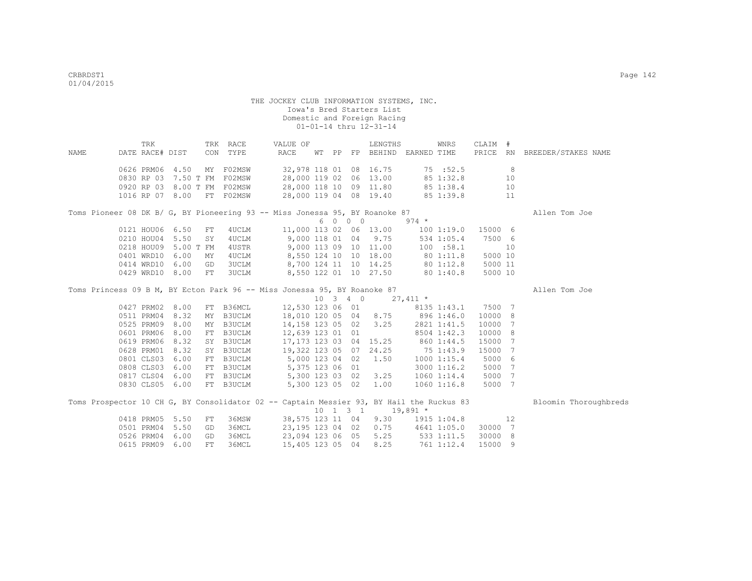THE JOCKEY CLUB INFORMATION SYSTEMS, INC.
Iowa's Bred Starters List
Domestic and Foreign Racing
01-01-14 thru 12-31-14

| NAME | TRK DATE | RACE# | DIST | TRK CON | RACE TYPE | VALUE OF RACE | WT | PP | FP | LENGTHS BEHIND | EARNED | WNRS TIME | CLAIM PRICE | # RN | BREEDER/STAKES NAME |
|---|---|---|---|---|---|---|---|---|---|---|---|---|---|---|---|
| | 0626 | PRM06 | 4.50 | MY | F02MSW | 32,978 | 118 | 01 | 08 | 16.75 | 75 | :52.5 | | 8 | |
| | 0830 | RP 03 | 7.50 T | FM | F02MSW | 28,000 | 119 | 02 | 06 | 13.00 | 85 | 1:32.8 | | 10 | |
| | 0920 | RP 03 | 8.00 T | FM | F02MSW | 28,000 | 118 | 10 | 09 | 11.80 | 85 | 1:38.4 | | 10 | |
| | 1016 | RP 07 | 8.00 | FT | F02MSW | 28,000 | 119 | 04 | 08 | 19.40 | 85 | 1:39.8 | | 11 | |
| Toms Pioneer 08 DK B/ G, BY Pioneering 93 -- Miss Jonessa 95, BY Roanoke 87 | | | | | | | 6 | 0 | 0 0 | | 974 * | | | | Allen Tom Joe |
| | 0121 | HOU06 | 6.50 | FT | 4UCLM | 11,000 | 113 | 02 | 06 | 13.00 | 100 | 1:19.0 | 15000 | 6 | |
| | 0210 | HOU04 | 5.50 | SY | 4UCLM | 9,000 | 118 | 01 | 04 | 9.75 | 534 | 1:05.4 | 7500 | 6 | |
| | 0218 | HOU09 | 5.00 T | FM | 4USTR | 9,000 | 113 | 09 | 10 | 11.00 | 100 | :58.1 | | 10 | |
| | 0401 | WRD10 | 6.00 | MY | 4UCLM | 8,550 | 124 | 10 | 10 | 18.00 | 80 | 1:11.8 | 5000 | 10 | |
| | 0414 | WRD10 | 6.00 | GD | 3UCLM | 8,700 | 124 | 11 | 10 | 14.25 | 80 | 1:12.8 | 5000 | 11 | |
| | 0429 | WRD10 | 8.00 | FT | 3UCLM | 8,550 | 122 | 01 | 10 | 27.50 | 80 | 1:40.8 | 5000 | 10 | |
| Toms Princess 09 B M, BY Ecton Park 96 -- Miss Jonessa 95, BY Roanoke 87 | | | | | | | 10 | 3 | 4 0 | | 27,411 * | | | | Allen Tom Joe |
| | 0427 | PRM02 | 8.00 | FT | B36MCL | 12,530 | 123 | 06 | 01 | | 8135 | 1:43.1 | 7500 | 7 | |
| | 0511 | PRM04 | 8.32 | MY | B3UCLM | 18,010 | 120 | 05 | 04 | 8.75 | 896 | 1:46.0 | 10000 | 8 | |
| | 0525 | PRM09 | 8.00 | MY | B3UCLM | 14,158 | 123 | 05 | 02 | 3.25 | 2821 | 1:41.5 | 10000 | 7 | |
| | 0601 | PRM06 | 8.00 | FT | B3UCLM | 12,639 | 123 | 01 | 01 | | 8504 | 1:42.3 | 10000 | 8 | |
| | 0619 | PRM06 | 8.32 | SY | B3UCLM | 17,173 | 123 | 03 | 04 | 15.25 | 860 | 1:44.5 | 15000 | 7 | |
| | 0628 | PRM01 | 8.32 | SY | B3UCLM | 19,322 | 123 | 05 | 07 | 24.25 | 75 | 1:43.9 | 15000 | 7 | |
| | 0801 | CLS03 | 6.00 | FT | B3UCLM | 5,000 | 123 | 04 | 02 | 1.50 | 1000 | 1:15.4 | 5000 | 6 | |
| | 0808 | CLS03 | 6.00 | FT | B3UCLM | 5,375 | 123 | 06 | 01 | | 3000 | 1:16.2 | 5000 | 7 | |
| | 0817 | CLS04 | 6.00 | FT | B3UCLM | 5,300 | 123 | 03 | 02 | 3.25 | 1060 | 1:14.4 | 5000 | 7 | |
| | 0830 | CLS05 | 6.00 | FT | B3UCLM | 5,300 | 123 | 05 | 02 | 1.00 | 1060 | 1:16.8 | 5000 | 7 | |
| Toms Prospector 10 CH G, BY Consolidator 02 -- Captain Messier 93, BY Hail the Ruckus 83 | | | | | | | 10 | 1 | 3 1 | | 19,891 * | | | | Bloomin Thoroughbreds |
| | 0418 | PRM05 | 5.50 | FT | 36MSW | 38,575 | 123 | 11 | 04 | 9.30 | 1915 | 1:04.8 | | 12 | |
| | 0501 | PRM04 | 5.50 | GD | 36MCL | 23,195 | 123 | 04 | 02 | 0.75 | 4641 | 1:05.0 | 30000 | 7 | |
| | 0526 | PRM04 | 6.00 | GD | 36MCL | 23,094 | 123 | 06 | 05 | 5.25 | 533 | 1:11.5 | 30000 | 8 | |
| | 0615 | PRM09 | 6.00 | FT | 36MCL | 15,405 | 123 | 05 | 04 | 8.25 | 761 | 1:12.4 | 15000 | 9 | |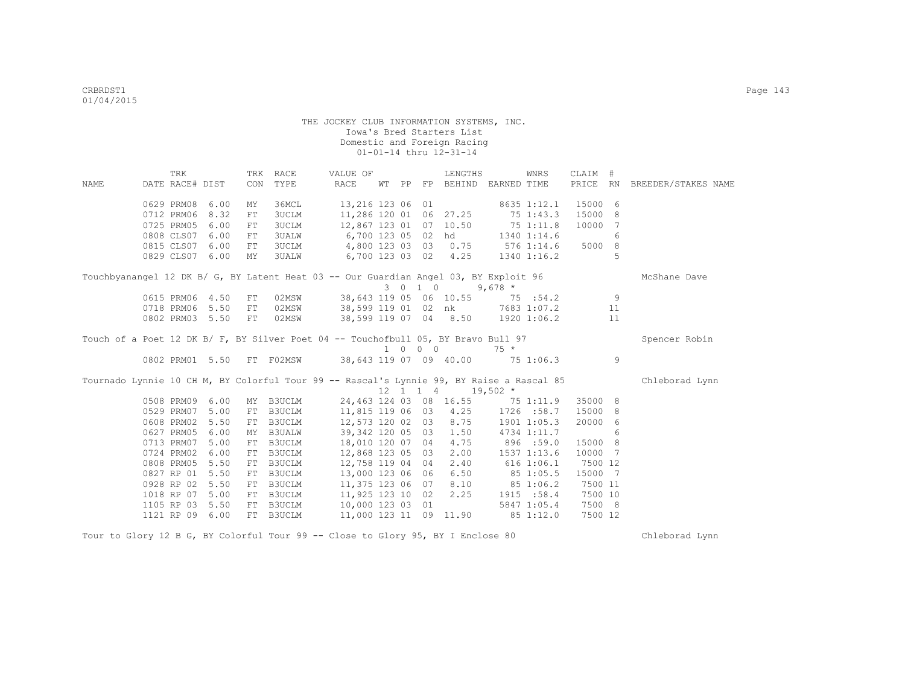THE JOCKEY CLUB INFORMATION SYSTEMS, INC.
Iowa's Bred Starters List
Domestic and Foreign Racing
01-01-14 thru 12-31-14

| NAME | TRK DATE | RACE# | DIST | TRK CON | RACE TYPE | VALUE OF RACE | WT | PP | FP | LENGTHS BEHIND | EARNED | WNRS TIME | CLAIM PRICE | # RN | BREEDER/STAKES NAME |
|---|---|---|---|---|---|---|---|---|---|---|---|---|---|---|---|
| | 0629 | PRM08 | 6.00 | MY | 36MCL | 13,216 | 123 | 06 | 01 | | 8635 | 1:12.1 | 15000 | 6 | |
| | 0712 | PRM06 | 8.32 | FT | 3UCLM | 11,286 | 120 | 01 | 06 | 27.25 | 75 | 1:43.3 | 15000 | 8 | |
| | 0725 | PRM05 | 6.00 | FT | 3UCLM | 12,867 | 123 | 01 | 07 | 10.50 | 75 | 1:11.8 | 10000 | 7 | |
| | 0808 | CLS07 | 6.00 | FT | 3UALW | 6,700 | 123 | 05 | 02 | hd | 1340 | 1:14.6 | | 6 | |
| | 0815 | CLS07 | 6.00 | FT | 3UCLM | 4,800 | 123 | 03 | 03 | 0.75 | 576 | 1:14.6 | 5000 | 8 | |
| | 0829 | CLS07 | 6.00 | MY | 3UALW | 6,700 | 123 | 03 | 02 | 4.25 | 1340 | 1:16.2 | | 5 | |
| Touchbyanangel 12 DK B/ G, BY Latent Heat 03 -- Our Guardian Angel 03, BY Exploit 96 | | | | | | | 3 | 0 | 1 0 | | 9,678 * | | | | McShane Dave |
| | 0615 | PRM06 | 4.50 | FT | 02MSW | 38,643 | 119 | 05 | 06 | 10.55 | 75 | :54.2 | | 9 | |
| | 0718 | PRM06 | 5.50 | FT | 02MSW | 38,599 | 119 | 01 | 02 | nk | 7683 | 1:07.2 | | 11 | |
| | 0802 | PRM03 | 5.50 | FT | 02MSW | 38,599 | 119 | 07 | 04 | 8.50 | 1920 | 1:06.2 | | 11 | |
| Touch of a Poet 12 DK B/ F, BY Silver Poet 04 -- Touchofbull 05, BY Bravo Bull 97 | | | | | | | 1 | 0 | 0 0 | | 75 * | | | | Spencer Robin |
| | 0802 | PRM01 | 5.50 | FT | F02MSW | 38,643 | 119 | 07 | 09 | 40.00 | 75 | 1:06.3 | | 9 | |
| Tournado Lynnie 10 CH M, BY Colorful Tour 99 -- Rascal's Lynnie 99, BY Raise a Rascal 85 | | | | | | | 12 | 1 | 1 4 | | 19,502 * | | | | Chleborad Lynn |
| | 0508 | PRM09 | 6.00 | MY | B3UCLM | 24,463 | 124 | 03 | 08 | 16.55 | 75 | 1:11.9 | 35000 | 8 | |
| | 0529 | PRM07 | 5.00 | FT | B3UCLM | 11,815 | 119 | 06 | 03 | 4.25 | 1726 | :58.7 | 15000 | 8 | |
| | 0608 | PRM02 | 5.50 | FT | B3UCLM | 12,573 | 120 | 02 | 03 | 8.75 | 1901 | 1:05.3 | 20000 | 6 | |
| | 0627 | PRM05 | 6.00 | MY | B3UALW | 39,342 | 120 | 05 | 03 | 1.50 | 4734 | 1:11.7 | | 6 | |
| | 0713 | PRM07 | 5.00 | FT | B3UCLM | 18,010 | 120 | 07 | 04 | 4.75 | 896 | :59.0 | 15000 | 8 | |
| | 0724 | PRM02 | 6.00 | FT | B3UCLM | 12,868 | 123 | 05 | 03 | 2.00 | 1537 | 1:13.6 | 10000 | 7 | |
| | 0808 | PRM05 | 5.50 | FT | B3UCLM | 12,758 | 119 | 04 | 04 | 2.40 | 616 | 1:06.1 | 7500 | 12 | |
| | 0827 | RP 01 | 5.50 | FT | B3UCLM | 13,000 | 123 | 06 | 06 | 6.50 | 85 | 1:05.5 | 15000 | 7 | |
| | 0928 | RP 02 | 5.50 | FT | B3UCLM | 11,375 | 123 | 06 | 07 | 8.10 | 85 | 1:06.2 | 7500 | 11 | |
| | 1018 | RP 07 | 5.00 | FT | B3UCLM | 11,925 | 123 | 10 | 02 | 2.25 | 1915 | :58.4 | 7500 | 10 | |
| | 1105 | RP 03 | 5.50 | FT | B3UCLM | 10,000 | 123 | 03 | 01 | | 5847 | 1:05.4 | 7500 | 8 | |
| | 1121 | RP 09 | 6.00 | FT | B3UCLM | 11,000 | 123 | 11 | 09 | 11.90 | 85 | 1:12.0 | 7500 | 12 | |
| Tour to Glory 12 B G, BY Colorful Tour 99 -- Close to Glory 95, BY I Enclose 80 | | | | | | | | | | | | | | | Chleborad Lynn |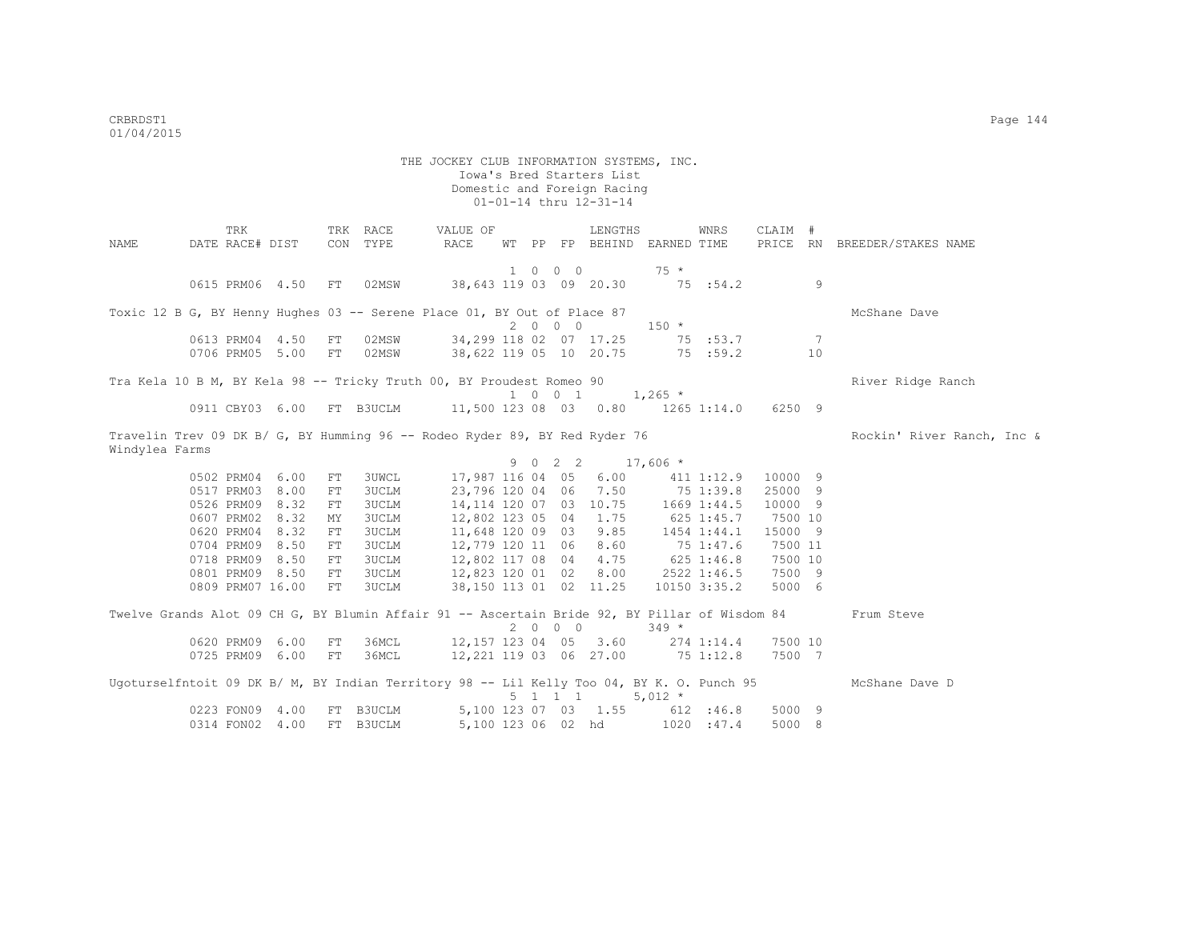THE JOCKEY CLUB INFORMATION SYSTEMS, INC.
Iowa's Bred Starters List
Domestic and Foreign Racing
01-01-14 thru 12-31-14

| NAME | TRK DATE | RACE# | DIST | TRK CON | RACE TYPE | VALUE OF RACE | WT | PP | FP | LENGTHS BEHIND | EARNED | WNRS TIME | CLAIM PRICE | # RN | BREEDER/STAKES NAME |
|---|---|---|---|---|---|---|---|---|---|---|---|---|---|---|---|
| | | | | | | 1 0 0 0 | | | | | 75 * | | | | |
| | 0615 | PRM06 | 4.50 | FT | 02MSW | 38,643 | 119 | 03 | 09 | 20.30 | 75 | :54.2 | | 9 | |
| Toxic 12 B G, BY Henny Hughes 03 -- Serene Place 01, BY Out of Place 87 | | | | | | | | | | | | | | | McShane Dave |
| | | | | | | 2 0 0 0 | | | | | 150 * | | | | |
| | 0613 | PRM04 | 4.50 | FT | 02MSW | 34,299 | 118 | 02 | 07 | 17.25 | 75 | :53.7 | | 7 | |
| | 0706 | PRM05 | 5.00 | FT | 02MSW | 38,622 | 119 | 05 | 10 | 20.75 | 75 | :59.2 | | 10 | |
| Tra Kela 10 B M, BY Kela 98 -- Tricky Truth 00, BY Proudest Romeo 90 | | | | | | | | | | | | | | | River Ridge Ranch |
| | | | | | | 1 0 0 1 | | | | | 1,265 * | | | | |
| | 0911 | CBY03 | 6.00 | FT | B3UCLM | 11,500 | 123 | 08 | 03 | 0.80 | 1265 | 1:14.0 | 6250 | 9 | |
| Travelin Trev 09 DK B/ G, BY Humming 96 -- Rodeo Ryder 89, BY Red Ryder 76 | | | | | | | | | | | | | | | Rockin' River Ranch, Inc & Windylea Farms |
| | | | | | | 9 0 2 2 | | | | | 17,606 * | | | | |
| | 0502 | PRM04 | 6.00 | FT | 3UWCL | 17,987 | 116 | 04 | 05 | 6.00 | 411 | 1:12.9 | 10000 | 9 | |
| | 0517 | PRM03 | 8.00 | FT | 3UCLM | 23,796 | 120 | 04 | 06 | 7.50 | 75 | 1:39.8 | 25000 | 9 | |
| | 0526 | PRM09 | 8.32 | FT | 3UCLM | 14,114 | 120 | 07 | 03 | 10.75 | 1669 | 1:44.5 | 10000 | 9 | |
| | 0607 | PRM02 | 8.32 | MY | 3UCLM | 12,802 | 123 | 05 | 04 | 1.75 | 625 | 1:45.7 | 7500 | 10 | |
| | 0620 | PRM04 | 8.32 | FT | 3UCLM | 11,648 | 120 | 09 | 03 | 9.85 | 1454 | 1:44.1 | 15000 | 9 | |
| | 0704 | PRM09 | 8.50 | FT | 3UCLM | 12,779 | 120 | 11 | 06 | 8.60 | 75 | 1:47.6 | 7500 | 11 | |
| | 0718 | PRM09 | 8.50 | FT | 3UCLM | 12,802 | 117 | 08 | 04 | 4.75 | 625 | 1:46.8 | 7500 | 10 | |
| | 0801 | PRM09 | 8.50 | FT | 3UCLM | 12,823 | 120 | 01 | 02 | 8.00 | 2522 | 1:46.5 | 7500 | 9 | |
| | 0809 | PRM07 | 16.00 | FT | 3UCLM | 38,150 | 113 | 01 | 02 | 11.25 | 10150 | 3:35.2 | 5000 | 6 | |
| Twelve Grands Alot 09 CH G, BY Blumin Affair 91 -- Ascertain Bride 92, BY Pillar of Wisdom 84 | | | | | | | | | | | | | | | Frum Steve |
| | | | | | | 2 0 0 0 | | | | | 349 * | | | | |
| | 0620 | PRM09 | 6.00 | FT | 36MCL | 12,157 | 123 | 04 | 05 | 3.60 | 274 | 1:14.4 | 7500 | 10 | |
| | 0725 | PRM09 | 6.00 | FT | 36MCL | 12,221 | 119 | 03 | 06 | 27.00 | 75 | 1:12.8 | 7500 | 7 | |
| Ugoturselfntoit 09 DK B/ M, BY Indian Territory 98 -- Lil Kelly Too 04, BY K. O. Punch 95 | | | | | | | | | | | | | | | McShane Dave D |
| | | | | | | 5 1 1 1 | | | | | 5,012 * | | | | |
| | 0223 | FON09 | 4.00 | FT | B3UCLM | 5,100 | 123 | 07 | 03 | 1.55 | 612 | :46.8 | 5000 | 9 | |
| | 0314 | FON02 | 4.00 | FT | B3UCLM | 5,100 | 123 | 06 | 02 | hd | 1020 | :47.4 | 5000 | 8 | |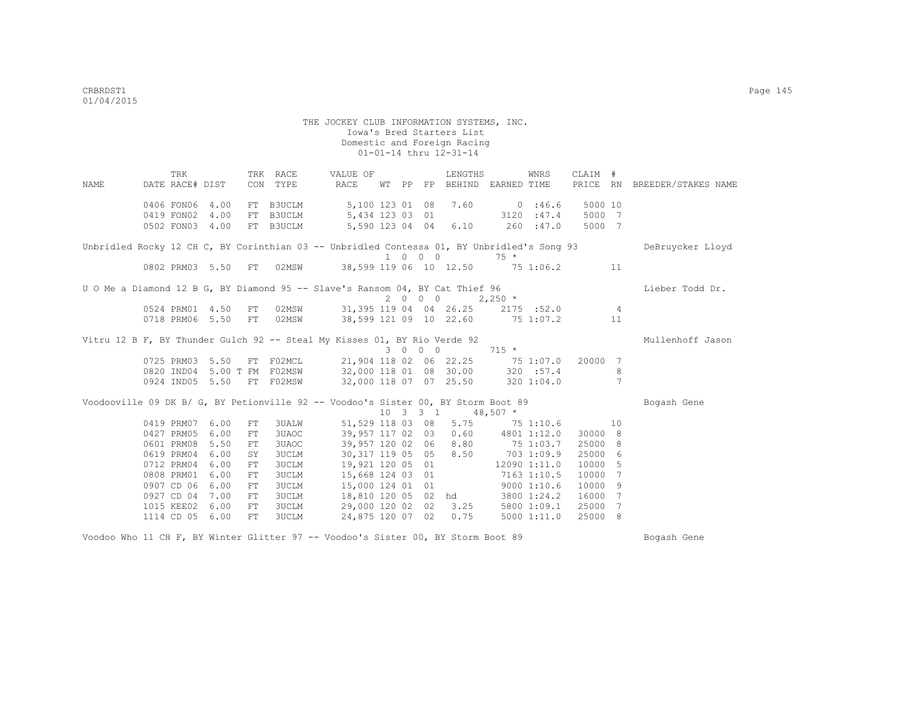THE JOCKEY CLUB INFORMATION SYSTEMS, INC.
Iowa's Bred Starters List
Domestic and Foreign Racing
01-01-14 thru 12-31-14

| NAME | TRK DATE | RACE# | DIST | TRK CON | RACE TYPE | VALUE OF RACE | WT | PP | FP | LENGTHS BEHIND | EARNED | WNRS TIME | CLAIM PRICE | # RN | BREEDER/STAKES NAME |
|---|---|---|---|---|---|---|---|---|---|---|---|---|---|---|---|
| | 0406 | FON06 | 4.00 | FT | B3UCLM | 5,100 | 123 | 01 | 08 | 7.60 | 0 | :46.6 | 5000 | 10 | |
| | 0419 | FON02 | 4.00 | FT | B3UCLM | 5,434 | 123 | 03 | 01 | | 3120 | :47.4 | 5000 | 7 | |
| | 0502 | FON03 | 4.00 | FT | B3UCLM | 5,590 | 123 | 04 | 04 | 6.10 | 260 | :47.0 | 5000 | 7 | |
| Unbridled Rocky 12 CH C, BY Corinthian 03 -- Unbridled Contessa 01, BY Unbridled's Song 93 | | | | | | | 1 | 0 | 0 | 0 | 75 * | | | | DeBruycker Lloyd |
| | 0802 | PRM03 | 5.50 | FT | 02MSW | 38,599 | 119 | 06 | 10 | 12.50 | 75 | 1:06.2 | | 11 | |
| U O Me a Diamond 12 B G, BY Diamond 95 -- Slave's Ransom 04, BY Cat Thief 96 | | | | | | | 2 | 0 | 0 | 0 | 2,250 * | | | | Lieber Todd Dr. |
| | 0524 | PRM01 | 4.50 | FT | 02MSW | 31,395 | 119 | 04 | 04 | 26.25 | 2175 | :52.0 | | 4 | |
| | 0718 | PRM06 | 5.50 | FT | 02MSW | 38,599 | 121 | 09 | 10 | 22.60 | 75 | 1:07.2 | | 11 | |
| Vitru 12 B F, BY Thunder Gulch 92 -- Steal My Kisses 01, BY Rio Verde 92 | | | | | | | 3 | 0 | 0 | 0 | 715 * | | | | Mullenhoff Jason |
| | 0725 | PRM03 | 5.50 | FT | F02MCL | 21,904 | 118 | 02 | 06 | 22.25 | 75 | 1:07.0 | 20000 | 7 | |
| | 0820 | IND04 | 5.00 T | FM | F02MSW | 32,000 | 118 | 01 | 08 | 30.00 | 320 | :57.4 | | 8 | |
| | 0924 | IND05 | 5.50 | FT | F02MSW | 32,000 | 118 | 07 | 07 | 25.50 | 320 | 1:04.0 | | 7 | |
| Voodooville 09 DK B/ G, BY Petionville 92 -- Voodoo's Sister 00, BY Storm Boot 89 | | | | | | | 10 | 3 | 3 | 1 | 48,507 * | | | | Bogash Gene |
| | 0419 | PRM07 | 6.00 | FT | 3UALW | 51,529 | 118 | 03 | 08 | 5.75 | 75 | 1:10.6 | | 10 | |
| | 0427 | PRM05 | 6.00 | FT | 3UAOC | 39,957 | 117 | 02 | 03 | 0.60 | 4801 | 1:12.0 | 30000 | 8 | |
| | 0601 | PRM08 | 5.50 | FT | 3UAOC | 39,957 | 120 | 02 | 06 | 8.80 | 75 | 1:03.7 | 25000 | 8 | |
| | 0619 | PRM04 | 6.00 | SY | 3UCLM | 30,317 | 119 | 05 | 05 | 8.50 | 703 | 1:09.9 | 25000 | 6 | |
| | 0712 | PRM04 | 6.00 | FT | 3UCLM | 19,921 | 120 | 05 | 01 | | 12090 | 1:11.0 | 10000 | 5 | |
| | 0808 | PRM01 | 6.00 | FT | 3UCLM | 15,668 | 124 | 03 | 01 | | 7163 | 1:10.5 | 10000 | 7 | |
| | 0907 | CD 06 | 6.00 | FT | 3UCLM | 15,000 | 124 | 01 | 01 | | 9000 | 1:10.6 | 10000 | 9 | |
| | 0927 | CD 04 | 7.00 | FT | 3UCLM | 18,810 | 120 | 05 | 02 | hd | 3800 | 1:24.2 | 16000 | 7 | |
| | 1015 | KEE02 | 6.00 | FT | 3UCLM | 29,000 | 120 | 02 | 02 | 3.25 | 5800 | 1:09.1 | 25000 | 7 | |
| | 1114 | CD 05 | 6.00 | FT | 3UCLM | 24,875 | 120 | 07 | 02 | 0.75 | 5000 | 1:11.0 | 25000 | 8 | |
| Voodoo Who 11 CH F, BY Winter Glitter 97 -- Voodoo's Sister 00, BY Storm Boot 89 | | | | | | | | | | | | | | | Bogash Gene |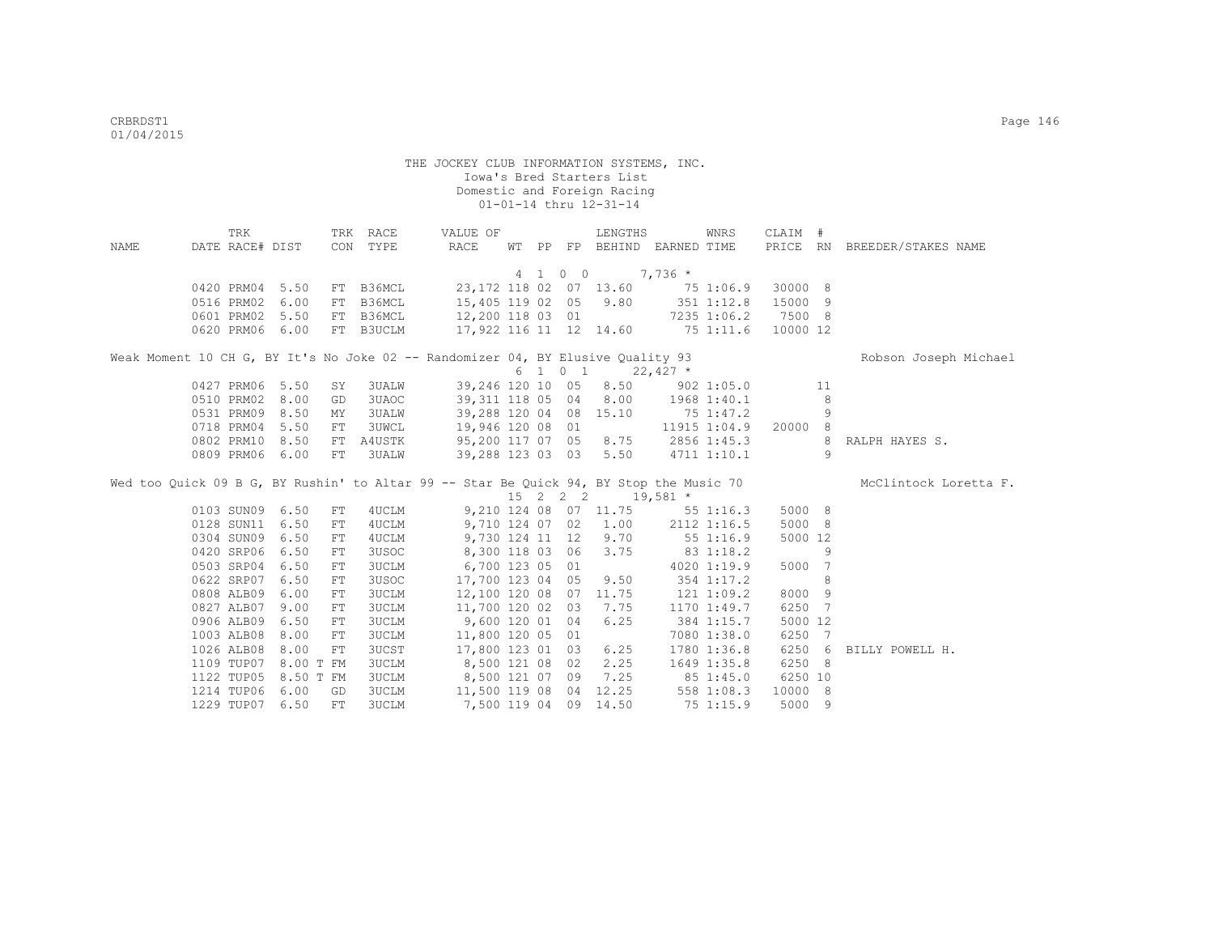THE JOCKEY CLUB INFORMATION SYSTEMS, INC.
Iowa's Bred Starters List
Domestic and Foreign Racing
01-01-14 thru 12-31-14

| NAME | TRK DATE | RACE# | DIST | TRK CON | RACE TYPE | VALUE OF RACE | WT | PP | FP | LENGTHS BEHIND | EARNED | WNRS TIME | CLAIM PRICE | # RN | BREEDER/STAKES NAME |
|---|---|---|---|---|---|---|---|---|---|---|---|---|---|---|---|
| | | | | | | | 4 | 1 | 0 0 | | 7,736 * | | | | |
| | 0420 | PRM04 | 5.50 | FT | B36MCL | 23,172 | 118 | 02 | 07 | 13.60 | 75 | 1:06.9 | 30000 | 8 | |
| | 0516 | PRM02 | 6.00 | FT | B36MCL | 15,405 | 119 | 02 | 05 | 9.80 | 351 | 1:12.8 | 15000 | 9 | |
| | 0601 | PRM02 | 5.50 | FT | B36MCL | 12,200 | 118 | 03 | 01 | | 7235 | 1:06.2 | 7500 | 8 | |
| | 0620 | PRM06 | 6.00 | FT | B3UCLM | 17,922 | 116 | 11 | 12 | 14.60 | 75 | 1:11.6 | 10000 | 12 | |
| Weak Moment 10 CH G, BY It's No Joke 02 -- Randomizer 04, BY Elusive Quality 93 | | | | | | | | | | | | | | | Robson Joseph Michael |
| | | | | | | | 6 | 1 | 0 1 | | 22,427 * | | | | |
| | 0427 | PRM06 | 5.50 | SY | 3UALW | 39,246 | 120 | 10 | 05 | 8.50 | 902 | 1:05.0 | | 11 | |
| | 0510 | PRM02 | 8.00 | GD | 3UAOC | 39,311 | 118 | 05 | 04 | 8.00 | 1968 | 1:40.1 | | 8 | |
| | 0531 | PRM09 | 8.50 | MY | 3UALW | 39,288 | 120 | 04 | 08 | 15.10 | 75 | 1:47.2 | | 9 | |
| | 0718 | PRM04 | 5.50 | FT | 3UWCL | 19,946 | 120 | 08 | 01 | | 11915 | 1:04.9 | 20000 | 8 | |
| | 0802 | PRM10 | 8.50 | FT | A4USTK | 95,200 | 117 | 07 | 05 | 8.75 | 2856 | 1:45.3 | | 8 | RALPH HAYES S. |
| | 0809 | PRM06 | 6.00 | FT | 3UALW | 39,288 | 123 | 03 | 03 | 5.50 | 4711 | 1:10.1 | | 9 | |
| Wed too Quick 09 B G, BY Rushin' to Altar 99 -- Star Be Quick 94, BY Stop the Music 70 | | | | | | | | | | | | | | | McClintock Loretta F. |
| | | | | | | | 15 | 2 | 2 2 | | 19,581 * | | | | |
| | 0103 | SUN09 | 6.50 | FT | 4UCLM | 9,210 | 124 | 08 | 07 | 11.75 | 55 | 1:16.3 | 5000 | 8 | |
| | 0128 | SUN11 | 6.50 | FT | 4UCLM | 9,710 | 124 | 07 | 02 | 1.00 | 2112 | 1:16.5 | 5000 | 8 | |
| | 0304 | SUN09 | 6.50 | FT | 4UCLM | 9,730 | 124 | 11 | 12 | 9.70 | 55 | 1:16.9 | 5000 | 12 | |
| | 0420 | SRP06 | 6.50 | FT | 3USOC | 8,300 | 118 | 03 | 06 | 3.75 | 83 | 1:18.2 | | 9 | |
| | 0503 | SRP04 | 6.50 | FT | 3UCLM | 6,700 | 123 | 05 | 01 | | 4020 | 1:19.9 | 5000 | 7 | |
| | 0622 | SRP07 | 6.50 | FT | 3USOC | 17,700 | 123 | 04 | 05 | 9.50 | 354 | 1:17.2 | | 8 | |
| | 0808 | ALB09 | 6.00 | FT | 3UCLM | 12,100 | 120 | 08 | 07 | 11.75 | 121 | 1:09.2 | 8000 | 9 | |
| | 0827 | ALB07 | 9.00 | FT | 3UCLM | 11,700 | 120 | 02 | 03 | 7.75 | 1170 | 1:49.7 | 6250 | 7 | |
| | 0906 | ALB09 | 6.50 | FT | 3UCLM | 9,600 | 120 | 01 | 04 | 6.25 | 384 | 1:15.7 | 5000 | 12 | |
| | 1003 | ALB08 | 8.00 | FT | 3UCLM | 11,800 | 120 | 05 | 01 | | 7080 | 1:38.0 | 6250 | 7 | |
| | 1026 | ALB08 | 8.00 | FT | 3UCST | 17,800 | 123 | 01 | 03 | 6.25 | 1780 | 1:36.8 | 6250 | 6 | BILLY POWELL H. |
| | 1109 | TUP07 | 8.00 T | FM | 3UCLM | 8,500 | 121 | 08 | 02 | 2.25 | 1649 | 1:35.8 | 6250 | 8 | |
| | 1122 | TUP05 | 8.50 T | FM | 3UCLM | 8,500 | 121 | 07 | 09 | 7.25 | 85 | 1:45.0 | 6250 | 10 | |
| | 1214 | TUP06 | 6.00 | GD | 3UCLM | 11,500 | 119 | 08 | 04 | 12.25 | 558 | 1:08.3 | 10000 | 8 | |
| | 1229 | TUP07 | 6.50 | FT | 3UCLM | 7,500 | 119 | 04 | 09 | 14.50 | 75 | 1:15.9 | 5000 | 9 | |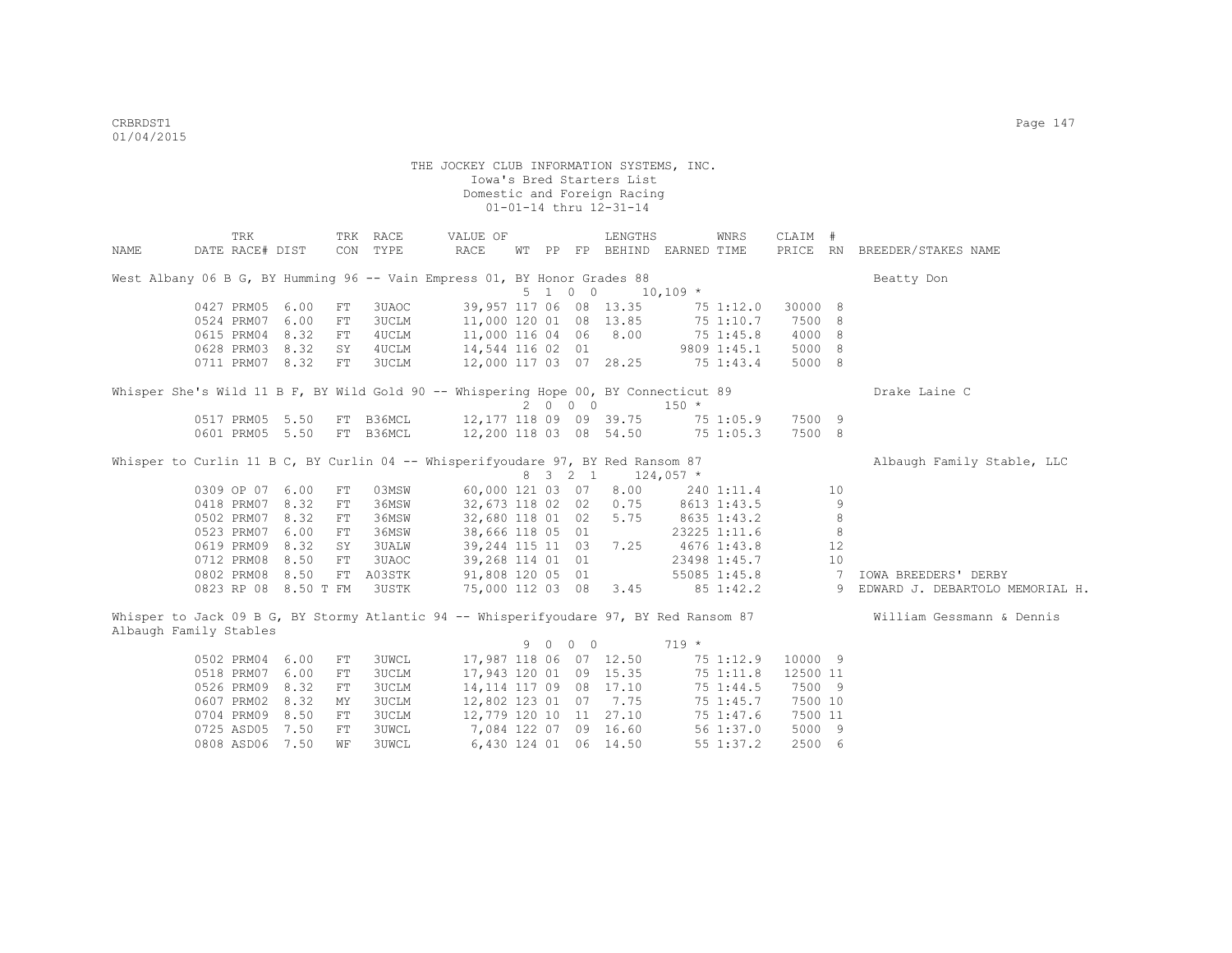THE JOCKEY CLUB INFORMATION SYSTEMS, INC.
Iowa's Bred Starters List
Domestic and Foreign Racing
01-01-14 thru 12-31-14

| NAME | TRK DATE | RACE# | DIST | TRK CON | RACE TYPE | VALUE OF RACE | WT | PP | FP | LENGTHS BEHIND | EARNED | WNRS TIME | CLAIM PRICE | # RN | BREEDER/STAKES NAME |
|---|---|---|---|---|---|---|---|---|---|---|---|---|---|---|---|
| West Albany 06 B G, BY Humming 96 -- Vain Empress 01, BY Honor Grades 88 | | | | | | | | | | | | | | | Beatty Don |
| | | | | | | | 5 | 1 | 0 0 | | 10,109 * | | | | |
| | 0427 | PRM05 | 6.00 | FT | 3UAOC | 39,957 | 117 | 06 | 08 | 13.35 | 75 | 1:12.0 | 30000 | 8 | |
| | 0524 | PRM07 | 6.00 | FT | 3UCLM | 11,000 | 120 | 01 | 08 | 13.85 | 75 | 1:10.7 | 7500 | 8 | |
| | 0615 | PRM04 | 8.32 | FT | 4UCLM | 11,000 | 116 | 04 | 06 | 8.00 | 75 | 1:45.8 | 4000 | 8 | |
| | 0628 | PRM03 | 8.32 | SY | 4UCLM | 14,544 | 116 | 02 | 01 | | 9809 | 1:45.1 | 5000 | 8 | |
| | 0711 | PRM07 | 8.32 | FT | 3UCLM | 12,000 | 117 | 03 | 07 | 28.25 | 75 | 1:43.4 | 5000 | 8 | |
| Whisper She's Wild 11 B F, BY Wild Gold 90 -- Whispering Hope 00, BY Connecticut 89 | | | | | | | | | | | | | | | Drake Laine C |
| | | | | | | | 2 | 0 | 0 0 | | 150 * | | | | |
| | 0517 | PRM05 | 5.50 | FT | B36MCL | 12,177 | 118 | 09 | 09 | 39.75 | 75 | 1:05.9 | 7500 | 9 | |
| | 0601 | PRM05 | 5.50 | FT | B36MCL | 12,200 | 118 | 03 | 08 | 54.50 | 75 | 1:05.3 | 7500 | 8 | |
| Whisper to Curlin 11 B C, BY Curlin 04 -- Whisperifyoudare 97, BY Red Ransom 87 | | | | | | | | | | | | | | | Albaugh Family Stable, LLC |
| | | | | | | | 8 | 3 | 2 1 | | 124,057 * | | | | |
| | 0309 | OP 07 | 6.00 | FT | 03MSW | 60,000 | 121 | 03 | 07 | 8.00 | 240 | 1:11.4 | | 10 | |
| | 0418 | PRM07 | 8.32 | FT | 36MSW | 32,673 | 118 | 02 | 02 | 0.75 | 8613 | 1:43.5 | | 9 | |
| | 0502 | PRM07 | 8.32 | FT | 36MSW | 32,680 | 118 | 01 | 02 | 5.75 | 8635 | 1:43.2 | | 8 | |
| | 0523 | PRM07 | 6.00 | FT | 36MSW | 38,666 | 118 | 05 | 01 | | 23225 | 1:11.6 | | 8 | |
| | 0619 | PRM09 | 8.32 | SY | 3UALW | 39,244 | 115 | 11 | 03 | 7.25 | 4676 | 1:43.8 | | 12 | |
| | 0712 | PRM08 | 8.50 | FT | 3UAOC | 39,268 | 114 | 01 | 01 | | 23498 | 1:45.7 | | 10 | |
| | 0802 | PRM08 | 8.50 | FT | A03STK | 91,808 | 120 | 05 | 01 | | 55085 | 1:45.8 | | 7 | IOWA BREEDERS' DERBY |
| | 0823 | RP 08 | 8.50 T | FM | 3USTK | 75,000 | 112 | 03 | 08 | 3.45 | 85 | 1:42.2 | | 9 | EDWARD J. DEBARTOLO MEMORIAL H. |
| Whisper to Jack 09 B G, BY Stormy Atlantic 94 -- Whisperifyoudare 97, BY Red Ransom 87 | | | | | | | | | | | | | | | William Gessmann & Dennis Albaugh Family Stables |
| | | | | | | | 9 | 0 | 0 0 | | 719 * | | | | |
| | 0502 | PRM04 | 6.00 | FT | 3UWCL | 17,987 | 118 | 06 | 07 | 12.50 | 75 | 1:12.9 | 10000 | 9 | |
| | 0518 | PRM07 | 6.00 | FT | 3UCLM | 17,943 | 120 | 01 | 09 | 15.35 | 75 | 1:11.8 | 12500 | 11 | |
| | 0526 | PRM09 | 8.32 | FT | 3UCLM | 14,114 | 117 | 09 | 08 | 17.10 | 75 | 1:44.5 | 7500 | 9 | |
| | 0607 | PRM02 | 8.32 | MY | 3UCLM | 12,802 | 123 | 01 | 07 | 7.75 | 75 | 1:45.7 | 7500 | 10 | |
| | 0704 | PRM09 | 8.50 | FT | 3UCLM | 12,779 | 120 | 10 | 11 | 27.10 | 75 | 1:47.6 | 7500 | 11 | |
| | 0725 | ASD05 | 7.50 | FT | 3UWCL | 7,084 | 122 | 07 | 09 | 16.60 | 56 | 1:37.0 | 5000 | 9 | |
| | 0808 | ASD06 | 7.50 | WF | 3UWCL | 6,430 | 124 | 01 | 06 | 14.50 | 55 | 1:37.2 | 2500 | 6 | |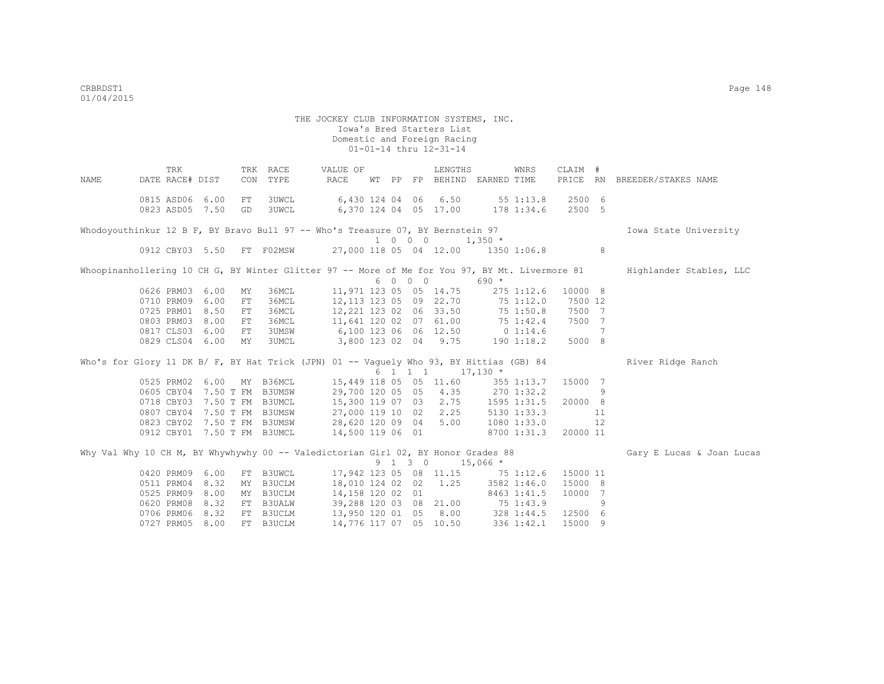THE JOCKEY CLUB INFORMATION SYSTEMS, INC.
Iowa's Bred Starters List
Domestic and Foreign Racing
01-01-14 thru 12-31-14

| NAME | TRK DATE | RACE# | DIST | TRK CON | RACE TYPE | VALUE OF RACE | WT | PP | FP | LENGTHS BEHIND | EARNED | WNRS TIME | CLAIM PRICE | # RN | BREEDER/STAKES NAME |
|---|---|---|---|---|---|---|---|---|---|---|---|---|---|---|---|
| | 0815 | ASD06 | 6.00 | FT | 3UWCL | 6,430 | 124 | 04 | 06 | 6.50 | 55 | 1:13.8 | 2500 | 6 | |
| | 0823 | ASD05 | 7.50 | GD | 3UWCL | 6,370 | 124 | 04 | 05 | 17.00 | 178 | 1:34.6 | 2500 | 5 | |
| Whodoyouthinkur 12 B F, BY Bravo Bull 97 -- Who's Treasure 07, BY Bernstein 97 | | | | | | | 1 | 0 0 0 | | | 1,350 * | | | | Iowa State University |
| | 0912 | CBY03 | 5.50 | FT | F02MSW | 27,000 | 118 | 05 | 04 | 12.00 | 1350 | 1:06.8 | | 8 | |
| Whoopinanhollering 10 CH G, BY Winter Glitter 97 -- More of Me for You 97, BY Mt. Livermore 81 | | | | | | | 6 | 0 0 0 | | | 690 * | | | | Highlander Stables, LLC |
| | 0626 | PRM03 | 6.00 | MY | 36MCL | 11,971 | 123 | 05 | 05 | 14.75 | 275 | 1:12.6 | 10000 | 8 | |
| | 0710 | PRM09 | 6.00 | FT | 36MCL | 12,113 | 123 | 05 | 09 | 22.70 | 75 | 1:12.0 | 7500 | 12 | |
| | 0725 | PRM01 | 8.50 | FT | 36MCL | 12,221 | 123 | 02 | 06 | 33.50 | 75 | 1:50.8 | 7500 | 7 | |
| | 0803 | PRM03 | 8.00 | FT | 36MCL | 11,641 | 120 | 02 | 07 | 61.00 | 75 | 1:42.4 | 7500 | 7 | |
| | 0817 | CLS03 | 6.00 | FT | 3UMSW | 6,100 | 123 | 06 | 06 | 12.50 | 0 | 1:14.6 | | 7 | |
| | 0829 | CLS04 | 6.00 | MY | 3UMCL | 3,800 | 123 | 02 | 04 | 9.75 | 190 | 1:18.2 | 5000 | 8 | |
| Who's for Glory 11 DK B/ F, BY Hat Trick (JPN) 01 -- Vaguely Who 93, BY Hittias (GB) 84 | | | | | | | 6 | 1 1 1 | | | 17,130 * | | | | River Ridge Ranch |
| | 0525 | PRM02 | 6.00 | MY | B36MCL | 15,449 | 118 | 05 | 05 | 11.60 | 355 | 1:13.7 | 15000 | 7 | |
| | 0605 | CBY04 | 7.50 T | FM | B3UMSW | 29,700 | 120 | 05 | 05 | 4.35 | 270 | 1:32.2 | | 9 | |
| | 0718 | CBY03 | 7.50 T | FM | B3UMCL | 15,300 | 119 | 07 | 03 | 2.75 | 1595 | 1:31.5 | 20000 | 8 | |
| | 0807 | CBY04 | 7.50 T | FM | B3UMSW | 27,000 | 119 | 10 | 02 | 2.25 | 5130 | 1:33.3 | | 11 | |
| | 0823 | CBY02 | 7.50 T | FM | B3UMSW | 28,620 | 120 | 09 | 04 | 5.00 | 1080 | 1:33.0 | | 12 | |
| | 0912 | CBY01 | 7.50 T | FM | B3UMCL | 14,500 | 119 | 06 | 01 | | 8700 | 1:31.3 | 20000 | 11 | |
| Why Val Why 10 CH M, BY Whywhywhy 00 -- Valedictorian Girl 02, BY Honor Grades 88 | | | | | | | 9 | 1 3 0 | | | 15,066 * | | | | Gary E Lucas & Joan Lucas |
| | 0420 | PRM09 | 6.00 | FT | B3UWCL | 17,942 | 123 | 05 | 08 | 11.15 | 75 | 1:12.6 | 15000 | 11 | |
| | 0511 | PRM04 | 8.32 | MY | B3UCLM | 18,010 | 124 | 02 | 02 | 1.25 | 3582 | 1:46.0 | 15000 | 8 | |
| | 0525 | PRM09 | 8.00 | MY | B3UCLM | 14,158 | 120 | 02 | 01 | | 8463 | 1:41.5 | 10000 | 7 | |
| | 0620 | PRM08 | 8.32 | FT | B3UALW | 39,288 | 120 | 03 | 08 | 21.00 | 75 | 1:43.9 | | 9 | |
| | 0706 | PRM06 | 8.32 | FT | B3UCLM | 13,950 | 120 | 01 | 05 | 8.00 | 328 | 1:44.5 | 12500 | 6 | |
| | 0727 | PRM05 | 8.00 | FT | B3UCLM | 14,776 | 117 | 07 | 05 | 10.50 | 336 | 1:42.1 | 15000 | 9 | |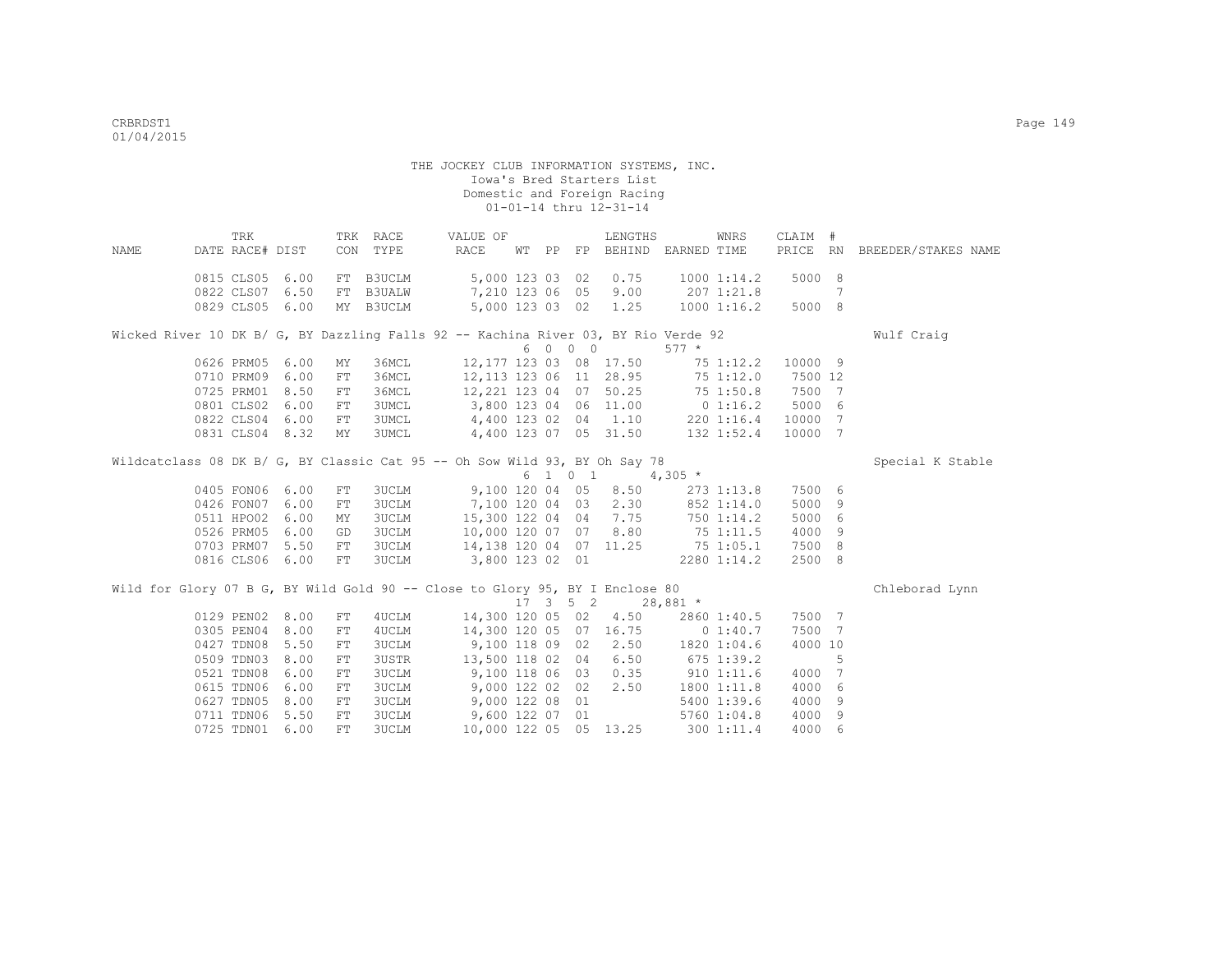THE JOCKEY CLUB INFORMATION SYSTEMS, INC.
Iowa's Bred Starters List
Domestic and Foreign Racing
01-01-14 thru 12-31-14

| NAME | TRK DATE | RACE# | DIST | TRK CON | RACE TYPE | VALUE OF RACE | WT | PP | FP | LENGTHS BEHIND | EARNED | WNRS TIME | CLAIM PRICE | # RN | BREEDER/STAKES NAME |
|---|---|---|---|---|---|---|---|---|---|---|---|---|---|---|---|
| | 0815 | CLS05 | 6.00 | FT | B3UCLM | 5,000 | 123 | 03 | 02 | 0.75 | 1000 | 1:14.2 | 5000 | 8 | |
| | 0822 | CLS07 | 6.50 | FT | B3UALW | 7,210 | 123 | 06 | 05 | 9.00 | 207 | 1:21.8 | | 7 | |
| | 0829 | CLS05 | 6.00 | MY | B3UCLM | 5,000 | 123 | 03 | 02 | 1.25 | 1000 | 1:16.2 | 5000 | 8 | |
| Wicked River 10 DK B/ G, BY Dazzling Falls 92 -- Kachina River 03, BY Rio Verde 92 | | | | | | | 6 | 0 0 | 0 | | 577 * | | | | Wulf Craig |
| | 0626 | PRM05 | 6.00 | MY | 36MCL | 12,177 | 123 | 03 | 08 | 17.50 | 75 | 1:12.2 | 10000 | 9 | |
| | 0710 | PRM09 | 6.00 | FT | 36MCL | 12,113 | 123 | 06 | 11 | 28.95 | 75 | 1:12.0 | 7500 | 12 | |
| | 0725 | PRM01 | 8.50 | FT | 36MCL | 12,221 | 123 | 04 | 07 | 50.25 | 75 | 1:50.8 | 7500 | 7 | |
| | 0801 | CLS02 | 6.00 | FT | 3UMCL | 3,800 | 123 | 04 | 06 | 11.00 | 0 | 1:16.2 | 5000 | 6 | |
| | 0822 | CLS04 | 6.00 | FT | 3UMCL | 4,400 | 123 | 02 | 04 | 1.10 | 220 | 1:16.4 | 10000 | 7 | |
| | 0831 | CLS04 | 8.32 | MY | 3UMCL | 4,400 | 123 | 07 | 05 | 31.50 | 132 | 1:52.4 | 10000 | 7 | |
| Wildcatclass 08 DK B/ G, BY Classic Cat 95 -- Oh Sow Wild 93, BY Oh Say 78 | | | | | | | 6 | 1 0 | 1 | | 4,305 * | | | | Special K Stable |
| | 0405 | FON06 | 6.00 | FT | 3UCLM | 9,100 | 120 | 04 | 05 | 8.50 | 273 | 1:13.8 | 7500 | 6 | |
| | 0426 | FON07 | 6.00 | FT | 3UCLM | 7,100 | 120 | 04 | 03 | 2.30 | 852 | 1:14.0 | 5000 | 9 | |
| | 0511 | HPO02 | 6.00 | MY | 3UCLM | 15,300 | 122 | 04 | 04 | 7.75 | 750 | 1:14.2 | 5000 | 6 | |
| | 0526 | PRM05 | 6.00 | GD | 3UCLM | 10,000 | 120 | 07 | 07 | 8.80 | 75 | 1:11.5 | 4000 | 9 | |
| | 0703 | PRM07 | 5.50 | FT | 3UCLM | 14,138 | 120 | 04 | 07 | 11.25 | 75 | 1:05.1 | 7500 | 8 | |
| | 0816 | CLS06 | 6.00 | FT | 3UCLM | 3,800 | 123 | 02 | 01 | | 2280 | 1:14.2 | 2500 | 8 | |
| Wild for Glory 07 B G, BY Wild Gold 90 -- Close to Glory 95, BY I Enclose 80 | | | | | | | 17 | 3 5 | 2 | | 28,881 * | | | | Chleborad Lynn |
| | 0129 | PEN02 | 8.00 | FT | 4UCLM | 14,300 | 120 | 05 | 02 | 4.50 | 2860 | 1:40.5 | 7500 | 7 | |
| | 0305 | PEN04 | 8.00 | FT | 4UCLM | 14,300 | 120 | 05 | 07 | 16.75 | 0 | 1:40.7 | 7500 | 7 | |
| | 0427 | TDN08 | 5.50 | FT | 3UCLM | 9,100 | 118 | 09 | 02 | 2.50 | 1820 | 1:04.6 | 4000 | 10 | |
| | 0509 | TDN03 | 8.00 | FT | 3USTR | 13,500 | 118 | 02 | 04 | 6.50 | 675 | 1:39.2 | | 5 | |
| | 0521 | TDN08 | 6.00 | FT | 3UCLM | 9,100 | 118 | 06 | 03 | 0.35 | 910 | 1:11.6 | 4000 | 7 | |
| | 0615 | TDN06 | 6.00 | FT | 3UCLM | 9,000 | 122 | 02 | 02 | 2.50 | 1800 | 1:11.8 | 4000 | 6 | |
| | 0627 | TDN05 | 8.00 | FT | 3UCLM | 9,000 | 122 | 08 | 01 | | 5400 | 1:39.6 | 4000 | 9 | |
| | 0711 | TDN06 | 5.50 | FT | 3UCLM | 9,600 | 122 | 07 | 01 | | 5760 | 1:04.8 | 4000 | 9 | |
| | 0725 | TDN01 | 6.00 | FT | 3UCLM | 10,000 | 122 | 05 | 05 | 13.25 | 300 | 1:11.4 | 4000 | 6 | |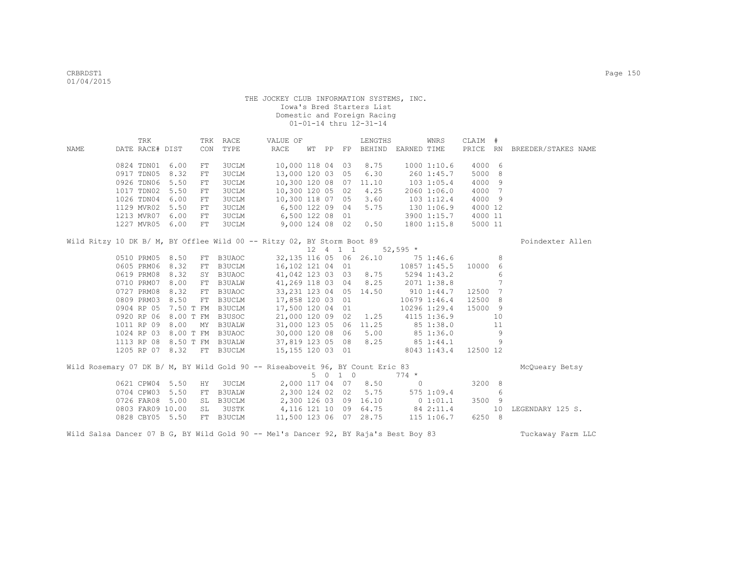THE JOCKEY CLUB INFORMATION SYSTEMS, INC.
Iowa's Bred Starters List
Domestic and Foreign Racing
01-01-14 thru 12-31-14

| NAME | DATE | TRK RACE# | DIST | TRK CON | RACE TYPE | VALUE OF RACE | WT | PP | FP | LENGTHS BEHIND | EARNED | WNRS TIME | CLAIM PRICE | # RN | BREEDER/STAKES NAME |
|---|---|---|---|---|---|---|---|---|---|---|---|---|---|---|---|
| | 0824 | TDN01 | 6.00 | FT | 3UCLM | 10,000 | 118 | 04 | 03 | 8.75 | 1000 | 1:10.6 | 4000 | 6 | |
| | 0917 | TDN05 | 8.32 | FT | 3UCLM | 13,000 | 120 | 03 | 05 | 6.30 | 260 | 1:45.7 | 5000 | 8 | |
| | 0926 | TDN06 | 5.50 | FT | 3UCLM | 10,300 | 120 | 08 | 07 | 11.10 | 103 | 1:05.4 | 4000 | 9 | |
| | 1017 | TDN02 | 5.50 | FT | 3UCLM | 10,300 | 120 | 05 | 02 | 4.25 | 2060 | 1:06.0 | 4000 | 7 | |
| | 1026 | TDN04 | 6.00 | FT | 3UCLM | 10,300 | 118 | 07 | 05 | 3.60 | 103 | 1:12.4 | 4000 | 9 | |
| | 1129 | MVR02 | 5.50 | FT | 3UCLM | 6,500 | 122 | 09 | 04 | 5.75 | 130 | 1:06.9 | 4000 | 12 | |
| | 1213 | MVR07 | 6.00 | FT | 3UCLM | 6,500 | 122 | 08 | 01 | | 3900 | 1:15.7 | 4000 | 11 | |
| | 1227 | MVR05 | 6.00 | FT | 3UCLM | 9,000 | 124 | 08 | 02 | 0.50 | 1800 | 1:15.8 | 5000 | 11 | |
| Wild Ritzy 10 DK B/ M, BY Offlee Wild 00 -- Ritzy 02, BY Storm Boot 89 | | | | | | | | | | | | | | | Poindexter Allen |
| | | | | | | | 12 | 4 | 1 1 | | 52,595 * | | | | |
| | 0510 | PRM05 | 8.50 | FT | B3UAOC | 32,135 | 116 | 05 | 06 | 26.10 | 75 | 1:46.6 | | 8 | |
| | 0605 | PRM06 | 8.32 | FT | B3UCLM | 16,102 | 121 | 04 | 01 | | 10857 | 1:45.5 | 10000 | 6 | |
| | 0619 | PRM08 | 8.32 | SY | B3UAOC | 41,042 | 123 | 03 | 03 | 8.75 | 5294 | 1:43.2 | | 6 | |
| | 0710 | PRM07 | 8.00 | FT | B3UALW | 41,269 | 118 | 03 | 04 | 8.25 | 2071 | 1:38.8 | | 7 | |
| | 0727 | PRM08 | 8.32 | FT | B3UAOC | 33,231 | 123 | 04 | 05 | 14.50 | 910 | 1:44.7 | 12500 | 7 | |
| | 0809 | PRM03 | 8.50 | FT | B3UCLM | 17,858 | 120 | 03 | 01 | | 10679 | 1:46.4 | 12500 | 8 | |
| | 0904 | RP 05 | 7.50 T | FM | B3UCLM | 17,500 | 120 | 04 | 01 | | 10296 | 1:29.4 | 15000 | 9 | |
| | 0920 | RP 06 | 8.00 T | FM | B3USOC | 21,000 | 120 | 09 | 02 | 1.25 | 4115 | 1:36.9 | | 10 | |
| | 1011 | RP 09 | 8.00 | MY | B3UALW | 31,000 | 123 | 05 | 06 | 11.25 | 85 | 1:38.0 | | 11 | |
| | 1024 | RP 03 | 8.00 T | FM | B3UAOC | 30,000 | 120 | 08 | 06 | 5.00 | 85 | 1:36.0 | | 9 | |
| | 1113 | RP 08 | 8.50 T | FM | B3UALW | 37,819 | 123 | 05 | 08 | 8.25 | 85 | 1:44.1 | | 9 | |
| | 1205 | RP 07 | 8.32 | FT | B3UCLM | 15,155 | 120 | 03 | 01 | | 8043 | 1:43.4 | 12500 | 12 | |
| Wild Rosemary 07 DK B/ M, BY Wild Gold 90 -- Riseaboveit 96, BY Count Eric 83 | | | | | | | | | | | | | | | McQueary Betsy |
| | | | | | | | 5 | 0 | 1 0 | | 774 * | | | | |
| | 0621 | CPW04 | 5.50 | HY | 3UCLM | 2,000 | 117 | 04 | 07 | 8.50 | 0 | | 3200 | 8 | |
| | 0704 | CPW03 | 5.50 | FT | B3UALW | 2,300 | 124 | 02 | 02 | 5.75 | 575 | 1:09.4 | | 6 | |
| | 0726 | FAR08 | 5.00 | SL | B3UCLM | 2,300 | 126 | 03 | 09 | 16.10 | 0 | 1:01.1 | 3500 | 9 | |
| | 0803 | FAR09 | 10.00 | SL | 3USTK | 4,116 | 121 | 10 | 09 | 64.75 | 84 | 2:11.4 | | 10 | LEGENDARY 125 S. |
| | 0828 | CBY05 | 5.50 | FT | B3UCLM | 11,500 | 123 | 06 | 07 | 28.75 | 115 | 1:06.7 | 6250 | 8 | |
| Wild Salsa Dancer 07 B G, BY Wild Gold 90 -- Mel's Dancer 92, BY Raja's Best Boy 83 | | | | | | | | | | | | | | | Tuckaway Farm LLC |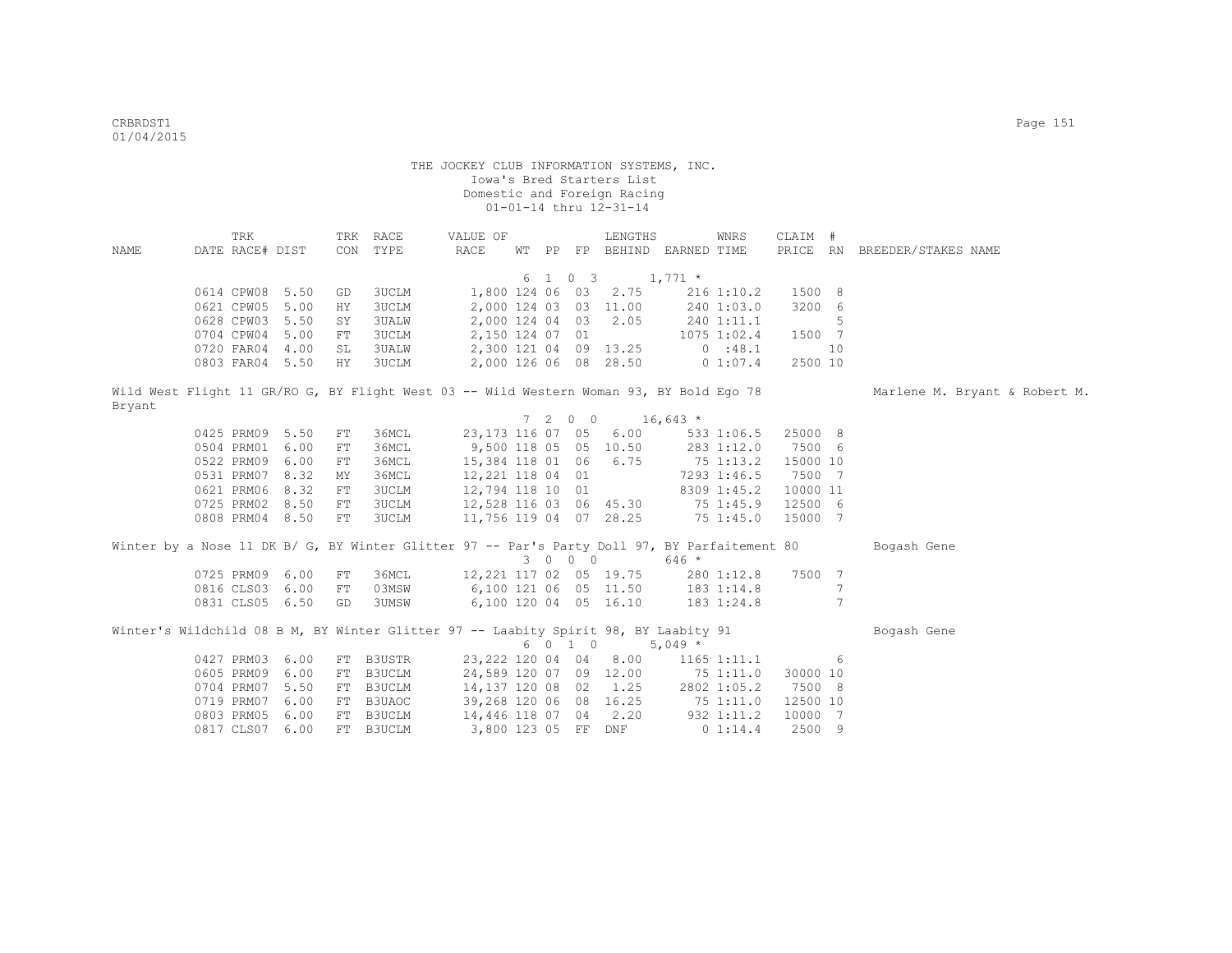THE JOCKEY CLUB INFORMATION SYSTEMS, INC.
Iowa's Bred Starters List
Domestic and Foreign Racing
01-01-14 thru 12-31-14

| NAME | TRK DATE | RACE# | DIST | TRK CON | RACE TYPE | VALUE OF RACE | WT | PP | FP | LENGTHS BEHIND | EARNED | WNRS TIME | CLAIM PRICE | # RN | BREEDER/STAKES NAME |
|---|---|---|---|---|---|---|---|---|---|---|---|---|---|---|---|
| | | | | | | | 6 | 1 0 3 | | | 1,771 * | | | | |
| | 0614 | CPW08 | 5.50 | GD | 3UCLM | 1,800 | 124 | 06 | 03 | 2.75 | 216 | 1:10.2 | 1500 | 8 | |
| | 0621 | CPW05 | 5.00 | HY | 3UCLM | 2,000 | 124 | 03 | 03 | 11.00 | 240 | 1:03.0 | 3200 | 6 | |
| | 0628 | CPW03 | 5.50 | SY | 3UALW | 2,000 | 124 | 04 | 03 | 2.05 | 240 | 1:11.1 | | 5 | |
| | 0704 | CPW04 | 5.00 | FT | 3UCLM | 2,150 | 124 | 07 | 01 | | 1075 | 1:02.4 | 1500 | 7 | |
| | 0720 | FAR04 | 4.00 | SL | 3UALW | 2,300 | 121 | 04 | 09 | 13.25 | 0 | :48.1 | | 10 | |
| | 0803 | FAR04 | 5.50 | HY | 3UCLM | 2,000 | 126 | 06 | 08 | 28.50 | 0 | 1:07.4 | 2500 | 10 | |

Wild West Flight 11 GR/RO G, BY Flight West 03 -- Wild Western Woman 93, BY Bold Ego 78 — Marlene M. Bryant & Robert M. Bryant

| NAME | TRK DATE | RACE# | DIST | TRK CON | RACE TYPE | VALUE OF RACE | WT | PP | FP | LENGTHS BEHIND | EARNED | WNRS TIME | CLAIM PRICE | # RN | BREEDER/STAKES NAME |
|---|---|---|---|---|---|---|---|---|---|---|---|---|---|---|---|
| | | | | | | | 7 | 2 0 0 | | | 16,643 * | | | | |
| | 0425 | PRM09 | 5.50 | FT | 36MCL | 23,173 | 116 | 07 | 05 | 6.00 | 533 | 1:06.5 | 25000 | 8 | |
| | 0504 | PRM01 | 6.00 | FT | 36MCL | 9,500 | 118 | 05 | 05 | 10.50 | 283 | 1:12.0 | 7500 | 6 | |
| | 0522 | PRM09 | 6.00 | FT | 36MCL | 15,384 | 118 | 01 | 06 | 6.75 | 75 | 1:13.2 | 15000 | 10 | |
| | 0531 | PRM07 | 8.32 | MY | 36MCL | 12,221 | 118 | 04 | 01 | | 7293 | 1:46.5 | 7500 | 7 | |
| | 0621 | PRM06 | 8.32 | FT | 3UCLM | 12,794 | 118 | 10 | 01 | | 8309 | 1:45.2 | 10000 | 11 | |
| | 0725 | PRM02 | 8.50 | FT | 3UCLM | 12,528 | 116 | 03 | 06 | 45.30 | 75 | 1:45.9 | 12500 | 6 | |
| | 0808 | PRM04 | 8.50 | FT | 3UCLM | 11,756 | 119 | 04 | 07 | 28.25 | 75 | 1:45.0 | 15000 | 7 | |

Winter by a Nose 11 DK B/ G, BY Winter Glitter 97 -- Par's Party Doll 97, BY Parfaitement 80 — Bogash Gene

| NAME | TRK DATE | RACE# | DIST | TRK CON | RACE TYPE | VALUE OF RACE | WT | PP | FP | LENGTHS BEHIND | EARNED | WNRS TIME | CLAIM PRICE | # RN | BREEDER/STAKES NAME |
|---|---|---|---|---|---|---|---|---|---|---|---|---|---|---|---|
| | | | | | | | 3 | 0 0 0 | | | 646 * | | | | |
| | 0725 | PRM09 | 6.00 | FT | 36MCL | 12,221 | 117 | 02 | 05 | 19.75 | 280 | 1:12.8 | 7500 | 7 | |
| | 0816 | CLS03 | 6.00 | FT | 03MSW | 6,100 | 121 | 06 | 05 | 11.50 | 183 | 1:14.8 | | 7 | |
| | 0831 | CLS05 | 6.50 | GD | 3UMSW | 6,100 | 120 | 04 | 05 | 16.10 | 183 | 1:24.8 | | 7 | |

Winter's Wildchild 08 B M, BY Winter Glitter 97 -- Laabity Spirit 98, BY Laabity 91 — Bogash Gene

| NAME | TRK DATE | RACE# | DIST | TRK CON | RACE TYPE | VALUE OF RACE | WT | PP | FP | LENGTHS BEHIND | EARNED | WNRS TIME | CLAIM PRICE | # RN | BREEDER/STAKES NAME |
|---|---|---|---|---|---|---|---|---|---|---|---|---|---|---|---|
| | | | | | | | 6 | 0 1 0 | | | 5,049 * | | | | |
| | 0427 | PRM03 | 6.00 | FT | B3USTR | 23,222 | 120 | 04 | 04 | 8.00 | 1165 | 1:11.1 | | 6 | |
| | 0605 | PRM09 | 6.00 | FT | B3UCLM | 24,589 | 120 | 07 | 09 | 12.00 | 75 | 1:11.0 | 30000 | 10 | |
| | 0704 | PRM07 | 5.50 | FT | B3UCLM | 14,137 | 120 | 08 | 02 | 1.25 | 2802 | 1:05.2 | 7500 | 8 | |
| | 0719 | PRM07 | 6.00 | FT | B3UAOC | 39,268 | 120 | 06 | 08 | 16.25 | 75 | 1:11.0 | 12500 | 10 | |
| | 0803 | PRM05 | 6.00 | FT | B3UCLM | 14,446 | 118 | 07 | 04 | 2.20 | 932 | 1:11.2 | 10000 | 7 | |
| | 0817 | CLS07 | 6.00 | FT | B3UCLM | 3,800 | 123 | 05 | FF | DNF | 0 | 1:14.4 | 2500 | 9 | |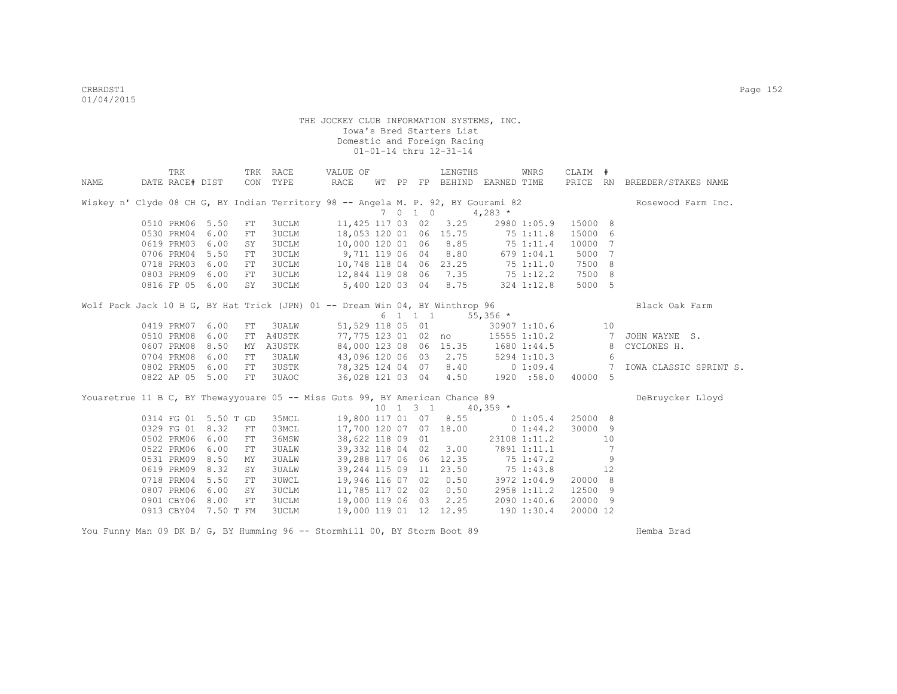THE JOCKEY CLUB INFORMATION SYSTEMS, INC.
Iowa's Bred Starters List
Domestic and Foreign Racing
01-01-14 thru 12-31-14

| NAME | DATE | TRK RACE# | DIST | TRK CON | RACE TYPE | VALUE OF RACE | WT | PP | FP | LENGTHS BEHIND | EARNED | WNRS TIME | CLAIM PRICE | # RN | BREEDER/STAKES NAME |
|---|---|---|---|---|---|---|---|---|---|---|---|---|---|---|---|
| Wiskey n' Clyde 08 CH G, BY Indian Territory 98 -- Angela M. P. 92, BY Gourami 82 | | | | | | | | | | | | | | | Rosewood Farm Inc. |
| | | | | | | | 7 | 0 1 0 | | | 4,283 * | | | | |
| | 0510 | PRM06 | 5.50 | FT | 3UCLM | 11,425 | 117 | 03 | 02 | 3.25 | 2980 | 1:05.9 | 15000 | 8 | |
| | 0530 | PRM04 | 6.00 | FT | 3UCLM | 18,053 | 120 | 01 | 06 | 15.75 | 75 | 1:11.8 | 15000 | 6 | |
| | 0619 | PRM03 | 6.00 | SY | 3UCLM | 10,000 | 120 | 01 | 06 | 8.85 | 75 | 1:11.4 | 10000 | 7 | |
| | 0706 | PRM04 | 5.50 | FT | 3UCLM | 9,711 | 119 | 06 | 04 | 8.80 | 679 | 1:04.1 | 5000 | 7 | |
| | 0718 | PRM03 | 6.00 | FT | 3UCLM | 10,748 | 118 | 04 | 06 | 23.25 | 75 | 1:11.0 | 7500 | 8 | |
| | 0803 | PRM09 | 6.00 | FT | 3UCLM | 12,844 | 119 | 08 | 06 | 7.35 | 75 | 1:12.2 | 7500 | 8 | |
| | 0816 | FP 05 | 6.00 | SY | 3UCLM | 5,400 | 120 | 03 | 04 | 8.75 | 324 | 1:12.8 | 5000 | 5 | |
| Wolf Pack Jack 10 B G, BY Hat Trick (JPN) 01 -- Dream Win 04, BY Winthrop 96 | | | | | | | | | | | | | | | Black Oak Farm |
| | | | | | | | 6 | 1 1 1 | | | 55,356 * | | | | |
| | 0419 | PRM07 | 6.00 | FT | 3UALW | 51,529 | 118 | 05 | 01 | | 30907 | 1:10.6 | | 10 | |
| | 0510 | PRM08 | 6.00 | FT | A4USTK | 77,775 | 123 | 01 | 02 | no | 15555 | 1:10.2 | | 7 | JOHN WAYNE S. |
| | 0607 | PRM08 | 8.50 | MY | A3USTK | 84,000 | 123 | 08 | 06 | 15.35 | 1680 | 1:44.5 | | 8 | CYCLONES H. |
| | 0704 | PRM08 | 6.00 | FT | 3UALW | 43,096 | 120 | 06 | 03 | 2.75 | 5294 | 1:10.3 | | 6 | |
| | 0802 | PRM05 | 6.00 | FT | 3USTK | 78,325 | 124 | 04 | 07 | 8.40 | 0 | 1:09.4 | | 7 | IOWA CLASSIC SPRINT S. |
| | 0822 | AP 05 | 5.00 | FT | 3UAOC | 36,028 | 121 | 03 | 04 | 4.50 | 1920 | :58.0 | 40000 | 5 | |
| Youaretrue 11 B C, BY Thewayyouare 05 -- Miss Guts 99, BY American Chance 89 | | | | | | | | | | | | | | | DeBruycker Lloyd |
| | | | | | | | 10 | 1 3 1 | | | 40,359 * | | | | |
| | 0314 | FG 01 | 5.50 T | GD | 35MCL | 19,800 | 117 | 01 | 07 | 8.55 | 0 | 1:05.4 | 25000 | 8 | |
| | 0329 | FG 01 | 8.32 | FT | 03MCL | 17,700 | 120 | 07 | 07 | 18.00 | 0 | 1:44.2 | 30000 | 9 | |
| | 0502 | PRM06 | 6.00 | FT | 36MSW | 38,622 | 118 | 09 | 01 | | 23108 | 1:11.2 | | 10 | |
| | 0522 | PRM06 | 6.00 | FT | 3UALW | 39,332 | 118 | 04 | 02 | 3.00 | 7891 | 1:11.1 | | 7 | |
| | 0531 | PRM09 | 8.50 | MY | 3UALW | 39,288 | 117 | 06 | 06 | 12.35 | 75 | 1:47.2 | | 9 | |
| | 0619 | PRM09 | 8.32 | SY | 3UALW | 39,244 | 115 | 09 | 11 | 23.50 | 75 | 1:43.8 | | 12 | |
| | 0718 | PRM04 | 5.50 | FT | 3UWCL | 19,946 | 116 | 07 | 02 | 0.50 | 3972 | 1:04.9 | 20000 | 8 | |
| | 0807 | PRM06 | 6.00 | SY | 3UCLM | 11,785 | 117 | 02 | 02 | 0.50 | 2958 | 1:11.2 | 12500 | 9 | |
| | 0901 | CBY06 | 8.00 | FT | 3UCLM | 19,000 | 119 | 06 | 03 | 2.25 | 2090 | 1:40.6 | 20000 | 9 | |
| | 0913 | CBY04 | 7.50 T | FM | 3UCLM | 19,000 | 119 | 01 | 12 | 12.95 | 190 | 1:30.4 | 20000 | 12 | |
| You Funny Man 09 DK B/ G, BY Humming 96 -- Stormhill 00, BY Storm Boot 89 | | | | | | | | | | | | | | | Hemba Brad |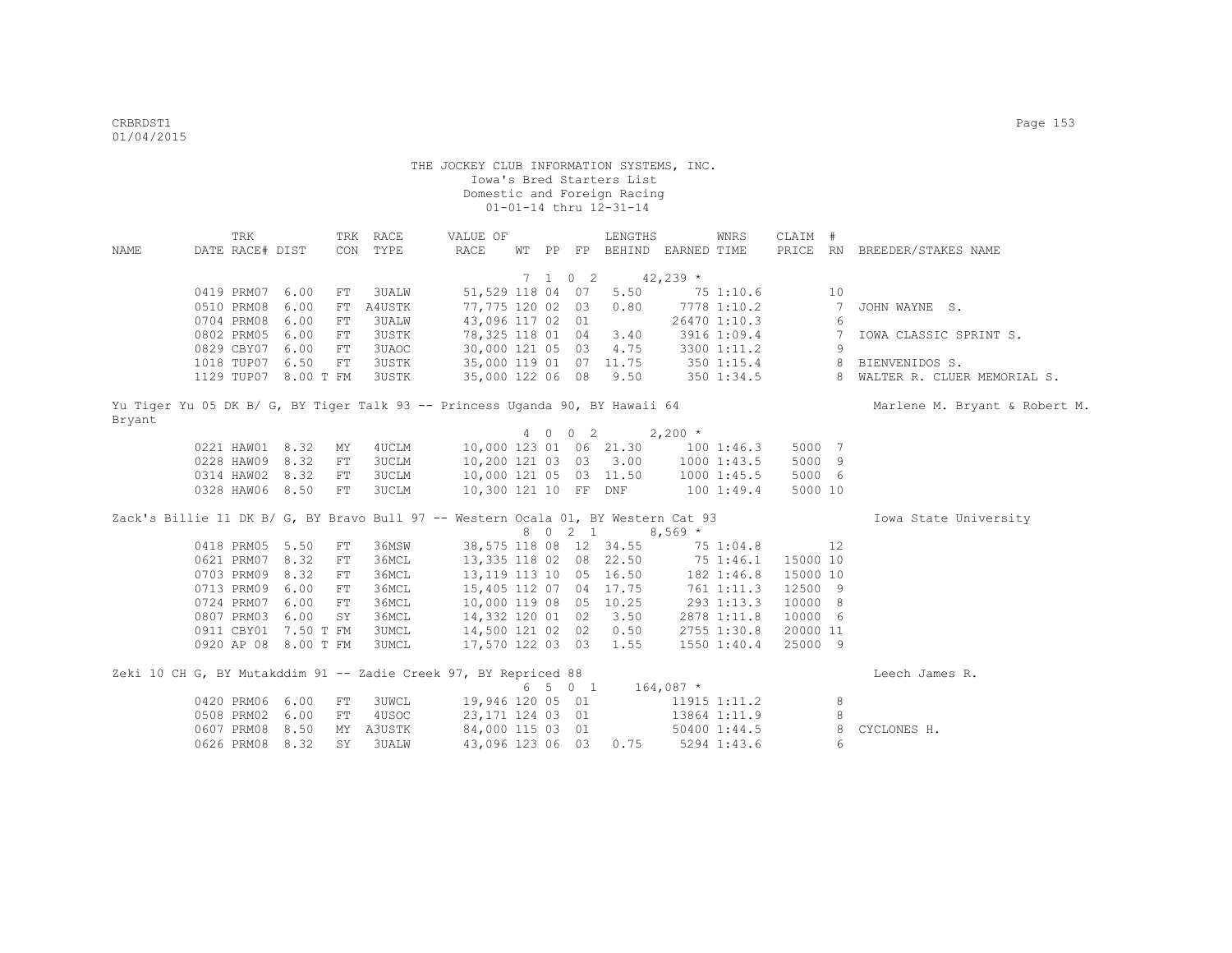THE JOCKEY CLUB INFORMATION SYSTEMS, INC.
Iowa's Bred Starters List
Domestic and Foreign Racing
01-01-14 thru 12-31-14

| NAME | TRK DATE | RACE# | DIST | TRK CON | RACE TYPE | VALUE OF RACE | WT | PP | FP | LENGTHS BEHIND | EARNED | WNRS TIME | CLAIM PRICE | # RN | BREEDER/STAKES NAME |
|---|---|---|---|---|---|---|---|---|---|---|---|---|---|---|---|
| | | | | | | | 7 | 1 0 | 2 | | 42,239 * | | | | |
| | 0419 | PRM07 | 6.00 | FT | 3UALW | 51,529 | 118 | 04 | 07 | 5.50 | 75 | 1:10.6 | | 10 | |
| | 0510 | PRM08 | 6.00 | FT | A4USTK | 77,775 | 120 | 02 | 03 | 0.80 | 7778 | 1:10.2 | | 7 | JOHN WAYNE S. |
| | 0704 | PRM08 | 6.00 | FT | 3UALW | 43,096 | 117 | 02 | 01 | | 26470 | 1:10.3 | | 6 | |
| | 0802 | PRM05 | 6.00 | FT | 3USTK | 78,325 | 118 | 01 | 04 | 3.40 | 3916 | 1:09.4 | | 7 | IOWA CLASSIC SPRINT S. |
| | 0829 | CBY07 | 6.00 | FT | 3UAOC | 30,000 | 121 | 05 | 03 | 4.75 | 3300 | 1:11.2 | | 9 | |
| | 1018 | TUP07 | 6.50 | FT | 3USTK | 35,000 | 119 | 01 | 07 | 11.75 | 350 | 1:15.4 | | 8 | BIENVENIDOS S. |
| | 1129 | TUP07 | 8.00 T | FM | 3USTK | 35,000 | 122 | 06 | 08 | 9.50 | 350 | 1:34.5 | | 8 | WALTER R. CLUER MEMORIAL S. |

Yu Tiger Yu 05 DK B/ G, BY Tiger Talk 93 -- Princess Uganda 90, BY Hawaii 64 — Marlene M. Bryant & Robert M. Bryant

| NAME | TRK DATE | RACE# | DIST | TRK CON | RACE TYPE | VALUE OF RACE | WT | PP | FP | LENGTHS BEHIND | EARNED | WNRS TIME | CLAIM PRICE | # RN | BREEDER/STAKES NAME |
|---|---|---|---|---|---|---|---|---|---|---|---|---|---|---|---|
| | | | | | | | 4 | 0 0 | 2 | | 2,200 * | | | | |
| | 0221 | HAW01 | 8.32 | MY | 4UCLM | 10,000 | 123 | 01 | 06 | 21.30 | 100 | 1:46.3 | 5000 | 7 | |
| | 0228 | HAW09 | 8.32 | FT | 3UCLM | 10,200 | 121 | 03 | 03 | 3.00 | 1000 | 1:43.5 | 5000 | 9 | |
| | 0314 | HAW02 | 8.32 | FT | 3UCLM | 10,000 | 121 | 05 | 03 | 11.50 | 1000 | 1:45.5 | 5000 | 6 | |
| | 0328 | HAW06 | 8.50 | FT | 3UCLM | 10,300 | 121 | 10 | FF | DNF | 100 | 1:49.4 | 5000 | 10 | |

Zack's Billie 11 DK B/ G, BY Bravo Bull 97 -- Western Ocala 01, BY Western Cat 93 — Iowa State University

| NAME | TRK DATE | RACE# | DIST | TRK CON | RACE TYPE | VALUE OF RACE | WT | PP | FP | LENGTHS BEHIND | EARNED | WNRS TIME | CLAIM PRICE | # RN | BREEDER/STAKES NAME |
|---|---|---|---|---|---|---|---|---|---|---|---|---|---|---|---|
| | | | | | | | 8 | 0 2 | 1 | | 8,569 * | | | | |
| | 0418 | PRM05 | 5.50 | FT | 36MSW | 38,575 | 118 | 08 | 12 | 34.55 | 75 | 1:04.8 | | 12 | |
| | 0621 | PRM07 | 8.32 | FT | 36MCL | 13,335 | 118 | 02 | 08 | 22.50 | 75 | 1:46.1 | 15000 | 10 | |
| | 0703 | PRM09 | 8.32 | FT | 36MCL | 13,119 | 113 | 10 | 05 | 16.50 | 182 | 1:46.8 | 15000 | 10 | |
| | 0713 | PRM09 | 6.00 | FT | 36MCL | 15,405 | 112 | 07 | 04 | 17.75 | 761 | 1:11.3 | 12500 | 9 | |
| | 0724 | PRM07 | 6.00 | FT | 36MCL | 10,000 | 119 | 08 | 05 | 10.25 | 293 | 1:13.3 | 10000 | 8 | |
| | 0807 | PRM03 | 6.00 | SY | 36MCL | 14,332 | 120 | 01 | 02 | 3.50 | 2878 | 1:11.8 | 10000 | 6 | |
| | 0911 | CBY01 | 7.50 T | FM | 3UMCL | 14,500 | 121 | 02 | 02 | 0.50 | 2755 | 1:30.8 | 20000 | 11 | |
| | 0920 | AP 08 | 8.00 T | FM | 3UMCL | 17,570 | 122 | 03 | 03 | 1.55 | 1550 | 1:40.4 | 25000 | 9 | |

Zeki 10 CH G, BY Mutakddim 91 -- Zadie Creek 97, BY Repriced 88 — Leech James R.

| NAME | TRK DATE | RACE# | DIST | TRK CON | RACE TYPE | VALUE OF RACE | WT | PP | FP | LENGTHS BEHIND | EARNED | WNRS TIME | CLAIM PRICE | # RN | BREEDER/STAKES NAME |
|---|---|---|---|---|---|---|---|---|---|---|---|---|---|---|---|
| | | | | | | | 6 | 5 0 | 1 | | 164,087 * | | | | |
| | 0420 | PRM06 | 6.00 | FT | 3UWCL | 19,946 | 120 | 05 | 01 | | 11915 | 1:11.2 | | 8 | |
| | 0508 | PRM02 | 6.00 | FT | 4USOC | 23,171 | 124 | 03 | 01 | | 13864 | 1:11.9 | | 8 | |
| | 0607 | PRM08 | 8.50 | MY | A3USTK | 84,000 | 115 | 03 | 01 | | 50400 | 1:44.5 | | 8 | CYCLONES H. |
| | 0626 | PRM08 | 8.32 | SY | 3UALW | 43,096 | 123 | 06 | 03 | 0.75 | 5294 | 1:43.6 | | 6 | |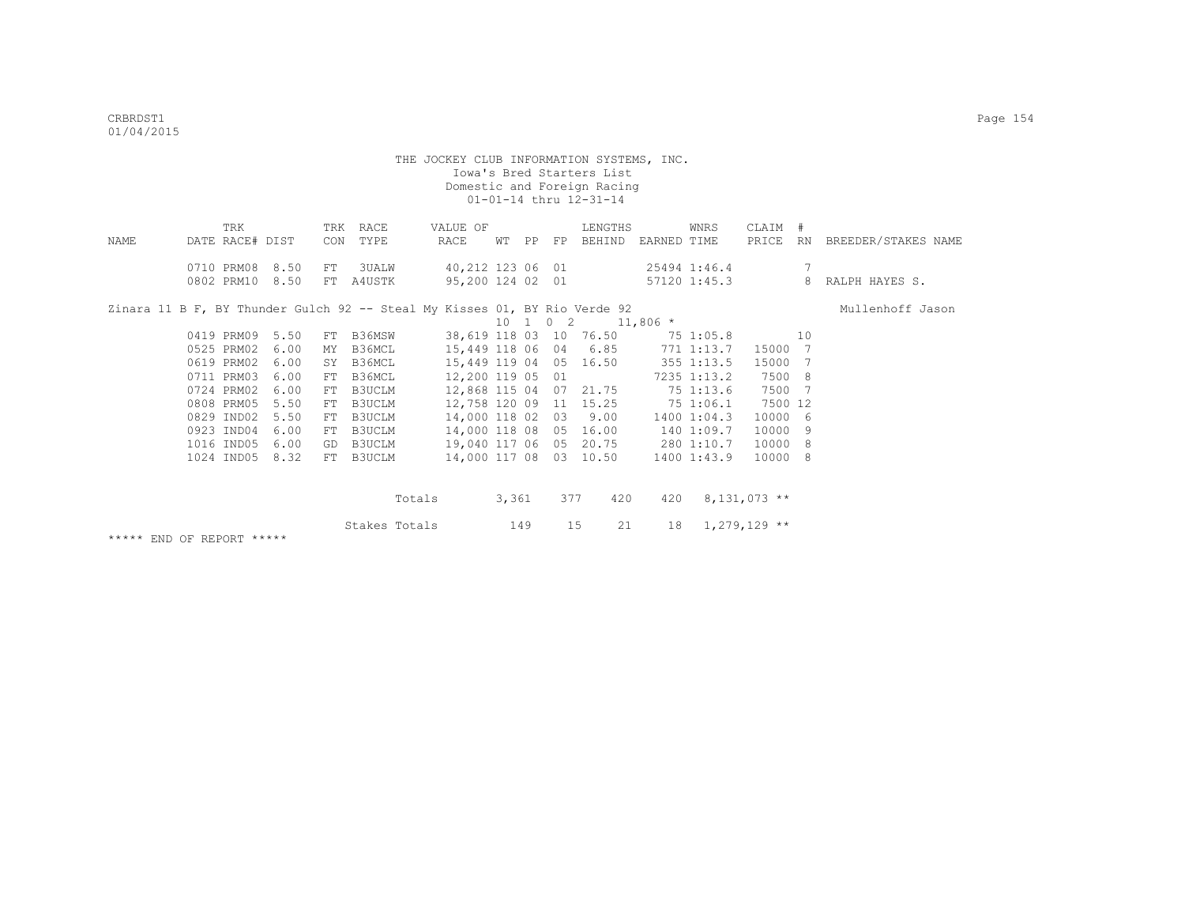THE JOCKEY CLUB INFORMATION SYSTEMS, INC.
Iowa's Bred Starters List
Domestic and Foreign Racing
01-01-14 thru 12-31-14

| NAME | TRK DATE | RACE# | DIST | TRK CON | RACE TYPE | VALUE OF RACE | WT | PP | FP | LENGTHS BEHIND | EARNED | WNRS TIME | CLAIM PRICE | # RN | BREEDER/STAKES NAME |
|---|---|---|---|---|---|---|---|---|---|---|---|---|---|---|---|
| | 0710 | PRM08 | 8.50 | FT | 3UALW | 40,212 | 123 | 06 | 01 | | 25494 | 1:46.4 | | 7 | |
| | 0802 | PRM10 | 8.50 | FT | A4USTK | 95,200 | 124 | 02 | 01 | | 57120 | 1:45.3 | | 8 | RALPH HAYES S. |

Zinara 11 B F, BY Thunder Gulch 92 -- Steal My Kisses 01, BY Rio Verde 92 — Mullenhoff Jason

10 1 0 2 11,806 *

| NAME | TRK DATE | RACE# | DIST | TRK CON | RACE TYPE | VALUE OF RACE | WT | PP | FP | LENGTHS BEHIND | EARNED | WNRS TIME | CLAIM PRICE | # RN | BREEDER/STAKES NAME |
|---|---|---|---|---|---|---|---|---|---|---|---|---|---|---|---|
| | 0419 | PRM09 | 5.50 | FT | B36MSW | 38,619 | 118 | 03 | 10 | 76.50 | 75 | 1:05.8 | | 10 | |
| | 0525 | PRM02 | 6.00 | MY | B36MCL | 15,449 | 118 | 06 | 04 | 6.85 | 771 | 1:13.7 | 15000 | 7 | |
| | 0619 | PRM02 | 6.00 | SY | B36MCL | 15,449 | 119 | 04 | 05 | 16.50 | 355 | 1:13.5 | 15000 | 7 | |
| | 0711 | PRM03 | 6.00 | FT | B36MCL | 12,200 | 119 | 05 | 01 | | 7235 | 1:13.2 | 7500 | 8 | |
| | 0724 | PRM02 | 6.00 | FT | B3UCLM | 12,868 | 115 | 04 | 07 | 21.75 | 75 | 1:13.6 | 7500 | 7 | |
| | 0808 | PRM05 | 5.50 | FT | B3UCLM | 12,758 | 120 | 09 | 11 | 15.25 | 75 | 1:06.1 | 7500 | 12 | |
| | 0829 | IND02 | 5.50 | FT | B3UCLM | 14,000 | 118 | 02 | 03 | 9.00 | 1400 | 1:04.3 | 10000 | 6 | |
| | 0923 | IND04 | 6.00 | FT | B3UCLM | 14,000 | 118 | 08 | 05 | 16.00 | 140 | 1:09.7 | 10000 | 9 | |
| | 1016 | IND05 | 6.00 | GD | B3UCLM | 19,040 | 117 | 06 | 05 | 20.75 | 280 | 1:10.7 | 10000 | 8 | |
| | 1024 | IND05 | 8.32 | FT | B3UCLM | 14,000 | 117 | 08 | 03 | 10.50 | 1400 | 1:43.9 | 10000 | 8 | |

Totals 3,361 377 420 420 8,131,073 **

Stakes Totals 149 15 21 18 1,279,129 **

***** END OF REPORT *****